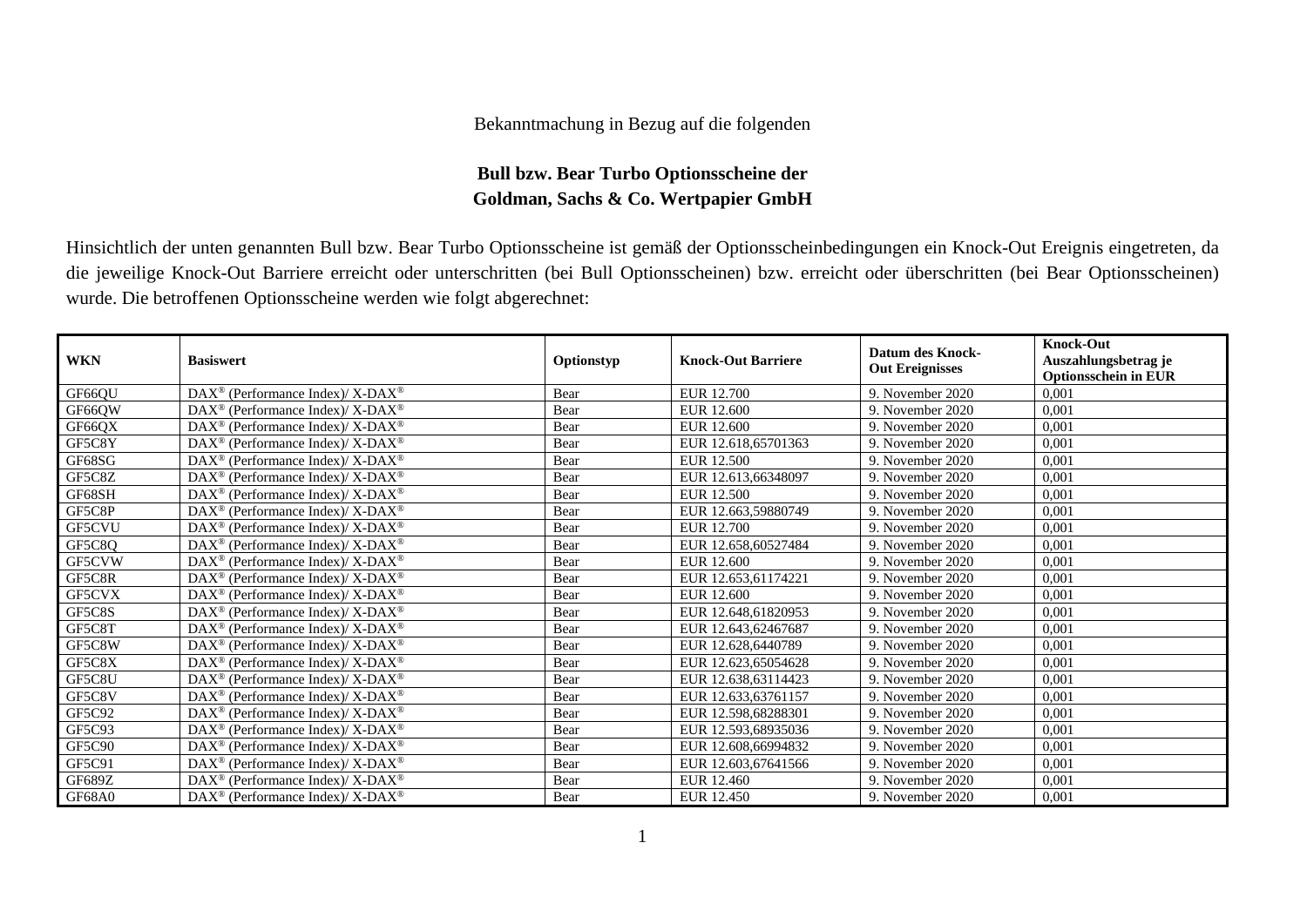Bekanntmachung in Bezug auf die folgenden

**Bull bzw. Bear Turbo Optionsscheine der**
**Goldman, Sachs & Co. Wertpapier GmbH**

Hinsichtlich der unten genannten Bull bzw. Bear Turbo Optionsscheine ist gemäß der Optionsscheinbedingungen ein Knock-Out Ereignis eingetreten, da die jeweilige Knock-Out Barriere erreicht oder unterschritten (bei Bull Optionsscheinen) bzw. erreicht oder überschritten (bei Bear Optionsscheinen) wurde. Die betroffenen Optionsscheine werden wie folgt abgerechnet:

| WKN | Basiswert | Optionstyp | Knock-Out Barriere | Datum des Knock-Out Ereignisses | Knock-Out Auszahlungsbetrag je Optionsschein in EUR |
|---|---|---|---|---|---|
| GF66QU | DAX® (Performance Index)/ X-DAX® | Bear | EUR 12.700 | 9. November 2020 | 0,001 |
| GF66QW | DAX® (Performance Index)/ X-DAX® | Bear | EUR 12.600 | 9. November 2020 | 0,001 |
| GF66QX | DAX® (Performance Index)/ X-DAX® | Bear | EUR 12.600 | 9. November 2020 | 0,001 |
| GF5C8Y | DAX® (Performance Index)/ X-DAX® | Bear | EUR 12.618,65701363 | 9. November 2020 | 0,001 |
| GF68SG | DAX® (Performance Index)/ X-DAX® | Bear | EUR 12.500 | 9. November 2020 | 0,001 |
| GF5C8Z | DAX® (Performance Index)/ X-DAX® | Bear | EUR 12.613,66348097 | 9. November 2020 | 0,001 |
| GF68SH | DAX® (Performance Index)/ X-DAX® | Bear | EUR 12.500 | 9. November 2020 | 0,001 |
| GF5C8P | DAX® (Performance Index)/ X-DAX® | Bear | EUR 12.663,59880749 | 9. November 2020 | 0,001 |
| GF5CVU | DAX® (Performance Index)/ X-DAX® | Bear | EUR 12.700 | 9. November 2020 | 0,001 |
| GF5C8Q | DAX® (Performance Index)/ X-DAX® | Bear | EUR 12.658,60527484 | 9. November 2020 | 0,001 |
| GF5CVW | DAX® (Performance Index)/ X-DAX® | Bear | EUR 12.600 | 9. November 2020 | 0,001 |
| GF5C8R | DAX® (Performance Index)/ X-DAX® | Bear | EUR 12.653,61174221 | 9. November 2020 | 0,001 |
| GF5CVX | DAX® (Performance Index)/ X-DAX® | Bear | EUR 12.600 | 9. November 2020 | 0,001 |
| GF5C8S | DAX® (Performance Index)/ X-DAX® | Bear | EUR 12.648,61820953 | 9. November 2020 | 0,001 |
| GF5C8T | DAX® (Performance Index)/ X-DAX® | Bear | EUR 12.643,62467687 | 9. November 2020 | 0,001 |
| GF5C8W | DAX® (Performance Index)/ X-DAX® | Bear | EUR 12.628,6440789 | 9. November 2020 | 0,001 |
| GF5C8X | DAX® (Performance Index)/ X-DAX® | Bear | EUR 12.623,65054628 | 9. November 2020 | 0,001 |
| GF5C8U | DAX® (Performance Index)/ X-DAX® | Bear | EUR 12.638,63114423 | 9. November 2020 | 0,001 |
| GF5C8V | DAX® (Performance Index)/ X-DAX® | Bear | EUR 12.633,63761157 | 9. November 2020 | 0,001 |
| GF5C92 | DAX® (Performance Index)/ X-DAX® | Bear | EUR 12.598,68288301 | 9. November 2020 | 0,001 |
| GF5C93 | DAX® (Performance Index)/ X-DAX® | Bear | EUR 12.593,68935036 | 9. November 2020 | 0,001 |
| GF5C90 | DAX® (Performance Index)/ X-DAX® | Bear | EUR 12.608,66994832 | 9. November 2020 | 0,001 |
| GF5C91 | DAX® (Performance Index)/ X-DAX® | Bear | EUR 12.603,67641566 | 9. November 2020 | 0,001 |
| GF689Z | DAX® (Performance Index)/ X-DAX® | Bear | EUR 12.460 | 9. November 2020 | 0,001 |
| GF68A0 | DAX® (Performance Index)/ X-DAX® | Bear | EUR 12.450 | 9. November 2020 | 0,001 |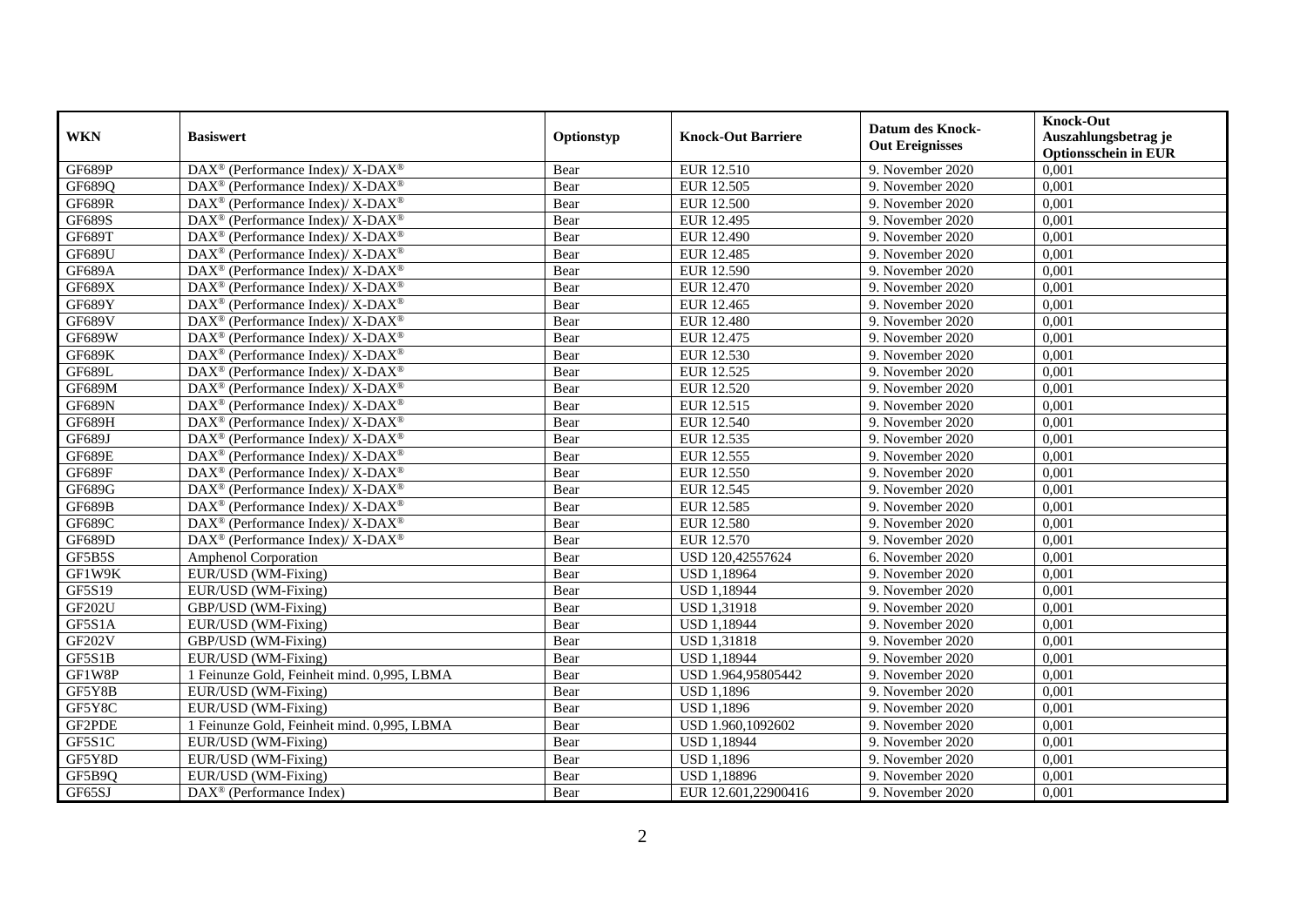| WKN | Basiswert | Optionstyp | Knock-Out Barriere | Datum des Knock-Out Ereignisses | Knock-Out Auszahlungsbetrag je Optionsschein in EUR |
|---|---|---|---|---|---|
| GF689P | DAX® (Performance Index)/ X-DAX® | Bear | EUR 12.510 | 9. November 2020 | 0,001 |
| GF689Q | DAX® (Performance Index)/ X-DAX® | Bear | EUR 12.505 | 9. November 2020 | 0,001 |
| GF689R | DAX® (Performance Index)/ X-DAX® | Bear | EUR 12.500 | 9. November 2020 | 0,001 |
| GF689S | DAX® (Performance Index)/ X-DAX® | Bear | EUR 12.495 | 9. November 2020 | 0,001 |
| GF689T | DAX® (Performance Index)/ X-DAX® | Bear | EUR 12.490 | 9. November 2020 | 0,001 |
| GF689U | DAX® (Performance Index)/ X-DAX® | Bear | EUR 12.485 | 9. November 2020 | 0,001 |
| GF689A | DAX® (Performance Index)/ X-DAX® | Bear | EUR 12.590 | 9. November 2020 | 0,001 |
| GF689X | DAX® (Performance Index)/ X-DAX® | Bear | EUR 12.470 | 9. November 2020 | 0,001 |
| GF689Y | DAX® (Performance Index)/ X-DAX® | Bear | EUR 12.465 | 9. November 2020 | 0,001 |
| GF689V | DAX® (Performance Index)/ X-DAX® | Bear | EUR 12.480 | 9. November 2020 | 0,001 |
| GF689W | DAX® (Performance Index)/ X-DAX® | Bear | EUR 12.475 | 9. November 2020 | 0,001 |
| GF689K | DAX® (Performance Index)/ X-DAX® | Bear | EUR 12.530 | 9. November 2020 | 0,001 |
| GF689L | DAX® (Performance Index)/ X-DAX® | Bear | EUR 12.525 | 9. November 2020 | 0,001 |
| GF689M | DAX® (Performance Index)/ X-DAX® | Bear | EUR 12.520 | 9. November 2020 | 0,001 |
| GF689N | DAX® (Performance Index)/ X-DAX® | Bear | EUR 12.515 | 9. November 2020 | 0,001 |
| GF689H | DAX® (Performance Index)/ X-DAX® | Bear | EUR 12.540 | 9. November 2020 | 0,001 |
| GF689J | DAX® (Performance Index)/ X-DAX® | Bear | EUR 12.535 | 9. November 2020 | 0,001 |
| GF689E | DAX® (Performance Index)/ X-DAX® | Bear | EUR 12.555 | 9. November 2020 | 0,001 |
| GF689F | DAX® (Performance Index)/ X-DAX® | Bear | EUR 12.550 | 9. November 2020 | 0,001 |
| GF689G | DAX® (Performance Index)/ X-DAX® | Bear | EUR 12.545 | 9. November 2020 | 0,001 |
| GF689B | DAX® (Performance Index)/ X-DAX® | Bear | EUR 12.585 | 9. November 2020 | 0,001 |
| GF689C | DAX® (Performance Index)/ X-DAX® | Bear | EUR 12.580 | 9. November 2020 | 0,001 |
| GF689D | DAX® (Performance Index)/ X-DAX® | Bear | EUR 12.570 | 9. November 2020 | 0,001 |
| GF5B5S | Amphenol Corporation | Bear | USD 120,42557624 | 6. November 2020 | 0,001 |
| GF1W9K | EUR/USD (WM-Fixing) | Bear | USD 1,18964 | 9. November 2020 | 0,001 |
| GF5S19 | EUR/USD (WM-Fixing) | Bear | USD 1,18944 | 9. November 2020 | 0,001 |
| GF202U | GBP/USD (WM-Fixing) | Bear | USD 1,31918 | 9. November 2020 | 0,001 |
| GF5S1A | EUR/USD (WM-Fixing) | Bear | USD 1,18944 | 9. November 2020 | 0,001 |
| GF202V | GBP/USD (WM-Fixing) | Bear | USD 1,31818 | 9. November 2020 | 0,001 |
| GF5S1B | EUR/USD (WM-Fixing) | Bear | USD 1,18944 | 9. November 2020 | 0,001 |
| GF1W8P | 1 Feinunze Gold, Feinheit mind. 0,995, LBMA | Bear | USD 1.964,95805442 | 9. November 2020 | 0,001 |
| GF5Y8B | EUR/USD (WM-Fixing) | Bear | USD 1,1896 | 9. November 2020 | 0,001 |
| GF5Y8C | EUR/USD (WM-Fixing) | Bear | USD 1,1896 | 9. November 2020 | 0,001 |
| GF2PDE | 1 Feinunze Gold, Feinheit mind. 0,995, LBMA | Bear | USD 1.960,1092602 | 9. November 2020 | 0,001 |
| GF5S1C | EUR/USD (WM-Fixing) | Bear | USD 1,18944 | 9. November 2020 | 0,001 |
| GF5Y8D | EUR/USD (WM-Fixing) | Bear | USD 1,1896 | 9. November 2020 | 0,001 |
| GF5B9Q | EUR/USD (WM-Fixing) | Bear | USD 1,18896 | 9. November 2020 | 0,001 |
| GF65SJ | DAX® (Performance Index) | Bear | EUR 12.601,22900416 | 9. November 2020 | 0,001 |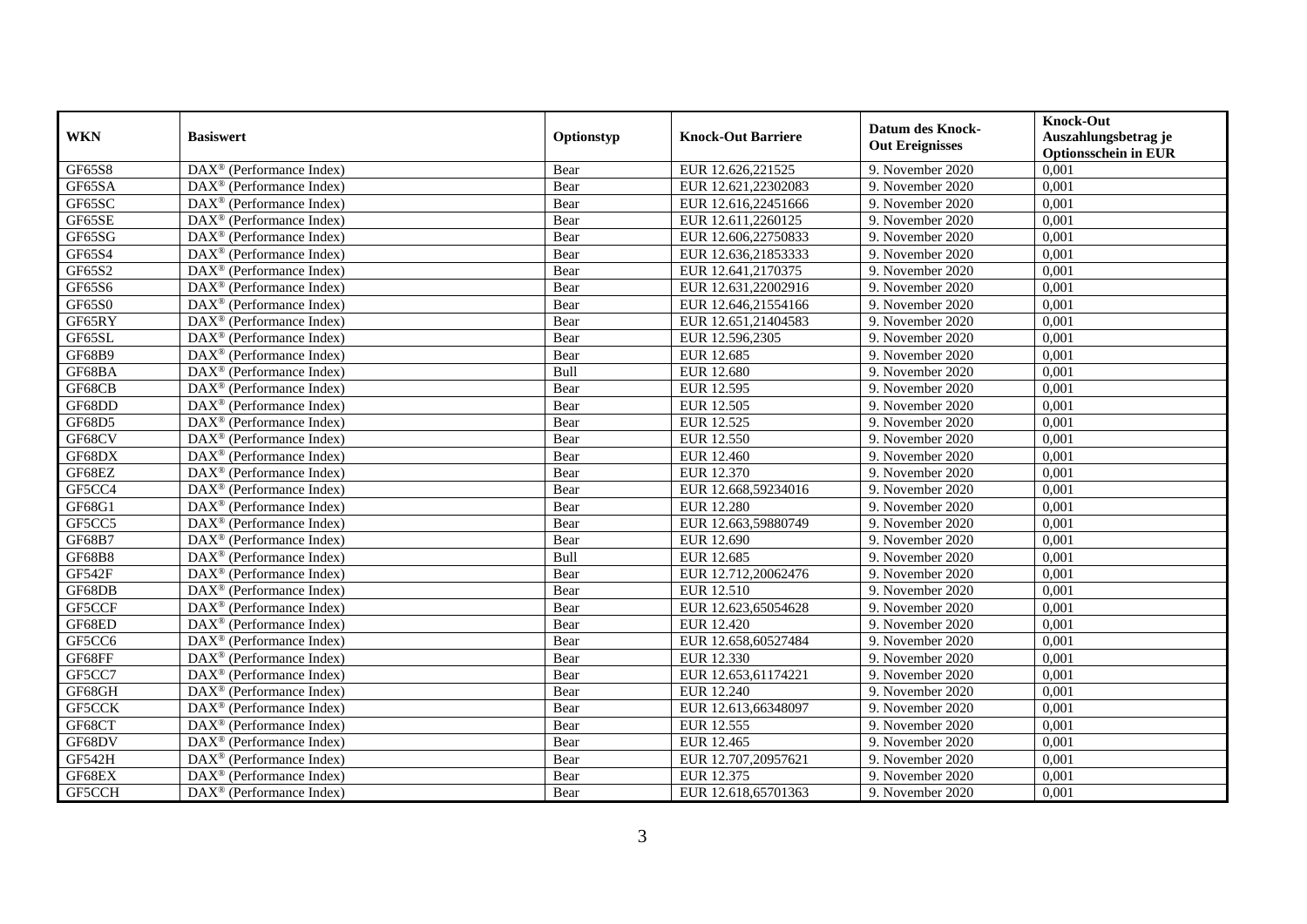| WKN | Basiswert | Optionstyp | Knock-Out Barriere | Datum des Knock-Out Ereignisses | Knock-Out Auszahlungsbetrag je Optionsschein in EUR |
|---|---|---|---|---|---|
| GF65S8 | DAX® (Performance Index) | Bear | EUR 12.626,221525 | 9. November 2020 | 0,001 |
| GF65SA | DAX® (Performance Index) | Bear | EUR 12.621,22302083 | 9. November 2020 | 0,001 |
| GF65SC | DAX® (Performance Index) | Bear | EUR 12.616,22451666 | 9. November 2020 | 0,001 |
| GF65SE | DAX® (Performance Index) | Bear | EUR 12.611,2260125 | 9. November 2020 | 0,001 |
| GF65SG | DAX® (Performance Index) | Bear | EUR 12.606,22750833 | 9. November 2020 | 0,001 |
| GF65S4 | DAX® (Performance Index) | Bear | EUR 12.636,21853333 | 9. November 2020 | 0,001 |
| GF65S2 | DAX® (Performance Index) | Bear | EUR 12.641,2170375 | 9. November 2020 | 0,001 |
| GF65S6 | DAX® (Performance Index) | Bear | EUR 12.631,22002916 | 9. November 2020 | 0,001 |
| GF65S0 | DAX® (Performance Index) | Bear | EUR 12.646,21554166 | 9. November 2020 | 0,001 |
| GF65RY | DAX® (Performance Index) | Bear | EUR 12.651,21404583 | 9. November 2020 | 0,001 |
| GF65SL | DAX® (Performance Index) | Bear | EUR 12.596,2305 | 9. November 2020 | 0,001 |
| GF68B9 | DAX® (Performance Index) | Bear | EUR 12.685 | 9. November 2020 | 0,001 |
| GF68BA | DAX® (Performance Index) | Bull | EUR 12.680 | 9. November 2020 | 0,001 |
| GF68CB | DAX® (Performance Index) | Bear | EUR 12.595 | 9. November 2020 | 0,001 |
| GF68DD | DAX® (Performance Index) | Bear | EUR 12.505 | 9. November 2020 | 0,001 |
| GF68D5 | DAX® (Performance Index) | Bear | EUR 12.525 | 9. November 2020 | 0,001 |
| GF68CV | DAX® (Performance Index) | Bear | EUR 12.550 | 9. November 2020 | 0,001 |
| GF68DX | DAX® (Performance Index) | Bear | EUR 12.460 | 9. November 2020 | 0,001 |
| GF68EZ | DAX® (Performance Index) | Bear | EUR 12.370 | 9. November 2020 | 0,001 |
| GF5CC4 | DAX® (Performance Index) | Bear | EUR 12.668,59234016 | 9. November 2020 | 0,001 |
| GF68G1 | DAX® (Performance Index) | Bear | EUR 12.280 | 9. November 2020 | 0,001 |
| GF5CC5 | DAX® (Performance Index) | Bear | EUR 12.663,59880749 | 9. November 2020 | 0,001 |
| GF68B7 | DAX® (Performance Index) | Bear | EUR 12.690 | 9. November 2020 | 0,001 |
| GF68B8 | DAX® (Performance Index) | Bull | EUR 12.685 | 9. November 2020 | 0,001 |
| GF542F | DAX® (Performance Index) | Bear | EUR 12.712,20062476 | 9. November 2020 | 0,001 |
| GF68DB | DAX® (Performance Index) | Bear | EUR 12.510 | 9. November 2020 | 0,001 |
| GF5CCF | DAX® (Performance Index) | Bear | EUR 12.623,65054628 | 9. November 2020 | 0,001 |
| GF68ED | DAX® (Performance Index) | Bear | EUR 12.420 | 9. November 2020 | 0,001 |
| GF5CC6 | DAX® (Performance Index) | Bear | EUR 12.658,60527484 | 9. November 2020 | 0,001 |
| GF68FF | DAX® (Performance Index) | Bear | EUR 12.330 | 9. November 2020 | 0,001 |
| GF5CC7 | DAX® (Performance Index) | Bear | EUR 12.653,61174221 | 9. November 2020 | 0,001 |
| GF68GH | DAX® (Performance Index) | Bear | EUR 12.240 | 9. November 2020 | 0,001 |
| GF5CCK | DAX® (Performance Index) | Bear | EUR 12.613,66348097 | 9. November 2020 | 0,001 |
| GF68CT | DAX® (Performance Index) | Bear | EUR 12.555 | 9. November 2020 | 0,001 |
| GF68DV | DAX® (Performance Index) | Bear | EUR 12.465 | 9. November 2020 | 0,001 |
| GF542H | DAX® (Performance Index) | Bear | EUR 12.707,20957621 | 9. November 2020 | 0,001 |
| GF68EX | DAX® (Performance Index) | Bear | EUR 12.375 | 9. November 2020 | 0,001 |
| GF5CCH | DAX® (Performance Index) | Bear | EUR 12.618,65701363 | 9. November 2020 | 0,001 |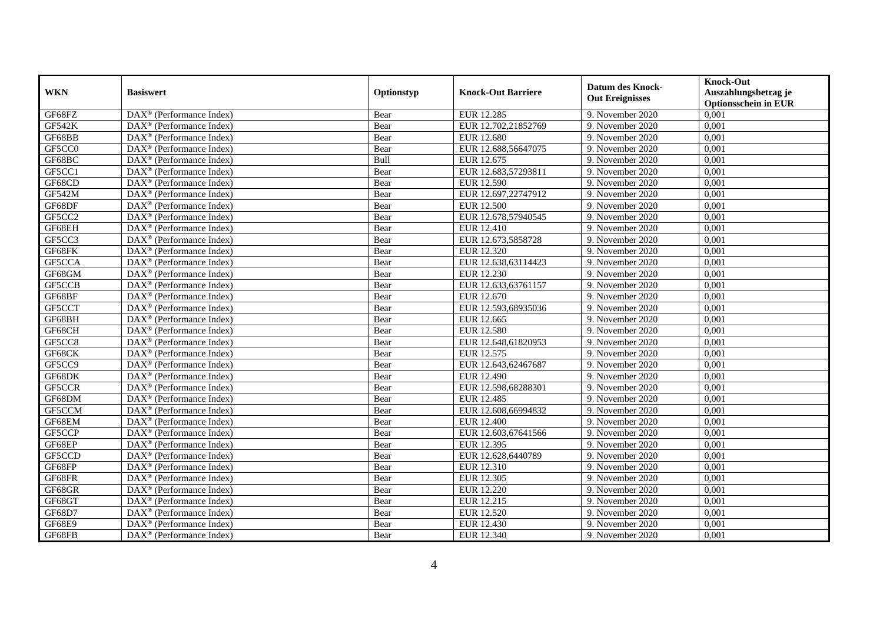| WKN | Basiswert | Optionstyp | Knock-Out Barriere | Datum des Knock-Out Ereignisses | Knock-Out Auszahlungsbetrag je Optionsschein in EUR |
|---|---|---|---|---|---|
| GF68FZ | DAX® (Performance Index) | Bear | EUR 12.285 | 9. November 2020 | 0,001 |
| GF542K | DAX® (Performance Index) | Bear | EUR 12.702,21852769 | 9. November 2020 | 0,001 |
| GF68BB | DAX® (Performance Index) | Bear | EUR 12.680 | 9. November 2020 | 0,001 |
| GF5CC0 | DAX® (Performance Index) | Bear | EUR 12.688,56647075 | 9. November 2020 | 0,001 |
| GF68BC | DAX® (Performance Index) | Bull | EUR 12.675 | 9. November 2020 | 0,001 |
| GF5CC1 | DAX® (Performance Index) | Bear | EUR 12.683,57293811 | 9. November 2020 | 0,001 |
| GF68CD | DAX® (Performance Index) | Bear | EUR 12.590 | 9. November 2020 | 0,001 |
| GF542M | DAX® (Performance Index) | Bear | EUR 12.697,22747912 | 9. November 2020 | 0,001 |
| GF68DF | DAX® (Performance Index) | Bear | EUR 12.500 | 9. November 2020 | 0,001 |
| GF5CC2 | DAX® (Performance Index) | Bear | EUR 12.678,57940545 | 9. November 2020 | 0,001 |
| GF68EH | DAX® (Performance Index) | Bear | EUR 12.410 | 9. November 2020 | 0,001 |
| GF5CC3 | DAX® (Performance Index) | Bear | EUR 12.673,5858728 | 9. November 2020 | 0,001 |
| GF68FK | DAX® (Performance Index) | Bear | EUR 12.320 | 9. November 2020 | 0,001 |
| GF5CCA | DAX® (Performance Index) | Bear | EUR 12.638,63114423 | 9. November 2020 | 0,001 |
| GF68GM | DAX® (Performance Index) | Bear | EUR 12.230 | 9. November 2020 | 0,001 |
| GF5CCB | DAX® (Performance Index) | Bear | EUR 12.633,63761157 | 9. November 2020 | 0,001 |
| GF68BF | DAX® (Performance Index) | Bear | EUR 12.670 | 9. November 2020 | 0,001 |
| GF5CCT | DAX® (Performance Index) | Bear | EUR 12.593,68935036 | 9. November 2020 | 0,001 |
| GF68BH | DAX® (Performance Index) | Bear | EUR 12.665 | 9. November 2020 | 0,001 |
| GF68CH | DAX® (Performance Index) | Bear | EUR 12.580 | 9. November 2020 | 0,001 |
| GF5CC8 | DAX® (Performance Index) | Bear | EUR 12.648,61820953 | 9. November 2020 | 0,001 |
| GF68CK | DAX® (Performance Index) | Bear | EUR 12.575 | 9. November 2020 | 0,001 |
| GF5CC9 | DAX® (Performance Index) | Bear | EUR 12.643,62467687 | 9. November 2020 | 0,001 |
| GF68DK | DAX® (Performance Index) | Bear | EUR 12.490 | 9. November 2020 | 0,001 |
| GF5CCR | DAX® (Performance Index) | Bear | EUR 12.598,68288301 | 9. November 2020 | 0,001 |
| GF68DM | DAX® (Performance Index) | Bear | EUR 12.485 | 9. November 2020 | 0,001 |
| GF5CCM | DAX® (Performance Index) | Bear | EUR 12.608,66994832 | 9. November 2020 | 0,001 |
| GF68EM | DAX® (Performance Index) | Bear | EUR 12.400 | 9. November 2020 | 0,001 |
| GF5CCP | DAX® (Performance Index) | Bear | EUR 12.603,67641566 | 9. November 2020 | 0,001 |
| GF68EP | DAX® (Performance Index) | Bear | EUR 12.395 | 9. November 2020 | 0,001 |
| GF5CCD | DAX® (Performance Index) | Bear | EUR 12.628,6440789 | 9. November 2020 | 0,001 |
| GF68FP | DAX® (Performance Index) | Bear | EUR 12.310 | 9. November 2020 | 0,001 |
| GF68FR | DAX® (Performance Index) | Bear | EUR 12.305 | 9. November 2020 | 0,001 |
| GF68GR | DAX® (Performance Index) | Bear | EUR 12.220 | 9. November 2020 | 0,001 |
| GF68GT | DAX® (Performance Index) | Bear | EUR 12.215 | 9. November 2020 | 0,001 |
| GF68D7 | DAX® (Performance Index) | Bear | EUR 12.520 | 9. November 2020 | 0,001 |
| GF68E9 | DAX® (Performance Index) | Bear | EUR 12.430 | 9. November 2020 | 0,001 |
| GF68FB | DAX® (Performance Index) | Bear | EUR 12.340 | 9. November 2020 | 0,001 |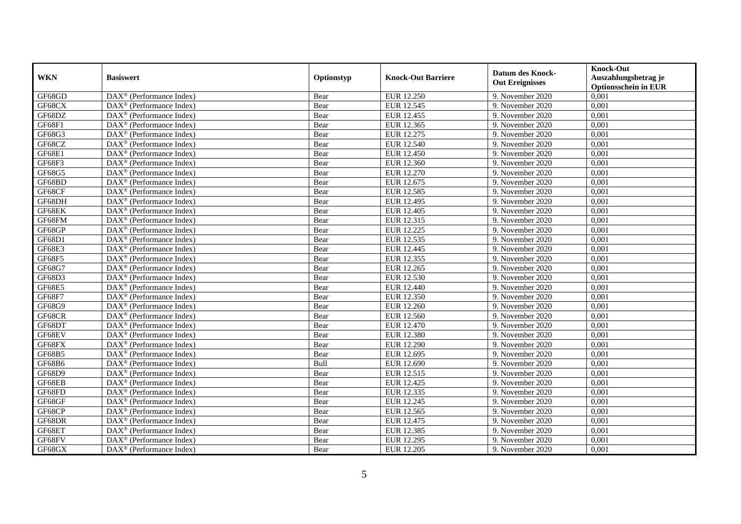| WKN | Basiswert | Optionstyp | Knock-Out Barriere | Datum des Knock-Out Ereignisses | Knock-Out Auszahlungsbetrag je Optionsschein in EUR |
|---|---|---|---|---|---|
| GF68GD | DAX® (Performance Index) | Bear | EUR 12.250 | 9. November 2020 | 0,001 |
| GF68CX | DAX® (Performance Index) | Bear | EUR 12.545 | 9. November 2020 | 0,001 |
| GF68DZ | DAX® (Performance Index) | Bear | EUR 12.455 | 9. November 2020 | 0,001 |
| GF68F1 | DAX® (Performance Index) | Bear | EUR 12.365 | 9. November 2020 | 0,001 |
| GF68G3 | DAX® (Performance Index) | Bear | EUR 12.275 | 9. November 2020 | 0,001 |
| GF68CZ | DAX® (Performance Index) | Bear | EUR 12.540 | 9. November 2020 | 0,001 |
| GF68E1 | DAX® (Performance Index) | Bear | EUR 12.450 | 9. November 2020 | 0,001 |
| GF68F3 | DAX® (Performance Index) | Bear | EUR 12.360 | 9. November 2020 | 0,001 |
| GF68G5 | DAX® (Performance Index) | Bear | EUR 12.270 | 9. November 2020 | 0,001 |
| GF68BD | DAX® (Performance Index) | Bear | EUR 12.675 | 9. November 2020 | 0,001 |
| GF68CF | DAX® (Performance Index) | Bear | EUR 12.585 | 9. November 2020 | 0,001 |
| GF68DH | DAX® (Performance Index) | Bear | EUR 12.495 | 9. November 2020 | 0,001 |
| GF68EK | DAX® (Performance Index) | Bear | EUR 12.405 | 9. November 2020 | 0,001 |
| GF68FM | DAX® (Performance Index) | Bear | EUR 12.315 | 9. November 2020 | 0,001 |
| GF68GP | DAX® (Performance Index) | Bear | EUR 12.225 | 9. November 2020 | 0,001 |
| GF68D1 | DAX® (Performance Index) | Bear | EUR 12.535 | 9. November 2020 | 0,001 |
| GF68E3 | DAX® (Performance Index) | Bear | EUR 12.445 | 9. November 2020 | 0,001 |
| GF68F5 | DAX® (Performance Index) | Bear | EUR 12.355 | 9. November 2020 | 0,001 |
| GF68G7 | DAX® (Performance Index) | Bear | EUR 12.265 | 9. November 2020 | 0,001 |
| GF68D3 | DAX® (Performance Index) | Bear | EUR 12.530 | 9. November 2020 | 0,001 |
| GF68E5 | DAX® (Performance Index) | Bear | EUR 12.440 | 9. November 2020 | 0,001 |
| GF68F7 | DAX® (Performance Index) | Bear | EUR 12.350 | 9. November 2020 | 0,001 |
| GF68G9 | DAX® (Performance Index) | Bear | EUR 12.260 | 9. November 2020 | 0,001 |
| GF68CR | DAX® (Performance Index) | Bear | EUR 12.560 | 9. November 2020 | 0,001 |
| GF68DT | DAX® (Performance Index) | Bear | EUR 12.470 | 9. November 2020 | 0,001 |
| GF68EV | DAX® (Performance Index) | Bear | EUR 12.380 | 9. November 2020 | 0,001 |
| GF68FX | DAX® (Performance Index) | Bear | EUR 12.290 | 9. November 2020 | 0,001 |
| GF68B5 | DAX® (Performance Index) | Bear | EUR 12.695 | 9. November 2020 | 0,001 |
| GF68B6 | DAX® (Performance Index) | Bull | EUR 12.690 | 9. November 2020 | 0,001 |
| GF68D9 | DAX® (Performance Index) | Bear | EUR 12.515 | 9. November 2020 | 0,001 |
| GF68EB | DAX® (Performance Index) | Bear | EUR 12.425 | 9. November 2020 | 0,001 |
| GF68FD | DAX® (Performance Index) | Bear | EUR 12.335 | 9. November 2020 | 0,001 |
| GF68GF | DAX® (Performance Index) | Bear | EUR 12.245 | 9. November 2020 | 0,001 |
| GF68CP | DAX® (Performance Index) | Bear | EUR 12.565 | 9. November 2020 | 0,001 |
| GF68DR | DAX® (Performance Index) | Bear | EUR 12.475 | 9. November 2020 | 0,001 |
| GF68ET | DAX® (Performance Index) | Bear | EUR 12.385 | 9. November 2020 | 0,001 |
| GF68FV | DAX® (Performance Index) | Bear | EUR 12.295 | 9. November 2020 | 0,001 |
| GF68GX | DAX® (Performance Index) | Bear | EUR 12.205 | 9. November 2020 | 0,001 |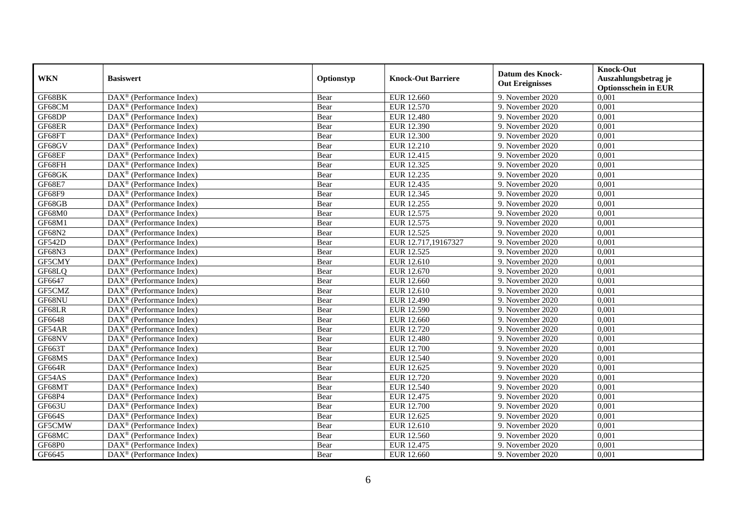| WKN | Basiswert | Optionstyp | Knock-Out Barriere | Datum des Knock-Out Ereignisses | Knock-Out Auszahlungsbetrag je Optionsschein in EUR |
|---|---|---|---|---|---|
| GF68BK | DAX® (Performance Index) | Bear | EUR 12.660 | 9. November 2020 | 0,001 |
| GF68CM | DAX® (Performance Index) | Bear | EUR 12.570 | 9. November 2020 | 0,001 |
| GF68DP | DAX® (Performance Index) | Bear | EUR 12.480 | 9. November 2020 | 0,001 |
| GF68ER | DAX® (Performance Index) | Bear | EUR 12.390 | 9. November 2020 | 0,001 |
| GF68FT | DAX® (Performance Index) | Bear | EUR 12.300 | 9. November 2020 | 0,001 |
| GF68GV | DAX® (Performance Index) | Bear | EUR 12.210 | 9. November 2020 | 0,001 |
| GF68EF | DAX® (Performance Index) | Bear | EUR 12.415 | 9. November 2020 | 0,001 |
| GF68FH | DAX® (Performance Index) | Bear | EUR 12.325 | 9. November 2020 | 0,001 |
| GF68GK | DAX® (Performance Index) | Bear | EUR 12.235 | 9. November 2020 | 0,001 |
| GF68E7 | DAX® (Performance Index) | Bear | EUR 12.435 | 9. November 2020 | 0,001 |
| GF68F9 | DAX® (Performance Index) | Bear | EUR 12.345 | 9. November 2020 | 0,001 |
| GF68GB | DAX® (Performance Index) | Bear | EUR 12.255 | 9. November 2020 | 0,001 |
| GF68M0 | DAX® (Performance Index) | Bear | EUR 12.575 | 9. November 2020 | 0,001 |
| GF68M1 | DAX® (Performance Index) | Bear | EUR 12.575 | 9. November 2020 | 0,001 |
| GF68N2 | DAX® (Performance Index) | Bear | EUR 12.525 | 9. November 2020 | 0,001 |
| GF542D | DAX® (Performance Index) | Bear | EUR 12.717,19167327 | 9. November 2020 | 0,001 |
| GF68N3 | DAX® (Performance Index) | Bear | EUR 12.525 | 9. November 2020 | 0,001 |
| GF5CMY | DAX® (Performance Index) | Bear | EUR 12.610 | 9. November 2020 | 0,001 |
| GF68LQ | DAX® (Performance Index) | Bear | EUR 12.670 | 9. November 2020 | 0,001 |
| GF6647 | DAX® (Performance Index) | Bear | EUR 12.660 | 9. November 2020 | 0,001 |
| GF5CMZ | DAX® (Performance Index) | Bear | EUR 12.610 | 9. November 2020 | 0,001 |
| GF68NU | DAX® (Performance Index) | Bear | EUR 12.490 | 9. November 2020 | 0,001 |
| GF68LR | DAX® (Performance Index) | Bear | EUR 12.590 | 9. November 2020 | 0,001 |
| GF6648 | DAX® (Performance Index) | Bear | EUR 12.660 | 9. November 2020 | 0,001 |
| GF54AR | DAX® (Performance Index) | Bear | EUR 12.720 | 9. November 2020 | 0,001 |
| GF68NV | DAX® (Performance Index) | Bear | EUR 12.480 | 9. November 2020 | 0,001 |
| GF663T | DAX® (Performance Index) | Bear | EUR 12.700 | 9. November 2020 | 0,001 |
| GF68MS | DAX® (Performance Index) | Bear | EUR 12.540 | 9. November 2020 | 0,001 |
| GF664R | DAX® (Performance Index) | Bear | EUR 12.625 | 9. November 2020 | 0,001 |
| GF54AS | DAX® (Performance Index) | Bear | EUR 12.720 | 9. November 2020 | 0,001 |
| GF68MT | DAX® (Performance Index) | Bear | EUR 12.540 | 9. November 2020 | 0,001 |
| GF68P4 | DAX® (Performance Index) | Bear | EUR 12.475 | 9. November 2020 | 0,001 |
| GF663U | DAX® (Performance Index) | Bear | EUR 12.700 | 9. November 2020 | 0,001 |
| GF664S | DAX® (Performance Index) | Bear | EUR 12.625 | 9. November 2020 | 0,001 |
| GF5CMW | DAX® (Performance Index) | Bear | EUR 12.610 | 9. November 2020 | 0,001 |
| GF68MC | DAX® (Performance Index) | Bear | EUR 12.560 | 9. November 2020 | 0,001 |
| GF68P0 | DAX® (Performance Index) | Bear | EUR 12.475 | 9. November 2020 | 0,001 |
| GF6645 | DAX® (Performance Index) | Bear | EUR 12.660 | 9. November 2020 | 0,001 |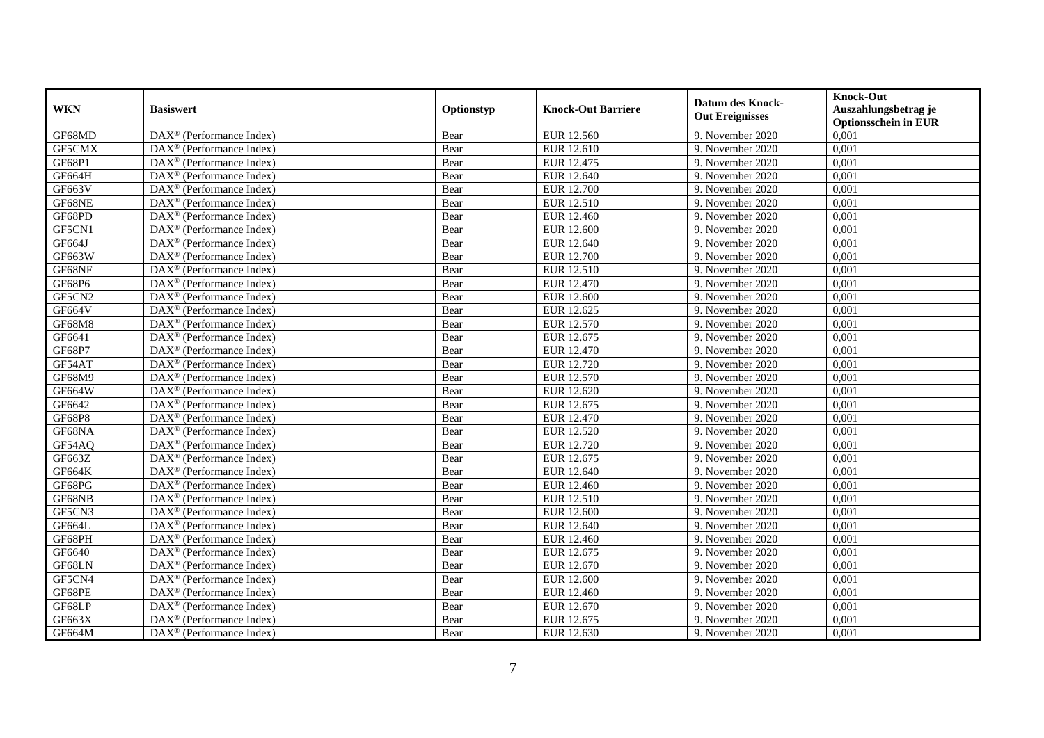| WKN | Basiswert | Optionstyp | Knock-Out Barriere | Datum des Knock-Out Ereignisses | Knock-Out Auszahlungsbetrag je Optionsschein in EUR |
|---|---|---|---|---|---|
| GF68MD | DAX® (Performance Index) | Bear | EUR 12.560 | 9. November 2020 | 0,001 |
| GF5CMX | DAX® (Performance Index) | Bear | EUR 12.610 | 9. November 2020 | 0,001 |
| GF68P1 | DAX® (Performance Index) | Bear | EUR 12.475 | 9. November 2020 | 0,001 |
| GF664H | DAX® (Performance Index) | Bear | EUR 12.640 | 9. November 2020 | 0,001 |
| GF663V | DAX® (Performance Index) | Bear | EUR 12.700 | 9. November 2020 | 0,001 |
| GF68NE | DAX® (Performance Index) | Bear | EUR 12.510 | 9. November 2020 | 0,001 |
| GF68PD | DAX® (Performance Index) | Bear | EUR 12.460 | 9. November 2020 | 0,001 |
| GF5CN1 | DAX® (Performance Index) | Bear | EUR 12.600 | 9. November 2020 | 0,001 |
| GF664J | DAX® (Performance Index) | Bear | EUR 12.640 | 9. November 2020 | 0,001 |
| GF663W | DAX® (Performance Index) | Bear | EUR 12.700 | 9. November 2020 | 0,001 |
| GF68NF | DAX® (Performance Index) | Bear | EUR 12.510 | 9. November 2020 | 0,001 |
| GF68P6 | DAX® (Performance Index) | Bear | EUR 12.470 | 9. November 2020 | 0,001 |
| GF5CN2 | DAX® (Performance Index) | Bear | EUR 12.600 | 9. November 2020 | 0,001 |
| GF664V | DAX® (Performance Index) | Bear | EUR 12.625 | 9. November 2020 | 0,001 |
| GF68M8 | DAX® (Performance Index) | Bear | EUR 12.570 | 9. November 2020 | 0,001 |
| GF6641 | DAX® (Performance Index) | Bear | EUR 12.675 | 9. November 2020 | 0,001 |
| GF68P7 | DAX® (Performance Index) | Bear | EUR 12.470 | 9. November 2020 | 0,001 |
| GF54AT | DAX® (Performance Index) | Bear | EUR 12.720 | 9. November 2020 | 0,001 |
| GF68M9 | DAX® (Performance Index) | Bear | EUR 12.570 | 9. November 2020 | 0,001 |
| GF664W | DAX® (Performance Index) | Bear | EUR 12.620 | 9. November 2020 | 0,001 |
| GF6642 | DAX® (Performance Index) | Bear | EUR 12.675 | 9. November 2020 | 0,001 |
| GF68P8 | DAX® (Performance Index) | Bear | EUR 12.470 | 9. November 2020 | 0,001 |
| GF68NA | DAX® (Performance Index) | Bear | EUR 12.520 | 9. November 2020 | 0,001 |
| GF54AQ | DAX® (Performance Index) | Bear | EUR 12.720 | 9. November 2020 | 0,001 |
| GF663Z | DAX® (Performance Index) | Bear | EUR 12.675 | 9. November 2020 | 0,001 |
| GF664K | DAX® (Performance Index) | Bear | EUR 12.640 | 9. November 2020 | 0,001 |
| GF68PG | DAX® (Performance Index) | Bear | EUR 12.460 | 9. November 2020 | 0,001 |
| GF68NB | DAX® (Performance Index) | Bear | EUR 12.510 | 9. November 2020 | 0,001 |
| GF5CN3 | DAX® (Performance Index) | Bear | EUR 12.600 | 9. November 2020 | 0,001 |
| GF664L | DAX® (Performance Index) | Bear | EUR 12.640 | 9. November 2020 | 0,001 |
| GF68PH | DAX® (Performance Index) | Bear | EUR 12.460 | 9. November 2020 | 0,001 |
| GF6640 | DAX® (Performance Index) | Bear | EUR 12.675 | 9. November 2020 | 0,001 |
| GF68LN | DAX® (Performance Index) | Bear | EUR 12.670 | 9. November 2020 | 0,001 |
| GF5CN4 | DAX® (Performance Index) | Bear | EUR 12.600 | 9. November 2020 | 0,001 |
| GF68PE | DAX® (Performance Index) | Bear | EUR 12.460 | 9. November 2020 | 0,001 |
| GF68LP | DAX® (Performance Index) | Bear | EUR 12.670 | 9. November 2020 | 0,001 |
| GF663X | DAX® (Performance Index) | Bear | EUR 12.675 | 9. November 2020 | 0,001 |
| GF664M | DAX® (Performance Index) | Bear | EUR 12.630 | 9. November 2020 | 0,001 |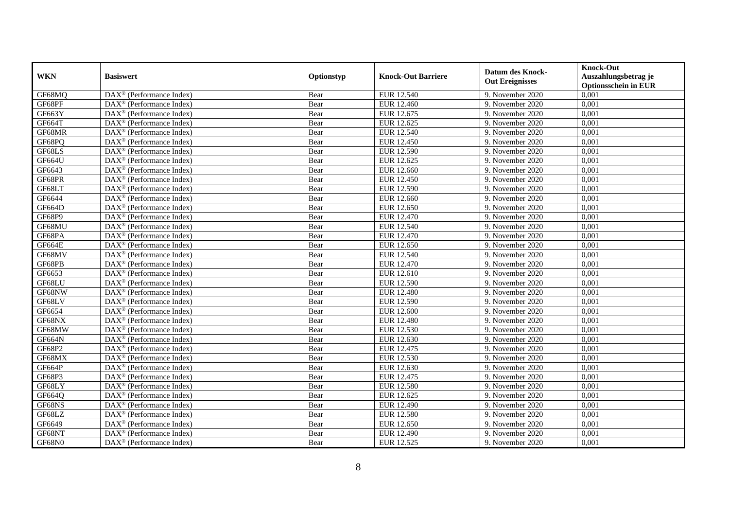| WKN | Basiswert | Optionstyp | Knock-Out Barriere | Datum des Knock-Out Ereignisses | Knock-Out Auszahlungsbetrag je Optionsschein in EUR |
|---|---|---|---|---|---|
| GF68MQ | DAX® (Performance Index) | Bear | EUR 12.540 | 9. November 2020 | 0,001 |
| GF68PF | DAX® (Performance Index) | Bear | EUR 12.460 | 9. November 2020 | 0,001 |
| GF663Y | DAX® (Performance Index) | Bear | EUR 12.675 | 9. November 2020 | 0,001 |
| GF664T | DAX® (Performance Index) | Bear | EUR 12.625 | 9. November 2020 | 0,001 |
| GF68MR | DAX® (Performance Index) | Bear | EUR 12.540 | 9. November 2020 | 0,001 |
| GF68PQ | DAX® (Performance Index) | Bear | EUR 12.450 | 9. November 2020 | 0,001 |
| GF68LS | DAX® (Performance Index) | Bear | EUR 12.590 | 9. November 2020 | 0,001 |
| GF664U | DAX® (Performance Index) | Bear | EUR 12.625 | 9. November 2020 | 0,001 |
| GF6643 | DAX® (Performance Index) | Bear | EUR 12.660 | 9. November 2020 | 0,001 |
| GF68PR | DAX® (Performance Index) | Bear | EUR 12.450 | 9. November 2020 | 0,001 |
| GF68LT | DAX® (Performance Index) | Bear | EUR 12.590 | 9. November 2020 | 0,001 |
| GF6644 | DAX® (Performance Index) | Bear | EUR 12.660 | 9. November 2020 | 0,001 |
| GF664D | DAX® (Performance Index) | Bear | EUR 12.650 | 9. November 2020 | 0,001 |
| GF68P9 | DAX® (Performance Index) | Bear | EUR 12.470 | 9. November 2020 | 0,001 |
| GF68MU | DAX® (Performance Index) | Bear | EUR 12.540 | 9. November 2020 | 0,001 |
| GF68PA | DAX® (Performance Index) | Bear | EUR 12.470 | 9. November 2020 | 0,001 |
| GF664E | DAX® (Performance Index) | Bear | EUR 12.650 | 9. November 2020 | 0,001 |
| GF68MV | DAX® (Performance Index) | Bear | EUR 12.540 | 9. November 2020 | 0,001 |
| GF68PB | DAX® (Performance Index) | Bear | EUR 12.470 | 9. November 2020 | 0,001 |
| GF6653 | DAX® (Performance Index) | Bear | EUR 12.610 | 9. November 2020 | 0,001 |
| GF68LU | DAX® (Performance Index) | Bear | EUR 12.590 | 9. November 2020 | 0,001 |
| GF68NW | DAX® (Performance Index) | Bear | EUR 12.480 | 9. November 2020 | 0,001 |
| GF68LV | DAX® (Performance Index) | Bear | EUR 12.590 | 9. November 2020 | 0,001 |
| GF6654 | DAX® (Performance Index) | Bear | EUR 12.600 | 9. November 2020 | 0,001 |
| GF68NX | DAX® (Performance Index) | Bear | EUR 12.480 | 9. November 2020 | 0,001 |
| GF68MW | DAX® (Performance Index) | Bear | EUR 12.530 | 9. November 2020 | 0,001 |
| GF664N | DAX® (Performance Index) | Bear | EUR 12.630 | 9. November 2020 | 0,001 |
| GF68P2 | DAX® (Performance Index) | Bear | EUR 12.475 | 9. November 2020 | 0,001 |
| GF68MX | DAX® (Performance Index) | Bear | EUR 12.530 | 9. November 2020 | 0,001 |
| GF664P | DAX® (Performance Index) | Bear | EUR 12.630 | 9. November 2020 | 0,001 |
| GF68P3 | DAX® (Performance Index) | Bear | EUR 12.475 | 9. November 2020 | 0,001 |
| GF68LY | DAX® (Performance Index) | Bear | EUR 12.580 | 9. November 2020 | 0,001 |
| GF664Q | DAX® (Performance Index) | Bear | EUR 12.625 | 9. November 2020 | 0,001 |
| GF68NS | DAX® (Performance Index) | Bear | EUR 12.490 | 9. November 2020 | 0,001 |
| GF68LZ | DAX® (Performance Index) | Bear | EUR 12.580 | 9. November 2020 | 0,001 |
| GF6649 | DAX® (Performance Index) | Bear | EUR 12.650 | 9. November 2020 | 0,001 |
| GF68NT | DAX® (Performance Index) | Bear | EUR 12.490 | 9. November 2020 | 0,001 |
| GF68N0 | DAX® (Performance Index) | Bear | EUR 12.525 | 9. November 2020 | 0,001 |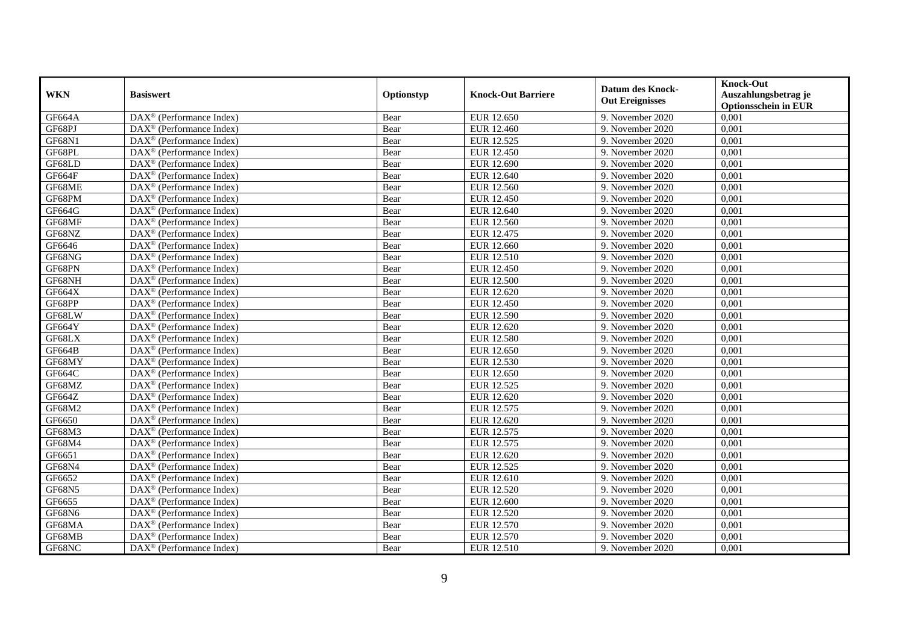| WKN | Basiswert | Optionstyp | Knock-Out Barriere | Datum des Knock-Out Ereignisses | Knock-Out Auszahlungsbetrag je Optionsschein in EUR |
|---|---|---|---|---|---|
| GF664A | DAX® (Performance Index) | Bear | EUR 12.650 | 9. November 2020 | 0,001 |
| GF68PJ | DAX® (Performance Index) | Bear | EUR 12.460 | 9. November 2020 | 0,001 |
| GF68N1 | DAX® (Performance Index) | Bear | EUR 12.525 | 9. November 2020 | 0,001 |
| GF68PL | DAX® (Performance Index) | Bear | EUR 12.450 | 9. November 2020 | 0,001 |
| GF68LD | DAX® (Performance Index) | Bear | EUR 12.690 | 9. November 2020 | 0,001 |
| GF664F | DAX® (Performance Index) | Bear | EUR 12.640 | 9. November 2020 | 0,001 |
| GF68ME | DAX® (Performance Index) | Bear | EUR 12.560 | 9. November 2020 | 0,001 |
| GF68PM | DAX® (Performance Index) | Bear | EUR 12.450 | 9. November 2020 | 0,001 |
| GF664G | DAX® (Performance Index) | Bear | EUR 12.640 | 9. November 2020 | 0,001 |
| GF68MF | DAX® (Performance Index) | Bear | EUR 12.560 | 9. November 2020 | 0,001 |
| GF68NZ | DAX® (Performance Index) | Bear | EUR 12.475 | 9. November 2020 | 0,001 |
| GF6646 | DAX® (Performance Index) | Bear | EUR 12.660 | 9. November 2020 | 0,001 |
| GF68NG | DAX® (Performance Index) | Bear | EUR 12.510 | 9. November 2020 | 0,001 |
| GF68PN | DAX® (Performance Index) | Bear | EUR 12.450 | 9. November 2020 | 0,001 |
| GF68NH | DAX® (Performance Index) | Bear | EUR 12.500 | 9. November 2020 | 0,001 |
| GF664X | DAX® (Performance Index) | Bear | EUR 12.620 | 9. November 2020 | 0,001 |
| GF68PP | DAX® (Performance Index) | Bear | EUR 12.450 | 9. November 2020 | 0,001 |
| GF68LW | DAX® (Performance Index) | Bear | EUR 12.590 | 9. November 2020 | 0,001 |
| GF664Y | DAX® (Performance Index) | Bear | EUR 12.620 | 9. November 2020 | 0,001 |
| GF68LX | DAX® (Performance Index) | Bear | EUR 12.580 | 9. November 2020 | 0,001 |
| GF664B | DAX® (Performance Index) | Bear | EUR 12.650 | 9. November 2020 | 0,001 |
| GF68MY | DAX® (Performance Index) | Bear | EUR 12.530 | 9. November 2020 | 0,001 |
| GF664C | DAX® (Performance Index) | Bear | EUR 12.650 | 9. November 2020 | 0,001 |
| GF68MZ | DAX® (Performance Index) | Bear | EUR 12.525 | 9. November 2020 | 0,001 |
| GF664Z | DAX® (Performance Index) | Bear | EUR 12.620 | 9. November 2020 | 0,001 |
| GF68M2 | DAX® (Performance Index) | Bear | EUR 12.575 | 9. November 2020 | 0,001 |
| GF6650 | DAX® (Performance Index) | Bear | EUR 12.620 | 9. November 2020 | 0,001 |
| GF68M3 | DAX® (Performance Index) | Bear | EUR 12.575 | 9. November 2020 | 0,001 |
| GF68M4 | DAX® (Performance Index) | Bear | EUR 12.575 | 9. November 2020 | 0,001 |
| GF6651 | DAX® (Performance Index) | Bear | EUR 12.620 | 9. November 2020 | 0,001 |
| GF68N4 | DAX® (Performance Index) | Bear | EUR 12.525 | 9. November 2020 | 0,001 |
| GF6652 | DAX® (Performance Index) | Bear | EUR 12.610 | 9. November 2020 | 0,001 |
| GF68N5 | DAX® (Performance Index) | Bear | EUR 12.520 | 9. November 2020 | 0,001 |
| GF6655 | DAX® (Performance Index) | Bear | EUR 12.600 | 9. November 2020 | 0,001 |
| GF68N6 | DAX® (Performance Index) | Bear | EUR 12.520 | 9. November 2020 | 0,001 |
| GF68MA | DAX® (Performance Index) | Bear | EUR 12.570 | 9. November 2020 | 0,001 |
| GF68MB | DAX® (Performance Index) | Bear | EUR 12.570 | 9. November 2020 | 0,001 |
| GF68NC | DAX® (Performance Index) | Bear | EUR 12.510 | 9. November 2020 | 0,001 |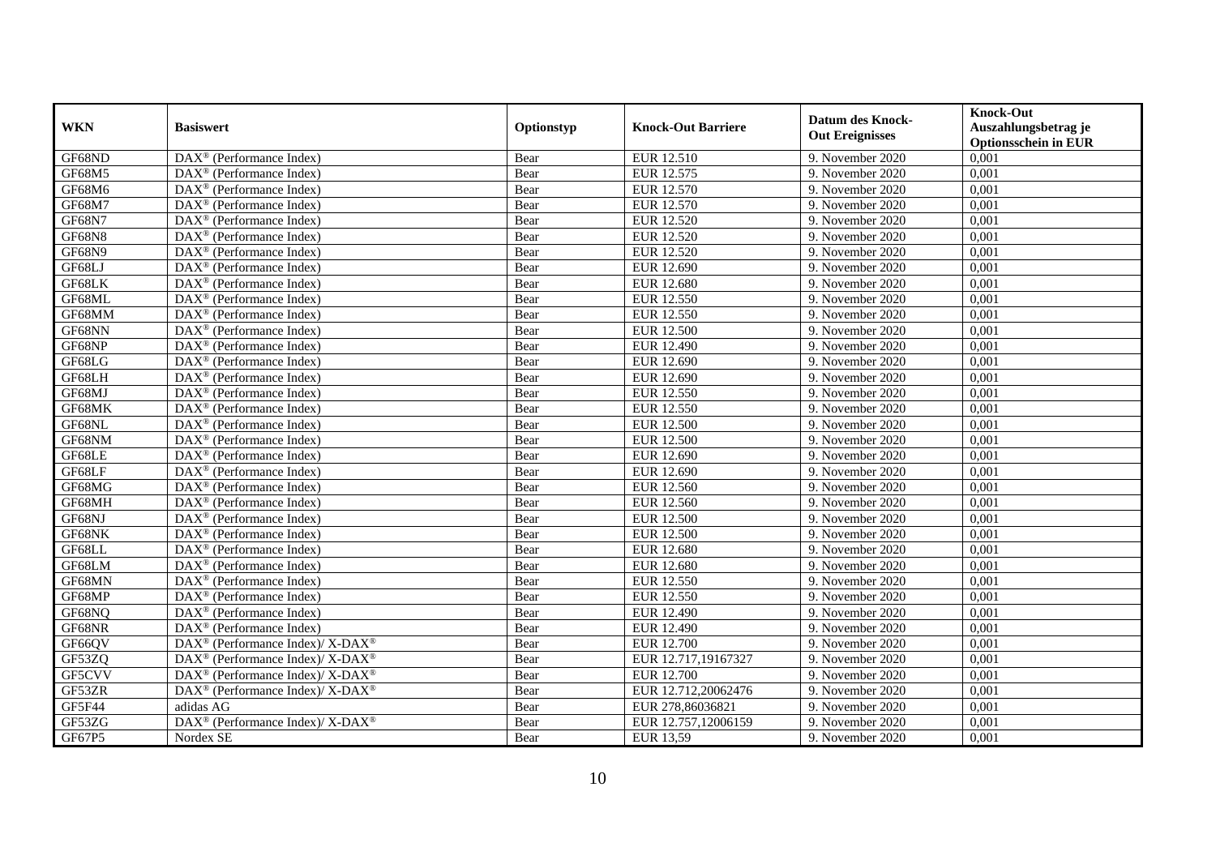| WKN | Basiswert | Optionstyp | Knock-Out Barriere | Datum des Knock-Out Ereignisses | Knock-Out Auszahlungsbetrag je Optionsschein in EUR |
|---|---|---|---|---|---|
| GF68ND | DAX® (Performance Index) | Bear | EUR 12.510 | 9. November 2020 | 0,001 |
| GF68M5 | DAX® (Performance Index) | Bear | EUR 12.575 | 9. November 2020 | 0,001 |
| GF68M6 | DAX® (Performance Index) | Bear | EUR 12.570 | 9. November 2020 | 0,001 |
| GF68M7 | DAX® (Performance Index) | Bear | EUR 12.570 | 9. November 2020 | 0,001 |
| GF68N7 | DAX® (Performance Index) | Bear | EUR 12.520 | 9. November 2020 | 0,001 |
| GF68N8 | DAX® (Performance Index) | Bear | EUR 12.520 | 9. November 2020 | 0,001 |
| GF68N9 | DAX® (Performance Index) | Bear | EUR 12.520 | 9. November 2020 | 0,001 |
| GF68LJ | DAX® (Performance Index) | Bear | EUR 12.690 | 9. November 2020 | 0,001 |
| GF68LK | DAX® (Performance Index) | Bear | EUR 12.680 | 9. November 2020 | 0,001 |
| GF68ML | DAX® (Performance Index) | Bear | EUR 12.550 | 9. November 2020 | 0,001 |
| GF68MM | DAX® (Performance Index) | Bear | EUR 12.550 | 9. November 2020 | 0,001 |
| GF68NN | DAX® (Performance Index) | Bear | EUR 12.500 | 9. November 2020 | 0,001 |
| GF68NP | DAX® (Performance Index) | Bear | EUR 12.490 | 9. November 2020 | 0,001 |
| GF68LG | DAX® (Performance Index) | Bear | EUR 12.690 | 9. November 2020 | 0,001 |
| GF68LH | DAX® (Performance Index) | Bear | EUR 12.690 | 9. November 2020 | 0,001 |
| GF68MJ | DAX® (Performance Index) | Bear | EUR 12.550 | 9. November 2020 | 0,001 |
| GF68MK | DAX® (Performance Index) | Bear | EUR 12.550 | 9. November 2020 | 0,001 |
| GF68NL | DAX® (Performance Index) | Bear | EUR 12.500 | 9. November 2020 | 0,001 |
| GF68NM | DAX® (Performance Index) | Bear | EUR 12.500 | 9. November 2020 | 0,001 |
| GF68LE | DAX® (Performance Index) | Bear | EUR 12.690 | 9. November 2020 | 0,001 |
| GF68LF | DAX® (Performance Index) | Bear | EUR 12.690 | 9. November 2020 | 0,001 |
| GF68MG | DAX® (Performance Index) | Bear | EUR 12.560 | 9. November 2020 | 0,001 |
| GF68MH | DAX® (Performance Index) | Bear | EUR 12.560 | 9. November 2020 | 0,001 |
| GF68NJ | DAX® (Performance Index) | Bear | EUR 12.500 | 9. November 2020 | 0,001 |
| GF68NK | DAX® (Performance Index) | Bear | EUR 12.500 | 9. November 2020 | 0,001 |
| GF68LL | DAX® (Performance Index) | Bear | EUR 12.680 | 9. November 2020 | 0,001 |
| GF68LM | DAX® (Performance Index) | Bear | EUR 12.680 | 9. November 2020 | 0,001 |
| GF68MN | DAX® (Performance Index) | Bear | EUR 12.550 | 9. November 2020 | 0,001 |
| GF68MP | DAX® (Performance Index) | Bear | EUR 12.550 | 9. November 2020 | 0,001 |
| GF68NQ | DAX® (Performance Index) | Bear | EUR 12.490 | 9. November 2020 | 0,001 |
| GF68NR | DAX® (Performance Index) | Bear | EUR 12.490 | 9. November 2020 | 0,001 |
| GF66QV | DAX® (Performance Index)/ X-DAX® | Bear | EUR 12.700 | 9. November 2020 | 0,001 |
| GF53ZQ | DAX® (Performance Index)/ X-DAX® | Bear | EUR 12.717,19167327 | 9. November 2020 | 0,001 |
| GF5CVV | DAX® (Performance Index)/ X-DAX® | Bear | EUR 12.700 | 9. November 2020 | 0,001 |
| GF53ZR | DAX® (Performance Index)/ X-DAX® | Bear | EUR 12.712,20062476 | 9. November 2020 | 0,001 |
| GF5F44 | adidas AG | Bear | EUR 278,86036821 | 9. November 2020 | 0,001 |
| GF53ZG | DAX® (Performance Index)/ X-DAX® | Bear | EUR 12.757,12006159 | 9. November 2020 | 0,001 |
| GF67P5 | Nordex SE | Bear | EUR 13,59 | 9. November 2020 | 0,001 |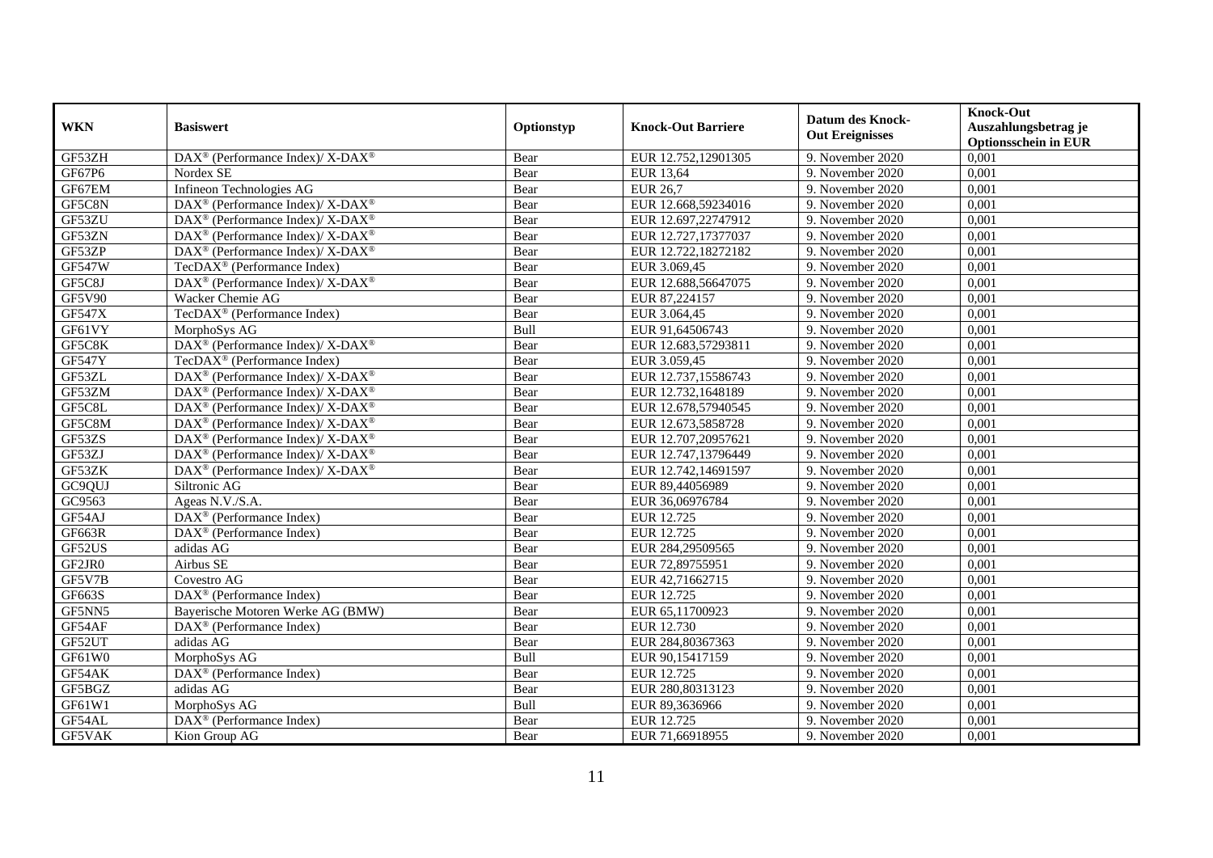| WKN | Basiswert | Optionstyp | Knock-Out Barriere | Datum des Knock-Out Ereignisses | Knock-Out Auszahlungsbetrag je Optionsschein in EUR |
|---|---|---|---|---|---|
| GF53ZH | DAX® (Performance Index)/ X-DAX® | Bear | EUR 12.752,12901305 | 9. November 2020 | 0,001 |
| GF67P6 | Nordex SE | Bear | EUR 13,64 | 9. November 2020 | 0,001 |
| GF67EM | Infineon Technologies AG | Bear | EUR 26,7 | 9. November 2020 | 0,001 |
| GF5C8N | DAX® (Performance Index)/ X-DAX® | Bear | EUR 12.668,59234016 | 9. November 2020 | 0,001 |
| GF53ZU | DAX® (Performance Index)/ X-DAX® | Bear | EUR 12.697,22747912 | 9. November 2020 | 0,001 |
| GF53ZN | DAX® (Performance Index)/ X-DAX® | Bear | EUR 12.727,17377037 | 9. November 2020 | 0,001 |
| GF53ZP | DAX® (Performance Index)/ X-DAX® | Bear | EUR 12.722,18272182 | 9. November 2020 | 0,001 |
| GF547W | TecDAX® (Performance Index) | Bear | EUR 3.069,45 | 9. November 2020 | 0,001 |
| GF5C8J | DAX® (Performance Index)/ X-DAX® | Bear | EUR 12.688,56647075 | 9. November 2020 | 0,001 |
| GF5V90 | Wacker Chemie AG | Bear | EUR 87,224157 | 9. November 2020 | 0,001 |
| GF547X | TecDAX® (Performance Index) | Bear | EUR 3.064,45 | 9. November 2020 | 0,001 |
| GF61VY | MorphoSys AG | Bull | EUR 91,64506743 | 9. November 2020 | 0,001 |
| GF5C8K | DAX® (Performance Index)/ X-DAX® | Bear | EUR 12.683,57293811 | 9. November 2020 | 0,001 |
| GF547Y | TecDAX® (Performance Index) | Bear | EUR 3.059,45 | 9. November 2020 | 0,001 |
| GF53ZL | DAX® (Performance Index)/ X-DAX® | Bear | EUR 12.737,15586743 | 9. November 2020 | 0,001 |
| GF53ZM | DAX® (Performance Index)/ X-DAX® | Bear | EUR 12.732,1648189 | 9. November 2020 | 0,001 |
| GF5C8L | DAX® (Performance Index)/ X-DAX® | Bear | EUR 12.678,57940545 | 9. November 2020 | 0,001 |
| GF5C8M | DAX® (Performance Index)/ X-DAX® | Bear | EUR 12.673,5858728 | 9. November 2020 | 0,001 |
| GF53ZS | DAX® (Performance Index)/ X-DAX® | Bear | EUR 12.707,20957621 | 9. November 2020 | 0,001 |
| GF53ZJ | DAX® (Performance Index)/ X-DAX® | Bear | EUR 12.747,13796449 | 9. November 2020 | 0,001 |
| GF53ZK | DAX® (Performance Index)/ X-DAX® | Bear | EUR 12.742,14691597 | 9. November 2020 | 0,001 |
| GC9QUJ | Siltronic AG | Bear | EUR 89,44056989 | 9. November 2020 | 0,001 |
| GC9563 | Ageas N.V./S.A. | Bear | EUR 36,06976784 | 9. November 2020 | 0,001 |
| GF54AJ | DAX® (Performance Index) | Bear | EUR 12.725 | 9. November 2020 | 0,001 |
| GF663R | DAX® (Performance Index) | Bear | EUR 12.725 | 9. November 2020 | 0,001 |
| GF52US | adidas AG | Bear | EUR 284,29509565 | 9. November 2020 | 0,001 |
| GF2JR0 | Airbus SE | Bear | EUR 72,89755951 | 9. November 2020 | 0,001 |
| GF5V7B | Covestro AG | Bear | EUR 42,71662715 | 9. November 2020 | 0,001 |
| GF663S | DAX® (Performance Index) | Bear | EUR 12.725 | 9. November 2020 | 0,001 |
| GF5NN5 | Bayerische Motoren Werke AG (BMW) | Bear | EUR 65,11700923 | 9. November 2020 | 0,001 |
| GF54AF | DAX® (Performance Index) | Bear | EUR 12.730 | 9. November 2020 | 0,001 |
| GF52UT | adidas AG | Bear | EUR 284,80367363 | 9. November 2020 | 0,001 |
| GF61W0 | MorphoSys AG | Bull | EUR 90,15417159 | 9. November 2020 | 0,001 |
| GF54AK | DAX® (Performance Index) | Bear | EUR 12.725 | 9. November 2020 | 0,001 |
| GF5BGZ | adidas AG | Bear | EUR 280,80313123 | 9. November 2020 | 0,001 |
| GF61W1 | MorphoSys AG | Bull | EUR 89,3636966 | 9. November 2020 | 0,001 |
| GF54AL | DAX® (Performance Index) | Bear | EUR 12.725 | 9. November 2020 | 0,001 |
| GF5VAK | Kion Group AG | Bear | EUR 71,66918955 | 9. November 2020 | 0,001 |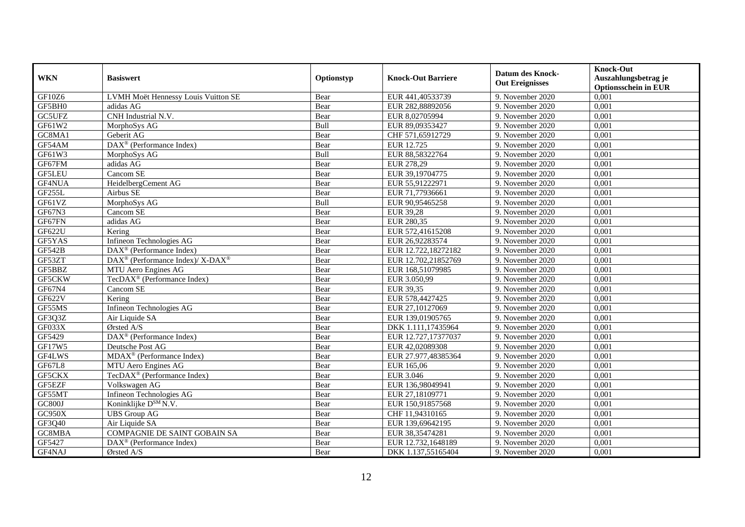| WKN | Basiswert | Optionstyp | Knock-Out Barriere | Datum des Knock-Out Ereignisses | Knock-Out Auszahlungsbetrag je Optionsschein in EUR |
|---|---|---|---|---|---|
| GF10Z6 | LVMH Moët Hennessy Louis Vuitton SE | Bear | EUR 441,40533739 | 9. November 2020 | 0,001 |
| GF5BH0 | adidas AG | Bear | EUR 282,88892056 | 9. November 2020 | 0,001 |
| GC5UFZ | CNH Industrial N.V. | Bear | EUR 8,02705994 | 9. November 2020 | 0,001 |
| GF61W2 | MorphoSys AG | Bull | EUR 89,09353427 | 9. November 2020 | 0,001 |
| GC8MA1 | Geberit AG | Bear | CHF 571,65912729 | 9. November 2020 | 0,001 |
| GF54AM | DAX® (Performance Index) | Bear | EUR 12.725 | 9. November 2020 | 0,001 |
| GF61W3 | MorphoSys AG | Bull | EUR 88,58322764 | 9. November 2020 | 0,001 |
| GF67FM | adidas AG | Bear | EUR 278,29 | 9. November 2020 | 0,001 |
| GF5LEU | Cancom SE | Bear | EUR 39,19704775 | 9. November 2020 | 0,001 |
| GF4NUA | HeidelbergCement AG | Bear | EUR 55,91222971 | 9. November 2020 | 0,001 |
| GF255L | Airbus SE | Bear | EUR 71,77936661 | 9. November 2020 | 0,001 |
| GF61VZ | MorphoSys AG | Bull | EUR 90,95465258 | 9. November 2020 | 0,001 |
| GF67N3 | Cancom SE | Bear | EUR 39,28 | 9. November 2020 | 0,001 |
| GF67FN | adidas AG | Bear | EUR 280,35 | 9. November 2020 | 0,001 |
| GF622U | Kering | Bear | EUR 572,41615208 | 9. November 2020 | 0,001 |
| GF5YAS | Infineon Technologies AG | Bear | EUR 26,92283574 | 9. November 2020 | 0,001 |
| GF542B | DAX® (Performance Index) | Bear | EUR 12.722,18272182 | 9. November 2020 | 0,001 |
| GF53ZT | DAX® (Performance Index)/ X-DAX® | Bear | EUR 12.702,21852769 | 9. November 2020 | 0,001 |
| GF5BBZ | MTU Aero Engines AG | Bear | EUR 168,51079985 | 9. November 2020 | 0,001 |
| GF5CKW | TecDAX® (Performance Index) | Bear | EUR 3.050,99 | 9. November 2020 | 0,001 |
| GF67N4 | Cancom SE | Bear | EUR 39,35 | 9. November 2020 | 0,001 |
| GF622V | Kering | Bear | EUR 578,4427425 | 9. November 2020 | 0,001 |
| GF55MS | Infineon Technologies AG | Bear | EUR 27,10127069 | 9. November 2020 | 0,001 |
| GF3Q3Z | Air Liquide SA | Bear | EUR 139,01905765 | 9. November 2020 | 0,001 |
| GF033X | Ørsted A/S | Bear | DKK 1.111,17435964 | 9. November 2020 | 0,001 |
| GF5429 | DAX® (Performance Index) | Bear | EUR 12.727,17377037 | 9. November 2020 | 0,001 |
| GF17W5 | Deutsche Post AG | Bear | EUR 42,02089308 | 9. November 2020 | 0,001 |
| GF4LWS | MDAX® (Performance Index) | Bear | EUR 27.977,48385364 | 9. November 2020 | 0,001 |
| GF67L8 | MTU Aero Engines AG | Bear | EUR 165,06 | 9. November 2020 | 0,001 |
| GF5CKX | TecDAX® (Performance Index) | Bear | EUR 3.046 | 9. November 2020 | 0,001 |
| GF5EZF | Volkswagen AG | Bear | EUR 136,98049941 | 9. November 2020 | 0,001 |
| GF55MT | Infineon Technologies AG | Bear | EUR 27,18109771 | 9. November 2020 | 0,001 |
| GC800J | Koninklijke DSM N.V. | Bear | EUR 150,91857568 | 9. November 2020 | 0,001 |
| GC950X | UBS Group AG | Bear | CHF 11,94310165 | 9. November 2020 | 0,001 |
| GF3Q40 | Air Liquide SA | Bear | EUR 139,69642195 | 9. November 2020 | 0,001 |
| GC8MBA | COMPAGNIE DE SAINT GOBAIN SA | Bear | EUR 38,35474281 | 9. November 2020 | 0,001 |
| GF5427 | DAX® (Performance Index) | Bear | EUR 12.732,1648189 | 9. November 2020 | 0,001 |
| GF4NAJ | Ørsted A/S | Bear | DKK 1.137,55165404 | 9. November 2020 | 0,001 |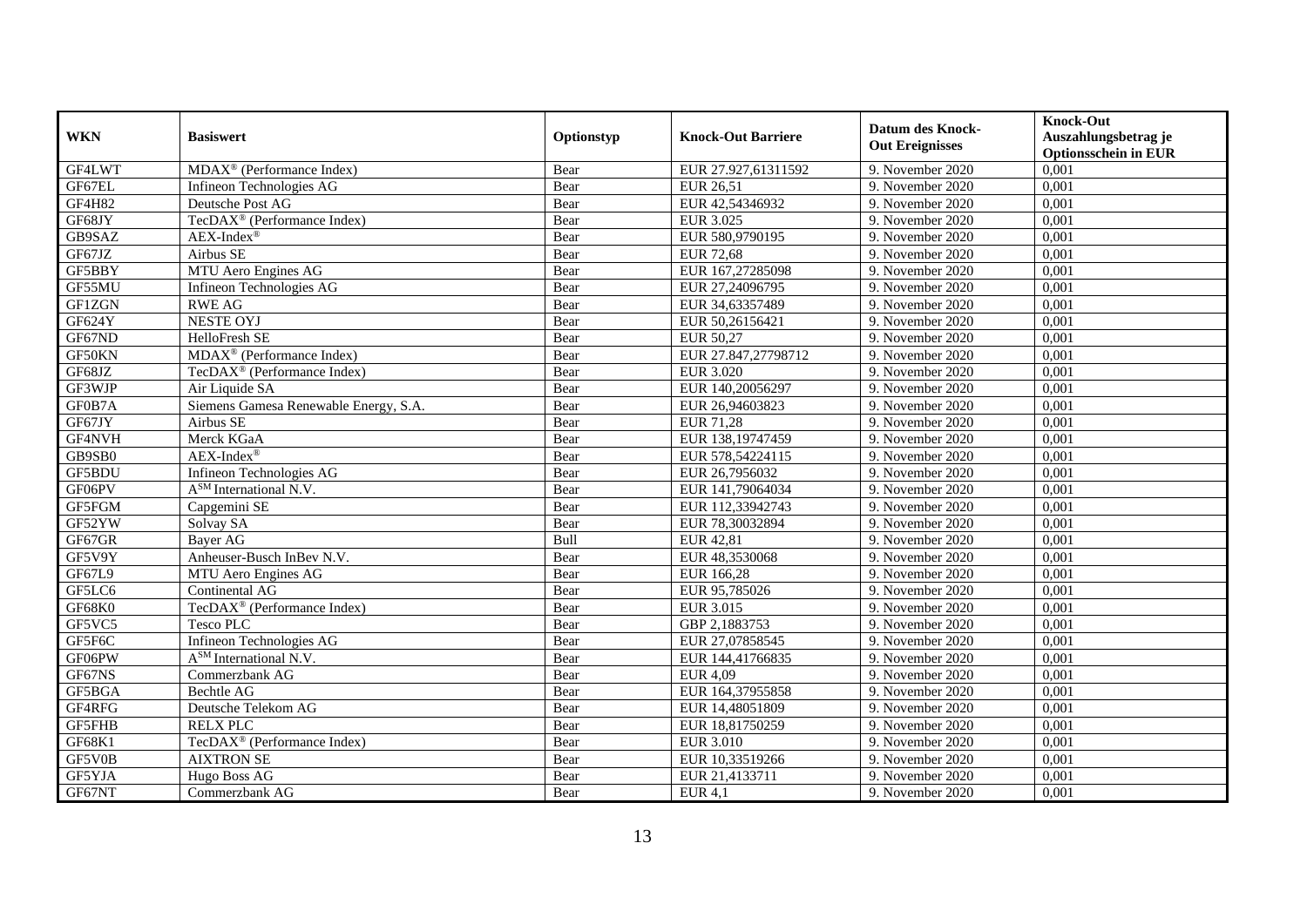| WKN | Basiswert | Optionstyp | Knock-Out Barriere | Datum des Knock-Out Ereignisses | Knock-Out Auszahlungsbetrag je Optionsschein in EUR |
|---|---|---|---|---|---|
| GF4LWT | MDAX® (Performance Index) | Bear | EUR 27.927,61311592 | 9. November 2020 | 0,001 |
| GF67EL | Infineon Technologies AG | Bear | EUR 26,51 | 9. November 2020 | 0,001 |
| GF4H82 | Deutsche Post AG | Bear | EUR 42,54346932 | 9. November 2020 | 0,001 |
| GF68JY | TecDAX® (Performance Index) | Bear | EUR 3.025 | 9. November 2020 | 0,001 |
| GB9SAZ | AEX-Index® | Bear | EUR 580,9790195 | 9. November 2020 | 0,001 |
| GF67JZ | Airbus SE | Bear | EUR 72,68 | 9. November 2020 | 0,001 |
| GF5BBY | MTU Aero Engines AG | Bear | EUR 167,27285098 | 9. November 2020 | 0,001 |
| GF55MU | Infineon Technologies AG | Bear | EUR 27,24096795 | 9. November 2020 | 0,001 |
| GF1ZGN | RWE AG | Bear | EUR 34,63357489 | 9. November 2020 | 0,001 |
| GF624Y | NESTE OYJ | Bear | EUR 50,26156421 | 9. November 2020 | 0,001 |
| GF67ND | HelloFresh SE | Bear | EUR 50,27 | 9. November 2020 | 0,001 |
| GF50KN | MDAX® (Performance Index) | Bear | EUR 27.847,27798712 | 9. November 2020 | 0,001 |
| GF68JZ | TecDAX® (Performance Index) | Bear | EUR 3.020 | 9. November 2020 | 0,001 |
| GF3WJP | Air Liquide SA | Bear | EUR 140,20056297 | 9. November 2020 | 0,001 |
| GF0B7A | Siemens Gamesa Renewable Energy, S.A. | Bear | EUR 26,94603823 | 9. November 2020 | 0,001 |
| GF67JY | Airbus SE | Bear | EUR 71,28 | 9. November 2020 | 0,001 |
| GF4NVH | Merck KGaA | Bear | EUR 138,19747459 | 9. November 2020 | 0,001 |
| GB9SB0 | AEX-Index® | Bear | EUR 578,54224115 | 9. November 2020 | 0,001 |
| GF5BDU | Infineon Technologies AG | Bear | EUR 26,7956032 | 9. November 2020 | 0,001 |
| GF06PV | A[SM] International N.V. | Bear | EUR 141,79064034 | 9. November 2020 | 0,001 |
| GF5FGM | Capgemini SE | Bear | EUR 112,33942743 | 9. November 2020 | 0,001 |
| GF52YW | Solvay SA | Bear | EUR 78,30032894 | 9. November 2020 | 0,001 |
| GF67GR | Bayer AG | Bull | EUR 42,81 | 9. November 2020 | 0,001 |
| GF5V9Y | Anheuser-Busch InBev N.V. | Bear | EUR 48,3530068 | 9. November 2020 | 0,001 |
| GF67L9 | MTU Aero Engines AG | Bear | EUR 166,28 | 9. November 2020 | 0,001 |
| GF5LC6 | Continental AG | Bear | EUR 95,785026 | 9. November 2020 | 0,001 |
| GF68K0 | TecDAX® (Performance Index) | Bear | EUR 3.015 | 9. November 2020 | 0,001 |
| GF5VC5 | Tesco PLC | Bear | GBP 2,1883753 | 9. November 2020 | 0,001 |
| GF5F6C | Infineon Technologies AG | Bear | EUR 27,07858545 | 9. November 2020 | 0,001 |
| GF06PW | A[SM] International N.V. | Bear | EUR 144,41766835 | 9. November 2020 | 0,001 |
| GF67NS | Commerzbank AG | Bear | EUR 4,09 | 9. November 2020 | 0,001 |
| GF5BGA | Bechtle AG | Bear | EUR 164,37955858 | 9. November 2020 | 0,001 |
| GF4RFG | Deutsche Telekom AG | Bear | EUR 14,48051809 | 9. November 2020 | 0,001 |
| GF5FHB | RELX PLC | Bear | EUR 18,81750259 | 9. November 2020 | 0,001 |
| GF68K1 | TecDAX® (Performance Index) | Bear | EUR 3.010 | 9. November 2020 | 0,001 |
| GF5V0B | AIXTRON SE | Bear | EUR 10,33519266 | 9. November 2020 | 0,001 |
| GF5YJA | Hugo Boss AG | Bear | EUR 21,4133711 | 9. November 2020 | 0,001 |
| GF67NT | Commerzbank AG | Bear | EUR 4,1 | 9. November 2020 | 0,001 |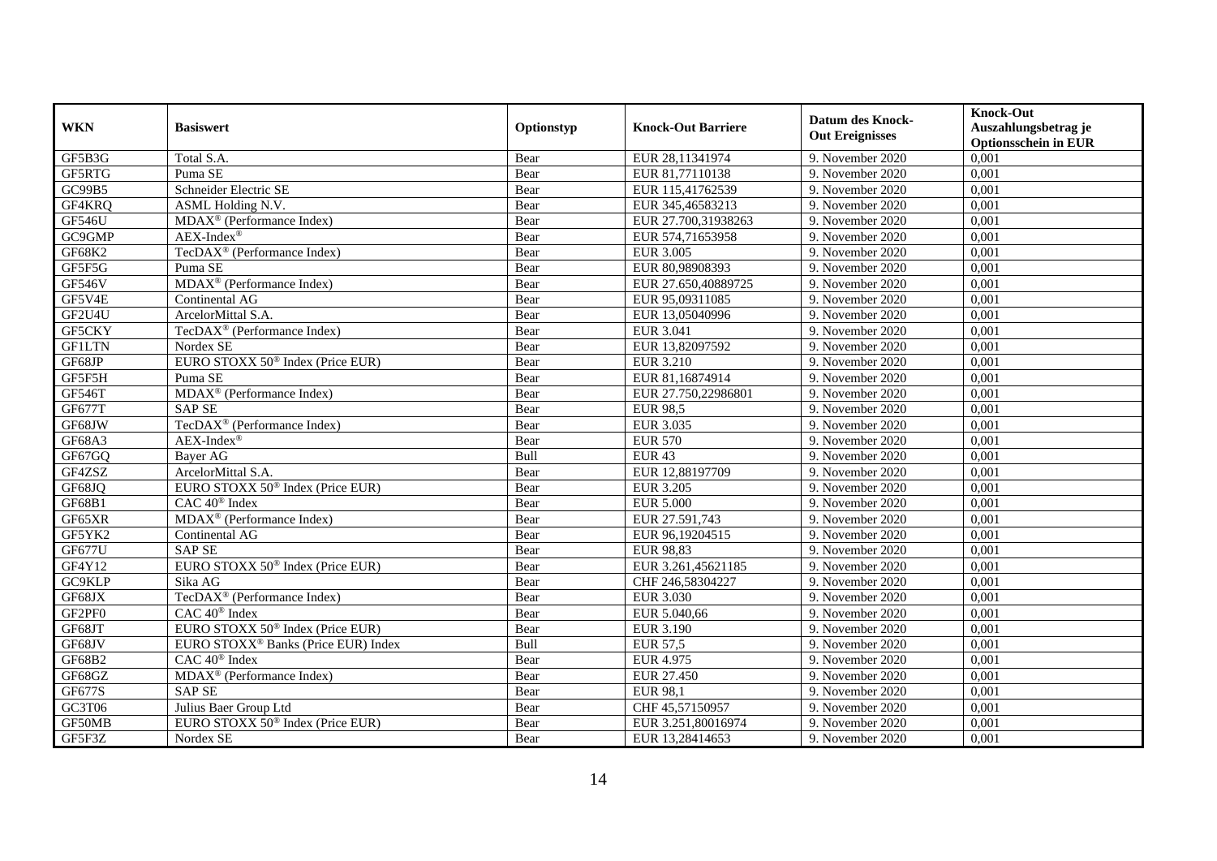| WKN | Basiswert | Optionstyp | Knock-Out Barriere | Datum des Knock-Out Ereignisses | Knock-Out Auszahlungsbetrag je Optionsschein in EUR |
|---|---|---|---|---|---|
| GF5B3G | Total S.A. | Bear | EUR 28,11341974 | 9. November 2020 | 0,001 |
| GF5RTG | Puma SE | Bear | EUR 81,77110138 | 9. November 2020 | 0,001 |
| GC99B5 | Schneider Electric SE | Bear | EUR 115,41762539 | 9. November 2020 | 0,001 |
| GF4KRQ | ASML Holding N.V. | Bear | EUR 345,46583213 | 9. November 2020 | 0,001 |
| GF546U | MDAX® (Performance Index) | Bear | EUR 27.700,31938263 | 9. November 2020 | 0,001 |
| GC9GMP | AEX-Index® | Bear | EUR 574,71653958 | 9. November 2020 | 0,001 |
| GF68K2 | TecDAX® (Performance Index) | Bear | EUR 3.005 | 9. November 2020 | 0,001 |
| GF5F5G | Puma SE | Bear | EUR 80,98908393 | 9. November 2020 | 0,001 |
| GF546V | MDAX® (Performance Index) | Bear | EUR 27.650,40889725 | 9. November 2020 | 0,001 |
| GF5V4E | Continental AG | Bear | EUR 95,09311085 | 9. November 2020 | 0,001 |
| GF2U4U | ArcelorMittal S.A. | Bear | EUR 13,05040996 | 9. November 2020 | 0,001 |
| GF5CKY | TecDAX® (Performance Index) | Bear | EUR 3.041 | 9. November 2020 | 0,001 |
| GF1LTN | Nordex SE | Bear | EUR 13,82097592 | 9. November 2020 | 0,001 |
| GF68JP | EURO STOXX 50® Index (Price EUR) | Bear | EUR 3.210 | 9. November 2020 | 0,001 |
| GF5F5H | Puma SE | Bear | EUR 81,16874914 | 9. November 2020 | 0,001 |
| GF546T | MDAX® (Performance Index) | Bear | EUR 27.750,22986801 | 9. November 2020 | 0,001 |
| GF677T | SAP SE | Bear | EUR 98,5 | 9. November 2020 | 0,001 |
| GF68JW | TecDAX® (Performance Index) | Bear | EUR 3.035 | 9. November 2020 | 0,001 |
| GF68A3 | AEX-Index® | Bear | EUR 570 | 9. November 2020 | 0,001 |
| GF67GQ | Bayer AG | Bull | EUR 43 | 9. November 2020 | 0,001 |
| GF4ZSZ | ArcelorMittal S.A. | Bear | EUR 12,88197709 | 9. November 2020 | 0,001 |
| GF68JQ | EURO STOXX 50® Index (Price EUR) | Bear | EUR 3.205 | 9. November 2020 | 0,001 |
| GF68B1 | CAC 40® Index | Bear | EUR 5.000 | 9. November 2020 | 0,001 |
| GF65XR | MDAX® (Performance Index) | Bear | EUR 27.591,743 | 9. November 2020 | 0,001 |
| GF5YK2 | Continental AG | Bear | EUR 96,19204515 | 9. November 2020 | 0,001 |
| GF677U | SAP SE | Bear | EUR 98,83 | 9. November 2020 | 0,001 |
| GF4Y12 | EURO STOXX 50® Index (Price EUR) | Bear | EUR 3.261,45621185 | 9. November 2020 | 0,001 |
| GC9KLP | Sika AG | Bear | CHF 246,58304227 | 9. November 2020 | 0,001 |
| GF68JX | TecDAX® (Performance Index) | Bear | EUR 3.030 | 9. November 2020 | 0,001 |
| GF2PF0 | CAC 40® Index | Bear | EUR 5.040,66 | 9. November 2020 | 0,001 |
| GF68JT | EURO STOXX 50® Index (Price EUR) | Bear | EUR 3.190 | 9. November 2020 | 0,001 |
| GF68JV | EURO STOXX® Banks (Price EUR) Index | Bull | EUR 57,5 | 9. November 2020 | 0,001 |
| GF68B2 | CAC 40® Index | Bear | EUR 4.975 | 9. November 2020 | 0,001 |
| GF68GZ | MDAX® (Performance Index) | Bear | EUR 27.450 | 9. November 2020 | 0,001 |
| GF677S | SAP SE | Bear | EUR 98,1 | 9. November 2020 | 0,001 |
| GC3T06 | Julius Baer Group Ltd | Bear | CHF 45,57150957 | 9. November 2020 | 0,001 |
| GF50MB | EURO STOXX 50® Index (Price EUR) | Bear | EUR 3.251,80016974 | 9. November 2020 | 0,001 |
| GF5F3Z | Nordex SE | Bear | EUR 13,28414653 | 9. November 2020 | 0,001 |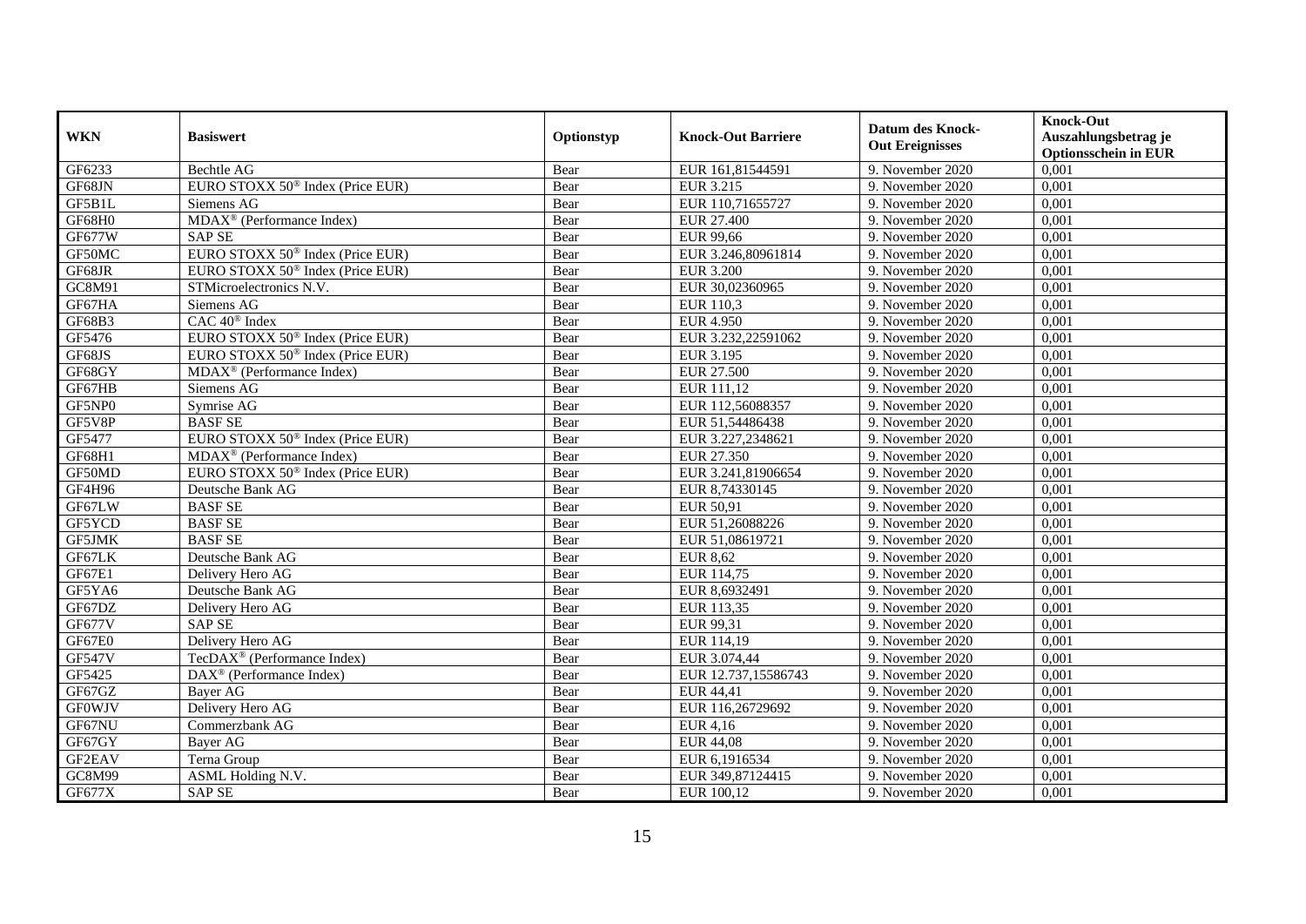| WKN | Basiswert | Optionstyp | Knock-Out Barriere | Datum des Knock-Out Ereignisses | Knock-Out Auszahlungsbetrag je Optionsschein in EUR |
| --- | --- | --- | --- | --- | --- |
| GF6233 | Bechtle AG | Bear | EUR 161,81544591 | 9. November 2020 | 0,001 |
| GF68JN | EURO STOXX 50® Index (Price EUR) | Bear | EUR 3.215 | 9. November 2020 | 0,001 |
| GF5B1L | Siemens AG | Bear | EUR 110,71655727 | 9. November 2020 | 0,001 |
| GF68H0 | MDAX® (Performance Index) | Bear | EUR 27.400 | 9. November 2020 | 0,001 |
| GF677W | SAP SE | Bear | EUR 99,66 | 9. November 2020 | 0,001 |
| GF50MC | EURO STOXX 50® Index (Price EUR) | Bear | EUR 3.246,80961814 | 9. November 2020 | 0,001 |
| GF68JR | EURO STOXX 50® Index (Price EUR) | Bear | EUR 3.200 | 9. November 2020 | 0,001 |
| GC8M91 | STMicroelectronics N.V. | Bear | EUR 30,02360965 | 9. November 2020 | 0,001 |
| GF67HA | Siemens AG | Bear | EUR 110,3 | 9. November 2020 | 0,001 |
| GF68B3 | CAC 40® Index | Bear | EUR 4.950 | 9. November 2020 | 0,001 |
| GF5476 | EURO STOXX 50® Index (Price EUR) | Bear | EUR 3.232,22591062 | 9. November 2020 | 0,001 |
| GF68JS | EURO STOXX 50® Index (Price EUR) | Bear | EUR 3.195 | 9. November 2020 | 0,001 |
| GF68GY | MDAX® (Performance Index) | Bear | EUR 27.500 | 9. November 2020 | 0,001 |
| GF67HB | Siemens AG | Bear | EUR 111,12 | 9. November 2020 | 0,001 |
| GF5NP0 | Symrise AG | Bear | EUR 112,56088357 | 9. November 2020 | 0,001 |
| GF5V8P | BASF SE | Bear | EUR 51,54486438 | 9. November 2020 | 0,001 |
| GF5477 | EURO STOXX 50® Index (Price EUR) | Bear | EUR 3.227,2348621 | 9. November 2020 | 0,001 |
| GF68H1 | MDAX® (Performance Index) | Bear | EUR 27.350 | 9. November 2020 | 0,001 |
| GF50MD | EURO STOXX 50® Index (Price EUR) | Bear | EUR 3.241,81906654 | 9. November 2020 | 0,001 |
| GF4H96 | Deutsche Bank AG | Bear | EUR 8,74330145 | 9. November 2020 | 0,001 |
| GF67LW | BASF SE | Bear | EUR 50,91 | 9. November 2020 | 0,001 |
| GF5YCD | BASF SE | Bear | EUR 51,26088226 | 9. November 2020 | 0,001 |
| GF5JMK | BASF SE | Bear | EUR 51,08619721 | 9. November 2020 | 0,001 |
| GF67LK | Deutsche Bank AG | Bear | EUR 8,62 | 9. November 2020 | 0,001 |
| GF67E1 | Delivery Hero AG | Bear | EUR 114,75 | 9. November 2020 | 0,001 |
| GF5YA6 | Deutsche Bank AG | Bear | EUR 8,6932491 | 9. November 2020 | 0,001 |
| GF67DZ | Delivery Hero AG | Bear | EUR 113,35 | 9. November 2020 | 0,001 |
| GF677V | SAP SE | Bear | EUR 99,31 | 9. November 2020 | 0,001 |
| GF67E0 | Delivery Hero AG | Bear | EUR 114,19 | 9. November 2020 | 0,001 |
| GF547V | TecDAX® (Performance Index) | Bear | EUR 3.074,44 | 9. November 2020 | 0,001 |
| GF5425 | DAX® (Performance Index) | Bear | EUR 12.737,15586743 | 9. November 2020 | 0,001 |
| GF67GZ | Bayer AG | Bear | EUR 44,41 | 9. November 2020 | 0,001 |
| GF0WJV | Delivery Hero AG | Bear | EUR 116,26729692 | 9. November 2020 | 0,001 |
| GF67NU | Commerzbank AG | Bear | EUR 4,16 | 9. November 2020 | 0,001 |
| GF67GY | Bayer AG | Bear | EUR 44,08 | 9. November 2020 | 0,001 |
| GF2EAV | Terna Group | Bear | EUR 6,1916534 | 9. November 2020 | 0,001 |
| GC8M99 | ASML Holding N.V. | Bear | EUR 349,87124415 | 9. November 2020 | 0,001 |
| GF677X | SAP SE | Bear | EUR 100,12 | 9. November 2020 | 0,001 |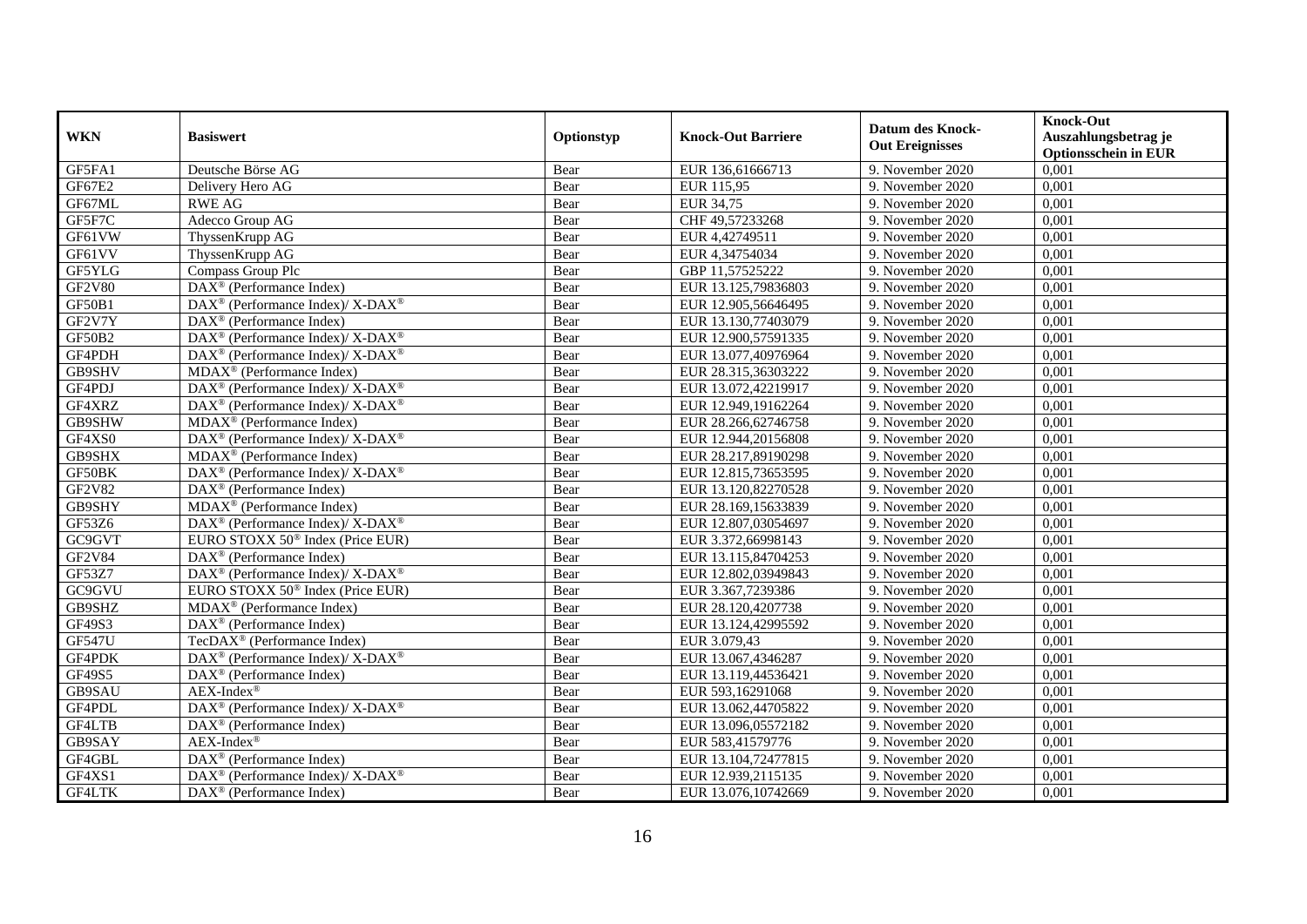| WKN | Basiswert | Optionstyp | Knock-Out Barriere | Datum des Knock-Out Ereignisses | Knock-Out Auszahlungsbetrag je Optionsschein in EUR |
|---|---|---|---|---|---|
| GF5FA1 | Deutsche Börse AG | Bear | EUR 136,61666713 | 9. November 2020 | 0,001 |
| GF67E2 | Delivery Hero AG | Bear | EUR 115,95 | 9. November 2020 | 0,001 |
| GF67ML | RWE AG | Bear | EUR 34,75 | 9. November 2020 | 0,001 |
| GF5F7C | Adecco Group AG | Bear | CHF 49,57233268 | 9. November 2020 | 0,001 |
| GF61VW | ThyssenKrupp AG | Bear | EUR 4,42749511 | 9. November 2020 | 0,001 |
| GF61VV | ThyssenKrupp AG | Bear | EUR 4,34754034 | 9. November 2020 | 0,001 |
| GF5YLG | Compass Group Plc | Bear | GBP 11,57525222 | 9. November 2020 | 0,001 |
| GF2V80 | DAX® (Performance Index) | Bear | EUR 13.125,79836803 | 9. November 2020 | 0,001 |
| GF50B1 | DAX® (Performance Index)/ X-DAX® | Bear | EUR 12.905,56646495 | 9. November 2020 | 0,001 |
| GF2V7Y | DAX® (Performance Index) | Bear | EUR 13.130,77403079 | 9. November 2020 | 0,001 |
| GF50B2 | DAX® (Performance Index)/ X-DAX® | Bear | EUR 12.900,57591335 | 9. November 2020 | 0,001 |
| GF4PDH | DAX® (Performance Index)/ X-DAX® | Bear | EUR 13.077,40976964 | 9. November 2020 | 0,001 |
| GB9SHV | MDAX® (Performance Index) | Bear | EUR 28.315,36303222 | 9. November 2020 | 0,001 |
| GF4PDJ | DAX® (Performance Index)/ X-DAX® | Bear | EUR 13.072,42219917 | 9. November 2020 | 0,001 |
| GF4XRZ | DAX® (Performance Index)/ X-DAX® | Bear | EUR 12.949,19162264 | 9. November 2020 | 0,001 |
| GB9SHW | MDAX® (Performance Index) | Bear | EUR 28.266,62746758 | 9. November 2020 | 0,001 |
| GF4XS0 | DAX® (Performance Index)/ X-DAX® | Bear | EUR 12.944,20156808 | 9. November 2020 | 0,001 |
| GB9SHX | MDAX® (Performance Index) | Bear | EUR 28.217,89190298 | 9. November 2020 | 0,001 |
| GF50BK | DAX® (Performance Index)/ X-DAX® | Bear | EUR 12.815,73653595 | 9. November 2020 | 0,001 |
| GF2V82 | DAX® (Performance Index) | Bear | EUR 13.120,82270528 | 9. November 2020 | 0,001 |
| GB9SHY | MDAX® (Performance Index) | Bear | EUR 28.169,15633839 | 9. November 2020 | 0,001 |
| GF53Z6 | DAX® (Performance Index)/ X-DAX® | Bear | EUR 12.807,03054697 | 9. November 2020 | 0,001 |
| GC9GVT | EURO STOXX 50® Index (Price EUR) | Bear | EUR 3.372,66998143 | 9. November 2020 | 0,001 |
| GF2V84 | DAX® (Performance Index) | Bear | EUR 13.115,84704253 | 9. November 2020 | 0,001 |
| GF53Z7 | DAX® (Performance Index)/ X-DAX® | Bear | EUR 12.802,03949843 | 9. November 2020 | 0,001 |
| GC9GVU | EURO STOXX 50® Index (Price EUR) | Bear | EUR 3.367,7239386 | 9. November 2020 | 0,001 |
| GB9SHZ | MDAX® (Performance Index) | Bear | EUR 28.120,4207738 | 9. November 2020 | 0,001 |
| GF49S3 | DAX® (Performance Index) | Bear | EUR 13.124,42995592 | 9. November 2020 | 0,001 |
| GF547U | TecDAX® (Performance Index) | Bear | EUR 3.079,43 | 9. November 2020 | 0,001 |
| GF4PDK | DAX® (Performance Index)/ X-DAX® | Bear | EUR 13.067,4346287 | 9. November 2020 | 0,001 |
| GF49S5 | DAX® (Performance Index) | Bear | EUR 13.119,44536421 | 9. November 2020 | 0,001 |
| GB9SAU | AEX-Index® | Bear | EUR 593,16291068 | 9. November 2020 | 0,001 |
| GF4PDL | DAX® (Performance Index)/ X-DAX® | Bear | EUR 13.062,44705822 | 9. November 2020 | 0,001 |
| GF4LTB | DAX® (Performance Index) | Bear | EUR 13.096,05572182 | 9. November 2020 | 0,001 |
| GB9SAY | AEX-Index® | Bear | EUR 583,41579776 | 9. November 2020 | 0,001 |
| GF4GBL | DAX® (Performance Index) | Bear | EUR 13.104,72477815 | 9. November 2020 | 0,001 |
| GF4XS1 | DAX® (Performance Index)/ X-DAX® | Bear | EUR 12.939,2115135 | 9. November 2020 | 0,001 |
| GF4LTK | DAX® (Performance Index) | Bear | EUR 13.076,10742669 | 9. November 2020 | 0,001 |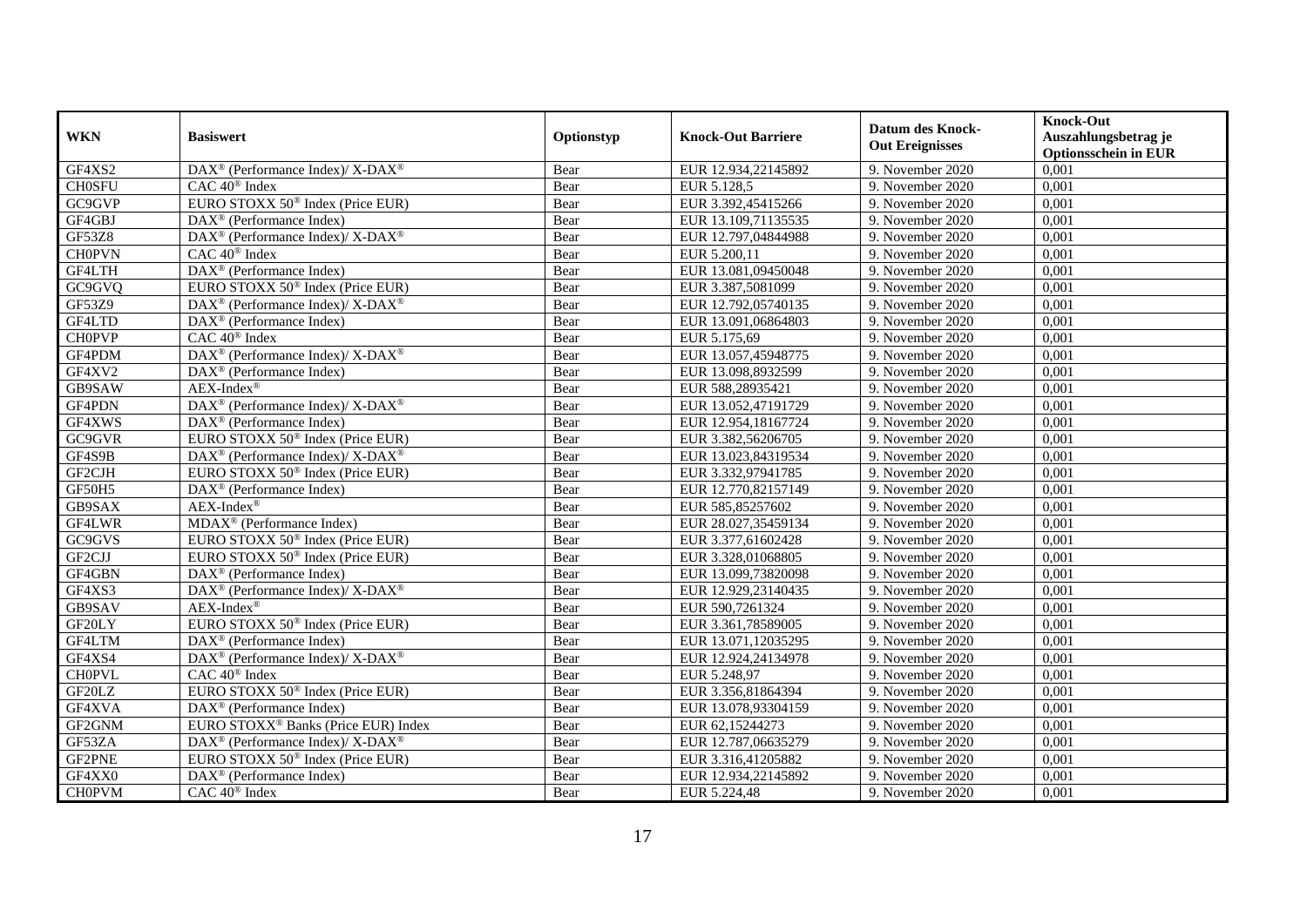| WKN | Basiswert | Optionstyp | Knock-Out Barriere | Datum des Knock-Out Ereignisses | Knock-Out Auszahlungsbetrag je Optionsschein in EUR |
|---|---|---|---|---|---|
| GF4XS2 | DAX® (Performance Index)/ X-DAX® | Bear | EUR 12.934,22145892 | 9. November 2020 | 0,001 |
| CH0SFU | CAC 40® Index | Bear | EUR 5.128,5 | 9. November 2020 | 0,001 |
| GC9GVP | EURO STOXX 50® Index (Price EUR) | Bear | EUR 3.392,45415266 | 9. November 2020 | 0,001 |
| GF4GBJ | DAX® (Performance Index) | Bear | EUR 13.109,71135535 | 9. November 2020 | 0,001 |
| GF53Z8 | DAX® (Performance Index)/ X-DAX® | Bear | EUR 12.797,04844988 | 9. November 2020 | 0,001 |
| CH0PVN | CAC 40® Index | Bear | EUR 5.200,11 | 9. November 2020 | 0,001 |
| GF4LTH | DAX® (Performance Index) | Bear | EUR 13.081,09450048 | 9. November 2020 | 0,001 |
| GC9GVQ | EURO STOXX 50® Index (Price EUR) | Bear | EUR 3.387,5081099 | 9. November 2020 | 0,001 |
| GF53Z9 | DAX® (Performance Index)/ X-DAX® | Bear | EUR 12.792,05740135 | 9. November 2020 | 0,001 |
| GF4LTD | DAX® (Performance Index) | Bear | EUR 13.091,06864803 | 9. November 2020 | 0,001 |
| CH0PVP | CAC 40® Index | Bear | EUR 5.175,69 | 9. November 2020 | 0,001 |
| GF4PDM | DAX® (Performance Index)/ X-DAX® | Bear | EUR 13.057,45948775 | 9. November 2020 | 0,001 |
| GF4XV2 | DAX® (Performance Index) | Bear | EUR 13.098,8932599 | 9. November 2020 | 0,001 |
| GB9SAW | AEX-Index® | Bear | EUR 588,28935421 | 9. November 2020 | 0,001 |
| GF4PDN | DAX® (Performance Index)/ X-DAX® | Bear | EUR 13.052,47191729 | 9. November 2020 | 0,001 |
| GF4XWS | DAX® (Performance Index) | Bear | EUR 12.954,18167724 | 9. November 2020 | 0,001 |
| GC9GVR | EURO STOXX 50® Index (Price EUR) | Bear | EUR 3.382,56206705 | 9. November 2020 | 0,001 |
| GF4S9B | DAX® (Performance Index)/ X-DAX® | Bear | EUR 13.023,84319534 | 9. November 2020 | 0,001 |
| GF2CJH | EURO STOXX 50® Index (Price EUR) | Bear | EUR 3.332,97941785 | 9. November 2020 | 0,001 |
| GF50H5 | DAX® (Performance Index) | Bear | EUR 12.770,82157149 | 9. November 2020 | 0,001 |
| GB9SAX | AEX-Index® | Bear | EUR 585,85257602 | 9. November 2020 | 0,001 |
| GF4LWR | MDAX® (Performance Index) | Bear | EUR 28.027,35459134 | 9. November 2020 | 0,001 |
| GC9GVS | EURO STOXX 50® Index (Price EUR) | Bear | EUR 3.377,61602428 | 9. November 2020 | 0,001 |
| GF2CJJ | EURO STOXX 50® Index (Price EUR) | Bear | EUR 3.328,01068805 | 9. November 2020 | 0,001 |
| GF4GBN | DAX® (Performance Index) | Bear | EUR 13.099,73820098 | 9. November 2020 | 0,001 |
| GF4XS3 | DAX® (Performance Index)/ X-DAX® | Bear | EUR 12.929,23140435 | 9. November 2020 | 0,001 |
| GB9SAV | AEX-Index® | Bear | EUR 590,7261324 | 9. November 2020 | 0,001 |
| GF20LY | EURO STOXX 50® Index (Price EUR) | Bear | EUR 3.361,78589005 | 9. November 2020 | 0,001 |
| GF4LTM | DAX® (Performance Index) | Bear | EUR 13.071,12035295 | 9. November 2020 | 0,001 |
| GF4XS4 | DAX® (Performance Index)/ X-DAX® | Bear | EUR 12.924,24134978 | 9. November 2020 | 0,001 |
| CH0PVL | CAC 40® Index | Bear | EUR 5.248,97 | 9. November 2020 | 0,001 |
| GF20LZ | EURO STOXX 50® Index (Price EUR) | Bear | EUR 3.356,81864394 | 9. November 2020 | 0,001 |
| GF4XVA | DAX® (Performance Index) | Bear | EUR 13.078,93304159 | 9. November 2020 | 0,001 |
| GF2GNM | EURO STOXX® Banks (Price EUR) Index | Bear | EUR 62,15244273 | 9. November 2020 | 0,001 |
| GF53ZA | DAX® (Performance Index)/ X-DAX® | Bear | EUR 12.787,06635279 | 9. November 2020 | 0,001 |
| GF2PNE | EURO STOXX 50® Index (Price EUR) | Bear | EUR 3.316,41205882 | 9. November 2020 | 0,001 |
| GF4XX0 | DAX® (Performance Index) | Bear | EUR 12.934,22145892 | 9. November 2020 | 0,001 |
| CH0PVM | CAC 40® Index | Bear | EUR 5.224,48 | 9. November 2020 | 0,001 |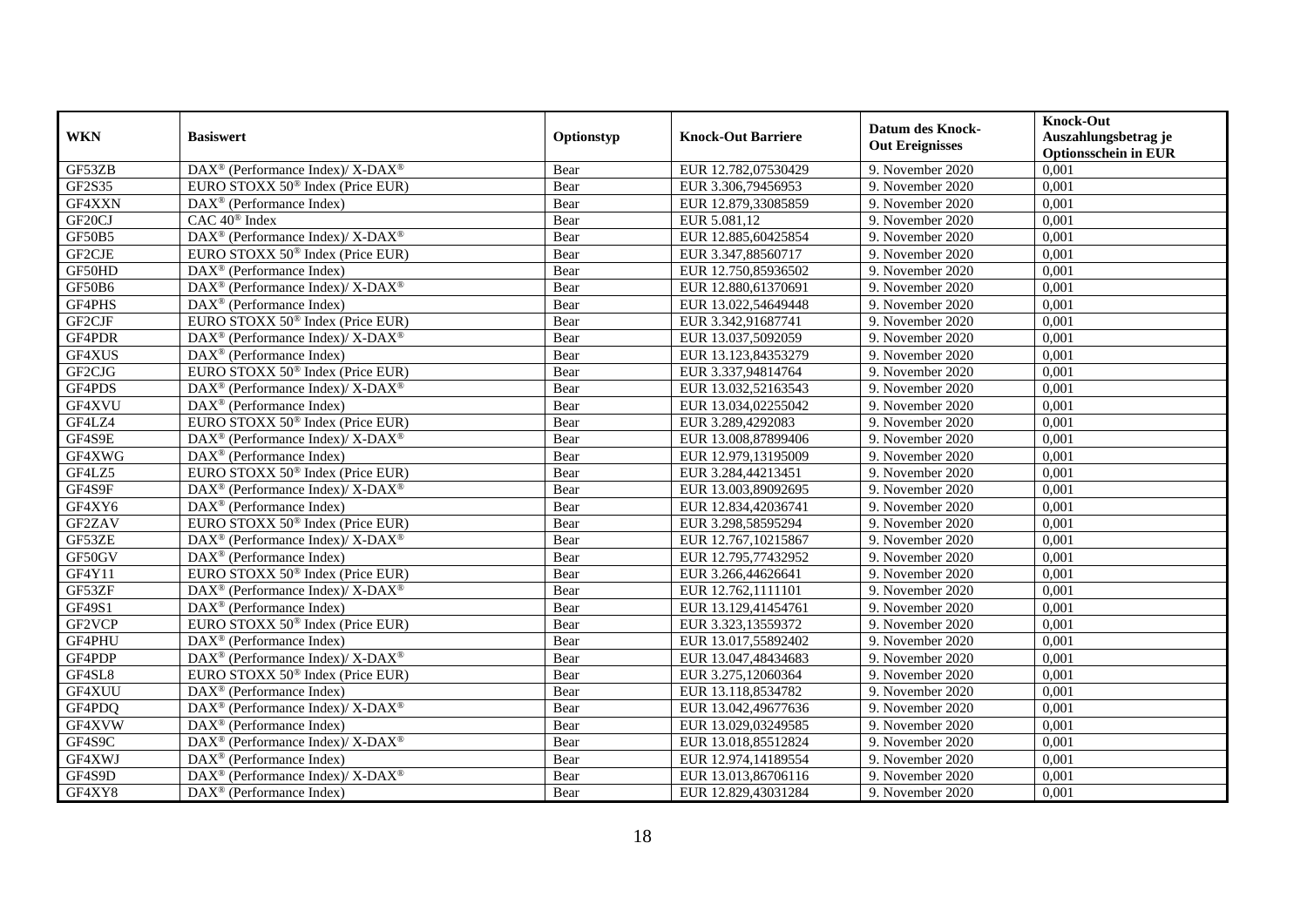| WKN | Basiswert | Optionstyp | Knock-Out Barriere | Datum des Knock-Out Ereignisses | Knock-Out Auszahlungsbetrag je Optionsschein in EUR |
|---|---|---|---|---|---|
| GF53ZB | DAX® (Performance Index)/ X-DAX® | Bear | EUR 12.782,07530429 | 9. November 2020 | 0,001 |
| GF2S35 | EURO STOXX 50® Index (Price EUR) | Bear | EUR 3.306,79456953 | 9. November 2020 | 0,001 |
| GF4XXN | DAX® (Performance Index) | Bear | EUR 12.879,33085859 | 9. November 2020 | 0,001 |
| GF20CJ | CAC 40® Index | Bear | EUR 5.081,12 | 9. November 2020 | 0,001 |
| GF50B5 | DAX® (Performance Index)/ X-DAX® | Bear | EUR 12.885,60425854 | 9. November 2020 | 0,001 |
| GF2CJE | EURO STOXX 50® Index (Price EUR) | Bear | EUR 3.347,88560717 | 9. November 2020 | 0,001 |
| GF50HD | DAX® (Performance Index) | Bear | EUR 12.750,85936502 | 9. November 2020 | 0,001 |
| GF50B6 | DAX® (Performance Index)/ X-DAX® | Bear | EUR 12.880,61370691 | 9. November 2020 | 0,001 |
| GF4PHS | DAX® (Performance Index) | Bear | EUR 13.022,54649448 | 9. November 2020 | 0,001 |
| GF2CJF | EURO STOXX 50® Index (Price EUR) | Bear | EUR 3.342,91687741 | 9. November 2020 | 0,001 |
| GF4PDR | DAX® (Performance Index)/ X-DAX® | Bear | EUR 13.037,5092059 | 9. November 2020 | 0,001 |
| GF4XUS | DAX® (Performance Index) | Bear | EUR 13.123,84353279 | 9. November 2020 | 0,001 |
| GF2CJG | EURO STOXX 50® Index (Price EUR) | Bear | EUR 3.337,94814764 | 9. November 2020 | 0,001 |
| GF4PDS | DAX® (Performance Index)/ X-DAX® | Bear | EUR 13.032,52163543 | 9. November 2020 | 0,001 |
| GF4XVU | DAX® (Performance Index) | Bear | EUR 13.034,02255042 | 9. November 2020 | 0,001 |
| GF4LZ4 | EURO STOXX 50® Index (Price EUR) | Bear | EUR 3.289,4292083 | 9. November 2020 | 0,001 |
| GF4S9E | DAX® (Performance Index)/ X-DAX® | Bear | EUR 13.008,87899406 | 9. November 2020 | 0,001 |
| GF4XWG | DAX® (Performance Index) | Bear | EUR 12.979,13195009 | 9. November 2020 | 0,001 |
| GF4LZ5 | EURO STOXX 50® Index (Price EUR) | Bear | EUR 3.284,44213451 | 9. November 2020 | 0,001 |
| GF4S9F | DAX® (Performance Index)/ X-DAX® | Bear | EUR 13.003,89092695 | 9. November 2020 | 0,001 |
| GF4XY6 | DAX® (Performance Index) | Bear | EUR 12.834,42036741 | 9. November 2020 | 0,001 |
| GF2ZAV | EURO STOXX 50® Index (Price EUR) | Bear | EUR 3.298,58595294 | 9. November 2020 | 0,001 |
| GF53ZE | DAX® (Performance Index)/ X-DAX® | Bear | EUR 12.767,10215867 | 9. November 2020 | 0,001 |
| GF50GV | DAX® (Performance Index) | Bear | EUR 12.795,77432952 | 9. November 2020 | 0,001 |
| GF4Y11 | EURO STOXX 50® Index (Price EUR) | Bear | EUR 3.266,44626641 | 9. November 2020 | 0,001 |
| GF53ZF | DAX® (Performance Index)/ X-DAX® | Bear | EUR 12.762,1111101 | 9. November 2020 | 0,001 |
| GF49S1 | DAX® (Performance Index) | Bear | EUR 13.129,41454761 | 9. November 2020 | 0,001 |
| GF2VCP | EURO STOXX 50® Index (Price EUR) | Bear | EUR 3.323,13559372 | 9. November 2020 | 0,001 |
| GF4PHU | DAX® (Performance Index) | Bear | EUR 13.017,55892402 | 9. November 2020 | 0,001 |
| GF4PDP | DAX® (Performance Index)/ X-DAX® | Bear | EUR 13.047,48434683 | 9. November 2020 | 0,001 |
| GF4SL8 | EURO STOXX 50® Index (Price EUR) | Bear | EUR 3.275,12060364 | 9. November 2020 | 0,001 |
| GF4XUU | DAX® (Performance Index) | Bear | EUR 13.118,8534782 | 9. November 2020 | 0,001 |
| GF4PDQ | DAX® (Performance Index)/ X-DAX® | Bear | EUR 13.042,49677636 | 9. November 2020 | 0,001 |
| GF4XVW | DAX® (Performance Index) | Bear | EUR 13.029,03249585 | 9. November 2020 | 0,001 |
| GF4S9C | DAX® (Performance Index)/ X-DAX® | Bear | EUR 13.018,85512824 | 9. November 2020 | 0,001 |
| GF4XWJ | DAX® (Performance Index) | Bear | EUR 12.974,14189554 | 9. November 2020 | 0,001 |
| GF4S9D | DAX® (Performance Index)/ X-DAX® | Bear | EUR 13.013,86706116 | 9. November 2020 | 0,001 |
| GF4XY8 | DAX® (Performance Index) | Bear | EUR 12.829,43031284 | 9. November 2020 | 0,001 |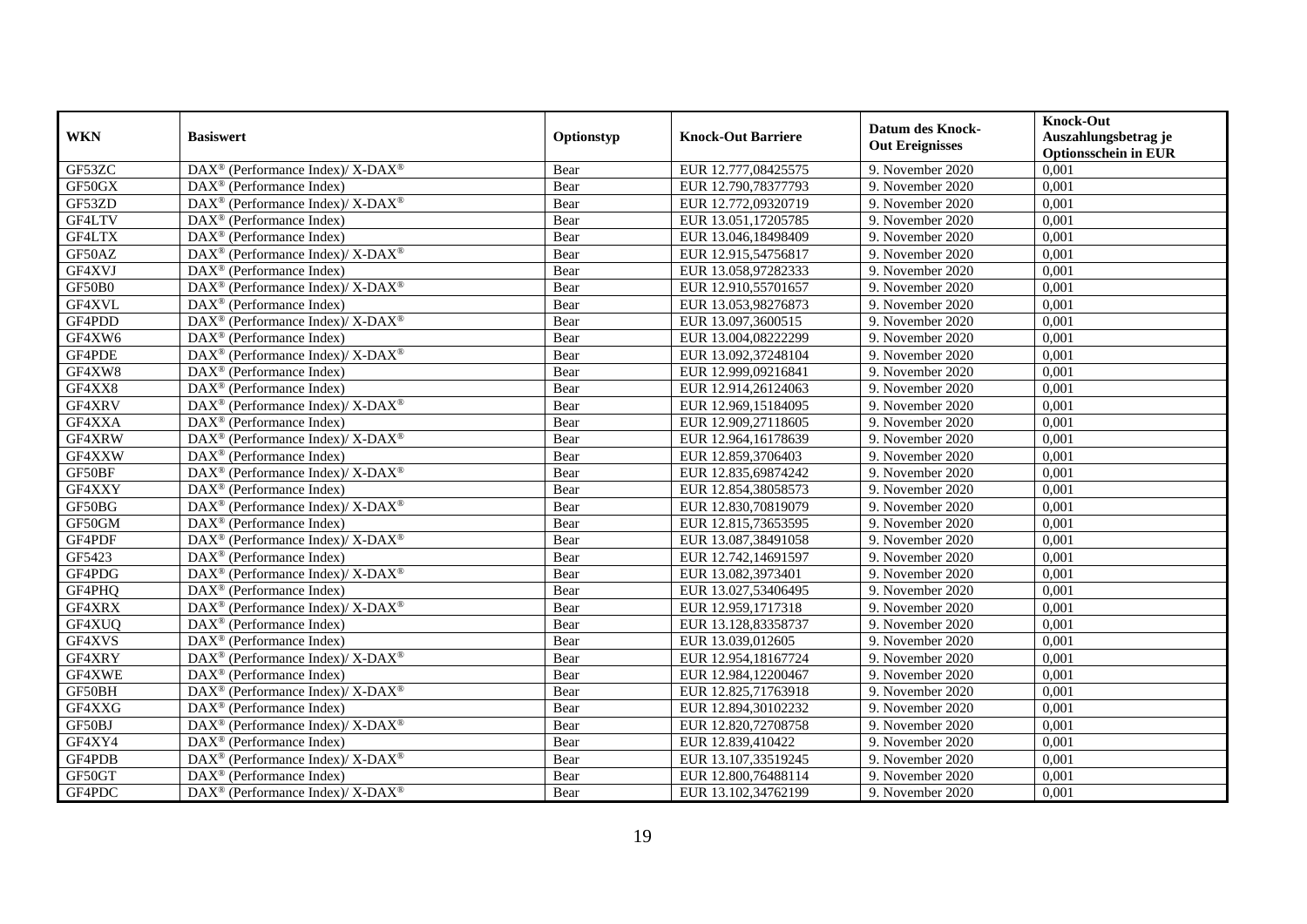| WKN | Basiswert | Optionstyp | Knock-Out Barriere | Datum des Knock-Out Ereignisses | Knock-Out Auszahlungsbetrag je Optionsschein in EUR |
|---|---|---|---|---|---|
| GF53ZC | DAX® (Performance Index)/ X-DAX® | Bear | EUR 12.777,08425575 | 9. November 2020 | 0,001 |
| GF50GX | DAX® (Performance Index) | Bear | EUR 12.790,78377793 | 9. November 2020 | 0,001 |
| GF53ZD | DAX® (Performance Index)/ X-DAX® | Bear | EUR 12.772,09320719 | 9. November 2020 | 0,001 |
| GF4LTV | DAX® (Performance Index) | Bear | EUR 13.051,17205785 | 9. November 2020 | 0,001 |
| GF4LTX | DAX® (Performance Index) | Bear | EUR 13.046,18498409 | 9. November 2020 | 0,001 |
| GF50AZ | DAX® (Performance Index)/ X-DAX® | Bear | EUR 12.915,54756817 | 9. November 2020 | 0,001 |
| GF4XVJ | DAX® (Performance Index) | Bear | EUR 13.058,97282333 | 9. November 2020 | 0,001 |
| GF50B0 | DAX® (Performance Index)/ X-DAX® | Bear | EUR 12.910,55701657 | 9. November 2020 | 0,001 |
| GF4XVL | DAX® (Performance Index) | Bear | EUR 13.053,98276873 | 9. November 2020 | 0,001 |
| GF4PDD | DAX® (Performance Index)/ X-DAX® | Bear | EUR 13.097,3600515 | 9. November 2020 | 0,001 |
| GF4XW6 | DAX® (Performance Index) | Bear | EUR 13.004,08222299 | 9. November 2020 | 0,001 |
| GF4PDE | DAX® (Performance Index)/ X-DAX® | Bear | EUR 13.092,37248104 | 9. November 2020 | 0,001 |
| GF4XW8 | DAX® (Performance Index) | Bear | EUR 12.999,09216841 | 9. November 2020 | 0,001 |
| GF4XX8 | DAX® (Performance Index) | Bear | EUR 12.914,26124063 | 9. November 2020 | 0,001 |
| GF4XRV | DAX® (Performance Index)/ X-DAX® | Bear | EUR 12.969,15184095 | 9. November 2020 | 0,001 |
| GF4XXA | DAX® (Performance Index) | Bear | EUR 12.909,27118605 | 9. November 2020 | 0,001 |
| GF4XRW | DAX® (Performance Index)/ X-DAX® | Bear | EUR 12.964,16178639 | 9. November 2020 | 0,001 |
| GF4XXW | DAX® (Performance Index) | Bear | EUR 12.859,3706403 | 9. November 2020 | 0,001 |
| GF50BF | DAX® (Performance Index)/ X-DAX® | Bear | EUR 12.835,69874242 | 9. November 2020 | 0,001 |
| GF4XXY | DAX® (Performance Index) | Bear | EUR 12.854,38058573 | 9. November 2020 | 0,001 |
| GF50BG | DAX® (Performance Index)/ X-DAX® | Bear | EUR 12.830,70819079 | 9. November 2020 | 0,001 |
| GF50GM | DAX® (Performance Index) | Bear | EUR 12.815,73653595 | 9. November 2020 | 0,001 |
| GF4PDF | DAX® (Performance Index)/ X-DAX® | Bear | EUR 13.087,38491058 | 9. November 2020 | 0,001 |
| GF5423 | DAX® (Performance Index) | Bear | EUR 12.742,14691597 | 9. November 2020 | 0,001 |
| GF4PDG | DAX® (Performance Index)/ X-DAX® | Bear | EUR 13.082,3973401 | 9. November 2020 | 0,001 |
| GF4PHQ | DAX® (Performance Index) | Bear | EUR 13.027,53406495 | 9. November 2020 | 0,001 |
| GF4XRX | DAX® (Performance Index)/ X-DAX® | Bear | EUR 12.959,1717318 | 9. November 2020 | 0,001 |
| GF4XUQ | DAX® (Performance Index) | Bear | EUR 13.128,83358737 | 9. November 2020 | 0,001 |
| GF4XVS | DAX® (Performance Index) | Bear | EUR 13.039,012605 | 9. November 2020 | 0,001 |
| GF4XRY | DAX® (Performance Index)/ X-DAX® | Bear | EUR 12.954,18167724 | 9. November 2020 | 0,001 |
| GF4XWE | DAX® (Performance Index) | Bear | EUR 12.984,12200467 | 9. November 2020 | 0,001 |
| GF50BH | DAX® (Performance Index)/ X-DAX® | Bear | EUR 12.825,71763918 | 9. November 2020 | 0,001 |
| GF4XXG | DAX® (Performance Index) | Bear | EUR 12.894,30102232 | 9. November 2020 | 0,001 |
| GF50BJ | DAX® (Performance Index)/ X-DAX® | Bear | EUR 12.820,72708758 | 9. November 2020 | 0,001 |
| GF4XY4 | DAX® (Performance Index) | Bear | EUR 12.839,410422 | 9. November 2020 | 0,001 |
| GF4PDB | DAX® (Performance Index)/ X-DAX® | Bear | EUR 13.107,33519245 | 9. November 2020 | 0,001 |
| GF50GT | DAX® (Performance Index) | Bear | EUR 12.800,76488114 | 9. November 2020 | 0,001 |
| GF4PDC | DAX® (Performance Index)/ X-DAX® | Bear | EUR 13.102,34762199 | 9. November 2020 | 0,001 |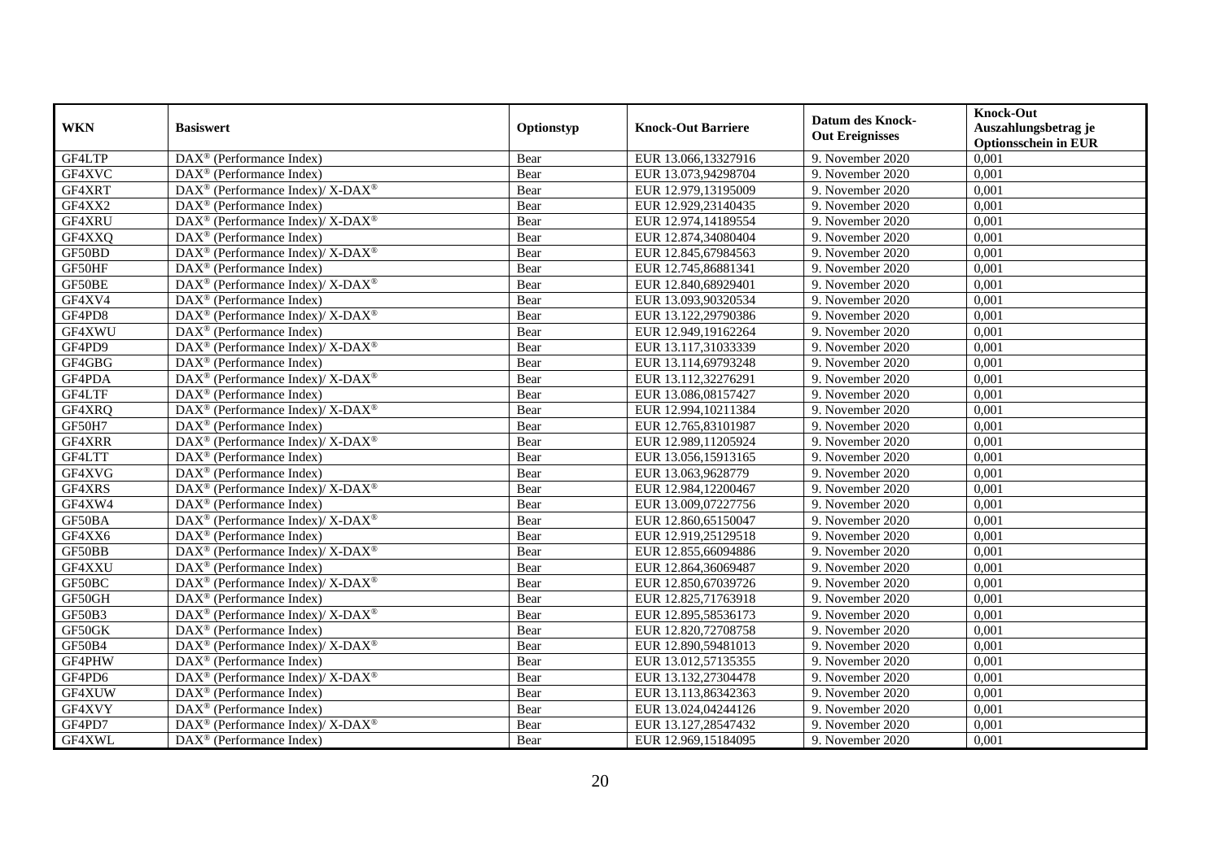| WKN | Basiswert | Optionstyp | Knock-Out Barriere | Datum des Knock-Out Ereignisses | Knock-Out Auszahlungsbetrag je Optionsschein in EUR |
|---|---|---|---|---|---|
| GF4LTP | DAX® (Performance Index) | Bear | EUR 13.066,13327916 | 9. November 2020 | 0,001 |
| GF4XVC | DAX® (Performance Index) | Bear | EUR 13.073,94298704 | 9. November 2020 | 0,001 |
| GF4XRT | DAX® (Performance Index)/ X-DAX® | Bear | EUR 12.979,13195009 | 9. November 2020 | 0,001 |
| GF4XX2 | DAX® (Performance Index) | Bear | EUR 12.929,23140435 | 9. November 2020 | 0,001 |
| GF4XRU | DAX® (Performance Index)/ X-DAX® | Bear | EUR 12.974,14189554 | 9. November 2020 | 0,001 |
| GF4XXQ | DAX® (Performance Index) | Bear | EUR 12.874,34080404 | 9. November 2020 | 0,001 |
| GF50BD | DAX® (Performance Index)/ X-DAX® | Bear | EUR 12.845,67984563 | 9. November 2020 | 0,001 |
| GF50HF | DAX® (Performance Index) | Bear | EUR 12.745,86881341 | 9. November 2020 | 0,001 |
| GF50BE | DAX® (Performance Index)/ X-DAX® | Bear | EUR 12.840,68929401 | 9. November 2020 | 0,001 |
| GF4XV4 | DAX® (Performance Index) | Bear | EUR 13.093,90320534 | 9. November 2020 | 0,001 |
| GF4PD8 | DAX® (Performance Index)/ X-DAX® | Bear | EUR 13.122,29790386 | 9. November 2020 | 0,001 |
| GF4XWU | DAX® (Performance Index) | Bear | EUR 12.949,19162264 | 9. November 2020 | 0,001 |
| GF4PD9 | DAX® (Performance Index)/ X-DAX® | Bear | EUR 13.117,31033339 | 9. November 2020 | 0,001 |
| GF4GBG | DAX® (Performance Index) | Bear | EUR 13.114,69793248 | 9. November 2020 | 0,001 |
| GF4PDA | DAX® (Performance Index)/ X-DAX® | Bear | EUR 13.112,32276291 | 9. November 2020 | 0,001 |
| GF4LTF | DAX® (Performance Index) | Bear | EUR 13.086,08157427 | 9. November 2020 | 0,001 |
| GF4XRQ | DAX® (Performance Index)/ X-DAX® | Bear | EUR 12.994,10211384 | 9. November 2020 | 0,001 |
| GF50H7 | DAX® (Performance Index) | Bear | EUR 12.765,83101987 | 9. November 2020 | 0,001 |
| GF4XRR | DAX® (Performance Index)/ X-DAX® | Bear | EUR 12.989,11205924 | 9. November 2020 | 0,001 |
| GF4LTT | DAX® (Performance Index) | Bear | EUR 13.056,15913165 | 9. November 2020 | 0,001 |
| GF4XVG | DAX® (Performance Index) | Bear | EUR 13.063,9628779 | 9. November 2020 | 0,001 |
| GF4XRS | DAX® (Performance Index)/ X-DAX® | Bear | EUR 12.984,12200467 | 9. November 2020 | 0,001 |
| GF4XW4 | DAX® (Performance Index) | Bear | EUR 13.009,07227756 | 9. November 2020 | 0,001 |
| GF50BA | DAX® (Performance Index)/ X-DAX® | Bear | EUR 12.860,65150047 | 9. November 2020 | 0,001 |
| GF4XX6 | DAX® (Performance Index) | Bear | EUR 12.919,25129518 | 9. November 2020 | 0,001 |
| GF50BB | DAX® (Performance Index)/ X-DAX® | Bear | EUR 12.855,66094886 | 9. November 2020 | 0,001 |
| GF4XXU | DAX® (Performance Index) | Bear | EUR 12.864,36069487 | 9. November 2020 | 0,001 |
| GF50BC | DAX® (Performance Index)/ X-DAX® | Bear | EUR 12.850,67039726 | 9. November 2020 | 0,001 |
| GF50GH | DAX® (Performance Index) | Bear | EUR 12.825,71763918 | 9. November 2020 | 0,001 |
| GF50B3 | DAX® (Performance Index)/ X-DAX® | Bear | EUR 12.895,58536173 | 9. November 2020 | 0,001 |
| GF50GK | DAX® (Performance Index) | Bear | EUR 12.820,72708758 | 9. November 2020 | 0,001 |
| GF50B4 | DAX® (Performance Index)/ X-DAX® | Bear | EUR 12.890,59481013 | 9. November 2020 | 0,001 |
| GF4PHW | DAX® (Performance Index) | Bear | EUR 13.012,57135355 | 9. November 2020 | 0,001 |
| GF4PD6 | DAX® (Performance Index)/ X-DAX® | Bear | EUR 13.132,27304478 | 9. November 2020 | 0,001 |
| GF4XUW | DAX® (Performance Index) | Bear | EUR 13.113,86342363 | 9. November 2020 | 0,001 |
| GF4XVY | DAX® (Performance Index) | Bear | EUR 13.024,04244126 | 9. November 2020 | 0,001 |
| GF4PD7 | DAX® (Performance Index)/ X-DAX® | Bear | EUR 13.127,28547432 | 9. November 2020 | 0,001 |
| GF4XWL | DAX® (Performance Index) | Bear | EUR 12.969,15184095 | 9. November 2020 | 0,001 |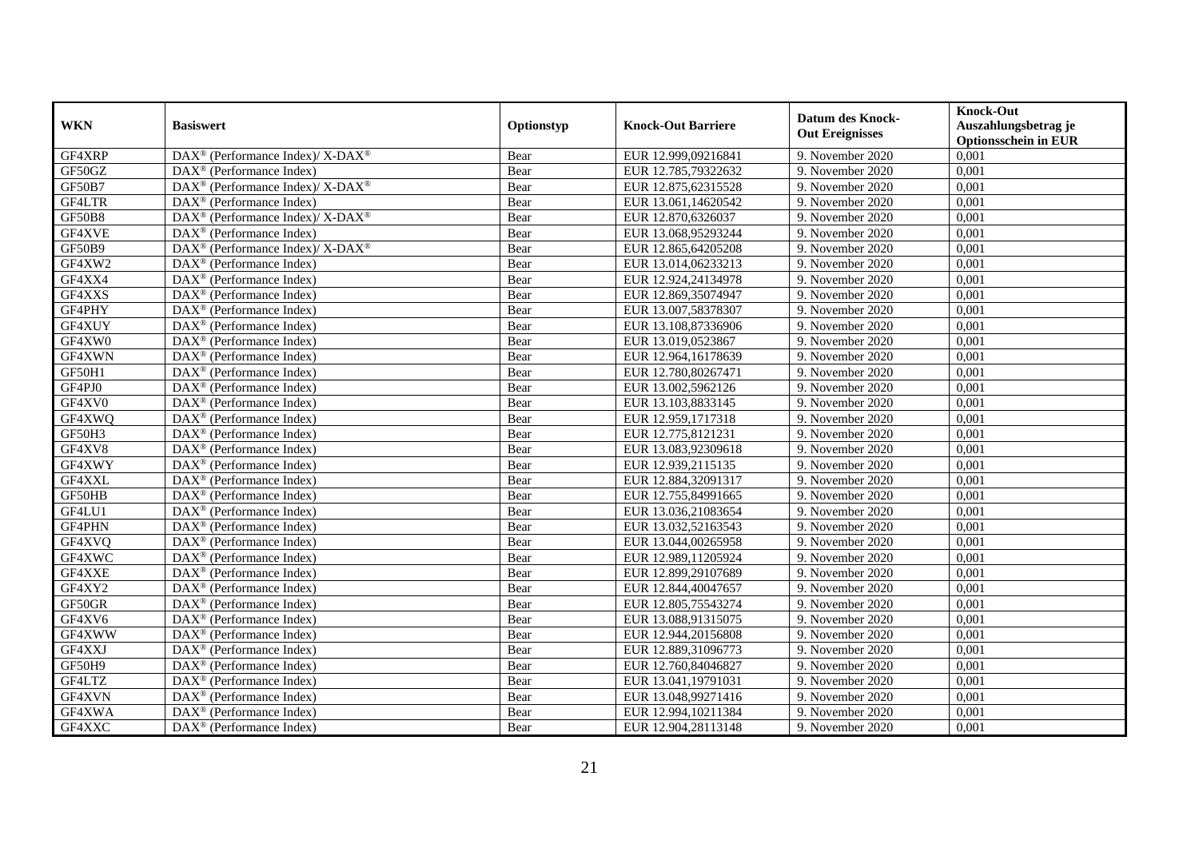| WKN | Basiswert | Optionstyp | Knock-Out Barriere | Datum des Knock-Out Ereignisses | Knock-Out Auszahlungsbetrag je Optionsschein in EUR |
|---|---|---|---|---|---|
| GF4XRP | DAX® (Performance Index)/ X-DAX® | Bear | EUR 12.999,09216841 | 9. November 2020 | 0,001 |
| GF50GZ | DAX® (Performance Index) | Bear | EUR 12.785,79322632 | 9. November 2020 | 0,001 |
| GF50B7 | DAX® (Performance Index)/ X-DAX® | Bear | EUR 12.875,62315528 | 9. November 2020 | 0,001 |
| GF4LTR | DAX® (Performance Index) | Bear | EUR 13.061,14620542 | 9. November 2020 | 0,001 |
| GF50B8 | DAX® (Performance Index)/ X-DAX® | Bear | EUR 12.870,6326037 | 9. November 2020 | 0,001 |
| GF4XVE | DAX® (Performance Index) | Bear | EUR 13.068,95293244 | 9. November 2020 | 0,001 |
| GF50B9 | DAX® (Performance Index)/ X-DAX® | Bear | EUR 12.865,64205208 | 9. November 2020 | 0,001 |
| GF4XW2 | DAX® (Performance Index) | Bear | EUR 13.014,06233213 | 9. November 2020 | 0,001 |
| GF4XX4 | DAX® (Performance Index) | Bear | EUR 12.924,24134978 | 9. November 2020 | 0,001 |
| GF4XXS | DAX® (Performance Index) | Bear | EUR 12.869,35074947 | 9. November 2020 | 0,001 |
| GF4PHY | DAX® (Performance Index) | Bear | EUR 13.007,58378307 | 9. November 2020 | 0,001 |
| GF4XUY | DAX® (Performance Index) | Bear | EUR 13.108,87336906 | 9. November 2020 | 0,001 |
| GF4XW0 | DAX® (Performance Index) | Bear | EUR 13.019,0523867 | 9. November 2020 | 0,001 |
| GF4XWN | DAX® (Performance Index) | Bear | EUR 12.964,16178639 | 9. November 2020 | 0,001 |
| GF50H1 | DAX® (Performance Index) | Bear | EUR 12.780,80267471 | 9. November 2020 | 0,001 |
| GF4PJ0 | DAX® (Performance Index) | Bear | EUR 13.002,5962126 | 9. November 2020 | 0,001 |
| GF4XV0 | DAX® (Performance Index) | Bear | EUR 13.103,8833145 | 9. November 2020 | 0,001 |
| GF4XWQ | DAX® (Performance Index) | Bear | EUR 12.959,1717318 | 9. November 2020 | 0,001 |
| GF50H3 | DAX® (Performance Index) | Bear | EUR 12.775,8121231 | 9. November 2020 | 0,001 |
| GF4XV8 | DAX® (Performance Index) | Bear | EUR 13.083,92309618 | 9. November 2020 | 0,001 |
| GF4XWY | DAX® (Performance Index) | Bear | EUR 12.939,2115135 | 9. November 2020 | 0,001 |
| GF4XXL | DAX® (Performance Index) | Bear | EUR 12.884,32091317 | 9. November 2020 | 0,001 |
| GF50HB | DAX® (Performance Index) | Bear | EUR 12.755,84991665 | 9. November 2020 | 0,001 |
| GF4LU1 | DAX® (Performance Index) | Bear | EUR 13.036,21083654 | 9. November 2020 | 0,001 |
| GF4PHN | DAX® (Performance Index) | Bear | EUR 13.032,52163543 | 9. November 2020 | 0,001 |
| GF4XVQ | DAX® (Performance Index) | Bear | EUR 13.044,00265958 | 9. November 2020 | 0,001 |
| GF4XWC | DAX® (Performance Index) | Bear | EUR 12.989,11205924 | 9. November 2020 | 0,001 |
| GF4XXE | DAX® (Performance Index) | Bear | EUR 12.899,29107689 | 9. November 2020 | 0,001 |
| GF4XY2 | DAX® (Performance Index) | Bear | EUR 12.844,40047657 | 9. November 2020 | 0,001 |
| GF50GR | DAX® (Performance Index) | Bear | EUR 12.805,75543274 | 9. November 2020 | 0,001 |
| GF4XV6 | DAX® (Performance Index) | Bear | EUR 13.088,91315075 | 9. November 2020 | 0,001 |
| GF4XWW | DAX® (Performance Index) | Bear | EUR 12.944,20156808 | 9. November 2020 | 0,001 |
| GF4XXJ | DAX® (Performance Index) | Bear | EUR 12.889,31096773 | 9. November 2020 | 0,001 |
| GF50H9 | DAX® (Performance Index) | Bear | EUR 12.760,84046827 | 9. November 2020 | 0,001 |
| GF4LTZ | DAX® (Performance Index) | Bear | EUR 13.041,19791031 | 9. November 2020 | 0,001 |
| GF4XVN | DAX® (Performance Index) | Bear | EUR 13.048,99271416 | 9. November 2020 | 0,001 |
| GF4XWA | DAX® (Performance Index) | Bear | EUR 12.994,10211384 | 9. November 2020 | 0,001 |
| GF4XXC | DAX® (Performance Index) | Bear | EUR 12.904,28113148 | 9. November 2020 | 0,001 |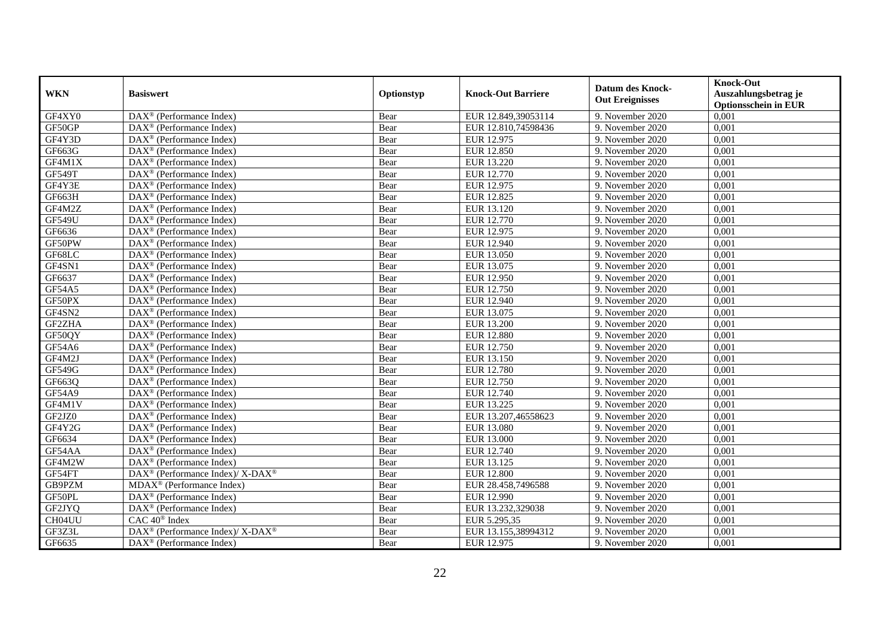| WKN | Basiswert | Optionstyp | Knock-Out Barriere | Datum des Knock-Out Ereignisses | Knock-Out Auszahlungsbetrag je Optionsschein in EUR |
|---|---|---|---|---|---|
| GF4XY0 | DAX® (Performance Index) | Bear | EUR 12.849,39053114 | 9. November 2020 | 0,001 |
| GF50GP | DAX® (Performance Index) | Bear | EUR 12.810,74598436 | 9. November 2020 | 0,001 |
| GF4Y3D | DAX® (Performance Index) | Bear | EUR 12.975 | 9. November 2020 | 0,001 |
| GF663G | DAX® (Performance Index) | Bear | EUR 12.850 | 9. November 2020 | 0,001 |
| GF4M1X | DAX® (Performance Index) | Bear | EUR 13.220 | 9. November 2020 | 0,001 |
| GF549T | DAX® (Performance Index) | Bear | EUR 12.770 | 9. November 2020 | 0,001 |
| GF4Y3E | DAX® (Performance Index) | Bear | EUR 12.975 | 9. November 2020 | 0,001 |
| GF663H | DAX® (Performance Index) | Bear | EUR 12.825 | 9. November 2020 | 0,001 |
| GF4M2Z | DAX® (Performance Index) | Bear | EUR 13.120 | 9. November 2020 | 0,001 |
| GF549U | DAX® (Performance Index) | Bear | EUR 12.770 | 9. November 2020 | 0,001 |
| GF6636 | DAX® (Performance Index) | Bear | EUR 12.975 | 9. November 2020 | 0,001 |
| GF50PW | DAX® (Performance Index) | Bear | EUR 12.940 | 9. November 2020 | 0,001 |
| GF68LC | DAX® (Performance Index) | Bear | EUR 13.050 | 9. November 2020 | 0,001 |
| GF4SN1 | DAX® (Performance Index) | Bear | EUR 13.075 | 9. November 2020 | 0,001 |
| GF6637 | DAX® (Performance Index) | Bear | EUR 12.950 | 9. November 2020 | 0,001 |
| GF54A5 | DAX® (Performance Index) | Bear | EUR 12.750 | 9. November 2020 | 0,001 |
| GF50PX | DAX® (Performance Index) | Bear | EUR 12.940 | 9. November 2020 | 0,001 |
| GF4SN2 | DAX® (Performance Index) | Bear | EUR 13.075 | 9. November 2020 | 0,001 |
| GF2ZHA | DAX® (Performance Index) | Bear | EUR 13.200 | 9. November 2020 | 0,001 |
| GF50QY | DAX® (Performance Index) | Bear | EUR 12.880 | 9. November 2020 | 0,001 |
| GF54A6 | DAX® (Performance Index) | Bear | EUR 12.750 | 9. November 2020 | 0,001 |
| GF4M2J | DAX® (Performance Index) | Bear | EUR 13.150 | 9. November 2020 | 0,001 |
| GF549G | DAX® (Performance Index) | Bear | EUR 12.780 | 9. November 2020 | 0,001 |
| GF663Q | DAX® (Performance Index) | Bear | EUR 12.750 | 9. November 2020 | 0,001 |
| GF54A9 | DAX® (Performance Index) | Bear | EUR 12.740 | 9. November 2020 | 0,001 |
| GF4M1V | DAX® (Performance Index) | Bear | EUR 13.225 | 9. November 2020 | 0,001 |
| GF2JZ0 | DAX® (Performance Index) | Bear | EUR 13.207,46558623 | 9. November 2020 | 0,001 |
| GF4Y2G | DAX® (Performance Index) | Bear | EUR 13.080 | 9. November 2020 | 0,001 |
| GF6634 | DAX® (Performance Index) | Bear | EUR 13.000 | 9. November 2020 | 0,001 |
| GF54AA | DAX® (Performance Index) | Bear | EUR 12.740 | 9. November 2020 | 0,001 |
| GF4M2W | DAX® (Performance Index) | Bear | EUR 13.125 | 9. November 2020 | 0,001 |
| GF54FT | DAX® (Performance Index)/ X-DAX® | Bear | EUR 12.800 | 9. November 2020 | 0,001 |
| GB9PZM | MDAX® (Performance Index) | Bear | EUR 28.458,7496588 | 9. November 2020 | 0,001 |
| GF50PL | DAX® (Performance Index) | Bear | EUR 12.990 | 9. November 2020 | 0,001 |
| GF2JYQ | DAX® (Performance Index) | Bear | EUR 13.232,329038 | 9. November 2020 | 0,001 |
| CH04UU | CAC 40® Index | Bear | EUR 5.295,35 | 9. November 2020 | 0,001 |
| GF3Z3L | DAX® (Performance Index)/ X-DAX® | Bear | EUR 13.155,38994312 | 9. November 2020 | 0,001 |
| GF6635 | DAX® (Performance Index) | Bear | EUR 12.975 | 9. November 2020 | 0,001 |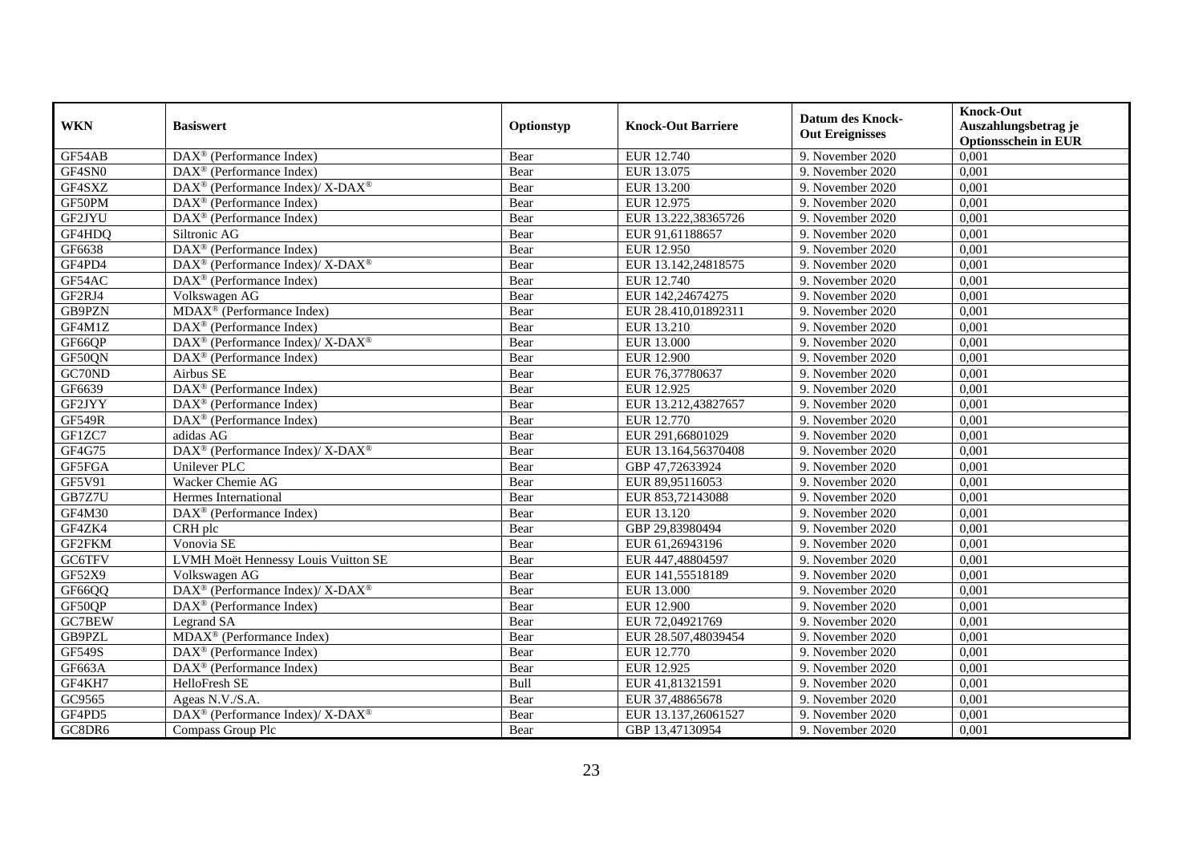| WKN | Basiswert | Optionstyp | Knock-Out Barriere | Datum des Knock-Out Ereignisses | Knock-Out Auszahlungsbetrag je Optionsschein in EUR |
|---|---|---|---|---|---|
| GF54AB | DAX® (Performance Index) | Bear | EUR 12.740 | 9. November 2020 | 0,001 |
| GF4SN0 | DAX® (Performance Index) | Bear | EUR 13.075 | 9. November 2020 | 0,001 |
| GF4SXZ | DAX® (Performance Index)/ X-DAX® | Bear | EUR 13.200 | 9. November 2020 | 0,001 |
| GF50PM | DAX® (Performance Index) | Bear | EUR 12.975 | 9. November 2020 | 0,001 |
| GF2JYU | DAX® (Performance Index) | Bear | EUR 13.222,38365726 | 9. November 2020 | 0,001 |
| GF4HDQ | Siltronic AG | Bear | EUR 91,61188657 | 9. November 2020 | 0,001 |
| GF6638 | DAX® (Performance Index) | Bear | EUR 12.950 | 9. November 2020 | 0,001 |
| GF4PD4 | DAX® (Performance Index)/ X-DAX® | Bear | EUR 13.142,24818575 | 9. November 2020 | 0,001 |
| GF54AC | DAX® (Performance Index) | Bear | EUR 12.740 | 9. November 2020 | 0,001 |
| GF2RJ4 | Volkswagen AG | Bear | EUR 142,24674275 | 9. November 2020 | 0,001 |
| GB9PZN | MDAX® (Performance Index) | Bear | EUR 28.410,01892311 | 9. November 2020 | 0,001 |
| GF4M1Z | DAX® (Performance Index) | Bear | EUR 13.210 | 9. November 2020 | 0,001 |
| GF66QP | DAX® (Performance Index)/ X-DAX® | Bear | EUR 13.000 | 9. November 2020 | 0,001 |
| GF50QN | DAX® (Performance Index) | Bear | EUR 12.900 | 9. November 2020 | 0,001 |
| GC70ND | Airbus SE | Bear | EUR 76,37780637 | 9. November 2020 | 0,001 |
| GF6639 | DAX® (Performance Index) | Bear | EUR 12.925 | 9. November 2020 | 0,001 |
| GF2JYY | DAX® (Performance Index) | Bear | EUR 13.212,43827657 | 9. November 2020 | 0,001 |
| GF549R | DAX® (Performance Index) | Bear | EUR 12.770 | 9. November 2020 | 0,001 |
| GF1ZC7 | adidas AG | Bear | EUR 291,66801029 | 9. November 2020 | 0,001 |
| GF4G75 | DAX® (Performance Index)/ X-DAX® | Bear | EUR 13.164,56370408 | 9. November 2020 | 0,001 |
| GF5FGA | Unilever PLC | Bear | GBP 47,72633924 | 9. November 2020 | 0,001 |
| GF5V91 | Wacker Chemie AG | Bear | EUR 89,95116053 | 9. November 2020 | 0,001 |
| GB7Z7U | Hermes International | Bear | EUR 853,72143088 | 9. November 2020 | 0,001 |
| GF4M30 | DAX® (Performance Index) | Bear | EUR 13.120 | 9. November 2020 | 0,001 |
| GF4ZK4 | CRH plc | Bear | GBP 29,83980494 | 9. November 2020 | 0,001 |
| GF2FKM | Vonovia SE | Bear | EUR 61,26943196 | 9. November 2020 | 0,001 |
| GC6TFV | LVMH Moët Hennessy Louis Vuitton SE | Bear | EUR 447,48804597 | 9. November 2020 | 0,001 |
| GF52X9 | Volkswagen AG | Bear | EUR 141,55518189 | 9. November 2020 | 0,001 |
| GF66QQ | DAX® (Performance Index)/ X-DAX® | Bear | EUR 13.000 | 9. November 2020 | 0,001 |
| GF50QP | DAX® (Performance Index) | Bear | EUR 12.900 | 9. November 2020 | 0,001 |
| GC7BEW | Legrand SA | Bear | EUR 72,04921769 | 9. November 2020 | 0,001 |
| GB9PZL | MDAX® (Performance Index) | Bear | EUR 28.507,48039454 | 9. November 2020 | 0,001 |
| GF549S | DAX® (Performance Index) | Bear | EUR 12.770 | 9. November 2020 | 0,001 |
| GF663A | DAX® (Performance Index) | Bear | EUR 12.925 | 9. November 2020 | 0,001 |
| GF4KH7 | HelloFresh SE | Bull | EUR 41,81321591 | 9. November 2020 | 0,001 |
| GC9565 | Ageas N.V./S.A. | Bear | EUR 37,48865678 | 9. November 2020 | 0,001 |
| GF4PD5 | DAX® (Performance Index)/ X-DAX® | Bear | EUR 13.137,26061527 | 9. November 2020 | 0,001 |
| GC8DR6 | Compass Group Plc | Bear | GBP 13,47130954 | 9. November 2020 | 0,001 |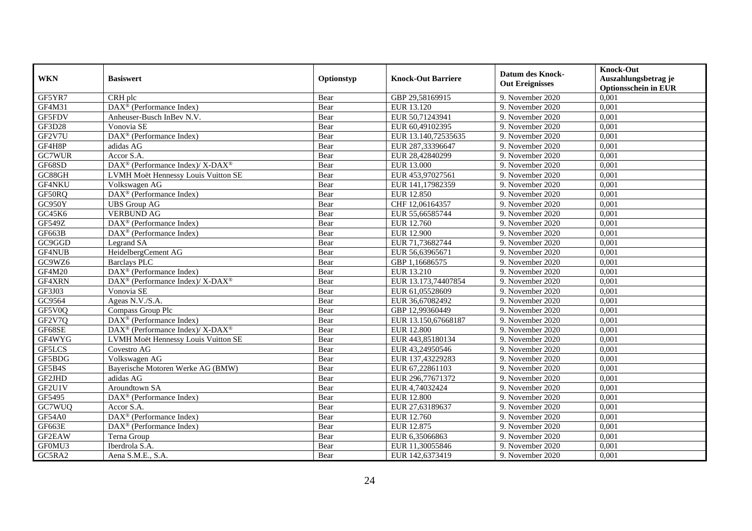| WKN | Basiswert | Optionstyp | Knock-Out Barriere | Datum des Knock-Out Ereignisses | Knock-Out Auszahlungsbetrag je Optionsschein in EUR |
|---|---|---|---|---|---|
| GF5YR7 | CRH plc | Bear | GBP 29,58169915 | 9. November 2020 | 0,001 |
| GF4M31 | DAX® (Performance Index) | Bear | EUR 13.120 | 9. November 2020 | 0,001 |
| GF5FDV | Anheuser-Busch InBev N.V. | Bear | EUR 50,71243941 | 9. November 2020 | 0,001 |
| GF3D28 | Vonovia SE | Bear | EUR 60,49102395 | 9. November 2020 | 0,001 |
| GF2V7U | DAX® (Performance Index) | Bear | EUR 13.140,72535635 | 9. November 2020 | 0,001 |
| GF4H8P | adidas AG | Bear | EUR 287,33396647 | 9. November 2020 | 0,001 |
| GC7WUR | Accor S.A. | Bear | EUR 28,42840299 | 9. November 2020 | 0,001 |
| GF68SD | DAX® (Performance Index)/ X-DAX® | Bear | EUR 13.000 | 9. November 2020 | 0,001 |
| GC88GH | LVMH Moët Hennessy Louis Vuitton SE | Bear | EUR 453,97027561 | 9. November 2020 | 0,001 |
| GF4NKU | Volkswagen AG | Bear | EUR 141,17982359 | 9. November 2020 | 0,001 |
| GF50RQ | DAX® (Performance Index) | Bear | EUR 12.850 | 9. November 2020 | 0,001 |
| GC950Y | UBS Group AG | Bear | CHF 12,06164357 | 9. November 2020 | 0,001 |
| GC45K6 | VERBUND AG | Bear | EUR 55,66585744 | 9. November 2020 | 0,001 |
| GF549Z | DAX® (Performance Index) | Bear | EUR 12.760 | 9. November 2020 | 0,001 |
| GF663B | DAX® (Performance Index) | Bear | EUR 12.900 | 9. November 2020 | 0,001 |
| GC9GGD | Legrand SA | Bear | EUR 71,73682744 | 9. November 2020 | 0,001 |
| GF4NUB | HeidelbergCement AG | Bear | EUR 56,63965671 | 9. November 2020 | 0,001 |
| GC9WZ6 | Barclays PLC | Bear | GBP 1,16686575 | 9. November 2020 | 0,001 |
| GF4M20 | DAX® (Performance Index) | Bear | EUR 13.210 | 9. November 2020 | 0,001 |
| GF4XRN | DAX® (Performance Index)/ X-DAX® | Bear | EUR 13.173,74407854 | 9. November 2020 | 0,001 |
| GF3J03 | Vonovia SE | Bear | EUR 61,05528609 | 9. November 2020 | 0,001 |
| GC9564 | Ageas N.V./S.A. | Bear | EUR 36,67082492 | 9. November 2020 | 0,001 |
| GF5V0Q | Compass Group Plc | Bear | GBP 12,99360449 | 9. November 2020 | 0,001 |
| GF2V7Q | DAX® (Performance Index) | Bear | EUR 13.150,67668187 | 9. November 2020 | 0,001 |
| GF68SE | DAX® (Performance Index)/ X-DAX® | Bear | EUR 12.800 | 9. November 2020 | 0,001 |
| GF4WYG | LVMH Moët Hennessy Louis Vuitton SE | Bear | EUR 443,85180134 | 9. November 2020 | 0,001 |
| GF5LCS | Covestro AG | Bear | EUR 43,24950546 | 9. November 2020 | 0,001 |
| GF5BDG | Volkswagen AG | Bear | EUR 137,43229283 | 9. November 2020 | 0,001 |
| GF5B4S | Bayerische Motoren Werke AG (BMW) | Bear | EUR 67,22861103 | 9. November 2020 | 0,001 |
| GF2JHD | adidas AG | Bear | EUR 296,77671372 | 9. November 2020 | 0,001 |
| GF2U1V | Aroundtown SA | Bear | EUR 4,74032424 | 9. November 2020 | 0,001 |
| GF5495 | DAX® (Performance Index) | Bear | EUR 12.800 | 9. November 2020 | 0,001 |
| GC7WUQ | Accor S.A. | Bear | EUR 27,63189637 | 9. November 2020 | 0,001 |
| GF54A0 | DAX® (Performance Index) | Bear | EUR 12.760 | 9. November 2020 | 0,001 |
| GF663E | DAX® (Performance Index) | Bear | EUR 12.875 | 9. November 2020 | 0,001 |
| GF2EAW | Terna Group | Bear | EUR 6,35066863 | 9. November 2020 | 0,001 |
| GF0MU3 | Iberdrola S.A. | Bear | EUR 11,30055846 | 9. November 2020 | 0,001 |
| GC5RA2 | Aena S.M.E., S.A. | Bear | EUR 142,6373419 | 9. November 2020 | 0,001 |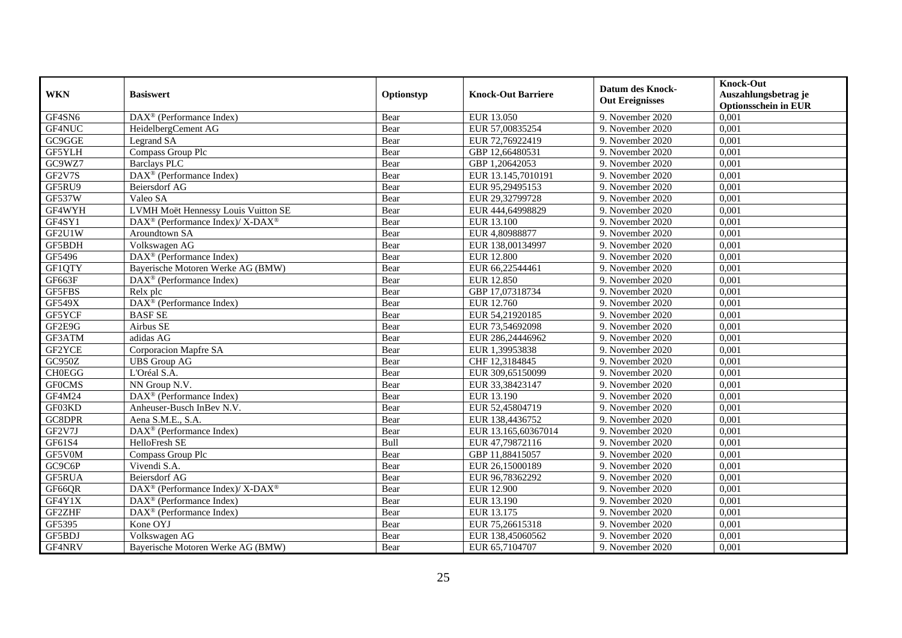| WKN | Basiswert | Optionstyp | Knock-Out Barriere | Datum des Knock-Out Ereignisses | Knock-Out Auszahlungsbetrag je Optionsschein in EUR |
|---|---|---|---|---|---|
| GF4SN6 | DAX® (Performance Index) | Bear | EUR 13.050 | 9. November 2020 | 0,001 |
| GF4NUC | HeidelbergCement AG | Bear | EUR 57,00835254 | 9. November 2020 | 0,001 |
| GC9GGE | Legrand SA | Bear | EUR 72,76922419 | 9. November 2020 | 0,001 |
| GF5YLH | Compass Group Plc | Bear | GBP 12,66480531 | 9. November 2020 | 0,001 |
| GC9WZ7 | Barclays PLC | Bear | GBP 1,20642053 | 9. November 2020 | 0,001 |
| GF2V7S | DAX® (Performance Index) | Bear | EUR 13.145,7010191 | 9. November 2020 | 0,001 |
| GF5RU9 | Beiersdorf AG | Bear | EUR 95,29495153 | 9. November 2020 | 0,001 |
| GF537W | Valeo SA | Bear | EUR 29,32799728 | 9. November 2020 | 0,001 |
| GF4WYH | LVMH Moët Hennessy Louis Vuitton SE | Bear | EUR 444,64998829 | 9. November 2020 | 0,001 |
| GF4SY1 | DAX® (Performance Index)/ X-DAX® | Bear | EUR 13.100 | 9. November 2020 | 0,001 |
| GF2U1W | Aroundtown SA | Bear | EUR 4,80988877 | 9. November 2020 | 0,001 |
| GF5BDH | Volkswagen AG | Bear | EUR 138,00134997 | 9. November 2020 | 0,001 |
| GF5496 | DAX® (Performance Index) | Bear | EUR 12.800 | 9. November 2020 | 0,001 |
| GF1QTY | Bayerische Motoren Werke AG (BMW) | Bear | EUR 66,22544461 | 9. November 2020 | 0,001 |
| GF663F | DAX® (Performance Index) | Bear | EUR 12.850 | 9. November 2020 | 0,001 |
| GF5FBS | Relx plc | Bear | GBP 17,07318734 | 9. November 2020 | 0,001 |
| GF549X | DAX® (Performance Index) | Bear | EUR 12.760 | 9. November 2020 | 0,001 |
| GF5YCF | BASF SE | Bear | EUR 54,21920185 | 9. November 2020 | 0,001 |
| GF2E9G | Airbus SE | Bear | EUR 73,54692098 | 9. November 2020 | 0,001 |
| GF3ATM | adidas AG | Bear | EUR 286,24446962 | 9. November 2020 | 0,001 |
| GF2YCE | Corporacion Mapfre SA | Bear | EUR 1,39953838 | 9. November 2020 | 0,001 |
| GC950Z | UBS Group AG | Bear | CHF 12,3184845 | 9. November 2020 | 0,001 |
| CH0EGG | L'Oréal S.A. | Bear | EUR 309,65150099 | 9. November 2020 | 0,001 |
| GF0CMS | NN Group N.V. | Bear | EUR 33,38423147 | 9. November 2020 | 0,001 |
| GF4M24 | DAX® (Performance Index) | Bear | EUR 13.190 | 9. November 2020 | 0,001 |
| GF03KD | Anheuser-Busch InBev N.V. | Bear | EUR 52,45804719 | 9. November 2020 | 0,001 |
| GC8DPR | Aena S.M.E., S.A. | Bear | EUR 138,4436752 | 9. November 2020 | 0,001 |
| GF2V7J | DAX® (Performance Index) | Bear | EUR 13.165,60367014 | 9. November 2020 | 0,001 |
| GF61S4 | HelloFresh SE | Bull | EUR 47,79872116 | 9. November 2020 | 0,001 |
| GF5V0M | Compass Group Plc | Bear | GBP 11,88415057 | 9. November 2020 | 0,001 |
| GC9C6P | Vivendi S.A. | Bear | EUR 26,15000189 | 9. November 2020 | 0,001 |
| GF5RUA | Beiersdorf AG | Bear | EUR 96,78362292 | 9. November 2020 | 0,001 |
| GF66QR | DAX® (Performance Index)/ X-DAX® | Bear | EUR 12.900 | 9. November 2020 | 0,001 |
| GF4Y1X | DAX® (Performance Index) | Bear | EUR 13.190 | 9. November 2020 | 0,001 |
| GF2ZHF | DAX® (Performance Index) | Bear | EUR 13.175 | 9. November 2020 | 0,001 |
| GF5395 | Kone OYJ | Bear | EUR 75,26615318 | 9. November 2020 | 0,001 |
| GF5BDJ | Volkswagen AG | Bear | EUR 138,45060562 | 9. November 2020 | 0,001 |
| GF4NRV | Bayerische Motoren Werke AG (BMW) | Bear | EUR 65,7104707 | 9. November 2020 | 0,001 |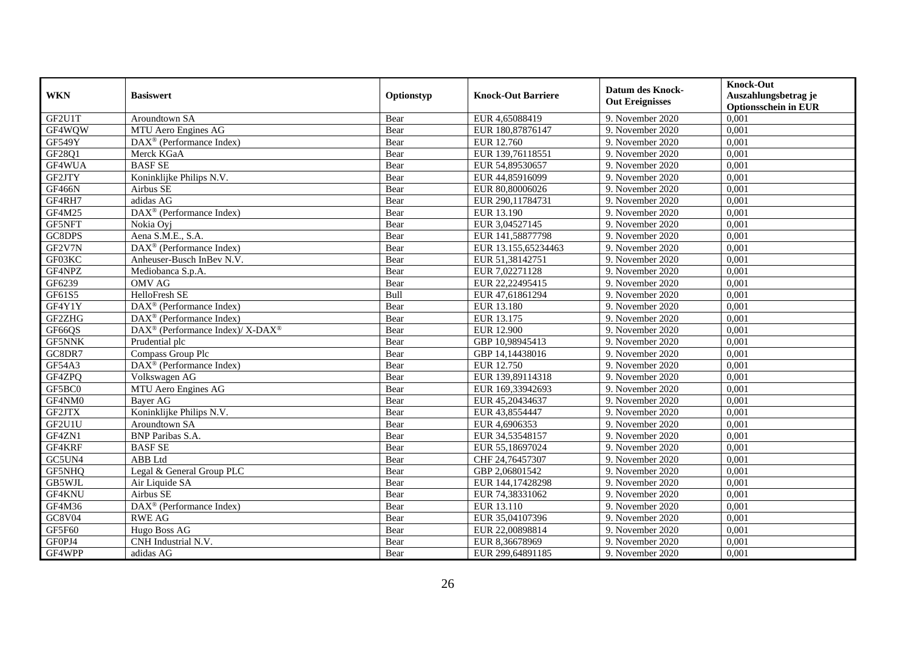| WKN | Basiswert | Optionstyp | Knock-Out Barriere | Datum des Knock-Out Ereignisses | Knock-Out Auszahlungsbetrag je Optionsschein in EUR |
|---|---|---|---|---|---|
| GF2U1T | Aroundtown SA | Bear | EUR 4,65088419 | 9. November 2020 | 0,001 |
| GF4WQW | MTU Aero Engines AG | Bear | EUR 180,87876147 | 9. November 2020 | 0,001 |
| GF549Y | DAX® (Performance Index) | Bear | EUR 12.760 | 9. November 2020 | 0,001 |
| GF28Q1 | Merck KGaA | Bear | EUR 139,76118551 | 9. November 2020 | 0,001 |
| GF4WUA | BASF SE | Bear | EUR 54,89530657 | 9. November 2020 | 0,001 |
| GF2JTY | Koninklijke Philips N.V. | Bear | EUR 44,85916099 | 9. November 2020 | 0,001 |
| GF466N | Airbus SE | Bear | EUR 80,80006026 | 9. November 2020 | 0,001 |
| GF4RH7 | adidas AG | Bear | EUR 290,11784731 | 9. November 2020 | 0,001 |
| GF4M25 | DAX® (Performance Index) | Bear | EUR 13.190 | 9. November 2020 | 0,001 |
| GF5NFT | Nokia Oyj | Bear | EUR 3,04527145 | 9. November 2020 | 0,001 |
| GC8DPS | Aena S.M.E., S.A. | Bear | EUR 141,58877798 | 9. November 2020 | 0,001 |
| GF2V7N | DAX® (Performance Index) | Bear | EUR 13.155,65234463 | 9. November 2020 | 0,001 |
| GF03KC | Anheuser-Busch InBev N.V. | Bear | EUR 51,38142751 | 9. November 2020 | 0,001 |
| GF4NPZ | Mediobanca S.p.A. | Bear | EUR 7,02271128 | 9. November 2020 | 0,001 |
| GF6239 | OMV AG | Bear | EUR 22,22495415 | 9. November 2020 | 0,001 |
| GF61S5 | HelloFresh SE | Bull | EUR 47,61861294 | 9. November 2020 | 0,001 |
| GF4Y1Y | DAX® (Performance Index) | Bear | EUR 13.180 | 9. November 2020 | 0,001 |
| GF2ZHG | DAX® (Performance Index) | Bear | EUR 13.175 | 9. November 2020 | 0,001 |
| GF66QS | DAX® (Performance Index)/ X-DAX® | Bear | EUR 12.900 | 9. November 2020 | 0,001 |
| GF5NNK | Prudential plc | Bear | GBP 10,98945413 | 9. November 2020 | 0,001 |
| GC8DR7 | Compass Group Plc | Bear | GBP 14,14438016 | 9. November 2020 | 0,001 |
| GF54A3 | DAX® (Performance Index) | Bear | EUR 12.750 | 9. November 2020 | 0,001 |
| GF4ZPQ | Volkswagen AG | Bear | EUR 139,89114318 | 9. November 2020 | 0,001 |
| GF5BC0 | MTU Aero Engines AG | Bear | EUR 169,33942693 | 9. November 2020 | 0,001 |
| GF4NM0 | Bayer AG | Bear | EUR 45,20434637 | 9. November 2020 | 0,001 |
| GF2JTX | Koninklijke Philips N.V. | Bear | EUR 43,8554447 | 9. November 2020 | 0,001 |
| GF2U1U | Aroundtown SA | Bear | EUR 4,6906353 | 9. November 2020 | 0,001 |
| GF4ZN1 | BNP Paribas S.A. | Bear | EUR 34,53548157 | 9. November 2020 | 0,001 |
| GF4KRF | BASF SE | Bear | EUR 55,18697024 | 9. November 2020 | 0,001 |
| GC5UN4 | ABB Ltd | Bear | CHF 24,76457307 | 9. November 2020 | 0,001 |
| GF5NHQ | Legal & General Group PLC | Bear | GBP 2,06801542 | 9. November 2020 | 0,001 |
| GB5WJL | Air Liquide SA | Bear | EUR 144,17428298 | 9. November 2020 | 0,001 |
| GF4KNU | Airbus SE | Bear | EUR 74,38331062 | 9. November 2020 | 0,001 |
| GF4M36 | DAX® (Performance Index) | Bear | EUR 13.110 | 9. November 2020 | 0,001 |
| GC8V04 | RWE AG | Bear | EUR 35,04107396 | 9. November 2020 | 0,001 |
| GF5F60 | Hugo Boss AG | Bear | EUR 22,00898814 | 9. November 2020 | 0,001 |
| GF0PJ4 | CNH Industrial N.V. | Bear | EUR 8,36678969 | 9. November 2020 | 0,001 |
| GF4WPP | adidas AG | Bear | EUR 299,64891185 | 9. November 2020 | 0,001 |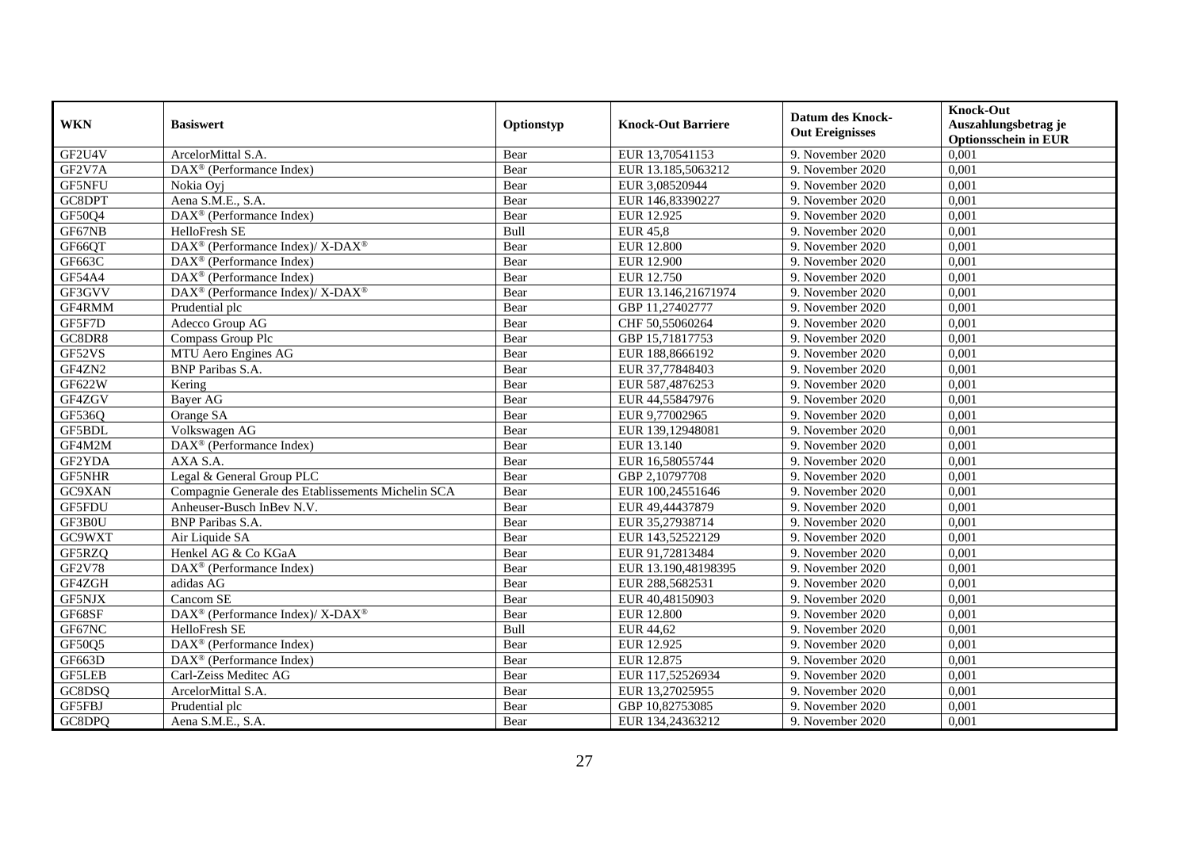| WKN | Basiswert | Optionstyp | Knock-Out Barriere | Datum des Knock-Out Ereignisses | Knock-Out Auszahlungsbetrag je Optionsschein in EUR |
|---|---|---|---|---|---|
| GF2U4V | ArcelorMittal S.A. | Bear | EUR 13,70541153 | 9. November 2020 | 0,001 |
| GF2V7A | DAX® (Performance Index) | Bear | EUR 13.185,5063212 | 9. November 2020 | 0,001 |
| GF5NFU | Nokia Oyj | Bear | EUR 3,08520944 | 9. November 2020 | 0,001 |
| GC8DPT | Aena S.M.E., S.A. | Bear | EUR 146,83390227 | 9. November 2020 | 0,001 |
| GF50Q4 | DAX® (Performance Index) | Bear | EUR 12.925 | 9. November 2020 | 0,001 |
| GF67NB | HelloFresh SE | Bull | EUR 45,8 | 9. November 2020 | 0,001 |
| GF66QT | DAX® (Performance Index)/ X-DAX® | Bear | EUR 12.800 | 9. November 2020 | 0,001 |
| GF663C | DAX® (Performance Index) | Bear | EUR 12.900 | 9. November 2020 | 0,001 |
| GF54A4 | DAX® (Performance Index) | Bear | EUR 12.750 | 9. November 2020 | 0,001 |
| GF3GVV | DAX® (Performance Index)/ X-DAX® | Bear | EUR 13.146,21671974 | 9. November 2020 | 0,001 |
| GF4RMM | Prudential plc | Bear | GBP 11,27402777 | 9. November 2020 | 0,001 |
| GF5F7D | Adecco Group AG | Bear | CHF 50,55060264 | 9. November 2020 | 0,001 |
| GC8DR8 | Compass Group Plc | Bear | GBP 15,71817753 | 9. November 2020 | 0,001 |
| GF52VS | MTU Aero Engines AG | Bear | EUR 188,8666192 | 9. November 2020 | 0,001 |
| GF4ZN2 | BNP Paribas S.A. | Bear | EUR 37,77848403 | 9. November 2020 | 0,001 |
| GF622W | Kering | Bear | EUR 587,4876253 | 9. November 2020 | 0,001 |
| GF4ZGV | Bayer AG | Bear | EUR 44,55847976 | 9. November 2020 | 0,001 |
| GF536Q | Orange SA | Bear | EUR 9,77002965 | 9. November 2020 | 0,001 |
| GF5BDL | Volkswagen AG | Bear | EUR 139,12948081 | 9. November 2020 | 0,001 |
| GF4M2M | DAX® (Performance Index) | Bear | EUR 13.140 | 9. November 2020 | 0,001 |
| GF2YDA | AXA S.A. | Bear | EUR 16,58055744 | 9. November 2020 | 0,001 |
| GF5NHR | Legal & General Group PLC | Bear | GBP 2,10797708 | 9. November 2020 | 0,001 |
| GC9XAN | Compagnie Generale des Etablissements Michelin SCA | Bear | EUR 100,24551646 | 9. November 2020 | 0,001 |
| GF5FDU | Anheuser-Busch InBev N.V. | Bear | EUR 49,44437879 | 9. November 2020 | 0,001 |
| GF3B0U | BNP Paribas S.A. | Bear | EUR 35,27938714 | 9. November 2020 | 0,001 |
| GC9WXT | Air Liquide SA | Bear | EUR 143,52522129 | 9. November 2020 | 0,001 |
| GF5RZQ | Henkel AG & Co KGaA | Bear | EUR 91,72813484 | 9. November 2020 | 0,001 |
| GF2V78 | DAX® (Performance Index) | Bear | EUR 13.190,48198395 | 9. November 2020 | 0,001 |
| GF4ZGH | adidas AG | Bear | EUR 288,5682531 | 9. November 2020 | 0,001 |
| GF5NJX | Cancom SE | Bear | EUR 40,48150903 | 9. November 2020 | 0,001 |
| GF68SF | DAX® (Performance Index)/ X-DAX® | Bear | EUR 12.800 | 9. November 2020 | 0,001 |
| GF67NC | HelloFresh SE | Bull | EUR 44,62 | 9. November 2020 | 0,001 |
| GF50Q5 | DAX® (Performance Index) | Bear | EUR 12.925 | 9. November 2020 | 0,001 |
| GF663D | DAX® (Performance Index) | Bear | EUR 12.875 | 9. November 2020 | 0,001 |
| GF5LEB | Carl-Zeiss Meditec AG | Bear | EUR 117,52526934 | 9. November 2020 | 0,001 |
| GC8DSQ | ArcelorMittal S.A. | Bear | EUR 13,27025955 | 9. November 2020 | 0,001 |
| GF5FBJ | Prudential plc | Bear | GBP 10,82753085 | 9. November 2020 | 0,001 |
| GC8DPQ | Aena S.M.E., S.A. | Bear | EUR 134,24363212 | 9. November 2020 | 0,001 |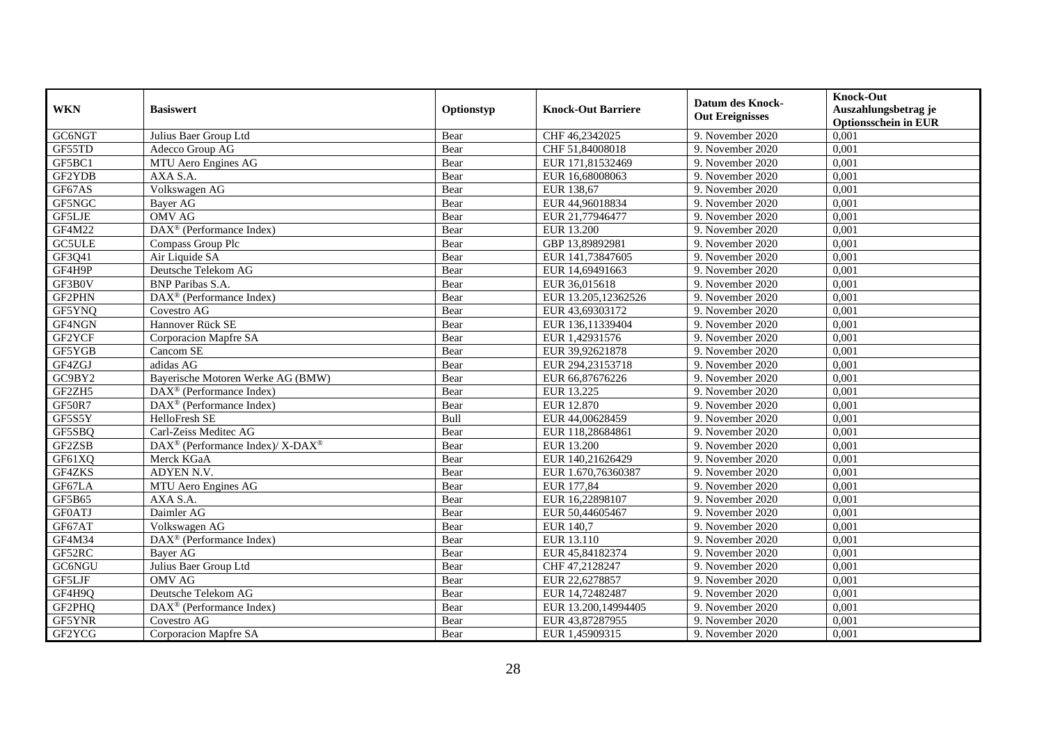| WKN | Basiswert | Optionstyp | Knock-Out Barriere | Datum des Knock-Out Ereignisses | Knock-Out Auszahlungsbetrag je Optionsschein in EUR |
|---|---|---|---|---|---|
| GC6NGT | Julius Baer Group Ltd | Bear | CHF 46,2342025 | 9. November 2020 | 0,001 |
| GF55TD | Adecco Group AG | Bear | CHF 51,84008018 | 9. November 2020 | 0,001 |
| GF5BC1 | MTU Aero Engines AG | Bear | EUR 171,81532469 | 9. November 2020 | 0,001 |
| GF2YDB | AXA S.A. | Bear | EUR 16,68008063 | 9. November 2020 | 0,001 |
| GF67AS | Volkswagen AG | Bear | EUR 138,67 | 9. November 2020 | 0,001 |
| GF5NGC | Bayer AG | Bear | EUR 44,96018834 | 9. November 2020 | 0,001 |
| GF5LJE | OMV AG | Bear | EUR 21,77946477 | 9. November 2020 | 0,001 |
| GF4M22 | DAX® (Performance Index) | Bear | EUR 13.200 | 9. November 2020 | 0,001 |
| GC5ULE | Compass Group Plc | Bear | GBP 13,89892981 | 9. November 2020 | 0,001 |
| GF3Q41 | Air Liquide SA | Bear | EUR 141,73847605 | 9. November 2020 | 0,001 |
| GF4H9P | Deutsche Telekom AG | Bear | EUR 14,69491663 | 9. November 2020 | 0,001 |
| GF3B0V | BNP Paribas S.A. | Bear | EUR 36,015618 | 9. November 2020 | 0,001 |
| GF2PHN | DAX® (Performance Index) | Bear | EUR 13.205,12362526 | 9. November 2020 | 0,001 |
| GF5YNQ | Covestro AG | Bear | EUR 43,69303172 | 9. November 2020 | 0,001 |
| GF4NGN | Hannover Rück SE | Bear | EUR 136,11339404 | 9. November 2020 | 0,001 |
| GF2YCF | Corporacion Mapfre SA | Bear | EUR 1,42931576 | 9. November 2020 | 0,001 |
| GF5YGB | Cancom SE | Bear | EUR 39,92621878 | 9. November 2020 | 0,001 |
| GF4ZGJ | adidas AG | Bear | EUR 294,23153718 | 9. November 2020 | 0,001 |
| GC9BY2 | Bayerische Motoren Werke AG (BMW) | Bear | EUR 66,87676226 | 9. November 2020 | 0,001 |
| GF2ZH5 | DAX® (Performance Index) | Bear | EUR 13.225 | 9. November 2020 | 0,001 |
| GF50R7 | DAX® (Performance Index) | Bear | EUR 12.870 | 9. November 2020 | 0,001 |
| GF5S5Y | HelloFresh SE | Bull | EUR 44,00628459 | 9. November 2020 | 0,001 |
| GF5SBQ | Carl-Zeiss Meditec AG | Bear | EUR 118,28684861 | 9. November 2020 | 0,001 |
| GF2ZSB | DAX® (Performance Index)/ X-DAX® | Bear | EUR 13.200 | 9. November 2020 | 0,001 |
| GF61XQ | Merck KGaA | Bear | EUR 140,21626429 | 9. November 2020 | 0,001 |
| GF4ZKS | ADYEN N.V. | Bear | EUR 1.670,76360387 | 9. November 2020 | 0,001 |
| GF67LA | MTU Aero Engines AG | Bear | EUR 177,84 | 9. November 2020 | 0,001 |
| GF5B65 | AXA S.A. | Bear | EUR 16,22898107 | 9. November 2020 | 0,001 |
| GF0ATJ | Daimler AG | Bear | EUR 50,44605467 | 9. November 2020 | 0,001 |
| GF67AT | Volkswagen AG | Bear | EUR 140,7 | 9. November 2020 | 0,001 |
| GF4M34 | DAX® (Performance Index) | Bear | EUR 13.110 | 9. November 2020 | 0,001 |
| GF52RC | Bayer AG | Bear | EUR 45,84182374 | 9. November 2020 | 0,001 |
| GC6NGU | Julius Baer Group Ltd | Bear | CHF 47,2128247 | 9. November 2020 | 0,001 |
| GF5LJF | OMV AG | Bear | EUR 22,6278857 | 9. November 2020 | 0,001 |
| GF4H9Q | Deutsche Telekom AG | Bear | EUR 14,72482487 | 9. November 2020 | 0,001 |
| GF2PHQ | DAX® (Performance Index) | Bear | EUR 13.200,14994405 | 9. November 2020 | 0,001 |
| GF5YNR | Covestro AG | Bear | EUR 43,87287955 | 9. November 2020 | 0,001 |
| GF2YCG | Corporacion Mapfre SA | Bear | EUR 1,45909315 | 9. November 2020 | 0,001 |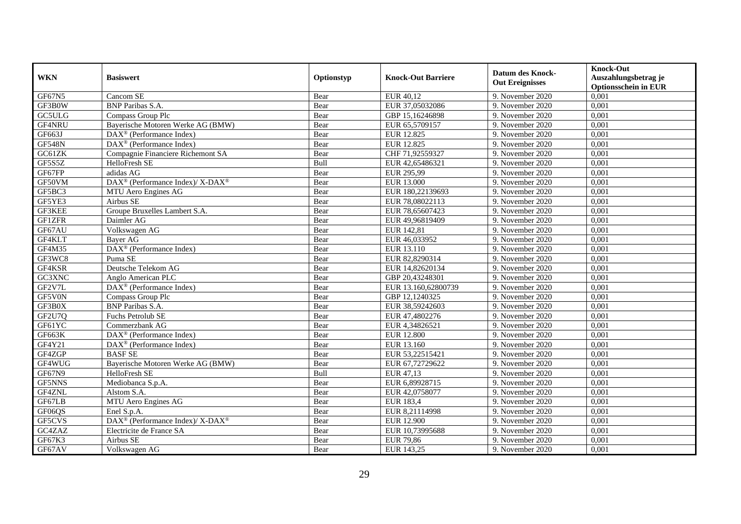| WKN | Basiswert | Optionstyp | Knock-Out Barriere | Datum des Knock-Out Ereignisses | Knock-Out Auszahlungsbetrag je Optionsschein in EUR |
|---|---|---|---|---|---|
| GF67N5 | Cancom SE | Bear | EUR 40,12 | 9. November 2020 | 0,001 |
| GF3B0W | BNP Paribas S.A. | Bear | EUR 37,05032086 | 9. November 2020 | 0,001 |
| GC5ULG | Compass Group Plc | Bear | GBP 15,16246898 | 9. November 2020 | 0,001 |
| GF4NRU | Bayerische Motoren Werke AG (BMW) | Bear | EUR 65,5709157 | 9. November 2020 | 0,001 |
| GF663J | DAX® (Performance Index) | Bear | EUR 12.825 | 9. November 2020 | 0,001 |
| GF548N | DAX® (Performance Index) | Bear | EUR 12.825 | 9. November 2020 | 0,001 |
| GC61ZK | Compagnie Financiere Richemont SA | Bear | CHF 71,92559327 | 9. November 2020 | 0,001 |
| GF5S5Z | HelloFresh SE | Bull | EUR 42,65486321 | 9. November 2020 | 0,001 |
| GF67FP | adidas AG | Bear | EUR 295,99 | 9. November 2020 | 0,001 |
| GF50VM | DAX® (Performance Index)/ X-DAX® | Bear | EUR 13.000 | 9. November 2020 | 0,001 |
| GF5BC3 | MTU Aero Engines AG | Bear | EUR 180,22139693 | 9. November 2020 | 0,001 |
| GF5YE3 | Airbus SE | Bear | EUR 78,08022113 | 9. November 2020 | 0,001 |
| GF3KEE | Groupe Bruxelles Lambert S.A. | Bear | EUR 78,65607423 | 9. November 2020 | 0,001 |
| GF1ZFR | Daimler AG | Bear | EUR 49,96819409 | 9. November 2020 | 0,001 |
| GF67AU | Volkswagen AG | Bear | EUR 142,81 | 9. November 2020 | 0,001 |
| GF4KLT | Bayer AG | Bear | EUR 46,033952 | 9. November 2020 | 0,001 |
| GF4M35 | DAX® (Performance Index) | Bear | EUR 13.110 | 9. November 2020 | 0,001 |
| GF3WC8 | Puma SE | Bear | EUR 82,8290314 | 9. November 2020 | 0,001 |
| GF4KSR | Deutsche Telekom AG | Bear | EUR 14,82620134 | 9. November 2020 | 0,001 |
| GC3XNC | Anglo American PLC | Bear | GBP 20,43248301 | 9. November 2020 | 0,001 |
| GF2V7L | DAX® (Performance Index) | Bear | EUR 13.160,62800739 | 9. November 2020 | 0,001 |
| GF5V0N | Compass Group Plc | Bear | GBP 12,1240325 | 9. November 2020 | 0,001 |
| GF3B0X | BNP Paribas S.A. | Bear | EUR 38,59242603 | 9. November 2020 | 0,001 |
| GF2U7Q | Fuchs Petrolub SE | Bear | EUR 47,4802276 | 9. November 2020 | 0,001 |
| GF61YC | Commerzbank AG | Bear | EUR 4,34826521 | 9. November 2020 | 0,001 |
| GF663K | DAX® (Performance Index) | Bear | EUR 12.800 | 9. November 2020 | 0,001 |
| GF4Y21 | DAX® (Performance Index) | Bear | EUR 13.160 | 9. November 2020 | 0,001 |
| GF4ZGP | BASF SE | Bear | EUR 53,22515421 | 9. November 2020 | 0,001 |
| GF4WUG | Bayerische Motoren Werke AG (BMW) | Bear | EUR 67,72729622 | 9. November 2020 | 0,001 |
| GF67N9 | HelloFresh SE | Bull | EUR 47,13 | 9. November 2020 | 0,001 |
| GF5NNS | Mediobanca S.p.A. | Bear | EUR 6,89928715 | 9. November 2020 | 0,001 |
| GF4ZNL | Alstom S.A. | Bear | EUR 42,0758077 | 9. November 2020 | 0,001 |
| GF67LB | MTU Aero Engines AG | Bear | EUR 183,4 | 9. November 2020 | 0,001 |
| GF06QS | Enel S.p.A. | Bear | EUR 8,21114998 | 9. November 2020 | 0,001 |
| GF5CVS | DAX® (Performance Index)/ X-DAX® | Bear | EUR 12.900 | 9. November 2020 | 0,001 |
| GC4ZAZ | Electricite de France SA | Bear | EUR 10,73995688 | 9. November 2020 | 0,001 |
| GF67K3 | Airbus SE | Bear | EUR 79,86 | 9. November 2020 | 0,001 |
| GF67AV | Volkswagen AG | Bear | EUR 143,25 | 9. November 2020 | 0,001 |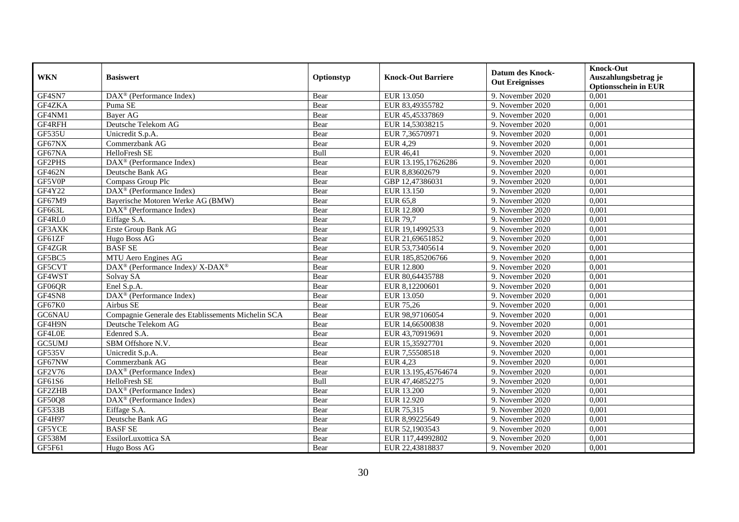| WKN | Basiswert | Optionstyp | Knock-Out Barriere | Datum des Knock-Out Ereignisses | Knock-Out Auszahlungsbetrag je Optionsschein in EUR |
|---|---|---|---|---|---|
| GF4SN7 | DAX® (Performance Index) | Bear | EUR 13.050 | 9. November 2020 | 0,001 |
| GF4ZKA | Puma SE | Bear | EUR 83,49355782 | 9. November 2020 | 0,001 |
| GF4NM1 | Bayer AG | Bear | EUR 45,45337869 | 9. November 2020 | 0,001 |
| GF4RFH | Deutsche Telekom AG | Bear | EUR 14,53038215 | 9. November 2020 | 0,001 |
| GF535U | Unicredit S.p.A. | Bear | EUR 7,36570971 | 9. November 2020 | 0,001 |
| GF67NX | Commerzbank AG | Bear | EUR 4,29 | 9. November 2020 | 0,001 |
| GF67NA | HelloFresh SE | Bull | EUR 46,41 | 9. November 2020 | 0,001 |
| GF2PHS | DAX® (Performance Index) | Bear | EUR 13.195,17626286 | 9. November 2020 | 0,001 |
| GF462N | Deutsche Bank AG | Bear | EUR 8,83602679 | 9. November 2020 | 0,001 |
| GF5V0P | Compass Group Plc | Bear | GBP 12,47386031 | 9. November 2020 | 0,001 |
| GF4Y22 | DAX® (Performance Index) | Bear | EUR 13.150 | 9. November 2020 | 0,001 |
| GF67M9 | Bayerische Motoren Werke AG (BMW) | Bear | EUR 65,8 | 9. November 2020 | 0,001 |
| GF663L | DAX® (Performance Index) | Bear | EUR 12.800 | 9. November 2020 | 0,001 |
| GF4RL0 | Eiffage S.A. | Bear | EUR 79,7 | 9. November 2020 | 0,001 |
| GF3AXK | Erste Group Bank AG | Bear | EUR 19,14992533 | 9. November 2020 | 0,001 |
| GF61ZF | Hugo Boss AG | Bear | EUR 21,69651852 | 9. November 2020 | 0,001 |
| GF4ZGR | BASF SE | Bear | EUR 53,73405614 | 9. November 2020 | 0,001 |
| GF5BC5 | MTU Aero Engines AG | Bear | EUR 185,85206766 | 9. November 2020 | 0,001 |
| GF5CVT | DAX® (Performance Index)/ X-DAX® | Bear | EUR 12.800 | 9. November 2020 | 0,001 |
| GF4WST | Solvay SA | Bear | EUR 80,64435788 | 9. November 2020 | 0,001 |
| GF06QR | Enel S.p.A. | Bear | EUR 8,12200601 | 9. November 2020 | 0,001 |
| GF4SN8 | DAX® (Performance Index) | Bear | EUR 13.050 | 9. November 2020 | 0,001 |
| GF67K0 | Airbus SE | Bear | EUR 75,26 | 9. November 2020 | 0,001 |
| GC6NAU | Compagnie Generale des Etablissements Michelin SCA | Bear | EUR 98,97106054 | 9. November 2020 | 0,001 |
| GF4H9N | Deutsche Telekom AG | Bear | EUR 14,66500838 | 9. November 2020 | 0,001 |
| GF4L0E | Edenred S.A. | Bear | EUR 43,70919691 | 9. November 2020 | 0,001 |
| GC5UMJ | SBM Offshore N.V. | Bear | EUR 15,35927701 | 9. November 2020 | 0,001 |
| GF535V | Unicredit S.p.A. | Bear | EUR 7,55508518 | 9. November 2020 | 0,001 |
| GF67NW | Commerzbank AG | Bear | EUR 4,23 | 9. November 2020 | 0,001 |
| GF2V76 | DAX® (Performance Index) | Bear | EUR 13.195,45764674 | 9. November 2020 | 0,001 |
| GF61S6 | HelloFresh SE | Bull | EUR 47,46852275 | 9. November 2020 | 0,001 |
| GF2ZHB | DAX® (Performance Index) | Bear | EUR 13.200 | 9. November 2020 | 0,001 |
| GF50Q8 | DAX® (Performance Index) | Bear | EUR 12.920 | 9. November 2020 | 0,001 |
| GF533B | Eiffage S.A. | Bear | EUR 75,315 | 9. November 2020 | 0,001 |
| GF4H97 | Deutsche Bank AG | Bear | EUR 8,99225649 | 9. November 2020 | 0,001 |
| GF5YCE | BASF SE | Bear | EUR 52,1903543 | 9. November 2020 | 0,001 |
| GF538M | EssilorLuxottica SA | Bear | EUR 117,44992802 | 9. November 2020 | 0,001 |
| GF5F61 | Hugo Boss AG | Bear | EUR 22,43818837 | 9. November 2020 | 0,001 |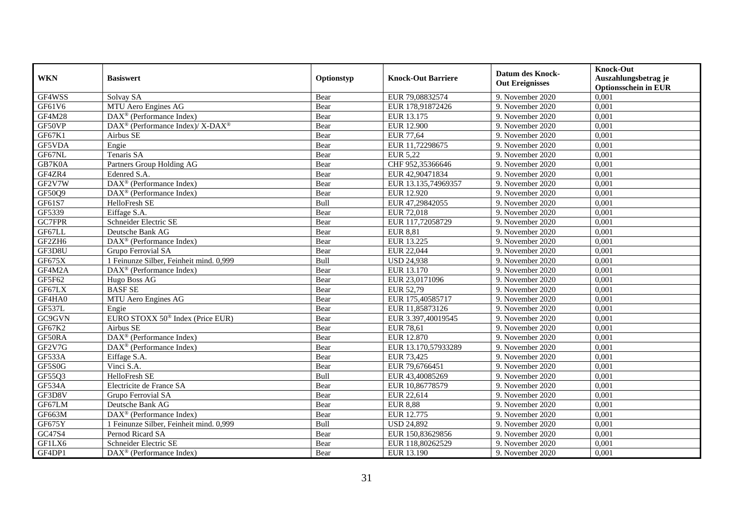| WKN | Basiswert | Optionstyp | Knock-Out Barriere | Datum des Knock-Out Ereignisses | Knock-Out Auszahlungsbetrag je Optionsschein in EUR |
|---|---|---|---|---|---|
| GF4WSS | Solvay SA | Bear | EUR 79,08832574 | 9. November 2020 | 0,001 |
| GF61V6 | MTU Aero Engines AG | Bear | EUR 178,91872426 | 9. November 2020 | 0,001 |
| GF4M28 | DAX® (Performance Index) | Bear | EUR 13.175 | 9. November 2020 | 0,001 |
| GF50VP | DAX® (Performance Index)/ X-DAX® | Bear | EUR 12.900 | 9. November 2020 | 0,001 |
| GF67K1 | Airbus SE | Bear | EUR 77,64 | 9. November 2020 | 0,001 |
| GF5VDA | Engie | Bear | EUR 11,72298675 | 9. November 2020 | 0,001 |
| GF67NL | Tenaris SA | Bear | EUR 5,22 | 9. November 2020 | 0,001 |
| GB7K0A | Partners Group Holding AG | Bear | CHF 952,35366646 | 9. November 2020 | 0,001 |
| GF4ZR4 | Edenred S.A. | Bear | EUR 42,90471834 | 9. November 2020 | 0,001 |
| GF2V7W | DAX® (Performance Index) | Bear | EUR 13.135,74969357 | 9. November 2020 | 0,001 |
| GF50Q9 | DAX® (Performance Index) | Bear | EUR 12.920 | 9. November 2020 | 0,001 |
| GF61S7 | HelloFresh SE | Bull | EUR 47,29842055 | 9. November 2020 | 0,001 |
| GF5339 | Eiffage S.A. | Bear | EUR 72,018 | 9. November 2020 | 0,001 |
| GC7FPR | Schneider Electric SE | Bear | EUR 117,72058729 | 9. November 2020 | 0,001 |
| GF67LL | Deutsche Bank AG | Bear | EUR 8,81 | 9. November 2020 | 0,001 |
| GF2ZH6 | DAX® (Performance Index) | Bear | EUR 13.225 | 9. November 2020 | 0,001 |
| GF3D8U | Grupo Ferrovial SA | Bear | EUR 22,044 | 9. November 2020 | 0,001 |
| GF675X | 1 Feinunze Silber, Feinheit mind. 0,999 | Bull | USD 24,938 | 9. November 2020 | 0,001 |
| GF4M2A | DAX® (Performance Index) | Bear | EUR 13.170 | 9. November 2020 | 0,001 |
| GF5F62 | Hugo Boss AG | Bear | EUR 23,0171096 | 9. November 2020 | 0,001 |
| GF67LX | BASF SE | Bear | EUR 52,79 | 9. November 2020 | 0,001 |
| GF4HA0 | MTU Aero Engines AG | Bear | EUR 175,40585717 | 9. November 2020 | 0,001 |
| GF537L | Engie | Bear | EUR 11,85873126 | 9. November 2020 | 0,001 |
| GC9GVN | EURO STOXX 50® Index (Price EUR) | Bear | EUR 3.397,40019545 | 9. November 2020 | 0,001 |
| GF67K2 | Airbus SE | Bear | EUR 78,61 | 9. November 2020 | 0,001 |
| GF50RA | DAX® (Performance Index) | Bear | EUR 12.870 | 9. November 2020 | 0,001 |
| GF2V7G | DAX® (Performance Index) | Bear | EUR 13.170,57933289 | 9. November 2020 | 0,001 |
| GF533A | Eiffage S.A. | Bear | EUR 73,425 | 9. November 2020 | 0,001 |
| GF5S0G | Vinci S.A. | Bear | EUR 79,6766451 | 9. November 2020 | 0,001 |
| GF55Q3 | HelloFresh SE | Bull | EUR 43,40085269 | 9. November 2020 | 0,001 |
| GF534A | Electricite de France SA | Bear | EUR 10,86778579 | 9. November 2020 | 0,001 |
| GF3D8V | Grupo Ferrovial SA | Bear | EUR 22,614 | 9. November 2020 | 0,001 |
| GF67LM | Deutsche Bank AG | Bear | EUR 8,88 | 9. November 2020 | 0,001 |
| GF663M | DAX® (Performance Index) | Bear | EUR 12.775 | 9. November 2020 | 0,001 |
| GF675Y | 1 Feinunze Silber, Feinheit mind. 0,999 | Bull | USD 24,892 | 9. November 2020 | 0,001 |
| GC47S4 | Pernod Ricard SA | Bear | EUR 150,83629856 | 9. November 2020 | 0,001 |
| GF1LX6 | Schneider Electric SE | Bear | EUR 118,80262529 | 9. November 2020 | 0,001 |
| GF4DP1 | DAX® (Performance Index) | Bear | EUR 13.190 | 9. November 2020 | 0,001 |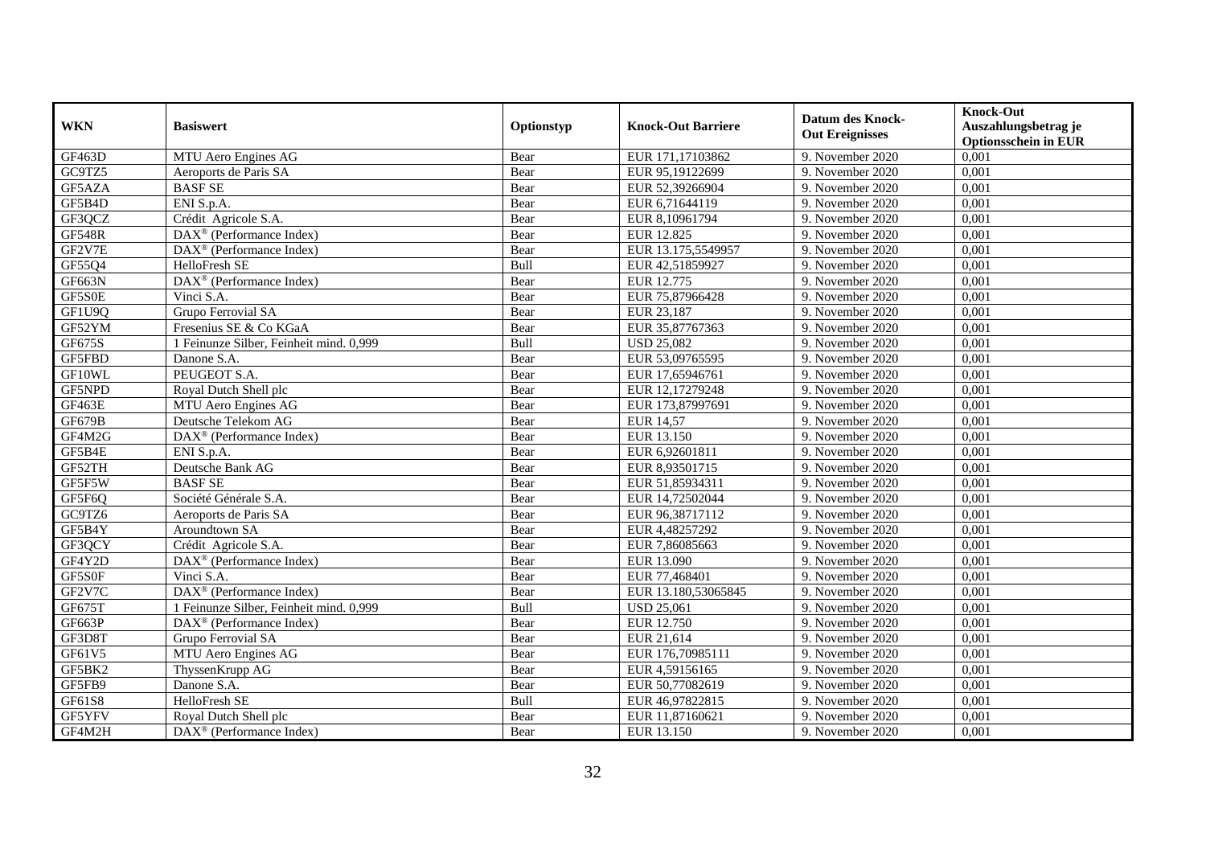| WKN | Basiswert | Optionstyp | Knock-Out Barriere | Datum des Knock-Out Ereignisses | Knock-Out Auszahlungsbetrag je Optionsschein in EUR |
|---|---|---|---|---|---|
| GF463D | MTU Aero Engines AG | Bear | EUR 171,17103862 | 9. November 2020 | 0,001 |
| GC9TZ5 | Aeroports de Paris SA | Bear | EUR 95,19122699 | 9. November 2020 | 0,001 |
| GF5AZA | BASF SE | Bear | EUR 52,39266904 | 9. November 2020 | 0,001 |
| GF5B4D | ENI S.p.A. | Bear | EUR 6,71644119 | 9. November 2020 | 0,001 |
| GF3QCZ | Crédit Agricole S.A. | Bear | EUR 8,10961794 | 9. November 2020 | 0,001 |
| GF548R | DAX® (Performance Index) | Bear | EUR 12.825 | 9. November 2020 | 0,001 |
| GF2V7E | DAX® (Performance Index) | Bear | EUR 13.175,5549957 | 9. November 2020 | 0,001 |
| GF55Q4 | HelloFresh SE | Bull | EUR 42,51859927 | 9. November 2020 | 0,001 |
| GF663N | DAX® (Performance Index) | Bear | EUR 12.775 | 9. November 2020 | 0,001 |
| GF5S0E | Vinci S.A. | Bear | EUR 75,87966428 | 9. November 2020 | 0,001 |
| GF1U9Q | Grupo Ferrovial SA | Bear | EUR 23,187 | 9. November 2020 | 0,001 |
| GF52YM | Fresenius SE & Co KGaA | Bear | EUR 35,87767363 | 9. November 2020 | 0,001 |
| GF675S | 1 Feinunze Silber, Feinheit mind. 0,999 | Bull | USD 25,082 | 9. November 2020 | 0,001 |
| GF5FBD | Danone S.A. | Bear | EUR 53,09765595 | 9. November 2020 | 0,001 |
| GF10WL | PEUGEOT S.A. | Bear | EUR 17,65946761 | 9. November 2020 | 0,001 |
| GF5NPD | Royal Dutch Shell plc | Bear | EUR 12,17279248 | 9. November 2020 | 0,001 |
| GF463E | MTU Aero Engines AG | Bear | EUR 173,87997691 | 9. November 2020 | 0,001 |
| GF679B | Deutsche Telekom AG | Bear | EUR 14,57 | 9. November 2020 | 0,001 |
| GF4M2G | DAX® (Performance Index) | Bear | EUR 13.150 | 9. November 2020 | 0,001 |
| GF5B4E | ENI S.p.A. | Bear | EUR 6,92601811 | 9. November 2020 | 0,001 |
| GF52TH | Deutsche Bank AG | Bear | EUR 8,93501715 | 9. November 2020 | 0,001 |
| GF5F5W | BASF SE | Bear | EUR 51,85934311 | 9. November 2020 | 0,001 |
| GF5F6Q | Société Générale S.A. | Bear | EUR 14,72502044 | 9. November 2020 | 0,001 |
| GC9TZ6 | Aeroports de Paris SA | Bear | EUR 96,38717112 | 9. November 2020 | 0,001 |
| GF5B4Y | Aroundtown SA | Bear | EUR 4,48257292 | 9. November 2020 | 0,001 |
| GF3QCY | Crédit Agricole S.A. | Bear | EUR 7,86085663 | 9. November 2020 | 0,001 |
| GF4Y2D | DAX® (Performance Index) | Bear | EUR 13.090 | 9. November 2020 | 0,001 |
| GF5S0F | Vinci S.A. | Bear | EUR 77,468401 | 9. November 2020 | 0,001 |
| GF2V7C | DAX® (Performance Index) | Bear | EUR 13.180,53065845 | 9. November 2020 | 0,001 |
| GF675T | 1 Feinunze Silber, Feinheit mind. 0,999 | Bull | USD 25,061 | 9. November 2020 | 0,001 |
| GF663P | DAX® (Performance Index) | Bear | EUR 12.750 | 9. November 2020 | 0,001 |
| GF3D8T | Grupo Ferrovial SA | Bear | EUR 21,614 | 9. November 2020 | 0,001 |
| GF61V5 | MTU Aero Engines AG | Bear | EUR 176,70985111 | 9. November 2020 | 0,001 |
| GF5BK2 | ThyssenKrupp AG | Bear | EUR 4,59156165 | 9. November 2020 | 0,001 |
| GF5FB9 | Danone S.A. | Bear | EUR 50,77082619 | 9. November 2020 | 0,001 |
| GF61S8 | HelloFresh SE | Bull | EUR 46,97822815 | 9. November 2020 | 0,001 |
| GF5YFV | Royal Dutch Shell plc | Bear | EUR 11,87160621 | 9. November 2020 | 0,001 |
| GF4M2H | DAX® (Performance Index) | Bear | EUR 13.150 | 9. November 2020 | 0,001 |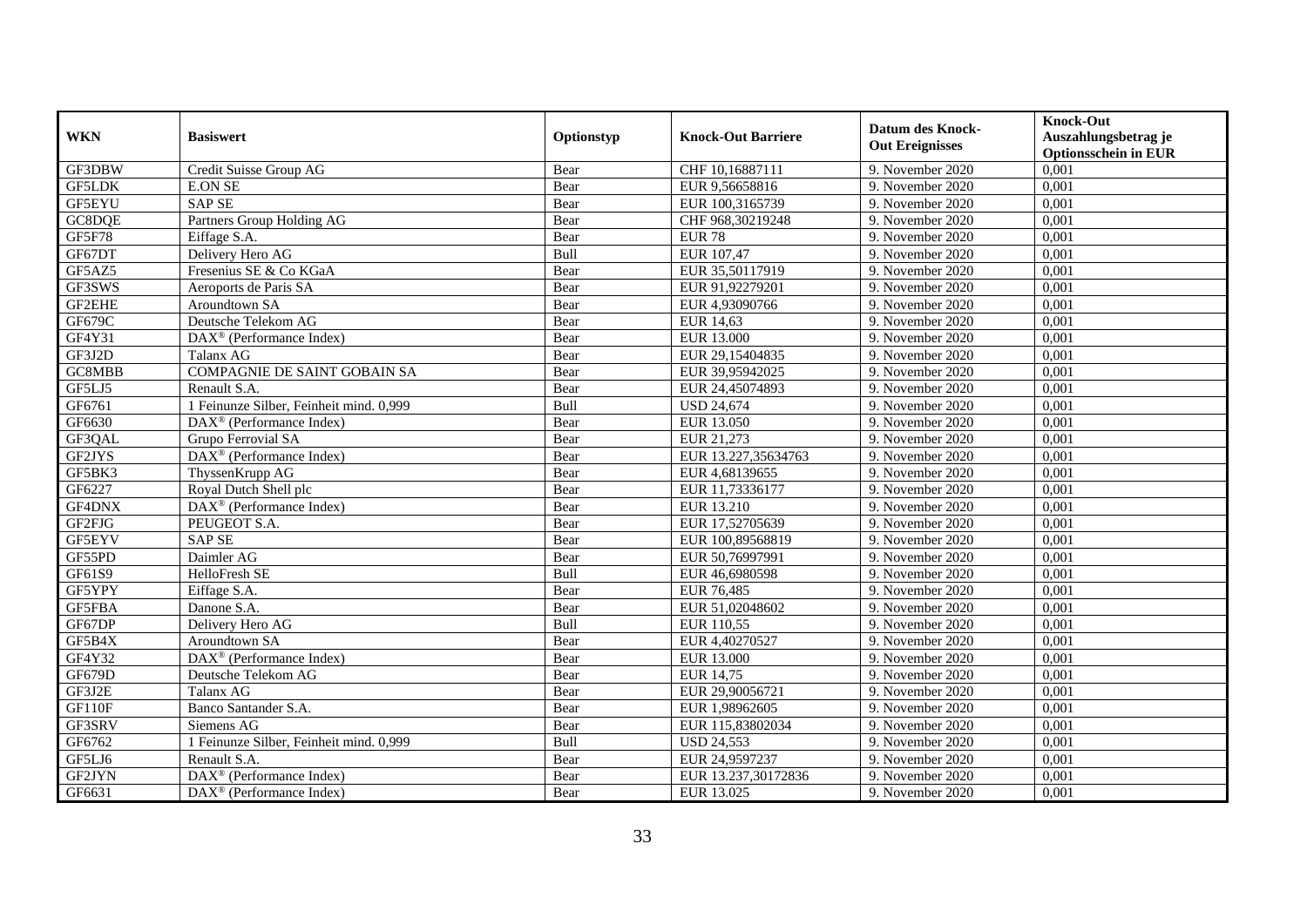| WKN | Basiswert | Optionstyp | Knock-Out Barriere | Datum des Knock-Out Ereignisses | Knock-Out Auszahlungsbetrag je Optionsschein in EUR |
|---|---|---|---|---|---|
| GF3DBW | Credit Suisse Group AG | Bear | CHF 10,16887111 | 9. November 2020 | 0,001 |
| GF5LDK | E.ON SE | Bear | EUR 9,56658816 | 9. November 2020 | 0,001 |
| GF5EYU | SAP SE | Bear | EUR 100,3165739 | 9. November 2020 | 0,001 |
| GC8DQE | Partners Group Holding AG | Bear | CHF 968,30219248 | 9. November 2020 | 0,001 |
| GF5F78 | Eiffage S.A. | Bear | EUR 78 | 9. November 2020 | 0,001 |
| GF67DT | Delivery Hero AG | Bull | EUR 107,47 | 9. November 2020 | 0,001 |
| GF5AZ5 | Fresenius SE & Co KGaA | Bear | EUR 35,50117919 | 9. November 2020 | 0,001 |
| GF3SWS | Aeroports de Paris SA | Bear | EUR 91,92279201 | 9. November 2020 | 0,001 |
| GF2EHE | Aroundtown SA | Bear | EUR 4,93090766 | 9. November 2020 | 0,001 |
| GF679C | Deutsche Telekom AG | Bear | EUR 14,63 | 9. November 2020 | 0,001 |
| GF4Y31 | DAX® (Performance Index) | Bear | EUR 13.000 | 9. November 2020 | 0,001 |
| GF3J2D | Talanx AG | Bear | EUR 29,15404835 | 9. November 2020 | 0,001 |
| GC8MBB | COMPAGNIE DE SAINT GOBAIN SA | Bear | EUR 39,95942025 | 9. November 2020 | 0,001 |
| GF5LJ5 | Renault S.A. | Bear | EUR 24,45074893 | 9. November 2020 | 0,001 |
| GF6761 | 1 Feinunze Silber, Feinheit mind. 0,999 | Bull | USD 24,674 | 9. November 2020 | 0,001 |
| GF6630 | DAX® (Performance Index) | Bear | EUR 13.050 | 9. November 2020 | 0,001 |
| GF3QAL | Grupo Ferrovial SA | Bear | EUR 21,273 | 9. November 2020 | 0,001 |
| GF2JYS | DAX® (Performance Index) | Bear | EUR 13.227,35634763 | 9. November 2020 | 0,001 |
| GF5BK3 | ThyssenKrupp AG | Bear | EUR 4,68139655 | 9. November 2020 | 0,001 |
| GF6227 | Royal Dutch Shell plc | Bear | EUR 11,73336177 | 9. November 2020 | 0,001 |
| GF4DNX | DAX® (Performance Index) | Bear | EUR 13.210 | 9. November 2020 | 0,001 |
| GF2FJG | PEUGEOT S.A. | Bear | EUR 17,52705639 | 9. November 2020 | 0,001 |
| GF5EYV | SAP SE | Bear | EUR 100,89568819 | 9. November 2020 | 0,001 |
| GF55PD | Daimler AG | Bear | EUR 50,76997991 | 9. November 2020 | 0,001 |
| GF61S9 | HelloFresh SE | Bull | EUR 46,6980598 | 9. November 2020 | 0,001 |
| GF5YPY | Eiffage S.A. | Bear | EUR 76,485 | 9. November 2020 | 0,001 |
| GF5FBA | Danone S.A. | Bear | EUR 51,02048602 | 9. November 2020 | 0,001 |
| GF67DP | Delivery Hero AG | Bull | EUR 110,55 | 9. November 2020 | 0,001 |
| GF5B4X | Aroundtown SA | Bear | EUR 4,40270527 | 9. November 2020 | 0,001 |
| GF4Y32 | DAX® (Performance Index) | Bear | EUR 13.000 | 9. November 2020 | 0,001 |
| GF679D | Deutsche Telekom AG | Bear | EUR 14,75 | 9. November 2020 | 0,001 |
| GF3J2E | Talanx AG | Bear | EUR 29,90056721 | 9. November 2020 | 0,001 |
| GF110F | Banco Santander S.A. | Bear | EUR 1,98962605 | 9. November 2020 | 0,001 |
| GF3SRV | Siemens AG | Bear | EUR 115,83802034 | 9. November 2020 | 0,001 |
| GF6762 | 1 Feinunze Silber, Feinheit mind. 0,999 | Bull | USD 24,553 | 9. November 2020 | 0,001 |
| GF5LJ6 | Renault S.A. | Bear | EUR 24,9597237 | 9. November 2020 | 0,001 |
| GF2JYN | DAX® (Performance Index) | Bear | EUR 13.237,30172836 | 9. November 2020 | 0,001 |
| GF6631 | DAX® (Performance Index) | Bear | EUR 13.025 | 9. November 2020 | 0,001 |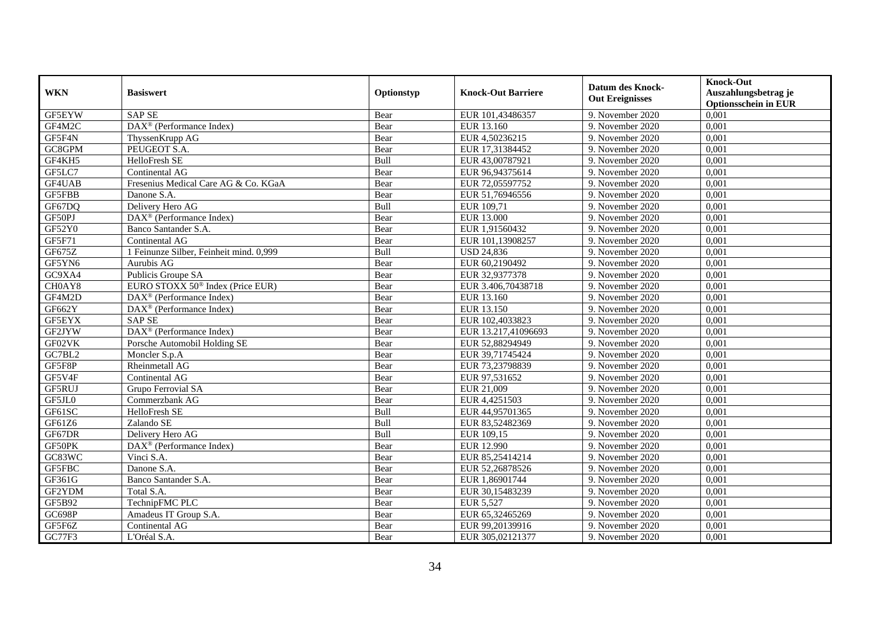| WKN | Basiswert | Optionstyp | Knock-Out Barriere | Datum des Knock-Out Ereignisses | Knock-Out Auszahlungsbetrag je Optionsschein in EUR |
|---|---|---|---|---|---|
| GF5EYW | SAP SE | Bear | EUR 101,43486357 | 9. November 2020 | 0,001 |
| GF4M2C | DAX® (Performance Index) | Bear | EUR 13.160 | 9. November 2020 | 0,001 |
| GF5F4N | ThyssenKrupp AG | Bear | EUR 4,50236215 | 9. November 2020 | 0,001 |
| GC8GPM | PEUGEOT S.A. | Bear | EUR 17,31384452 | 9. November 2020 | 0,001 |
| GF4KH5 | HelloFresh SE | Bull | EUR 43,00787921 | 9. November 2020 | 0,001 |
| GF5LC7 | Continental AG | Bear | EUR 96,94375614 | 9. November 2020 | 0,001 |
| GF4UAB | Fresenius Medical Care AG & Co. KGaA | Bear | EUR 72,05597752 | 9. November 2020 | 0,001 |
| GF5FBB | Danone S.A. | Bear | EUR 51,76946556 | 9. November 2020 | 0,001 |
| GF67DQ | Delivery Hero AG | Bull | EUR 109,71 | 9. November 2020 | 0,001 |
| GF50PJ | DAX® (Performance Index) | Bear | EUR 13.000 | 9. November 2020 | 0,001 |
| GF52Y0 | Banco Santander S.A. | Bear | EUR 1,91560432 | 9. November 2020 | 0,001 |
| GF5F71 | Continental AG | Bear | EUR 101,13908257 | 9. November 2020 | 0,001 |
| GF675Z | 1 Feinunze Silber, Feinheit mind. 0,999 | Bull | USD 24,836 | 9. November 2020 | 0,001 |
| GF5YN6 | Aurubis AG | Bear | EUR 60,2190492 | 9. November 2020 | 0,001 |
| GC9XA4 | Publicis Groupe SA | Bear | EUR 32,9377378 | 9. November 2020 | 0,001 |
| CH0AY8 | EURO STOXX 50® Index (Price EUR) | Bear | EUR 3.406,70438718 | 9. November 2020 | 0,001 |
| GF4M2D | DAX® (Performance Index) | Bear | EUR 13.160 | 9. November 2020 | 0,001 |
| GF662Y | DAX® (Performance Index) | Bear | EUR 13.150 | 9. November 2020 | 0,001 |
| GF5EYX | SAP SE | Bear | EUR 102,4033823 | 9. November 2020 | 0,001 |
| GF2JYW | DAX® (Performance Index) | Bear | EUR 13.217,41096693 | 9. November 2020 | 0,001 |
| GF02VK | Porsche Automobil Holding SE | Bear | EUR 52,88294949 | 9. November 2020 | 0,001 |
| GC7BL2 | Moncler S.p.A | Bear | EUR 39,71745424 | 9. November 2020 | 0,001 |
| GF5F8P | Rheinmetall AG | Bear | EUR 73,23798839 | 9. November 2020 | 0,001 |
| GF5V4F | Continental AG | Bear | EUR 97,531652 | 9. November 2020 | 0,001 |
| GF5RUJ | Grupo Ferrovial SA | Bear | EUR 21,009 | 9. November 2020 | 0,001 |
| GF5JL0 | Commerzbank AG | Bear | EUR 4,4251503 | 9. November 2020 | 0,001 |
| GF61SC | HelloFresh SE | Bull | EUR 44,95701365 | 9. November 2020 | 0,001 |
| GF61Z6 | Zalando SE | Bull | EUR 83,52482369 | 9. November 2020 | 0,001 |
| GF67DR | Delivery Hero AG | Bull | EUR 109,15 | 9. November 2020 | 0,001 |
| GF50PK | DAX® (Performance Index) | Bear | EUR 12.990 | 9. November 2020 | 0,001 |
| GC83WC | Vinci S.A. | Bear | EUR 85,25414214 | 9. November 2020 | 0,001 |
| GF5FBC | Danone S.A. | Bear | EUR 52,26878526 | 9. November 2020 | 0,001 |
| GF361G | Banco Santander S.A. | Bear | EUR 1,86901744 | 9. November 2020 | 0,001 |
| GF2YDM | Total S.A. | Bear | EUR 30,15483239 | 9. November 2020 | 0,001 |
| GF5B92 | TechnipFMC PLC | Bear | EUR 5,527 | 9. November 2020 | 0,001 |
| GC698P | Amadeus IT Group S.A. | Bear | EUR 65,32465269 | 9. November 2020 | 0,001 |
| GF5F6Z | Continental AG | Bear | EUR 99,20139916 | 9. November 2020 | 0,001 |
| GC77F3 | L'Oréal S.A. | Bear | EUR 305,02121377 | 9. November 2020 | 0,001 |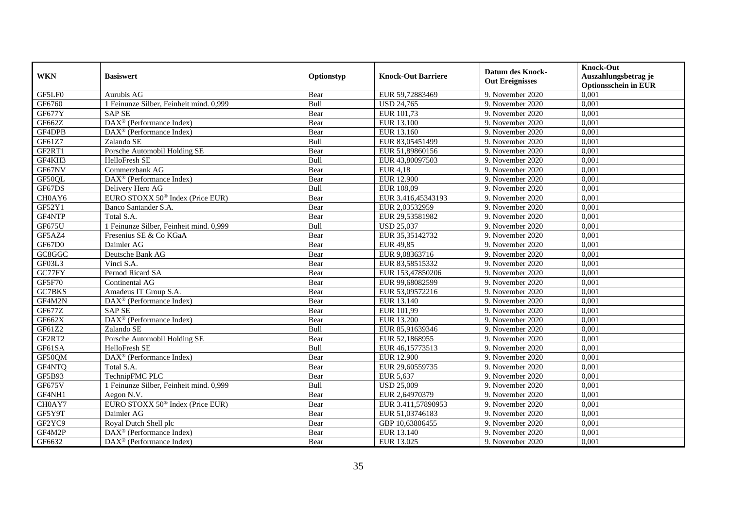| WKN | Basiswert | Optionstyp | Knock-Out Barriere | Datum des Knock-Out Ereignisses | Knock-Out Auszahlungsbetrag je Optionsschein in EUR |
|---|---|---|---|---|---|
| GF5LF0 | Aurubis AG | Bear | EUR 59,72883469 | 9. November 2020 | 0,001 |
| GF6760 | 1 Feinunze Silber, Feinheit mind. 0,999 | Bull | USD 24,765 | 9. November 2020 | 0,001 |
| GF677Y | SAP SE | Bear | EUR 101,73 | 9. November 2020 | 0,001 |
| GF662Z | DAX® (Performance Index) | Bear | EUR 13.100 | 9. November 2020 | 0,001 |
| GF4DPB | DAX® (Performance Index) | Bear | EUR 13.160 | 9. November 2020 | 0,001 |
| GF61Z7 | Zalando SE | Bull | EUR 83,05451499 | 9. November 2020 | 0,001 |
| GF2RT1 | Porsche Automobil Holding SE | Bear | EUR 51,89860156 | 9. November 2020 | 0,001 |
| GF4KH3 | HelloFresh SE | Bull | EUR 43,80097503 | 9. November 2020 | 0,001 |
| GF67NV | Commerzbank AG | Bear | EUR 4,18 | 9. November 2020 | 0,001 |
| GF50QL | DAX® (Performance Index) | Bear | EUR 12.900 | 9. November 2020 | 0,001 |
| GF67DS | Delivery Hero AG | Bull | EUR 108,09 | 9. November 2020 | 0,001 |
| CH0AY6 | EURO STOXX 50® Index (Price EUR) | Bear | EUR 3.416,45343193 | 9. November 2020 | 0,001 |
| GF52Y1 | Banco Santander S.A. | Bear | EUR 2,03532959 | 9. November 2020 | 0,001 |
| GF4NTP | Total S.A. | Bear | EUR 29,53581982 | 9. November 2020 | 0,001 |
| GF675U | 1 Feinunze Silber, Feinheit mind. 0,999 | Bull | USD 25,037 | 9. November 2020 | 0,001 |
| GF5AZ4 | Fresenius SE & Co KGaA | Bear | EUR 35,35142732 | 9. November 2020 | 0,001 |
| GF67D0 | Daimler AG | Bear | EUR 49,85 | 9. November 2020 | 0,001 |
| GC8GGC | Deutsche Bank AG | Bear | EUR 9,08363716 | 9. November 2020 | 0,001 |
| GF03L3 | Vinci S.A. | Bear | EUR 83,58515332 | 9. November 2020 | 0,001 |
| GC77FY | Pernod Ricard SA | Bear | EUR 153,47850206 | 9. November 2020 | 0,001 |
| GF5F70 | Continental AG | Bear | EUR 99,68082599 | 9. November 2020 | 0,001 |
| GC7BKS | Amadeus IT Group S.A. | Bear | EUR 53,09572216 | 9. November 2020 | 0,001 |
| GF4M2N | DAX® (Performance Index) | Bear | EUR 13.140 | 9. November 2020 | 0,001 |
| GF677Z | SAP SE | Bear | EUR 101,99 | 9. November 2020 | 0,001 |
| GF662X | DAX® (Performance Index) | Bear | EUR 13.200 | 9. November 2020 | 0,001 |
| GF61Z2 | Zalando SE | Bull | EUR 85,91639346 | 9. November 2020 | 0,001 |
| GF2RT2 | Porsche Automobil Holding SE | Bear | EUR 52,1868955 | 9. November 2020 | 0,001 |
| GF61SA | HelloFresh SE | Bull | EUR 46,15773513 | 9. November 2020 | 0,001 |
| GF50QM | DAX® (Performance Index) | Bear | EUR 12.900 | 9. November 2020 | 0,001 |
| GF4NTQ | Total S.A. | Bear | EUR 29,60559735 | 9. November 2020 | 0,001 |
| GF5B93 | TechnipFMC PLC | Bear | EUR 5,637 | 9. November 2020 | 0,001 |
| GF675V | 1 Feinunze Silber, Feinheit mind. 0,999 | Bull | USD 25,009 | 9. November 2020 | 0,001 |
| GF4NH1 | Aegon N.V. | Bear | EUR 2,64970379 | 9. November 2020 | 0,001 |
| CH0AY7 | EURO STOXX 50® Index (Price EUR) | Bear | EUR 3.411,57890953 | 9. November 2020 | 0,001 |
| GF5Y9T | Daimler AG | Bear | EUR 51,03746183 | 9. November 2020 | 0,001 |
| GF2YC9 | Royal Dutch Shell plc | Bear | GBP 10,63806455 | 9. November 2020 | 0,001 |
| GF4M2P | DAX® (Performance Index) | Bear | EUR 13.140 | 9. November 2020 | 0,001 |
| GF6632 | DAX® (Performance Index) | Bear | EUR 13.025 | 9. November 2020 | 0,001 |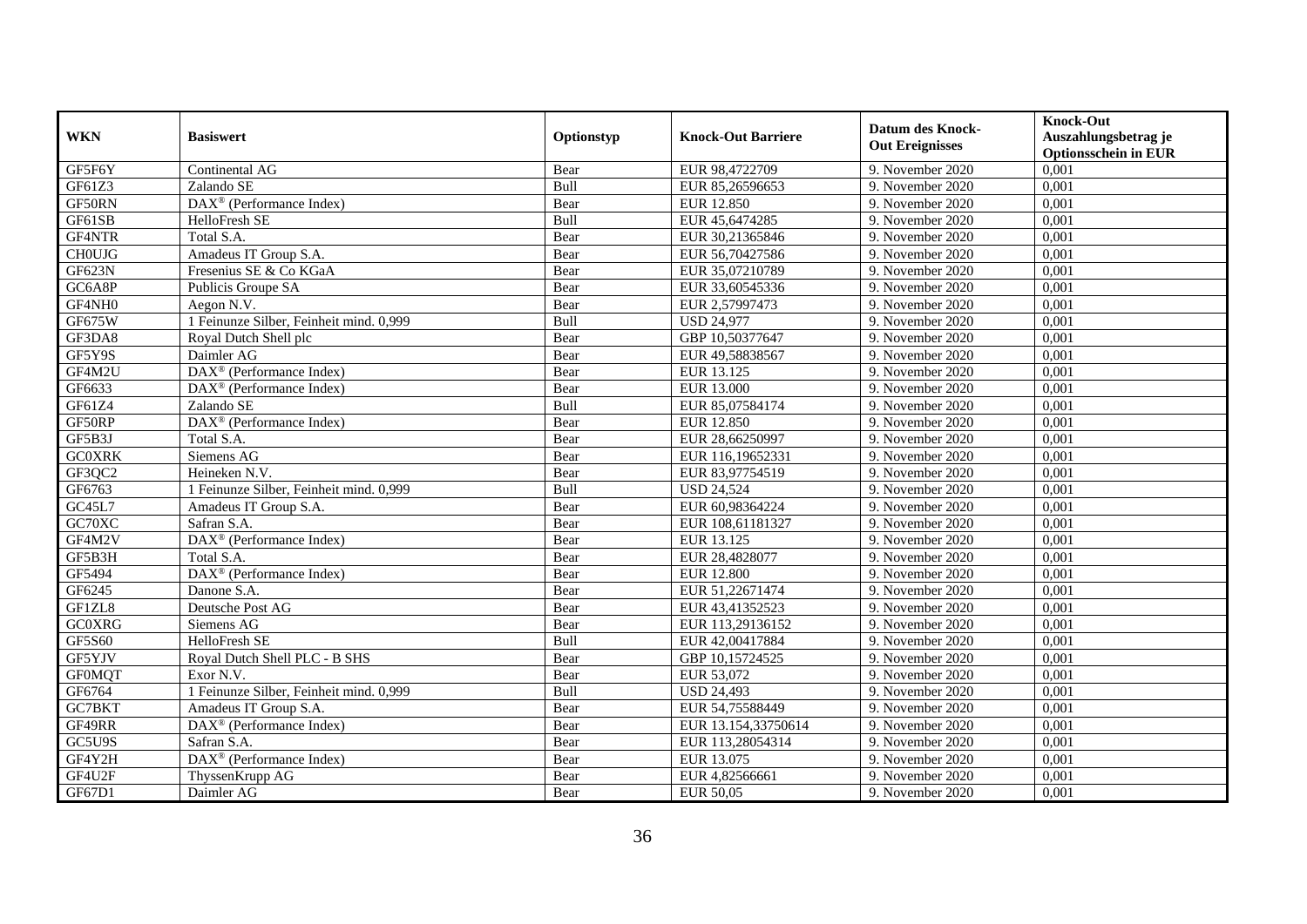| WKN | Basiswert | Optionstyp | Knock-Out Barriere | Datum des Knock-Out Ereignisses | Knock-Out Auszahlungsbetrag je Optionsschein in EUR |
|---|---|---|---|---|---|
| GF5F6Y | Continental AG | Bear | EUR 98,4722709 | 9. November 2020 | 0,001 |
| GF61Z3 | Zalando SE | Bull | EUR 85,26596653 | 9. November 2020 | 0,001 |
| GF50RN | DAX® (Performance Index) | Bear | EUR 12.850 | 9. November 2020 | 0,001 |
| GF61SB | HelloFresh SE | Bull | EUR 45,6474285 | 9. November 2020 | 0,001 |
| GF4NTR | Total S.A. | Bear | EUR 30,21365846 | 9. November 2020 | 0,001 |
| CH0UJG | Amadeus IT Group S.A. | Bear | EUR 56,70427586 | 9. November 2020 | 0,001 |
| GF623N | Fresenius SE & Co KGaA | Bear | EUR 35,07210789 | 9. November 2020 | 0,001 |
| GC6A8P | Publicis Groupe SA | Bear | EUR 33,60545336 | 9. November 2020 | 0,001 |
| GF4NH0 | Aegon N.V. | Bear | EUR 2,57997473 | 9. November 2020 | 0,001 |
| GF675W | 1 Feinunze Silber, Feinheit mind. 0,999 | Bull | USD 24,977 | 9. November 2020 | 0,001 |
| GF3DA8 | Royal Dutch Shell plc | Bear | GBP 10,50377647 | 9. November 2020 | 0,001 |
| GF5Y9S | Daimler AG | Bear | EUR 49,58838567 | 9. November 2020 | 0,001 |
| GF4M2U | DAX® (Performance Index) | Bear | EUR 13.125 | 9. November 2020 | 0,001 |
| GF6633 | DAX® (Performance Index) | Bear | EUR 13.000 | 9. November 2020 | 0,001 |
| GF61Z4 | Zalando SE | Bull | EUR 85,07584174 | 9. November 2020 | 0,001 |
| GF50RP | DAX® (Performance Index) | Bear | EUR 12.850 | 9. November 2020 | 0,001 |
| GF5B3J | Total S.A. | Bear | EUR 28,66250997 | 9. November 2020 | 0,001 |
| GC0XRK | Siemens AG | Bear | EUR 116,19652331 | 9. November 2020 | 0,001 |
| GF3QC2 | Heineken N.V. | Bear | EUR 83,97754519 | 9. November 2020 | 0,001 |
| GF6763 | 1 Feinunze Silber, Feinheit mind. 0,999 | Bull | USD 24,524 | 9. November 2020 | 0,001 |
| GC45L7 | Amadeus IT Group S.A. | Bear | EUR 60,98364224 | 9. November 2020 | 0,001 |
| GC70XC | Safran S.A. | Bear | EUR 108,61181327 | 9. November 2020 | 0,001 |
| GF4M2V | DAX® (Performance Index) | Bear | EUR 13.125 | 9. November 2020 | 0,001 |
| GF5B3H | Total S.A. | Bear | EUR 28,4828077 | 9. November 2020 | 0,001 |
| GF5494 | DAX® (Performance Index) | Bear | EUR 12.800 | 9. November 2020 | 0,001 |
| GF6245 | Danone S.A. | Bear | EUR 51,22671474 | 9. November 2020 | 0,001 |
| GF1ZL8 | Deutsche Post AG | Bear | EUR 43,41352523 | 9. November 2020 | 0,001 |
| GC0XRG | Siemens AG | Bear | EUR 113,29136152 | 9. November 2020 | 0,001 |
| GF5S60 | HelloFresh SE | Bull | EUR 42,00417884 | 9. November 2020 | 0,001 |
| GF5YJV | Royal Dutch Shell PLC - B SHS | Bear | GBP 10,15724525 | 9. November 2020 | 0,001 |
| GF0MQT | Exor N.V. | Bear | EUR 53,072 | 9. November 2020 | 0,001 |
| GF6764 | 1 Feinunze Silber, Feinheit mind. 0,999 | Bull | USD 24,493 | 9. November 2020 | 0,001 |
| GC7BKT | Amadeus IT Group S.A. | Bear | EUR 54,75588449 | 9. November 2020 | 0,001 |
| GF49RR | DAX® (Performance Index) | Bear | EUR 13.154,33750614 | 9. November 2020 | 0,001 |
| GC5U9S | Safran S.A. | Bear | EUR 113,28054314 | 9. November 2020 | 0,001 |
| GF4Y2H | DAX® (Performance Index) | Bear | EUR 13.075 | 9. November 2020 | 0,001 |
| GF4U2F | ThyssenKrupp AG | Bear | EUR 4,82566661 | 9. November 2020 | 0,001 |
| GF67D1 | Daimler AG | Bear | EUR 50,05 | 9. November 2020 | 0,001 |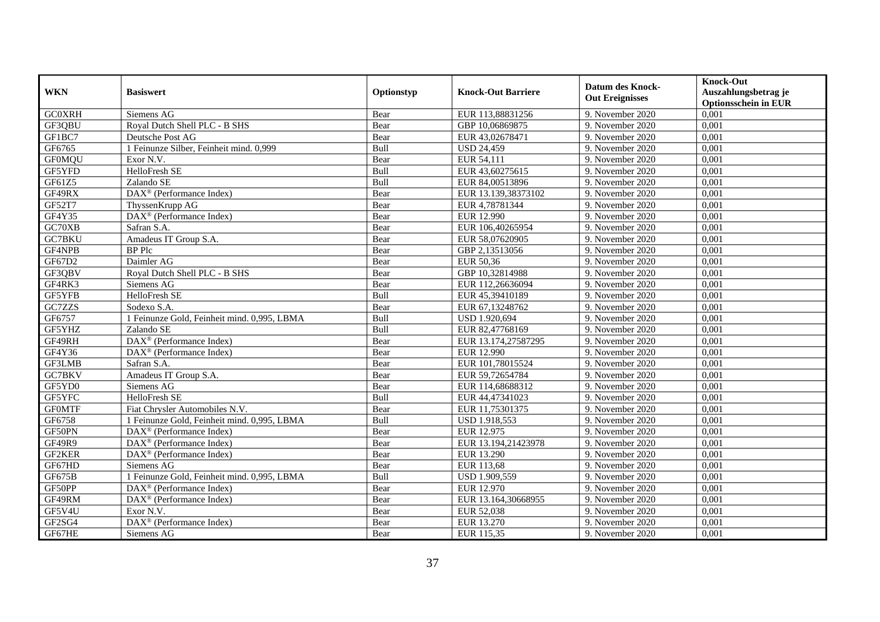| WKN | Basiswert | Optionstyp | Knock-Out Barriere | Datum des Knock-Out Ereignisses | Knock-Out Auszahlungsbetrag je Optionsschein in EUR |
|---|---|---|---|---|---|
| GC0XRH | Siemens AG | Bear | EUR 113,88831256 | 9. November 2020 | 0,001 |
| GF3QBU | Royal Dutch Shell PLC - B SHS | Bear | GBP 10,06869875 | 9. November 2020 | 0,001 |
| GF1BC7 | Deutsche Post AG | Bear | EUR 43,02678471 | 9. November 2020 | 0,001 |
| GF6765 | 1 Feinunze Silber, Feinheit mind. 0,999 | Bull | USD 24,459 | 9. November 2020 | 0,001 |
| GF0MQU | Exor N.V. | Bear | EUR 54,111 | 9. November 2020 | 0,001 |
| GF5YFD | HelloFresh SE | Bull | EUR 43,60275615 | 9. November 2020 | 0,001 |
| GF61Z5 | Zalando SE | Bull | EUR 84,00513896 | 9. November 2020 | 0,001 |
| GF49RX | DAX® (Performance Index) | Bear | EUR 13.139,38373102 | 9. November 2020 | 0,001 |
| GF52T7 | ThyssenKrupp AG | Bear | EUR 4,78781344 | 9. November 2020 | 0,001 |
| GF4Y35 | DAX® (Performance Index) | Bear | EUR 12.990 | 9. November 2020 | 0,001 |
| GC70XB | Safran S.A. | Bear | EUR 106,40265954 | 9. November 2020 | 0,001 |
| GC7BKU | Amadeus IT Group S.A. | Bear | EUR 58,07620905 | 9. November 2020 | 0,001 |
| GF4NPB | BP Plc | Bear | GBP 2,13513056 | 9. November 2020 | 0,001 |
| GF67D2 | Daimler AG | Bear | EUR 50,36 | 9. November 2020 | 0,001 |
| GF3QBV | Royal Dutch Shell PLC - B SHS | Bear | GBP 10,32814988 | 9. November 2020 | 0,001 |
| GF4RK3 | Siemens AG | Bear | EUR 112,26636094 | 9. November 2020 | 0,001 |
| GF5YFB | HelloFresh SE | Bull | EUR 45,39410189 | 9. November 2020 | 0,001 |
| GC7ZZS | Sodexo S.A. | Bear | EUR 67,13248762 | 9. November 2020 | 0,001 |
| GF6757 | 1 Feinunze Gold, Feinheit mind. 0,995, LBMA | Bull | USD 1.920,694 | 9. November 2020 | 0,001 |
| GF5YHZ | Zalando SE | Bull | EUR 82,47768169 | 9. November 2020 | 0,001 |
| GF49RH | DAX® (Performance Index) | Bear | EUR 13.174,27587295 | 9. November 2020 | 0,001 |
| GF4Y36 | DAX® (Performance Index) | Bear | EUR 12.990 | 9. November 2020 | 0,001 |
| GF3LMB | Safran S.A. | Bear | EUR 101,78015524 | 9. November 2020 | 0,001 |
| GC7BKV | Amadeus IT Group S.A. | Bear | EUR 59,72654784 | 9. November 2020 | 0,001 |
| GF5YD0 | Siemens AG | Bear | EUR 114,68688312 | 9. November 2020 | 0,001 |
| GF5YFC | HelloFresh SE | Bull | EUR 44,47341023 | 9. November 2020 | 0,001 |
| GF0MTF | Fiat Chrysler Automobiles N.V. | Bear | EUR 11,75301375 | 9. November 2020 | 0,001 |
| GF6758 | 1 Feinunze Gold, Feinheit mind. 0,995, LBMA | Bull | USD 1.918,553 | 9. November 2020 | 0,001 |
| GF50PN | DAX® (Performance Index) | Bear | EUR 12.975 | 9. November 2020 | 0,001 |
| GF49R9 | DAX® (Performance Index) | Bear | EUR 13.194,21423978 | 9. November 2020 | 0,001 |
| GF2KER | DAX® (Performance Index) | Bear | EUR 13.290 | 9. November 2020 | 0,001 |
| GF67HD | Siemens AG | Bear | EUR 113,68 | 9. November 2020 | 0,001 |
| GF675B | 1 Feinunze Gold, Feinheit mind. 0,995, LBMA | Bull | USD 1.909,559 | 9. November 2020 | 0,001 |
| GF50PP | DAX® (Performance Index) | Bear | EUR 12.970 | 9. November 2020 | 0,001 |
| GF49RM | DAX® (Performance Index) | Bear | EUR 13.164,30668955 | 9. November 2020 | 0,001 |
| GF5V4U | Exor N.V. | Bear | EUR 52,038 | 9. November 2020 | 0,001 |
| GF2SG4 | DAX® (Performance Index) | Bear | EUR 13.270 | 9. November 2020 | 0,001 |
| GF67HE | Siemens AG | Bear | EUR 115,35 | 9. November 2020 | 0,001 |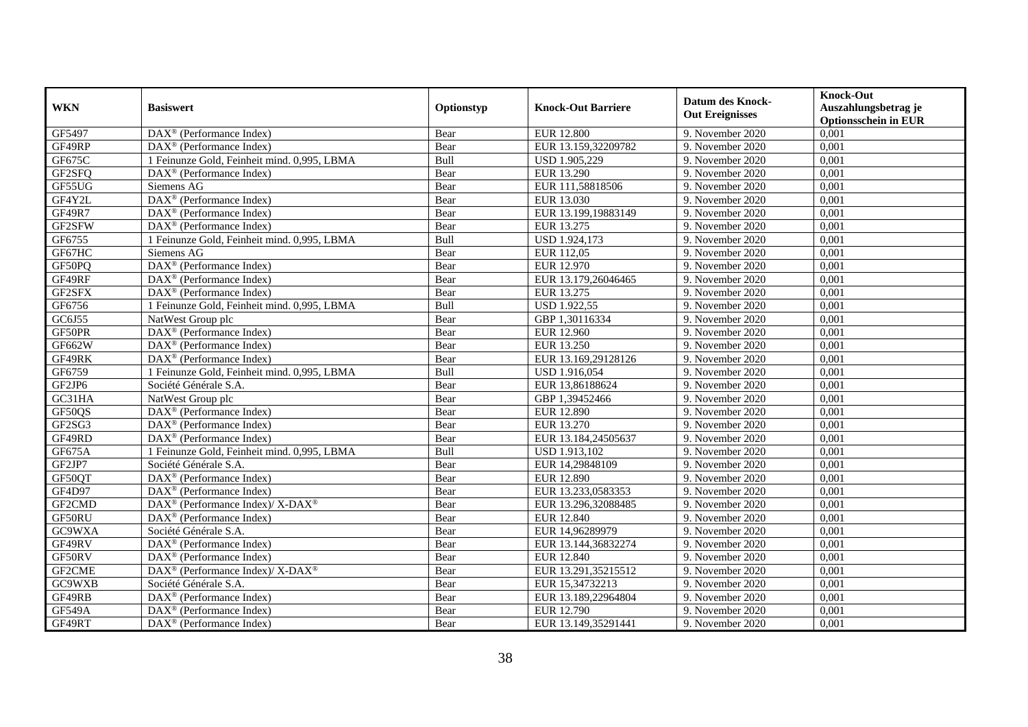| WKN | Basiswert | Optionstyp | Knock-Out Barriere | Datum des Knock-Out Ereignisses | Knock-Out Auszahlungsbetrag je Optionsschein in EUR |
|---|---|---|---|---|---|
| GF5497 | DAX® (Performance Index) | Bear | EUR 12.800 | 9. November 2020 | 0,001 |
| GF49RP | DAX® (Performance Index) | Bear | EUR 13.159,32209782 | 9. November 2020 | 0,001 |
| GF675C | 1 Feinunze Gold, Feinheit mind. 0,995, LBMA | Bull | USD 1.905,229 | 9. November 2020 | 0,001 |
| GF2SFQ | DAX® (Performance Index) | Bear | EUR 13.290 | 9. November 2020 | 0,001 |
| GF55UG | Siemens AG | Bear | EUR 111,58818506 | 9. November 2020 | 0,001 |
| GF4Y2L | DAX® (Performance Index) | Bear | EUR 13.030 | 9. November 2020 | 0,001 |
| GF49R7 | DAX® (Performance Index) | Bear | EUR 13.199,19883149 | 9. November 2020 | 0,001 |
| GF2SFW | DAX® (Performance Index) | Bear | EUR 13.275 | 9. November 2020 | 0,001 |
| GF6755 | 1 Feinunze Gold, Feinheit mind. 0,995, LBMA | Bull | USD 1.924,173 | 9. November 2020 | 0,001 |
| GF67HC | Siemens AG | Bear | EUR 112,05 | 9. November 2020 | 0,001 |
| GF50PQ | DAX® (Performance Index) | Bear | EUR 12.970 | 9. November 2020 | 0,001 |
| GF49RF | DAX® (Performance Index) | Bear | EUR 13.179,26046465 | 9. November 2020 | 0,001 |
| GF2SFX | DAX® (Performance Index) | Bear | EUR 13.275 | 9. November 2020 | 0,001 |
| GF6756 | 1 Feinunze Gold, Feinheit mind. 0,995, LBMA | Bull | USD 1.922,55 | 9. November 2020 | 0,001 |
| GC6J55 | NatWest Group plc | Bear | GBP 1,30116334 | 9. November 2020 | 0,001 |
| GF50PR | DAX® (Performance Index) | Bear | EUR 12.960 | 9. November 2020 | 0,001 |
| GF662W | DAX® (Performance Index) | Bear | EUR 13.250 | 9. November 2020 | 0,001 |
| GF49RK | DAX® (Performance Index) | Bear | EUR 13.169,29128126 | 9. November 2020 | 0,001 |
| GF6759 | 1 Feinunze Gold, Feinheit mind. 0,995, LBMA | Bull | USD 1.916,054 | 9. November 2020 | 0,001 |
| GF2JP6 | Société Générale S.A. | Bear | EUR 13,86188624 | 9. November 2020 | 0,001 |
| GC31HA | NatWest Group plc | Bear | GBP 1,39452466 | 9. November 2020 | 0,001 |
| GF50QS | DAX® (Performance Index) | Bear | EUR 12.890 | 9. November 2020 | 0,001 |
| GF2SG3 | DAX® (Performance Index) | Bear | EUR 13.270 | 9. November 2020 | 0,001 |
| GF49RD | DAX® (Performance Index) | Bear | EUR 13.184,24505637 | 9. November 2020 | 0,001 |
| GF675A | 1 Feinunze Gold, Feinheit mind. 0,995, LBMA | Bull | USD 1.913,102 | 9. November 2020 | 0,001 |
| GF2JP7 | Société Générale S.A. | Bear | EUR 14,29848109 | 9. November 2020 | 0,001 |
| GF50QT | DAX® (Performance Index) | Bear | EUR 12.890 | 9. November 2020 | 0,001 |
| GF4D97 | DAX® (Performance Index) | Bear | EUR 13.233,0583353 | 9. November 2020 | 0,001 |
| GF2CMD | DAX® (Performance Index)/ X-DAX® | Bear | EUR 13.296,32088485 | 9. November 2020 | 0,001 |
| GF50RU | DAX® (Performance Index) | Bear | EUR 12.840 | 9. November 2020 | 0,001 |
| GC9WXA | Société Générale S.A. | Bear | EUR 14,96289979 | 9. November 2020 | 0,001 |
| GF49RV | DAX® (Performance Index) | Bear | EUR 13.144,36832274 | 9. November 2020 | 0,001 |
| GF50RV | DAX® (Performance Index) | Bear | EUR 12.840 | 9. November 2020 | 0,001 |
| GF2CME | DAX® (Performance Index)/ X-DAX® | Bear | EUR 13.291,35215512 | 9. November 2020 | 0,001 |
| GC9WXB | Société Générale S.A. | Bear | EUR 15,34732213 | 9. November 2020 | 0,001 |
| GF49RB | DAX® (Performance Index) | Bear | EUR 13.189,22964804 | 9. November 2020 | 0,001 |
| GF549A | DAX® (Performance Index) | Bear | EUR 12.790 | 9. November 2020 | 0,001 |
| GF49RT | DAX® (Performance Index) | Bear | EUR 13.149,35291441 | 9. November 2020 | 0,001 |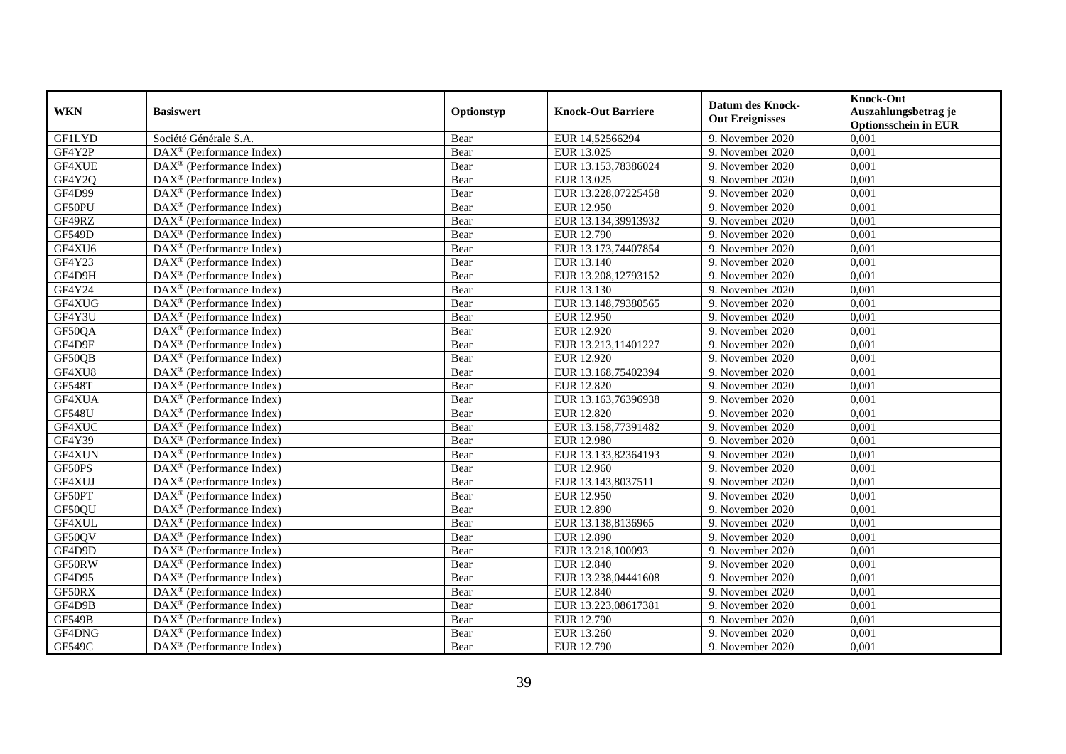| WKN | Basiswert | Optionstyp | Knock-Out Barriere | Datum des Knock-Out Ereignisses | Knock-Out Auszahlungsbetrag je Optionsschein in EUR |
|---|---|---|---|---|---|
| GF1LYD | Société Générale S.A. | Bear | EUR 14,52566294 | 9. November 2020 | 0,001 |
| GF4Y2P | DAX® (Performance Index) | Bear | EUR 13.025 | 9. November 2020 | 0,001 |
| GF4XUE | DAX® (Performance Index) | Bear | EUR 13.153,78386024 | 9. November 2020 | 0,001 |
| GF4Y2Q | DAX® (Performance Index) | Bear | EUR 13.025 | 9. November 2020 | 0,001 |
| GF4D99 | DAX® (Performance Index) | Bear | EUR 13.228,07225458 | 9. November 2020 | 0,001 |
| GF50PU | DAX® (Performance Index) | Bear | EUR 12.950 | 9. November 2020 | 0,001 |
| GF49RZ | DAX® (Performance Index) | Bear | EUR 13.134,39913932 | 9. November 2020 | 0,001 |
| GF549D | DAX® (Performance Index) | Bear | EUR 12.790 | 9. November 2020 | 0,001 |
| GF4XU6 | DAX® (Performance Index) | Bear | EUR 13.173,74407854 | 9. November 2020 | 0,001 |
| GF4Y23 | DAX® (Performance Index) | Bear | EUR 13.140 | 9. November 2020 | 0,001 |
| GF4D9H | DAX® (Performance Index) | Bear | EUR 13.208,12793152 | 9. November 2020 | 0,001 |
| GF4Y24 | DAX® (Performance Index) | Bear | EUR 13.130 | 9. November 2020 | 0,001 |
| GF4XUG | DAX® (Performance Index) | Bear | EUR 13.148,79380565 | 9. November 2020 | 0,001 |
| GF4Y3U | DAX® (Performance Index) | Bear | EUR 12.950 | 9. November 2020 | 0,001 |
| GF50QA | DAX® (Performance Index) | Bear | EUR 12.920 | 9. November 2020 | 0,001 |
| GF4D9F | DAX® (Performance Index) | Bear | EUR 13.213,11401227 | 9. November 2020 | 0,001 |
| GF50QB | DAX® (Performance Index) | Bear | EUR 12.920 | 9. November 2020 | 0,001 |
| GF4XU8 | DAX® (Performance Index) | Bear | EUR 13.168,75402394 | 9. November 2020 | 0,001 |
| GF548T | DAX® (Performance Index) | Bear | EUR 12.820 | 9. November 2020 | 0,001 |
| GF4XUA | DAX® (Performance Index) | Bear | EUR 13.163,76396938 | 9. November 2020 | 0,001 |
| GF548U | DAX® (Performance Index) | Bear | EUR 12.820 | 9. November 2020 | 0,001 |
| GF4XUC | DAX® (Performance Index) | Bear | EUR 13.158,77391482 | 9. November 2020 | 0,001 |
| GF4Y39 | DAX® (Performance Index) | Bear | EUR 12.980 | 9. November 2020 | 0,001 |
| GF4XUN | DAX® (Performance Index) | Bear | EUR 13.133,82364193 | 9. November 2020 | 0,001 |
| GF50PS | DAX® (Performance Index) | Bear | EUR 12.960 | 9. November 2020 | 0,001 |
| GF4XUJ | DAX® (Performance Index) | Bear | EUR 13.143,8037511 | 9. November 2020 | 0,001 |
| GF50PT | DAX® (Performance Index) | Bear | EUR 12.950 | 9. November 2020 | 0,001 |
| GF50QU | DAX® (Performance Index) | Bear | EUR 12.890 | 9. November 2020 | 0,001 |
| GF4XUL | DAX® (Performance Index) | Bear | EUR 13.138,8136965 | 9. November 2020 | 0,001 |
| GF50QV | DAX® (Performance Index) | Bear | EUR 12.890 | 9. November 2020 | 0,001 |
| GF4D9D | DAX® (Performance Index) | Bear | EUR 13.218,100093 | 9. November 2020 | 0,001 |
| GF50RW | DAX® (Performance Index) | Bear | EUR 12.840 | 9. November 2020 | 0,001 |
| GF4D95 | DAX® (Performance Index) | Bear | EUR 13.238,04441608 | 9. November 2020 | 0,001 |
| GF50RX | DAX® (Performance Index) | Bear | EUR 12.840 | 9. November 2020 | 0,001 |
| GF4D9B | DAX® (Performance Index) | Bear | EUR 13.223,08617381 | 9. November 2020 | 0,001 |
| GF549B | DAX® (Performance Index) | Bear | EUR 12.790 | 9. November 2020 | 0,001 |
| GF4DNG | DAX® (Performance Index) | Bear | EUR 13.260 | 9. November 2020 | 0,001 |
| GF549C | DAX® (Performance Index) | Bear | EUR 12.790 | 9. November 2020 | 0,001 |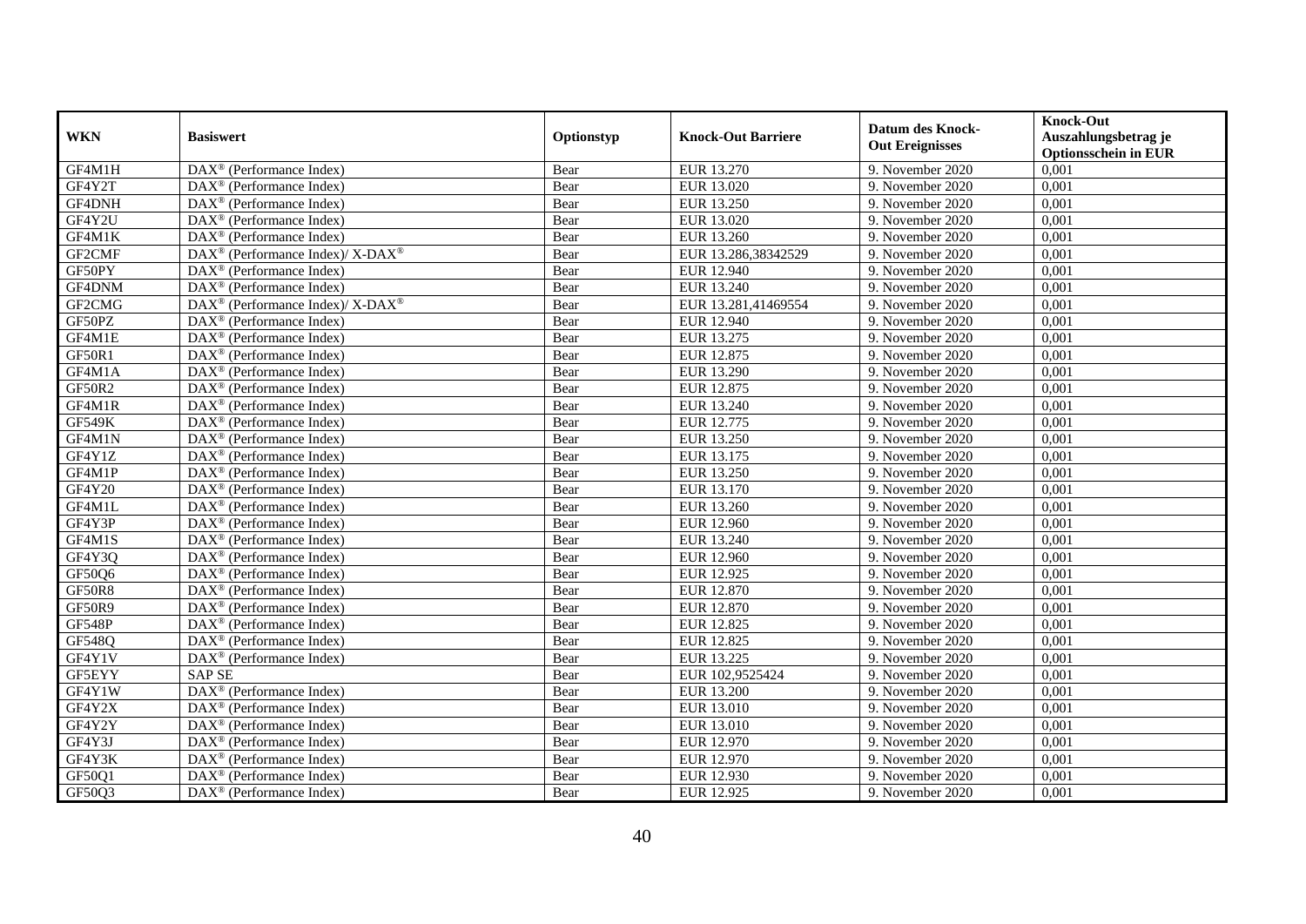| WKN | Basiswert | Optionstyp | Knock-Out Barriere | Datum des Knock-Out Ereignisses | Knock-Out Auszahlungsbetrag je Optionsschein in EUR |
|---|---|---|---|---|---|
| GF4M1H | DAX® (Performance Index) | Bear | EUR 13.270 | 9. November 2020 | 0,001 |
| GF4Y2T | DAX® (Performance Index) | Bear | EUR 13.020 | 9. November 2020 | 0,001 |
| GF4DNH | DAX® (Performance Index) | Bear | EUR 13.250 | 9. November 2020 | 0,001 |
| GF4Y2U | DAX® (Performance Index) | Bear | EUR 13.020 | 9. November 2020 | 0,001 |
| GF4M1K | DAX® (Performance Index) | Bear | EUR 13.260 | 9. November 2020 | 0,001 |
| GF2CMF | DAX® (Performance Index)/ X-DAX® | Bear | EUR 13.286,38342529 | 9. November 2020 | 0,001 |
| GF50PY | DAX® (Performance Index) | Bear | EUR 12.940 | 9. November 2020 | 0,001 |
| GF4DNM | DAX® (Performance Index) | Bear | EUR 13.240 | 9. November 2020 | 0,001 |
| GF2CMG | DAX® (Performance Index)/ X-DAX® | Bear | EUR 13.281,41469554 | 9. November 2020 | 0,001 |
| GF50PZ | DAX® (Performance Index) | Bear | EUR 12.940 | 9. November 2020 | 0,001 |
| GF4M1E | DAX® (Performance Index) | Bear | EUR 13.275 | 9. November 2020 | 0,001 |
| GF50R1 | DAX® (Performance Index) | Bear | EUR 12.875 | 9. November 2020 | 0,001 |
| GF4M1A | DAX® (Performance Index) | Bear | EUR 13.290 | 9. November 2020 | 0,001 |
| GF50R2 | DAX® (Performance Index) | Bear | EUR 12.875 | 9. November 2020 | 0,001 |
| GF4M1R | DAX® (Performance Index) | Bear | EUR 13.240 | 9. November 2020 | 0,001 |
| GF549K | DAX® (Performance Index) | Bear | EUR 12.775 | 9. November 2020 | 0,001 |
| GF4M1N | DAX® (Performance Index) | Bear | EUR 13.250 | 9. November 2020 | 0,001 |
| GF4Y1Z | DAX® (Performance Index) | Bear | EUR 13.175 | 9. November 2020 | 0,001 |
| GF4M1P | DAX® (Performance Index) | Bear | EUR 13.250 | 9. November 2020 | 0,001 |
| GF4Y20 | DAX® (Performance Index) | Bear | EUR 13.170 | 9. November 2020 | 0,001 |
| GF4M1L | DAX® (Performance Index) | Bear | EUR 13.260 | 9. November 2020 | 0,001 |
| GF4Y3P | DAX® (Performance Index) | Bear | EUR 12.960 | 9. November 2020 | 0,001 |
| GF4M1S | DAX® (Performance Index) | Bear | EUR 13.240 | 9. November 2020 | 0,001 |
| GF4Y3Q | DAX® (Performance Index) | Bear | EUR 12.960 | 9. November 2020 | 0,001 |
| GF50Q6 | DAX® (Performance Index) | Bear | EUR 12.925 | 9. November 2020 | 0,001 |
| GF50R8 | DAX® (Performance Index) | Bear | EUR 12.870 | 9. November 2020 | 0,001 |
| GF50R9 | DAX® (Performance Index) | Bear | EUR 12.870 | 9. November 2020 | 0,001 |
| GF548P | DAX® (Performance Index) | Bear | EUR 12.825 | 9. November 2020 | 0,001 |
| GF548Q | DAX® (Performance Index) | Bear | EUR 12.825 | 9. November 2020 | 0,001 |
| GF4Y1V | DAX® (Performance Index) | Bear | EUR 13.225 | 9. November 2020 | 0,001 |
| GF5EYY | SAP SE | Bear | EUR 102,9525424 | 9. November 2020 | 0,001 |
| GF4Y1W | DAX® (Performance Index) | Bear | EUR 13.200 | 9. November 2020 | 0,001 |
| GF4Y2X | DAX® (Performance Index) | Bear | EUR 13.010 | 9. November 2020 | 0,001 |
| GF4Y2Y | DAX® (Performance Index) | Bear | EUR 13.010 | 9. November 2020 | 0,001 |
| GF4Y3J | DAX® (Performance Index) | Bear | EUR 12.970 | 9. November 2020 | 0,001 |
| GF4Y3K | DAX® (Performance Index) | Bear | EUR 12.970 | 9. November 2020 | 0,001 |
| GF50Q1 | DAX® (Performance Index) | Bear | EUR 12.930 | 9. November 2020 | 0,001 |
| GF50Q3 | DAX® (Performance Index) | Bear | EUR 12.925 | 9. November 2020 | 0,001 |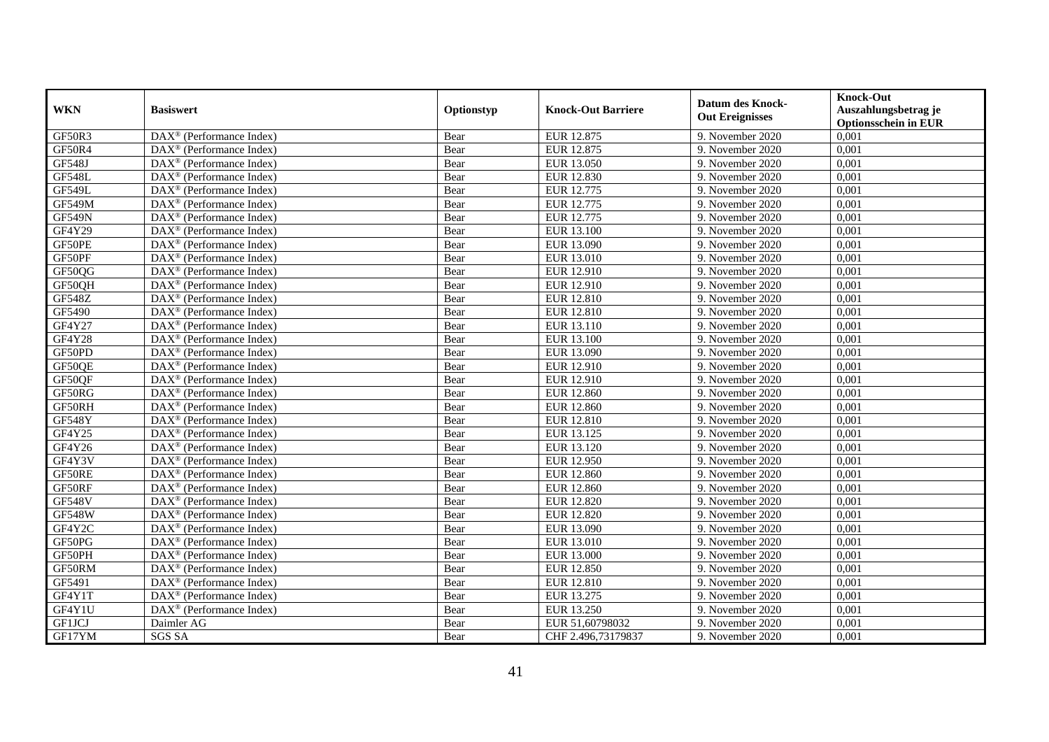| WKN | Basiswert | Optionstyp | Knock-Out Barriere | Datum des Knock-Out Ereignisses | Knock-Out Auszahlungsbetrag je Optionsschein in EUR |
|---|---|---|---|---|---|
| GF50R3 | DAX® (Performance Index) | Bear | EUR 12.875 | 9. November 2020 | 0,001 |
| GF50R4 | DAX® (Performance Index) | Bear | EUR 12.875 | 9. November 2020 | 0,001 |
| GF548J | DAX® (Performance Index) | Bear | EUR 13.050 | 9. November 2020 | 0,001 |
| GF548L | DAX® (Performance Index) | Bear | EUR 12.830 | 9. November 2020 | 0,001 |
| GF549L | DAX® (Performance Index) | Bear | EUR 12.775 | 9. November 2020 | 0,001 |
| GF549M | DAX® (Performance Index) | Bear | EUR 12.775 | 9. November 2020 | 0,001 |
| GF549N | DAX® (Performance Index) | Bear | EUR 12.775 | 9. November 2020 | 0,001 |
| GF4Y29 | DAX® (Performance Index) | Bear | EUR 13.100 | 9. November 2020 | 0,001 |
| GF50PE | DAX® (Performance Index) | Bear | EUR 13.090 | 9. November 2020 | 0,001 |
| GF50PF | DAX® (Performance Index) | Bear | EUR 13.010 | 9. November 2020 | 0,001 |
| GF50QG | DAX® (Performance Index) | Bear | EUR 12.910 | 9. November 2020 | 0,001 |
| GF50QH | DAX® (Performance Index) | Bear | EUR 12.910 | 9. November 2020 | 0,001 |
| GF548Z | DAX® (Performance Index) | Bear | EUR 12.810 | 9. November 2020 | 0,001 |
| GF5490 | DAX® (Performance Index) | Bear | EUR 12.810 | 9. November 2020 | 0,001 |
| GF4Y27 | DAX® (Performance Index) | Bear | EUR 13.110 | 9. November 2020 | 0,001 |
| GF4Y28 | DAX® (Performance Index) | Bear | EUR 13.100 | 9. November 2020 | 0,001 |
| GF50PD | DAX® (Performance Index) | Bear | EUR 13.090 | 9. November 2020 | 0,001 |
| GF50QE | DAX® (Performance Index) | Bear | EUR 12.910 | 9. November 2020 | 0,001 |
| GF50QF | DAX® (Performance Index) | Bear | EUR 12.910 | 9. November 2020 | 0,001 |
| GF50RG | DAX® (Performance Index) | Bear | EUR 12.860 | 9. November 2020 | 0,001 |
| GF50RH | DAX® (Performance Index) | Bear | EUR 12.860 | 9. November 2020 | 0,001 |
| GF548Y | DAX® (Performance Index) | Bear | EUR 12.810 | 9. November 2020 | 0,001 |
| GF4Y25 | DAX® (Performance Index) | Bear | EUR 13.125 | 9. November 2020 | 0,001 |
| GF4Y26 | DAX® (Performance Index) | Bear | EUR 13.120 | 9. November 2020 | 0,001 |
| GF4Y3V | DAX® (Performance Index) | Bear | EUR 12.950 | 9. November 2020 | 0,001 |
| GF50RE | DAX® (Performance Index) | Bear | EUR 12.860 | 9. November 2020 | 0,001 |
| GF50RF | DAX® (Performance Index) | Bear | EUR 12.860 | 9. November 2020 | 0,001 |
| GF548V | DAX® (Performance Index) | Bear | EUR 12.820 | 9. November 2020 | 0,001 |
| GF548W | DAX® (Performance Index) | Bear | EUR 12.820 | 9. November 2020 | 0,001 |
| GF4Y2C | DAX® (Performance Index) | Bear | EUR 13.090 | 9. November 2020 | 0,001 |
| GF50PG | DAX® (Performance Index) | Bear | EUR 13.010 | 9. November 2020 | 0,001 |
| GF50PH | DAX® (Performance Index) | Bear | EUR 13.000 | 9. November 2020 | 0,001 |
| GF50RM | DAX® (Performance Index) | Bear | EUR 12.850 | 9. November 2020 | 0,001 |
| GF5491 | DAX® (Performance Index) | Bear | EUR 12.810 | 9. November 2020 | 0,001 |
| GF4Y1T | DAX® (Performance Index) | Bear | EUR 13.275 | 9. November 2020 | 0,001 |
| GF4Y1U | DAX® (Performance Index) | Bear | EUR 13.250 | 9. November 2020 | 0,001 |
| GF1JCJ | Daimler AG | Bear | EUR 51,60798032 | 9. November 2020 | 0,001 |
| GF17YM | SGS SA | Bear | CHF 2.496,73179837 | 9. November 2020 | 0,001 |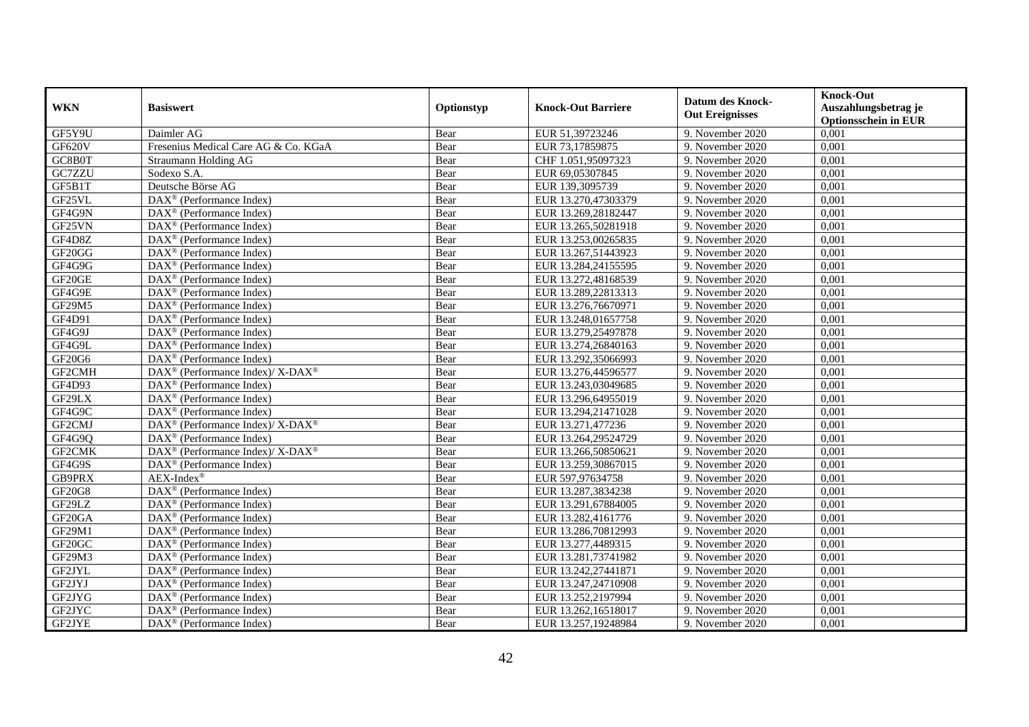| WKN | Basiswert | Optionstyp | Knock-Out Barriere | Datum des Knock-Out Ereignisses | Knock-Out Auszahlungsbetrag je Optionsschein in EUR |
|---|---|---|---|---|---|
| GF5Y9U | Daimler AG | Bear | EUR 51,39723246 | 9. November 2020 | 0,001 |
| GF620V | Fresenius Medical Care AG & Co. KGaA | Bear | EUR 73,17859875 | 9. November 2020 | 0,001 |
| GC8B0T | Straumann Holding AG | Bear | CHF 1.051,95097323 | 9. November 2020 | 0,001 |
| GC7ZZU | Sodexo S.A. | Bear | EUR 69,05307845 | 9. November 2020 | 0,001 |
| GF5B1T | Deutsche Börse AG | Bear | EUR 139,3095739 | 9. November 2020 | 0,001 |
| GF25VL | DAX® (Performance Index) | Bear | EUR 13.270,47303379 | 9. November 2020 | 0,001 |
| GF4G9N | DAX® (Performance Index) | Bear | EUR 13.269,28182447 | 9. November 2020 | 0,001 |
| GF25VN | DAX® (Performance Index) | Bear | EUR 13.265,50281918 | 9. November 2020 | 0,001 |
| GF4D8Z | DAX® (Performance Index) | Bear | EUR 13.253,00265835 | 9. November 2020 | 0,001 |
| GF20GG | DAX® (Performance Index) | Bear | EUR 13.267,51443923 | 9. November 2020 | 0,001 |
| GF4G9G | DAX® (Performance Index) | Bear | EUR 13.284,24155595 | 9. November 2020 | 0,001 |
| GF20GE | DAX® (Performance Index) | Bear | EUR 13.272,48168539 | 9. November 2020 | 0,001 |
| GF4G9E | DAX® (Performance Index) | Bear | EUR 13.289,22813313 | 9. November 2020 | 0,001 |
| GF29M5 | DAX® (Performance Index) | Bear | EUR 13.276,76670971 | 9. November 2020 | 0,001 |
| GF4D91 | DAX® (Performance Index) | Bear | EUR 13.248,01657758 | 9. November 2020 | 0,001 |
| GF4G9J | DAX® (Performance Index) | Bear | EUR 13.279,25497878 | 9. November 2020 | 0,001 |
| GF4G9L | DAX® (Performance Index) | Bear | EUR 13.274,26840163 | 9. November 2020 | 0,001 |
| GF20G6 | DAX® (Performance Index) | Bear | EUR 13.292,35066993 | 9. November 2020 | 0,001 |
| GF2CMH | DAX® (Performance Index)/ X-DAX® | Bear | EUR 13.276,44596577 | 9. November 2020 | 0,001 |
| GF4D93 | DAX® (Performance Index) | Bear | EUR 13.243,03049685 | 9. November 2020 | 0,001 |
| GF29LX | DAX® (Performance Index) | Bear | EUR 13.296,64955019 | 9. November 2020 | 0,001 |
| GF4G9C | DAX® (Performance Index) | Bear | EUR 13.294,21471028 | 9. November 2020 | 0,001 |
| GF2CMJ | DAX® (Performance Index)/ X-DAX® | Bear | EUR 13.271,477236 | 9. November 2020 | 0,001 |
| GF4G9Q | DAX® (Performance Index) | Bear | EUR 13.264,29524729 | 9. November 2020 | 0,001 |
| GF2CMK | DAX® (Performance Index)/ X-DAX® | Bear | EUR 13.266,50850621 | 9. November 2020 | 0,001 |
| GF4G9S | DAX® (Performance Index) | Bear | EUR 13.259,30867015 | 9. November 2020 | 0,001 |
| GB9PRX | AEX-Index® | Bear | EUR 597,97634758 | 9. November 2020 | 0,001 |
| GF20G8 | DAX® (Performance Index) | Bear | EUR 13.287,3834238 | 9. November 2020 | 0,001 |
| GF29LZ | DAX® (Performance Index) | Bear | EUR 13.291,67884005 | 9. November 2020 | 0,001 |
| GF20GA | DAX® (Performance Index) | Bear | EUR 13.282,4161776 | 9. November 2020 | 0,001 |
| GF29M1 | DAX® (Performance Index) | Bear | EUR 13.286,70812993 | 9. November 2020 | 0,001 |
| GF20GC | DAX® (Performance Index) | Bear | EUR 13.277,4489315 | 9. November 2020 | 0,001 |
| GF29M3 | DAX® (Performance Index) | Bear | EUR 13.281,73741982 | 9. November 2020 | 0,001 |
| GF2JYL | DAX® (Performance Index) | Bear | EUR 13.242,27441871 | 9. November 2020 | 0,001 |
| GF2JYJ | DAX® (Performance Index) | Bear | EUR 13.247,24710908 | 9. November 2020 | 0,001 |
| GF2JYG | DAX® (Performance Index) | Bear | EUR 13.252,2197994 | 9. November 2020 | 0,001 |
| GF2JYC | DAX® (Performance Index) | Bear | EUR 13.262,16518017 | 9. November 2020 | 0,001 |
| GF2JYE | DAX® (Performance Index) | Bear | EUR 13.257,19248984 | 9. November 2020 | 0,001 |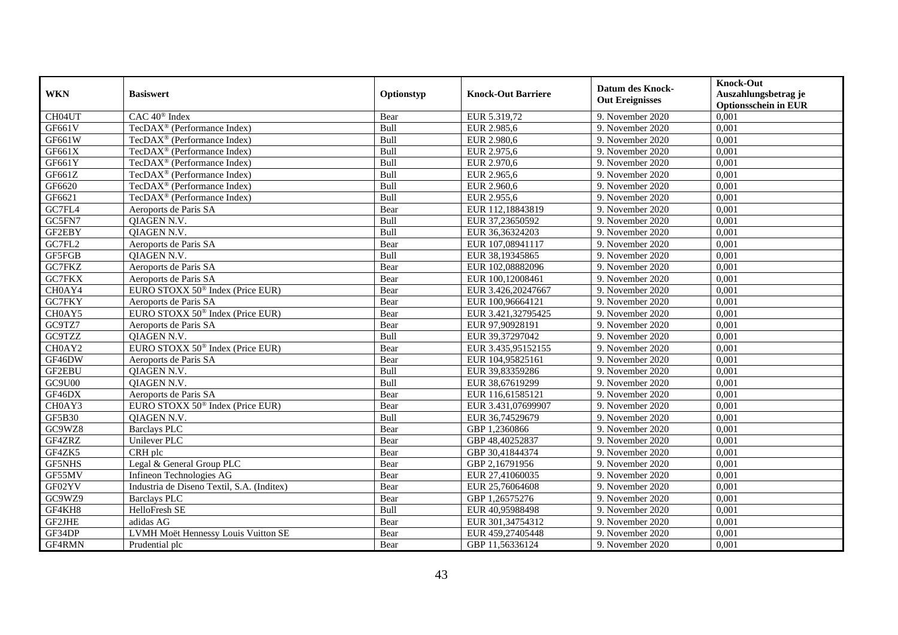| WKN | Basiswert | Optionstyp | Knock-Out Barriere | Datum des Knock-Out Ereignisses | Knock-Out Auszahlungsbetrag je Optionsschein in EUR |
|---|---|---|---|---|---|
| CH04UT | CAC 40® Index | Bear | EUR 5.319,72 | 9. November 2020 | 0,001 |
| GF661V | TecDAX® (Performance Index) | Bull | EUR 2.985,6 | 9. November 2020 | 0,001 |
| GF661W | TecDAX® (Performance Index) | Bull | EUR 2.980,6 | 9. November 2020 | 0,001 |
| GF661X | TecDAX® (Performance Index) | Bull | EUR 2.975,6 | 9. November 2020 | 0,001 |
| GF661Y | TecDAX® (Performance Index) | Bull | EUR 2.970,6 | 9. November 2020 | 0,001 |
| GF661Z | TecDAX® (Performance Index) | Bull | EUR 2.965,6 | 9. November 2020 | 0,001 |
| GF6620 | TecDAX® (Performance Index) | Bull | EUR 2.960,6 | 9. November 2020 | 0,001 |
| GF6621 | TecDAX® (Performance Index) | Bull | EUR 2.955,6 | 9. November 2020 | 0,001 |
| GC7FL4 | Aeroports de Paris SA | Bear | EUR 112,18843819 | 9. November 2020 | 0,001 |
| GC5FN7 | QIAGEN N.V. | Bull | EUR 37,23650592 | 9. November 2020 | 0,001 |
| GF2EBY | QIAGEN N.V. | Bull | EUR 36,36324203 | 9. November 2020 | 0,001 |
| GC7FL2 | Aeroports de Paris SA | Bear | EUR 107,08941117 | 9. November 2020 | 0,001 |
| GF5FGB | QIAGEN N.V. | Bull | EUR 38,19345865 | 9. November 2020 | 0,001 |
| GC7FKZ | Aeroports de Paris SA | Bear | EUR 102,08882096 | 9. November 2020 | 0,001 |
| GC7FKX | Aeroports de Paris SA | Bear | EUR 100,12008461 | 9. November 2020 | 0,001 |
| CH0AY4 | EURO STOXX 50® Index (Price EUR) | Bear | EUR 3.426,20247667 | 9. November 2020 | 0,001 |
| GC7FKY | Aeroports de Paris SA | Bear | EUR 100,96664121 | 9. November 2020 | 0,001 |
| CH0AY5 | EURO STOXX 50® Index (Price EUR) | Bear | EUR 3.421,32795425 | 9. November 2020 | 0,001 |
| GC9TZ7 | Aeroports de Paris SA | Bear | EUR 97,90928191 | 9. November 2020 | 0,001 |
| GC9TZZ | QIAGEN N.V. | Bull | EUR 39,37297042 | 9. November 2020 | 0,001 |
| CH0AY2 | EURO STOXX 50® Index (Price EUR) | Bear | EUR 3.435,95152155 | 9. November 2020 | 0,001 |
| GF46DW | Aeroports de Paris SA | Bear | EUR 104,95825161 | 9. November 2020 | 0,001 |
| GF2EBU | QIAGEN N.V. | Bull | EUR 39,83359286 | 9. November 2020 | 0,001 |
| GC9U00 | QIAGEN N.V. | Bull | EUR 38,67619299 | 9. November 2020 | 0,001 |
| GF46DX | Aeroports de Paris SA | Bear | EUR 116,61585121 | 9. November 2020 | 0,001 |
| CH0AY3 | EURO STOXX 50® Index (Price EUR) | Bear | EUR 3.431,07699907 | 9. November 2020 | 0,001 |
| GF5B30 | QIAGEN N.V. | Bull | EUR 36,74529679 | 9. November 2020 | 0,001 |
| GC9WZ8 | Barclays PLC | Bear | GBP 1,2360866 | 9. November 2020 | 0,001 |
| GF4ZRZ | Unilever PLC | Bear | GBP 48,40252837 | 9. November 2020 | 0,001 |
| GF4ZK5 | CRH plc | Bear | GBP 30,41844374 | 9. November 2020 | 0,001 |
| GF5NHS | Legal & General Group PLC | Bear | GBP 2,16791956 | 9. November 2020 | 0,001 |
| GF55MV | Infineon Technologies AG | Bear | EUR 27,41060035 | 9. November 2020 | 0,001 |
| GF02YV | Industria de Diseno Textil, S.A. (Inditex) | Bear | EUR 25,76064608 | 9. November 2020 | 0,001 |
| GC9WZ9 | Barclays PLC | Bear | GBP 1,26575276 | 9. November 2020 | 0,001 |
| GF4KH8 | HelloFresh SE | Bull | EUR 40,95988498 | 9. November 2020 | 0,001 |
| GF2JHE | adidas AG | Bear | EUR 301,34754312 | 9. November 2020 | 0,001 |
| GF34DP | LVMH Moët Hennessy Louis Vuitton SE | Bear | EUR 459,27405448 | 9. November 2020 | 0,001 |
| GF4RMN | Prudential plc | Bear | GBP 11,56336124 | 9. November 2020 | 0,001 |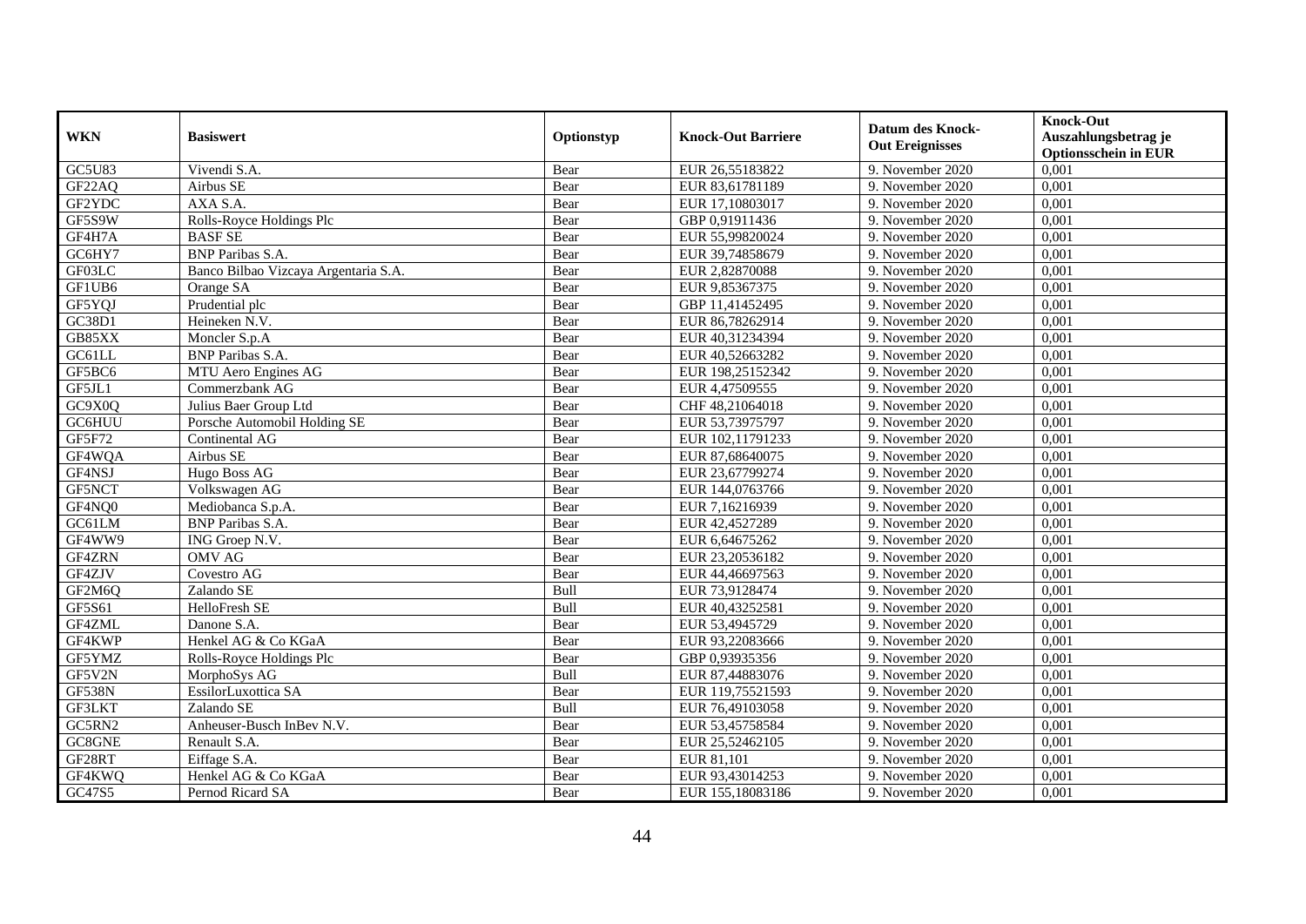| WKN | Basiswert | Optionstyp | Knock-Out Barriere | Datum des Knock-Out Ereignisses | Knock-Out Auszahlungsbetrag je Optionsschein in EUR |
|---|---|---|---|---|---|
| GC5U83 | Vivendi S.A. | Bear | EUR 26,55183822 | 9. November 2020 | 0,001 |
| GF22AQ | Airbus SE | Bear | EUR 83,61781189 | 9. November 2020 | 0,001 |
| GF2YDC | AXA S.A. | Bear | EUR 17,10803017 | 9. November 2020 | 0,001 |
| GF5S9W | Rolls-Royce Holdings Plc | Bear | GBP 0,91911436 | 9. November 2020 | 0,001 |
| GF4H7A | BASF SE | Bear | EUR 55,99820024 | 9. November 2020 | 0,001 |
| GC6HY7 | BNP Paribas S.A. | Bear | EUR 39,74858679 | 9. November 2020 | 0,001 |
| GF03LC | Banco Bilbao Vizcaya Argentaria S.A. | Bear | EUR 2,82870088 | 9. November 2020 | 0,001 |
| GF1UB6 | Orange SA | Bear | EUR 9,85367375 | 9. November 2020 | 0,001 |
| GF5YQJ | Prudential plc | Bear | GBP 11,41452495 | 9. November 2020 | 0,001 |
| GC38D1 | Heineken N.V. | Bear | EUR 86,78262914 | 9. November 2020 | 0,001 |
| GB85XX | Moncler S.p.A | Bear | EUR 40,31234394 | 9. November 2020 | 0,001 |
| GC61LL | BNP Paribas S.A. | Bear | EUR 40,52663282 | 9. November 2020 | 0,001 |
| GF5BC6 | MTU Aero Engines AG | Bear | EUR 198,25152342 | 9. November 2020 | 0,001 |
| GF5JL1 | Commerzbank AG | Bear | EUR 4,47509555 | 9. November 2020 | 0,001 |
| GC9X0Q | Julius Baer Group Ltd | Bear | CHF 48,21064018 | 9. November 2020 | 0,001 |
| GC6HUU | Porsche Automobil Holding SE | Bear | EUR 53,73975797 | 9. November 2020 | 0,001 |
| GF5F72 | Continental AG | Bear | EUR 102,11791233 | 9. November 2020 | 0,001 |
| GF4WQA | Airbus SE | Bear | EUR 87,68640075 | 9. November 2020 | 0,001 |
| GF4NSJ | Hugo Boss AG | Bear | EUR 23,67799274 | 9. November 2020 | 0,001 |
| GF5NCT | Volkswagen AG | Bear | EUR 144,0763766 | 9. November 2020 | 0,001 |
| GF4NQ0 | Mediobanca S.p.A. | Bear | EUR 7,16216939 | 9. November 2020 | 0,001 |
| GC61LM | BNP Paribas S.A. | Bear | EUR 42,4527289 | 9. November 2020 | 0,001 |
| GF4WW9 | ING Groep N.V. | Bear | EUR 6,64675262 | 9. November 2020 | 0,001 |
| GF4ZRN | OMV AG | Bear | EUR 23,20536182 | 9. November 2020 | 0,001 |
| GF4ZJV | Covestro AG | Bear | EUR 44,46697563 | 9. November 2020 | 0,001 |
| GF2M6Q | Zalando SE | Bull | EUR 73,9128474 | 9. November 2020 | 0,001 |
| GF5S61 | HelloFresh SE | Bull | EUR 40,43252581 | 9. November 2020 | 0,001 |
| GF4ZML | Danone S.A. | Bear | EUR 53,4945729 | 9. November 2020 | 0,001 |
| GF4KWP | Henkel AG & Co KGaA | Bear | EUR 93,22083666 | 9. November 2020 | 0,001 |
| GF5YMZ | Rolls-Royce Holdings Plc | Bear | GBP 0,93935356 | 9. November 2020 | 0,001 |
| GF5V2N | MorphoSys AG | Bull | EUR 87,44883076 | 9. November 2020 | 0,001 |
| GF538N | EssilorLuxottica SA | Bear | EUR 119,75521593 | 9. November 2020 | 0,001 |
| GF3LKT | Zalando SE | Bull | EUR 76,49103058 | 9. November 2020 | 0,001 |
| GC5RN2 | Anheuser-Busch InBev N.V. | Bear | EUR 53,45758584 | 9. November 2020 | 0,001 |
| GC8GNE | Renault S.A. | Bear | EUR 25,52462105 | 9. November 2020 | 0,001 |
| GF28RT | Eiffage S.A. | Bear | EUR 81,101 | 9. November 2020 | 0,001 |
| GF4KWQ | Henkel AG & Co KGaA | Bear | EUR 93,43014253 | 9. November 2020 | 0,001 |
| GC47S5 | Pernod Ricard SA | Bear | EUR 155,18083186 | 9. November 2020 | 0,001 |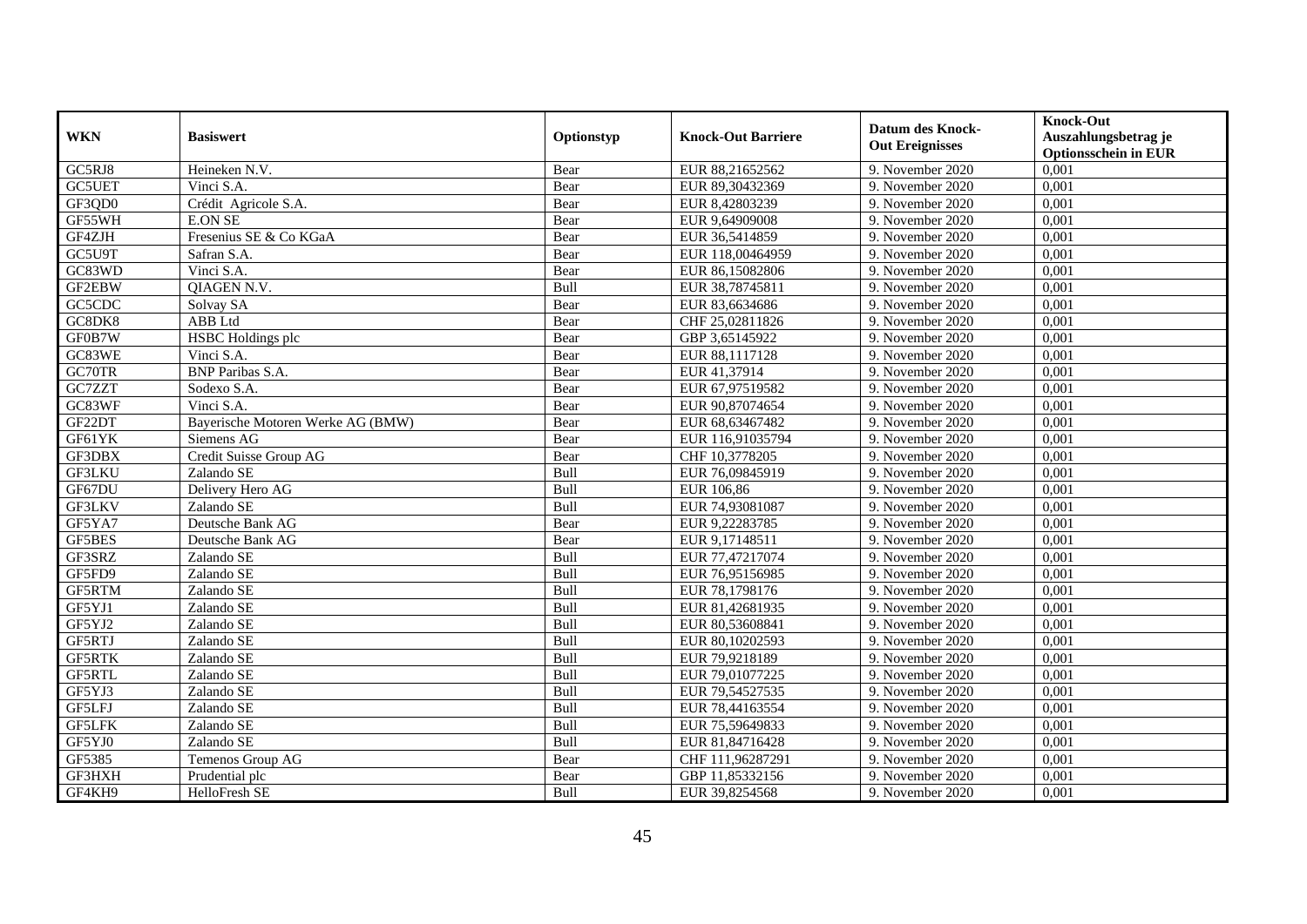| WKN | Basiswert | Optionstyp | Knock-Out Barriere | Datum des Knock-Out Ereignisses | Knock-Out Auszahlungsbetrag je Optionsschein in EUR |
|---|---|---|---|---|---|
| GC5RJ8 | Heineken N.V. | Bear | EUR 88,21652562 | 9. November 2020 | 0,001 |
| GC5UET | Vinci S.A. | Bear | EUR 89,30432369 | 9. November 2020 | 0,001 |
| GF3QD0 | Crédit Agricole S.A. | Bear | EUR 8,42803239 | 9. November 2020 | 0,001 |
| GF55WH | E.ON SE | Bear | EUR 9,64909008 | 9. November 2020 | 0,001 |
| GF4ZJH | Fresenius SE & Co KGaA | Bear | EUR 36,5414859 | 9. November 2020 | 0,001 |
| GC5U9T | Safran S.A. | Bear | EUR 118,00464959 | 9. November 2020 | 0,001 |
| GC83WD | Vinci S.A. | Bear | EUR 86,15082806 | 9. November 2020 | 0,001 |
| GF2EBW | QIAGEN N.V. | Bull | EUR 38,78745811 | 9. November 2020 | 0,001 |
| GC5CDC | Solvay SA | Bear | EUR 83,6634686 | 9. November 2020 | 0,001 |
| GC8DK8 | ABB Ltd | Bear | CHF 25,02811826 | 9. November 2020 | 0,001 |
| GF0B7W | HSBC Holdings plc | Bear | GBP 3,65145922 | 9. November 2020 | 0,001 |
| GC83WE | Vinci S.A. | Bear | EUR 88,1117128 | 9. November 2020 | 0,001 |
| GC70TR | BNP Paribas S.A. | Bear | EUR 41,37914 | 9. November 2020 | 0,001 |
| GC7ZZT | Sodexo S.A. | Bear | EUR 67,97519582 | 9. November 2020 | 0,001 |
| GC83WF | Vinci S.A. | Bear | EUR 90,87074654 | 9. November 2020 | 0,001 |
| GF22DT | Bayerische Motoren Werke AG (BMW) | Bear | EUR 68,63467482 | 9. November 2020 | 0,001 |
| GF61YK | Siemens AG | Bear | EUR 116,91035794 | 9. November 2020 | 0,001 |
| GF3DBX | Credit Suisse Group AG | Bear | CHF 10,3778205 | 9. November 2020 | 0,001 |
| GF3LKU | Zalando SE | Bull | EUR 76,09845919 | 9. November 2020 | 0,001 |
| GF67DU | Delivery Hero AG | Bull | EUR 106,86 | 9. November 2020 | 0,001 |
| GF3LKV | Zalando SE | Bull | EUR 74,93081087 | 9. November 2020 | 0,001 |
| GF5YA7 | Deutsche Bank AG | Bear | EUR 9,22283785 | 9. November 2020 | 0,001 |
| GF5BES | Deutsche Bank AG | Bear | EUR 9,17148511 | 9. November 2020 | 0,001 |
| GF3SRZ | Zalando SE | Bull | EUR 77,47217074 | 9. November 2020 | 0,001 |
| GF5FD9 | Zalando SE | Bull | EUR 76,95156985 | 9. November 2020 | 0,001 |
| GF5RTM | Zalando SE | Bull | EUR 78,1798176 | 9. November 2020 | 0,001 |
| GF5YJ1 | Zalando SE | Bull | EUR 81,42681935 | 9. November 2020 | 0,001 |
| GF5YJ2 | Zalando SE | Bull | EUR 80,53608841 | 9. November 2020 | 0,001 |
| GF5RTJ | Zalando SE | Bull | EUR 80,10202593 | 9. November 2020 | 0,001 |
| GF5RTK | Zalando SE | Bull | EUR 79,9218189 | 9. November 2020 | 0,001 |
| GF5RTL | Zalando SE | Bull | EUR 79,01077225 | 9. November 2020 | 0,001 |
| GF5YJ3 | Zalando SE | Bull | EUR 79,54527535 | 9. November 2020 | 0,001 |
| GF5LFJ | Zalando SE | Bull | EUR 78,44163554 | 9. November 2020 | 0,001 |
| GF5LFK | Zalando SE | Bull | EUR 75,59649833 | 9. November 2020 | 0,001 |
| GF5YJ0 | Zalando SE | Bull | EUR 81,84716428 | 9. November 2020 | 0,001 |
| GF5385 | Temenos Group AG | Bear | CHF 111,96287291 | 9. November 2020 | 0,001 |
| GF3HXH | Prudential plc | Bear | GBP 11,85332156 | 9. November 2020 | 0,001 |
| GF4KH9 | HelloFresh SE | Bull | EUR 39,8254568 | 9. November 2020 | 0,001 |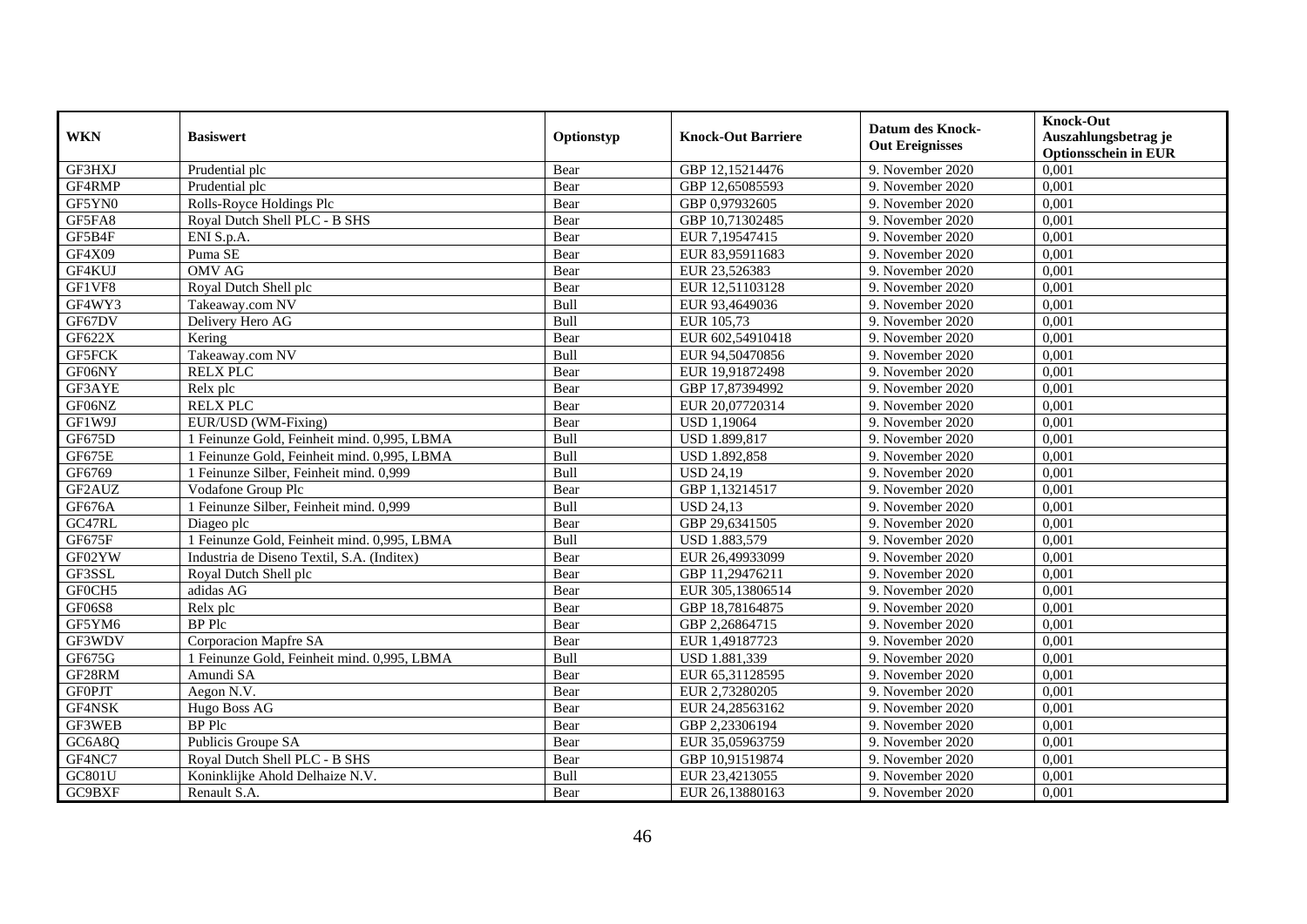| WKN | Basiswert | Optionstyp | Knock-Out Barriere | Datum des Knock-Out Ereignisses | Knock-Out Auszahlungsbetrag je Optionsschein in EUR |
|---|---|---|---|---|---|
| GF3HXJ | Prudential plc | Bear | GBP 12,15214476 | 9. November 2020 | 0,001 |
| GF4RMP | Prudential plc | Bear | GBP 12,65085593 | 9. November 2020 | 0,001 |
| GF5YN0 | Rolls-Royce Holdings Plc | Bear | GBP 0,97932605 | 9. November 2020 | 0,001 |
| GF5FA8 | Royal Dutch Shell PLC - B SHS | Bear | GBP 10,71302485 | 9. November 2020 | 0,001 |
| GF5B4F | ENI S.p.A. | Bear | EUR 7,19547415 | 9. November 2020 | 0,001 |
| GF4X09 | Puma SE | Bear | EUR 83,95911683 | 9. November 2020 | 0,001 |
| GF4KUJ | OMV AG | Bear | EUR 23,526383 | 9. November 2020 | 0,001 |
| GF1VF8 | Royal Dutch Shell plc | Bear | EUR 12,51103128 | 9. November 2020 | 0,001 |
| GF4WY3 | Takeaway.com NV | Bull | EUR 93,4649036 | 9. November 2020 | 0,001 |
| GF67DV | Delivery Hero AG | Bull | EUR 105,73 | 9. November 2020 | 0,001 |
| GF622X | Kering | Bear | EUR 602,54910418 | 9. November 2020 | 0,001 |
| GF5FCK | Takeaway.com NV | Bull | EUR 94,50470856 | 9. November 2020 | 0,001 |
| GF06NY | RELX PLC | Bear | EUR 19,91872498 | 9. November 2020 | 0,001 |
| GF3AYE | Relx plc | Bear | GBP 17,87394992 | 9. November 2020 | 0,001 |
| GF06NZ | RELX PLC | Bear | EUR 20,07720314 | 9. November 2020 | 0,001 |
| GF1W9J | EUR/USD (WM-Fixing) | Bear | USD 1,19064 | 9. November 2020 | 0,001 |
| GF675D | 1 Feinunze Gold, Feinheit mind. 0,995, LBMA | Bull | USD 1.899,817 | 9. November 2020 | 0,001 |
| GF675E | 1 Feinunze Gold, Feinheit mind. 0,995, LBMA | Bull | USD 1.892,858 | 9. November 2020 | 0,001 |
| GF6769 | 1 Feinunze Silber, Feinheit mind. 0,999 | Bull | USD 24,19 | 9. November 2020 | 0,001 |
| GF2AUZ | Vodafone Group Plc | Bear | GBP 1,13214517 | 9. November 2020 | 0,001 |
| GF676A | 1 Feinunze Silber, Feinheit mind. 0,999 | Bull | USD 24,13 | 9. November 2020 | 0,001 |
| GC47RL | Diageo plc | Bear | GBP 29,6341505 | 9. November 2020 | 0,001 |
| GF675F | 1 Feinunze Gold, Feinheit mind. 0,995, LBMA | Bull | USD 1.883,579 | 9. November 2020 | 0,001 |
| GF02YW | Industria de Diseno Textil, S.A. (Inditex) | Bear | EUR 26,49933099 | 9. November 2020 | 0,001 |
| GF3SSL | Royal Dutch Shell plc | Bear | GBP 11,29476211 | 9. November 2020 | 0,001 |
| GF0CH5 | adidas AG | Bear | EUR 305,13806514 | 9. November 2020 | 0,001 |
| GF06S8 | Relx plc | Bear | GBP 18,78164875 | 9. November 2020 | 0,001 |
| GF5YM6 | BP Plc | Bear | GBP 2,26864715 | 9. November 2020 | 0,001 |
| GF3WDV | Corporacion Mapfre SA | Bear | EUR 1,49187723 | 9. November 2020 | 0,001 |
| GF675G | 1 Feinunze Gold, Feinheit mind. 0,995, LBMA | Bull | USD 1.881,339 | 9. November 2020 | 0,001 |
| GF28RM | Amundi SA | Bear | EUR 65,31128595 | 9. November 2020 | 0,001 |
| GF0PJT | Aegon N.V. | Bear | EUR 2,73280205 | 9. November 2020 | 0,001 |
| GF4NSK | Hugo Boss AG | Bear | EUR 24,28563162 | 9. November 2020 | 0,001 |
| GF3WEB | BP Plc | Bear | GBP 2,23306194 | 9. November 2020 | 0,001 |
| GC6A8Q | Publicis Groupe SA | Bear | EUR 35,05963759 | 9. November 2020 | 0,001 |
| GF4NC7 | Royal Dutch Shell PLC - B SHS | Bear | GBP 10,91519874 | 9. November 2020 | 0,001 |
| GC801U | Koninklijke Ahold Delhaize N.V. | Bull | EUR 23,4213055 | 9. November 2020 | 0,001 |
| GC9BXF | Renault S.A. | Bear | EUR 26,13880163 | 9. November 2020 | 0,001 |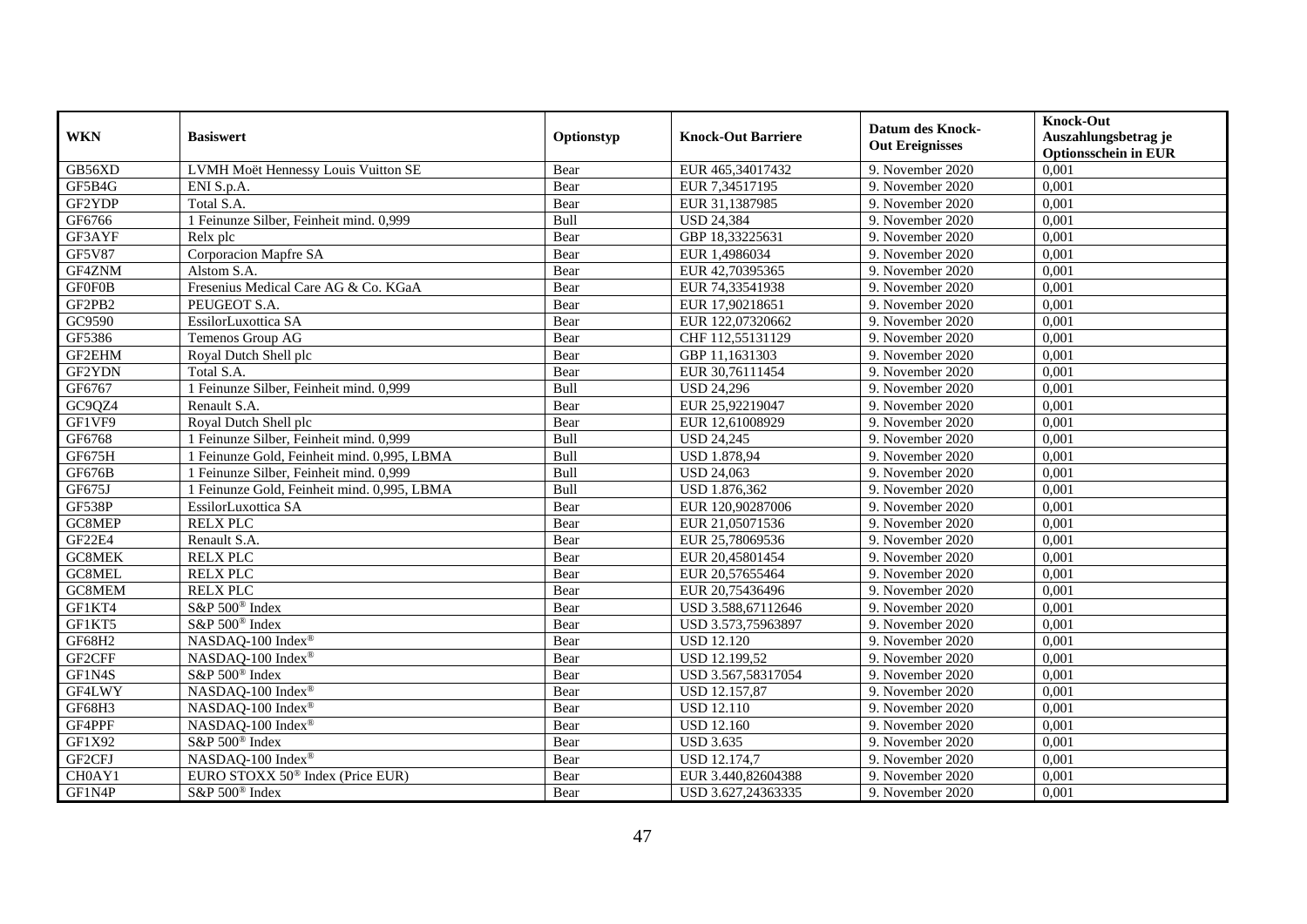| WKN | Basiswert | Optionstyp | Knock-Out Barriere | Datum des Knock-Out Ereignisses | Knock-Out Auszahlungsbetrag je Optionsschein in EUR |
|---|---|---|---|---|---|
| GB56XD | LVMH Moët Hennessy Louis Vuitton SE | Bear | EUR 465,34017432 | 9. November 2020 | 0,001 |
| GF5B4G | ENI S.p.A. | Bear | EUR 7,34517195 | 9. November 2020 | 0,001 |
| GF2YDP | Total S.A. | Bear | EUR 31,1387985 | 9. November 2020 | 0,001 |
| GF6766 | 1 Feinunze Silber, Feinheit mind. 0,999 | Bull | USD 24,384 | 9. November 2020 | 0,001 |
| GF3AYF | Relx plc | Bear | GBP 18,33225631 | 9. November 2020 | 0,001 |
| GF5V87 | Corporacion Mapfre SA | Bear | EUR 1,4986034 | 9. November 2020 | 0,001 |
| GF4ZNM | Alstom S.A. | Bear | EUR 42,70395365 | 9. November 2020 | 0,001 |
| GF0F0B | Fresenius Medical Care AG & Co. KGaA | Bear | EUR 74,33541938 | 9. November 2020 | 0,001 |
| GF2PB2 | PEUGEOT S.A. | Bear | EUR 17,90218651 | 9. November 2020 | 0,001 |
| GC9590 | EssilorLuxottica SA | Bear | EUR 122,07320662 | 9. November 2020 | 0,001 |
| GF5386 | Temenos Group AG | Bear | CHF 112,55131129 | 9. November 2020 | 0,001 |
| GF2EHM | Royal Dutch Shell plc | Bear | GBP 11,1631303 | 9. November 2020 | 0,001 |
| GF2YDN | Total S.A. | Bear | EUR 30,76111454 | 9. November 2020 | 0,001 |
| GF6767 | 1 Feinunze Silber, Feinheit mind. 0,999 | Bull | USD 24,296 | 9. November 2020 | 0,001 |
| GC9QZ4 | Renault S.A. | Bear | EUR 25,92219047 | 9. November 2020 | 0,001 |
| GF1VF9 | Royal Dutch Shell plc | Bear | EUR 12,61008929 | 9. November 2020 | 0,001 |
| GF6768 | 1 Feinunze Silber, Feinheit mind. 0,999 | Bull | USD 24,245 | 9. November 2020 | 0,001 |
| GF675H | 1 Feinunze Gold, Feinheit mind. 0,995, LBMA | Bull | USD 1.878,94 | 9. November 2020 | 0,001 |
| GF676B | 1 Feinunze Silber, Feinheit mind. 0,999 | Bull | USD 24,063 | 9. November 2020 | 0,001 |
| GF675J | 1 Feinunze Gold, Feinheit mind. 0,995, LBMA | Bull | USD 1.876,362 | 9. November 2020 | 0,001 |
| GF538P | EssilorLuxottica SA | Bear | EUR 120,90287006 | 9. November 2020 | 0,001 |
| GC8MEP | RELX PLC | Bear | EUR 21,05071536 | 9. November 2020 | 0,001 |
| GF22E4 | Renault S.A. | Bear | EUR 25,78069536 | 9. November 2020 | 0,001 |
| GC8MEK | RELX PLC | Bear | EUR 20,45801454 | 9. November 2020 | 0,001 |
| GC8MEL | RELX PLC | Bear | EUR 20,57655464 | 9. November 2020 | 0,001 |
| GC8MEM | RELX PLC | Bear | EUR 20,75436496 | 9. November 2020 | 0,001 |
| GF1KT4 | S&P 500® Index | Bear | USD 3.588,67112646 | 9. November 2020 | 0,001 |
| GF1KT5 | S&P 500® Index | Bear | USD 3.573,75963897 | 9. November 2020 | 0,001 |
| GF68H2 | NASDAQ-100 Index® | Bear | USD 12.120 | 9. November 2020 | 0,001 |
| GF2CFF | NASDAQ-100 Index® | Bear | USD 12.199,52 | 9. November 2020 | 0,001 |
| GF1N4S | S&P 500® Index | Bear | USD 3.567,58317054 | 9. November 2020 | 0,001 |
| GF4LWY | NASDAQ-100 Index® | Bear | USD 12.157,87 | 9. November 2020 | 0,001 |
| GF68H3 | NASDAQ-100 Index® | Bear | USD 12.110 | 9. November 2020 | 0,001 |
| GF4PPF | NASDAQ-100 Index® | Bear | USD 12.160 | 9. November 2020 | 0,001 |
| GF1X92 | S&P 500® Index | Bear | USD 3.635 | 9. November 2020 | 0,001 |
| GF2CFJ | NASDAQ-100 Index® | Bear | USD 12.174,7 | 9. November 2020 | 0,001 |
| CH0AY1 | EURO STOXX 50® Index (Price EUR) | Bear | EUR 3.440,82604388 | 9. November 2020 | 0,001 |
| GF1N4P | S&P 500® Index | Bear | USD 3.627,24363335 | 9. November 2020 | 0,001 |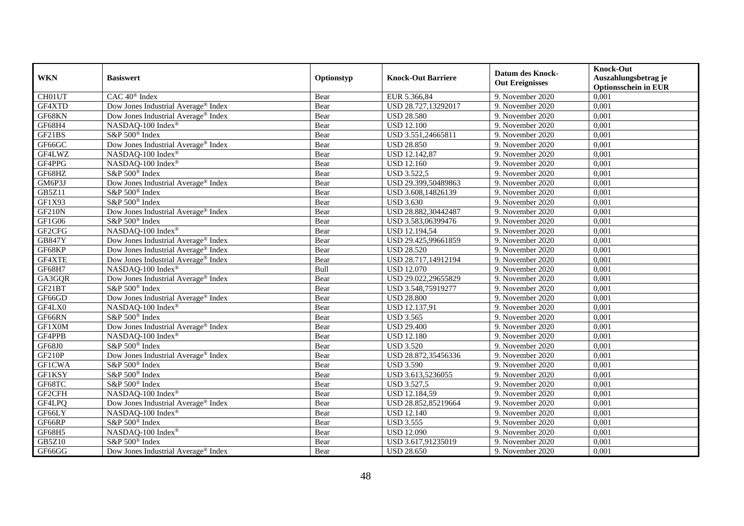| WKN | Basiswert | Optionstyp | Knock-Out Barriere | Datum des Knock-Out Ereignisses | Knock-Out Auszahlungsbetrag je Optionsschein in EUR |
|---|---|---|---|---|---|
| CH01UT | CAC 40® Index | Bear | EUR 5.366,84 | 9. November 2020 | 0,001 |
| GF4XTD | Dow Jones Industrial Average® Index | Bear | USD 28.727,13292017 | 9. November 2020 | 0,001 |
| GF68KN | Dow Jones Industrial Average® Index | Bear | USD 28.580 | 9. November 2020 | 0,001 |
| GF68H4 | NASDAQ-100 Index® | Bear | USD 12.100 | 9. November 2020 | 0,001 |
| GF21BS | S&P 500® Index | Bear | USD 3.551,24665811 | 9. November 2020 | 0,001 |
| GF66GC | Dow Jones Industrial Average® Index | Bear | USD 28.850 | 9. November 2020 | 0,001 |
| GF4LWZ | NASDAQ-100 Index® | Bear | USD 12.142,87 | 9. November 2020 | 0,001 |
| GF4PPG | NASDAQ-100 Index® | Bear | USD 12.160 | 9. November 2020 | 0,001 |
| GF68HZ | S&P 500® Index | Bear | USD 3.522,5 | 9. November 2020 | 0,001 |
| GM6P3J | Dow Jones Industrial Average® Index | Bear | USD 29.399,50489863 | 9. November 2020 | 0,001 |
| GB5Z11 | S&P 500® Index | Bear | USD 3.608,14826139 | 9. November 2020 | 0,001 |
| GF1X93 | S&P 500® Index | Bear | USD 3.630 | 9. November 2020 | 0,001 |
| GF210N | Dow Jones Industrial Average® Index | Bear | USD 28.882,30442487 | 9. November 2020 | 0,001 |
| GF1G06 | S&P 500® Index | Bear | USD 3.583,06399476 | 9. November 2020 | 0,001 |
| GF2CFG | NASDAQ-100 Index® | Bear | USD 12.194,54 | 9. November 2020 | 0,001 |
| GB847Y | Dow Jones Industrial Average® Index | Bear | USD 29.425,99661859 | 9. November 2020 | 0,001 |
| GF68KP | Dow Jones Industrial Average® Index | Bear | USD 28.520 | 9. November 2020 | 0,001 |
| GF4XTE | Dow Jones Industrial Average® Index | Bear | USD 28.717,14912194 | 9. November 2020 | 0,001 |
| GF68H7 | NASDAQ-100 Index® | Bull | USD 12.070 | 9. November 2020 | 0,001 |
| GA3GQR | Dow Jones Industrial Average® Index | Bear | USD 29.022,29655829 | 9. November 2020 | 0,001 |
| GF21BT | S&P 500® Index | Bear | USD 3.548,75919277 | 9. November 2020 | 0,001 |
| GF66GD | Dow Jones Industrial Average® Index | Bear | USD 28.800 | 9. November 2020 | 0,001 |
| GF4LX0 | NASDAQ-100 Index® | Bear | USD 12.137,91 | 9. November 2020 | 0,001 |
| GF66RN | S&P 500® Index | Bear | USD 3.565 | 9. November 2020 | 0,001 |
| GF1X0M | Dow Jones Industrial Average® Index | Bear | USD 29.400 | 9. November 2020 | 0,001 |
| GF4PPB | NASDAQ-100 Index® | Bear | USD 12.180 | 9. November 2020 | 0,001 |
| GF68J0 | S&P 500® Index | Bear | USD 3.520 | 9. November 2020 | 0,001 |
| GF210P | Dow Jones Industrial Average® Index | Bear | USD 28.872,35456336 | 9. November 2020 | 0,001 |
| GF1CWA | S&P 500® Index | Bear | USD 3.590 | 9. November 2020 | 0,001 |
| GF1KSY | S&P 500® Index | Bear | USD 3.613,5236055 | 9. November 2020 | 0,001 |
| GF68TC | S&P 500® Index | Bear | USD 3.527,5 | 9. November 2020 | 0,001 |
| GF2CFH | NASDAQ-100 Index® | Bear | USD 12.184,59 | 9. November 2020 | 0,001 |
| GF4LPQ | Dow Jones Industrial Average® Index | Bear | USD 28.852,85219664 | 9. November 2020 | 0,001 |
| GF66LY | NASDAQ-100 Index® | Bear | USD 12.140 | 9. November 2020 | 0,001 |
| GF66RP | S&P 500® Index | Bear | USD 3.555 | 9. November 2020 | 0,001 |
| GF68H5 | NASDAQ-100 Index® | Bear | USD 12.090 | 9. November 2020 | 0,001 |
| GB5Z10 | S&P 500® Index | Bear | USD 3.617,91235019 | 9. November 2020 | 0,001 |
| GF66GG | Dow Jones Industrial Average® Index | Bear | USD 28.650 | 9. November 2020 | 0,001 |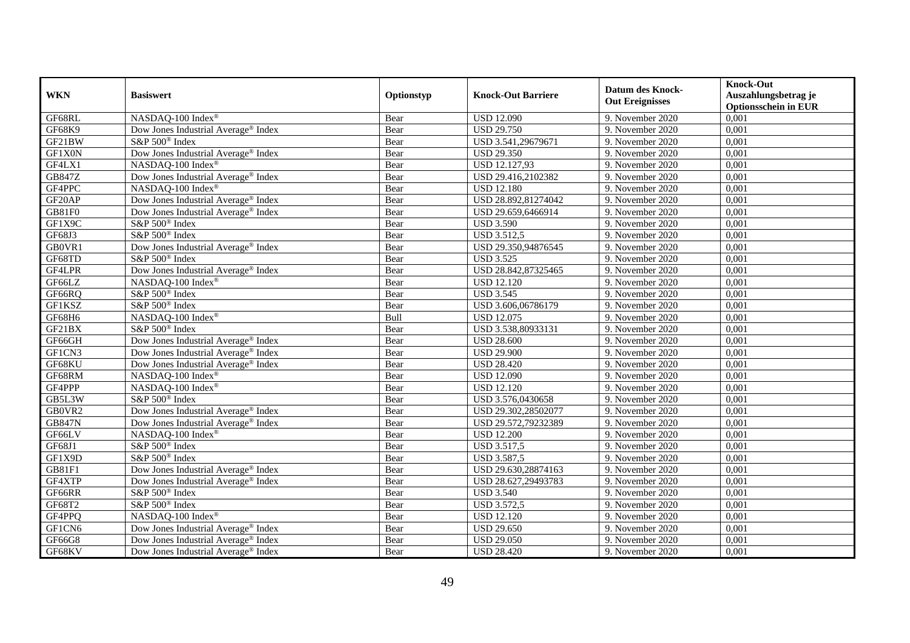| WKN | Basiswert | Optionstyp | Knock-Out Barriere | Datum des Knock-Out Ereignisses | Knock-Out Auszahlungsbetrag je Optionsschein in EUR |
|---|---|---|---|---|---|
| GF68RL | NASDAQ-100 Index® | Bear | USD 12.090 | 9. November 2020 | 0,001 |
| GF68K9 | Dow Jones Industrial Average® Index | Bear | USD 29.750 | 9. November 2020 | 0,001 |
| GF21BW | S&P 500® Index | Bear | USD 3.541,29679671 | 9. November 2020 | 0,001 |
| GF1X0N | Dow Jones Industrial Average® Index | Bear | USD 29.350 | 9. November 2020 | 0,001 |
| GF4LX1 | NASDAQ-100 Index® | Bear | USD 12.127,93 | 9. November 2020 | 0,001 |
| GB847Z | Dow Jones Industrial Average® Index | Bear | USD 29.416,2102382 | 9. November 2020 | 0,001 |
| GF4PPC | NASDAQ-100 Index® | Bear | USD 12.180 | 9. November 2020 | 0,001 |
| GF20AP | Dow Jones Industrial Average® Index | Bear | USD 28.892,81274042 | 9. November 2020 | 0,001 |
| GB81F0 | Dow Jones Industrial Average® Index | Bear | USD 29.659,6466914 | 9. November 2020 | 0,001 |
| GF1X9C | S&P 500® Index | Bear | USD 3.590 | 9. November 2020 | 0,001 |
| GF68J3 | S&P 500® Index | Bear | USD 3.512,5 | 9. November 2020 | 0,001 |
| GB0VR1 | Dow Jones Industrial Average® Index | Bear | USD 29.350,94876545 | 9. November 2020 | 0,001 |
| GF68TD | S&P 500® Index | Bear | USD 3.525 | 9. November 2020 | 0,001 |
| GF4LPR | Dow Jones Industrial Average® Index | Bear | USD 28.842,87325465 | 9. November 2020 | 0,001 |
| GF66LZ | NASDAQ-100 Index® | Bear | USD 12.120 | 9. November 2020 | 0,001 |
| GF66RQ | S&P 500® Index | Bear | USD 3.545 | 9. November 2020 | 0,001 |
| GF1KSZ | S&P 500® Index | Bear | USD 3.606,06786179 | 9. November 2020 | 0,001 |
| GF68H6 | NASDAQ-100 Index® | Bull | USD 12.075 | 9. November 2020 | 0,001 |
| GF21BX | S&P 500® Index | Bear | USD 3.538,80933131 | 9. November 2020 | 0,001 |
| GF66GH | Dow Jones Industrial Average® Index | Bear | USD 28.600 | 9. November 2020 | 0,001 |
| GF1CN3 | Dow Jones Industrial Average® Index | Bear | USD 29.900 | 9. November 2020 | 0,001 |
| GF68KU | Dow Jones Industrial Average® Index | Bear | USD 28.420 | 9. November 2020 | 0,001 |
| GF68RM | NASDAQ-100 Index® | Bear | USD 12.090 | 9. November 2020 | 0,001 |
| GF4PPP | NASDAQ-100 Index® | Bear | USD 12.120 | 9. November 2020 | 0,001 |
| GB5L3W | S&P 500® Index | Bear | USD 3.576,0430658 | 9. November 2020 | 0,001 |
| GB0VR2 | Dow Jones Industrial Average® Index | Bear | USD 29.302,28502077 | 9. November 2020 | 0,001 |
| GB847N | Dow Jones Industrial Average® Index | Bear | USD 29.572,79232389 | 9. November 2020 | 0,001 |
| GF66LV | NASDAQ-100 Index® | Bear | USD 12.200 | 9. November 2020 | 0,001 |
| GF68J1 | S&P 500® Index | Bear | USD 3.517,5 | 9. November 2020 | 0,001 |
| GF1X9D | S&P 500® Index | Bear | USD 3.587,5 | 9. November 2020 | 0,001 |
| GB81F1 | Dow Jones Industrial Average® Index | Bear | USD 29.630,28874163 | 9. November 2020 | 0,001 |
| GF4XTP | Dow Jones Industrial Average® Index | Bear | USD 28.627,29493783 | 9. November 2020 | 0,001 |
| GF66RR | S&P 500® Index | Bear | USD 3.540 | 9. November 2020 | 0,001 |
| GF68T2 | S&P 500® Index | Bear | USD 3.572,5 | 9. November 2020 | 0,001 |
| GF4PPQ | NASDAQ-100 Index® | Bear | USD 12.120 | 9. November 2020 | 0,001 |
| GF1CN6 | Dow Jones Industrial Average® Index | Bear | USD 29.650 | 9. November 2020 | 0,001 |
| GF66G8 | Dow Jones Industrial Average® Index | Bear | USD 29.050 | 9. November 2020 | 0,001 |
| GF68KV | Dow Jones Industrial Average® Index | Bear | USD 28.420 | 9. November 2020 | 0,001 |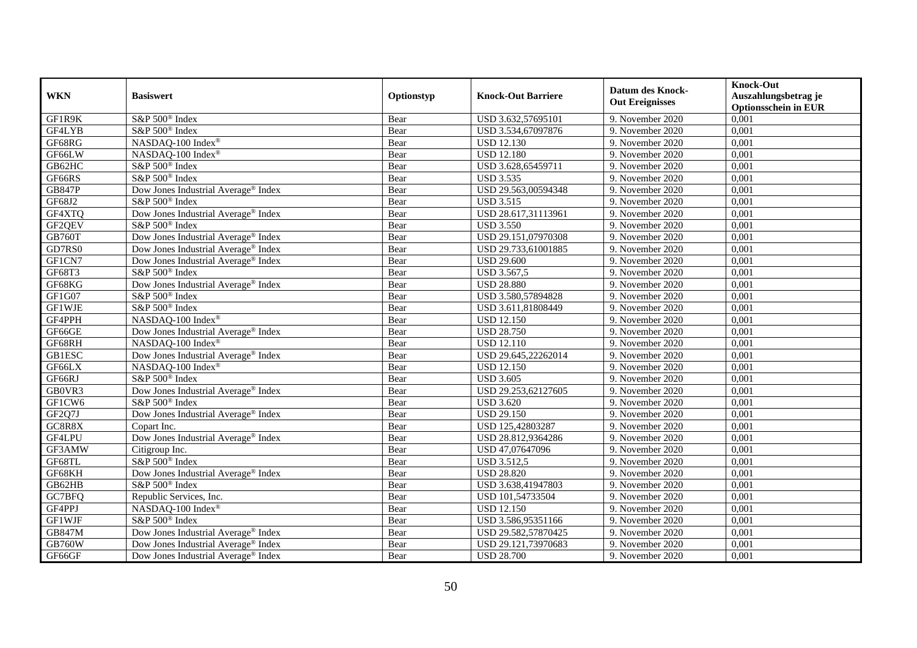| WKN | Basiswert | Optionstyp | Knock-Out Barriere | Datum des Knock-Out Ereignisses | Knock-Out Auszahlungsbetrag je Optionsschein in EUR |
|---|---|---|---|---|---|
| GF1R9K | S&P 500® Index | Bear | USD 3.632,57695101 | 9. November 2020 | 0,001 |
| GF4LYB | S&P 500® Index | Bear | USD 3.534,67097876 | 9. November 2020 | 0,001 |
| GF68RG | NASDAQ-100 Index® | Bear | USD 12.130 | 9. November 2020 | 0,001 |
| GF66LW | NASDAQ-100 Index® | Bear | USD 12.180 | 9. November 2020 | 0,001 |
| GB62HC | S&P 500® Index | Bear | USD 3.628,65459711 | 9. November 2020 | 0,001 |
| GF66RS | S&P 500® Index | Bear | USD 3.535 | 9. November 2020 | 0,001 |
| GB847P | Dow Jones Industrial Average® Index | Bear | USD 29.563,00594348 | 9. November 2020 | 0,001 |
| GF68J2 | S&P 500® Index | Bear | USD 3.515 | 9. November 2020 | 0,001 |
| GF4XTQ | Dow Jones Industrial Average® Index | Bear | USD 28.617,31113961 | 9. November 2020 | 0,001 |
| GF2QEV | S&P 500® Index | Bear | USD 3.550 | 9. November 2020 | 0,001 |
| GB760T | Dow Jones Industrial Average® Index | Bear | USD 29.151,07970308 | 9. November 2020 | 0,001 |
| GD7RS0 | Dow Jones Industrial Average® Index | Bear | USD 29.733,61001885 | 9. November 2020 | 0,001 |
| GF1CN7 | Dow Jones Industrial Average® Index | Bear | USD 29.600 | 9. November 2020 | 0,001 |
| GF68T3 | S&P 500® Index | Bear | USD 3.567,5 | 9. November 2020 | 0,001 |
| GF68KG | Dow Jones Industrial Average® Index | Bear | USD 28.880 | 9. November 2020 | 0,001 |
| GF1G07 | S&P 500® Index | Bear | USD 3.580,57894828 | 9. November 2020 | 0,001 |
| GF1WJE | S&P 500® Index | Bear | USD 3.611,81808449 | 9. November 2020 | 0,001 |
| GF4PPH | NASDAQ-100 Index® | Bear | USD 12.150 | 9. November 2020 | 0,001 |
| GF66GE | Dow Jones Industrial Average® Index | Bear | USD 28.750 | 9. November 2020 | 0,001 |
| GF68RH | NASDAQ-100 Index® | Bear | USD 12.110 | 9. November 2020 | 0,001 |
| GB1ESC | Dow Jones Industrial Average® Index | Bear | USD 29.645,22262014 | 9. November 2020 | 0,001 |
| GF66LX | NASDAQ-100 Index® | Bear | USD 12.150 | 9. November 2020 | 0,001 |
| GF66RJ | S&P 500® Index | Bear | USD 3.605 | 9. November 2020 | 0,001 |
| GB0VR3 | Dow Jones Industrial Average® Index | Bear | USD 29.253,62127605 | 9. November 2020 | 0,001 |
| GF1CW6 | S&P 500® Index | Bear | USD 3.620 | 9. November 2020 | 0,001 |
| GF2Q7J | Dow Jones Industrial Average® Index | Bear | USD 29.150 | 9. November 2020 | 0,001 |
| GC8R8X | Copart Inc. | Bear | USD 125,42803287 | 9. November 2020 | 0,001 |
| GF4LPU | Dow Jones Industrial Average® Index | Bear | USD 28.812,9364286 | 9. November 2020 | 0,001 |
| GF3AMW | Citigroup Inc. | Bear | USD 47,07647096 | 9. November 2020 | 0,001 |
| GF68TL | S&P 500® Index | Bear | USD 3.512,5 | 9. November 2020 | 0,001 |
| GF68KH | Dow Jones Industrial Average® Index | Bear | USD 28.820 | 9. November 2020 | 0,001 |
| GB62HB | S&P 500® Index | Bear | USD 3.638,41947803 | 9. November 2020 | 0,001 |
| GC7BFQ | Republic Services, Inc. | Bear | USD 101,54733504 | 9. November 2020 | 0,001 |
| GF4PPJ | NASDAQ-100 Index® | Bear | USD 12.150 | 9. November 2020 | 0,001 |
| GF1WJF | S&P 500® Index | Bear | USD 3.586,95351166 | 9. November 2020 | 0,001 |
| GB847M | Dow Jones Industrial Average® Index | Bear | USD 29.582,57870425 | 9. November 2020 | 0,001 |
| GB760W | Dow Jones Industrial Average® Index | Bear | USD 29.121,73970683 | 9. November 2020 | 0,001 |
| GF66GF | Dow Jones Industrial Average® Index | Bear | USD 28.700 | 9. November 2020 | 0,001 |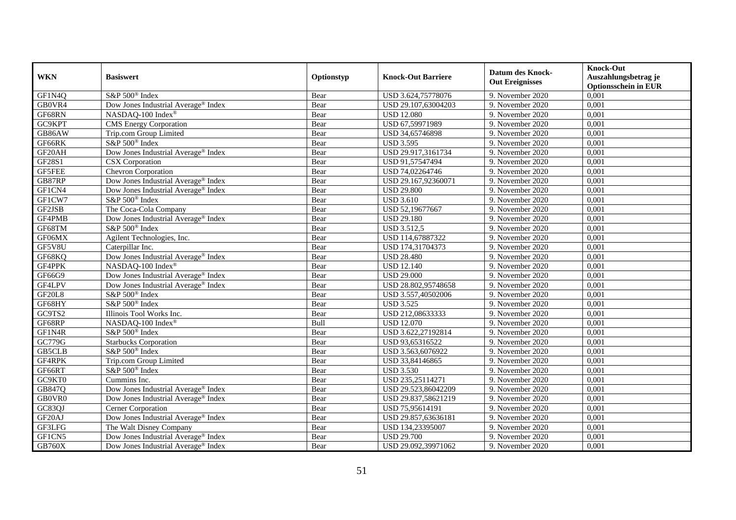| WKN | Basiswert | Optionstyp | Knock-Out Barriere | Datum des Knock-Out Ereignisses | Knock-Out Auszahlungsbetrag je Optionsschein in EUR |
|---|---|---|---|---|---|
| GF1N4Q | S&P 500® Index | Bear | USD 3.624,75778076 | 9. November 2020 | 0,001 |
| GB0VR4 | Dow Jones Industrial Average® Index | Bear | USD 29.107,63004203 | 9. November 2020 | 0,001 |
| GF68RN | NASDAQ-100 Index® | Bear | USD 12.080 | 9. November 2020 | 0,001 |
| GC9KPT | CMS Energy Corporation | Bear | USD 67,59971989 | 9. November 2020 | 0,001 |
| GB86AW | Trip.com Group Limited | Bear | USD 34,65746898 | 9. November 2020 | 0,001 |
| GF66RK | S&P 500® Index | Bear | USD 3.595 | 9. November 2020 | 0,001 |
| GF20AH | Dow Jones Industrial Average® Index | Bear | USD 29.917,3161734 | 9. November 2020 | 0,001 |
| GF28S1 | CSX Corporation | Bear | USD 91,57547494 | 9. November 2020 | 0,001 |
| GF5FEE | Chevron Corporation | Bear | USD 74,02264746 | 9. November 2020 | 0,001 |
| GB87RP | Dow Jones Industrial Average® Index | Bear | USD 29.167,92360071 | 9. November 2020 | 0,001 |
| GF1CN4 | Dow Jones Industrial Average® Index | Bear | USD 29.800 | 9. November 2020 | 0,001 |
| GF1CW7 | S&P 500® Index | Bear | USD 3.610 | 9. November 2020 | 0,001 |
| GF2JSB | The Coca-Cola Company | Bear | USD 52,19677667 | 9. November 2020 | 0,001 |
| GF4PMB | Dow Jones Industrial Average® Index | Bear | USD 29.180 | 9. November 2020 | 0,001 |
| GF68TM | S&P 500® Index | Bear | USD 3.512,5 | 9. November 2020 | 0,001 |
| GF06MX | Agilent Technologies, Inc. | Bear | USD 114,67887322 | 9. November 2020 | 0,001 |
| GF5V8U | Caterpillar Inc. | Bear | USD 174,31704373 | 9. November 2020 | 0,001 |
| GF68KQ | Dow Jones Industrial Average® Index | Bear | USD 28.480 | 9. November 2020 | 0,001 |
| GF4PPK | NASDAQ-100 Index® | Bear | USD 12.140 | 9. November 2020 | 0,001 |
| GF66G9 | Dow Jones Industrial Average® Index | Bear | USD 29.000 | 9. November 2020 | 0,001 |
| GF4LPV | Dow Jones Industrial Average® Index | Bear | USD 28.802,95748658 | 9. November 2020 | 0,001 |
| GF20L8 | S&P 500® Index | Bear | USD 3.557,40502006 | 9. November 2020 | 0,001 |
| GF68HY | S&P 500® Index | Bear | USD 3.525 | 9. November 2020 | 0,001 |
| GC9TS2 | Illinois Tool Works Inc. | Bear | USD 212,08633333 | 9. November 2020 | 0,001 |
| GF68RP | NASDAQ-100 Index® | Bull | USD 12.070 | 9. November 2020 | 0,001 |
| GF1N4R | S&P 500® Index | Bear | USD 3.622,27192814 | 9. November 2020 | 0,001 |
| GC779G | Starbucks Corporation | Bear | USD 93,65316522 | 9. November 2020 | 0,001 |
| GB5CLB | S&P 500® Index | Bear | USD 3.563,6076922 | 9. November 2020 | 0,001 |
| GF4RPK | Trip.com Group Limited | Bear | USD 33,84146865 | 9. November 2020 | 0,001 |
| GF66RT | S&P 500® Index | Bear | USD 3.530 | 9. November 2020 | 0,001 |
| GC9KT0 | Cummins Inc. | Bear | USD 235,25114271 | 9. November 2020 | 0,001 |
| GB847Q | Dow Jones Industrial Average® Index | Bear | USD 29.523,86042209 | 9. November 2020 | 0,001 |
| GB0VR0 | Dow Jones Industrial Average® Index | Bear | USD 29.837,58621219 | 9. November 2020 | 0,001 |
| GC83QJ | Cerner Corporation | Bear | USD 75,95614191 | 9. November 2020 | 0,001 |
| GF20AJ | Dow Jones Industrial Average® Index | Bear | USD 29.857,63636181 | 9. November 2020 | 0,001 |
| GF3LFG | The Walt Disney Company | Bear | USD 134,23395007 | 9. November 2020 | 0,001 |
| GF1CN5 | Dow Jones Industrial Average® Index | Bear | USD 29.700 | 9. November 2020 | 0,001 |
| GB760X | Dow Jones Industrial Average® Index | Bear | USD 29.092,39971062 | 9. November 2020 | 0,001 |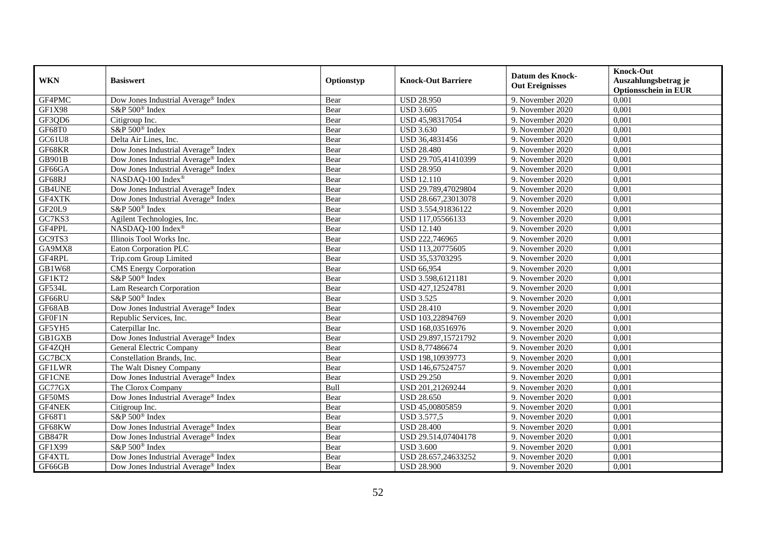| WKN | Basiswert | Optionstyp | Knock-Out Barriere | Datum des Knock-Out Ereignisses | Knock-Out Auszahlungsbetrag je Optionsschein in EUR |
| --- | --- | --- | --- | --- | --- |
| GF4PMC | Dow Jones Industrial Average® Index | Bear | USD 28.950 | 9. November 2020 | 0,001 |
| GF1X98 | S&P 500® Index | Bear | USD 3.605 | 9. November 2020 | 0,001 |
| GF3QD6 | Citigroup Inc. | Bear | USD 45,98317054 | 9. November 2020 | 0,001 |
| GF68T0 | S&P 500® Index | Bear | USD 3.630 | 9. November 2020 | 0,001 |
| GC61U8 | Delta Air Lines, Inc. | Bear | USD 36,4831456 | 9. November 2020 | 0,001 |
| GF68KR | Dow Jones Industrial Average® Index | Bear | USD 28.480 | 9. November 2020 | 0,001 |
| GB901B | Dow Jones Industrial Average® Index | Bear | USD 29.705,41410399 | 9. November 2020 | 0,001 |
| GF66GA | Dow Jones Industrial Average® Index | Bear | USD 28.950 | 9. November 2020 | 0,001 |
| GF68RJ | NASDAQ-100 Index® | Bear | USD 12.110 | 9. November 2020 | 0,001 |
| GB4UNE | Dow Jones Industrial Average® Index | Bear | USD 29.789,47029804 | 9. November 2020 | 0,001 |
| GF4XTK | Dow Jones Industrial Average® Index | Bear | USD 28.667,23013078 | 9. November 2020 | 0,001 |
| GF20L9 | S&P 500® Index | Bear | USD 3.554,91836122 | 9. November 2020 | 0,001 |
| GC7KS3 | Agilent Technologies, Inc. | Bear | USD 117,05566133 | 9. November 2020 | 0,001 |
| GF4PPL | NASDAQ-100 Index® | Bear | USD 12.140 | 9. November 2020 | 0,001 |
| GC9TS3 | Illinois Tool Works Inc. | Bear | USD 222,746965 | 9. November 2020 | 0,001 |
| GA9MX8 | Eaton Corporation PLC | Bear | USD 113,20775605 | 9. November 2020 | 0,001 |
| GF4RPL | Trip.com Group Limited | Bear | USD 35,53703295 | 9. November 2020 | 0,001 |
| GB1W68 | CMS Energy Corporation | Bear | USD 66,954 | 9. November 2020 | 0,001 |
| GF1KT2 | S&P 500® Index | Bear | USD 3.598,6121181 | 9. November 2020 | 0,001 |
| GF534L | Lam Research Corporation | Bear | USD 427,12524781 | 9. November 2020 | 0,001 |
| GF66RU | S&P 500® Index | Bear | USD 3.525 | 9. November 2020 | 0,001 |
| GF68AB | Dow Jones Industrial Average® Index | Bear | USD 28.410 | 9. November 2020 | 0,001 |
| GF0F1N | Republic Services, Inc. | Bear | USD 103,22894769 | 9. November 2020 | 0,001 |
| GF5YH5 | Caterpillar Inc. | Bear | USD 168,03516976 | 9. November 2020 | 0,001 |
| GB1GXB | Dow Jones Industrial Average® Index | Bear | USD 29.897,15721792 | 9. November 2020 | 0,001 |
| GF4ZQH | General Electric Company | Bear | USD 8,77486674 | 9. November 2020 | 0,001 |
| GC7BCX | Constellation Brands, Inc. | Bear | USD 198,10939773 | 9. November 2020 | 0,001 |
| GF1LWR | The Walt Disney Company | Bear | USD 146,67524757 | 9. November 2020 | 0,001 |
| GF1CNE | Dow Jones Industrial Average® Index | Bear | USD 29.250 | 9. November 2020 | 0,001 |
| GC77GX | The Clorox Company | Bull | USD 201,21269244 | 9. November 2020 | 0,001 |
| GF50MS | Dow Jones Industrial Average® Index | Bear | USD 28.650 | 9. November 2020 | 0,001 |
| GF4NEK | Citigroup Inc. | Bear | USD 45,00805859 | 9. November 2020 | 0,001 |
| GF68T1 | S&P 500® Index | Bear | USD 3.577,5 | 9. November 2020 | 0,001 |
| GF68KW | Dow Jones Industrial Average® Index | Bear | USD 28.400 | 9. November 2020 | 0,001 |
| GB847R | Dow Jones Industrial Average® Index | Bear | USD 29.514,07404178 | 9. November 2020 | 0,001 |
| GF1X99 | S&P 500® Index | Bear | USD 3.600 | 9. November 2020 | 0,001 |
| GF4XTL | Dow Jones Industrial Average® Index | Bear | USD 28.657,24633252 | 9. November 2020 | 0,001 |
| GF66GB | Dow Jones Industrial Average® Index | Bear | USD 28.900 | 9. November 2020 | 0,001 |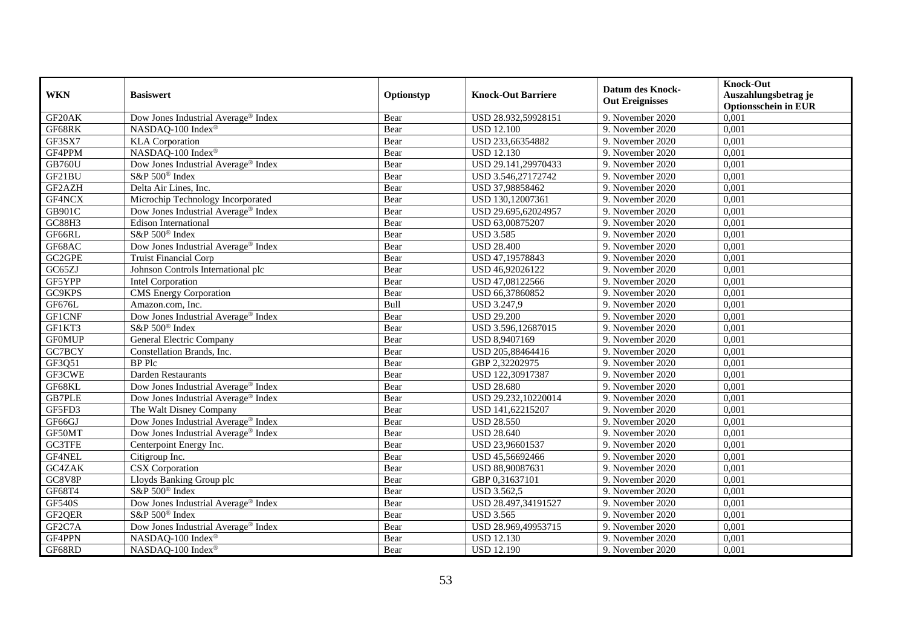| WKN | Basiswert | Optionstyp | Knock-Out Barriere | Datum des Knock-Out Ereignisses | Knock-Out Auszahlungsbetrag je Optionsschein in EUR |
|---|---|---|---|---|---|
| GF20AK | Dow Jones Industrial Average® Index | Bear | USD 28.932,59928151 | 9. November 2020 | 0,001 |
| GF68RK | NASDAQ-100 Index® | Bear | USD 12.100 | 9. November 2020 | 0,001 |
| GF3SX7 | KLA Corporation | Bear | USD 233,66354882 | 9. November 2020 | 0,001 |
| GF4PPM | NASDAQ-100 Index® | Bear | USD 12.130 | 9. November 2020 | 0,001 |
| GB760U | Dow Jones Industrial Average® Index | Bear | USD 29.141,29970433 | 9. November 2020 | 0,001 |
| GF21BU | S&P 500® Index | Bear | USD 3.546,27172742 | 9. November 2020 | 0,001 |
| GF2AZH | Delta Air Lines, Inc. | Bear | USD 37,98858462 | 9. November 2020 | 0,001 |
| GF4NCX | Microchip Technology Incorporated | Bear | USD 130,12007361 | 9. November 2020 | 0,001 |
| GB901C | Dow Jones Industrial Average® Index | Bear | USD 29.695,62024957 | 9. November 2020 | 0,001 |
| GC88H3 | Edison International | Bear | USD 63,00875207 | 9. November 2020 | 0,001 |
| GF66RL | S&P 500® Index | Bear | USD 3.585 | 9. November 2020 | 0,001 |
| GF68AC | Dow Jones Industrial Average® Index | Bear | USD 28.400 | 9. November 2020 | 0,001 |
| GC2GPE | Truist Financial Corp | Bear | USD 47,19578843 | 9. November 2020 | 0,001 |
| GC65ZJ | Johnson Controls International plc | Bear | USD 46,92026122 | 9. November 2020 | 0,001 |
| GF5YPP | Intel Corporation | Bear | USD 47,08122566 | 9. November 2020 | 0,001 |
| GC9KPS | CMS Energy Corporation | Bear | USD 66,37860852 | 9. November 2020 | 0,001 |
| GF676L | Amazon.com, Inc. | Bull | USD 3.247,9 | 9. November 2020 | 0,001 |
| GF1CNF | Dow Jones Industrial Average® Index | Bear | USD 29.200 | 9. November 2020 | 0,001 |
| GF1KT3 | S&P 500® Index | Bear | USD 3.596,12687015 | 9. November 2020 | 0,001 |
| GF0MUP | General Electric Company | Bear | USD 8,9407169 | 9. November 2020 | 0,001 |
| GC7BCY | Constellation Brands, Inc. | Bear | USD 205,88464416 | 9. November 2020 | 0,001 |
| GF3Q51 | BP Plc | Bear | GBP 2,32202975 | 9. November 2020 | 0,001 |
| GF3CWE | Darden Restaurants | Bear | USD 122,30917387 | 9. November 2020 | 0,001 |
| GF68KL | Dow Jones Industrial Average® Index | Bear | USD 28.680 | 9. November 2020 | 0,001 |
| GB7PLE | Dow Jones Industrial Average® Index | Bear | USD 29.232,10220014 | 9. November 2020 | 0,001 |
| GF5FD3 | The Walt Disney Company | Bear | USD 141,62215207 | 9. November 2020 | 0,001 |
| GF66GJ | Dow Jones Industrial Average® Index | Bear | USD 28.550 | 9. November 2020 | 0,001 |
| GF50MT | Dow Jones Industrial Average® Index | Bear | USD 28.640 | 9. November 2020 | 0,001 |
| GC3TFE | Centerpoint Energy Inc. | Bear | USD 23,96601537 | 9. November 2020 | 0,001 |
| GF4NEL | Citigroup Inc. | Bear | USD 45,56692466 | 9. November 2020 | 0,001 |
| GC4ZAK | CSX Corporation | Bear | USD 88,90087631 | 9. November 2020 | 0,001 |
| GC8V8P | Lloyds Banking Group plc | Bear | GBP 0,31637101 | 9. November 2020 | 0,001 |
| GF68T4 | S&P 500® Index | Bear | USD 3.562,5 | 9. November 2020 | 0,001 |
| GF540S | Dow Jones Industrial Average® Index | Bear | USD 28.497,34191527 | 9. November 2020 | 0,001 |
| GF2QER | S&P 500® Index | Bear | USD 3.565 | 9. November 2020 | 0,001 |
| GF2C7A | Dow Jones Industrial Average® Index | Bear | USD 28.969,49953715 | 9. November 2020 | 0,001 |
| GF4PPN | NASDAQ-100 Index® | Bear | USD 12.130 | 9. November 2020 | 0,001 |
| GF68RD | NASDAQ-100 Index® | Bear | USD 12.190 | 9. November 2020 | 0,001 |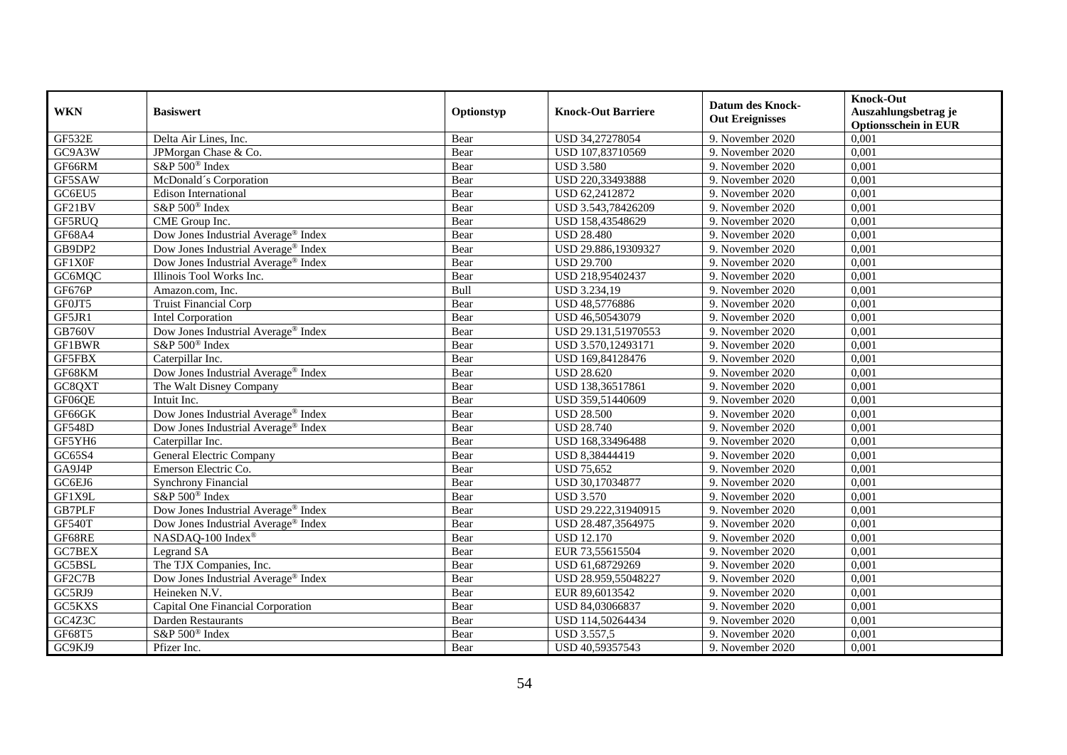| WKN | Basiswert | Optionstyp | Knock-Out Barriere | Datum des Knock-Out Ereignisses | Knock-Out Auszahlungsbetrag je Optionsschein in EUR |
|---|---|---|---|---|---|
| GF532E | Delta Air Lines, Inc. | Bear | USD 34,27278054 | 9. November 2020 | 0,001 |
| GC9A3W | JPMorgan Chase & Co. | Bear | USD 107,83710569 | 9. November 2020 | 0,001 |
| GF66RM | S&P 500® Index | Bear | USD 3.580 | 9. November 2020 | 0,001 |
| GF5SAW | McDonald´s Corporation | Bear | USD 220,33493888 | 9. November 2020 | 0,001 |
| GC6EU5 | Edison International | Bear | USD 62,2412872 | 9. November 2020 | 0,001 |
| GF21BV | S&P 500® Index | Bear | USD 3.543,78426209 | 9. November 2020 | 0,001 |
| GF5RUQ | CME Group Inc. | Bear | USD 158,43548629 | 9. November 2020 | 0,001 |
| GF68A4 | Dow Jones Industrial Average® Index | Bear | USD 28.480 | 9. November 2020 | 0,001 |
| GB9DP2 | Dow Jones Industrial Average® Index | Bear | USD 29.886,19309327 | 9. November 2020 | 0,001 |
| GF1X0F | Dow Jones Industrial Average® Index | Bear | USD 29.700 | 9. November 2020 | 0,001 |
| GC6MQC | Illinois Tool Works Inc. | Bear | USD 218,95402437 | 9. November 2020 | 0,001 |
| GF676P | Amazon.com, Inc. | Bull | USD 3.234,19 | 9. November 2020 | 0,001 |
| GF0JT5 | Truist Financial Corp | Bear | USD 48,5776886 | 9. November 2020 | 0,001 |
| GF5JR1 | Intel Corporation | Bear | USD 46,50543079 | 9. November 2020 | 0,001 |
| GB760V | Dow Jones Industrial Average® Index | Bear | USD 29.131,51970553 | 9. November 2020 | 0,001 |
| GF1BWR | S&P 500® Index | Bear | USD 3.570,12493171 | 9. November 2020 | 0,001 |
| GF5FBX | Caterpillar Inc. | Bear | USD 169,84128476 | 9. November 2020 | 0,001 |
| GF68KM | Dow Jones Industrial Average® Index | Bear | USD 28.620 | 9. November 2020 | 0,001 |
| GC8QXT | The Walt Disney Company | Bear | USD 138,36517861 | 9. November 2020 | 0,001 |
| GF06QE | Intuit Inc. | Bear | USD 359,51440609 | 9. November 2020 | 0,001 |
| GF66GK | Dow Jones Industrial Average® Index | Bear | USD 28.500 | 9. November 2020 | 0,001 |
| GF548D | Dow Jones Industrial Average® Index | Bear | USD 28.740 | 9. November 2020 | 0,001 |
| GF5YH6 | Caterpillar Inc. | Bear | USD 168,33496488 | 9. November 2020 | 0,001 |
| GC65S4 | General Electric Company | Bear | USD 8,38444419 | 9. November 2020 | 0,001 |
| GA9J4P | Emerson Electric Co. | Bear | USD 75,652 | 9. November 2020 | 0,001 |
| GC6EJ6 | Synchrony Financial | Bear | USD 30,17034877 | 9. November 2020 | 0,001 |
| GF1X9L | S&P 500® Index | Bear | USD 3.570 | 9. November 2020 | 0,001 |
| GB7PLF | Dow Jones Industrial Average® Index | Bear | USD 29.222,31940915 | 9. November 2020 | 0,001 |
| GF540T | Dow Jones Industrial Average® Index | Bear | USD 28.487,3564975 | 9. November 2020 | 0,001 |
| GF68RE | NASDAQ-100 Index® | Bear | USD 12.170 | 9. November 2020 | 0,001 |
| GC7BEX | Legrand SA | Bear | EUR 73,55615504 | 9. November 2020 | 0,001 |
| GC5BSL | The TJX Companies, Inc. | Bear | USD 61,68729269 | 9. November 2020 | 0,001 |
| GF2C7B | Dow Jones Industrial Average® Index | Bear | USD 28.959,55048227 | 9. November 2020 | 0,001 |
| GC5RJ9 | Heineken N.V. | Bear | EUR 89,6013542 | 9. November 2020 | 0,001 |
| GC5KXS | Capital One Financial Corporation | Bear | USD 84,03066837 | 9. November 2020 | 0,001 |
| GC4Z3C | Darden Restaurants | Bear | USD 114,50264434 | 9. November 2020 | 0,001 |
| GF68T5 | S&P 500® Index | Bear | USD 3.557,5 | 9. November 2020 | 0,001 |
| GC9KJ9 | Pfizer Inc. | Bear | USD 40,59357543 | 9. November 2020 | 0,001 |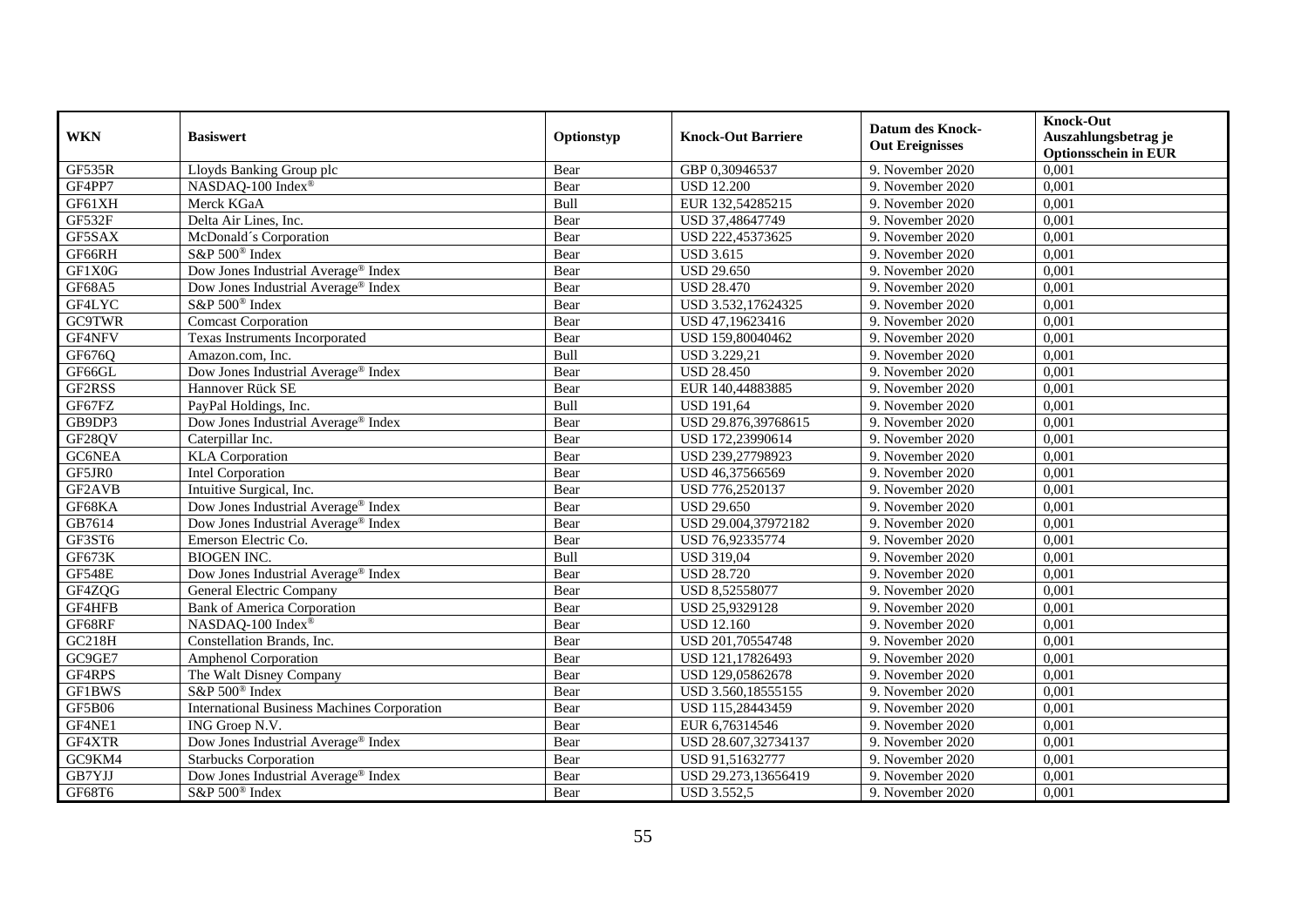| WKN | Basiswert | Optionstyp | Knock-Out Barriere | Datum des Knock-Out Ereignisses | Knock-Out Auszahlungsbetrag je Optionsschein in EUR |
|---|---|---|---|---|---|
| GF535R | Lloyds Banking Group plc | Bear | GBP 0,30946537 | 9. November 2020 | 0,001 |
| GF4PP7 | NASDAQ-100 Index® | Bear | USD 12.200 | 9. November 2020 | 0,001 |
| GF61XH | Merck KGaA | Bull | EUR 132,54285215 | 9. November 2020 | 0,001 |
| GF532F | Delta Air Lines, Inc. | Bear | USD 37,48647749 | 9. November 2020 | 0,001 |
| GF5SAX | McDonald´s Corporation | Bear | USD 222,45373625 | 9. November 2020 | 0,001 |
| GF66RH | S&P 500® Index | Bear | USD 3.615 | 9. November 2020 | 0,001 |
| GF1X0G | Dow Jones Industrial Average® Index | Bear | USD 29.650 | 9. November 2020 | 0,001 |
| GF68A5 | Dow Jones Industrial Average® Index | Bear | USD 28.470 | 9. November 2020 | 0,001 |
| GF4LYC | S&P 500® Index | Bear | USD 3.532,17624325 | 9. November 2020 | 0,001 |
| GC9TWR | Comcast Corporation | Bear | USD 47,19623416 | 9. November 2020 | 0,001 |
| GF4NFV | Texas Instruments Incorporated | Bear | USD 159,80040462 | 9. November 2020 | 0,001 |
| GF676Q | Amazon.com, Inc. | Bull | USD 3.229,21 | 9. November 2020 | 0,001 |
| GF66GL | Dow Jones Industrial Average® Index | Bear | USD 28.450 | 9. November 2020 | 0,001 |
| GF2RSS | Hannover Rück SE | Bear | EUR 140,44883885 | 9. November 2020 | 0,001 |
| GF67FZ | PayPal Holdings, Inc. | Bull | USD 191,64 | 9. November 2020 | 0,001 |
| GB9DP3 | Dow Jones Industrial Average® Index | Bear | USD 29.876,39768615 | 9. November 2020 | 0,001 |
| GF28QV | Caterpillar Inc. | Bear | USD 172,23990614 | 9. November 2020 | 0,001 |
| GC6NEA | KLA Corporation | Bear | USD 239,27798923 | 9. November 2020 | 0,001 |
| GF5JR0 | Intel Corporation | Bear | USD 46,37566569 | 9. November 2020 | 0,001 |
| GF2AVB | Intuitive Surgical, Inc. | Bear | USD 776,2520137 | 9. November 2020 | 0,001 |
| GF68KA | Dow Jones Industrial Average® Index | Bear | USD 29.650 | 9. November 2020 | 0,001 |
| GB7614 | Dow Jones Industrial Average® Index | Bear | USD 29.004,37972182 | 9. November 2020 | 0,001 |
| GF3ST6 | Emerson Electric Co. | Bear | USD 76,92335774 | 9. November 2020 | 0,001 |
| GF673K | BIOGEN INC. | Bull | USD 319,04 | 9. November 2020 | 0,001 |
| GF548E | Dow Jones Industrial Average® Index | Bear | USD 28.720 | 9. November 2020 | 0,001 |
| GF4ZQG | General Electric Company | Bear | USD 8,52558077 | 9. November 2020 | 0,001 |
| GF4HFB | Bank of America Corporation | Bear | USD 25,9329128 | 9. November 2020 | 0,001 |
| GF68RF | NASDAQ-100 Index® | Bear | USD 12.160 | 9. November 2020 | 0,001 |
| GC218H | Constellation Brands, Inc. | Bear | USD 201,70554748 | 9. November 2020 | 0,001 |
| GC9GE7 | Amphenol Corporation | Bear | USD 121,17826493 | 9. November 2020 | 0,001 |
| GF4RPS | The Walt Disney Company | Bear | USD 129,05862678 | 9. November 2020 | 0,001 |
| GF1BWS | S&P 500® Index | Bear | USD 3.560,18555155 | 9. November 2020 | 0,001 |
| GF5B06 | International Business Machines Corporation | Bear | USD 115,28443459 | 9. November 2020 | 0,001 |
| GF4NE1 | ING Groep N.V. | Bear | EUR 6,76314546 | 9. November 2020 | 0,001 |
| GF4XTR | Dow Jones Industrial Average® Index | Bear | USD 28.607,32734137 | 9. November 2020 | 0,001 |
| GC9KM4 | Starbucks Corporation | Bear | USD 91,51632777 | 9. November 2020 | 0,001 |
| GB7YJJ | Dow Jones Industrial Average® Index | Bear | USD 29.273,13656419 | 9. November 2020 | 0,001 |
| GF68T6 | S&P 500® Index | Bear | USD 3.552,5 | 9. November 2020 | 0,001 |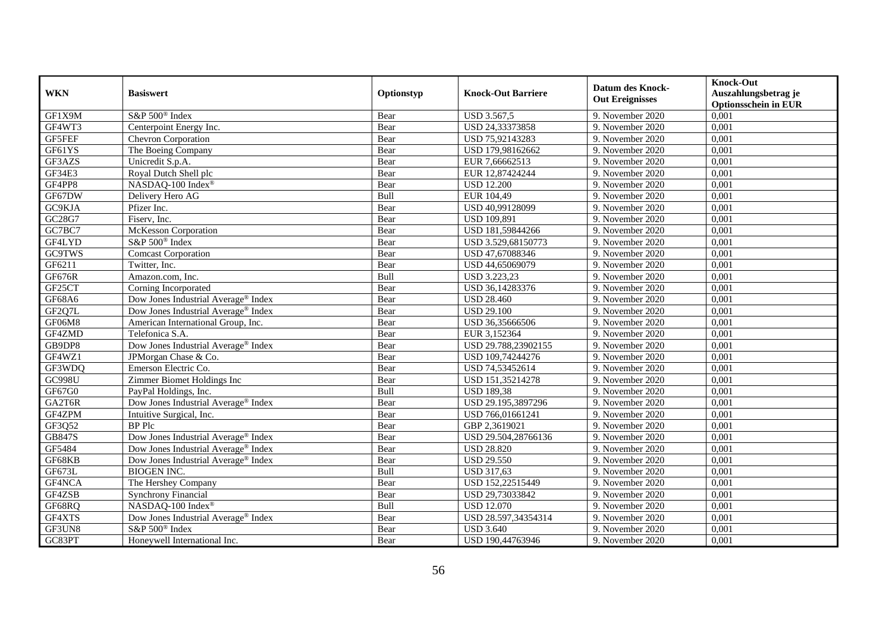| WKN | Basiswert | Optionstyp | Knock-Out Barriere | Datum des Knock-Out Ereignisses | Knock-Out Auszahlungsbetrag je Optionsschein in EUR |
|---|---|---|---|---|---|
| GF1X9M | S&P 500® Index | Bear | USD 3.567,5 | 9. November 2020 | 0,001 |
| GF4WT3 | Centerpoint Energy Inc. | Bear | USD 24,33373858 | 9. November 2020 | 0,001 |
| GF5FEF | Chevron Corporation | Bear | USD 75,92143283 | 9. November 2020 | 0,001 |
| GF61YS | The Boeing Company | Bear | USD 179,98162662 | 9. November 2020 | 0,001 |
| GF3AZS | Unicredit S.p.A. | Bear | EUR 7,66662513 | 9. November 2020 | 0,001 |
| GF34E3 | Royal Dutch Shell plc | Bear | EUR 12,87424244 | 9. November 2020 | 0,001 |
| GF4PP8 | NASDAQ-100 Index® | Bear | USD 12.200 | 9. November 2020 | 0,001 |
| GF67DW | Delivery Hero AG | Bull | EUR 104,49 | 9. November 2020 | 0,001 |
| GC9KJA | Pfizer Inc. | Bear | USD 40,99128099 | 9. November 2020 | 0,001 |
| GC28G7 | Fiserv, Inc. | Bear | USD 109,891 | 9. November 2020 | 0,001 |
| GC7BC7 | McKesson Corporation | Bear | USD 181,59844266 | 9. November 2020 | 0,001 |
| GF4LYD | S&P 500® Index | Bear | USD 3.529,68150773 | 9. November 2020 | 0,001 |
| GC9TWS | Comcast Corporation | Bear | USD 47,67088346 | 9. November 2020 | 0,001 |
| GF6211 | Twitter, Inc. | Bear | USD 44,65069079 | 9. November 2020 | 0,001 |
| GF676R | Amazon.com, Inc. | Bull | USD 3.223,23 | 9. November 2020 | 0,001 |
| GF25CT | Corning Incorporated | Bear | USD 36,14283376 | 9. November 2020 | 0,001 |
| GF68A6 | Dow Jones Industrial Average® Index | Bear | USD 28.460 | 9. November 2020 | 0,001 |
| GF2Q7L | Dow Jones Industrial Average® Index | Bear | USD 29.100 | 9. November 2020 | 0,001 |
| GF06M8 | American International Group, Inc. | Bear | USD 36,35666506 | 9. November 2020 | 0,001 |
| GF4ZMD | Telefonica S.A. | Bear | EUR 3,152364 | 9. November 2020 | 0,001 |
| GB9DP8 | Dow Jones Industrial Average® Index | Bear | USD 29.788,23902155 | 9. November 2020 | 0,001 |
| GF4WZ1 | JPMorgan Chase & Co. | Bear | USD 109,74244276 | 9. November 2020 | 0,001 |
| GF3WDQ | Emerson Electric Co. | Bear | USD 74,53452614 | 9. November 2020 | 0,001 |
| GC998U | Zimmer Biomet Holdings Inc | Bear | USD 151,35214278 | 9. November 2020 | 0,001 |
| GF67G0 | PayPal Holdings, Inc. | Bull | USD 189,38 | 9. November 2020 | 0,001 |
| GA2T6R | Dow Jones Industrial Average® Index | Bear | USD 29.195,3897296 | 9. November 2020 | 0,001 |
| GF4ZPM | Intuitive Surgical, Inc. | Bear | USD 766,01661241 | 9. November 2020 | 0,001 |
| GF3Q52 | BP Plc | Bear | GBP 2,3619021 | 9. November 2020 | 0,001 |
| GB847S | Dow Jones Industrial Average® Index | Bear | USD 29.504,28766136 | 9. November 2020 | 0,001 |
| GF5484 | Dow Jones Industrial Average® Index | Bear | USD 28.820 | 9. November 2020 | 0,001 |
| GF68KB | Dow Jones Industrial Average® Index | Bear | USD 29.550 | 9. November 2020 | 0,001 |
| GF673L | BIOGEN INC. | Bull | USD 317,63 | 9. November 2020 | 0,001 |
| GF4NCA | The Hershey Company | Bear | USD 152,22515449 | 9. November 2020 | 0,001 |
| GF4ZSB | Synchrony Financial | Bear | USD 29,73033842 | 9. November 2020 | 0,001 |
| GF68RQ | NASDAQ-100 Index® | Bull | USD 12.070 | 9. November 2020 | 0,001 |
| GF4XTS | Dow Jones Industrial Average® Index | Bear | USD 28.597,34354314 | 9. November 2020 | 0,001 |
| GF3UN8 | S&P 500® Index | Bear | USD 3.640 | 9. November 2020 | 0,001 |
| GC83PT | Honeywell International Inc. | Bear | USD 190,44763946 | 9. November 2020 | 0,001 |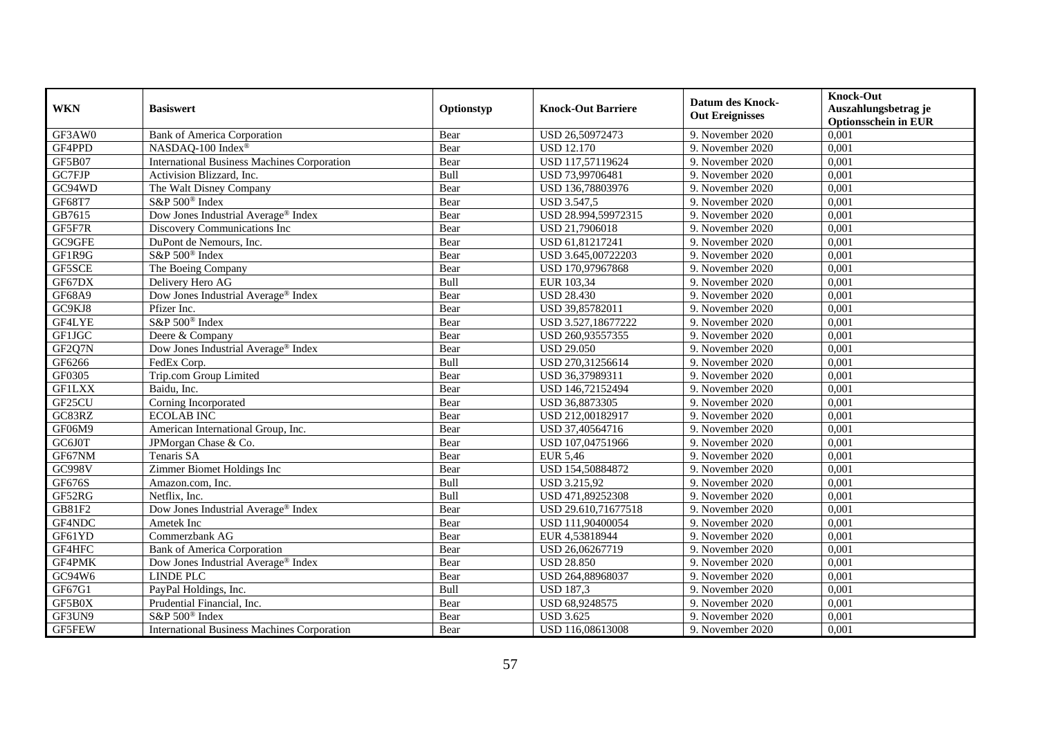| WKN | Basiswert | Optionstyp | Knock-Out Barriere | Datum des Knock-Out Ereignisses | Knock-Out Auszahlungsbetrag je Optionsschein in EUR |
|---|---|---|---|---|---|
| GF3AW0 | Bank of America Corporation | Bear | USD 26,50972473 | 9. November 2020 | 0,001 |
| GF4PPD | NASDAQ-100 Index® | Bear | USD 12.170 | 9. November 2020 | 0,001 |
| GF5B07 | International Business Machines Corporation | Bear | USD 117,57119624 | 9. November 2020 | 0,001 |
| GC7FJP | Activision Blizzard, Inc. | Bull | USD 73,99706481 | 9. November 2020 | 0,001 |
| GC94WD | The Walt Disney Company | Bear | USD 136,78803976 | 9. November 2020 | 0,001 |
| GF68T7 | S&P 500® Index | Bear | USD 3.547,5 | 9. November 2020 | 0,001 |
| GB7615 | Dow Jones Industrial Average® Index | Bear | USD 28.994,59972315 | 9. November 2020 | 0,001 |
| GF5F7R | Discovery Communications Inc | Bear | USD 21,7906018 | 9. November 2020 | 0,001 |
| GC9GFE | DuPont de Nemours, Inc. | Bear | USD 61,81217241 | 9. November 2020 | 0,001 |
| GF1R9G | S&P 500® Index | Bear | USD 3.645,00722203 | 9. November 2020 | 0,001 |
| GF5SCE | The Boeing Company | Bear | USD 170,97967868 | 9. November 2020 | 0,001 |
| GF67DX | Delivery Hero AG | Bull | EUR 103,34 | 9. November 2020 | 0,001 |
| GF68A9 | Dow Jones Industrial Average® Index | Bear | USD 28.430 | 9. November 2020 | 0,001 |
| GC9KJ8 | Pfizer Inc. | Bear | USD 39,85782011 | 9. November 2020 | 0,001 |
| GF4LYE | S&P 500® Index | Bear | USD 3.527,18677222 | 9. November 2020 | 0,001 |
| GF1JGC | Deere & Company | Bear | USD 260,93557355 | 9. November 2020 | 0,001 |
| GF2Q7N | Dow Jones Industrial Average® Index | Bear | USD 29.050 | 9. November 2020 | 0,001 |
| GF6266 | FedEx Corp. | Bull | USD 270,31256614 | 9. November 2020 | 0,001 |
| GF0305 | Trip.com Group Limited | Bear | USD 36,37989311 | 9. November 2020 | 0,001 |
| GF1LXX | Baidu, Inc. | Bear | USD 146,72152494 | 9. November 2020 | 0,001 |
| GF25CU | Corning Incorporated | Bear | USD 36,8873305 | 9. November 2020 | 0,001 |
| GC83RZ | ECOLAB INC | Bear | USD 212,00182917 | 9. November 2020 | 0,001 |
| GF06M9 | American International Group, Inc. | Bear | USD 37,40564716 | 9. November 2020 | 0,001 |
| GC6J0T | JPMorgan Chase & Co. | Bear | USD 107,04751966 | 9. November 2020 | 0,001 |
| GF67NM | Tenaris SA | Bear | EUR 5,46 | 9. November 2020 | 0,001 |
| GC998V | Zimmer Biomet Holdings Inc | Bear | USD 154,50884872 | 9. November 2020 | 0,001 |
| GF676S | Amazon.com, Inc. | Bull | USD 3.215,92 | 9. November 2020 | 0,001 |
| GF52RG | Netflix, Inc. | Bull | USD 471,89252308 | 9. November 2020 | 0,001 |
| GB81F2 | Dow Jones Industrial Average® Index | Bear | USD 29.610,71677518 | 9. November 2020 | 0,001 |
| GF4NDC | Ametek Inc | Bear | USD 111,90400054 | 9. November 2020 | 0,001 |
| GF61YD | Commerzbank AG | Bear | EUR 4,53818944 | 9. November 2020 | 0,001 |
| GF4HFC | Bank of America Corporation | Bear | USD 26,06267719 | 9. November 2020 | 0,001 |
| GF4PMK | Dow Jones Industrial Average® Index | Bear | USD 28.850 | 9. November 2020 | 0,001 |
| GC94W6 | LINDE PLC | Bear | USD 264,88968037 | 9. November 2020 | 0,001 |
| GF67G1 | PayPal Holdings, Inc. | Bull | USD 187,3 | 9. November 2020 | 0,001 |
| GF5B0X | Prudential Financial, Inc. | Bear | USD 68,9248575 | 9. November 2020 | 0,001 |
| GF3UN9 | S&P 500® Index | Bear | USD 3.625 | 9. November 2020 | 0,001 |
| GF5FEW | International Business Machines Corporation | Bear | USD 116,08613008 | 9. November 2020 | 0,001 |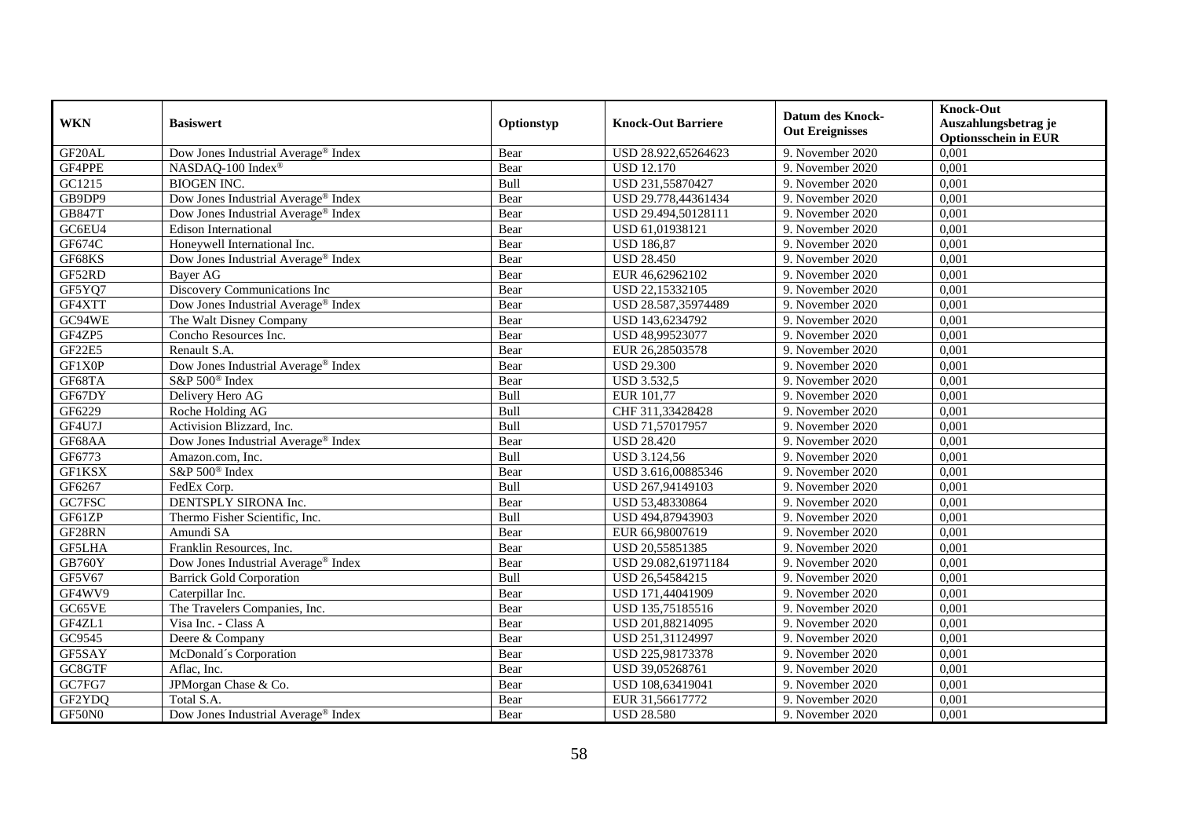| WKN | Basiswert | Optionstyp | Knock-Out Barriere | Datum des Knock-Out Ereignisses | Knock-Out Auszahlungsbetrag je Optionsschein in EUR |
|---|---|---|---|---|---|
| GF20AL | Dow Jones Industrial Average® Index | Bear | USD 28.922,65264623 | 9. November 2020 | 0,001 |
| GF4PPE | NASDAQ-100 Index® | Bear | USD 12.170 | 9. November 2020 | 0,001 |
| GC1215 | BIOGEN INC. | Bull | USD 231,55870427 | 9. November 2020 | 0,001 |
| GB9DP9 | Dow Jones Industrial Average® Index | Bear | USD 29.778,44361434 | 9. November 2020 | 0,001 |
| GB847T | Dow Jones Industrial Average® Index | Bear | USD 29.494,50128111 | 9. November 2020 | 0,001 |
| GC6EU4 | Edison International | Bear | USD 61,01938121 | 9. November 2020 | 0,001 |
| GF674C | Honeywell International Inc. | Bear | USD 186,87 | 9. November 2020 | 0,001 |
| GF68KS | Dow Jones Industrial Average® Index | Bear | USD 28.450 | 9. November 2020 | 0,001 |
| GF52RD | Bayer AG | Bear | EUR 46,62962102 | 9. November 2020 | 0,001 |
| GF5YQ7 | Discovery Communications Inc | Bear | USD 22,15332105 | 9. November 2020 | 0,001 |
| GF4XTT | Dow Jones Industrial Average® Index | Bear | USD 28.587,35974489 | 9. November 2020 | 0,001 |
| GC94WE | The Walt Disney Company | Bear | USD 143,6234792 | 9. November 2020 | 0,001 |
| GF4ZP5 | Concho Resources Inc. | Bear | USD 48,99523077 | 9. November 2020 | 0,001 |
| GF22E5 | Renault S.A. | Bear | EUR 26,28503578 | 9. November 2020 | 0,001 |
| GF1X0P | Dow Jones Industrial Average® Index | Bear | USD 29.300 | 9. November 2020 | 0,001 |
| GF68TA | S&P 500® Index | Bear | USD 3.532,5 | 9. November 2020 | 0,001 |
| GF67DY | Delivery Hero AG | Bull | EUR 101,77 | 9. November 2020 | 0,001 |
| GF6229 | Roche Holding AG | Bull | CHF 311,33428428 | 9. November 2020 | 0,001 |
| GF4U7J | Activision Blizzard, Inc. | Bull | USD 71,57017957 | 9. November 2020 | 0,001 |
| GF68AA | Dow Jones Industrial Average® Index | Bear | USD 28.420 | 9. November 2020 | 0,001 |
| GF6773 | Amazon.com, Inc. | Bull | USD 3.124,56 | 9. November 2020 | 0,001 |
| GF1KSX | S&P 500® Index | Bear | USD 3.616,00885346 | 9. November 2020 | 0,001 |
| GF6267 | FedEx Corp. | Bull | USD 267,94149103 | 9. November 2020 | 0,001 |
| GC7FSC | DENTSPLY SIRONA Inc. | Bear | USD 53,48330864 | 9. November 2020 | 0,001 |
| GF61ZP | Thermo Fisher Scientific, Inc. | Bull | USD 494,87943903 | 9. November 2020 | 0,001 |
| GF28RN | Amundi SA | Bear | EUR 66,98007619 | 9. November 2020 | 0,001 |
| GF5LHA | Franklin Resources, Inc. | Bear | USD 20,55851385 | 9. November 2020 | 0,001 |
| GB760Y | Dow Jones Industrial Average® Index | Bear | USD 29.082,61971184 | 9. November 2020 | 0,001 |
| GF5V67 | Barrick Gold Corporation | Bull | USD 26,54584215 | 9. November 2020 | 0,001 |
| GF4WV9 | Caterpillar Inc. | Bear | USD 171,44041909 | 9. November 2020 | 0,001 |
| GC65VE | The Travelers Companies, Inc. | Bear | USD 135,75185516 | 9. November 2020 | 0,001 |
| GF4ZL1 | Visa Inc. - Class A | Bear | USD 201,88214095 | 9. November 2020 | 0,001 |
| GC9545 | Deere & Company | Bear | USD 251,31124997 | 9. November 2020 | 0,001 |
| GF5SAY | McDonald´s Corporation | Bear | USD 225,98173378 | 9. November 2020 | 0,001 |
| GC8GTF | Aflac, Inc. | Bear | USD 39,05268761 | 9. November 2020 | 0,001 |
| GC7FG7 | JPMorgan Chase & Co. | Bear | USD 108,63419041 | 9. November 2020 | 0,001 |
| GF2YDQ | Total S.A. | Bear | EUR 31,56617772 | 9. November 2020 | 0,001 |
| GF50N0 | Dow Jones Industrial Average® Index | Bear | USD 28.580 | 9. November 2020 | 0,001 |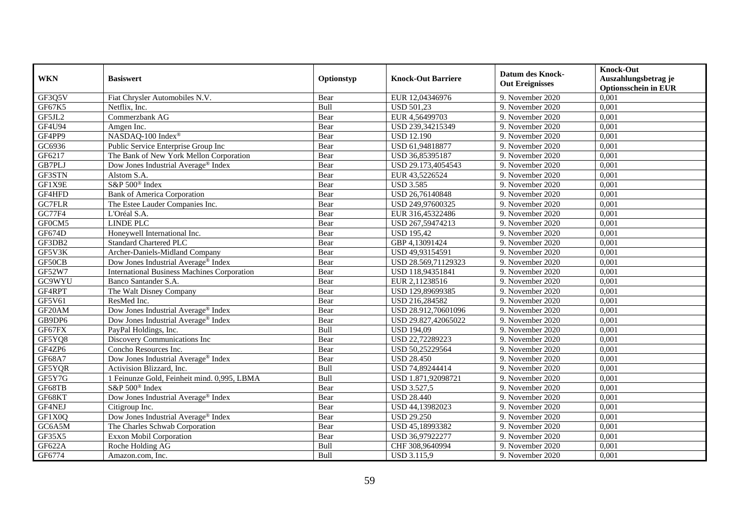| WKN | Basiswert | Optionstyp | Knock-Out Barriere | Datum des Knock-Out Ereignisses | Knock-Out Auszahlungsbetrag je Optionsschein in EUR |
|---|---|---|---|---|---|
| GF3Q5V | Fiat Chrysler Automobiles N.V. | Bear | EUR 12,04346976 | 9. November 2020 | 0,001 |
| GF67K5 | Netflix, Inc. | Bull | USD 501,23 | 9. November 2020 | 0,001 |
| GF5JL2 | Commerzbank AG | Bear | EUR 4,56499703 | 9. November 2020 | 0,001 |
| GF4U94 | Amgen Inc. | Bear | USD 239,34215349 | 9. November 2020 | 0,001 |
| GF4PP9 | NASDAQ-100 Index® | Bear | USD 12.190 | 9. November 2020 | 0,001 |
| GC6936 | Public Service Enterprise Group Inc | Bear | USD 61,94818877 | 9. November 2020 | 0,001 |
| GF6217 | The Bank of New York Mellon Corporation | Bear | USD 36,85395187 | 9. November 2020 | 0,001 |
| GB7PLJ | Dow Jones Industrial Average® Index | Bear | USD 29.173,4054543 | 9. November 2020 | 0,001 |
| GF3STN | Alstom S.A. | Bear | EUR 43,5226524 | 9. November 2020 | 0,001 |
| GF1X9E | S&P 500® Index | Bear | USD 3.585 | 9. November 2020 | 0,001 |
| GF4HFD | Bank of America Corporation | Bear | USD 26,76140848 | 9. November 2020 | 0,001 |
| GC7FLR | The Estee Lauder Companies Inc. | Bear | USD 249,97600325 | 9. November 2020 | 0,001 |
| GC77F4 | L'Oréal S.A. | Bear | EUR 316,45322486 | 9. November 2020 | 0,001 |
| GF0CM5 | LINDE PLC | Bear | USD 267,59474213 | 9. November 2020 | 0,001 |
| GF674D | Honeywell International Inc. | Bear | USD 195,42 | 9. November 2020 | 0,001 |
| GF3DB2 | Standard Chartered PLC | Bear | GBP 4,13091424 | 9. November 2020 | 0,001 |
| GF5V3K | Archer-Daniels-Midland Company | Bear | USD 49,93154591 | 9. November 2020 | 0,001 |
| GF50CB | Dow Jones Industrial Average® Index | Bear | USD 28.569,71129323 | 9. November 2020 | 0,001 |
| GF52W7 | International Business Machines Corporation | Bear | USD 118,94351841 | 9. November 2020 | 0,001 |
| GC9WYU | Banco Santander S.A. | Bear | EUR 2,11238516 | 9. November 2020 | 0,001 |
| GF4RPT | The Walt Disney Company | Bear | USD 129,89699385 | 9. November 2020 | 0,001 |
| GF5V61 | ResMed Inc. | Bear | USD 216,284582 | 9. November 2020 | 0,001 |
| GF20AM | Dow Jones Industrial Average® Index | Bear | USD 28.912,70601096 | 9. November 2020 | 0,001 |
| GB9DP6 | Dow Jones Industrial Average® Index | Bear | USD 29.827,42065022 | 9. November 2020 | 0,001 |
| GF67FX | PayPal Holdings, Inc. | Bull | USD 194,09 | 9. November 2020 | 0,001 |
| GF5YQ8 | Discovery Communications Inc | Bear | USD 22,72289223 | 9. November 2020 | 0,001 |
| GF4ZP6 | Concho Resources Inc. | Bear | USD 50,25229564 | 9. November 2020 | 0,001 |
| GF68A7 | Dow Jones Industrial Average® Index | Bear | USD 28.450 | 9. November 2020 | 0,001 |
| GF5YQR | Activision Blizzard, Inc. | Bull | USD 74,89244414 | 9. November 2020 | 0,001 |
| GF5Y7G | 1 Feinunze Gold, Feinheit mind. 0,995, LBMA | Bull | USD 1.871,92098721 | 9. November 2020 | 0,001 |
| GF68TB | S&P 500® Index | Bear | USD 3.527,5 | 9. November 2020 | 0,001 |
| GF68KT | Dow Jones Industrial Average® Index | Bear | USD 28.440 | 9. November 2020 | 0,001 |
| GF4NEJ | Citigroup Inc. | Bear | USD 44,13982023 | 9. November 2020 | 0,001 |
| GF1X0Q | Dow Jones Industrial Average® Index | Bear | USD 29.250 | 9. November 2020 | 0,001 |
| GC6A5M | The Charles Schwab Corporation | Bear | USD 45,18993382 | 9. November 2020 | 0,001 |
| GF35X5 | Exxon Mobil Corporation | Bear | USD 36,97922277 | 9. November 2020 | 0,001 |
| GF622A | Roche Holding AG | Bull | CHF 308,9640994 | 9. November 2020 | 0,001 |
| GF6774 | Amazon.com, Inc. | Bull | USD 3.115,9 | 9. November 2020 | 0,001 |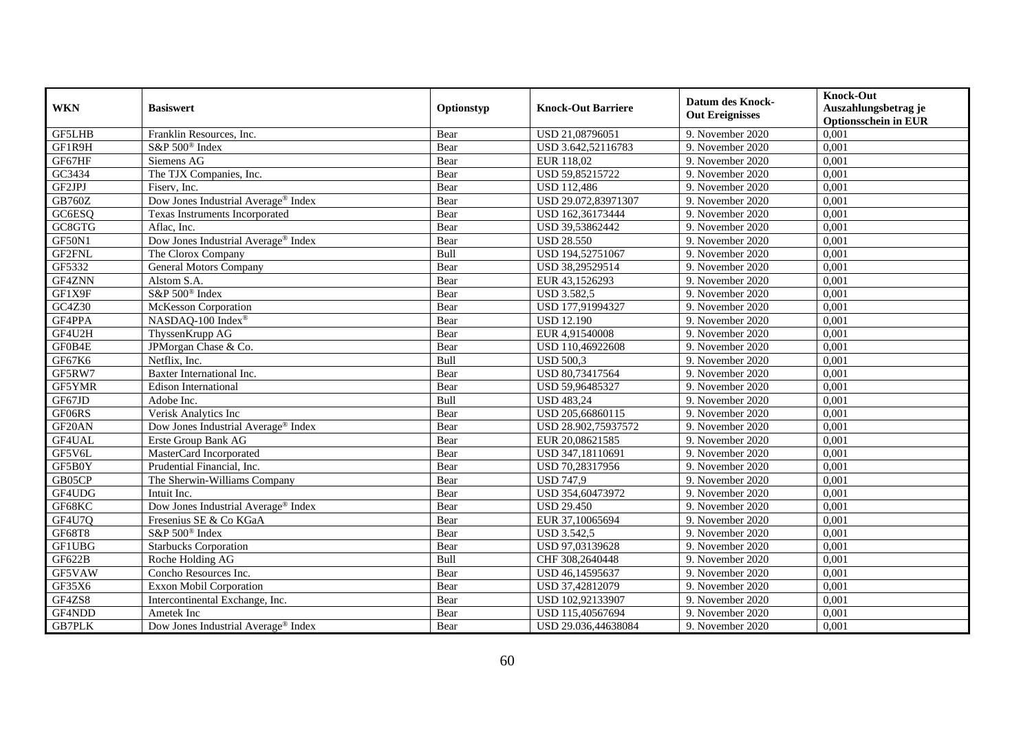| WKN | Basiswert | Optionstyp | Knock-Out Barriere | Datum des Knock-Out Ereignisses | Knock-Out Auszahlungsbetrag je Optionsschein in EUR |
|---|---|---|---|---|---|
| GF5LHB | Franklin Resources, Inc. | Bear | USD 21,08796051 | 9. November 2020 | 0,001 |
| GF1R9H | S&P 500® Index | Bear | USD 3.642,52116783 | 9. November 2020 | 0,001 |
| GF67HF | Siemens AG | Bear | EUR 118,02 | 9. November 2020 | 0,001 |
| GC3434 | The TJX Companies, Inc. | Bear | USD 59,85215722 | 9. November 2020 | 0,001 |
| GF2JPJ | Fiserv, Inc. | Bear | USD 112,486 | 9. November 2020 | 0,001 |
| GB760Z | Dow Jones Industrial Average® Index | Bear | USD 29.072,83971307 | 9. November 2020 | 0,001 |
| GC6ESQ | Texas Instruments Incorporated | Bear | USD 162,36173444 | 9. November 2020 | 0,001 |
| GC8GTG | Aflac, Inc. | Bear | USD 39,53862442 | 9. November 2020 | 0,001 |
| GF50N1 | Dow Jones Industrial Average® Index | Bear | USD 28.550 | 9. November 2020 | 0,001 |
| GF2FNL | The Clorox Company | Bull | USD 194,52751067 | 9. November 2020 | 0,001 |
| GF5332 | General Motors Company | Bear | USD 38,29529514 | 9. November 2020 | 0,001 |
| GF4ZNN | Alstom S.A. | Bear | EUR 43,1526293 | 9. November 2020 | 0,001 |
| GF1X9F | S&P 500® Index | Bear | USD 3.582,5 | 9. November 2020 | 0,001 |
| GC4Z30 | McKesson Corporation | Bear | USD 177,91994327 | 9. November 2020 | 0,001 |
| GF4PPA | NASDAQ-100 Index® | Bear | USD 12.190 | 9. November 2020 | 0,001 |
| GF4U2H | ThyssenKrupp AG | Bear | EUR 4,91540008 | 9. November 2020 | 0,001 |
| GF0B4E | JPMorgan Chase & Co. | Bear | USD 110,46922608 | 9. November 2020 | 0,001 |
| GF67K6 | Netflix, Inc. | Bull | USD 500,3 | 9. November 2020 | 0,001 |
| GF5RW7 | Baxter International Inc. | Bear | USD 80,73417564 | 9. November 2020 | 0,001 |
| GF5YMR | Edison International | Bear | USD 59,96485327 | 9. November 2020 | 0,001 |
| GF67JD | Adobe Inc. | Bull | USD 483,24 | 9. November 2020 | 0,001 |
| GF06RS | Verisk Analytics Inc | Bear | USD 205,66860115 | 9. November 2020 | 0,001 |
| GF20AN | Dow Jones Industrial Average® Index | Bear | USD 28.902,75937572 | 9. November 2020 | 0,001 |
| GF4UAL | Erste Group Bank AG | Bear | EUR 20,08621585 | 9. November 2020 | 0,001 |
| GF5V6L | MasterCard Incorporated | Bear | USD 347,18110691 | 9. November 2020 | 0,001 |
| GF5B0Y | Prudential Financial, Inc. | Bear | USD 70,28317956 | 9. November 2020 | 0,001 |
| GB05CP | The Sherwin-Williams Company | Bear | USD 747,9 | 9. November 2020 | 0,001 |
| GF4UDG | Intuit Inc. | Bear | USD 354,60473972 | 9. November 2020 | 0,001 |
| GF68KC | Dow Jones Industrial Average® Index | Bear | USD 29.450 | 9. November 2020 | 0,001 |
| GF4U7Q | Fresenius SE & Co KGaA | Bear | EUR 37,10065694 | 9. November 2020 | 0,001 |
| GF68T8 | S&P 500® Index | Bear | USD 3.542,5 | 9. November 2020 | 0,001 |
| GF1UBG | Starbucks Corporation | Bear | USD 97,03139628 | 9. November 2020 | 0,001 |
| GF622B | Roche Holding AG | Bull | CHF 308,2640448 | 9. November 2020 | 0,001 |
| GF5VAW | Concho Resources Inc. | Bear | USD 46,14595637 | 9. November 2020 | 0,001 |
| GF35X6 | Exxon Mobil Corporation | Bear | USD 37,42812079 | 9. November 2020 | 0,001 |
| GF4ZS8 | Intercontinental Exchange, Inc. | Bear | USD 102,92133907 | 9. November 2020 | 0,001 |
| GF4NDD | Ametek Inc | Bear | USD 115,40567694 | 9. November 2020 | 0,001 |
| GB7PLK | Dow Jones Industrial Average® Index | Bear | USD 29.036,44638084 | 9. November 2020 | 0,001 |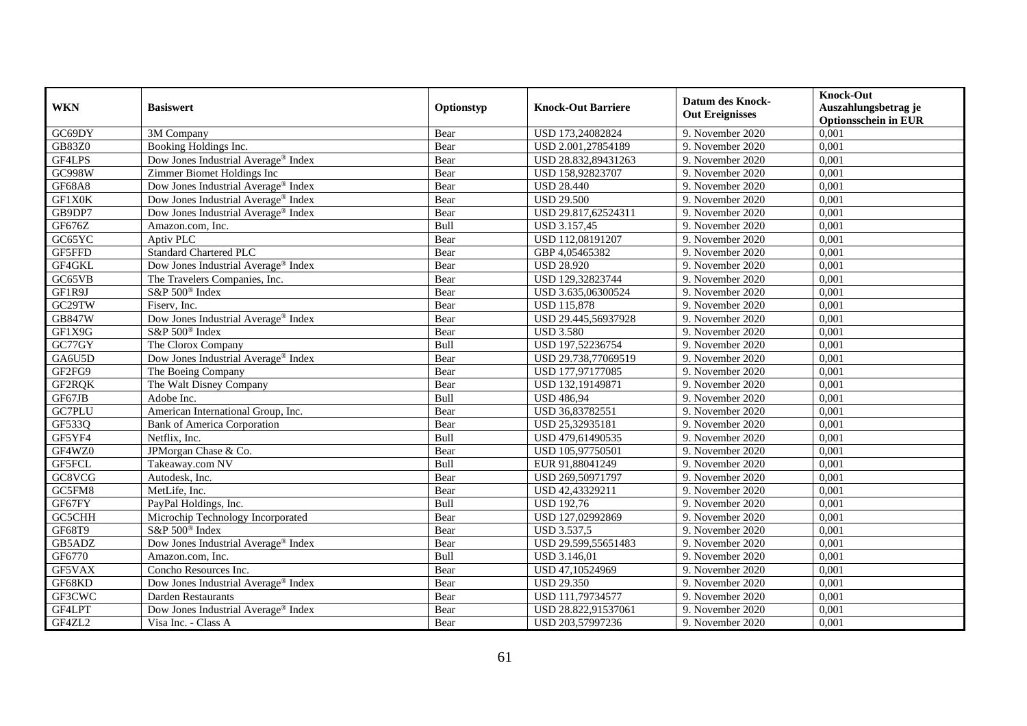| WKN | Basiswert | Optionstyp | Knock-Out Barriere | Datum des Knock-Out Ereignisses | Knock-Out Auszahlungsbetrag je Optionsschein in EUR |
|---|---|---|---|---|---|
| GC69DY | 3M Company | Bear | USD 173,24082824 | 9. November 2020 | 0,001 |
| GB83Z0 | Booking Holdings Inc. | Bear | USD 2.001,27854189 | 9. November 2020 | 0,001 |
| GF4LPS | Dow Jones Industrial Average® Index | Bear | USD 28.832,89431263 | 9. November 2020 | 0,001 |
| GC998W | Zimmer Biomet Holdings Inc | Bear | USD 158,92823707 | 9. November 2020 | 0,001 |
| GF68A8 | Dow Jones Industrial Average® Index | Bear | USD 28.440 | 9. November 2020 | 0,001 |
| GF1X0K | Dow Jones Industrial Average® Index | Bear | USD 29.500 | 9. November 2020 | 0,001 |
| GB9DP7 | Dow Jones Industrial Average® Index | Bear | USD 29.817,62524311 | 9. November 2020 | 0,001 |
| GF676Z | Amazon.com, Inc. | Bull | USD 3.157,45 | 9. November 2020 | 0,001 |
| GC65YC | Aptiv PLC | Bear | USD 112,08191207 | 9. November 2020 | 0,001 |
| GF5FFD | Standard Chartered PLC | Bear | GBP 4,05465382 | 9. November 2020 | 0,001 |
| GF4GKL | Dow Jones Industrial Average® Index | Bear | USD 28.920 | 9. November 2020 | 0,001 |
| GC65VB | The Travelers Companies, Inc. | Bear | USD 129,32823744 | 9. November 2020 | 0,001 |
| GF1R9J | S&P 500® Index | Bear | USD 3.635,06300524 | 9. November 2020 | 0,001 |
| GC29TW | Fiserv, Inc. | Bear | USD 115,878 | 9. November 2020 | 0,001 |
| GB847W | Dow Jones Industrial Average® Index | Bear | USD 29.445,56937928 | 9. November 2020 | 0,001 |
| GF1X9G | S&P 500® Index | Bear | USD 3.580 | 9. November 2020 | 0,001 |
| GC77GY | The Clorox Company | Bull | USD 197,52236754 | 9. November 2020 | 0,001 |
| GA6U5D | Dow Jones Industrial Average® Index | Bear | USD 29.738,77069519 | 9. November 2020 | 0,001 |
| GF2FG9 | The Boeing Company | Bear | USD 177,97177085 | 9. November 2020 | 0,001 |
| GF2RQK | The Walt Disney Company | Bear | USD 132,19149871 | 9. November 2020 | 0,001 |
| GF67JB | Adobe Inc. | Bull | USD 486,94 | 9. November 2020 | 0,001 |
| GC7PLU | American International Group, Inc. | Bear | USD 36,83782551 | 9. November 2020 | 0,001 |
| GF533Q | Bank of America Corporation | Bear | USD 25,32935181 | 9. November 2020 | 0,001 |
| GF5YF4 | Netflix, Inc. | Bull | USD 479,61490535 | 9. November 2020 | 0,001 |
| GF4WZ0 | JPMorgan Chase & Co. | Bear | USD 105,97750501 | 9. November 2020 | 0,001 |
| GF5FCL | Takeaway.com NV | Bull | EUR 91,88041249 | 9. November 2020 | 0,001 |
| GC8VCG | Autodesk, Inc. | Bear | USD 269,50971797 | 9. November 2020 | 0,001 |
| GC5FM8 | MetLife, Inc. | Bear | USD 42,43329211 | 9. November 2020 | 0,001 |
| GF67FY | PayPal Holdings, Inc. | Bull | USD 192,76 | 9. November 2020 | 0,001 |
| GC5CHH | Microchip Technology Incorporated | Bear | USD 127,02992869 | 9. November 2020 | 0,001 |
| GF68T9 | S&P 500® Index | Bear | USD 3.537,5 | 9. November 2020 | 0,001 |
| GB5ADZ | Dow Jones Industrial Average® Index | Bear | USD 29.599,55651483 | 9. November 2020 | 0,001 |
| GF6770 | Amazon.com, Inc. | Bull | USD 3.146,01 | 9. November 2020 | 0,001 |
| GF5VAX | Concho Resources Inc. | Bear | USD 47,10524969 | 9. November 2020 | 0,001 |
| GF68KD | Dow Jones Industrial Average® Index | Bear | USD 29.350 | 9. November 2020 | 0,001 |
| GF3CWC | Darden Restaurants | Bear | USD 111,79734577 | 9. November 2020 | 0,001 |
| GF4LPT | Dow Jones Industrial Average® Index | Bear | USD 28.822,91537061 | 9. November 2020 | 0,001 |
| GF4ZL2 | Visa Inc. - Class A | Bear | USD 203,57997236 | 9. November 2020 | 0,001 |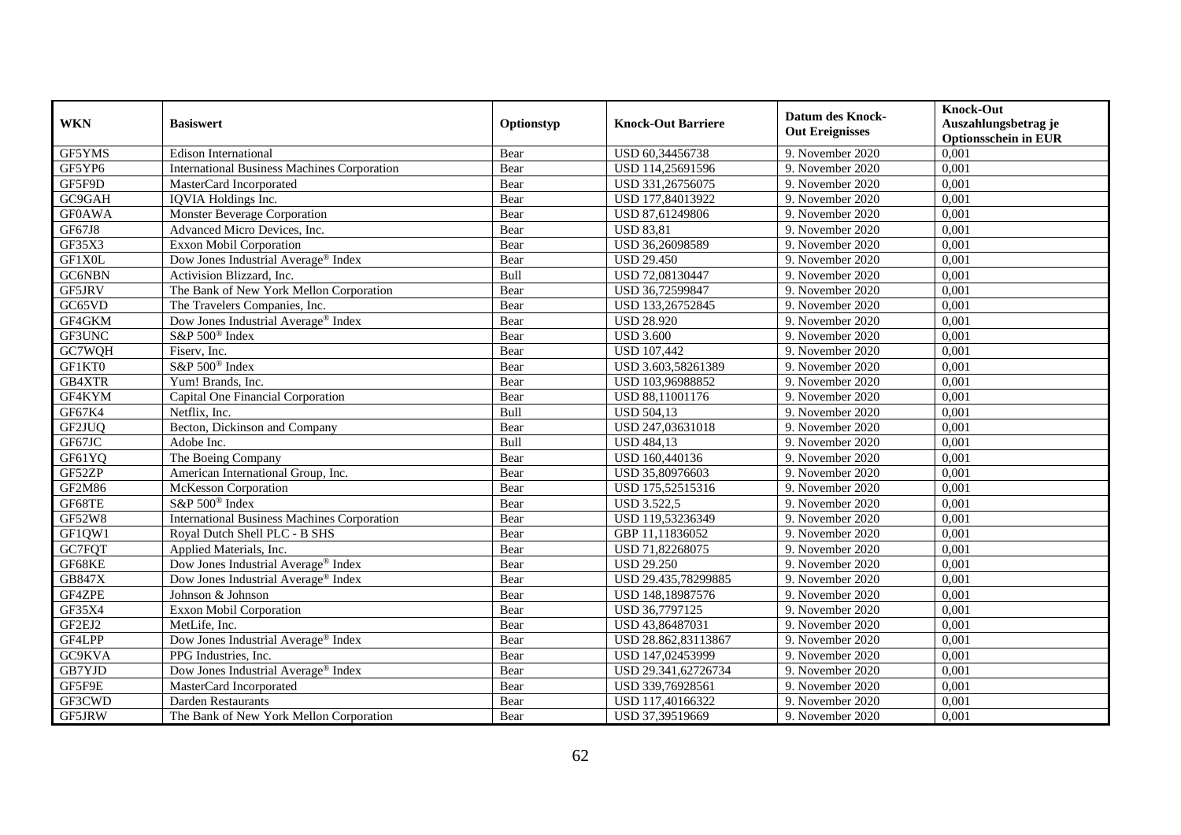| WKN | Basiswert | Optionstyp | Knock-Out Barriere | Datum des Knock-Out Ereignisses | Knock-Out Auszahlungsbetrag je Optionsschein in EUR |
|---|---|---|---|---|---|
| GF5YMS | Edison International | Bear | USD 60,34456738 | 9. November 2020 | 0,001 |
| GF5YP6 | International Business Machines Corporation | Bear | USD 114,25691596 | 9. November 2020 | 0,001 |
| GF5F9D | MasterCard Incorporated | Bear | USD 331,26756075 | 9. November 2020 | 0,001 |
| GC9GAH | IQVIA Holdings Inc. | Bear | USD 177,84013922 | 9. November 2020 | 0,001 |
| GF0AWA | Monster Beverage Corporation | Bear | USD 87,61249806 | 9. November 2020 | 0,001 |
| GF67J8 | Advanced Micro Devices, Inc. | Bear | USD 83,81 | 9. November 2020 | 0,001 |
| GF35X3 | Exxon Mobil Corporation | Bear | USD 36,26098589 | 9. November 2020 | 0,001 |
| GF1X0L | Dow Jones Industrial Average® Index | Bear | USD 29.450 | 9. November 2020 | 0,001 |
| GC6NBN | Activision Blizzard, Inc. | Bull | USD 72,08130447 | 9. November 2020 | 0,001 |
| GF5JRV | The Bank of New York Mellon Corporation | Bear | USD 36,72599847 | 9. November 2020 | 0,001 |
| GC65VD | The Travelers Companies, Inc. | Bear | USD 133,26752845 | 9. November 2020 | 0,001 |
| GF4GKM | Dow Jones Industrial Average® Index | Bear | USD 28.920 | 9. November 2020 | 0,001 |
| GF3UNC | S&P 500® Index | Bear | USD 3.600 | 9. November 2020 | 0,001 |
| GC7WQH | Fiserv, Inc. | Bear | USD 107,442 | 9. November 2020 | 0,001 |
| GF1KT0 | S&P 500® Index | Bear | USD 3.603,58261389 | 9. November 2020 | 0,001 |
| GB4XTR | Yum! Brands, Inc. | Bear | USD 103,96988852 | 9. November 2020 | 0,001 |
| GF4KYM | Capital One Financial Corporation | Bear | USD 88,11001176 | 9. November 2020 | 0,001 |
| GF67K4 | Netflix, Inc. | Bull | USD 504,13 | 9. November 2020 | 0,001 |
| GF2JUQ | Becton, Dickinson and Company | Bear | USD 247,03631018 | 9. November 2020 | 0,001 |
| GF67JC | Adobe Inc. | Bull | USD 484,13 | 9. November 2020 | 0,001 |
| GF61YQ | The Boeing Company | Bear | USD 160,440136 | 9. November 2020 | 0,001 |
| GF52ZP | American International Group, Inc. | Bear | USD 35,80976603 | 9. November 2020 | 0,001 |
| GF2M86 | McKesson Corporation | Bear | USD 175,52515316 | 9. November 2020 | 0,001 |
| GF68TE | S&P 500® Index | Bear | USD 3.522,5 | 9. November 2020 | 0,001 |
| GF52W8 | International Business Machines Corporation | Bear | USD 119,53236349 | 9. November 2020 | 0,001 |
| GF1QW1 | Royal Dutch Shell PLC - B SHS | Bear | GBP 11,11836052 | 9. November 2020 | 0,001 |
| GC7FQT | Applied Materials, Inc. | Bear | USD 71,82268075 | 9. November 2020 | 0,001 |
| GF68KE | Dow Jones Industrial Average® Index | Bear | USD 29.250 | 9. November 2020 | 0,001 |
| GB847X | Dow Jones Industrial Average® Index | Bear | USD 29.435,78299885 | 9. November 2020 | 0,001 |
| GF4ZPE | Johnson & Johnson | Bear | USD 148,18987576 | 9. November 2020 | 0,001 |
| GF35X4 | Exxon Mobil Corporation | Bear | USD 36,7797125 | 9. November 2020 | 0,001 |
| GF2EJ2 | MetLife, Inc. | Bear | USD 43,86487031 | 9. November 2020 | 0,001 |
| GF4LPP | Dow Jones Industrial Average® Index | Bear | USD 28.862,83113867 | 9. November 2020 | 0,001 |
| GC9KVA | PPG Industries, Inc. | Bear | USD 147,02453999 | 9. November 2020 | 0,001 |
| GB7YJD | Dow Jones Industrial Average® Index | Bear | USD 29.341,62726734 | 9. November 2020 | 0,001 |
| GF5F9E | MasterCard Incorporated | Bear | USD 339,76928561 | 9. November 2020 | 0,001 |
| GF3CWD | Darden Restaurants | Bear | USD 117,40166322 | 9. November 2020 | 0,001 |
| GF5JRW | The Bank of New York Mellon Corporation | Bear | USD 37,39519669 | 9. November 2020 | 0,001 |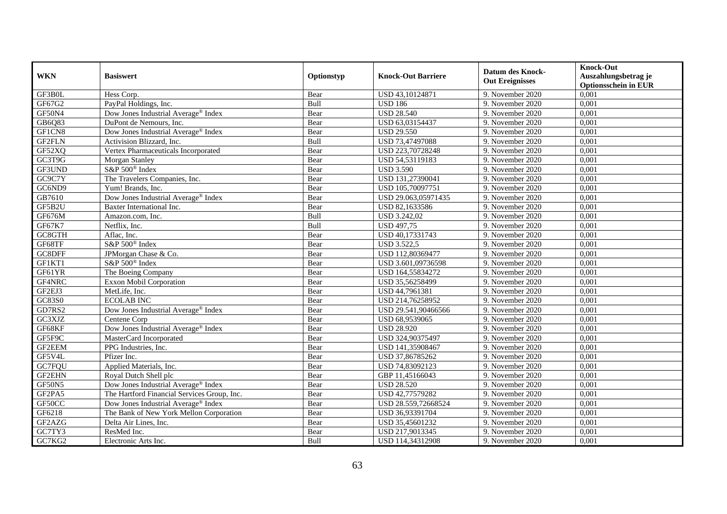| WKN | Basiswert | Optionstyp | Knock-Out Barriere | Datum des Knock-Out Ereignisses | Knock-Out Auszahlungsbetrag je Optionsschein in EUR |
|---|---|---|---|---|---|
| GF3B0L | Hess Corp. | Bear | USD 43,10124871 | 9. November 2020 | 0,001 |
| GF67G2 | PayPal Holdings, Inc. | Bull | USD 186 | 9. November 2020 | 0,001 |
| GF50N4 | Dow Jones Industrial Average® Index | Bear | USD 28.540 | 9. November 2020 | 0,001 |
| GB6Q83 | DuPont de Nemours, Inc. | Bear | USD 63,03154437 | 9. November 2020 | 0,001 |
| GF1CN8 | Dow Jones Industrial Average® Index | Bear | USD 29.550 | 9. November 2020 | 0,001 |
| GF2FLN | Activision Blizzard, Inc. | Bull | USD 73,47497088 | 9. November 2020 | 0,001 |
| GF52XQ | Vertex Pharmaceuticals Incorporated | Bear | USD 223,70728248 | 9. November 2020 | 0,001 |
| GC3T9G | Morgan Stanley | Bear | USD 54,53119183 | 9. November 2020 | 0,001 |
| GF3UND | S&P 500® Index | Bear | USD 3.590 | 9. November 2020 | 0,001 |
| GC9C7Y | The Travelers Companies, Inc. | Bear | USD 131,27390041 | 9. November 2020 | 0,001 |
| GC6ND9 | Yum! Brands, Inc. | Bear | USD 105,70097751 | 9. November 2020 | 0,001 |
| GB7610 | Dow Jones Industrial Average® Index | Bear | USD 29.063,05971435 | 9. November 2020 | 0,001 |
| GF5B2U | Baxter International Inc. | Bear | USD 82,1633586 | 9. November 2020 | 0,001 |
| GF676M | Amazon.com, Inc. | Bull | USD 3.242,02 | 9. November 2020 | 0,001 |
| GF67K7 | Netflix, Inc. | Bull | USD 497,75 | 9. November 2020 | 0,001 |
| GC8GTH | Aflac, Inc. | Bear | USD 40,17331743 | 9. November 2020 | 0,001 |
| GF68TF | S&P 500® Index | Bear | USD 3.522,5 | 9. November 2020 | 0,001 |
| GC8DFF | JPMorgan Chase & Co. | Bear | USD 112,80369477 | 9. November 2020 | 0,001 |
| GF1KT1 | S&P 500® Index | Bear | USD 3.601,09736598 | 9. November 2020 | 0,001 |
| GF61YR | The Boeing Company | Bear | USD 164,55834272 | 9. November 2020 | 0,001 |
| GF4NRC | Exxon Mobil Corporation | Bear | USD 35,56258499 | 9. November 2020 | 0,001 |
| GF2EJ3 | MetLife, Inc. | Bear | USD 44,7961381 | 9. November 2020 | 0,001 |
| GC83S0 | ECOLAB INC | Bear | USD 214,76258952 | 9. November 2020 | 0,001 |
| GD7RS2 | Dow Jones Industrial Average® Index | Bear | USD 29.541,90466566 | 9. November 2020 | 0,001 |
| GC3XJZ | Centene Corp | Bear | USD 68,9539065 | 9. November 2020 | 0,001 |
| GF68KF | Dow Jones Industrial Average® Index | Bear | USD 28.920 | 9. November 2020 | 0,001 |
| GF5F9C | MasterCard Incorporated | Bear | USD 324,90375497 | 9. November 2020 | 0,001 |
| GF2EEM | PPG Industries, Inc. | Bear | USD 141,35908467 | 9. November 2020 | 0,001 |
| GF5V4L | Pfizer Inc. | Bear | USD 37,86785262 | 9. November 2020 | 0,001 |
| GC7FQU | Applied Materials, Inc. | Bear | USD 74,83092123 | 9. November 2020 | 0,001 |
| GF2EHN | Royal Dutch Shell plc | Bear | GBP 11,45166043 | 9. November 2020 | 0,001 |
| GF50N5 | Dow Jones Industrial Average® Index | Bear | USD 28.520 | 9. November 2020 | 0,001 |
| GF2PA5 | The Hartford Financial Services Group, Inc. | Bear | USD 42,77579282 | 9. November 2020 | 0,001 |
| GF50CC | Dow Jones Industrial Average® Index | Bear | USD 28.559,72668524 | 9. November 2020 | 0,001 |
| GF6218 | The Bank of New York Mellon Corporation | Bear | USD 36,93391704 | 9. November 2020 | 0,001 |
| GF2AZG | Delta Air Lines, Inc. | Bear | USD 35,45601232 | 9. November 2020 | 0,001 |
| GC7TY3 | ResMed Inc. | Bear | USD 217,9013345 | 9. November 2020 | 0,001 |
| GC7KG2 | Electronic Arts Inc. | Bull | USD 114,34312908 | 9. November 2020 | 0,001 |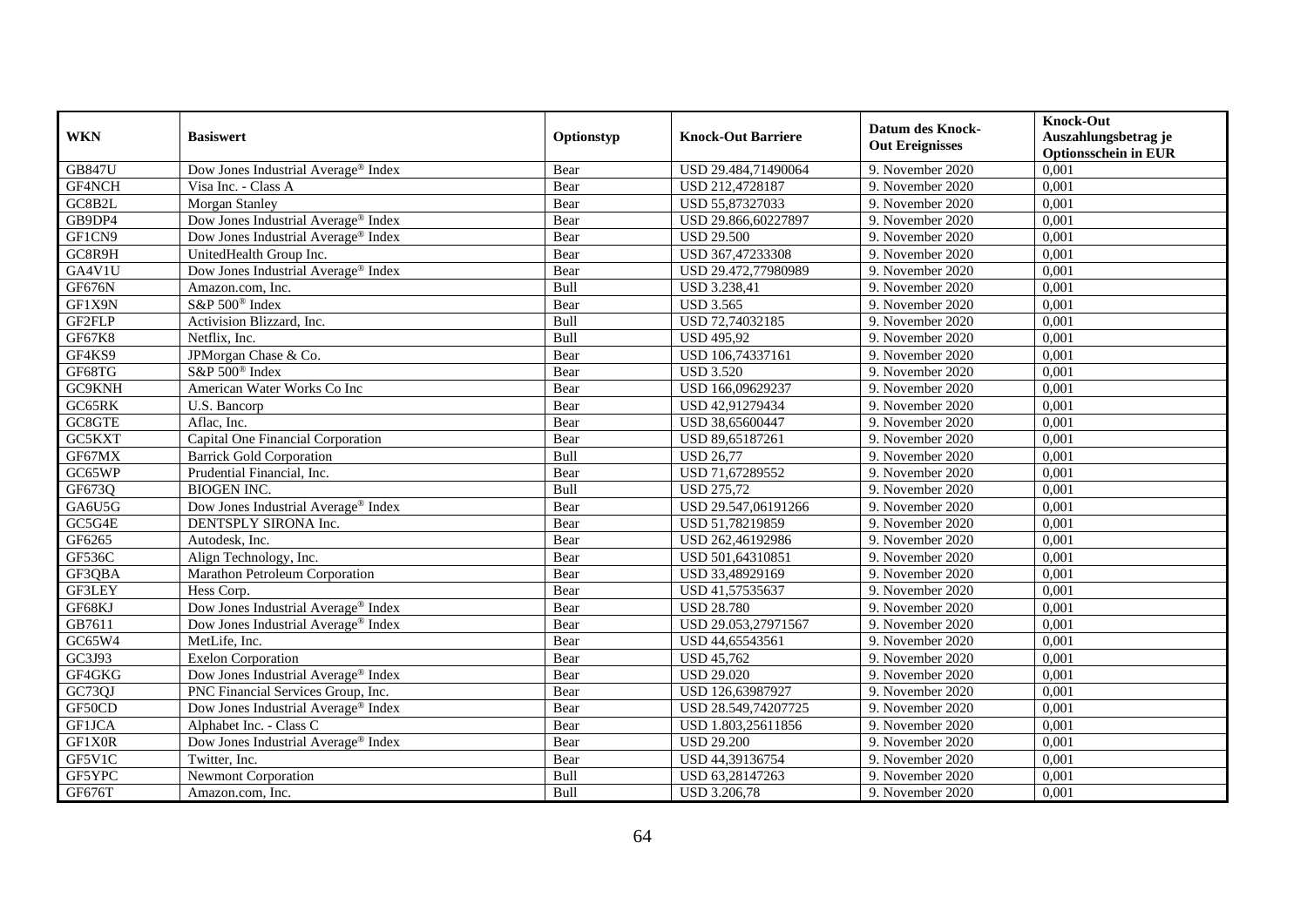| WKN | Basiswert | Optionstyp | Knock-Out Barriere | Datum des Knock-Out Ereignisses | Knock-Out Auszahlungsbetrag je Optionsschein in EUR |
|---|---|---|---|---|---|
| GB847U | Dow Jones Industrial Average® Index | Bear | USD 29.484,71490064 | 9. November 2020 | 0,001 |
| GF4NCH | Visa Inc. - Class A | Bear | USD 212,4728187 | 9. November 2020 | 0,001 |
| GC8B2L | Morgan Stanley | Bear | USD 55,87327033 | 9. November 2020 | 0,001 |
| GB9DP4 | Dow Jones Industrial Average® Index | Bear | USD 29.866,60227897 | 9. November 2020 | 0,001 |
| GF1CN9 | Dow Jones Industrial Average® Index | Bear | USD 29.500 | 9. November 2020 | 0,001 |
| GC8R9H | UnitedHealth Group Inc. | Bear | USD 367,47233308 | 9. November 2020 | 0,001 |
| GA4V1U | Dow Jones Industrial Average® Index | Bear | USD 29.472,77980989 | 9. November 2020 | 0,001 |
| GF676N | Amazon.com, Inc. | Bull | USD 3.238,41 | 9. November 2020 | 0,001 |
| GF1X9N | S&P 500® Index | Bear | USD 3.565 | 9. November 2020 | 0,001 |
| GF2FLP | Activision Blizzard, Inc. | Bull | USD 72,74032185 | 9. November 2020 | 0,001 |
| GF67K8 | Netflix, Inc. | Bull | USD 495,92 | 9. November 2020 | 0,001 |
| GF4KS9 | JPMorgan Chase & Co. | Bear | USD 106,74337161 | 9. November 2020 | 0,001 |
| GF68TG | S&P 500® Index | Bear | USD 3.520 | 9. November 2020 | 0,001 |
| GC9KNH | American Water Works Co Inc | Bear | USD 166,09629237 | 9. November 2020 | 0,001 |
| GC65RK | U.S. Bancorp | Bear | USD 42,91279434 | 9. November 2020 | 0,001 |
| GC8GTE | Aflac, Inc. | Bear | USD 38,65600447 | 9. November 2020 | 0,001 |
| GC5KXT | Capital One Financial Corporation | Bear | USD 89,65187261 | 9. November 2020 | 0,001 |
| GF67MX | Barrick Gold Corporation | Bull | USD 26,77 | 9. November 2020 | 0,001 |
| GC65WP | Prudential Financial, Inc. | Bear | USD 71,67289552 | 9. November 2020 | 0,001 |
| GF673Q | BIOGEN INC. | Bull | USD 275,72 | 9. November 2020 | 0,001 |
| GA6U5G | Dow Jones Industrial Average® Index | Bear | USD 29.547,06191266 | 9. November 2020 | 0,001 |
| GC5G4E | DENTSPLY SIRONA Inc. | Bear | USD 51,78219859 | 9. November 2020 | 0,001 |
| GF6265 | Autodesk, Inc. | Bear | USD 262,46192986 | 9. November 2020 | 0,001 |
| GF536C | Align Technology, Inc. | Bear | USD 501,64310851 | 9. November 2020 | 0,001 |
| GF3QBA | Marathon Petroleum Corporation | Bear | USD 33,48929169 | 9. November 2020 | 0,001 |
| GF3LEY | Hess Corp. | Bear | USD 41,57535637 | 9. November 2020 | 0,001 |
| GF68KJ | Dow Jones Industrial Average® Index | Bear | USD 28.780 | 9. November 2020 | 0,001 |
| GB7611 | Dow Jones Industrial Average® Index | Bear | USD 29.053,27971567 | 9. November 2020 | 0,001 |
| GC65W4 | MetLife, Inc. | Bear | USD 44,65543561 | 9. November 2020 | 0,001 |
| GC3J93 | Exelon Corporation | Bear | USD 45,762 | 9. November 2020 | 0,001 |
| GF4GKG | Dow Jones Industrial Average® Index | Bear | USD 29.020 | 9. November 2020 | 0,001 |
| GC73QJ | PNC Financial Services Group, Inc. | Bear | USD 126,63987927 | 9. November 2020 | 0,001 |
| GF50CD | Dow Jones Industrial Average® Index | Bear | USD 28.549,74207725 | 9. November 2020 | 0,001 |
| GF1JCA | Alphabet Inc. - Class C | Bear | USD 1.803,25611856 | 9. November 2020 | 0,001 |
| GF1X0R | Dow Jones Industrial Average® Index | Bear | USD 29.200 | 9. November 2020 | 0,001 |
| GF5V1C | Twitter, Inc. | Bear | USD 44,39136754 | 9. November 2020 | 0,001 |
| GF5YPC | Newmont Corporation | Bull | USD 63,28147263 | 9. November 2020 | 0,001 |
| GF676T | Amazon.com, Inc. | Bull | USD 3.206,78 | 9. November 2020 | 0,001 |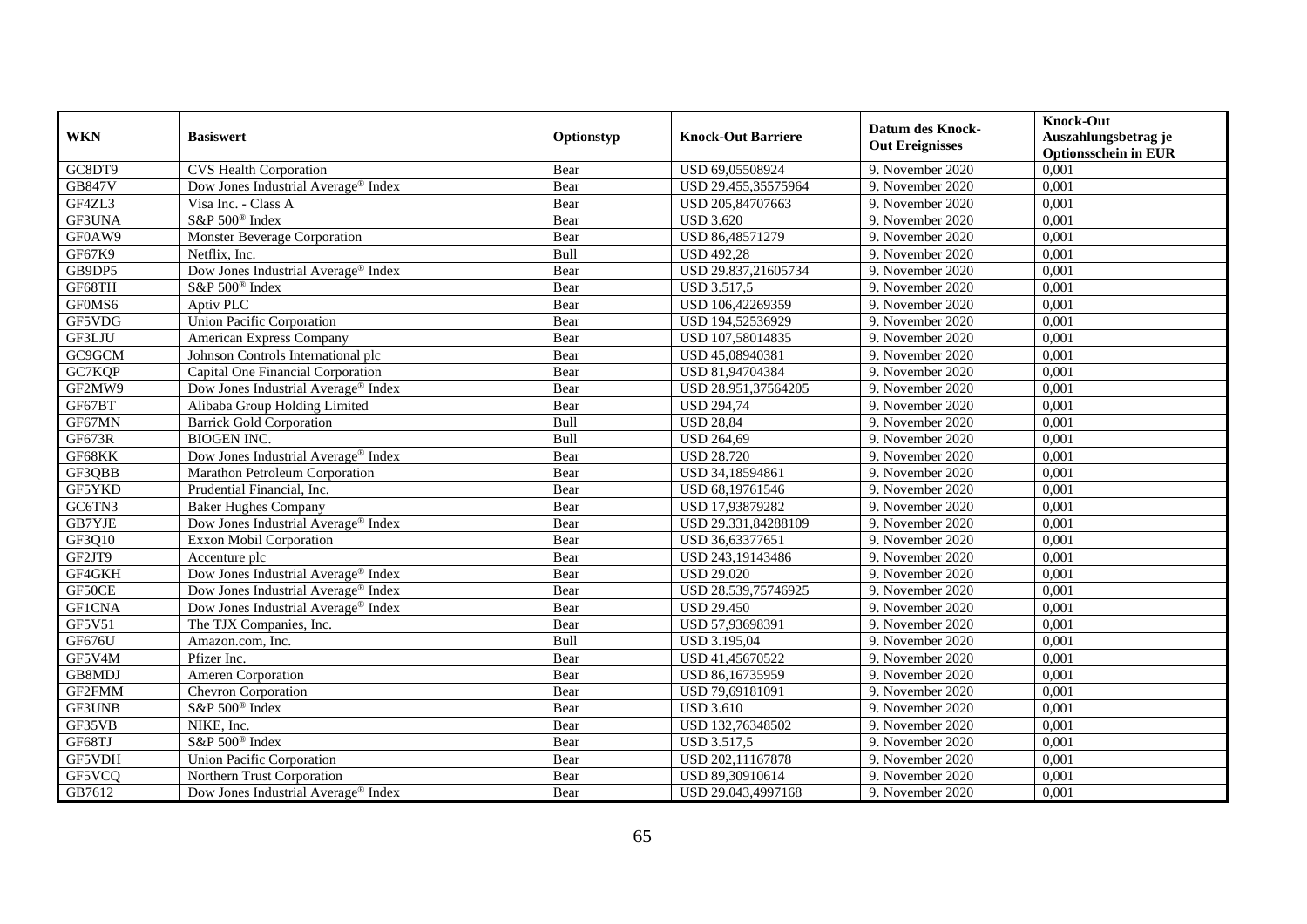| WKN | Basiswert | Optionstyp | Knock-Out Barriere | Datum des Knock-Out Ereignisses | Knock-Out Auszahlungsbetrag je Optionsschein in EUR |
|---|---|---|---|---|---|
| GC8DT9 | CVS Health Corporation | Bear | USD 69,05508924 | 9. November 2020 | 0,001 |
| GB847V | Dow Jones Industrial Average® Index | Bear | USD 29.455,35575964 | 9. November 2020 | 0,001 |
| GF4ZL3 | Visa Inc. - Class A | Bear | USD 205,84707663 | 9. November 2020 | 0,001 |
| GF3UNA | S&P 500® Index | Bear | USD 3.620 | 9. November 2020 | 0,001 |
| GF0AW9 | Monster Beverage Corporation | Bear | USD 86,48571279 | 9. November 2020 | 0,001 |
| GF67K9 | Netflix, Inc. | Bull | USD 492,28 | 9. November 2020 | 0,001 |
| GB9DP5 | Dow Jones Industrial Average® Index | Bear | USD 29.837,21605734 | 9. November 2020 | 0,001 |
| GF68TH | S&P 500® Index | Bear | USD 3.517,5 | 9. November 2020 | 0,001 |
| GF0MS6 | Aptiv PLC | Bear | USD 106,42269359 | 9. November 2020 | 0,001 |
| GF5VDG | Union Pacific Corporation | Bear | USD 194,52536929 | 9. November 2020 | 0,001 |
| GF3LJU | American Express Company | Bear | USD 107,58014835 | 9. November 2020 | 0,001 |
| GC9GCM | Johnson Controls International plc | Bear | USD 45,08940381 | 9. November 2020 | 0,001 |
| GC7KQP | Capital One Financial Corporation | Bear | USD 81,94704384 | 9. November 2020 | 0,001 |
| GF2MW9 | Dow Jones Industrial Average® Index | Bear | USD 28.951,37564205 | 9. November 2020 | 0,001 |
| GF67BT | Alibaba Group Holding Limited | Bear | USD 294,74 | 9. November 2020 | 0,001 |
| GF67MN | Barrick Gold Corporation | Bull | USD 28,84 | 9. November 2020 | 0,001 |
| GF673R | BIOGEN INC. | Bull | USD 264,69 | 9. November 2020 | 0,001 |
| GF68KK | Dow Jones Industrial Average® Index | Bear | USD 28.720 | 9. November 2020 | 0,001 |
| GF3QBB | Marathon Petroleum Corporation | Bear | USD 34,18594861 | 9. November 2020 | 0,001 |
| GF5YKD | Prudential Financial, Inc. | Bear | USD 68,19761546 | 9. November 2020 | 0,001 |
| GC6TN3 | Baker Hughes Company | Bear | USD 17,93879282 | 9. November 2020 | 0,001 |
| GB7YJE | Dow Jones Industrial Average® Index | Bear | USD 29.331,84288109 | 9. November 2020 | 0,001 |
| GF3Q10 | Exxon Mobil Corporation | Bear | USD 36,63377651 | 9. November 2020 | 0,001 |
| GF2JT9 | Accenture plc | Bear | USD 243,19143486 | 9. November 2020 | 0,001 |
| GF4GKH | Dow Jones Industrial Average® Index | Bear | USD 29.020 | 9. November 2020 | 0,001 |
| GF50CE | Dow Jones Industrial Average® Index | Bear | USD 28.539,75746925 | 9. November 2020 | 0,001 |
| GF1CNA | Dow Jones Industrial Average® Index | Bear | USD 29.450 | 9. November 2020 | 0,001 |
| GF5V51 | The TJX Companies, Inc. | Bear | USD 57,93698391 | 9. November 2020 | 0,001 |
| GF676U | Amazon.com, Inc. | Bull | USD 3.195,04 | 9. November 2020 | 0,001 |
| GF5V4M | Pfizer Inc. | Bear | USD 41,45670522 | 9. November 2020 | 0,001 |
| GB8MDJ | Ameren Corporation | Bear | USD 86,16735959 | 9. November 2020 | 0,001 |
| GF2FMM | Chevron Corporation | Bear | USD 79,69181091 | 9. November 2020 | 0,001 |
| GF3UNB | S&P 500® Index | Bear | USD 3.610 | 9. November 2020 | 0,001 |
| GF35VB | NIKE, Inc. | Bear | USD 132,76348502 | 9. November 2020 | 0,001 |
| GF68TJ | S&P 500® Index | Bear | USD 3.517,5 | 9. November 2020 | 0,001 |
| GF5VDH | Union Pacific Corporation | Bear | USD 202,11167878 | 9. November 2020 | 0,001 |
| GF5VCQ | Northern Trust Corporation | Bear | USD 89,30910614 | 9. November 2020 | 0,001 |
| GB7612 | Dow Jones Industrial Average® Index | Bear | USD 29.043,4997168 | 9. November 2020 | 0,001 |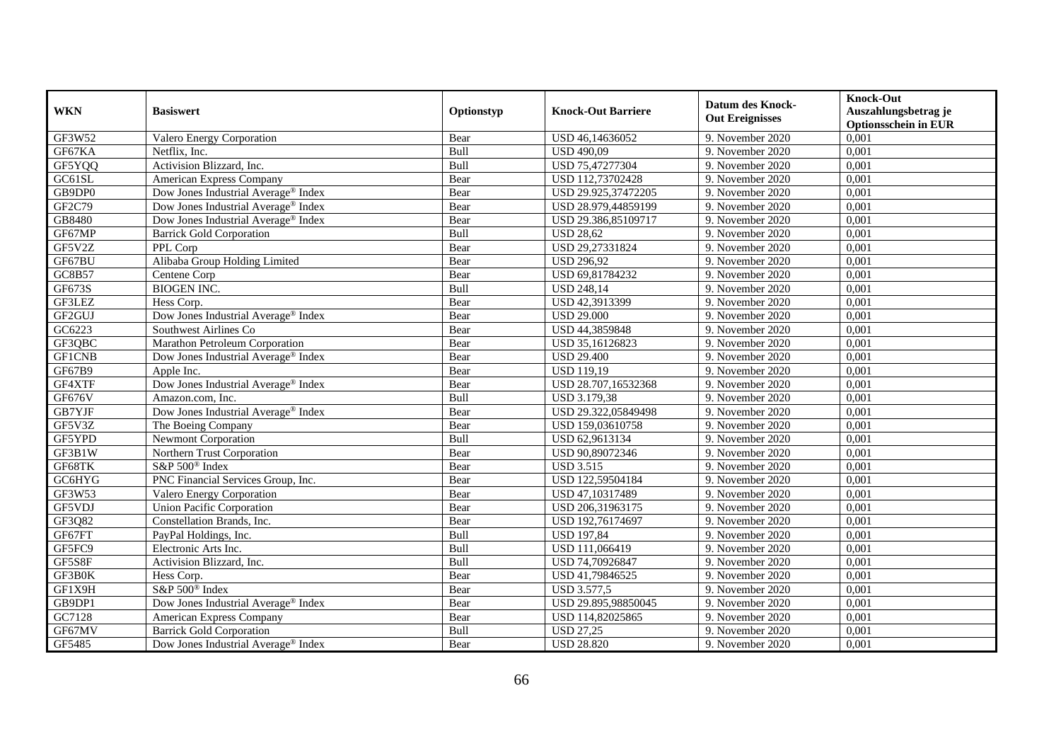| WKN | Basiswert | Optionstyp | Knock-Out Barriere | Datum des Knock-Out Ereignisses | Knock-Out Auszahlungsbetrag je Optionsschein in EUR |
|---|---|---|---|---|---|
| GF3W52 | Valero Energy Corporation | Bear | USD 46,14636052 | 9. November 2020 | 0,001 |
| GF67KA | Netflix, Inc. | Bull | USD 490,09 | 9. November 2020 | 0,001 |
| GF5YQQ | Activision Blizzard, Inc. | Bull | USD 75,47277304 | 9. November 2020 | 0,001 |
| GC61SL | American Express Company | Bear | USD 112,73702428 | 9. November 2020 | 0,001 |
| GB9DP0 | Dow Jones Industrial Average® Index | Bear | USD 29.925,37472205 | 9. November 2020 | 0,001 |
| GF2C79 | Dow Jones Industrial Average® Index | Bear | USD 28.979,44859199 | 9. November 2020 | 0,001 |
| GB8480 | Dow Jones Industrial Average® Index | Bear | USD 29.386,85109717 | 9. November 2020 | 0,001 |
| GF67MP | Barrick Gold Corporation | Bull | USD 28,62 | 9. November 2020 | 0,001 |
| GF5V2Z | PPL Corp | Bear | USD 29,27331824 | 9. November 2020 | 0,001 |
| GF67BU | Alibaba Group Holding Limited | Bear | USD 296,92 | 9. November 2020 | 0,001 |
| GC8B57 | Centene Corp | Bear | USD 69,81784232 | 9. November 2020 | 0,001 |
| GF673S | BIOGEN INC. | Bull | USD 248,14 | 9. November 2020 | 0,001 |
| GF3LEZ | Hess Corp. | Bear | USD 42,3913399 | 9. November 2020 | 0,001 |
| GF2GUJ | Dow Jones Industrial Average® Index | Bear | USD 29.000 | 9. November 2020 | 0,001 |
| GC6223 | Southwest Airlines Co | Bear | USD 44,3859848 | 9. November 2020 | 0,001 |
| GF3QBC | Marathon Petroleum Corporation | Bear | USD 35,16126823 | 9. November 2020 | 0,001 |
| GF1CNB | Dow Jones Industrial Average® Index | Bear | USD 29.400 | 9. November 2020 | 0,001 |
| GF67B9 | Apple Inc. | Bear | USD 119,19 | 9. November 2020 | 0,001 |
| GF4XTF | Dow Jones Industrial Average® Index | Bear | USD 28.707,16532368 | 9. November 2020 | 0,001 |
| GF676V | Amazon.com, Inc. | Bull | USD 3.179,38 | 9. November 2020 | 0,001 |
| GB7YJF | Dow Jones Industrial Average® Index | Bear | USD 29.322,05849498 | 9. November 2020 | 0,001 |
| GF5V3Z | The Boeing Company | Bear | USD 159,03610758 | 9. November 2020 | 0,001 |
| GF5YPD | Newmont Corporation | Bull | USD 62,9613134 | 9. November 2020 | 0,001 |
| GF3B1W | Northern Trust Corporation | Bear | USD 90,89072346 | 9. November 2020 | 0,001 |
| GF68TK | S&P 500® Index | Bear | USD 3.515 | 9. November 2020 | 0,001 |
| GC6HYG | PNC Financial Services Group, Inc. | Bear | USD 122,59504184 | 9. November 2020 | 0,001 |
| GF3W53 | Valero Energy Corporation | Bear | USD 47,10317489 | 9. November 2020 | 0,001 |
| GF5VDJ | Union Pacific Corporation | Bear | USD 206,31963175 | 9. November 2020 | 0,001 |
| GF3Q82 | Constellation Brands, Inc. | Bear | USD 192,76174697 | 9. November 2020 | 0,001 |
| GF67FT | PayPal Holdings, Inc. | Bull | USD 197,84 | 9. November 2020 | 0,001 |
| GF5FC9 | Electronic Arts Inc. | Bull | USD 111,066419 | 9. November 2020 | 0,001 |
| GF5S8F | Activision Blizzard, Inc. | Bull | USD 74,70926847 | 9. November 2020 | 0,001 |
| GF3B0K | Hess Corp. | Bear | USD 41,79846525 | 9. November 2020 | 0,001 |
| GF1X9H | S&P 500® Index | Bear | USD 3.577,5 | 9. November 2020 | 0,001 |
| GB9DP1 | Dow Jones Industrial Average® Index | Bear | USD 29.895,98850045 | 9. November 2020 | 0,001 |
| GC7128 | American Express Company | Bear | USD 114,82025865 | 9. November 2020 | 0,001 |
| GF67MV | Barrick Gold Corporation | Bull | USD 27,25 | 9. November 2020 | 0,001 |
| GF5485 | Dow Jones Industrial Average® Index | Bear | USD 28.820 | 9. November 2020 | 0,001 |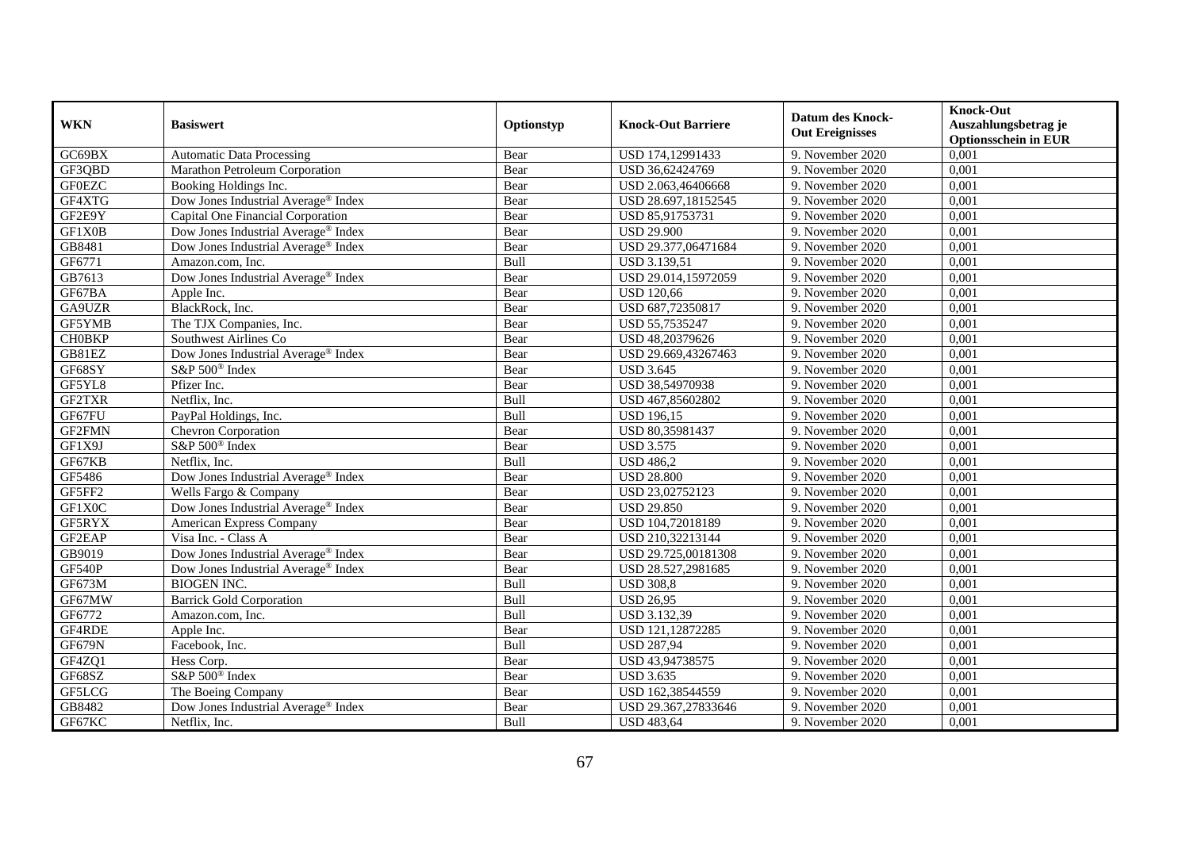| WKN | Basiswert | Optionstyp | Knock-Out Barriere | Datum des Knock-Out Ereignisses | Knock-Out Auszahlungsbetrag je Optionsschein in EUR |
|---|---|---|---|---|---|
| GC69BX | Automatic Data Processing | Bear | USD 174,12991433 | 9. November 2020 | 0,001 |
| GF3QBD | Marathon Petroleum Corporation | Bear | USD 36,62424769 | 9. November 2020 | 0,001 |
| GF0EZC | Booking Holdings Inc. | Bear | USD 2.063,46406668 | 9. November 2020 | 0,001 |
| GF4XTG | Dow Jones Industrial Average® Index | Bear | USD 28.697,18152545 | 9. November 2020 | 0,001 |
| GF2E9Y | Capital One Financial Corporation | Bear | USD 85,91753731 | 9. November 2020 | 0,001 |
| GF1X0B | Dow Jones Industrial Average® Index | Bear | USD 29.900 | 9. November 2020 | 0,001 |
| GB8481 | Dow Jones Industrial Average® Index | Bear | USD 29.377,06471684 | 9. November 2020 | 0,001 |
| GF6771 | Amazon.com, Inc. | Bull | USD 3.139,51 | 9. November 2020 | 0,001 |
| GB7613 | Dow Jones Industrial Average® Index | Bear | USD 29.014,15972059 | 9. November 2020 | 0,001 |
| GF67BA | Apple Inc. | Bear | USD 120,66 | 9. November 2020 | 0,001 |
| GA9UZR | BlackRock, Inc. | Bear | USD 687,72350817 | 9. November 2020 | 0,001 |
| GF5YMB | The TJX Companies, Inc. | Bear | USD 55,7535247 | 9. November 2020 | 0,001 |
| CH0BKP | Southwest Airlines Co | Bear | USD 48,20379626 | 9. November 2020 | 0,001 |
| GB81EZ | Dow Jones Industrial Average® Index | Bear | USD 29.669,43267463 | 9. November 2020 | 0,001 |
| GF68SY | S&P 500® Index | Bear | USD 3.645 | 9. November 2020 | 0,001 |
| GF5YL8 | Pfizer Inc. | Bear | USD 38,54970938 | 9. November 2020 | 0,001 |
| GF2TXR | Netflix, Inc. | Bull | USD 467,85602802 | 9. November 2020 | 0,001 |
| GF67FU | PayPal Holdings, Inc. | Bull | USD 196,15 | 9. November 2020 | 0,001 |
| GF2FMN | Chevron Corporation | Bear | USD 80,35981437 | 9. November 2020 | 0,001 |
| GF1X9J | S&P 500® Index | Bear | USD 3.575 | 9. November 2020 | 0,001 |
| GF67KB | Netflix, Inc. | Bull | USD 486,2 | 9. November 2020 | 0,001 |
| GF5486 | Dow Jones Industrial Average® Index | Bear | USD 28.800 | 9. November 2020 | 0,001 |
| GF5FF2 | Wells Fargo & Company | Bear | USD 23,02752123 | 9. November 2020 | 0,001 |
| GF1X0C | Dow Jones Industrial Average® Index | Bear | USD 29.850 | 9. November 2020 | 0,001 |
| GF5RYX | American Express Company | Bear | USD 104,72018189 | 9. November 2020 | 0,001 |
| GF2EAP | Visa Inc. - Class A | Bear | USD 210,32213144 | 9. November 2020 | 0,001 |
| GB9019 | Dow Jones Industrial Average® Index | Bear | USD 29.725,00181308 | 9. November 2020 | 0,001 |
| GF540P | Dow Jones Industrial Average® Index | Bear | USD 28.527,2981685 | 9. November 2020 | 0,001 |
| GF673M | BIOGEN INC. | Bull | USD 308,8 | 9. November 2020 | 0,001 |
| GF67MW | Barrick Gold Corporation | Bull | USD 26,95 | 9. November 2020 | 0,001 |
| GF6772 | Amazon.com, Inc. | Bull | USD 3.132,39 | 9. November 2020 | 0,001 |
| GF4RDE | Apple Inc. | Bear | USD 121,12872285 | 9. November 2020 | 0,001 |
| GF679N | Facebook, Inc. | Bull | USD 287,94 | 9. November 2020 | 0,001 |
| GF4ZQ1 | Hess Corp. | Bear | USD 43,94738575 | 9. November 2020 | 0,001 |
| GF68SZ | S&P 500® Index | Bear | USD 3.635 | 9. November 2020 | 0,001 |
| GF5LCG | The Boeing Company | Bear | USD 162,38544559 | 9. November 2020 | 0,001 |
| GB8482 | Dow Jones Industrial Average® Index | Bear | USD 29.367,27833646 | 9. November 2020 | 0,001 |
| GF67KC | Netflix, Inc. | Bull | USD 483,64 | 9. November 2020 | 0,001 |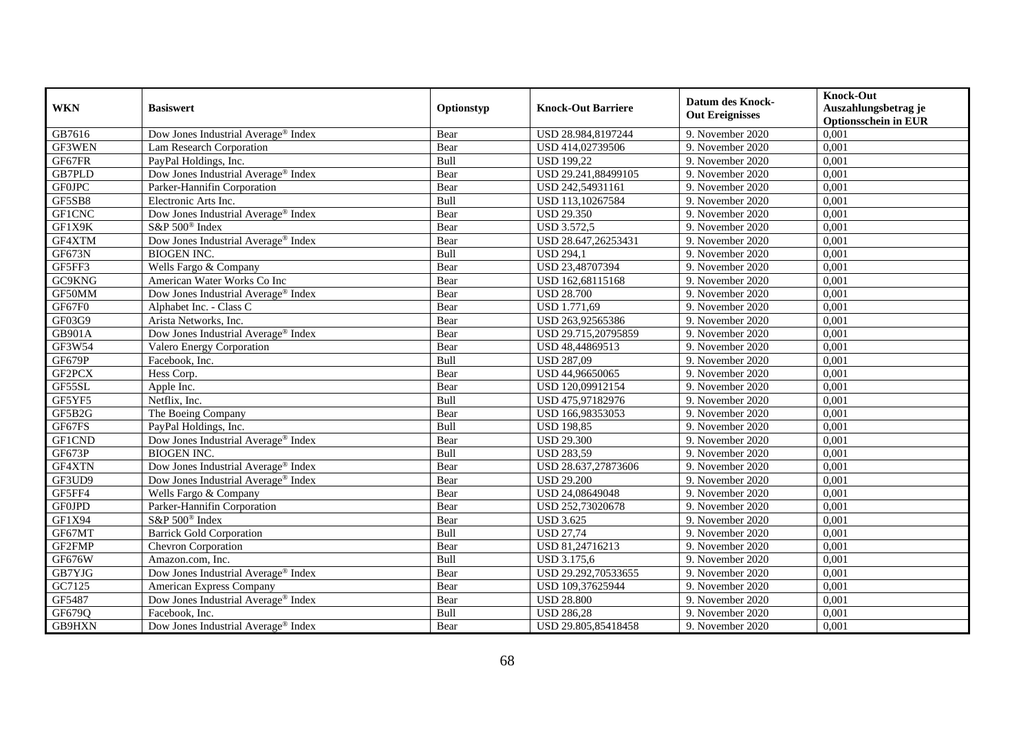| WKN | Basiswert | Optionstyp | Knock-Out Barriere | Datum des Knock-Out Ereignisses | Knock-Out Auszahlungsbetrag je Optionsschein in EUR |
|---|---|---|---|---|---|
| GB7616 | Dow Jones Industrial Average® Index | Bear | USD 28.984,8197244 | 9. November 2020 | 0,001 |
| GF3WEN | Lam Research Corporation | Bear | USD 414,02739506 | 9. November 2020 | 0,001 |
| GF67FR | PayPal Holdings, Inc. | Bull | USD 199,22 | 9. November 2020 | 0,001 |
| GB7PLD | Dow Jones Industrial Average® Index | Bear | USD 29.241,88499105 | 9. November 2020 | 0,001 |
| GF0JPC | Parker-Hannifin Corporation | Bear | USD 242,54931161 | 9. November 2020 | 0,001 |
| GF5SB8 | Electronic Arts Inc. | Bull | USD 113,10267584 | 9. November 2020 | 0,001 |
| GF1CNC | Dow Jones Industrial Average® Index | Bear | USD 29.350 | 9. November 2020 | 0,001 |
| GF1X9K | S&P 500® Index | Bear | USD 3.572,5 | 9. November 2020 | 0,001 |
| GF4XTM | Dow Jones Industrial Average® Index | Bear | USD 28.647,26253431 | 9. November 2020 | 0,001 |
| GF673N | BIOGEN INC. | Bull | USD 294,1 | 9. November 2020 | 0,001 |
| GF5FF3 | Wells Fargo & Company | Bear | USD 23,48707394 | 9. November 2020 | 0,001 |
| GC9KNG | American Water Works Co Inc | Bear | USD 162,68115168 | 9. November 2020 | 0,001 |
| GF50MM | Dow Jones Industrial Average® Index | Bear | USD 28.700 | 9. November 2020 | 0,001 |
| GF67F0 | Alphabet Inc. - Class C | Bear | USD 1.771,69 | 9. November 2020 | 0,001 |
| GF03G9 | Arista Networks, Inc. | Bear | USD 263,92565386 | 9. November 2020 | 0,001 |
| GB901A | Dow Jones Industrial Average® Index | Bear | USD 29.715,20795859 | 9. November 2020 | 0,001 |
| GF3W54 | Valero Energy Corporation | Bear | USD 48,44869513 | 9. November 2020 | 0,001 |
| GF679P | Facebook, Inc. | Bull | USD 287,09 | 9. November 2020 | 0,001 |
| GF2PCX | Hess Corp. | Bear | USD 44,96650065 | 9. November 2020 | 0,001 |
| GF55SL | Apple Inc. | Bear | USD 120,09912154 | 9. November 2020 | 0,001 |
| GF5YF5 | Netflix, Inc. | Bull | USD 475,97182976 | 9. November 2020 | 0,001 |
| GF5B2G | The Boeing Company | Bear | USD 166,98353053 | 9. November 2020 | 0,001 |
| GF67FS | PayPal Holdings, Inc. | Bull | USD 198,85 | 9. November 2020 | 0,001 |
| GF1CND | Dow Jones Industrial Average® Index | Bear | USD 29.300 | 9. November 2020 | 0,001 |
| GF673P | BIOGEN INC. | Bull | USD 283,59 | 9. November 2020 | 0,001 |
| GF4XTN | Dow Jones Industrial Average® Index | Bear | USD 28.637,27873606 | 9. November 2020 | 0,001 |
| GF3UD9 | Dow Jones Industrial Average® Index | Bear | USD 29.200 | 9. November 2020 | 0,001 |
| GF5FF4 | Wells Fargo & Company | Bear | USD 24,08649048 | 9. November 2020 | 0,001 |
| GF0JPD | Parker-Hannifin Corporation | Bear | USD 252,73020678 | 9. November 2020 | 0,001 |
| GF1X94 | S&P 500® Index | Bear | USD 3.625 | 9. November 2020 | 0,001 |
| GF67MT | Barrick Gold Corporation | Bull | USD 27,74 | 9. November 2020 | 0,001 |
| GF2FMP | Chevron Corporation | Bear | USD 81,24716213 | 9. November 2020 | 0,001 |
| GF676W | Amazon.com, Inc. | Bull | USD 3.175,6 | 9. November 2020 | 0,001 |
| GB7YJG | Dow Jones Industrial Average® Index | Bear | USD 29.292,70533655 | 9. November 2020 | 0,001 |
| GC7125 | American Express Company | Bear | USD 109,37625944 | 9. November 2020 | 0,001 |
| GF5487 | Dow Jones Industrial Average® Index | Bear | USD 28.800 | 9. November 2020 | 0,001 |
| GF679Q | Facebook, Inc. | Bull | USD 286,28 | 9. November 2020 | 0,001 |
| GB9HXN | Dow Jones Industrial Average® Index | Bear | USD 29.805,85418458 | 9. November 2020 | 0,001 |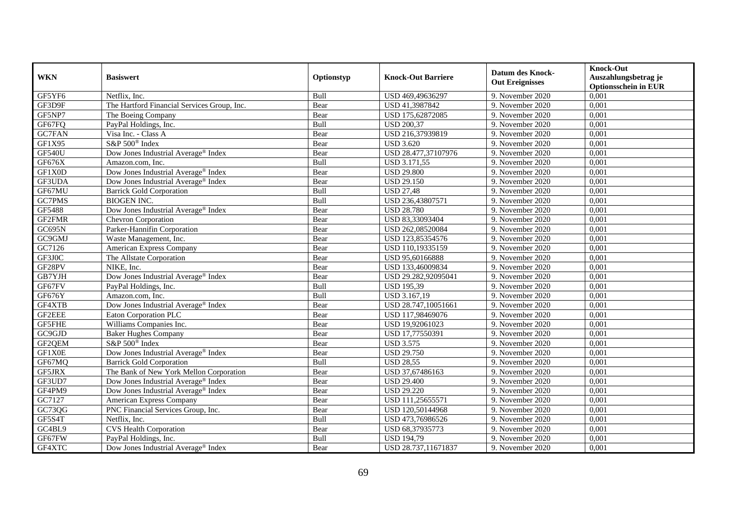| WKN | Basiswert | Optionstyp | Knock-Out Barriere | Datum des Knock-Out Ereignisses | Knock-Out Auszahlungsbetrag je Optionsschein in EUR |
|---|---|---|---|---|---|
| GF5YF6 | Netflix, Inc. | Bull | USD 469,49636297 | 9. November 2020 | 0,001 |
| GF3D9F | The Hartford Financial Services Group, Inc. | Bear | USD 41,3987842 | 9. November 2020 | 0,001 |
| GF5NP7 | The Boeing Company | Bear | USD 175,62872085 | 9. November 2020 | 0,001 |
| GF67FQ | PayPal Holdings, Inc. | Bull | USD 200,37 | 9. November 2020 | 0,001 |
| GC7FAN | Visa Inc. - Class A | Bear | USD 216,37939819 | 9. November 2020 | 0,001 |
| GF1X95 | S&P 500® Index | Bear | USD 3.620 | 9. November 2020 | 0,001 |
| GF540U | Dow Jones Industrial Average® Index | Bear | USD 28.477,37107976 | 9. November 2020 | 0,001 |
| GF676X | Amazon.com, Inc. | Bull | USD 3.171,55 | 9. November 2020 | 0,001 |
| GF1X0D | Dow Jones Industrial Average® Index | Bear | USD 29.800 | 9. November 2020 | 0,001 |
| GF3UDA | Dow Jones Industrial Average® Index | Bear | USD 29.150 | 9. November 2020 | 0,001 |
| GF67MU | Barrick Gold Corporation | Bull | USD 27,48 | 9. November 2020 | 0,001 |
| GC7PMS | BIOGEN INC. | Bull | USD 236,43807571 | 9. November 2020 | 0,001 |
| GF5488 | Dow Jones Industrial Average® Index | Bear | USD 28.780 | 9. November 2020 | 0,001 |
| GF2FMR | Chevron Corporation | Bear | USD 83,33093404 | 9. November 2020 | 0,001 |
| GC695N | Parker-Hannifin Corporation | Bear | USD 262,08520084 | 9. November 2020 | 0,001 |
| GC9GMJ | Waste Management, Inc. | Bear | USD 123,85354576 | 9. November 2020 | 0,001 |
| GC7126 | American Express Company | Bear | USD 110,19335159 | 9. November 2020 | 0,001 |
| GF3J0C | The Allstate Corporation | Bear | USD 95,60166888 | 9. November 2020 | 0,001 |
| GF28PV | NIKE, Inc. | Bear | USD 133,46009834 | 9. November 2020 | 0,001 |
| GB7YJH | Dow Jones Industrial Average® Index | Bear | USD 29.282,92095041 | 9. November 2020 | 0,001 |
| GF67FV | PayPal Holdings, Inc. | Bull | USD 195,39 | 9. November 2020 | 0,001 |
| GF676Y | Amazon.com, Inc. | Bull | USD 3.167,19 | 9. November 2020 | 0,001 |
| GF4XTB | Dow Jones Industrial Average® Index | Bear | USD 28.747,10051661 | 9. November 2020 | 0,001 |
| GF2EEE | Eaton Corporation PLC | Bear | USD 117,98469076 | 9. November 2020 | 0,001 |
| GF5FHE | Williams Companies Inc. | Bear | USD 19,92061023 | 9. November 2020 | 0,001 |
| GC9GJD | Baker Hughes Company | Bear | USD 17,77550391 | 9. November 2020 | 0,001 |
| GF2QEM | S&P 500® Index | Bear | USD 3.575 | 9. November 2020 | 0,001 |
| GF1X0E | Dow Jones Industrial Average® Index | Bear | USD 29.750 | 9. November 2020 | 0,001 |
| GF67MQ | Barrick Gold Corporation | Bull | USD 28,55 | 9. November 2020 | 0,001 |
| GF5JRX | The Bank of New York Mellon Corporation | Bear | USD 37,67486163 | 9. November 2020 | 0,001 |
| GF3UD7 | Dow Jones Industrial Average® Index | Bear | USD 29.400 | 9. November 2020 | 0,001 |
| GF4PM9 | Dow Jones Industrial Average® Index | Bear | USD 29.220 | 9. November 2020 | 0,001 |
| GC7127 | American Express Company | Bear | USD 111,25655571 | 9. November 2020 | 0,001 |
| GC73QG | PNC Financial Services Group, Inc. | Bear | USD 120,50144968 | 9. November 2020 | 0,001 |
| GF5S4T | Netflix, Inc. | Bull | USD 473,76986526 | 9. November 2020 | 0,001 |
| GC4BL9 | CVS Health Corporation | Bear | USD 68,37935773 | 9. November 2020 | 0,001 |
| GF67FW | PayPal Holdings, Inc. | Bull | USD 194,79 | 9. November 2020 | 0,001 |
| GF4XTC | Dow Jones Industrial Average® Index | Bear | USD 28.737,11671837 | 9. November 2020 | 0,001 |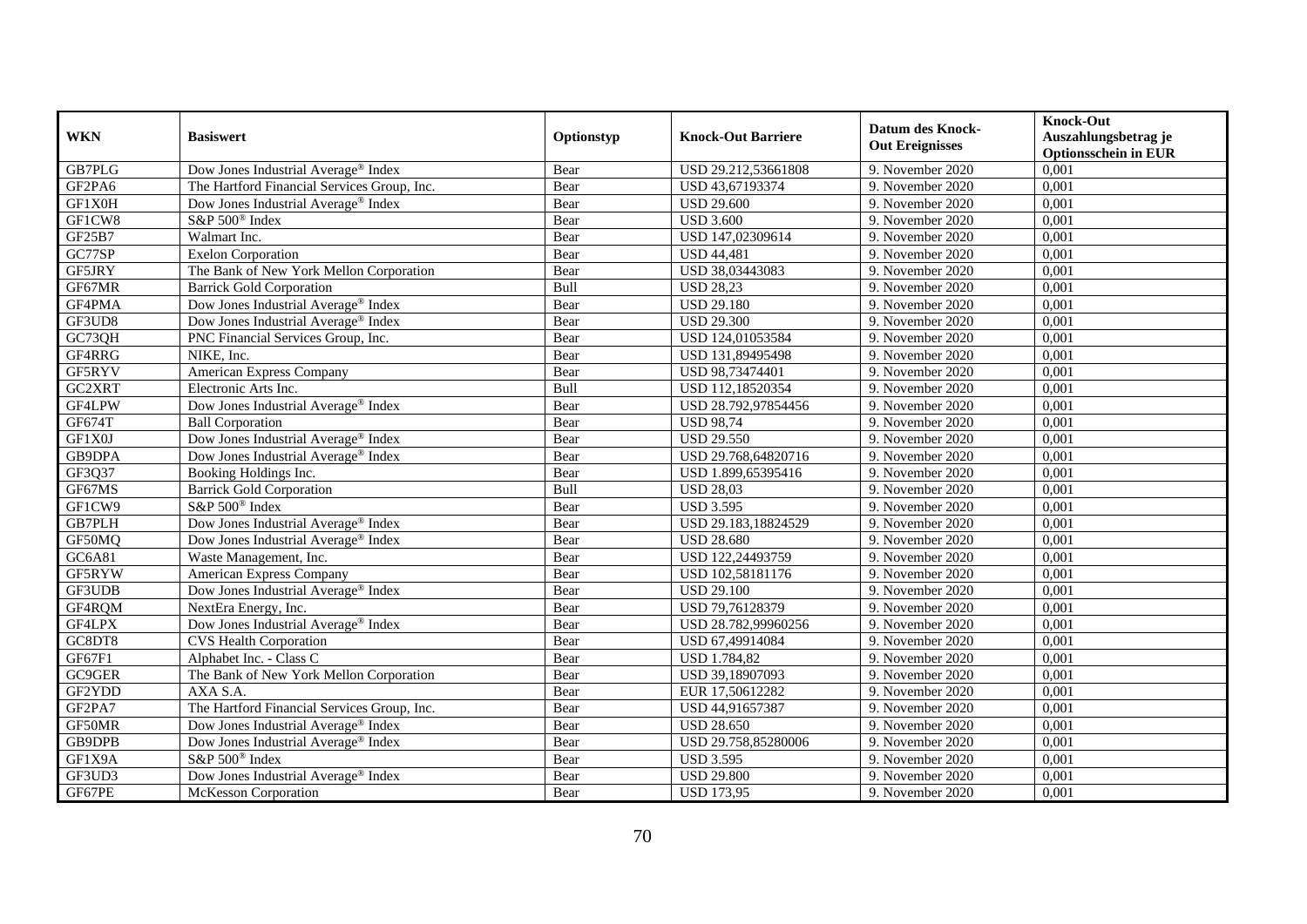| WKN | Basiswert | Optionstyp | Knock-Out Barriere | Datum des Knock-Out Ereignisses | Knock-Out Auszahlungsbetrag je Optionsschein in EUR |
|---|---|---|---|---|---|
| GB7PLG | Dow Jones Industrial Average® Index | Bear | USD 29.212,53661808 | 9. November 2020 | 0,001 |
| GF2PA6 | The Hartford Financial Services Group, Inc. | Bear | USD 43,67193374 | 9. November 2020 | 0,001 |
| GF1X0H | Dow Jones Industrial Average® Index | Bear | USD 29.600 | 9. November 2020 | 0,001 |
| GF1CW8 | S&P 500® Index | Bear | USD 3.600 | 9. November 2020 | 0,001 |
| GF25B7 | Walmart Inc. | Bear | USD 147,02309614 | 9. November 2020 | 0,001 |
| GC77SP | Exelon Corporation | Bear | USD 44,481 | 9. November 2020 | 0,001 |
| GF5JRY | The Bank of New York Mellon Corporation | Bear | USD 38,03443083 | 9. November 2020 | 0,001 |
| GF67MR | Barrick Gold Corporation | Bull | USD 28,23 | 9. November 2020 | 0,001 |
| GF4PMA | Dow Jones Industrial Average® Index | Bear | USD 29.180 | 9. November 2020 | 0,001 |
| GF3UD8 | Dow Jones Industrial Average® Index | Bear | USD 29.300 | 9. November 2020 | 0,001 |
| GC73QH | PNC Financial Services Group, Inc. | Bear | USD 124,01053584 | 9. November 2020 | 0,001 |
| GF4RRG | NIKE, Inc. | Bear | USD 131,89495498 | 9. November 2020 | 0,001 |
| GF5RYV | American Express Company | Bear | USD 98,73474401 | 9. November 2020 | 0,001 |
| GC2XRT | Electronic Arts Inc. | Bull | USD 112,18520354 | 9. November 2020 | 0,001 |
| GF4LPW | Dow Jones Industrial Average® Index | Bear | USD 28.792,97854456 | 9. November 2020 | 0,001 |
| GF674T | Ball Corporation | Bear | USD 98,74 | 9. November 2020 | 0,001 |
| GF1X0J | Dow Jones Industrial Average® Index | Bear | USD 29.550 | 9. November 2020 | 0,001 |
| GB9DPA | Dow Jones Industrial Average® Index | Bear | USD 29.768,64820716 | 9. November 2020 | 0,001 |
| GF3Q37 | Booking Holdings Inc. | Bear | USD 1.899,65395416 | 9. November 2020 | 0,001 |
| GF67MS | Barrick Gold Corporation | Bull | USD 28,03 | 9. November 2020 | 0,001 |
| GF1CW9 | S&P 500® Index | Bear | USD 3.595 | 9. November 2020 | 0,001 |
| GB7PLH | Dow Jones Industrial Average® Index | Bear | USD 29.183,18824529 | 9. November 2020 | 0,001 |
| GF50MQ | Dow Jones Industrial Average® Index | Bear | USD 28.680 | 9. November 2020 | 0,001 |
| GC6A81 | Waste Management, Inc. | Bear | USD 122,24493759 | 9. November 2020 | 0,001 |
| GF5RYW | American Express Company | Bear | USD 102,58181176 | 9. November 2020 | 0,001 |
| GF3UDB | Dow Jones Industrial Average® Index | Bear | USD 29.100 | 9. November 2020 | 0,001 |
| GF4RQM | NextEra Energy, Inc. | Bear | USD 79,76128379 | 9. November 2020 | 0,001 |
| GF4LPX | Dow Jones Industrial Average® Index | Bear | USD 28.782,99960256 | 9. November 2020 | 0,001 |
| GC8DT8 | CVS Health Corporation | Bear | USD 67,49914084 | 9. November 2020 | 0,001 |
| GF67F1 | Alphabet Inc. - Class C | Bear | USD 1.784,82 | 9. November 2020 | 0,001 |
| GC9GER | The Bank of New York Mellon Corporation | Bear | USD 39,18907093 | 9. November 2020 | 0,001 |
| GF2YDD | AXA S.A. | Bear | EUR 17,50612282 | 9. November 2020 | 0,001 |
| GF2PA7 | The Hartford Financial Services Group, Inc. | Bear | USD 44,91657387 | 9. November 2020 | 0,001 |
| GF50MR | Dow Jones Industrial Average® Index | Bear | USD 28.650 | 9. November 2020 | 0,001 |
| GB9DPB | Dow Jones Industrial Average® Index | Bear | USD 29.758,85280006 | 9. November 2020 | 0,001 |
| GF1X9A | S&P 500® Index | Bear | USD 3.595 | 9. November 2020 | 0,001 |
| GF3UD3 | Dow Jones Industrial Average® Index | Bear | USD 29.800 | 9. November 2020 | 0,001 |
| GF67PE | McKesson Corporation | Bear | USD 173,95 | 9. November 2020 | 0,001 |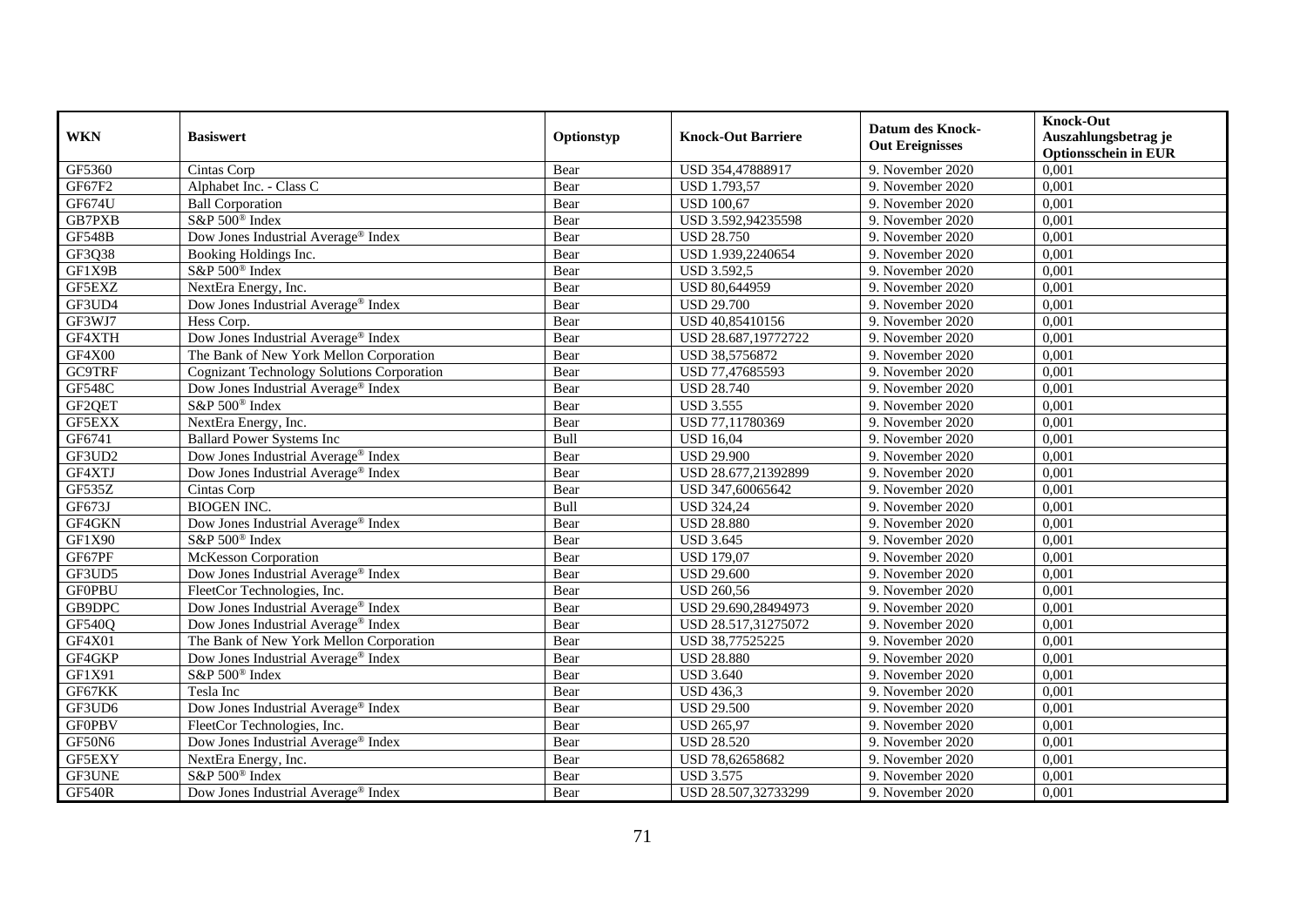| WKN | Basiswert | Optionstyp | Knock-Out Barriere | Datum des Knock-Out Ereignisses | Knock-Out Auszahlungsbetrag je Optionsschein in EUR |
|---|---|---|---|---|---|
| GF5360 | Cintas Corp | Bear | USD 354,47888917 | 9. November 2020 | 0,001 |
| GF67F2 | Alphabet Inc. - Class C | Bear | USD 1.793,57 | 9. November 2020 | 0,001 |
| GF674U | Ball Corporation | Bear | USD 100,67 | 9. November 2020 | 0,001 |
| GB7PXB | S&P 500® Index | Bear | USD 3.592,94235598 | 9. November 2020 | 0,001 |
| GF548B | Dow Jones Industrial Average® Index | Bear | USD 28.750 | 9. November 2020 | 0,001 |
| GF3Q38 | Booking Holdings Inc. | Bear | USD 1.939,2240654 | 9. November 2020 | 0,001 |
| GF1X9B | S&P 500® Index | Bear | USD 3.592,5 | 9. November 2020 | 0,001 |
| GF5EXZ | NextEra Energy, Inc. | Bear | USD 80,644959 | 9. November 2020 | 0,001 |
| GF3UD4 | Dow Jones Industrial Average® Index | Bear | USD 29.700 | 9. November 2020 | 0,001 |
| GF3WJ7 | Hess Corp. | Bear | USD 40,85410156 | 9. November 2020 | 0,001 |
| GF4XTH | Dow Jones Industrial Average® Index | Bear | USD 28.687,19772722 | 9. November 2020 | 0,001 |
| GF4X00 | The Bank of New York Mellon Corporation | Bear | USD 38,5756872 | 9. November 2020 | 0,001 |
| GC9TRF | Cognizant Technology Solutions Corporation | Bear | USD 77,47685593 | 9. November 2020 | 0,001 |
| GF548C | Dow Jones Industrial Average® Index | Bear | USD 28.740 | 9. November 2020 | 0,001 |
| GF2QET | S&P 500® Index | Bear | USD 3.555 | 9. November 2020 | 0,001 |
| GF5EXX | NextEra Energy, Inc. | Bear | USD 77,11780369 | 9. November 2020 | 0,001 |
| GF6741 | Ballard Power Systems Inc | Bull | USD 16,04 | 9. November 2020 | 0,001 |
| GF3UD2 | Dow Jones Industrial Average® Index | Bear | USD 29.900 | 9. November 2020 | 0,001 |
| GF4XTJ | Dow Jones Industrial Average® Index | Bear | USD 28.677,21392899 | 9. November 2020 | 0,001 |
| GF535Z | Cintas Corp | Bear | USD 347,60065642 | 9. November 2020 | 0,001 |
| GF673J | BIOGEN INC. | Bull | USD 324,24 | 9. November 2020 | 0,001 |
| GF4GKN | Dow Jones Industrial Average® Index | Bear | USD 28.880 | 9. November 2020 | 0,001 |
| GF1X90 | S&P 500® Index | Bear | USD 3.645 | 9. November 2020 | 0,001 |
| GF67PF | McKesson Corporation | Bear | USD 179,07 | 9. November 2020 | 0,001 |
| GF3UD5 | Dow Jones Industrial Average® Index | Bear | USD 29.600 | 9. November 2020 | 0,001 |
| GF0PBU | FleetCor Technologies, Inc. | Bear | USD 260,56 | 9. November 2020 | 0,001 |
| GB9DPC | Dow Jones Industrial Average® Index | Bear | USD 29.690,28494973 | 9. November 2020 | 0,001 |
| GF540Q | Dow Jones Industrial Average® Index | Bear | USD 28.517,31275072 | 9. November 2020 | 0,001 |
| GF4X01 | The Bank of New York Mellon Corporation | Bear | USD 38,77525225 | 9. November 2020 | 0,001 |
| GF4GKP | Dow Jones Industrial Average® Index | Bear | USD 28.880 | 9. November 2020 | 0,001 |
| GF1X91 | S&P 500® Index | Bear | USD 3.640 | 9. November 2020 | 0,001 |
| GF67KK | Tesla Inc | Bear | USD 436,3 | 9. November 2020 | 0,001 |
| GF3UD6 | Dow Jones Industrial Average® Index | Bear | USD 29.500 | 9. November 2020 | 0,001 |
| GF0PBV | FleetCor Technologies, Inc. | Bear | USD 265,97 | 9. November 2020 | 0,001 |
| GF50N6 | Dow Jones Industrial Average® Index | Bear | USD 28.520 | 9. November 2020 | 0,001 |
| GF5EXY | NextEra Energy, Inc. | Bear | USD 78,62658682 | 9. November 2020 | 0,001 |
| GF3UNE | S&P 500® Index | Bear | USD 3.575 | 9. November 2020 | 0,001 |
| GF540R | Dow Jones Industrial Average® Index | Bear | USD 28.507,32733299 | 9. November 2020 | 0,001 |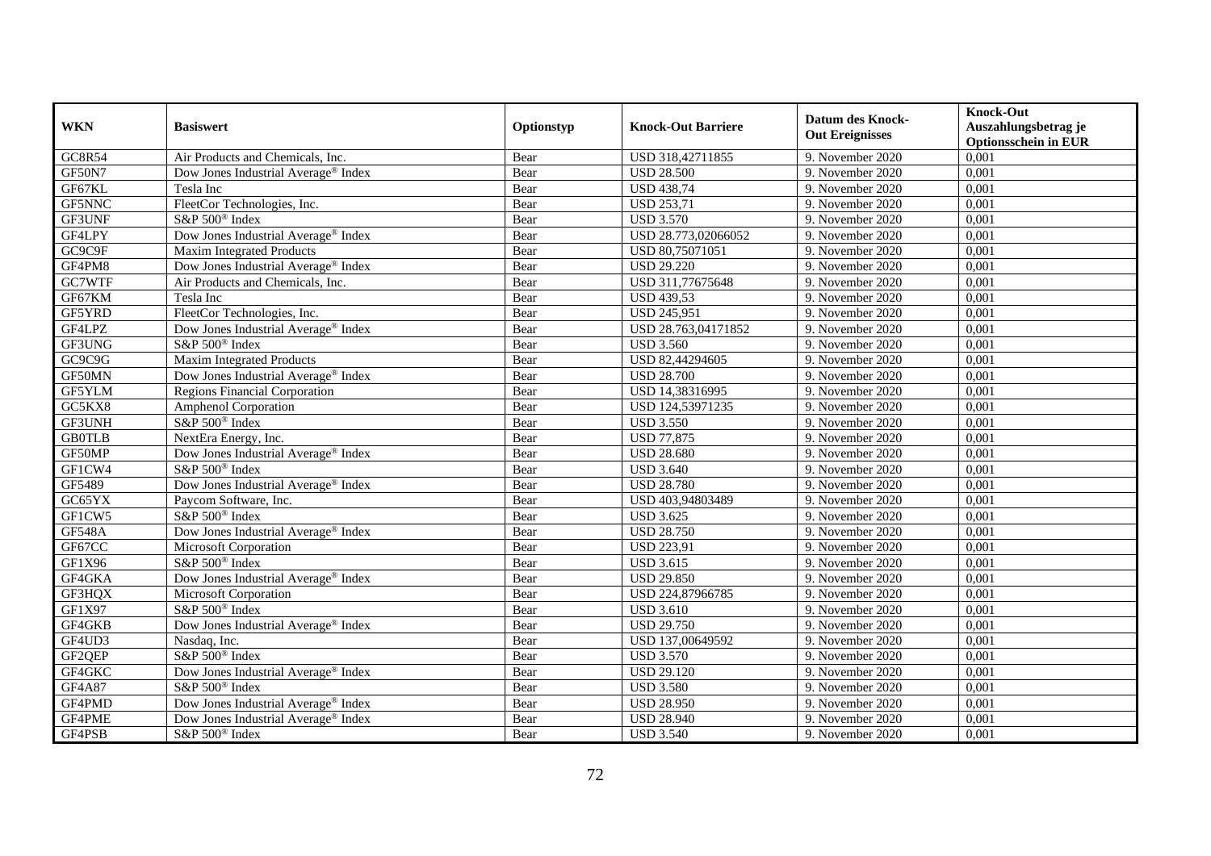| WKN | Basiswert | Optionstyp | Knock-Out Barriere | Datum des Knock-Out Ereignisses | Knock-Out Auszahlungsbetrag je Optionsschein in EUR |
|---|---|---|---|---|---|
| GC8R54 | Air Products and Chemicals, Inc. | Bear | USD 318,42711855 | 9. November 2020 | 0,001 |
| GF50N7 | Dow Jones Industrial Average® Index | Bear | USD 28.500 | 9. November 2020 | 0,001 |
| GF67KL | Tesla Inc | Bear | USD 438,74 | 9. November 2020 | 0,001 |
| GF5NNC | FleetCor Technologies, Inc. | Bear | USD 253,71 | 9. November 2020 | 0,001 |
| GF3UNF | S&P 500® Index | Bear | USD 3.570 | 9. November 2020 | 0,001 |
| GF4LPY | Dow Jones Industrial Average® Index | Bear | USD 28.773,02066052 | 9. November 2020 | 0,001 |
| GC9C9F | Maxim Integrated Products | Bear | USD 80,75071051 | 9. November 2020 | 0,001 |
| GF4PM8 | Dow Jones Industrial Average® Index | Bear | USD 29.220 | 9. November 2020 | 0,001 |
| GC7WTF | Air Products and Chemicals, Inc. | Bear | USD 311,77675648 | 9. November 2020 | 0,001 |
| GF67KM | Tesla Inc | Bear | USD 439,53 | 9. November 2020 | 0,001 |
| GF5YRD | FleetCor Technologies, Inc. | Bear | USD 245,951 | 9. November 2020 | 0,001 |
| GF4LPZ | Dow Jones Industrial Average® Index | Bear | USD 28.763,04171852 | 9. November 2020 | 0,001 |
| GF3UNG | S&P 500® Index | Bear | USD 3.560 | 9. November 2020 | 0,001 |
| GC9C9G | Maxim Integrated Products | Bear | USD 82,44294605 | 9. November 2020 | 0,001 |
| GF50MN | Dow Jones Industrial Average® Index | Bear | USD 28.700 | 9. November 2020 | 0,001 |
| GF5YLM | Regions Financial Corporation | Bear | USD 14,38316995 | 9. November 2020 | 0,001 |
| GC5KX8 | Amphenol Corporation | Bear | USD 124,53971235 | 9. November 2020 | 0,001 |
| GF3UNH | S&P 500® Index | Bear | USD 3.550 | 9. November 2020 | 0,001 |
| GB0TLB | NextEra Energy, Inc. | Bear | USD 77,875 | 9. November 2020 | 0,001 |
| GF50MP | Dow Jones Industrial Average® Index | Bear | USD 28.680 | 9. November 2020 | 0,001 |
| GF1CW4 | S&P 500® Index | Bear | USD 3.640 | 9. November 2020 | 0,001 |
| GF5489 | Dow Jones Industrial Average® Index | Bear | USD 28.780 | 9. November 2020 | 0,001 |
| GC65YX | Paycom Software, Inc. | Bear | USD 403,94803489 | 9. November 2020 | 0,001 |
| GF1CW5 | S&P 500® Index | Bear | USD 3.625 | 9. November 2020 | 0,001 |
| GF548A | Dow Jones Industrial Average® Index | Bear | USD 28.750 | 9. November 2020 | 0,001 |
| GF67CC | Microsoft Corporation | Bear | USD 223,91 | 9. November 2020 | 0,001 |
| GF1X96 | S&P 500® Index | Bear | USD 3.615 | 9. November 2020 | 0,001 |
| GF4GKA | Dow Jones Industrial Average® Index | Bear | USD 29.850 | 9. November 2020 | 0,001 |
| GF3HQX | Microsoft Corporation | Bear | USD 224,87966785 | 9. November 2020 | 0,001 |
| GF1X97 | S&P 500® Index | Bear | USD 3.610 | 9. November 2020 | 0,001 |
| GF4GKB | Dow Jones Industrial Average® Index | Bear | USD 29.750 | 9. November 2020 | 0,001 |
| GF4UD3 | Nasdaq, Inc. | Bear | USD 137,00649592 | 9. November 2020 | 0,001 |
| GF2QEP | S&P 500® Index | Bear | USD 3.570 | 9. November 2020 | 0,001 |
| GF4GKC | Dow Jones Industrial Average® Index | Bear | USD 29.120 | 9. November 2020 | 0,001 |
| GF4A87 | S&P 500® Index | Bear | USD 3.580 | 9. November 2020 | 0,001 |
| GF4PMD | Dow Jones Industrial Average® Index | Bear | USD 28.950 | 9. November 2020 | 0,001 |
| GF4PME | Dow Jones Industrial Average® Index | Bear | USD 28.940 | 9. November 2020 | 0,001 |
| GF4PSB | S&P 500® Index | Bear | USD 3.540 | 9. November 2020 | 0,001 |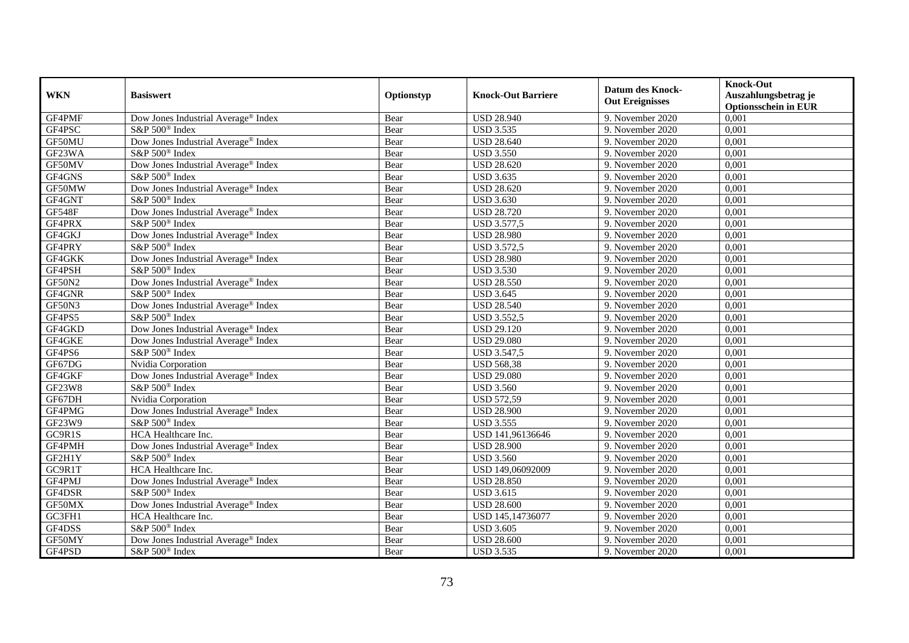| WKN | Basiswert | Optionstyp | Knock-Out Barriere | Datum des Knock-Out Ereignisses | Knock-Out Auszahlungsbetrag je Optionsschein in EUR |
|---|---|---|---|---|---|
| GF4PMF | Dow Jones Industrial Average® Index | Bear | USD 28.940 | 9. November 2020 | 0,001 |
| GF4PSC | S&P 500® Index | Bear | USD 3.535 | 9. November 2020 | 0,001 |
| GF50MU | Dow Jones Industrial Average® Index | Bear | USD 28.640 | 9. November 2020 | 0,001 |
| GF23WA | S&P 500® Index | Bear | USD 3.550 | 9. November 2020 | 0,001 |
| GF50MV | Dow Jones Industrial Average® Index | Bear | USD 28.620 | 9. November 2020 | 0,001 |
| GF4GNS | S&P 500® Index | Bear | USD 3.635 | 9. November 2020 | 0,001 |
| GF50MW | Dow Jones Industrial Average® Index | Bear | USD 28.620 | 9. November 2020 | 0,001 |
| GF4GNT | S&P 500® Index | Bear | USD 3.630 | 9. November 2020 | 0,001 |
| GF548F | Dow Jones Industrial Average® Index | Bear | USD 28.720 | 9. November 2020 | 0,001 |
| GF4PRX | S&P 500® Index | Bear | USD 3.577,5 | 9. November 2020 | 0,001 |
| GF4GKJ | Dow Jones Industrial Average® Index | Bear | USD 28.980 | 9. November 2020 | 0,001 |
| GF4PRY | S&P 500® Index | Bear | USD 3.572,5 | 9. November 2020 | 0,001 |
| GF4GKK | Dow Jones Industrial Average® Index | Bear | USD 28.980 | 9. November 2020 | 0,001 |
| GF4PSH | S&P 500® Index | Bear | USD 3.530 | 9. November 2020 | 0,001 |
| GF50N2 | Dow Jones Industrial Average® Index | Bear | USD 28.550 | 9. November 2020 | 0,001 |
| GF4GNR | S&P 500® Index | Bear | USD 3.645 | 9. November 2020 | 0,001 |
| GF50N3 | Dow Jones Industrial Average® Index | Bear | USD 28.540 | 9. November 2020 | 0,001 |
| GF4PS5 | S&P 500® Index | Bear | USD 3.552,5 | 9. November 2020 | 0,001 |
| GF4GKD | Dow Jones Industrial Average® Index | Bear | USD 29.120 | 9. November 2020 | 0,001 |
| GF4GKE | Dow Jones Industrial Average® Index | Bear | USD 29.080 | 9. November 2020 | 0,001 |
| GF4PS6 | S&P 500® Index | Bear | USD 3.547,5 | 9. November 2020 | 0,001 |
| GF67DG | Nvidia Corporation | Bear | USD 568,38 | 9. November 2020 | 0,001 |
| GF4GKF | Dow Jones Industrial Average® Index | Bear | USD 29.080 | 9. November 2020 | 0,001 |
| GF23W8 | S&P 500® Index | Bear | USD 3.560 | 9. November 2020 | 0,001 |
| GF67DH | Nvidia Corporation | Bear | USD 572,59 | 9. November 2020 | 0,001 |
| GF4PMG | Dow Jones Industrial Average® Index | Bear | USD 28.900 | 9. November 2020 | 0,001 |
| GF23W9 | S&P 500® Index | Bear | USD 3.555 | 9. November 2020 | 0,001 |
| GC9R1S | HCA Healthcare Inc. | Bear | USD 141,96136646 | 9. November 2020 | 0,001 |
| GF4PMH | Dow Jones Industrial Average® Index | Bear | USD 28.900 | 9. November 2020 | 0,001 |
| GF2H1Y | S&P 500® Index | Bear | USD 3.560 | 9. November 2020 | 0,001 |
| GC9R1T | HCA Healthcare Inc. | Bear | USD 149,06092009 | 9. November 2020 | 0,001 |
| GF4PMJ | Dow Jones Industrial Average® Index | Bear | USD 28.850 | 9. November 2020 | 0,001 |
| GF4DSR | S&P 500® Index | Bear | USD 3.615 | 9. November 2020 | 0,001 |
| GF50MX | Dow Jones Industrial Average® Index | Bear | USD 28.600 | 9. November 2020 | 0,001 |
| GC3FH1 | HCA Healthcare Inc. | Bear | USD 145,14736077 | 9. November 2020 | 0,001 |
| GF4DSS | S&P 500® Index | Bear | USD 3.605 | 9. November 2020 | 0,001 |
| GF50MY | Dow Jones Industrial Average® Index | Bear | USD 28.600 | 9. November 2020 | 0,001 |
| GF4PSD | S&P 500® Index | Bear | USD 3.535 | 9. November 2020 | 0,001 |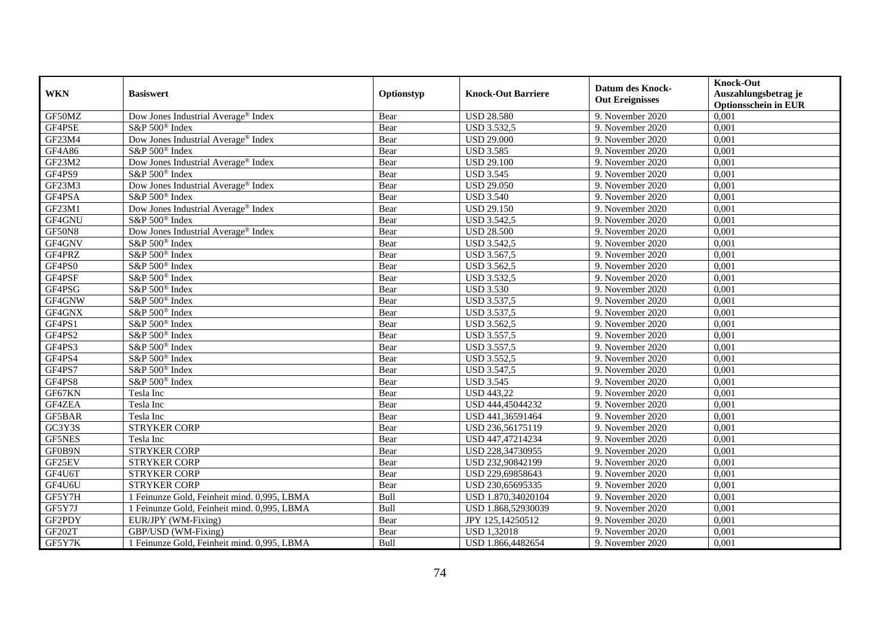| WKN | Basiswert | Optionstyp | Knock-Out Barriere | Datum des Knock-Out Ereignisses | Knock-Out Auszahlungsbetrag je Optionsschein in EUR |
|---|---|---|---|---|---|
| GF50MZ | Dow Jones Industrial Average® Index | Bear | USD 28.580 | 9. November 2020 | 0,001 |
| GF4PSE | S&P 500® Index | Bear | USD 3.532,5 | 9. November 2020 | 0,001 |
| GF23M4 | Dow Jones Industrial Average® Index | Bear | USD 29.000 | 9. November 2020 | 0,001 |
| GF4A86 | S&P 500® Index | Bear | USD 3.585 | 9. November 2020 | 0,001 |
| GF23M2 | Dow Jones Industrial Average® Index | Bear | USD 29.100 | 9. November 2020 | 0,001 |
| GF4PS9 | S&P 500® Index | Bear | USD 3.545 | 9. November 2020 | 0,001 |
| GF23M3 | Dow Jones Industrial Average® Index | Bear | USD 29.050 | 9. November 2020 | 0,001 |
| GF4PSA | S&P 500® Index | Bear | USD 3.540 | 9. November 2020 | 0,001 |
| GF23M1 | Dow Jones Industrial Average® Index | Bear | USD 29.150 | 9. November 2020 | 0,001 |
| GF4GNU | S&P 500® Index | Bear | USD 3.542,5 | 9. November 2020 | 0,001 |
| GF50N8 | Dow Jones Industrial Average® Index | Bear | USD 28.500 | 9. November 2020 | 0,001 |
| GF4GNV | S&P 500® Index | Bear | USD 3.542,5 | 9. November 2020 | 0,001 |
| GF4PRZ | S&P 500® Index | Bear | USD 3.567,5 | 9. November 2020 | 0,001 |
| GF4PS0 | S&P 500® Index | Bear | USD 3.562,5 | 9. November 2020 | 0,001 |
| GF4PSF | S&P 500® Index | Bear | USD 3.532,5 | 9. November 2020 | 0,001 |
| GF4PSG | S&P 500® Index | Bear | USD 3.530 | 9. November 2020 | 0,001 |
| GF4GNW | S&P 500® Index | Bear | USD 3.537,5 | 9. November 2020 | 0,001 |
| GF4GNX | S&P 500® Index | Bear | USD 3.537,5 | 9. November 2020 | 0,001 |
| GF4PS1 | S&P 500® Index | Bear | USD 3.562,5 | 9. November 2020 | 0,001 |
| GF4PS2 | S&P 500® Index | Bear | USD 3.557,5 | 9. November 2020 | 0,001 |
| GF4PS3 | S&P 500® Index | Bear | USD 3.557,5 | 9. November 2020 | 0,001 |
| GF4PS4 | S&P 500® Index | Bear | USD 3.552,5 | 9. November 2020 | 0,001 |
| GF4PS7 | S&P 500® Index | Bear | USD 3.547,5 | 9. November 2020 | 0,001 |
| GF4PS8 | S&P 500® Index | Bear | USD 3.545 | 9. November 2020 | 0,001 |
| GF67KN | Tesla Inc | Bear | USD 443,22 | 9. November 2020 | 0,001 |
| GF4ZEA | Tesla Inc | Bear | USD 444,45044232 | 9. November 2020 | 0,001 |
| GF5BAR | Tesla Inc | Bear | USD 441,36591464 | 9. November 2020 | 0,001 |
| GC3Y3S | STRYKER CORP | Bear | USD 236,56175119 | 9. November 2020 | 0,001 |
| GF5NES | Tesla Inc | Bear | USD 447,47214234 | 9. November 2020 | 0,001 |
| GF0B9N | STRYKER CORP | Bear | USD 228,34730955 | 9. November 2020 | 0,001 |
| GF25EV | STRYKER CORP | Bear | USD 232,90842199 | 9. November 2020 | 0,001 |
| GF4U6T | STRYKER CORP | Bear | USD 229,69858643 | 9. November 2020 | 0,001 |
| GF4U6U | STRYKER CORP | Bear | USD 230,65695335 | 9. November 2020 | 0,001 |
| GF5Y7H | 1 Feinunze Gold, Feinheit mind. 0,995, LBMA | Bull | USD 1.870,34020104 | 9. November 2020 | 0,001 |
| GF5Y7J | 1 Feinunze Gold, Feinheit mind. 0,995, LBMA | Bull | USD 1.868,52930039 | 9. November 2020 | 0,001 |
| GF2PDY | EUR/JPY (WM-Fixing) | Bear | JPY 125,14250512 | 9. November 2020 | 0,001 |
| GF202T | GBP/USD (WM-Fixing) | Bear | USD 1,32018 | 9. November 2020 | 0,001 |
| GF5Y7K | 1 Feinunze Gold, Feinheit mind. 0,995, LBMA | Bull | USD 1.866,4482654 | 9. November 2020 | 0,001 |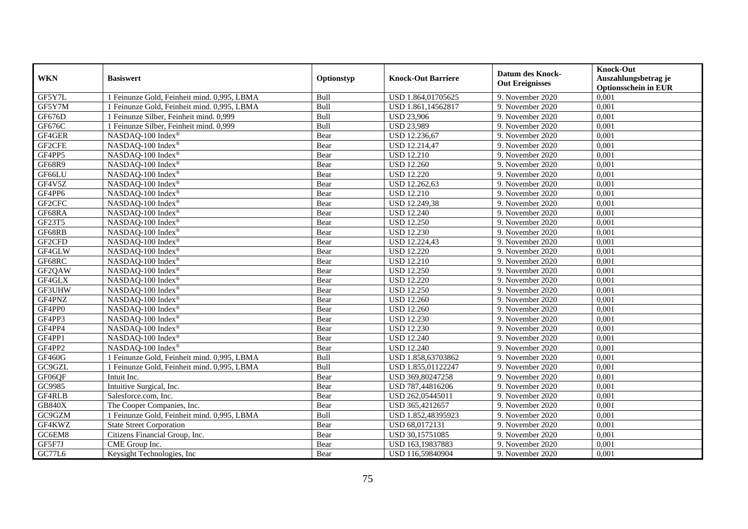| WKN | Basiswert | Optionstyp | Knock-Out Barriere | Datum des Knock-Out Ereignisses | Knock-Out Auszahlungsbetrag je Optionsschein in EUR |
|---|---|---|---|---|---|
| GF5Y7L | 1 Feinunze Gold, Feinheit mind. 0,995, LBMA | Bull | USD 1.864,01705625 | 9. November 2020 | 0,001 |
| GF5Y7M | 1 Feinunze Gold, Feinheit mind. 0,995, LBMA | Bull | USD 1.861,14562817 | 9. November 2020 | 0,001 |
| GF676D | 1 Feinunze Silber, Feinheit mind. 0,999 | Bull | USD 23,906 | 9. November 2020 | 0,001 |
| GF676C | 1 Feinunze Silber, Feinheit mind. 0,999 | Bull | USD 23,989 | 9. November 2020 | 0,001 |
| GF4GER | NASDAQ-100 Index® | Bear | USD 12.236,67 | 9. November 2020 | 0,001 |
| GF2CFE | NASDAQ-100 Index® | Bear | USD 12.214,47 | 9. November 2020 | 0,001 |
| GF4PP5 | NASDAQ-100 Index® | Bear | USD 12.210 | 9. November 2020 | 0,001 |
| GF68R9 | NASDAQ-100 Index® | Bear | USD 12.260 | 9. November 2020 | 0,001 |
| GF66LU | NASDAQ-100 Index® | Bear | USD 12.220 | 9. November 2020 | 0,001 |
| GF4V5Z | NASDAQ-100 Index® | Bear | USD 12.262,63 | 9. November 2020 | 0,001 |
| GF4PP6 | NASDAQ-100 Index® | Bear | USD 12.210 | 9. November 2020 | 0,001 |
| GF2CFC | NASDAQ-100 Index® | Bear | USD 12.249,38 | 9. November 2020 | 0,001 |
| GF68RA | NASDAQ-100 Index® | Bear | USD 12.240 | 9. November 2020 | 0,001 |
| GF23T5 | NASDAQ-100 Index® | Bear | USD 12.250 | 9. November 2020 | 0,001 |
| GF68RB | NASDAQ-100 Index® | Bear | USD 12.230 | 9. November 2020 | 0,001 |
| GF2CFD | NASDAQ-100 Index® | Bear | USD 12.224,43 | 9. November 2020 | 0,001 |
| GF4GLW | NASDAQ-100 Index® | Bear | USD 12.220 | 9. November 2020 | 0,001 |
| GF68RC | NASDAQ-100 Index® | Bear | USD 12.210 | 9. November 2020 | 0,001 |
| GF2QAW | NASDAQ-100 Index® | Bear | USD 12.250 | 9. November 2020 | 0,001 |
| GF4GLX | NASDAQ-100 Index® | Bear | USD 12.220 | 9. November 2020 | 0,001 |
| GF3UHW | NASDAQ-100 Index® | Bear | USD 12.250 | 9. November 2020 | 0,001 |
| GF4PNZ | NASDAQ-100 Index® | Bear | USD 12.260 | 9. November 2020 | 0,001 |
| GF4PP0 | NASDAQ-100 Index® | Bear | USD 12.260 | 9. November 2020 | 0,001 |
| GF4PP3 | NASDAQ-100 Index® | Bear | USD 12.230 | 9. November 2020 | 0,001 |
| GF4PP4 | NASDAQ-100 Index® | Bear | USD 12.230 | 9. November 2020 | 0,001 |
| GF4PP1 | NASDAQ-100 Index® | Bear | USD 12.240 | 9. November 2020 | 0,001 |
| GF4PP2 | NASDAQ-100 Index® | Bear | USD 12.240 | 9. November 2020 | 0,001 |
| GF460G | 1 Feinunze Gold, Feinheit mind. 0,995, LBMA | Bull | USD 1.858,63703862 | 9. November 2020 | 0,001 |
| GC9GZL | 1 Feinunze Gold, Feinheit mind. 0,995, LBMA | Bull | USD 1.855,01122247 | 9. November 2020 | 0,001 |
| GF06QF | Intuit Inc. | Bear | USD 369,80247258 | 9. November 2020 | 0,001 |
| GC9985 | Intuitive Surgical, Inc. | Bear | USD 787,44816206 | 9. November 2020 | 0,001 |
| GF4RLB | Salesforce.com, Inc. | Bear | USD 262,05445011 | 9. November 2020 | 0,001 |
| GB840X | The Cooper Companies, Inc. | Bear | USD 365,4212657 | 9. November 2020 | 0,001 |
| GC9GZM | 1 Feinunze Gold, Feinheit mind. 0,995, LBMA | Bull | USD 1.852,48395923 | 9. November 2020 | 0,001 |
| GF4KWZ | State Street Corporation | Bear | USD 68,0172131 | 9. November 2020 | 0,001 |
| GC6EM8 | Citizens Financial Group, Inc. | Bear | USD 30,15751085 | 9. November 2020 | 0,001 |
| GF5F7J | CME Group Inc. | Bear | USD 163,19837883 | 9. November 2020 | 0,001 |
| GC77L6 | Keysight Technologies, Inc | Bear | USD 116,59840904 | 9. November 2020 | 0,001 |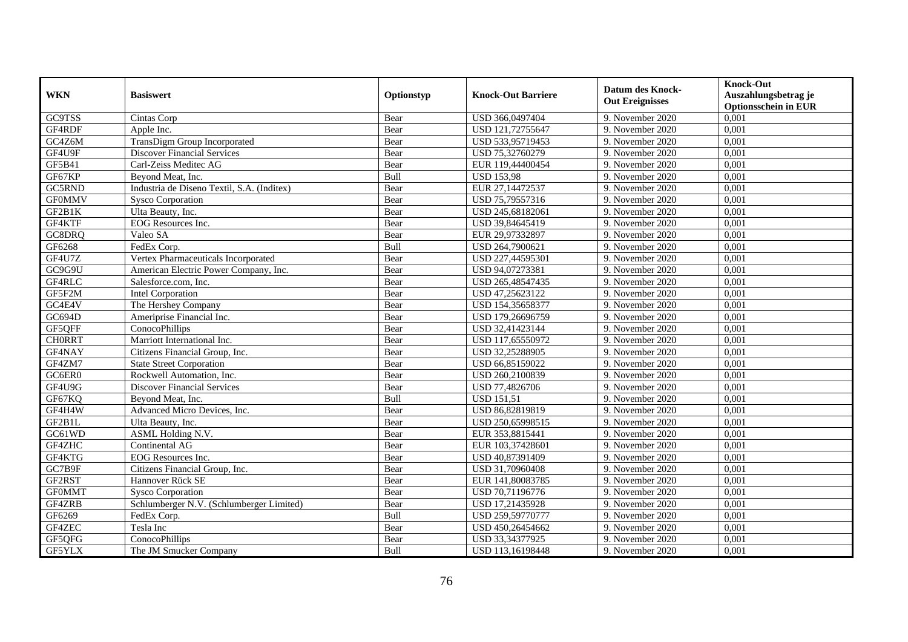| WKN | Basiswert | Optionstyp | Knock-Out Barriere | Datum des Knock-Out Ereignisses | Knock-Out Auszahlungsbetrag je Optionsschein in EUR |
|---|---|---|---|---|---|
| GC9TSS | Cintas Corp | Bear | USD 366,0497404 | 9. November 2020 | 0,001 |
| GF4RDF | Apple Inc. | Bear | USD 121,72755647 | 9. November 2020 | 0,001 |
| GC4Z6M | TransDigm Group Incorporated | Bear | USD 533,95719453 | 9. November 2020 | 0,001 |
| GF4U9F | Discover Financial Services | Bear | USD 75,32760279 | 9. November 2020 | 0,001 |
| GF5B41 | Carl-Zeiss Meditec AG | Bear | EUR 119,44400454 | 9. November 2020 | 0,001 |
| GF67KP | Beyond Meat, Inc. | Bull | USD 153,98 | 9. November 2020 | 0,001 |
| GC5RND | Industria de Diseno Textil, S.A. (Inditex) | Bear | EUR 27,14472537 | 9. November 2020 | 0,001 |
| GF0MMV | Sysco Corporation | Bear | USD 75,79557316 | 9. November 2020 | 0,001 |
| GF2B1K | Ulta Beauty, Inc. | Bear | USD 245,68182061 | 9. November 2020 | 0,001 |
| GF4KTF | EOG Resources Inc. | Bear | USD 39,84645419 | 9. November 2020 | 0,001 |
| GC8DRQ | Valeo SA | Bear | EUR 29,97332897 | 9. November 2020 | 0,001 |
| GF6268 | FedEx Corp. | Bull | USD 264,7900621 | 9. November 2020 | 0,001 |
| GF4U7Z | Vertex Pharmaceuticals Incorporated | Bear | USD 227,44595301 | 9. November 2020 | 0,001 |
| GC9G9U | American Electric Power Company, Inc. | Bear | USD 94,07273381 | 9. November 2020 | 0,001 |
| GF4RLC | Salesforce.com, Inc. | Bear | USD 265,48547435 | 9. November 2020 | 0,001 |
| GF5F2M | Intel Corporation | Bear | USD 47,25623122 | 9. November 2020 | 0,001 |
| GC4E4V | The Hershey Company | Bear | USD 154,35658377 | 9. November 2020 | 0,001 |
| GC694D | Ameriprise Financial Inc. | Bear | USD 179,26696759 | 9. November 2020 | 0,001 |
| GF5QFF | ConocoPhillips | Bear | USD 32,41423144 | 9. November 2020 | 0,001 |
| CH0RRT | Marriott International Inc. | Bear | USD 117,65550972 | 9. November 2020 | 0,001 |
| GF4NAY | Citizens Financial Group, Inc. | Bear | USD 32,25288905 | 9. November 2020 | 0,001 |
| GF4ZM7 | State Street Corporation | Bear | USD 66,85159022 | 9. November 2020 | 0,001 |
| GC6ER0 | Rockwell Automation, Inc. | Bear | USD 260,2100839 | 9. November 2020 | 0,001 |
| GF4U9G | Discover Financial Services | Bear | USD 77,4826706 | 9. November 2020 | 0,001 |
| GF67KQ | Beyond Meat, Inc. | Bull | USD 151,51 | 9. November 2020 | 0,001 |
| GF4H4W | Advanced Micro Devices, Inc. | Bear | USD 86,82819819 | 9. November 2020 | 0,001 |
| GF2B1L | Ulta Beauty, Inc. | Bear | USD 250,65998515 | 9. November 2020 | 0,001 |
| GC61WD | ASML Holding N.V. | Bear | EUR 353,8815441 | 9. November 2020 | 0,001 |
| GF4ZHC | Continental AG | Bear | EUR 103,37428601 | 9. November 2020 | 0,001 |
| GF4KTG | EOG Resources Inc. | Bear | USD 40,87391409 | 9. November 2020 | 0,001 |
| GC7B9F | Citizens Financial Group, Inc. | Bear | USD 31,70960408 | 9. November 2020 | 0,001 |
| GF2RST | Hannover Rück SE | Bear | EUR 141,80083785 | 9. November 2020 | 0,001 |
| GF0MMT | Sysco Corporation | Bear | USD 70,71196776 | 9. November 2020 | 0,001 |
| GF4ZRB | Schlumberger N.V. (Schlumberger Limited) | Bear | USD 17,21435928 | 9. November 2020 | 0,001 |
| GF6269 | FedEx Corp. | Bull | USD 259,59770777 | 9. November 2020 | 0,001 |
| GF4ZEC | Tesla Inc | Bear | USD 450,26454662 | 9. November 2020 | 0,001 |
| GF5QFG | ConocoPhillips | Bear | USD 33,34377925 | 9. November 2020 | 0,001 |
| GF5YLX | The JM Smucker Company | Bull | USD 113,16198448 | 9. November 2020 | 0,001 |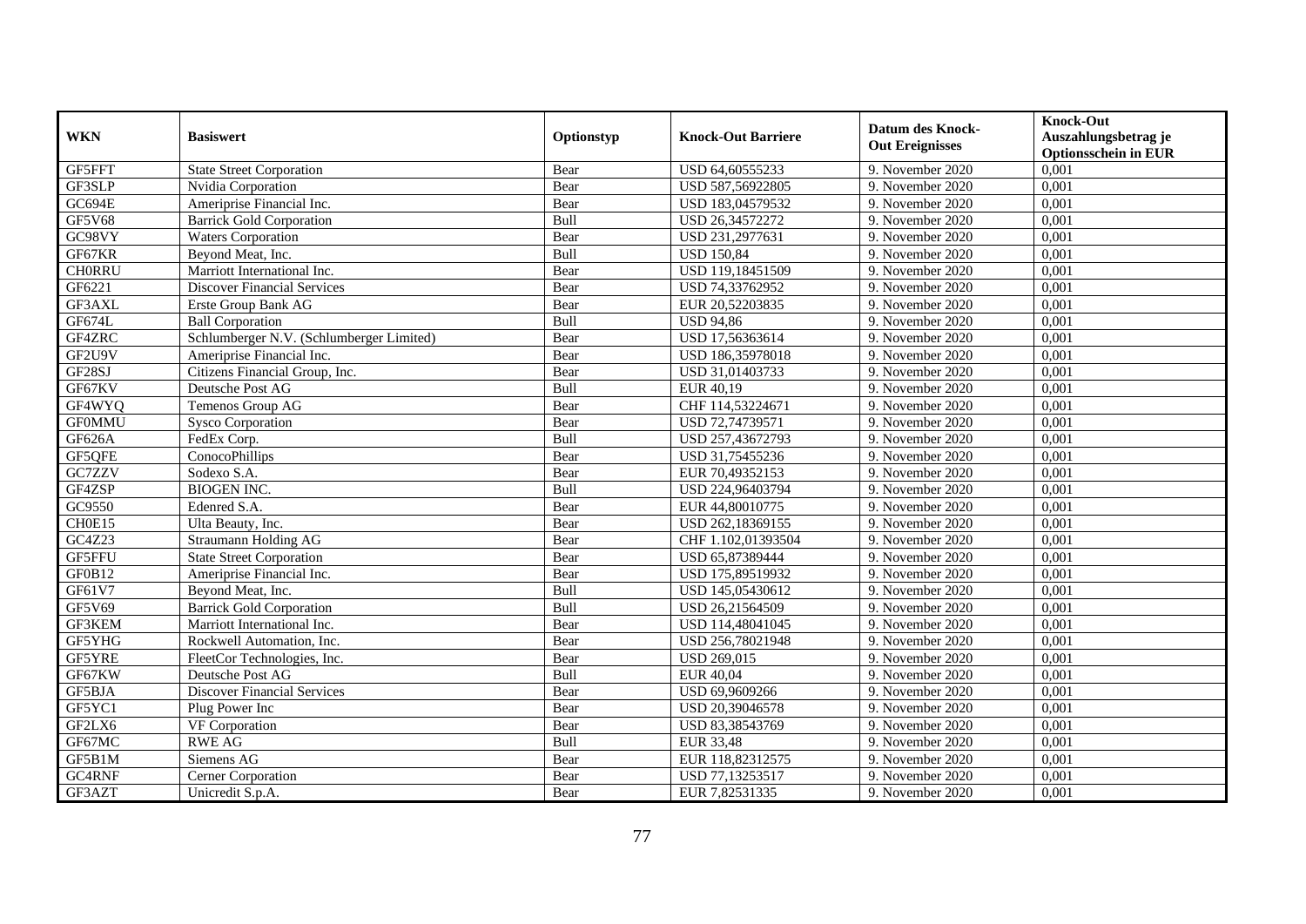| WKN | Basiswert | Optionstyp | Knock-Out Barriere | Datum des Knock-Out Ereignisses | Knock-Out Auszahlungsbetrag je Optionsschein in EUR |
|---|---|---|---|---|---|
| GF5FFT | State Street Corporation | Bear | USD 64,60555233 | 9. November 2020 | 0,001 |
| GF3SLP | Nvidia Corporation | Bear | USD 587,56922805 | 9. November 2020 | 0,001 |
| GC694E | Ameriprise Financial Inc. | Bear | USD 183,04579532 | 9. November 2020 | 0,001 |
| GF5V68 | Barrick Gold Corporation | Bull | USD 26,34572272 | 9. November 2020 | 0,001 |
| GC98VY | Waters Corporation | Bear | USD 231,2977631 | 9. November 2020 | 0,001 |
| GF67KR | Beyond Meat, Inc. | Bull | USD 150,84 | 9. November 2020 | 0,001 |
| CH0RRU | Marriott International Inc. | Bear | USD 119,18451509 | 9. November 2020 | 0,001 |
| GF6221 | Discover Financial Services | Bear | USD 74,33762952 | 9. November 2020 | 0,001 |
| GF3AXL | Erste Group Bank AG | Bear | EUR 20,52203835 | 9. November 2020 | 0,001 |
| GF674L | Ball Corporation | Bull | USD 94,86 | 9. November 2020 | 0,001 |
| GF4ZRC | Schlumberger N.V. (Schlumberger Limited) | Bear | USD 17,56363614 | 9. November 2020 | 0,001 |
| GF2U9V | Ameriprise Financial Inc. | Bear | USD 186,35978018 | 9. November 2020 | 0,001 |
| GF28SJ | Citizens Financial Group, Inc. | Bear | USD 31,01403733 | 9. November 2020 | 0,001 |
| GF67KV | Deutsche Post AG | Bull | EUR 40,19 | 9. November 2020 | 0,001 |
| GF4WYQ | Temenos Group AG | Bear | CHF 114,53224671 | 9. November 2020 | 0,001 |
| GF0MMU | Sysco Corporation | Bear | USD 72,74739571 | 9. November 2020 | 0,001 |
| GF626A | FedEx Corp. | Bull | USD 257,43672793 | 9. November 2020 | 0,001 |
| GF5QFE | ConocoPhillips | Bear | USD 31,75455236 | 9. November 2020 | 0,001 |
| GC7ZZV | Sodexo S.A. | Bear | EUR 70,49352153 | 9. November 2020 | 0,001 |
| GF4ZSP | BIOGEN INC. | Bull | USD 224,96403794 | 9. November 2020 | 0,001 |
| GC9550 | Edenred S.A. | Bear | EUR 44,80010775 | 9. November 2020 | 0,001 |
| CH0E15 | Ulta Beauty, Inc. | Bear | USD 262,18369155 | 9. November 2020 | 0,001 |
| GC4Z23 | Straumann Holding AG | Bear | CHF 1.102,01393504 | 9. November 2020 | 0,001 |
| GF5FFU | State Street Corporation | Bear | USD 65,87389444 | 9. November 2020 | 0,001 |
| GF0B12 | Ameriprise Financial Inc. | Bear | USD 175,89519932 | 9. November 2020 | 0,001 |
| GF61V7 | Beyond Meat, Inc. | Bull | USD 145,05430612 | 9. November 2020 | 0,001 |
| GF5V69 | Barrick Gold Corporation | Bull | USD 26,21564509 | 9. November 2020 | 0,001 |
| GF3KEM | Marriott International Inc. | Bear | USD 114,48041045 | 9. November 2020 | 0,001 |
| GF5YHG | Rockwell Automation, Inc. | Bear | USD 256,78021948 | 9. November 2020 | 0,001 |
| GF5YRE | FleetCor Technologies, Inc. | Bear | USD 269,015 | 9. November 2020 | 0,001 |
| GF67KW | Deutsche Post AG | Bull | EUR 40,04 | 9. November 2020 | 0,001 |
| GF5BJA | Discover Financial Services | Bear | USD 69,9609266 | 9. November 2020 | 0,001 |
| GF5YC1 | Plug Power Inc | Bear | USD 20,39046578 | 9. November 2020 | 0,001 |
| GF2LX6 | VF Corporation | Bear | USD 83,38543769 | 9. November 2020 | 0,001 |
| GF67MC | RWE AG | Bull | EUR 33,48 | 9. November 2020 | 0,001 |
| GF5B1M | Siemens AG | Bear | EUR 118,82312575 | 9. November 2020 | 0,001 |
| GC4RNF | Cerner Corporation | Bear | USD 77,13253517 | 9. November 2020 | 0,001 |
| GF3AZT | Unicredit S.p.A. | Bear | EUR 7,82531335 | 9. November 2020 | 0,001 |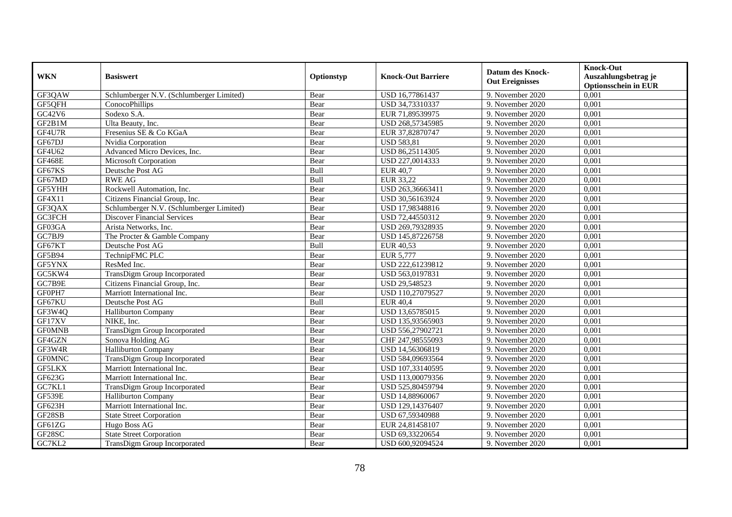| WKN | Basiswert | Optionstyp | Knock-Out Barriere | Datum des Knock-Out Ereignisses | Knock-Out Auszahlungsbetrag je Optionsschein in EUR |
|---|---|---|---|---|---|
| GF3QAW | Schlumberger N.V. (Schlumberger Limited) | Bear | USD 16,77861437 | 9. November 2020 | 0,001 |
| GF5QFH | ConocoPhillips | Bear | USD 34,73310337 | 9. November 2020 | 0,001 |
| GC42V6 | Sodexo S.A. | Bear | EUR 71,89539975 | 9. November 2020 | 0,001 |
| GF2B1M | Ulta Beauty, Inc. | Bear | USD 268,57345985 | 9. November 2020 | 0,001 |
| GF4U7R | Fresenius SE & Co KGaA | Bear | EUR 37,82870747 | 9. November 2020 | 0,001 |
| GF67DJ | Nvidia Corporation | Bear | USD 583,81 | 9. November 2020 | 0,001 |
| GF4U62 | Advanced Micro Devices, Inc. | Bear | USD 86,25114305 | 9. November 2020 | 0,001 |
| GF468E | Microsoft Corporation | Bear | USD 227,0014333 | 9. November 2020 | 0,001 |
| GF67KS | Deutsche Post AG | Bull | EUR 40,7 | 9. November 2020 | 0,001 |
| GF67MD | RWE AG | Bull | EUR 33,22 | 9. November 2020 | 0,001 |
| GF5YHH | Rockwell Automation, Inc. | Bear | USD 263,36663411 | 9. November 2020 | 0,001 |
| GF4X11 | Citizens Financial Group, Inc. | Bear | USD 30,56163924 | 9. November 2020 | 0,001 |
| GF3QAX | Schlumberger N.V. (Schlumberger Limited) | Bear | USD 17,98348816 | 9. November 2020 | 0,001 |
| GC3FCH | Discover Financial Services | Bear | USD 72,44550312 | 9. November 2020 | 0,001 |
| GF03GA | Arista Networks, Inc. | Bear | USD 269,79328935 | 9. November 2020 | 0,001 |
| GC7BJ9 | The Procter & Gamble Company | Bear | USD 145,87226758 | 9. November 2020 | 0,001 |
| GF67KT | Deutsche Post AG | Bull | EUR 40,53 | 9. November 2020 | 0,001 |
| GF5B94 | TechnipFMC PLC | Bear | EUR 5,777 | 9. November 2020 | 0,001 |
| GF5YNX | ResMed Inc. | Bear | USD 222,61239812 | 9. November 2020 | 0,001 |
| GC5KW4 | TransDigm Group Incorporated | Bear | USD 563,0197831 | 9. November 2020 | 0,001 |
| GC7B9E | Citizens Financial Group, Inc. | Bear | USD 29,548523 | 9. November 2020 | 0,001 |
| GF0PH7 | Marriott International Inc. | Bear | USD 110,27079527 | 9. November 2020 | 0,001 |
| GF67KU | Deutsche Post AG | Bull | EUR 40,4 | 9. November 2020 | 0,001 |
| GF3W4Q | Halliburton Company | Bear | USD 13,65785015 | 9. November 2020 | 0,001 |
| GF17XV | NIKE, Inc. | Bear | USD 135,93565903 | 9. November 2020 | 0,001 |
| GF0MNB | TransDigm Group Incorporated | Bear | USD 556,27902721 | 9. November 2020 | 0,001 |
| GF4GZN | Sonova Holding AG | Bear | CHF 247,98555093 | 9. November 2020 | 0,001 |
| GF3W4R | Halliburton Company | Bear | USD 14,56306819 | 9. November 2020 | 0,001 |
| GF0MNC | TransDigm Group Incorporated | Bear | USD 584,09693564 | 9. November 2020 | 0,001 |
| GF5LKX | Marriott International Inc. | Bear | USD 107,33140595 | 9. November 2020 | 0,001 |
| GF623G | Marriott International Inc. | Bear | USD 113,00079356 | 9. November 2020 | 0,001 |
| GC7KL1 | TransDigm Group Incorporated | Bear | USD 525,80459794 | 9. November 2020 | 0,001 |
| GF539E | Halliburton Company | Bear | USD 14,88960067 | 9. November 2020 | 0,001 |
| GF623H | Marriott International Inc. | Bear | USD 129,14376407 | 9. November 2020 | 0,001 |
| GF28SB | State Street Corporation | Bear | USD 67,59340988 | 9. November 2020 | 0,001 |
| GF61ZG | Hugo Boss AG | Bear | EUR 24,81458107 | 9. November 2020 | 0,001 |
| GF28SC | State Street Corporation | Bear | USD 69,33220654 | 9. November 2020 | 0,001 |
| GC7KL2 | TransDigm Group Incorporated | Bear | USD 600,92094524 | 9. November 2020 | 0,001 |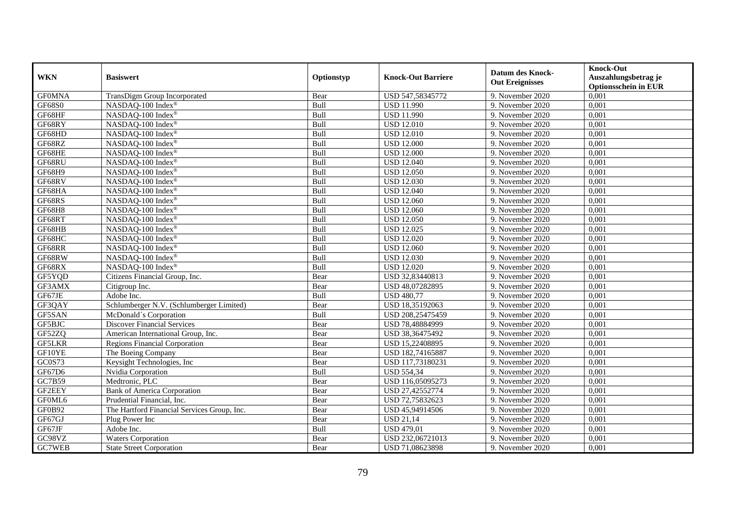| WKN | Basiswert | Optionstyp | Knock-Out Barriere | Datum des Knock-Out Ereignisses | Knock-Out Auszahlungsbetrag je Optionsschein in EUR |
|---|---|---|---|---|---|
| GF0MNA | TransDigm Group Incorporated | Bear | USD 547,58345772 | 9. November 2020 | 0,001 |
| GF68S0 | NASDAQ-100 Index® | Bull | USD 11.990 | 9. November 2020 | 0,001 |
| GF68HF | NASDAQ-100 Index® | Bull | USD 11.990 | 9. November 2020 | 0,001 |
| GF68RY | NASDAQ-100 Index® | Bull | USD 12.010 | 9. November 2020 | 0,001 |
| GF68HD | NASDAQ-100 Index® | Bull | USD 12.010 | 9. November 2020 | 0,001 |
| GF68RZ | NASDAQ-100 Index® | Bull | USD 12.000 | 9. November 2020 | 0,001 |
| GF68HE | NASDAQ-100 Index® | Bull | USD 12.000 | 9. November 2020 | 0,001 |
| GF68RU | NASDAQ-100 Index® | Bull | USD 12.040 | 9. November 2020 | 0,001 |
| GF68H9 | NASDAQ-100 Index® | Bull | USD 12.050 | 9. November 2020 | 0,001 |
| GF68RV | NASDAQ-100 Index® | Bull | USD 12.030 | 9. November 2020 | 0,001 |
| GF68HA | NASDAQ-100 Index® | Bull | USD 12.040 | 9. November 2020 | 0,001 |
| GF68RS | NASDAQ-100 Index® | Bull | USD 12.060 | 9. November 2020 | 0,001 |
| GF68H8 | NASDAQ-100 Index® | Bull | USD 12.060 | 9. November 2020 | 0,001 |
| GF68RT | NASDAQ-100 Index® | Bull | USD 12.050 | 9. November 2020 | 0,001 |
| GF68HB | NASDAQ-100 Index® | Bull | USD 12.025 | 9. November 2020 | 0,001 |
| GF68HC | NASDAQ-100 Index® | Bull | USD 12.020 | 9. November 2020 | 0,001 |
| GF68RR | NASDAQ-100 Index® | Bull | USD 12.060 | 9. November 2020 | 0,001 |
| GF68RW | NASDAQ-100 Index® | Bull | USD 12.030 | 9. November 2020 | 0,001 |
| GF68RX | NASDAQ-100 Index® | Bull | USD 12.020 | 9. November 2020 | 0,001 |
| GF5YQD | Citizens Financial Group, Inc. | Bear | USD 32,83440813 | 9. November 2020 | 0,001 |
| GF3AMX | Citigroup Inc. | Bear | USD 48,07282895 | 9. November 2020 | 0,001 |
| GF67JE | Adobe Inc. | Bull | USD 480,77 | 9. November 2020 | 0,001 |
| GF3QAY | Schlumberger N.V. (Schlumberger Limited) | Bear | USD 18,35192063 | 9. November 2020 | 0,001 |
| GF5SAN | McDonald´s Corporation | Bull | USD 208,25475459 | 9. November 2020 | 0,001 |
| GF5BJC | Discover Financial Services | Bear | USD 78,48884999 | 9. November 2020 | 0,001 |
| GF52ZQ | American International Group, Inc. | Bear | USD 38,36475492 | 9. November 2020 | 0,001 |
| GF5LKR | Regions Financial Corporation | Bear | USD 15,22408895 | 9. November 2020 | 0,001 |
| GF10YE | The Boeing Company | Bear | USD 182,74165887 | 9. November 2020 | 0,001 |
| GC0S73 | Keysight Technologies, Inc | Bear | USD 117,73180231 | 9. November 2020 | 0,001 |
| GF67D6 | Nvidia Corporation | Bull | USD 554,34 | 9. November 2020 | 0,001 |
| GC7B59 | Medtronic, PLC | Bear | USD 116,05095273 | 9. November 2020 | 0,001 |
| GF2EEY | Bank of America Corporation | Bear | USD 27,42552774 | 9. November 2020 | 0,001 |
| GF0ML6 | Prudential Financial, Inc. | Bear | USD 72,75832623 | 9. November 2020 | 0,001 |
| GF0B92 | The Hartford Financial Services Group, Inc. | Bear | USD 45,94914506 | 9. November 2020 | 0,001 |
| GF67GJ | Plug Power Inc | Bear | USD 21,14 | 9. November 2020 | 0,001 |
| GF67JF | Adobe Inc. | Bull | USD 479,01 | 9. November 2020 | 0,001 |
| GC98VZ | Waters Corporation | Bear | USD 232,06721013 | 9. November 2020 | 0,001 |
| GC7WEB | State Street Corporation | Bear | USD 71,08623898 | 9. November 2020 | 0,001 |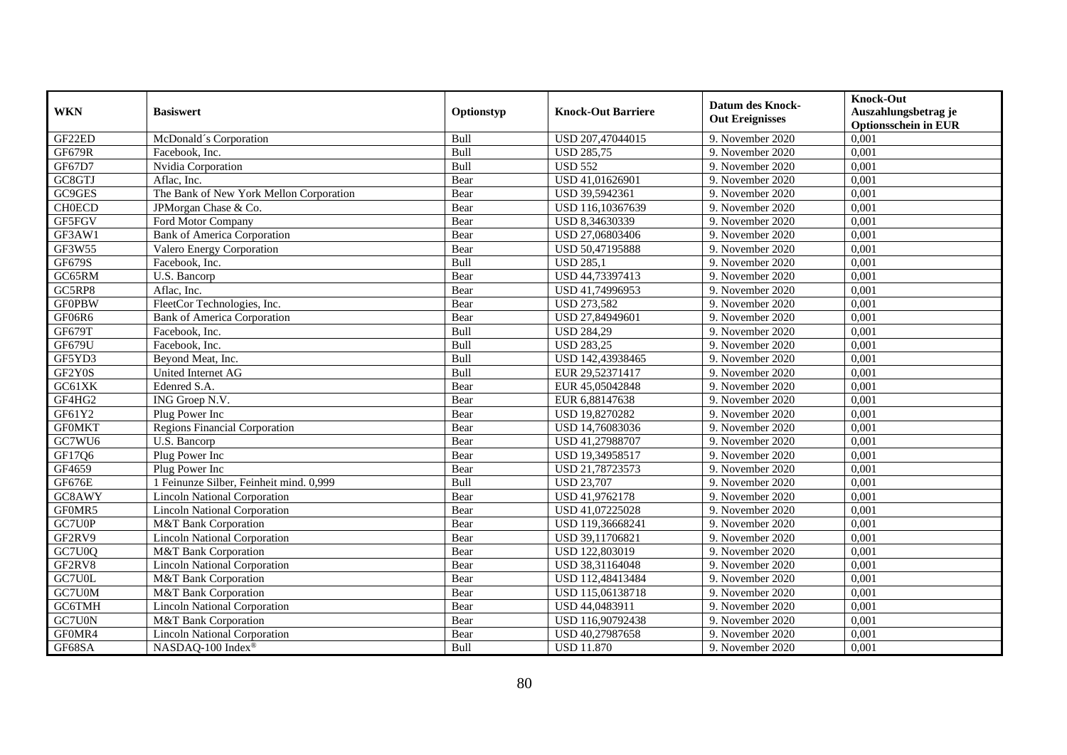| WKN | Basiswert | Optionstyp | Knock-Out Barriere | Datum des Knock-Out Ereignisses | Knock-Out Auszahlungsbetrag je Optionsschein in EUR |
|---|---|---|---|---|---|
| GF22ED | McDonald´s Corporation | Bull | USD 207,47044015 | 9. November 2020 | 0,001 |
| GF679R | Facebook, Inc. | Bull | USD 285,75 | 9. November 2020 | 0,001 |
| GF67D7 | Nvidia Corporation | Bull | USD 552 | 9. November 2020 | 0,001 |
| GC8GTJ | Aflac, Inc. | Bear | USD 41,01626901 | 9. November 2020 | 0,001 |
| GC9GES | The Bank of New York Mellon Corporation | Bear | USD 39,5942361 | 9. November 2020 | 0,001 |
| CH0ECD | JPMorgan Chase & Co. | Bear | USD 116,10367639 | 9. November 2020 | 0,001 |
| GF5FGV | Ford Motor Company | Bear | USD 8,34630339 | 9. November 2020 | 0,001 |
| GF3AW1 | Bank of America Corporation | Bear | USD 27,06803406 | 9. November 2020 | 0,001 |
| GF3W55 | Valero Energy Corporation | Bear | USD 50,47195888 | 9. November 2020 | 0,001 |
| GF679S | Facebook, Inc. | Bull | USD 285,1 | 9. November 2020 | 0,001 |
| GC65RM | U.S. Bancorp | Bear | USD 44,73397413 | 9. November 2020 | 0,001 |
| GC5RP8 | Aflac, Inc. | Bear | USD 41,74996953 | 9. November 2020 | 0,001 |
| GF0PBW | FleetCor Technologies, Inc. | Bear | USD 273,582 | 9. November 2020 | 0,001 |
| GF06R6 | Bank of America Corporation | Bear | USD 27,84949601 | 9. November 2020 | 0,001 |
| GF679T | Facebook, Inc. | Bull | USD 284,29 | 9. November 2020 | 0,001 |
| GF679U | Facebook, Inc. | Bull | USD 283,25 | 9. November 2020 | 0,001 |
| GF5YD3 | Beyond Meat, Inc. | Bull | USD 142,43938465 | 9. November 2020 | 0,001 |
| GF2Y0S | United Internet AG | Bull | EUR 29,52371417 | 9. November 2020 | 0,001 |
| GC61XK | Edenred S.A. | Bear | EUR 45,05042848 | 9. November 2020 | 0,001 |
| GF4HG2 | ING Groep N.V. | Bear | EUR 6,88147638 | 9. November 2020 | 0,001 |
| GF61Y2 | Plug Power Inc | Bear | USD 19,8270282 | 9. November 2020 | 0,001 |
| GF0MKT | Regions Financial Corporation | Bear | USD 14,76083036 | 9. November 2020 | 0,001 |
| GC7WU6 | U.S. Bancorp | Bear | USD 41,27988707 | 9. November 2020 | 0,001 |
| GF17Q6 | Plug Power Inc | Bear | USD 19,34958517 | 9. November 2020 | 0,001 |
| GF4659 | Plug Power Inc | Bear | USD 21,78723573 | 9. November 2020 | 0,001 |
| GF676E | 1 Feinunze Silber, Feinheit mind. 0,999 | Bull | USD 23,707 | 9. November 2020 | 0,001 |
| GC8AWY | Lincoln National Corporation | Bear | USD 41,9762178 | 9. November 2020 | 0,001 |
| GF0MR5 | Lincoln National Corporation | Bear | USD 41,07225028 | 9. November 2020 | 0,001 |
| GC7U0P | M&T Bank Corporation | Bear | USD 119,36668241 | 9. November 2020 | 0,001 |
| GF2RV9 | Lincoln National Corporation | Bear | USD 39,11706821 | 9. November 2020 | 0,001 |
| GC7U0Q | M&T Bank Corporation | Bear | USD 122,803019 | 9. November 2020 | 0,001 |
| GF2RV8 | Lincoln National Corporation | Bear | USD 38,31164048 | 9. November 2020 | 0,001 |
| GC7U0L | M&T Bank Corporation | Bear | USD 112,48413484 | 9. November 2020 | 0,001 |
| GC7U0M | M&T Bank Corporation | Bear | USD 115,06138718 | 9. November 2020 | 0,001 |
| GC6TMH | Lincoln National Corporation | Bear | USD 44,0483911 | 9. November 2020 | 0,001 |
| GC7U0N | M&T Bank Corporation | Bear | USD 116,90792438 | 9. November 2020 | 0,001 |
| GF0MR4 | Lincoln National Corporation | Bear | USD 40,27987658 | 9. November 2020 | 0,001 |
| GF68SA | NASDAQ-100 Index® | Bull | USD 11.870 | 9. November 2020 | 0,001 |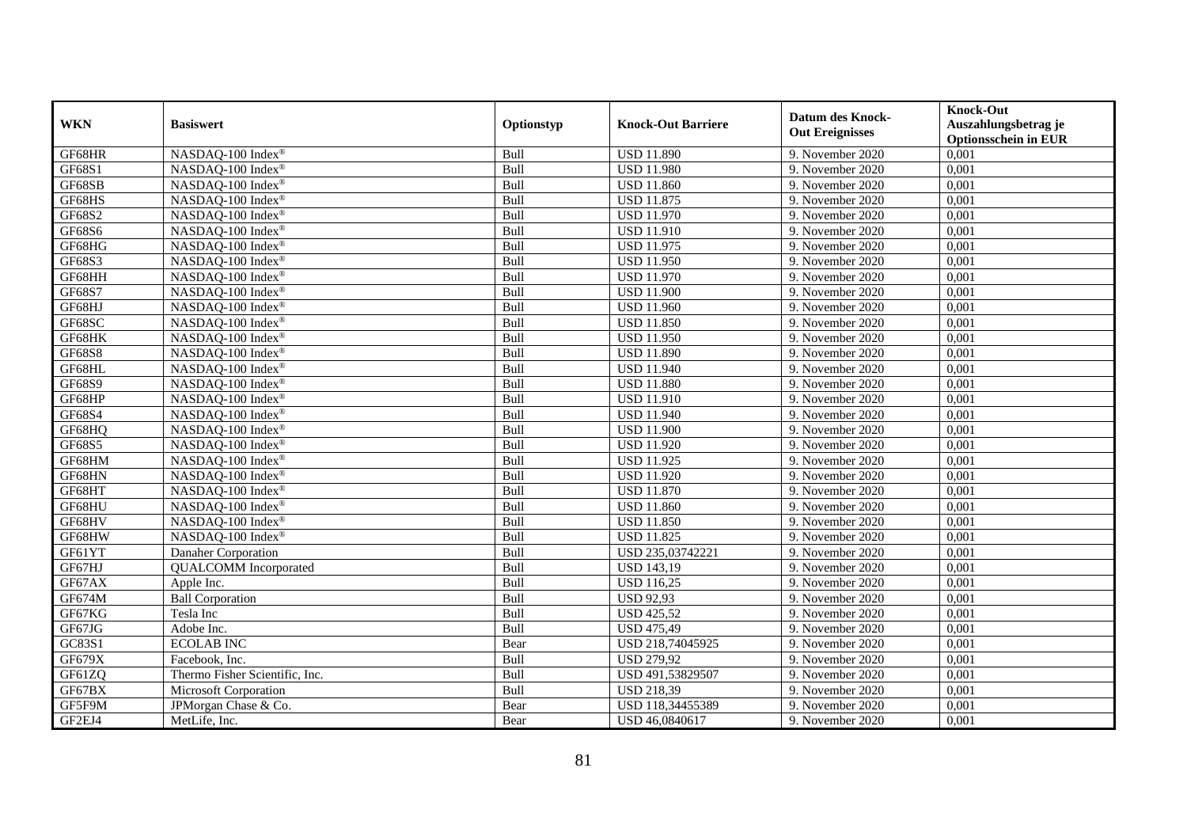| WKN | Basiswert | Optionstyp | Knock-Out Barriere | Datum des Knock-Out Ereignisses | Knock-Out Auszahlungsbetrag je Optionsschein in EUR |
|---|---|---|---|---|---|
| GF68HR | NASDAQ-100 Index® | Bull | USD 11.890 | 9. November 2020 | 0,001 |
| GF68S1 | NASDAQ-100 Index® | Bull | USD 11.980 | 9. November 2020 | 0,001 |
| GF68SB | NASDAQ-100 Index® | Bull | USD 11.860 | 9. November 2020 | 0,001 |
| GF68HS | NASDAQ-100 Index® | Bull | USD 11.875 | 9. November 2020 | 0,001 |
| GF68S2 | NASDAQ-100 Index® | Bull | USD 11.970 | 9. November 2020 | 0,001 |
| GF68S6 | NASDAQ-100 Index® | Bull | USD 11.910 | 9. November 2020 | 0,001 |
| GF68HG | NASDAQ-100 Index® | Bull | USD 11.975 | 9. November 2020 | 0,001 |
| GF68S3 | NASDAQ-100 Index® | Bull | USD 11.950 | 9. November 2020 | 0,001 |
| GF68HH | NASDAQ-100 Index® | Bull | USD 11.970 | 9. November 2020 | 0,001 |
| GF68S7 | NASDAQ-100 Index® | Bull | USD 11.900 | 9. November 2020 | 0,001 |
| GF68HJ | NASDAQ-100 Index® | Bull | USD 11.960 | 9. November 2020 | 0,001 |
| GF68SC | NASDAQ-100 Index® | Bull | USD 11.850 | 9. November 2020 | 0,001 |
| GF68HK | NASDAQ-100 Index® | Bull | USD 11.950 | 9. November 2020 | 0,001 |
| GF68S8 | NASDAQ-100 Index® | Bull | USD 11.890 | 9. November 2020 | 0,001 |
| GF68HL | NASDAQ-100 Index® | Bull | USD 11.940 | 9. November 2020 | 0,001 |
| GF68S9 | NASDAQ-100 Index® | Bull | USD 11.880 | 9. November 2020 | 0,001 |
| GF68HP | NASDAQ-100 Index® | Bull | USD 11.910 | 9. November 2020 | 0,001 |
| GF68S4 | NASDAQ-100 Index® | Bull | USD 11.940 | 9. November 2020 | 0,001 |
| GF68HQ | NASDAQ-100 Index® | Bull | USD 11.900 | 9. November 2020 | 0,001 |
| GF68S5 | NASDAQ-100 Index® | Bull | USD 11.920 | 9. November 2020 | 0,001 |
| GF68HM | NASDAQ-100 Index® | Bull | USD 11.925 | 9. November 2020 | 0,001 |
| GF68HN | NASDAQ-100 Index® | Bull | USD 11.920 | 9. November 2020 | 0,001 |
| GF68HT | NASDAQ-100 Index® | Bull | USD 11.870 | 9. November 2020 | 0,001 |
| GF68HU | NASDAQ-100 Index® | Bull | USD 11.860 | 9. November 2020 | 0,001 |
| GF68HV | NASDAQ-100 Index® | Bull | USD 11.850 | 9. November 2020 | 0,001 |
| GF68HW | NASDAQ-100 Index® | Bull | USD 11.825 | 9. November 2020 | 0,001 |
| GF61YT | Danaher Corporation | Bull | USD 235,03742221 | 9. November 2020 | 0,001 |
| GF67HJ | QUALCOMM Incorporated | Bull | USD 143,19 | 9. November 2020 | 0,001 |
| GF67AX | Apple Inc. | Bull | USD 116,25 | 9. November 2020 | 0,001 |
| GF674M | Ball Corporation | Bull | USD 92,93 | 9. November 2020 | 0,001 |
| GF67KG | Tesla Inc | Bull | USD 425,52 | 9. November 2020 | 0,001 |
| GF67JG | Adobe Inc. | Bull | USD 475,49 | 9. November 2020 | 0,001 |
| GC83S1 | ECOLAB INC | Bear | USD 218,74045925 | 9. November 2020 | 0,001 |
| GF679X | Facebook, Inc. | Bull | USD 279,92 | 9. November 2020 | 0,001 |
| GF61ZQ | Thermo Fisher Scientific, Inc. | Bull | USD 491,53829507 | 9. November 2020 | 0,001 |
| GF67BX | Microsoft Corporation | Bull | USD 218,39 | 9. November 2020 | 0,001 |
| GF5F9M | JPMorgan Chase & Co. | Bear | USD 118,34455389 | 9. November 2020 | 0,001 |
| GF2EJ4 | MetLife, Inc. | Bear | USD 46,0840617 | 9. November 2020 | 0,001 |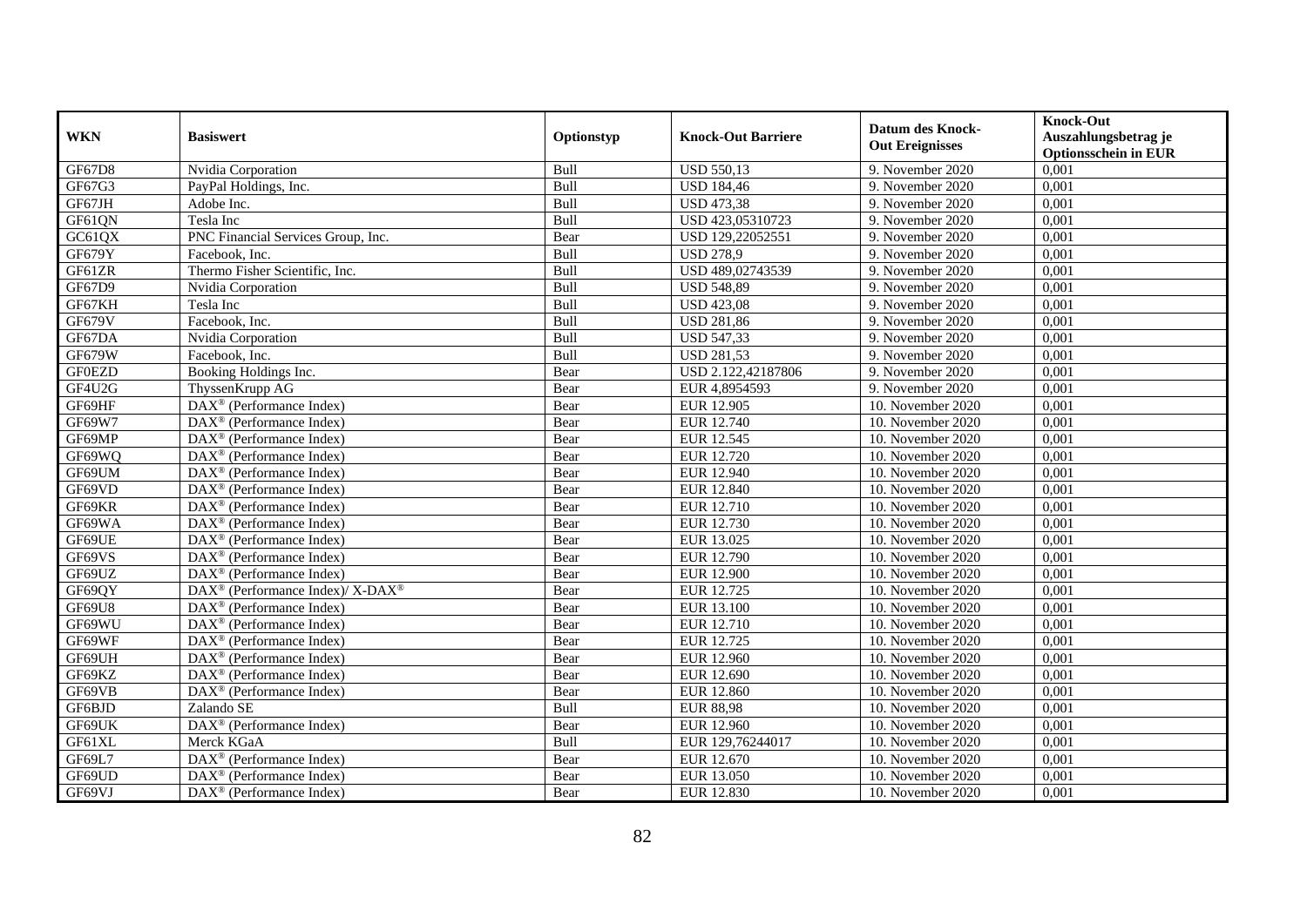| WKN | Basiswert | Optionstyp | Knock-Out Barriere | Datum des Knock-Out Ereignisses | Knock-Out Auszahlungsbetrag je Optionsschein in EUR |
|---|---|---|---|---|---|
| GF67D8 | Nvidia Corporation | Bull | USD 550,13 | 9. November 2020 | 0,001 |
| GF67G3 | PayPal Holdings, Inc. | Bull | USD 184,46 | 9. November 2020 | 0,001 |
| GF67JH | Adobe Inc. | Bull | USD 473,38 | 9. November 2020 | 0,001 |
| GF61QN | Tesla Inc | Bull | USD 423,05310723 | 9. November 2020 | 0,001 |
| GC61QX | PNC Financial Services Group, Inc. | Bear | USD 129,22052551 | 9. November 2020 | 0,001 |
| GF679Y | Facebook, Inc. | Bull | USD 278,9 | 9. November 2020 | 0,001 |
| GF61ZR | Thermo Fisher Scientific, Inc. | Bull | USD 489,02743539 | 9. November 2020 | 0,001 |
| GF67D9 | Nvidia Corporation | Bull | USD 548,89 | 9. November 2020 | 0,001 |
| GF67KH | Tesla Inc | Bull | USD 423,08 | 9. November 2020 | 0,001 |
| GF679V | Facebook, Inc. | Bull | USD 281,86 | 9. November 2020 | 0,001 |
| GF67DA | Nvidia Corporation | Bull | USD 547,33 | 9. November 2020 | 0,001 |
| GF679W | Facebook, Inc. | Bull | USD 281,53 | 9. November 2020 | 0,001 |
| GF0EZD | Booking Holdings Inc. | Bear | USD 2.122,42187806 | 9. November 2020 | 0,001 |
| GF4U2G | ThyssenKrupp AG | Bear | EUR 4,8954593 | 9. November 2020 | 0,001 |
| GF69HF | DAX® (Performance Index) | Bear | EUR 12.905 | 10. November 2020 | 0,001 |
| GF69W7 | DAX® (Performance Index) | Bear | EUR 12.740 | 10. November 2020 | 0,001 |
| GF69MP | DAX® (Performance Index) | Bear | EUR 12.545 | 10. November 2020 | 0,001 |
| GF69WQ | DAX® (Performance Index) | Bear | EUR 12.720 | 10. November 2020 | 0,001 |
| GF69UM | DAX® (Performance Index) | Bear | EUR 12.940 | 10. November 2020 | 0,001 |
| GF69VD | DAX® (Performance Index) | Bear | EUR 12.840 | 10. November 2020 | 0,001 |
| GF69KR | DAX® (Performance Index) | Bear | EUR 12.710 | 10. November 2020 | 0,001 |
| GF69WA | DAX® (Performance Index) | Bear | EUR 12.730 | 10. November 2020 | 0,001 |
| GF69UE | DAX® (Performance Index) | Bear | EUR 13.025 | 10. November 2020 | 0,001 |
| GF69VS | DAX® (Performance Index) | Bear | EUR 12.790 | 10. November 2020 | 0,001 |
| GF69UZ | DAX® (Performance Index) | Bear | EUR 12.900 | 10. November 2020 | 0,001 |
| GF69QY | DAX® (Performance Index)/ X-DAX® | Bear | EUR 12.725 | 10. November 2020 | 0,001 |
| GF69U8 | DAX® (Performance Index) | Bear | EUR 13.100 | 10. November 2020 | 0,001 |
| GF69WU | DAX® (Performance Index) | Bear | EUR 12.710 | 10. November 2020 | 0,001 |
| GF69WF | DAX® (Performance Index) | Bear | EUR 12.725 | 10. November 2020 | 0,001 |
| GF69UH | DAX® (Performance Index) | Bear | EUR 12.960 | 10. November 2020 | 0,001 |
| GF69KZ | DAX® (Performance Index) | Bear | EUR 12.690 | 10. November 2020 | 0,001 |
| GF69VB | DAX® (Performance Index) | Bear | EUR 12.860 | 10. November 2020 | 0,001 |
| GF6BJD | Zalando SE | Bull | EUR 88,98 | 10. November 2020 | 0,001 |
| GF69UK | DAX® (Performance Index) | Bear | EUR 12.960 | 10. November 2020 | 0,001 |
| GF61XL | Merck KGaA | Bull | EUR 129,76244017 | 10. November 2020 | 0,001 |
| GF69L7 | DAX® (Performance Index) | Bear | EUR 12.670 | 10. November 2020 | 0,001 |
| GF69UD | DAX® (Performance Index) | Bear | EUR 13.050 | 10. November 2020 | 0,001 |
| GF69VJ | DAX® (Performance Index) | Bear | EUR 12.830 | 10. November 2020 | 0,001 |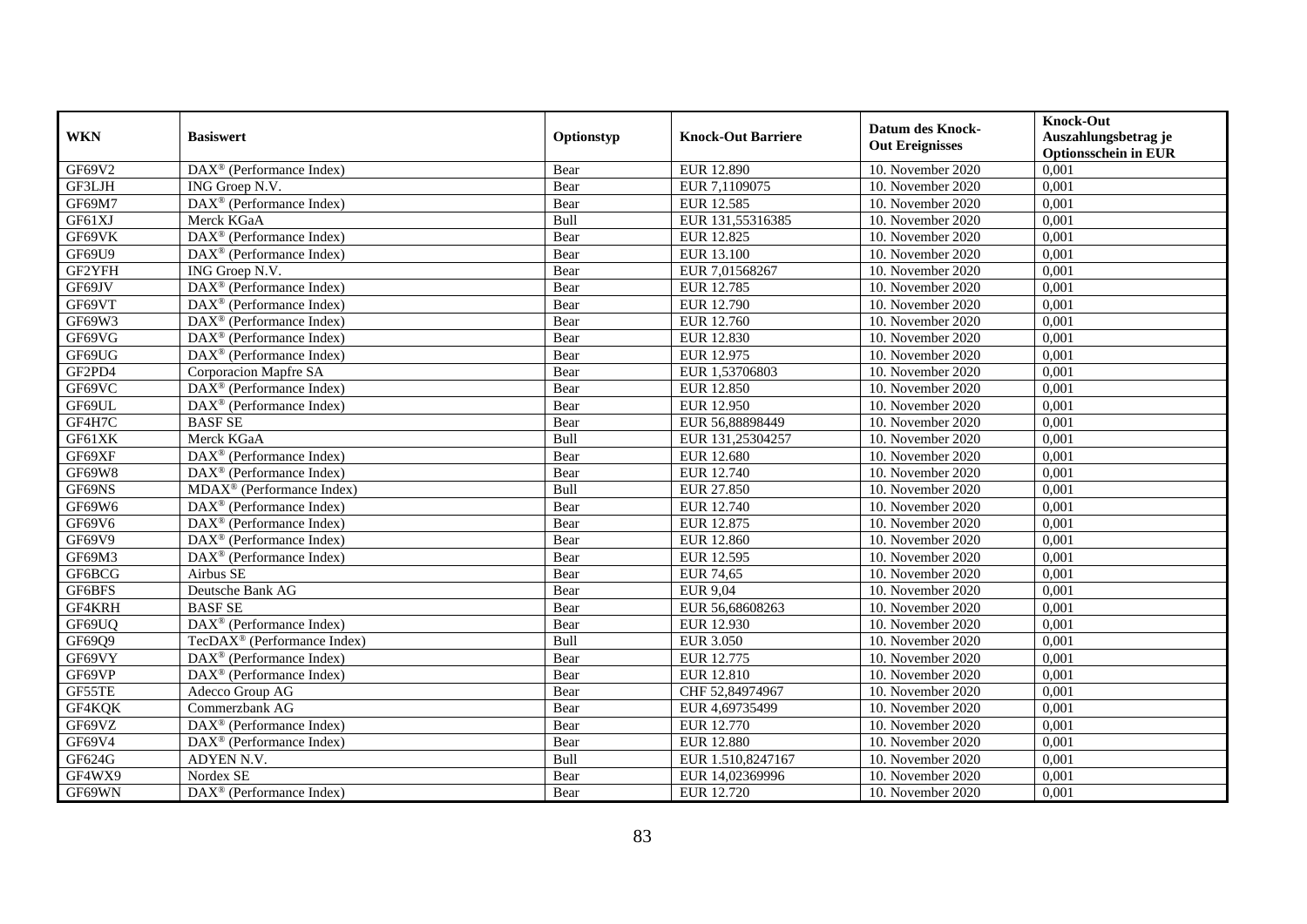| WKN | Basiswert | Optionstyp | Knock-Out Barriere | Datum des Knock-Out Ereignisses | Knock-Out Auszahlungsbetrag je Optionsschein in EUR |
|---|---|---|---|---|---|
| GF69V2 | DAX® (Performance Index) | Bear | EUR 12.890 | 10. November 2020 | 0,001 |
| GF3LJH | ING Groep N.V. | Bear | EUR 7,1109075 | 10. November 2020 | 0,001 |
| GF69M7 | DAX® (Performance Index) | Bear | EUR 12.585 | 10. November 2020 | 0,001 |
| GF61XJ | Merck KGaA | Bull | EUR 131,55316385 | 10. November 2020 | 0,001 |
| GF69VK | DAX® (Performance Index) | Bear | EUR 12.825 | 10. November 2020 | 0,001 |
| GF69U9 | DAX® (Performance Index) | Bear | EUR 13.100 | 10. November 2020 | 0,001 |
| GF2YFH | ING Groep N.V. | Bear | EUR 7,01568267 | 10. November 2020 | 0,001 |
| GF69JV | DAX® (Performance Index) | Bear | EUR 12.785 | 10. November 2020 | 0,001 |
| GF69VT | DAX® (Performance Index) | Bear | EUR 12.790 | 10. November 2020 | 0,001 |
| GF69W3 | DAX® (Performance Index) | Bear | EUR 12.760 | 10. November 2020 | 0,001 |
| GF69VG | DAX® (Performance Index) | Bear | EUR 12.830 | 10. November 2020 | 0,001 |
| GF69UG | DAX® (Performance Index) | Bear | EUR 12.975 | 10. November 2020 | 0,001 |
| GF2PD4 | Corporacion Mapfre SA | Bear | EUR 1,53706803 | 10. November 2020 | 0,001 |
| GF69VC | DAX® (Performance Index) | Bear | EUR 12.850 | 10. November 2020 | 0,001 |
| GF69UL | DAX® (Performance Index) | Bear | EUR 12.950 | 10. November 2020 | 0,001 |
| GF4H7C | BASF SE | Bear | EUR 56,88898449 | 10. November 2020 | 0,001 |
| GF61XK | Merck KGaA | Bull | EUR 131,25304257 | 10. November 2020 | 0,001 |
| GF69XF | DAX® (Performance Index) | Bear | EUR 12.680 | 10. November 2020 | 0,001 |
| GF69W8 | DAX® (Performance Index) | Bear | EUR 12.740 | 10. November 2020 | 0,001 |
| GF69NS | MDAX® (Performance Index) | Bull | EUR 27.850 | 10. November 2020 | 0,001 |
| GF69W6 | DAX® (Performance Index) | Bear | EUR 12.740 | 10. November 2020 | 0,001 |
| GF69V6 | DAX® (Performance Index) | Bear | EUR 12.875 | 10. November 2020 | 0,001 |
| GF69V9 | DAX® (Performance Index) | Bear | EUR 12.860 | 10. November 2020 | 0,001 |
| GF69M3 | DAX® (Performance Index) | Bear | EUR 12.595 | 10. November 2020 | 0,001 |
| GF6BCG | Airbus SE | Bear | EUR 74,65 | 10. November 2020 | 0,001 |
| GF6BFS | Deutsche Bank AG | Bear | EUR 9,04 | 10. November 2020 | 0,001 |
| GF4KRH | BASF SE | Bear | EUR 56,68608263 | 10. November 2020 | 0,001 |
| GF69UQ | DAX® (Performance Index) | Bear | EUR 12.930 | 10. November 2020 | 0,001 |
| GF69Q9 | TecDAX® (Performance Index) | Bull | EUR 3.050 | 10. November 2020 | 0,001 |
| GF69VY | DAX® (Performance Index) | Bear | EUR 12.775 | 10. November 2020 | 0,001 |
| GF69VP | DAX® (Performance Index) | Bear | EUR 12.810 | 10. November 2020 | 0,001 |
| GF55TE | Adecco Group AG | Bear | CHF 52,84974967 | 10. November 2020 | 0,001 |
| GF4KQK | Commerzbank AG | Bear | EUR 4,69735499 | 10. November 2020 | 0,001 |
| GF69VZ | DAX® (Performance Index) | Bear | EUR 12.770 | 10. November 2020 | 0,001 |
| GF69V4 | DAX® (Performance Index) | Bear | EUR 12.880 | 10. November 2020 | 0,001 |
| GF624G | ADYEN N.V. | Bull | EUR 1.510,8247167 | 10. November 2020 | 0,001 |
| GF4WX9 | Nordex SE | Bear | EUR 14,02369996 | 10. November 2020 | 0,001 |
| GF69WN | DAX® (Performance Index) | Bear | EUR 12.720 | 10. November 2020 | 0,001 |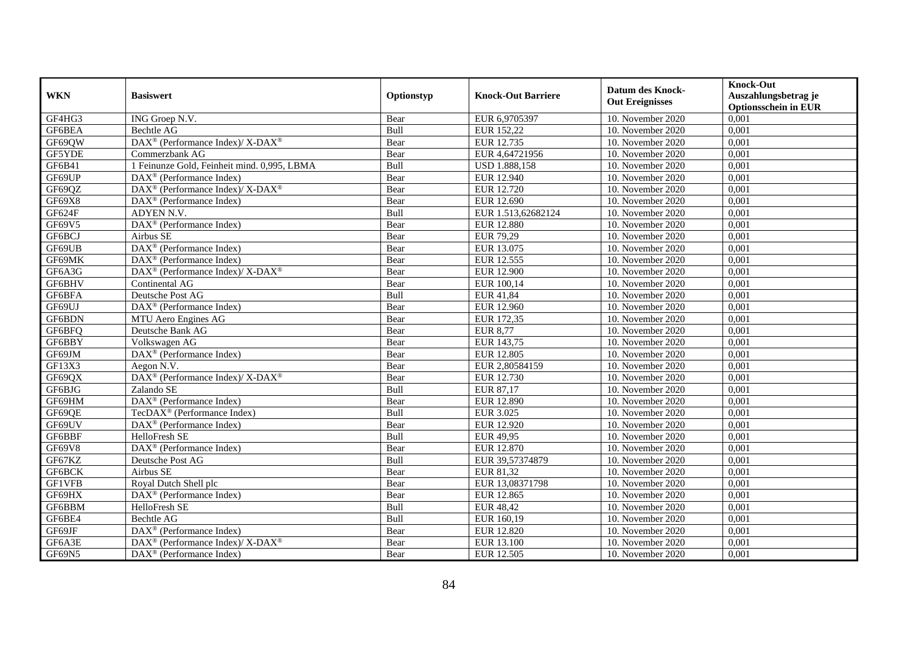| WKN | Basiswert | Optionstyp | Knock-Out Barriere | Datum des Knock-Out Ereignisses | Knock-Out Auszahlungsbetrag je Optionsschein in EUR |
|---|---|---|---|---|---|
| GF4HG3 | ING Groep N.V. | Bear | EUR 6,9705397 | 10. November 2020 | 0,001 |
| GF6BEA | Bechtle AG | Bull | EUR 152,22 | 10. November 2020 | 0,001 |
| GF69QW | DAX® (Performance Index)/ X-DAX® | Bear | EUR 12.735 | 10. November 2020 | 0,001 |
| GF5YDE | Commerzbank AG | Bear | EUR 4,64721956 | 10. November 2020 | 0,001 |
| GF6B41 | 1 Feinunze Gold, Feinheit mind. 0,995, LBMA | Bull | USD 1.888,158 | 10. November 2020 | 0,001 |
| GF69UP | DAX® (Performance Index) | Bear | EUR 12.940 | 10. November 2020 | 0,001 |
| GF69QZ | DAX® (Performance Index)/ X-DAX® | Bear | EUR 12.720 | 10. November 2020 | 0,001 |
| GF69X8 | DAX® (Performance Index) | Bear | EUR 12.690 | 10. November 2020 | 0,001 |
| GF624F | ADYEN N.V. | Bull | EUR 1.513,62682124 | 10. November 2020 | 0,001 |
| GF69V5 | DAX® (Performance Index) | Bear | EUR 12.880 | 10. November 2020 | 0,001 |
| GF6BCJ | Airbus SE | Bear | EUR 79,29 | 10. November 2020 | 0,001 |
| GF69UB | DAX® (Performance Index) | Bear | EUR 13.075 | 10. November 2020 | 0,001 |
| GF69MK | DAX® (Performance Index) | Bear | EUR 12.555 | 10. November 2020 | 0,001 |
| GF6A3G | DAX® (Performance Index)/ X-DAX® | Bear | EUR 12.900 | 10. November 2020 | 0,001 |
| GF6BHV | Continental AG | Bear | EUR 100,14 | 10. November 2020 | 0,001 |
| GF6BFA | Deutsche Post AG | Bull | EUR 41,84 | 10. November 2020 | 0,001 |
| GF69UJ | DAX® (Performance Index) | Bear | EUR 12.960 | 10. November 2020 | 0,001 |
| GF6BDN | MTU Aero Engines AG | Bear | EUR 172,35 | 10. November 2020 | 0,001 |
| GF6BFQ | Deutsche Bank AG | Bear | EUR 8,77 | 10. November 2020 | 0,001 |
| GF6BBY | Volkswagen AG | Bear | EUR 143,75 | 10. November 2020 | 0,001 |
| GF69JM | DAX® (Performance Index) | Bear | EUR 12.805 | 10. November 2020 | 0,001 |
| GF13X3 | Aegon N.V. | Bear | EUR 2,80584159 | 10. November 2020 | 0,001 |
| GF69QX | DAX® (Performance Index)/ X-DAX® | Bear | EUR 12.730 | 10. November 2020 | 0,001 |
| GF6BJG | Zalando SE | Bull | EUR 87,17 | 10. November 2020 | 0,001 |
| GF69HM | DAX® (Performance Index) | Bear | EUR 12.890 | 10. November 2020 | 0,001 |
| GF69QE | TecDAX® (Performance Index) | Bull | EUR 3.025 | 10. November 2020 | 0,001 |
| GF69UV | DAX® (Performance Index) | Bear | EUR 12.920 | 10. November 2020 | 0,001 |
| GF6BBF | HelloFresh SE | Bull | EUR 49,95 | 10. November 2020 | 0,001 |
| GF69V8 | DAX® (Performance Index) | Bear | EUR 12.870 | 10. November 2020 | 0,001 |
| GF67KZ | Deutsche Post AG | Bull | EUR 39,57374879 | 10. November 2020 | 0,001 |
| GF6BCK | Airbus SE | Bear | EUR 81,32 | 10. November 2020 | 0,001 |
| GF1VFB | Royal Dutch Shell plc | Bear | EUR 13,08371798 | 10. November 2020 | 0,001 |
| GF69HX | DAX® (Performance Index) | Bear | EUR 12.865 | 10. November 2020 | 0,001 |
| GF6BBM | HelloFresh SE | Bull | EUR 48,42 | 10. November 2020 | 0,001 |
| GF6BE4 | Bechtle AG | Bull | EUR 160,19 | 10. November 2020 | 0,001 |
| GF69JF | DAX® (Performance Index) | Bear | EUR 12.820 | 10. November 2020 | 0,001 |
| GF6A3E | DAX® (Performance Index)/ X-DAX® | Bear | EUR 13.100 | 10. November 2020 | 0,001 |
| GF69N5 | DAX® (Performance Index) | Bear | EUR 12.505 | 10. November 2020 | 0,001 |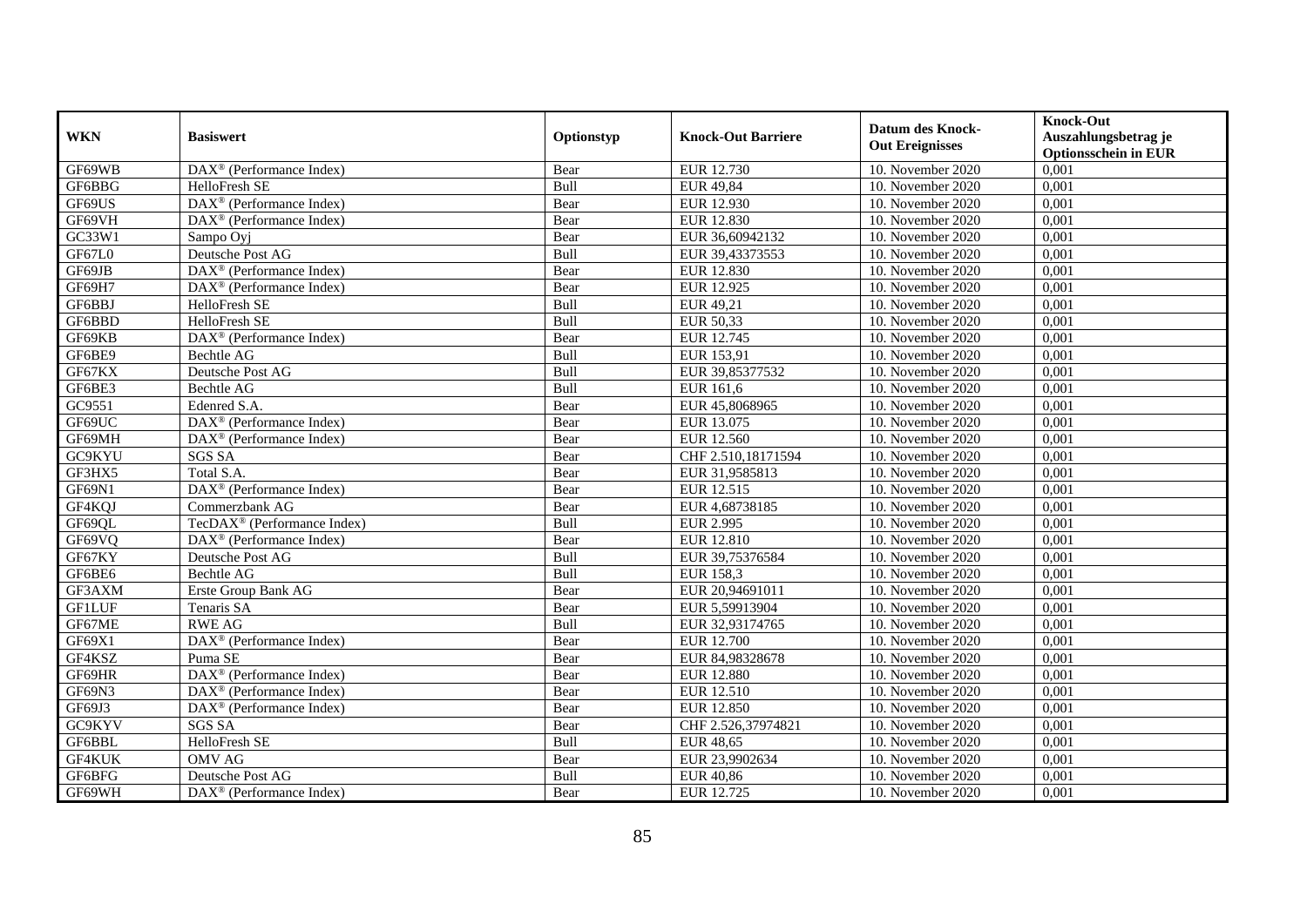| WKN | Basiswert | Optionstyp | Knock-Out Barriere | Datum des Knock-Out Ereignisses | Knock-Out Auszahlungsbetrag je Optionsschein in EUR |
|---|---|---|---|---|---|
| GF69WB | DAX® (Performance Index) | Bear | EUR 12.730 | 10. November 2020 | 0,001 |
| GF6BBG | HelloFresh SE | Bull | EUR 49,84 | 10. November 2020 | 0,001 |
| GF69US | DAX® (Performance Index) | Bear | EUR 12.930 | 10. November 2020 | 0,001 |
| GF69VH | DAX® (Performance Index) | Bear | EUR 12.830 | 10. November 2020 | 0,001 |
| GC33W1 | Sampo Oyj | Bear | EUR 36,60942132 | 10. November 2020 | 0,001 |
| GF67L0 | Deutsche Post AG | Bull | EUR 39,43373553 | 10. November 2020 | 0,001 |
| GF69JB | DAX® (Performance Index) | Bear | EUR 12.830 | 10. November 2020 | 0,001 |
| GF69H7 | DAX® (Performance Index) | Bear | EUR 12.925 | 10. November 2020 | 0,001 |
| GF6BBJ | HelloFresh SE | Bull | EUR 49,21 | 10. November 2020 | 0,001 |
| GF6BBD | HelloFresh SE | Bull | EUR 50,33 | 10. November 2020 | 0,001 |
| GF69KB | DAX® (Performance Index) | Bear | EUR 12.745 | 10. November 2020 | 0,001 |
| GF6BE9 | Bechtle AG | Bull | EUR 153,91 | 10. November 2020 | 0,001 |
| GF67KX | Deutsche Post AG | Bull | EUR 39,85377532 | 10. November 2020 | 0,001 |
| GF6BE3 | Bechtle AG | Bull | EUR 161,6 | 10. November 2020 | 0,001 |
| GC9551 | Edenred S.A. | Bear | EUR 45,8068965 | 10. November 2020 | 0,001 |
| GF69UC | DAX® (Performance Index) | Bear | EUR 13.075 | 10. November 2020 | 0,001 |
| GF69MH | DAX® (Performance Index) | Bear | EUR 12.560 | 10. November 2020 | 0,001 |
| GC9KYU | SGS SA | Bear | CHF 2.510,18171594 | 10. November 2020 | 0,001 |
| GF3HX5 | Total S.A. | Bear | EUR 31,9585813 | 10. November 2020 | 0,001 |
| GF69N1 | DAX® (Performance Index) | Bear | EUR 12.515 | 10. November 2020 | 0,001 |
| GF4KQJ | Commerzbank AG | Bear | EUR 4,68738185 | 10. November 2020 | 0,001 |
| GF69QL | TecDAX® (Performance Index) | Bull | EUR 2.995 | 10. November 2020 | 0,001 |
| GF69VQ | DAX® (Performance Index) | Bear | EUR 12.810 | 10. November 2020 | 0,001 |
| GF67KY | Deutsche Post AG | Bull | EUR 39,75376584 | 10. November 2020 | 0,001 |
| GF6BE6 | Bechtle AG | Bull | EUR 158,3 | 10. November 2020 | 0,001 |
| GF3AXM | Erste Group Bank AG | Bear | EUR 20,94691011 | 10. November 2020 | 0,001 |
| GF1LUF | Tenaris SA | Bear | EUR 5,59913904 | 10. November 2020 | 0,001 |
| GF67ME | RWE AG | Bull | EUR 32,93174765 | 10. November 2020 | 0,001 |
| GF69X1 | DAX® (Performance Index) | Bear | EUR 12.700 | 10. November 2020 | 0,001 |
| GF4KSZ | Puma SE | Bear | EUR 84,98328678 | 10. November 2020 | 0,001 |
| GF69HR | DAX® (Performance Index) | Bear | EUR 12.880 | 10. November 2020 | 0,001 |
| GF69N3 | DAX® (Performance Index) | Bear | EUR 12.510 | 10. November 2020 | 0,001 |
| GF69J3 | DAX® (Performance Index) | Bear | EUR 12.850 | 10. November 2020 | 0,001 |
| GC9KYV | SGS SA | Bear | CHF 2.526,37974821 | 10. November 2020 | 0,001 |
| GF6BBL | HelloFresh SE | Bull | EUR 48,65 | 10. November 2020 | 0,001 |
| GF4KUK | OMV AG | Bear | EUR 23,9902634 | 10. November 2020 | 0,001 |
| GF6BFG | Deutsche Post AG | Bull | EUR 40,86 | 10. November 2020 | 0,001 |
| GF69WH | DAX® (Performance Index) | Bear | EUR 12.725 | 10. November 2020 | 0,001 |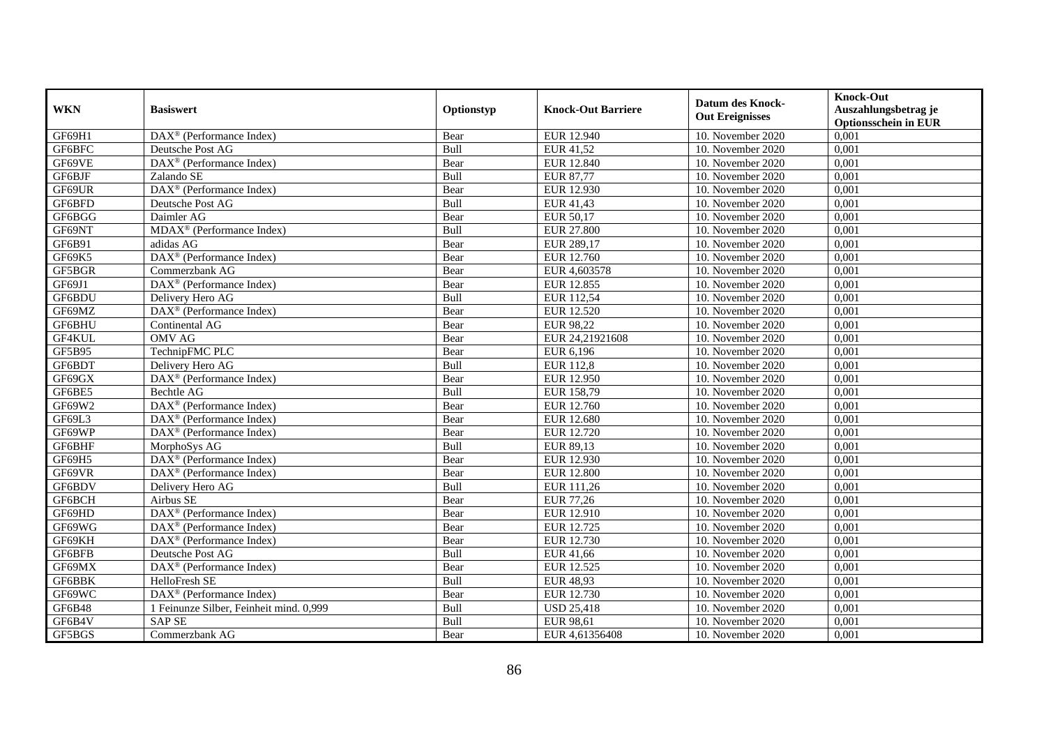| WKN | Basiswert | Optionstyp | Knock-Out Barriere | Datum des Knock-Out Ereignisses | Knock-Out Auszahlungsbetrag je Optionsschein in EUR |
|---|---|---|---|---|---|
| GF69H1 | DAX® (Performance Index) | Bear | EUR 12.940 | 10. November 2020 | 0,001 |
| GF6BFC | Deutsche Post AG | Bull | EUR 41,52 | 10. November 2020 | 0,001 |
| GF69VE | DAX® (Performance Index) | Bear | EUR 12.840 | 10. November 2020 | 0,001 |
| GF6BJF | Zalando SE | Bull | EUR 87,77 | 10. November 2020 | 0,001 |
| GF69UR | DAX® (Performance Index) | Bear | EUR 12.930 | 10. November 2020 | 0,001 |
| GF6BFD | Deutsche Post AG | Bull | EUR 41,43 | 10. November 2020 | 0,001 |
| GF6BGG | Daimler AG | Bear | EUR 50,17 | 10. November 2020 | 0,001 |
| GF69NT | MDAX® (Performance Index) | Bull | EUR 27.800 | 10. November 2020 | 0,001 |
| GF6B91 | adidas AG | Bear | EUR 289,17 | 10. November 2020 | 0,001 |
| GF69K5 | DAX® (Performance Index) | Bear | EUR 12.760 | 10. November 2020 | 0,001 |
| GF5BGR | Commerzbank AG | Bear | EUR 4,603578 | 10. November 2020 | 0,001 |
| GF69J1 | DAX® (Performance Index) | Bear | EUR 12.855 | 10. November 2020 | 0,001 |
| GF6BDU | Delivery Hero AG | Bull | EUR 112,54 | 10. November 2020 | 0,001 |
| GF69MZ | DAX® (Performance Index) | Bear | EUR 12.520 | 10. November 2020 | 0,001 |
| GF6BHU | Continental AG | Bear | EUR 98,22 | 10. November 2020 | 0,001 |
| GF4KUL | OMV AG | Bear | EUR 24,21921608 | 10. November 2020 | 0,001 |
| GF5B95 | TechnipFMC PLC | Bear | EUR 6,196 | 10. November 2020 | 0,001 |
| GF6BDT | Delivery Hero AG | Bull | EUR 112,8 | 10. November 2020 | 0,001 |
| GF69GX | DAX® (Performance Index) | Bear | EUR 12.950 | 10. November 2020 | 0,001 |
| GF6BE5 | Bechtle AG | Bull | EUR 158,79 | 10. November 2020 | 0,001 |
| GF69W2 | DAX® (Performance Index) | Bear | EUR 12.760 | 10. November 2020 | 0,001 |
| GF69L3 | DAX® (Performance Index) | Bear | EUR 12.680 | 10. November 2020 | 0,001 |
| GF69WP | DAX® (Performance Index) | Bear | EUR 12.720 | 10. November 2020 | 0,001 |
| GF6BHF | MorphoSys AG | Bull | EUR 89,13 | 10. November 2020 | 0,001 |
| GF69H5 | DAX® (Performance Index) | Bear | EUR 12.930 | 10. November 2020 | 0,001 |
| GF69VR | DAX® (Performance Index) | Bear | EUR 12.800 | 10. November 2020 | 0,001 |
| GF6BDV | Delivery Hero AG | Bull | EUR 111,26 | 10. November 2020 | 0,001 |
| GF6BCH | Airbus SE | Bear | EUR 77,26 | 10. November 2020 | 0,001 |
| GF69HD | DAX® (Performance Index) | Bear | EUR 12.910 | 10. November 2020 | 0,001 |
| GF69WG | DAX® (Performance Index) | Bear | EUR 12.725 | 10. November 2020 | 0,001 |
| GF69KH | DAX® (Performance Index) | Bear | EUR 12.730 | 10. November 2020 | 0,001 |
| GF6BFB | Deutsche Post AG | Bull | EUR 41,66 | 10. November 2020 | 0,001 |
| GF69MX | DAX® (Performance Index) | Bear | EUR 12.525 | 10. November 2020 | 0,001 |
| GF6BBK | HelloFresh SE | Bull | EUR 48,93 | 10. November 2020 | 0,001 |
| GF69WC | DAX® (Performance Index) | Bear | EUR 12.730 | 10. November 2020 | 0,001 |
| GF6B48 | 1 Feinunze Silber, Feinheit mind. 0,999 | Bull | USD 25,418 | 10. November 2020 | 0,001 |
| GF6B4V | SAP SE | Bull | EUR 98,61 | 10. November 2020 | 0,001 |
| GF5BGS | Commerzbank AG | Bear | EUR 4,61356408 | 10. November 2020 | 0,001 |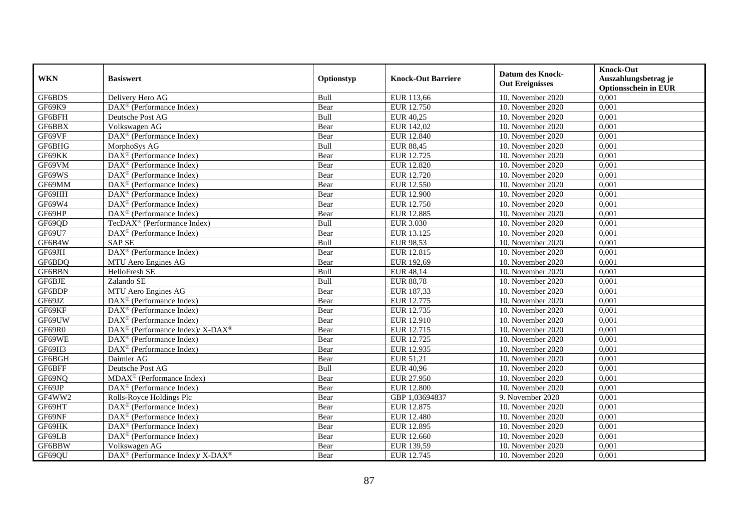| WKN | Basiswert | Optionstyp | Knock-Out Barriere | Datum des Knock-Out Ereignisses | Knock-Out Auszahlungsbetrag je Optionsschein in EUR |
|---|---|---|---|---|---|
| GF6BDS | Delivery Hero AG | Bull | EUR 113,66 | 10. November 2020 | 0,001 |
| GF69K9 | DAX® (Performance Index) | Bear | EUR 12.750 | 10. November 2020 | 0,001 |
| GF6BFH | Deutsche Post AG | Bull | EUR 40,25 | 10. November 2020 | 0,001 |
| GF6BBX | Volkswagen AG | Bear | EUR 142,02 | 10. November 2020 | 0,001 |
| GF69VF | DAX® (Performance Index) | Bear | EUR 12.840 | 10. November 2020 | 0,001 |
| GF6BHG | MorphoSys AG | Bull | EUR 88,45 | 10. November 2020 | 0,001 |
| GF69KK | DAX® (Performance Index) | Bear | EUR 12.725 | 10. November 2020 | 0,001 |
| GF69VM | DAX® (Performance Index) | Bear | EUR 12.820 | 10. November 2020 | 0,001 |
| GF69WS | DAX® (Performance Index) | Bear | EUR 12.720 | 10. November 2020 | 0,001 |
| GF69MM | DAX® (Performance Index) | Bear | EUR 12.550 | 10. November 2020 | 0,001 |
| GF69HH | DAX® (Performance Index) | Bear | EUR 12.900 | 10. November 2020 | 0,001 |
| GF69W4 | DAX® (Performance Index) | Bear | EUR 12.750 | 10. November 2020 | 0,001 |
| GF69HP | DAX® (Performance Index) | Bear | EUR 12.885 | 10. November 2020 | 0,001 |
| GF69QD | TecDAX® (Performance Index) | Bull | EUR 3.030 | 10. November 2020 | 0,001 |
| GF69U7 | DAX® (Performance Index) | Bear | EUR 13.125 | 10. November 2020 | 0,001 |
| GF6B4W | SAP SE | Bull | EUR 98,53 | 10. November 2020 | 0,001 |
| GF69JH | DAX® (Performance Index) | Bear | EUR 12.815 | 10. November 2020 | 0,001 |
| GF6BDQ | MTU Aero Engines AG | Bear | EUR 192,69 | 10. November 2020 | 0,001 |
| GF6BBN | HelloFresh SE | Bull | EUR 48,14 | 10. November 2020 | 0,001 |
| GF6BJE | Zalando SE | Bull | EUR 88,78 | 10. November 2020 | 0,001 |
| GF6BDP | MTU Aero Engines AG | Bear | EUR 187,33 | 10. November 2020 | 0,001 |
| GF69JZ | DAX® (Performance Index) | Bear | EUR 12.775 | 10. November 2020 | 0,001 |
| GF69KF | DAX® (Performance Index) | Bear | EUR 12.735 | 10. November 2020 | 0,001 |
| GF69UW | DAX® (Performance Index) | Bear | EUR 12.910 | 10. November 2020 | 0,001 |
| GF69R0 | DAX® (Performance Index)/ X-DAX® | Bear | EUR 12.715 | 10. November 2020 | 0,001 |
| GF69WE | DAX® (Performance Index) | Bear | EUR 12.725 | 10. November 2020 | 0,001 |
| GF69H3 | DAX® (Performance Index) | Bear | EUR 12.935 | 10. November 2020 | 0,001 |
| GF6BGH | Daimler AG | Bear | EUR 51,21 | 10. November 2020 | 0,001 |
| GF6BFF | Deutsche Post AG | Bull | EUR 40,96 | 10. November 2020 | 0,001 |
| GF69NQ | MDAX® (Performance Index) | Bear | EUR 27.950 | 10. November 2020 | 0,001 |
| GF69JP | DAX® (Performance Index) | Bear | EUR 12.800 | 10. November 2020 | 0,001 |
| GF4WW2 | Rolls-Royce Holdings Plc | Bear | GBP 1,03694837 | 9. November 2020 | 0,001 |
| GF69HT | DAX® (Performance Index) | Bear | EUR 12.875 | 10. November 2020 | 0,001 |
| GF69NF | DAX® (Performance Index) | Bear | EUR 12.480 | 10. November 2020 | 0,001 |
| GF69HK | DAX® (Performance Index) | Bear | EUR 12.895 | 10. November 2020 | 0,001 |
| GF69LB | DAX® (Performance Index) | Bear | EUR 12.660 | 10. November 2020 | 0,001 |
| GF6BBW | Volkswagen AG | Bear | EUR 139,59 | 10. November 2020 | 0,001 |
| GF69QU | DAX® (Performance Index)/ X-DAX® | Bear | EUR 12.745 | 10. November 2020 | 0,001 |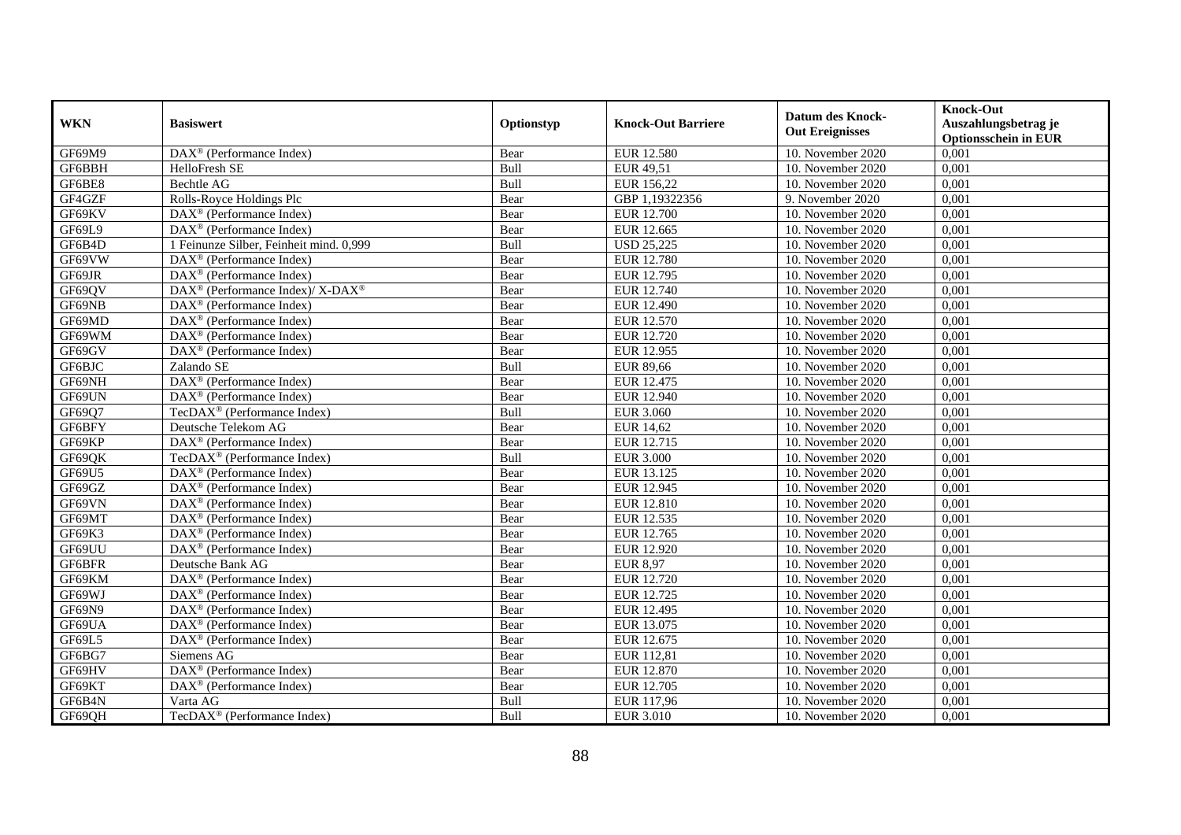| WKN | Basiswert | Optionstyp | Knock-Out Barriere | Datum des Knock-Out Ereignisses | Knock-Out Auszahlungsbetrag je Optionsschein in EUR |
|---|---|---|---|---|---|
| GF69M9 | DAX® (Performance Index) | Bear | EUR 12.580 | 10. November 2020 | 0,001 |
| GF6BBH | HelloFresh SE | Bull | EUR 49,51 | 10. November 2020 | 0,001 |
| GF6BE8 | Bechtle AG | Bull | EUR 156,22 | 10. November 2020 | 0,001 |
| GF4GZF | Rolls-Royce Holdings Plc | Bear | GBP 1,19322356 | 9. November 2020 | 0,001 |
| GF69KV | DAX® (Performance Index) | Bear | EUR 12.700 | 10. November 2020 | 0,001 |
| GF69L9 | DAX® (Performance Index) | Bear | EUR 12.665 | 10. November 2020 | 0,001 |
| GF6B4D | 1 Feinunze Silber, Feinheit mind. 0,999 | Bull | USD 25,225 | 10. November 2020 | 0,001 |
| GF69VW | DAX® (Performance Index) | Bear | EUR 12.780 | 10. November 2020 | 0,001 |
| GF69JR | DAX® (Performance Index) | Bear | EUR 12.795 | 10. November 2020 | 0,001 |
| GF69QV | DAX® (Performance Index)/ X-DAX® | Bear | EUR 12.740 | 10. November 2020 | 0,001 |
| GF69NB | DAX® (Performance Index) | Bear | EUR 12.490 | 10. November 2020 | 0,001 |
| GF69MD | DAX® (Performance Index) | Bear | EUR 12.570 | 10. November 2020 | 0,001 |
| GF69WM | DAX® (Performance Index) | Bear | EUR 12.720 | 10. November 2020 | 0,001 |
| GF69GV | DAX® (Performance Index) | Bear | EUR 12.955 | 10. November 2020 | 0,001 |
| GF6BJC | Zalando SE | Bull | EUR 89,66 | 10. November 2020 | 0,001 |
| GF69NH | DAX® (Performance Index) | Bear | EUR 12.475 | 10. November 2020 | 0,001 |
| GF69UN | DAX® (Performance Index) | Bear | EUR 12.940 | 10. November 2020 | 0,001 |
| GF69Q7 | TecDAX® (Performance Index) | Bull | EUR 3.060 | 10. November 2020 | 0,001 |
| GF6BFY | Deutsche Telekom AG | Bear | EUR 14,62 | 10. November 2020 | 0,001 |
| GF69KP | DAX® (Performance Index) | Bear | EUR 12.715 | 10. November 2020 | 0,001 |
| GF69QK | TecDAX® (Performance Index) | Bull | EUR 3.000 | 10. November 2020 | 0,001 |
| GF69U5 | DAX® (Performance Index) | Bear | EUR 13.125 | 10. November 2020 | 0,001 |
| GF69GZ | DAX® (Performance Index) | Bear | EUR 12.945 | 10. November 2020 | 0,001 |
| GF69VN | DAX® (Performance Index) | Bear | EUR 12.810 | 10. November 2020 | 0,001 |
| GF69MT | DAX® (Performance Index) | Bear | EUR 12.535 | 10. November 2020 | 0,001 |
| GF69K3 | DAX® (Performance Index) | Bear | EUR 12.765 | 10. November 2020 | 0,001 |
| GF69UU | DAX® (Performance Index) | Bear | EUR 12.920 | 10. November 2020 | 0,001 |
| GF6BFR | Deutsche Bank AG | Bear | EUR 8,97 | 10. November 2020 | 0,001 |
| GF69KM | DAX® (Performance Index) | Bear | EUR 12.720 | 10. November 2020 | 0,001 |
| GF69WJ | DAX® (Performance Index) | Bear | EUR 12.725 | 10. November 2020 | 0,001 |
| GF69N9 | DAX® (Performance Index) | Bear | EUR 12.495 | 10. November 2020 | 0,001 |
| GF69UA | DAX® (Performance Index) | Bear | EUR 13.075 | 10. November 2020 | 0,001 |
| GF69L5 | DAX® (Performance Index) | Bear | EUR 12.675 | 10. November 2020 | 0,001 |
| GF6BG7 | Siemens AG | Bear | EUR 112,81 | 10. November 2020 | 0,001 |
| GF69HV | DAX® (Performance Index) | Bear | EUR 12.870 | 10. November 2020 | 0,001 |
| GF69KT | DAX® (Performance Index) | Bear | EUR 12.705 | 10. November 2020 | 0,001 |
| GF6B4N | Varta AG | Bull | EUR 117,96 | 10. November 2020 | 0,001 |
| GF69QH | TecDAX® (Performance Index) | Bull | EUR 3.010 | 10. November 2020 | 0,001 |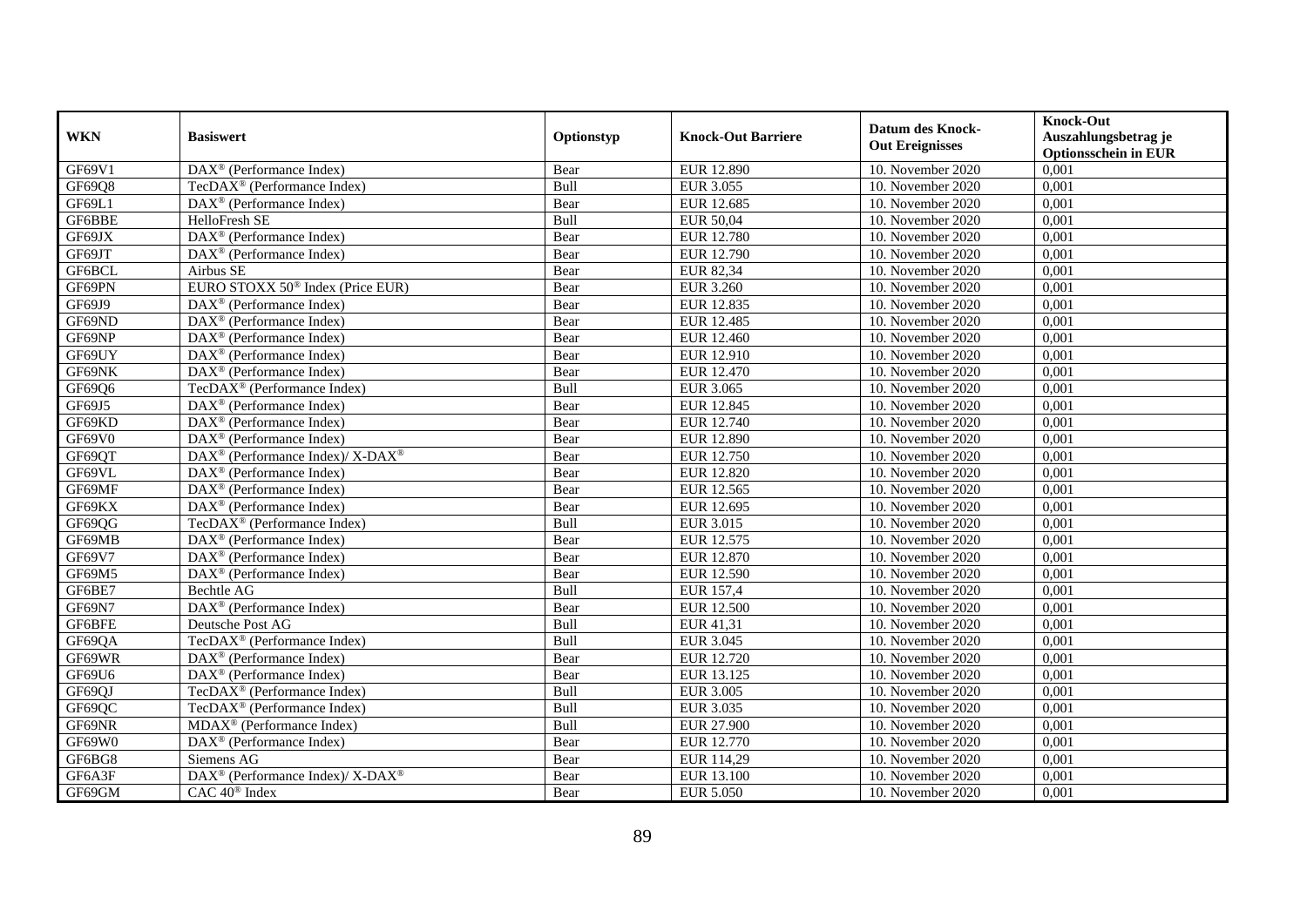| WKN | Basiswert | Optionstyp | Knock-Out Barriere | Datum des Knock-Out Ereignisses | Knock-Out Auszahlungsbetrag je Optionsschein in EUR |
|---|---|---|---|---|---|
| GF69V1 | DAX® (Performance Index) | Bear | EUR 12.890 | 10. November 2020 | 0,001 |
| GF69Q8 | TecDAX® (Performance Index) | Bull | EUR 3.055 | 10. November 2020 | 0,001 |
| GF69L1 | DAX® (Performance Index) | Bear | EUR 12.685 | 10. November 2020 | 0,001 |
| GF6BBE | HelloFresh SE | Bull | EUR 50,04 | 10. November 2020 | 0,001 |
| GF69JX | DAX® (Performance Index) | Bear | EUR 12.780 | 10. November 2020 | 0,001 |
| GF69JT | DAX® (Performance Index) | Bear | EUR 12.790 | 10. November 2020 | 0,001 |
| GF6BCL | Airbus SE | Bear | EUR 82,34 | 10. November 2020 | 0,001 |
| GF69PN | EURO STOXX 50® Index (Price EUR) | Bear | EUR 3.260 | 10. November 2020 | 0,001 |
| GF69J9 | DAX® (Performance Index) | Bear | EUR 12.835 | 10. November 2020 | 0,001 |
| GF69ND | DAX® (Performance Index) | Bear | EUR 12.485 | 10. November 2020 | 0,001 |
| GF69NP | DAX® (Performance Index) | Bear | EUR 12.460 | 10. November 2020 | 0,001 |
| GF69UY | DAX® (Performance Index) | Bear | EUR 12.910 | 10. November 2020 | 0,001 |
| GF69NK | DAX® (Performance Index) | Bear | EUR 12.470 | 10. November 2020 | 0,001 |
| GF69Q6 | TecDAX® (Performance Index) | Bull | EUR 3.065 | 10. November 2020 | 0,001 |
| GF69J5 | DAX® (Performance Index) | Bear | EUR 12.845 | 10. November 2020 | 0,001 |
| GF69KD | DAX® (Performance Index) | Bear | EUR 12.740 | 10. November 2020 | 0,001 |
| GF69V0 | DAX® (Performance Index) | Bear | EUR 12.890 | 10. November 2020 | 0,001 |
| GF69QT | DAX® (Performance Index)/ X-DAX® | Bear | EUR 12.750 | 10. November 2020 | 0,001 |
| GF69VL | DAX® (Performance Index) | Bear | EUR 12.820 | 10. November 2020 | 0,001 |
| GF69MF | DAX® (Performance Index) | Bear | EUR 12.565 | 10. November 2020 | 0,001 |
| GF69KX | DAX® (Performance Index) | Bear | EUR 12.695 | 10. November 2020 | 0,001 |
| GF69QG | TecDAX® (Performance Index) | Bull | EUR 3.015 | 10. November 2020 | 0,001 |
| GF69MB | DAX® (Performance Index) | Bear | EUR 12.575 | 10. November 2020 | 0,001 |
| GF69V7 | DAX® (Performance Index) | Bear | EUR 12.870 | 10. November 2020 | 0,001 |
| GF69M5 | DAX® (Performance Index) | Bear | EUR 12.590 | 10. November 2020 | 0,001 |
| GF6BE7 | Bechtle AG | Bull | EUR 157,4 | 10. November 2020 | 0,001 |
| GF69N7 | DAX® (Performance Index) | Bear | EUR 12.500 | 10. November 2020 | 0,001 |
| GF6BFE | Deutsche Post AG | Bull | EUR 41,31 | 10. November 2020 | 0,001 |
| GF69QA | TecDAX® (Performance Index) | Bull | EUR 3.045 | 10. November 2020 | 0,001 |
| GF69WR | DAX® (Performance Index) | Bear | EUR 12.720 | 10. November 2020 | 0,001 |
| GF69U6 | DAX® (Performance Index) | Bear | EUR 13.125 | 10. November 2020 | 0,001 |
| GF69QJ | TecDAX® (Performance Index) | Bull | EUR 3.005 | 10. November 2020 | 0,001 |
| GF69QC | TecDAX® (Performance Index) | Bull | EUR 3.035 | 10. November 2020 | 0,001 |
| GF69NR | MDAX® (Performance Index) | Bull | EUR 27.900 | 10. November 2020 | 0,001 |
| GF69W0 | DAX® (Performance Index) | Bear | EUR 12.770 | 10. November 2020 | 0,001 |
| GF6BG8 | Siemens AG | Bear | EUR 114,29 | 10. November 2020 | 0,001 |
| GF6A3F | DAX® (Performance Index)/ X-DAX® | Bear | EUR 13.100 | 10. November 2020 | 0,001 |
| GF69GM | CAC 40® Index | Bear | EUR 5.050 | 10. November 2020 | 0,001 |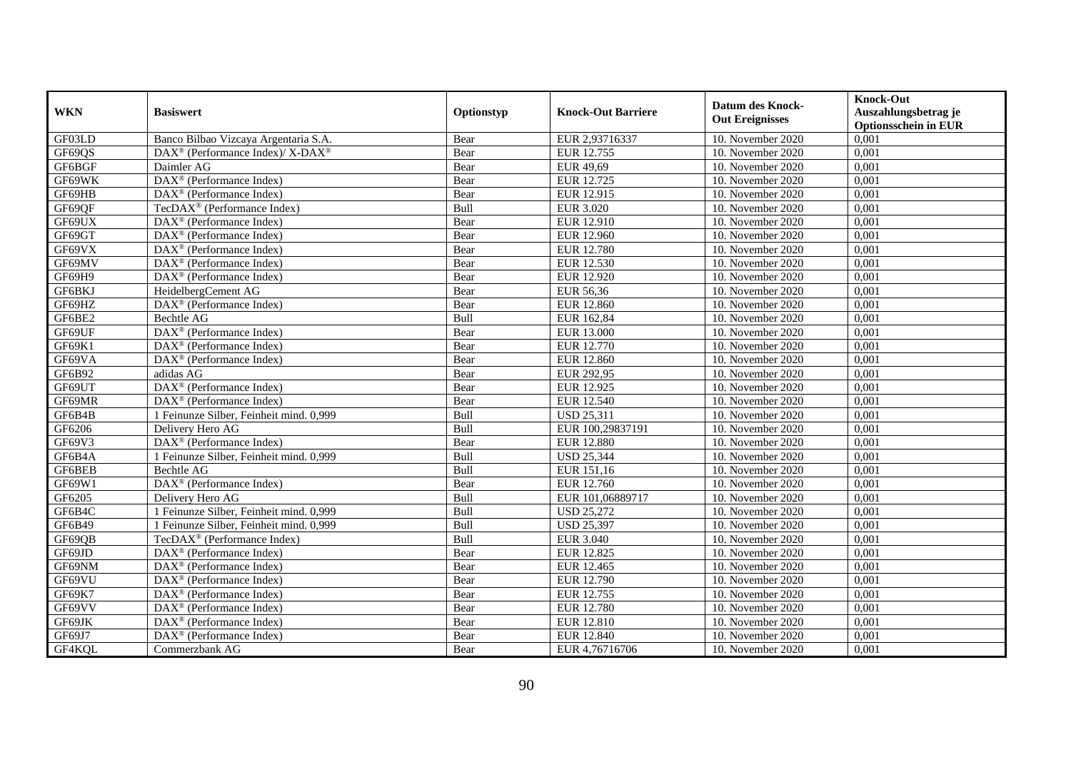| WKN | Basiswert | Optionstyp | Knock-Out Barriere | Datum des Knock-Out Ereignisses | Knock-Out Auszahlungsbetrag je Optionsschein in EUR |
|---|---|---|---|---|---|
| GF03LD | Banco Bilbao Vizcaya Argentaria S.A. | Bear | EUR 2,93716337 | 10. November 2020 | 0,001 |
| GF69QS | DAX® (Performance Index)/ X-DAX® | Bear | EUR 12.755 | 10. November 2020 | 0,001 |
| GF6BGF | Daimler AG | Bear | EUR 49,69 | 10. November 2020 | 0,001 |
| GF69WK | DAX® (Performance Index) | Bear | EUR 12.725 | 10. November 2020 | 0,001 |
| GF69HB | DAX® (Performance Index) | Bear | EUR 12.915 | 10. November 2020 | 0,001 |
| GF69QF | TecDAX® (Performance Index) | Bull | EUR 3.020 | 10. November 2020 | 0,001 |
| GF69UX | DAX® (Performance Index) | Bear | EUR 12.910 | 10. November 2020 | 0,001 |
| GF69GT | DAX® (Performance Index) | Bear | EUR 12.960 | 10. November 2020 | 0,001 |
| GF69VX | DAX® (Performance Index) | Bear | EUR 12.780 | 10. November 2020 | 0,001 |
| GF69MV | DAX® (Performance Index) | Bear | EUR 12.530 | 10. November 2020 | 0,001 |
| GF69H9 | DAX® (Performance Index) | Bear | EUR 12.920 | 10. November 2020 | 0,001 |
| GF6BKJ | HeidelbergCement AG | Bear | EUR 56,36 | 10. November 2020 | 0,001 |
| GF69HZ | DAX® (Performance Index) | Bear | EUR 12.860 | 10. November 2020 | 0,001 |
| GF6BE2 | Bechtle AG | Bull | EUR 162,84 | 10. November 2020 | 0,001 |
| GF69UF | DAX® (Performance Index) | Bear | EUR 13.000 | 10. November 2020 | 0,001 |
| GF69K1 | DAX® (Performance Index) | Bear | EUR 12.770 | 10. November 2020 | 0,001 |
| GF69VA | DAX® (Performance Index) | Bear | EUR 12.860 | 10. November 2020 | 0,001 |
| GF6B92 | adidas AG | Bear | EUR 292,95 | 10. November 2020 | 0,001 |
| GF69UT | DAX® (Performance Index) | Bear | EUR 12.925 | 10. November 2020 | 0,001 |
| GF69MR | DAX® (Performance Index) | Bear | EUR 12.540 | 10. November 2020 | 0,001 |
| GF6B4B | 1 Feinunze Silber, Feinheit mind. 0,999 | Bull | USD 25,311 | 10. November 2020 | 0,001 |
| GF6206 | Delivery Hero AG | Bull | EUR 100,29837191 | 10. November 2020 | 0,001 |
| GF69V3 | DAX® (Performance Index) | Bear | EUR 12.880 | 10. November 2020 | 0,001 |
| GF6B4A | 1 Feinunze Silber, Feinheit mind. 0,999 | Bull | USD 25,344 | 10. November 2020 | 0,001 |
| GF6BEB | Bechtle AG | Bull | EUR 151,16 | 10. November 2020 | 0,001 |
| GF69W1 | DAX® (Performance Index) | Bear | EUR 12.760 | 10. November 2020 | 0,001 |
| GF6205 | Delivery Hero AG | Bull | EUR 101,06889717 | 10. November 2020 | 0,001 |
| GF6B4C | 1 Feinunze Silber, Feinheit mind. 0,999 | Bull | USD 25,272 | 10. November 2020 | 0,001 |
| GF6B49 | 1 Feinunze Silber, Feinheit mind. 0,999 | Bull | USD 25,397 | 10. November 2020 | 0,001 |
| GF69QB | TecDAX® (Performance Index) | Bull | EUR 3.040 | 10. November 2020 | 0,001 |
| GF69JD | DAX® (Performance Index) | Bear | EUR 12.825 | 10. November 2020 | 0,001 |
| GF69NM | DAX® (Performance Index) | Bear | EUR 12.465 | 10. November 2020 | 0,001 |
| GF69VU | DAX® (Performance Index) | Bear | EUR 12.790 | 10. November 2020 | 0,001 |
| GF69K7 | DAX® (Performance Index) | Bear | EUR 12.755 | 10. November 2020 | 0,001 |
| GF69VV | DAX® (Performance Index) | Bear | EUR 12.780 | 10. November 2020 | 0,001 |
| GF69JK | DAX® (Performance Index) | Bear | EUR 12.810 | 10. November 2020 | 0,001 |
| GF69J7 | DAX® (Performance Index) | Bear | EUR 12.840 | 10. November 2020 | 0,001 |
| GF4KQL | Commerzbank AG | Bear | EUR 4,76716706 | 10. November 2020 | 0,001 |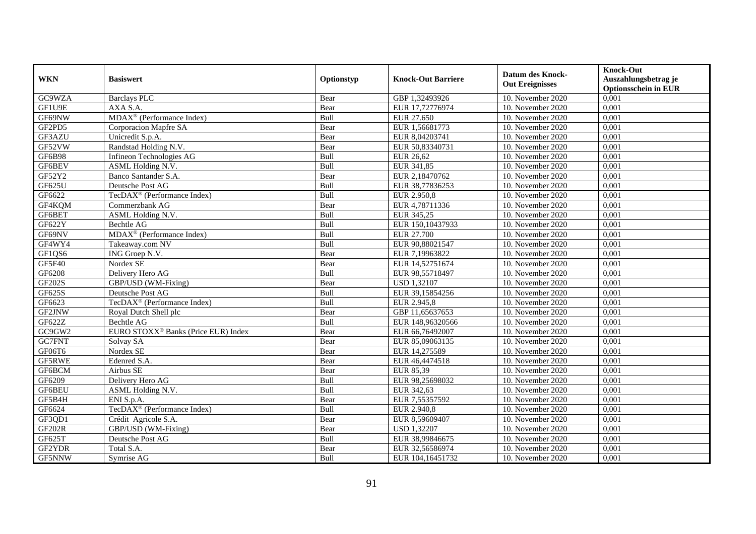| WKN | Basiswert | Optionstyp | Knock-Out Barriere | Datum des Knock-Out Ereignisses | Knock-Out Auszahlungsbetrag je Optionsschein in EUR |
|---|---|---|---|---|---|
| GC9WZA | Barclays PLC | Bear | GBP 1,32493926 | 10. November 2020 | 0,001 |
| GF1U9E | AXA S.A. | Bear | EUR 17,72776974 | 10. November 2020 | 0,001 |
| GF69NW | MDAX® (Performance Index) | Bull | EUR 27.650 | 10. November 2020 | 0,001 |
| GF2PD5 | Corporacion Mapfre SA | Bear | EUR 1,56681773 | 10. November 2020 | 0,001 |
| GF3AZU | Unicredit S.p.A. | Bear | EUR 8,04203741 | 10. November 2020 | 0,001 |
| GF52VW | Randstad Holding N.V. | Bear | EUR 50,83340731 | 10. November 2020 | 0,001 |
| GF6B98 | Infineon Technologies AG | Bull | EUR 26,62 | 10. November 2020 | 0,001 |
| GF6BEV | ASML Holding N.V. | Bull | EUR 341,85 | 10. November 2020 | 0,001 |
| GF52Y2 | Banco Santander S.A. | Bear | EUR 2,18470762 | 10. November 2020 | 0,001 |
| GF625U | Deutsche Post AG | Bull | EUR 38,77836253 | 10. November 2020 | 0,001 |
| GF6622 | TecDAX® (Performance Index) | Bull | EUR 2.950,8 | 10. November 2020 | 0,001 |
| GF4KQM | Commerzbank AG | Bear | EUR 4,78711336 | 10. November 2020 | 0,001 |
| GF6BET | ASML Holding N.V. | Bull | EUR 345,25 | 10. November 2020 | 0,001 |
| GF622Y | Bechtle AG | Bull | EUR 150,10437933 | 10. November 2020 | 0,001 |
| GF69NV | MDAX® (Performance Index) | Bull | EUR 27.700 | 10. November 2020 | 0,001 |
| GF4WY4 | Takeaway.com NV | Bull | EUR 90,88021547 | 10. November 2020 | 0,001 |
| GF1QS6 | ING Groep N.V. | Bear | EUR 7,19963822 | 10. November 2020 | 0,001 |
| GF5F40 | Nordex SE | Bear | EUR 14,52751674 | 10. November 2020 | 0,001 |
| GF6208 | Delivery Hero AG | Bull | EUR 98,55718497 | 10. November 2020 | 0,001 |
| GF202S | GBP/USD (WM-Fixing) | Bear | USD 1,32107 | 10. November 2020 | 0,001 |
| GF625S | Deutsche Post AG | Bull | EUR 39,15854256 | 10. November 2020 | 0,001 |
| GF6623 | TecDAX® (Performance Index) | Bull | EUR 2.945,8 | 10. November 2020 | 0,001 |
| GF2JNW | Royal Dutch Shell plc | Bear | GBP 11,65637653 | 10. November 2020 | 0,001 |
| GF622Z | Bechtle AG | Bull | EUR 148,96320566 | 10. November 2020 | 0,001 |
| GC9GW2 | EURO STOXX® Banks (Price EUR) Index | Bear | EUR 66,76492007 | 10. November 2020 | 0,001 |
| GC7FNT | Solvay SA | Bear | EUR 85,09063135 | 10. November 2020 | 0,001 |
| GF06T6 | Nordex SE | Bear | EUR 14,275589 | 10. November 2020 | 0,001 |
| GF5RWE | Edenred S.A. | Bear | EUR 46,4474518 | 10. November 2020 | 0,001 |
| GF6BCM | Airbus SE | Bear | EUR 85,39 | 10. November 2020 | 0,001 |
| GF6209 | Delivery Hero AG | Bull | EUR 98,25698032 | 10. November 2020 | 0,001 |
| GF6BEU | ASML Holding N.V. | Bull | EUR 342,63 | 10. November 2020 | 0,001 |
| GF5B4H | ENI S.p.A. | Bear | EUR 7,55357592 | 10. November 2020 | 0,001 |
| GF6624 | TecDAX® (Performance Index) | Bull | EUR 2.940,8 | 10. November 2020 | 0,001 |
| GF3QD1 | Crédit Agricole S.A. | Bear | EUR 8,59609407 | 10. November 2020 | 0,001 |
| GF202R | GBP/USD (WM-Fixing) | Bear | USD 1,32207 | 10. November 2020 | 0,001 |
| GF625T | Deutsche Post AG | Bull | EUR 38,99846675 | 10. November 2020 | 0,001 |
| GF2YDR | Total S.A. | Bear | EUR 32,56586974 | 10. November 2020 | 0,001 |
| GF5NNW | Symrise AG | Bull | EUR 104,16451732 | 10. November 2020 | 0,001 |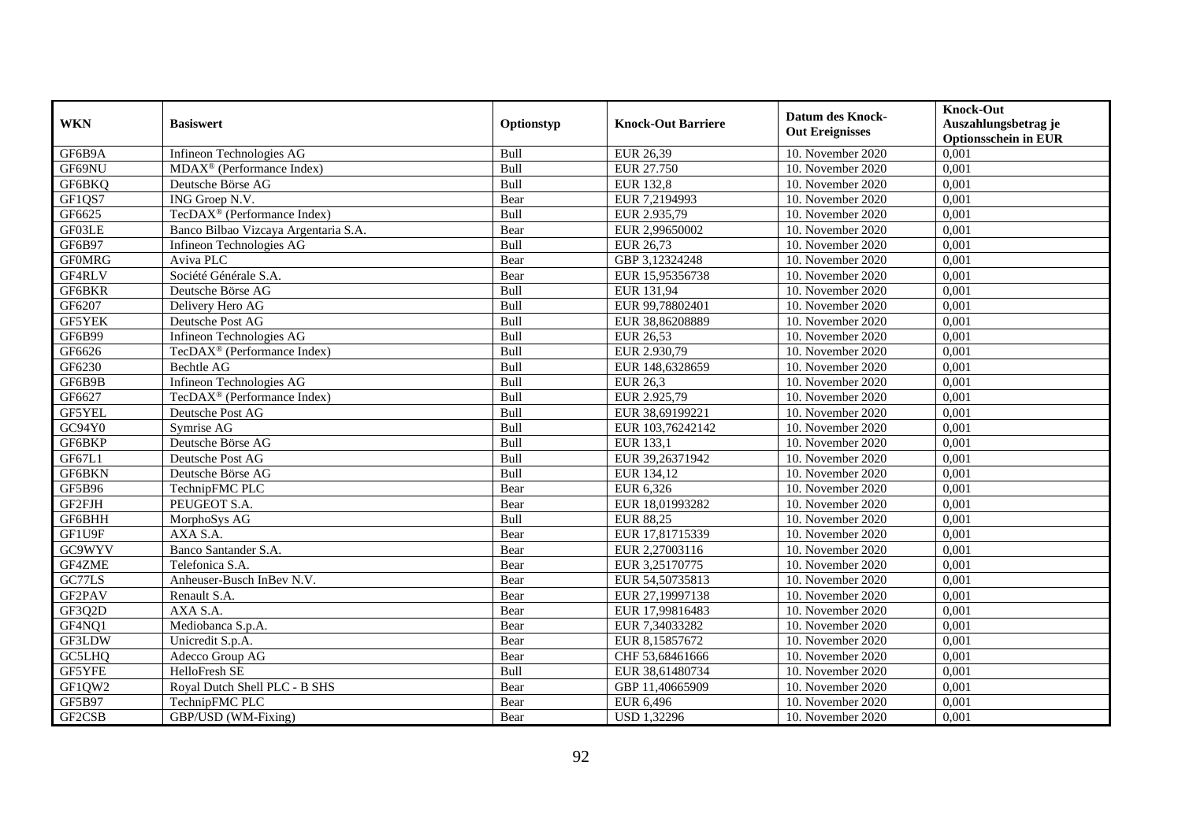| WKN | Basiswert | Optionstyp | Knock-Out Barriere | Datum des Knock-Out Ereignisses | Knock-Out Auszahlungsbetrag je Optionsschein in EUR |
|---|---|---|---|---|---|
| GF6B9A | Infineon Technologies AG | Bull | EUR 26,39 | 10. November 2020 | 0,001 |
| GF69NU | MDAX® (Performance Index) | Bull | EUR 27.750 | 10. November 2020 | 0,001 |
| GF6BKQ | Deutsche Börse AG | Bull | EUR 132,8 | 10. November 2020 | 0,001 |
| GF1QS7 | ING Groep N.V. | Bear | EUR 7,2194993 | 10. November 2020 | 0,001 |
| GF6625 | TecDAX® (Performance Index) | Bull | EUR 2.935,79 | 10. November 2020 | 0,001 |
| GF03LE | Banco Bilbao Vizcaya Argentaria S.A. | Bear | EUR 2,99650002 | 10. November 2020 | 0,001 |
| GF6B97 | Infineon Technologies AG | Bull | EUR 26,73 | 10. November 2020 | 0,001 |
| GF0MRG | Aviva PLC | Bear | GBP 3,12324248 | 10. November 2020 | 0,001 |
| GF4RLV | Société Générale S.A. | Bear | EUR 15,95356738 | 10. November 2020 | 0,001 |
| GF6BKR | Deutsche Börse AG | Bull | EUR 131,94 | 10. November 2020 | 0,001 |
| GF6207 | Delivery Hero AG | Bull | EUR 99,78802401 | 10. November 2020 | 0,001 |
| GF5YEK | Deutsche Post AG | Bull | EUR 38,86208889 | 10. November 2020 | 0,001 |
| GF6B99 | Infineon Technologies AG | Bull | EUR 26,53 | 10. November 2020 | 0,001 |
| GF6626 | TecDAX® (Performance Index) | Bull | EUR 2.930,79 | 10. November 2020 | 0,001 |
| GF6230 | Bechtle AG | Bull | EUR 148,6328659 | 10. November 2020 | 0,001 |
| GF6B9B | Infineon Technologies AG | Bull | EUR 26,3 | 10. November 2020 | 0,001 |
| GF6627 | TecDAX® (Performance Index) | Bull | EUR 2.925,79 | 10. November 2020 | 0,001 |
| GF5YEL | Deutsche Post AG | Bull | EUR 38,69199221 | 10. November 2020 | 0,001 |
| GC94Y0 | Symrise AG | Bull | EUR 103,76242142 | 10. November 2020 | 0,001 |
| GF6BKP | Deutsche Börse AG | Bull | EUR 133,1 | 10. November 2020 | 0,001 |
| GF67L1 | Deutsche Post AG | Bull | EUR 39,26371942 | 10. November 2020 | 0,001 |
| GF6BKN | Deutsche Börse AG | Bull | EUR 134,12 | 10. November 2020 | 0,001 |
| GF5B96 | TechnipFMC PLC | Bear | EUR 6,326 | 10. November 2020 | 0,001 |
| GF2FJH | PEUGEOT S.A. | Bear | EUR 18,01993282 | 10. November 2020 | 0,001 |
| GF6BHH | MorphoSys AG | Bull | EUR 88,25 | 10. November 2020 | 0,001 |
| GF1U9F | AXA S.A. | Bear | EUR 17,81715339 | 10. November 2020 | 0,001 |
| GC9WYV | Banco Santander S.A. | Bear | EUR 2,27003116 | 10. November 2020 | 0,001 |
| GF4ZME | Telefonica S.A. | Bear | EUR 3,25170775 | 10. November 2020 | 0,001 |
| GC77LS | Anheuser-Busch InBev N.V. | Bear | EUR 54,50735813 | 10. November 2020 | 0,001 |
| GF2PAV | Renault S.A. | Bear | EUR 27,19997138 | 10. November 2020 | 0,001 |
| GF3Q2D | AXA S.A. | Bear | EUR 17,99816483 | 10. November 2020 | 0,001 |
| GF4NQ1 | Mediobanca S.p.A. | Bear | EUR 7,34033282 | 10. November 2020 | 0,001 |
| GF3LDW | Unicredit S.p.A. | Bear | EUR 8,15857672 | 10. November 2020 | 0,001 |
| GC5LHQ | Adecco Group AG | Bear | CHF 53,68461666 | 10. November 2020 | 0,001 |
| GF5YFE | HelloFresh SE | Bull | EUR 38,61480734 | 10. November 2020 | 0,001 |
| GF1QW2 | Royal Dutch Shell PLC - B SHS | Bear | GBP 11,40665909 | 10. November 2020 | 0,001 |
| GF5B97 | TechnipFMC PLC | Bear | EUR 6,496 | 10. November 2020 | 0,001 |
| GF2CSB | GBP/USD (WM-Fixing) | Bear | USD 1,32296 | 10. November 2020 | 0,001 |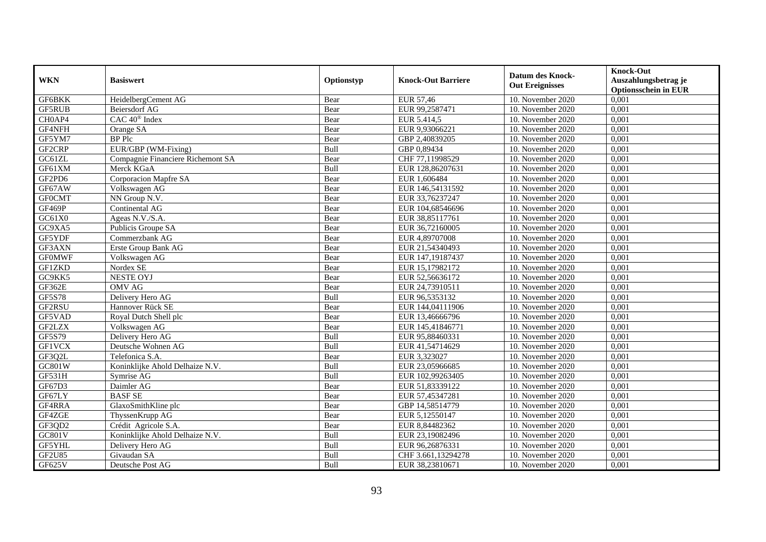| WKN | Basiswert | Optionstyp | Knock-Out Barriere | Datum des Knock-Out Ereignisses | Knock-Out Auszahlungsbetrag je Optionsschein in EUR |
|---|---|---|---|---|---|
| GF6BKK | HeidelbergCement AG | Bear | EUR 57,46 | 10. November 2020 | 0,001 |
| GF5RUB | Beiersdorf AG | Bear | EUR 99,2587471 | 10. November 2020 | 0,001 |
| CH0AP4 | CAC 40® Index | Bear | EUR 5.414,5 | 10. November 2020 | 0,001 |
| GF4NFH | Orange SA | Bear | EUR 9,93066221 | 10. November 2020 | 0,001 |
| GF5YM7 | BP Plc | Bear | GBP 2,40839205 | 10. November 2020 | 0,001 |
| GF2CRP | EUR/GBP (WM-Fixing) | Bull | GBP 0,89434 | 10. November 2020 | 0,001 |
| GC61ZL | Compagnie Financiere Richemont SA | Bear | CHF 77,11998529 | 10. November 2020 | 0,001 |
| GF61XM | Merck KGaA | Bull | EUR 128,86207631 | 10. November 2020 | 0,001 |
| GF2PD6 | Corporacion Mapfre SA | Bear | EUR 1,606484 | 10. November 2020 | 0,001 |
| GF67AW | Volkswagen AG | Bear | EUR 146,54131592 | 10. November 2020 | 0,001 |
| GF0CMT | NN Group N.V. | Bear | EUR 33,76237247 | 10. November 2020 | 0,001 |
| GF469P | Continental AG | Bear | EUR 104,68546696 | 10. November 2020 | 0,001 |
| GC61X0 | Ageas N.V./S.A. | Bear | EUR 38,85117761 | 10. November 2020 | 0,001 |
| GC9XA5 | Publicis Groupe SA | Bear | EUR 36,72160005 | 10. November 2020 | 0,001 |
| GF5YDF | Commerzbank AG | Bear | EUR 4,89707008 | 10. November 2020 | 0,001 |
| GF3AXN | Erste Group Bank AG | Bear | EUR 21,54340493 | 10. November 2020 | 0,001 |
| GF0MWF | Volkswagen AG | Bear | EUR 147,19187437 | 10. November 2020 | 0,001 |
| GF1ZKD | Nordex SE | Bear | EUR 15,17982172 | 10. November 2020 | 0,001 |
| GC9KK5 | NESTE OYJ | Bear | EUR 52,56636172 | 10. November 2020 | 0,001 |
| GF362E | OMV AG | Bear | EUR 24,73910511 | 10. November 2020 | 0,001 |
| GF5S78 | Delivery Hero AG | Bull | EUR 96,5353132 | 10. November 2020 | 0,001 |
| GF2RSU | Hannover Rück SE | Bear | EUR 144,04111906 | 10. November 2020 | 0,001 |
| GF5VAD | Royal Dutch Shell plc | Bear | EUR 13,46666796 | 10. November 2020 | 0,001 |
| GF2LZX | Volkswagen AG | Bear | EUR 145,41846771 | 10. November 2020 | 0,001 |
| GF5S79 | Delivery Hero AG | Bull | EUR 95,88460331 | 10. November 2020 | 0,001 |
| GF1VCX | Deutsche Wohnen AG | Bull | EUR 41,54714629 | 10. November 2020 | 0,001 |
| GF3Q2L | Telefonica S.A. | Bear | EUR 3,323027 | 10. November 2020 | 0,001 |
| GC801W | Koninklijke Ahold Delhaize N.V. | Bull | EUR 23,05966685 | 10. November 2020 | 0,001 |
| GF531H | Symrise AG | Bull | EUR 102,99263405 | 10. November 2020 | 0,001 |
| GF67D3 | Daimler AG | Bear | EUR 51,83339122 | 10. November 2020 | 0,001 |
| GF67LY | BASF SE | Bear | EUR 57,45347281 | 10. November 2020 | 0,001 |
| GF4RRA | GlaxoSmithKline plc | Bear | GBP 14,58514779 | 10. November 2020 | 0,001 |
| GF4ZGE | ThyssenKrupp AG | Bear | EUR 5,12550147 | 10. November 2020 | 0,001 |
| GF3QD2 | Crédit Agricole S.A. | Bear | EUR 8,84482362 | 10. November 2020 | 0,001 |
| GC801V | Koninklijke Ahold Delhaize N.V. | Bull | EUR 23,19082496 | 10. November 2020 | 0,001 |
| GF5YHL | Delivery Hero AG | Bull | EUR 96,26876331 | 10. November 2020 | 0,001 |
| GF2U85 | Givaudan SA | Bull | CHF 3.661,13294278 | 10. November 2020 | 0,001 |
| GF625V | Deutsche Post AG | Bull | EUR 38,23810671 | 10. November 2020 | 0,001 |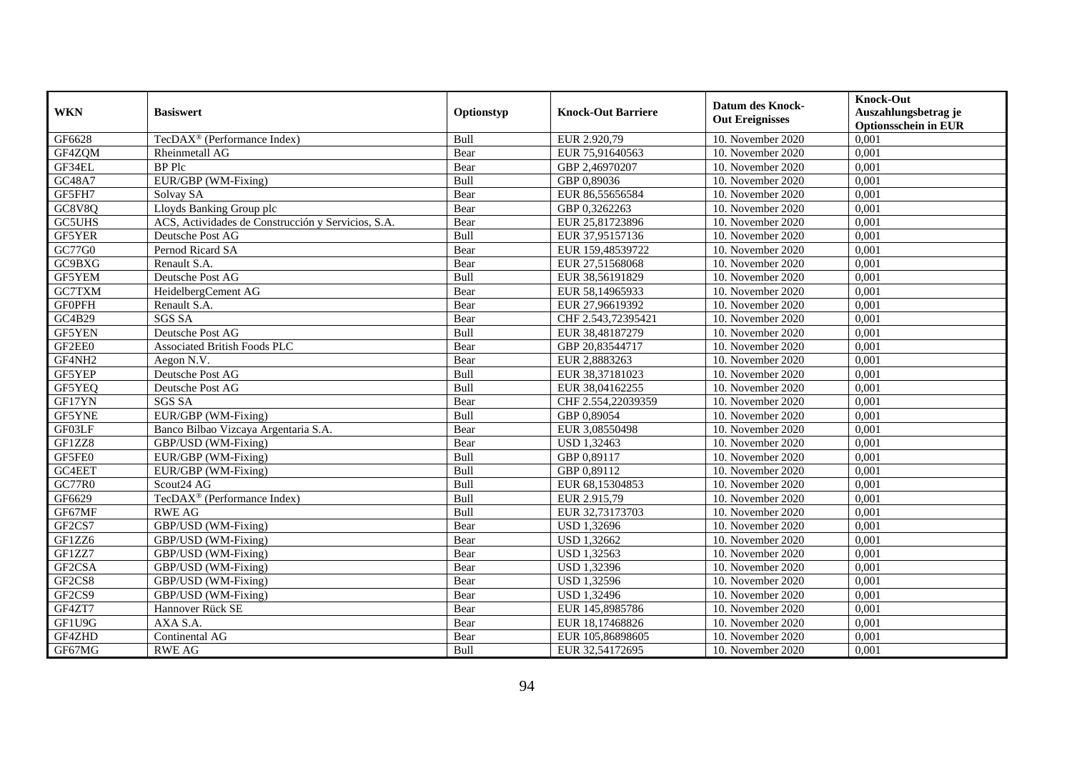| WKN | Basiswert | Optionstyp | Knock-Out Barriere | Datum des Knock-Out Ereignisses | Knock-Out Auszahlungsbetrag je Optionsschein in EUR |
|---|---|---|---|---|---|
| GF6628 | TecDAX® (Performance Index) | Bull | EUR 2.920,79 | 10. November 2020 | 0,001 |
| GF4ZQM | Rheinmetall AG | Bear | EUR 75,91640563 | 10. November 2020 | 0,001 |
| GF34EL | BP Plc | Bear | GBP 2,46970207 | 10. November 2020 | 0,001 |
| GC48A7 | EUR/GBP (WM-Fixing) | Bull | GBP 0,89036 | 10. November 2020 | 0,001 |
| GF5FH7 | Solvay SA | Bear | EUR 86,55656584 | 10. November 2020 | 0,001 |
| GC8V8Q | Lloyds Banking Group plc | Bear | GBP 0,3262263 | 10. November 2020 | 0,001 |
| GC5UHS | ACS, Actividades de Construcción y Servicios, S.A. | Bear | EUR 25,81723896 | 10. November 2020 | 0,001 |
| GF5YER | Deutsche Post AG | Bull | EUR 37,95157136 | 10. November 2020 | 0,001 |
| GC77G0 | Pernod Ricard SA | Bear | EUR 159,48539722 | 10. November 2020 | 0,001 |
| GC9BXG | Renault S.A. | Bear | EUR 27,51568068 | 10. November 2020 | 0,001 |
| GF5YEM | Deutsche Post AG | Bull | EUR 38,56191829 | 10. November 2020 | 0,001 |
| GC7TXM | HeidelbergCement AG | Bear | EUR 58,14965933 | 10. November 2020 | 0,001 |
| GF0PFH | Renault S.A. | Bear | EUR 27,96619392 | 10. November 2020 | 0,001 |
| GC4B29 | SGS SA | Bear | CHF 2.543,72395421 | 10. November 2020 | 0,001 |
| GF5YEN | Deutsche Post AG | Bull | EUR 38,48187279 | 10. November 2020 | 0,001 |
| GF2EE0 | Associated British Foods PLC | Bear | GBP 20,83544717 | 10. November 2020 | 0,001 |
| GF4NH2 | Aegon N.V. | Bear | EUR 2,8883263 | 10. November 2020 | 0,001 |
| GF5YEP | Deutsche Post AG | Bull | EUR 38,37181023 | 10. November 2020 | 0,001 |
| GF5YEQ | Deutsche Post AG | Bull | EUR 38,04162255 | 10. November 2020 | 0,001 |
| GF17YN | SGS SA | Bear | CHF 2.554,22039359 | 10. November 2020 | 0,001 |
| GF5YNE | EUR/GBP (WM-Fixing) | Bull | GBP 0,89054 | 10. November 2020 | 0,001 |
| GF03LF | Banco Bilbao Vizcaya Argentaria S.A. | Bear | EUR 3,08550498 | 10. November 2020 | 0,001 |
| GF1ZZ8 | GBP/USD (WM-Fixing) | Bear | USD 1,32463 | 10. November 2020 | 0,001 |
| GF5FE0 | EUR/GBP (WM-Fixing) | Bull | GBP 0,89117 | 10. November 2020 | 0,001 |
| GC4EET | EUR/GBP (WM-Fixing) | Bull | GBP 0,89112 | 10. November 2020 | 0,001 |
| GC77R0 | Scout24 AG | Bull | EUR 68,15304853 | 10. November 2020 | 0,001 |
| GF6629 | TecDAX® (Performance Index) | Bull | EUR 2.915,79 | 10. November 2020 | 0,001 |
| GF67MF | RWE AG | Bull | EUR 32,73173703 | 10. November 2020 | 0,001 |
| GF2CS7 | GBP/USD (WM-Fixing) | Bear | USD 1,32696 | 10. November 2020 | 0,001 |
| GF1ZZ6 | GBP/USD (WM-Fixing) | Bear | USD 1,32662 | 10. November 2020 | 0,001 |
| GF1ZZ7 | GBP/USD (WM-Fixing) | Bear | USD 1,32563 | 10. November 2020 | 0,001 |
| GF2CSA | GBP/USD (WM-Fixing) | Bear | USD 1,32396 | 10. November 2020 | 0,001 |
| GF2CS8 | GBP/USD (WM-Fixing) | Bear | USD 1,32596 | 10. November 2020 | 0,001 |
| GF2CS9 | GBP/USD (WM-Fixing) | Bear | USD 1,32496 | 10. November 2020 | 0,001 |
| GF4ZT7 | Hannover Rück SE | Bear | EUR 145,8985786 | 10. November 2020 | 0,001 |
| GF1U9G | AXA S.A. | Bear | EUR 18,17468826 | 10. November 2020 | 0,001 |
| GF4ZHD | Continental AG | Bear | EUR 105,86898605 | 10. November 2020 | 0,001 |
| GF67MG | RWE AG | Bull | EUR 32,54172695 | 10. November 2020 | 0,001 |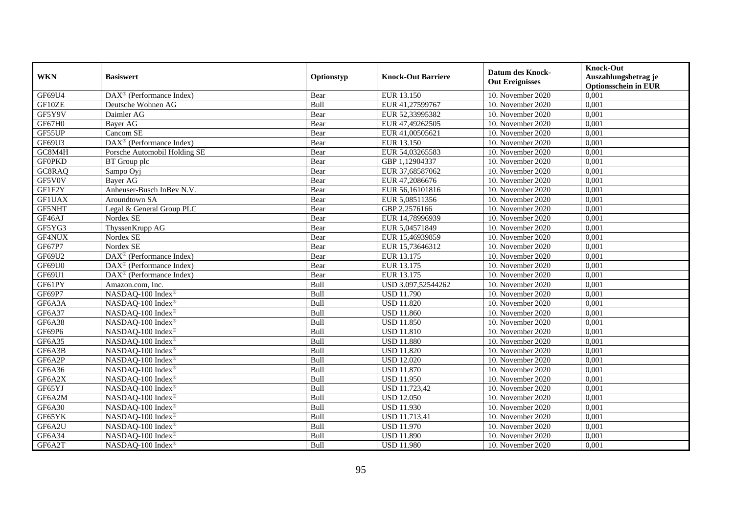| WKN | Basiswert | Optionstyp | Knock-Out Barriere | Datum des Knock-Out Ereignisses | Knock-Out Auszahlungsbetrag je Optionsschein in EUR |
|---|---|---|---|---|---|
| GF69U4 | DAX® (Performance Index) | Bear | EUR 13.150 | 10. November 2020 | 0,001 |
| GF10ZE | Deutsche Wohnen AG | Bull | EUR 41,27599767 | 10. November 2020 | 0,001 |
| GF5Y9V | Daimler AG | Bear | EUR 52,33995382 | 10. November 2020 | 0,001 |
| GF67H0 | Bayer AG | Bear | EUR 47,49262505 | 10. November 2020 | 0,001 |
| GF55UP | Cancom SE | Bear | EUR 41,00505621 | 10. November 2020 | 0,001 |
| GF69U3 | DAX® (Performance Index) | Bear | EUR 13.150 | 10. November 2020 | 0,001 |
| GC8M4H | Porsche Automobil Holding SE | Bear | EUR 54,03265583 | 10. November 2020 | 0,001 |
| GF0PKD | BT Group plc | Bear | GBP 1,12904337 | 10. November 2020 | 0,001 |
| GC8RAQ | Sampo Oyj | Bear | EUR 37,68587062 | 10. November 2020 | 0,001 |
| GF5V0V | Bayer AG | Bear | EUR 47,2086676 | 10. November 2020 | 0,001 |
| GF1F2Y | Anheuser-Busch InBev N.V. | Bear | EUR 56,16101816 | 10. November 2020 | 0,001 |
| GF1UAX | Aroundtown SA | Bear | EUR 5,08511356 | 10. November 2020 | 0,001 |
| GF5NHT | Legal & General Group PLC | Bear | GBP 2,2576166 | 10. November 2020 | 0,001 |
| GF46AJ | Nordex SE | Bear | EUR 14,78996939 | 10. November 2020 | 0,001 |
| GF5YG3 | ThyssenKrupp AG | Bear | EUR 5,04571849 | 10. November 2020 | 0,001 |
| GF4NUX | Nordex SE | Bear | EUR 15,46939859 | 10. November 2020 | 0,001 |
| GF67P7 | Nordex SE | Bear | EUR 15,73646312 | 10. November 2020 | 0,001 |
| GF69U2 | DAX® (Performance Index) | Bear | EUR 13.175 | 10. November 2020 | 0,001 |
| GF69U0 | DAX® (Performance Index) | Bear | EUR 13.175 | 10. November 2020 | 0,001 |
| GF69U1 | DAX® (Performance Index) | Bear | EUR 13.175 | 10. November 2020 | 0,001 |
| GF61PY | Amazon.com, Inc. | Bull | USD 3.097,52544262 | 10. November 2020 | 0,001 |
| GF69P7 | NASDAQ-100 Index® | Bull | USD 11.790 | 10. November 2020 | 0,001 |
| GF6A3A | NASDAQ-100 Index® | Bull | USD 11.820 | 10. November 2020 | 0,001 |
| GF6A37 | NASDAQ-100 Index® | Bull | USD 11.860 | 10. November 2020 | 0,001 |
| GF6A38 | NASDAQ-100 Index® | Bull | USD 11.850 | 10. November 2020 | 0,001 |
| GF69P6 | NASDAQ-100 Index® | Bull | USD 11.810 | 10. November 2020 | 0,001 |
| GF6A35 | NASDAQ-100 Index® | Bull | USD 11.880 | 10. November 2020 | 0,001 |
| GF6A3B | NASDAQ-100 Index® | Bull | USD 11.820 | 10. November 2020 | 0,001 |
| GF6A2P | NASDAQ-100 Index® | Bull | USD 12.020 | 10. November 2020 | 0,001 |
| GF6A36 | NASDAQ-100 Index® | Bull | USD 11.870 | 10. November 2020 | 0,001 |
| GF6A2X | NASDAQ-100 Index® | Bull | USD 11.950 | 10. November 2020 | 0,001 |
| GF65YJ | NASDAQ-100 Index® | Bull | USD 11.723,42 | 10. November 2020 | 0,001 |
| GF6A2M | NASDAQ-100 Index® | Bull | USD 12.050 | 10. November 2020 | 0,001 |
| GF6A30 | NASDAQ-100 Index® | Bull | USD 11.930 | 10. November 2020 | 0,001 |
| GF65YK | NASDAQ-100 Index® | Bull | USD 11.713,41 | 10. November 2020 | 0,001 |
| GF6A2U | NASDAQ-100 Index® | Bull | USD 11.970 | 10. November 2020 | 0,001 |
| GF6A34 | NASDAQ-100 Index® | Bull | USD 11.890 | 10. November 2020 | 0,001 |
| GF6A2T | NASDAQ-100 Index® | Bull | USD 11.980 | 10. November 2020 | 0,001 |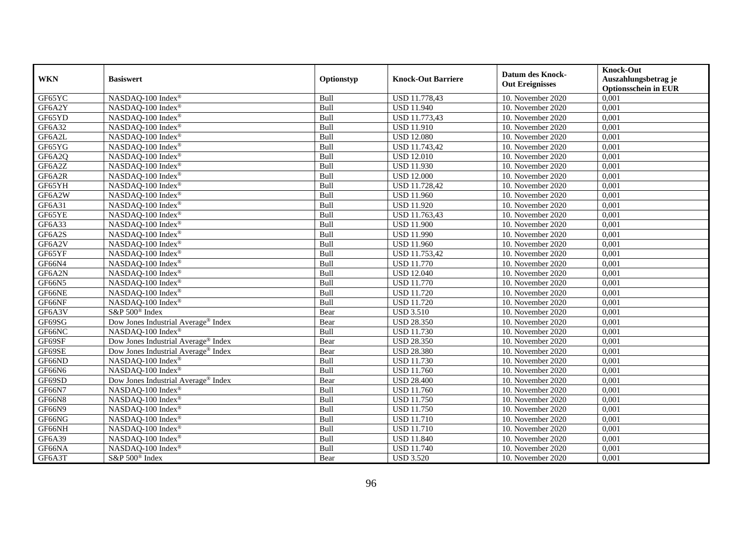| WKN | Basiswert | Optionstyp | Knock-Out Barriere | Datum des Knock-Out Ereignisses | Knock-Out Auszahlungsbetrag je Optionsschein in EUR |
|---|---|---|---|---|---|
| GF65YC | NASDAQ-100 Index® | Bull | USD 11.778,43 | 10. November 2020 | 0,001 |
| GF6A2Y | NASDAQ-100 Index® | Bull | USD 11.940 | 10. November 2020 | 0,001 |
| GF65YD | NASDAQ-100 Index® | Bull | USD 11.773,43 | 10. November 2020 | 0,001 |
| GF6A32 | NASDAQ-100 Index® | Bull | USD 11.910 | 10. November 2020 | 0,001 |
| GF6A2L | NASDAQ-100 Index® | Bull | USD 12.080 | 10. November 2020 | 0,001 |
| GF65YG | NASDAQ-100 Index® | Bull | USD 11.743,42 | 10. November 2020 | 0,001 |
| GF6A2Q | NASDAQ-100 Index® | Bull | USD 12.010 | 10. November 2020 | 0,001 |
| GF6A2Z | NASDAQ-100 Index® | Bull | USD 11.930 | 10. November 2020 | 0,001 |
| GF6A2R | NASDAQ-100 Index® | Bull | USD 12.000 | 10. November 2020 | 0,001 |
| GF65YH | NASDAQ-100 Index® | Bull | USD 11.728,42 | 10. November 2020 | 0,001 |
| GF6A2W | NASDAQ-100 Index® | Bull | USD 11.960 | 10. November 2020 | 0,001 |
| GF6A31 | NASDAQ-100 Index® | Bull | USD 11.920 | 10. November 2020 | 0,001 |
| GF65YE | NASDAQ-100 Index® | Bull | USD 11.763,43 | 10. November 2020 | 0,001 |
| GF6A33 | NASDAQ-100 Index® | Bull | USD 11.900 | 10. November 2020 | 0,001 |
| GF6A2S | NASDAQ-100 Index® | Bull | USD 11.990 | 10. November 2020 | 0,001 |
| GF6A2V | NASDAQ-100 Index® | Bull | USD 11.960 | 10. November 2020 | 0,001 |
| GF65YF | NASDAQ-100 Index® | Bull | USD 11.753,42 | 10. November 2020 | 0,001 |
| GF66N4 | NASDAQ-100 Index® | Bull | USD 11.770 | 10. November 2020 | 0,001 |
| GF6A2N | NASDAQ-100 Index® | Bull | USD 12.040 | 10. November 2020 | 0,001 |
| GF66N5 | NASDAQ-100 Index® | Bull | USD 11.770 | 10. November 2020 | 0,001 |
| GF66NE | NASDAQ-100 Index® | Bull | USD 11.720 | 10. November 2020 | 0,001 |
| GF66NF | NASDAQ-100 Index® | Bull | USD 11.720 | 10. November 2020 | 0,001 |
| GF6A3V | S&P 500® Index | Bear | USD 3.510 | 10. November 2020 | 0,001 |
| GF69SG | Dow Jones Industrial Average® Index | Bear | USD 28.350 | 10. November 2020 | 0,001 |
| GF66NC | NASDAQ-100 Index® | Bull | USD 11.730 | 10. November 2020 | 0,001 |
| GF69SF | Dow Jones Industrial Average® Index | Bear | USD 28.350 | 10. November 2020 | 0,001 |
| GF69SE | Dow Jones Industrial Average® Index | Bear | USD 28.380 | 10. November 2020 | 0,001 |
| GF66ND | NASDAQ-100 Index® | Bull | USD 11.730 | 10. November 2020 | 0,001 |
| GF66N6 | NASDAQ-100 Index® | Bull | USD 11.760 | 10. November 2020 | 0,001 |
| GF69SD | Dow Jones Industrial Average® Index | Bear | USD 28.400 | 10. November 2020 | 0,001 |
| GF66N7 | NASDAQ-100 Index® | Bull | USD 11.760 | 10. November 2020 | 0,001 |
| GF66N8 | NASDAQ-100 Index® | Bull | USD 11.750 | 10. November 2020 | 0,001 |
| GF66N9 | NASDAQ-100 Index® | Bull | USD 11.750 | 10. November 2020 | 0,001 |
| GF66NG | NASDAQ-100 Index® | Bull | USD 11.710 | 10. November 2020 | 0,001 |
| GF66NH | NASDAQ-100 Index® | Bull | USD 11.710 | 10. November 2020 | 0,001 |
| GF6A39 | NASDAQ-100 Index® | Bull | USD 11.840 | 10. November 2020 | 0,001 |
| GF66NA | NASDAQ-100 Index® | Bull | USD 11.740 | 10. November 2020 | 0,001 |
| GF6A3T | S&P 500® Index | Bear | USD 3.520 | 10. November 2020 | 0,001 |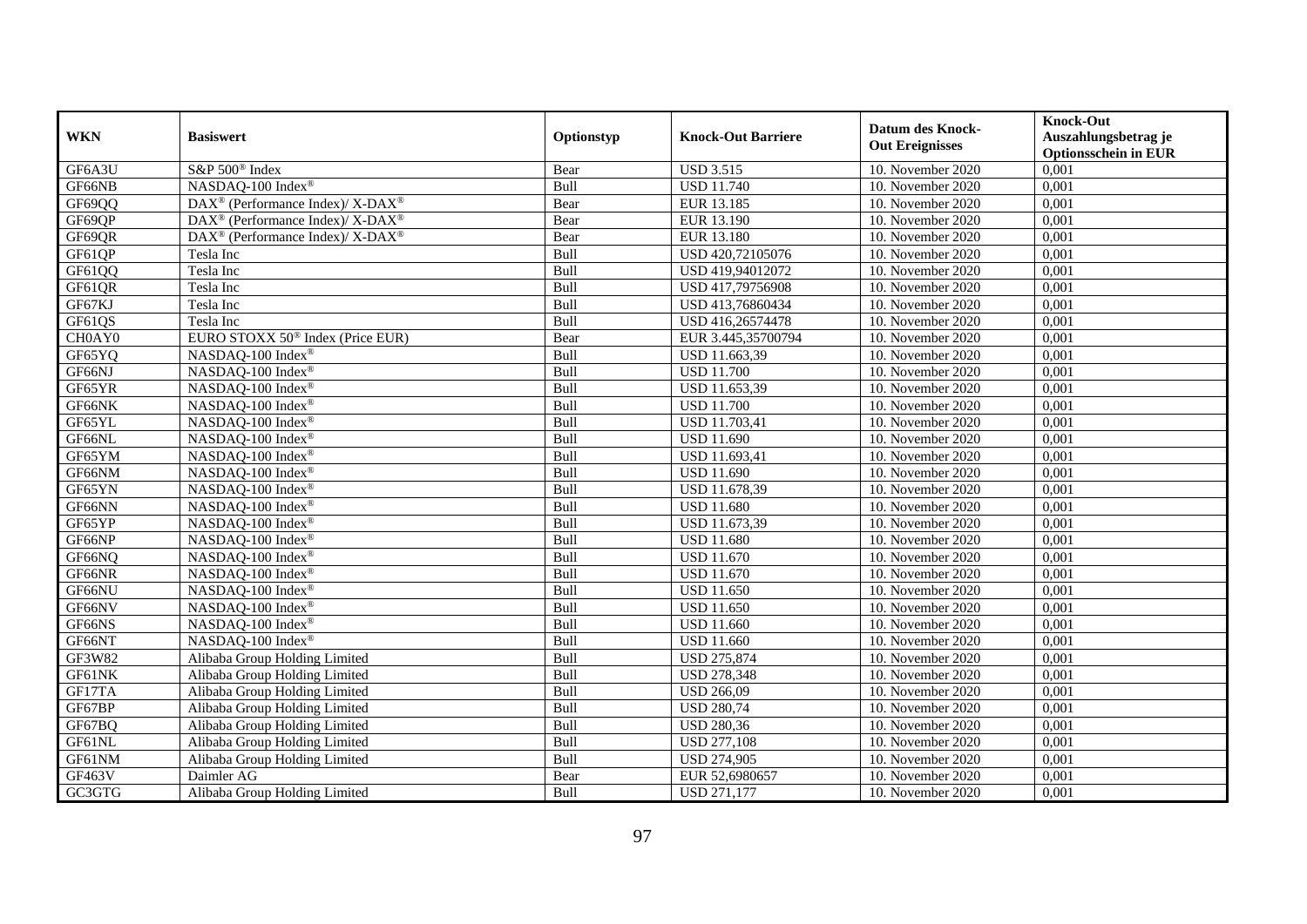| WKN | Basiswert | Optionstyp | Knock-Out Barriere | Datum des Knock-Out Ereignisses | Knock-Out Auszahlungsbetrag je Optionsschein in EUR |
|---|---|---|---|---|---|
| GF6A3U | S&P 500® Index | Bear | USD 3.515 | 10. November 2020 | 0,001 |
| GF66NB | NASDAQ-100 Index® | Bull | USD 11.740 | 10. November 2020 | 0,001 |
| GF69QQ | DAX® (Performance Index)/ X-DAX® | Bear | EUR 13.185 | 10. November 2020 | 0,001 |
| GF69QP | DAX® (Performance Index)/ X-DAX® | Bear | EUR 13.190 | 10. November 2020 | 0,001 |
| GF69QR | DAX® (Performance Index)/ X-DAX® | Bear | EUR 13.180 | 10. November 2020 | 0,001 |
| GF61QP | Tesla Inc | Bull | USD 420,72105076 | 10. November 2020 | 0,001 |
| GF61QQ | Tesla Inc | Bull | USD 419,94012072 | 10. November 2020 | 0,001 |
| GF61QR | Tesla Inc | Bull | USD 417,79756908 | 10. November 2020 | 0,001 |
| GF67KJ | Tesla Inc | Bull | USD 413,76860434 | 10. November 2020 | 0,001 |
| GF61QS | Tesla Inc | Bull | USD 416,26574478 | 10. November 2020 | 0,001 |
| CH0AY0 | EURO STOXX 50® Index (Price EUR) | Bear | EUR 3.445,35700794 | 10. November 2020 | 0,001 |
| GF65YQ | NASDAQ-100 Index® | Bull | USD 11.663,39 | 10. November 2020 | 0,001 |
| GF66NJ | NASDAQ-100 Index® | Bull | USD 11.700 | 10. November 2020 | 0,001 |
| GF65YR | NASDAQ-100 Index® | Bull | USD 11.653,39 | 10. November 2020 | 0,001 |
| GF66NK | NASDAQ-100 Index® | Bull | USD 11.700 | 10. November 2020 | 0,001 |
| GF65YL | NASDAQ-100 Index® | Bull | USD 11.703,41 | 10. November 2020 | 0,001 |
| GF66NL | NASDAQ-100 Index® | Bull | USD 11.690 | 10. November 2020 | 0,001 |
| GF65YM | NASDAQ-100 Index® | Bull | USD 11.693,41 | 10. November 2020 | 0,001 |
| GF66NM | NASDAQ-100 Index® | Bull | USD 11.690 | 10. November 2020 | 0,001 |
| GF65YN | NASDAQ-100 Index® | Bull | USD 11.678,39 | 10. November 2020 | 0,001 |
| GF66NN | NASDAQ-100 Index® | Bull | USD 11.680 | 10. November 2020 | 0,001 |
| GF65YP | NASDAQ-100 Index® | Bull | USD 11.673,39 | 10. November 2020 | 0,001 |
| GF66NP | NASDAQ-100 Index® | Bull | USD 11.680 | 10. November 2020 | 0,001 |
| GF66NQ | NASDAQ-100 Index® | Bull | USD 11.670 | 10. November 2020 | 0,001 |
| GF66NR | NASDAQ-100 Index® | Bull | USD 11.670 | 10. November 2020 | 0,001 |
| GF66NU | NASDAQ-100 Index® | Bull | USD 11.650 | 10. November 2020 | 0,001 |
| GF66NV | NASDAQ-100 Index® | Bull | USD 11.650 | 10. November 2020 | 0,001 |
| GF66NS | NASDAQ-100 Index® | Bull | USD 11.660 | 10. November 2020 | 0,001 |
| GF66NT | NASDAQ-100 Index® | Bull | USD 11.660 | 10. November 2020 | 0,001 |
| GF3W82 | Alibaba Group Holding Limited | Bull | USD 275,874 | 10. November 2020 | 0,001 |
| GF61NK | Alibaba Group Holding Limited | Bull | USD 278,348 | 10. November 2020 | 0,001 |
| GF17TA | Alibaba Group Holding Limited | Bull | USD 266,09 | 10. November 2020 | 0,001 |
| GF67BP | Alibaba Group Holding Limited | Bull | USD 280,74 | 10. November 2020 | 0,001 |
| GF67BQ | Alibaba Group Holding Limited | Bull | USD 280,36 | 10. November 2020 | 0,001 |
| GF61NL | Alibaba Group Holding Limited | Bull | USD 277,108 | 10. November 2020 | 0,001 |
| GF61NM | Alibaba Group Holding Limited | Bull | USD 274,905 | 10. November 2020 | 0,001 |
| GF463V | Daimler AG | Bear | EUR 52,6980657 | 10. November 2020 | 0,001 |
| GC3GTG | Alibaba Group Holding Limited | Bull | USD 271,177 | 10. November 2020 | 0,001 |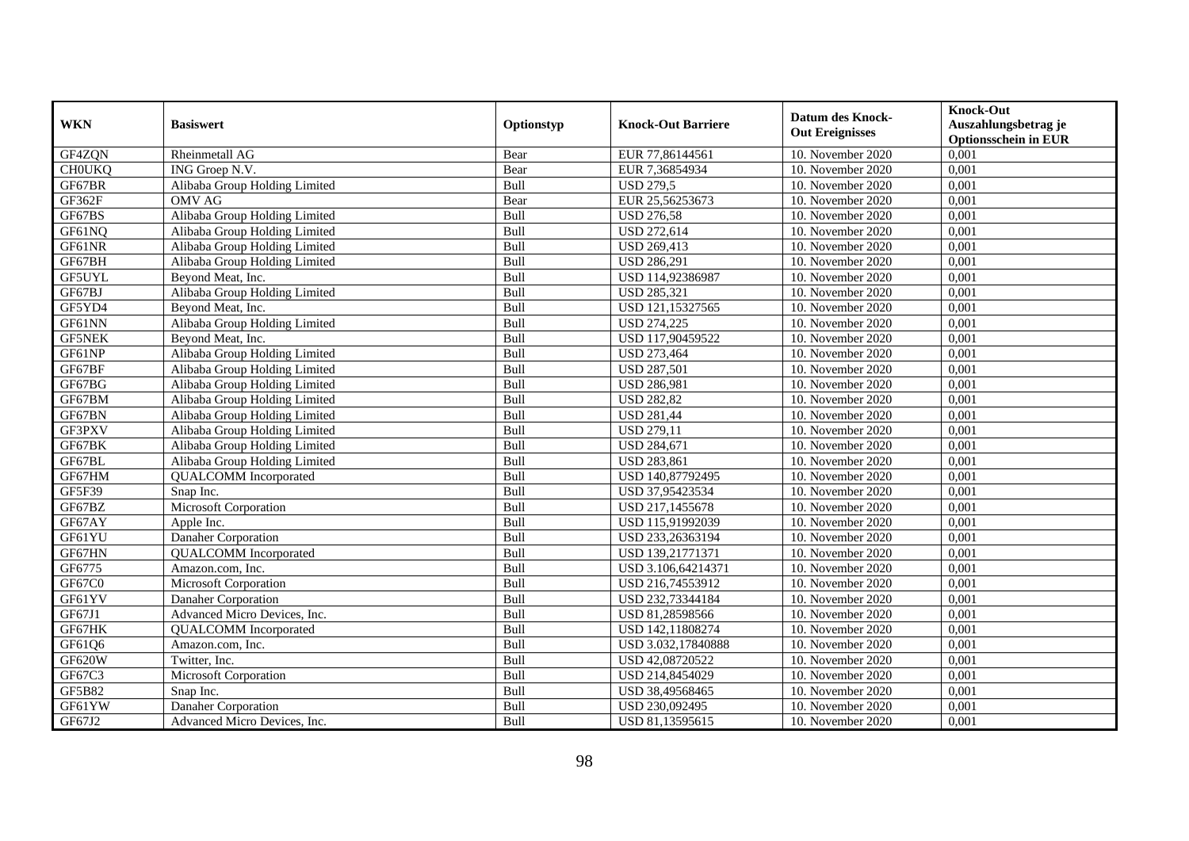| WKN | Basiswert | Optionstyp | Knock-Out Barriere | Datum des Knock-Out Ereignisses | Knock-Out Auszahlungsbetrag je Optionsschein in EUR |
|---|---|---|---|---|---|
| GF4ZQN | Rheinmetall AG | Bear | EUR 77,86144561 | 10. November 2020 | 0,001 |
| CH0UKQ | ING Groep N.V. | Bear | EUR 7,36854934 | 10. November 2020 | 0,001 |
| GF67BR | Alibaba Group Holding Limited | Bull | USD 279,5 | 10. November 2020 | 0,001 |
| GF362F | OMV AG | Bear | EUR 25,56253673 | 10. November 2020 | 0,001 |
| GF67BS | Alibaba Group Holding Limited | Bull | USD 276,58 | 10. November 2020 | 0,001 |
| GF61NQ | Alibaba Group Holding Limited | Bull | USD 272,614 | 10. November 2020 | 0,001 |
| GF61NR | Alibaba Group Holding Limited | Bull | USD 269,413 | 10. November 2020 | 0,001 |
| GF67BH | Alibaba Group Holding Limited | Bull | USD 286,291 | 10. November 2020 | 0,001 |
| GF5UYL | Beyond Meat, Inc. | Bull | USD 114,92386987 | 10. November 2020 | 0,001 |
| GF67BJ | Alibaba Group Holding Limited | Bull | USD 285,321 | 10. November 2020 | 0,001 |
| GF5YD4 | Beyond Meat, Inc. | Bull | USD 121,15327565 | 10. November 2020 | 0,001 |
| GF61NN | Alibaba Group Holding Limited | Bull | USD 274,225 | 10. November 2020 | 0,001 |
| GF5NEK | Beyond Meat, Inc. | Bull | USD 117,90459522 | 10. November 2020 | 0,001 |
| GF61NP | Alibaba Group Holding Limited | Bull | USD 273,464 | 10. November 2020 | 0,001 |
| GF67BF | Alibaba Group Holding Limited | Bull | USD 287,501 | 10. November 2020 | 0,001 |
| GF67BG | Alibaba Group Holding Limited | Bull | USD 286,981 | 10. November 2020 | 0,001 |
| GF67BM | Alibaba Group Holding Limited | Bull | USD 282,82 | 10. November 2020 | 0,001 |
| GF67BN | Alibaba Group Holding Limited | Bull | USD 281,44 | 10. November 2020 | 0,001 |
| GF3PXV | Alibaba Group Holding Limited | Bull | USD 279,11 | 10. November 2020 | 0,001 |
| GF67BK | Alibaba Group Holding Limited | Bull | USD 284,671 | 10. November 2020 | 0,001 |
| GF67BL | Alibaba Group Holding Limited | Bull | USD 283,861 | 10. November 2020 | 0,001 |
| GF67HM | QUALCOMM Incorporated | Bull | USD 140,87792495 | 10. November 2020 | 0,001 |
| GF5F39 | Snap Inc. | Bull | USD 37,95423534 | 10. November 2020 | 0,001 |
| GF67BZ | Microsoft Corporation | Bull | USD 217,1455678 | 10. November 2020 | 0,001 |
| GF67AY | Apple Inc. | Bull | USD 115,91992039 | 10. November 2020 | 0,001 |
| GF61YU | Danaher Corporation | Bull | USD 233,26363194 | 10. November 2020 | 0,001 |
| GF67HN | QUALCOMM Incorporated | Bull | USD 139,21771371 | 10. November 2020 | 0,001 |
| GF6775 | Amazon.com, Inc. | Bull | USD 3.106,64214371 | 10. November 2020 | 0,001 |
| GF67C0 | Microsoft Corporation | Bull | USD 216,74553912 | 10. November 2020 | 0,001 |
| GF61YV | Danaher Corporation | Bull | USD 232,73344184 | 10. November 2020 | 0,001 |
| GF67J1 | Advanced Micro Devices, Inc. | Bull | USD 81,28598566 | 10. November 2020 | 0,001 |
| GF67HK | QUALCOMM Incorporated | Bull | USD 142,11808274 | 10. November 2020 | 0,001 |
| GF61Q6 | Amazon.com, Inc. | Bull | USD 3.032,17840888 | 10. November 2020 | 0,001 |
| GF620W | Twitter, Inc. | Bull | USD 42,08720522 | 10. November 2020 | 0,001 |
| GF67C3 | Microsoft Corporation | Bull | USD 214,8454029 | 10. November 2020 | 0,001 |
| GF5B82 | Snap Inc. | Bull | USD 38,49568465 | 10. November 2020 | 0,001 |
| GF61YW | Danaher Corporation | Bull | USD 230,092495 | 10. November 2020 | 0,001 |
| GF67J2 | Advanced Micro Devices, Inc. | Bull | USD 81,13595615 | 10. November 2020 | 0,001 |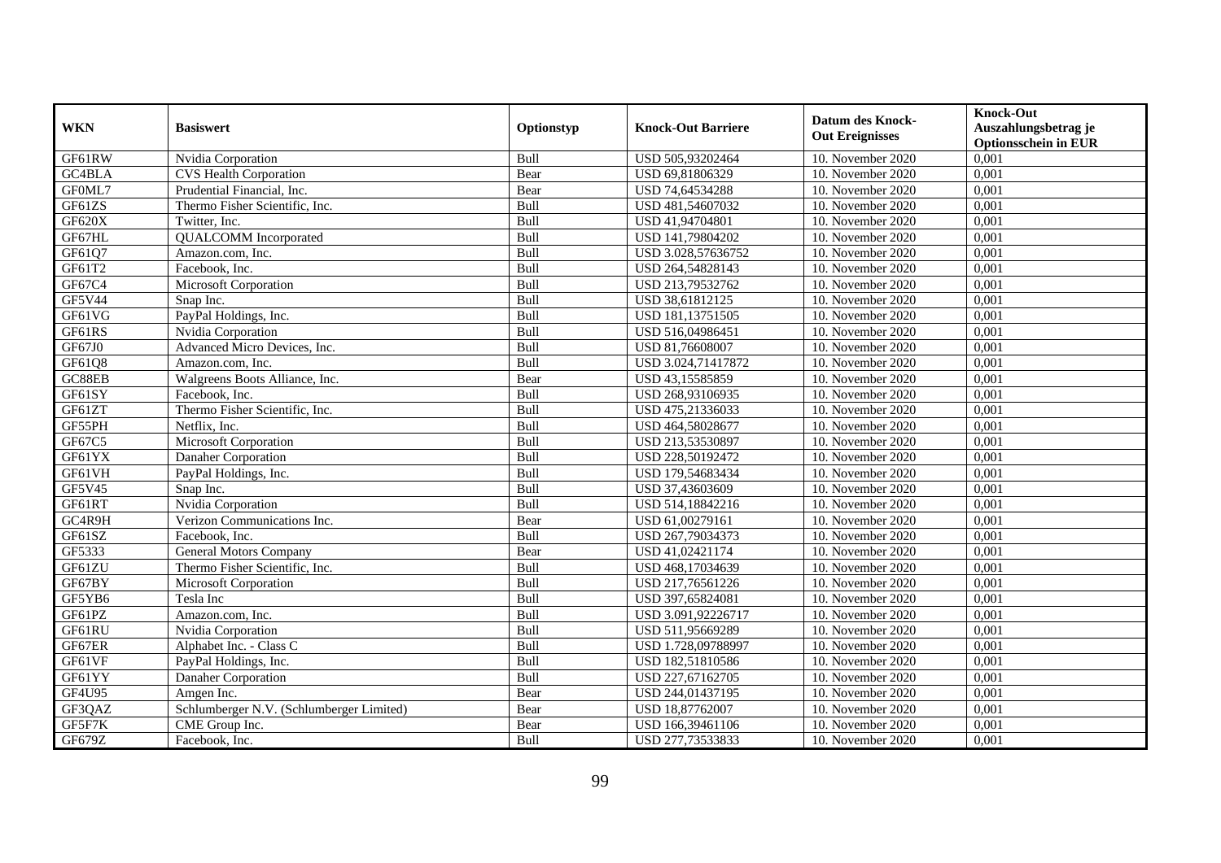| WKN | Basiswert | Optionstyp | Knock-Out Barriere | Datum des Knock-Out Ereignisses | Knock-Out Auszahlungsbetrag je Optionsschein in EUR |
|---|---|---|---|---|---|
| GF61RW | Nvidia Corporation | Bull | USD 505,93202464 | 10. November 2020 | 0,001 |
| GC4BLA | CVS Health Corporation | Bear | USD 69,81806329 | 10. November 2020 | 0,001 |
| GF0ML7 | Prudential Financial, Inc. | Bear | USD 74,64534288 | 10. November 2020 | 0,001 |
| GF61ZS | Thermo Fisher Scientific, Inc. | Bull | USD 481,54607032 | 10. November 2020 | 0,001 |
| GF620X | Twitter, Inc. | Bull | USD 41,94704801 | 10. November 2020 | 0,001 |
| GF67HL | QUALCOMM Incorporated | Bull | USD 141,79804202 | 10. November 2020 | 0,001 |
| GF61Q7 | Amazon.com, Inc. | Bull | USD 3.028,57636752 | 10. November 2020 | 0,001 |
| GF61T2 | Facebook, Inc. | Bull | USD 264,54828143 | 10. November 2020 | 0,001 |
| GF67C4 | Microsoft Corporation | Bull | USD 213,79532762 | 10. November 2020 | 0,001 |
| GF5V44 | Snap Inc. | Bull | USD 38,61812125 | 10. November 2020 | 0,001 |
| GF61VG | PayPal Holdings, Inc. | Bull | USD 181,13751505 | 10. November 2020 | 0,001 |
| GF61RS | Nvidia Corporation | Bull | USD 516,04986451 | 10. November 2020 | 0,001 |
| GF67J0 | Advanced Micro Devices, Inc. | Bull | USD 81,76608007 | 10. November 2020 | 0,001 |
| GF61Q8 | Amazon.com, Inc. | Bull | USD 3.024,71417872 | 10. November 2020 | 0,001 |
| GC88EB | Walgreens Boots Alliance, Inc. | Bear | USD 43,15585859 | 10. November 2020 | 0,001 |
| GF61SY | Facebook, Inc. | Bull | USD 268,93106935 | 10. November 2020 | 0,001 |
| GF61ZT | Thermo Fisher Scientific, Inc. | Bull | USD 475,21336033 | 10. November 2020 | 0,001 |
| GF55PH | Netflix, Inc. | Bull | USD 464,58028677 | 10. November 2020 | 0,001 |
| GF67C5 | Microsoft Corporation | Bull | USD 213,53530897 | 10. November 2020 | 0,001 |
| GF61YX | Danaher Corporation | Bull | USD 228,50192472 | 10. November 2020 | 0,001 |
| GF61VH | PayPal Holdings, Inc. | Bull | USD 179,54683434 | 10. November 2020 | 0,001 |
| GF5V45 | Snap Inc. | Bull | USD 37,43603609 | 10. November 2020 | 0,001 |
| GF61RT | Nvidia Corporation | Bull | USD 514,18842216 | 10. November 2020 | 0,001 |
| GC4R9H | Verizon Communications Inc. | Bear | USD 61,00279161 | 10. November 2020 | 0,001 |
| GF61SZ | Facebook, Inc. | Bull | USD 267,79034373 | 10. November 2020 | 0,001 |
| GF5333 | General Motors Company | Bear | USD 41,02421174 | 10. November 2020 | 0,001 |
| GF61ZU | Thermo Fisher Scientific, Inc. | Bull | USD 468,17034639 | 10. November 2020 | 0,001 |
| GF67BY | Microsoft Corporation | Bull | USD 217,76561226 | 10. November 2020 | 0,001 |
| GF5YB6 | Tesla Inc | Bull | USD 397,65824081 | 10. November 2020 | 0,001 |
| GF61PZ | Amazon.com, Inc. | Bull | USD 3.091,92226717 | 10. November 2020 | 0,001 |
| GF61RU | Nvidia Corporation | Bull | USD 511,95669289 | 10. November 2020 | 0,001 |
| GF67ER | Alphabet Inc. - Class C | Bull | USD 1.728,09788997 | 10. November 2020 | 0,001 |
| GF61VF | PayPal Holdings, Inc. | Bull | USD 182,51810586 | 10. November 2020 | 0,001 |
| GF61YY | Danaher Corporation | Bull | USD 227,67162705 | 10. November 2020 | 0,001 |
| GF4U95 | Amgen Inc. | Bear | USD 244,01437195 | 10. November 2020 | 0,001 |
| GF3QAZ | Schlumberger N.V. (Schlumberger Limited) | Bear | USD 18,87762007 | 10. November 2020 | 0,001 |
| GF5F7K | CME Group Inc. | Bear | USD 166,39461106 | 10. November 2020 | 0,001 |
| GF679Z | Facebook, Inc. | Bull | USD 277,73533833 | 10. November 2020 | 0,001 |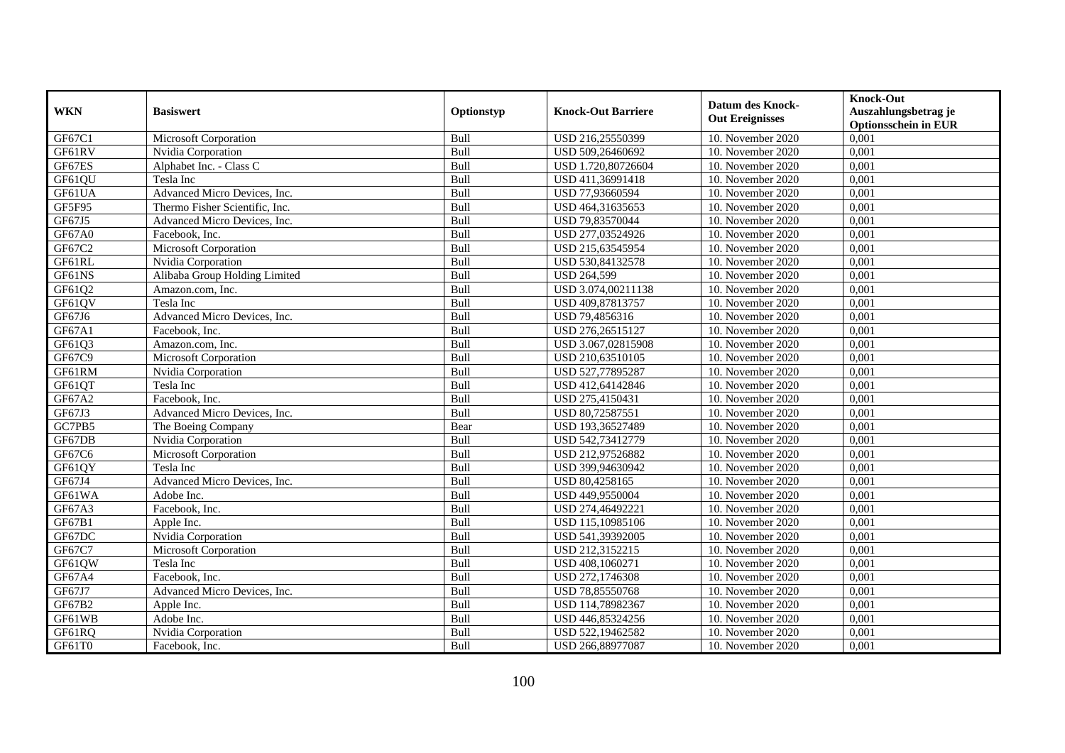| WKN | Basiswert | Optionstyp | Knock-Out Barriere | Datum des Knock-Out Ereignisses | Knock-Out Auszahlungsbetrag je Optionsschein in EUR |
|---|---|---|---|---|---|
| GF67C1 | Microsoft Corporation | Bull | USD 216,25550399 | 10. November 2020 | 0,001 |
| GF61RV | Nvidia Corporation | Bull | USD 509,26460692 | 10. November 2020 | 0,001 |
| GF67ES | Alphabet Inc. - Class C | Bull | USD 1.720,80726604 | 10. November 2020 | 0,001 |
| GF61QU | Tesla Inc | Bull | USD 411,36991418 | 10. November 2020 | 0,001 |
| GF61UA | Advanced Micro Devices, Inc. | Bull | USD 77,93660594 | 10. November 2020 | 0,001 |
| GF5F95 | Thermo Fisher Scientific, Inc. | Bull | USD 464,31635653 | 10. November 2020 | 0,001 |
| GF67J5 | Advanced Micro Devices, Inc. | Bull | USD 79,83570044 | 10. November 2020 | 0,001 |
| GF67A0 | Facebook, Inc. | Bull | USD 277,03524926 | 10. November 2020 | 0,001 |
| GF67C2 | Microsoft Corporation | Bull | USD 215,63545954 | 10. November 2020 | 0,001 |
| GF61RL | Nvidia Corporation | Bull | USD 530,84132578 | 10. November 2020 | 0,001 |
| GF61NS | Alibaba Group Holding Limited | Bull | USD 264,599 | 10. November 2020 | 0,001 |
| GF61Q2 | Amazon.com, Inc. | Bull | USD 3.074,00211138 | 10. November 2020 | 0,001 |
| GF61QV | Tesla Inc | Bull | USD 409,87813757 | 10. November 2020 | 0,001 |
| GF67J6 | Advanced Micro Devices, Inc. | Bull | USD 79,4856316 | 10. November 2020 | 0,001 |
| GF67A1 | Facebook, Inc. | Bull | USD 276,26515127 | 10. November 2020 | 0,001 |
| GF61Q3 | Amazon.com, Inc. | Bull | USD 3.067,02815908 | 10. November 2020 | 0,001 |
| GF67C9 | Microsoft Corporation | Bull | USD 210,63510105 | 10. November 2020 | 0,001 |
| GF61RM | Nvidia Corporation | Bull | USD 527,77895287 | 10. November 2020 | 0,001 |
| GF61QT | Tesla Inc | Bull | USD 412,64142846 | 10. November 2020 | 0,001 |
| GF67A2 | Facebook, Inc. | Bull | USD 275,4150431 | 10. November 2020 | 0,001 |
| GF67J3 | Advanced Micro Devices, Inc. | Bull | USD 80,72587551 | 10. November 2020 | 0,001 |
| GC7PB5 | The Boeing Company | Bear | USD 193,36527489 | 10. November 2020 | 0,001 |
| GF67DB | Nvidia Corporation | Bull | USD 542,73412779 | 10. November 2020 | 0,001 |
| GF67C6 | Microsoft Corporation | Bull | USD 212,97526882 | 10. November 2020 | 0,001 |
| GF61QY | Tesla Inc | Bull | USD 399,94630942 | 10. November 2020 | 0,001 |
| GF67J4 | Advanced Micro Devices, Inc. | Bull | USD 80,4258165 | 10. November 2020 | 0,001 |
| GF61WA | Adobe Inc. | Bull | USD 449,9550004 | 10. November 2020 | 0,001 |
| GF67A3 | Facebook, Inc. | Bull | USD 274,46492221 | 10. November 2020 | 0,001 |
| GF67B1 | Apple Inc. | Bull | USD 115,10985106 | 10. November 2020 | 0,001 |
| GF67DC | Nvidia Corporation | Bull | USD 541,39392005 | 10. November 2020 | 0,001 |
| GF67C7 | Microsoft Corporation | Bull | USD 212,3152215 | 10. November 2020 | 0,001 |
| GF61QW | Tesla Inc | Bull | USD 408,1060271 | 10. November 2020 | 0,001 |
| GF67A4 | Facebook, Inc. | Bull | USD 272,1746308 | 10. November 2020 | 0,001 |
| GF67J7 | Advanced Micro Devices, Inc. | Bull | USD 78,85550768 | 10. November 2020 | 0,001 |
| GF67B2 | Apple Inc. | Bull | USD 114,78982367 | 10. November 2020 | 0,001 |
| GF61WB | Adobe Inc. | Bull | USD 446,85324256 | 10. November 2020 | 0,001 |
| GF61RQ | Nvidia Corporation | Bull | USD 522,19462582 | 10. November 2020 | 0,001 |
| GF61T0 | Facebook, Inc. | Bull | USD 266,88977087 | 10. November 2020 | 0,001 |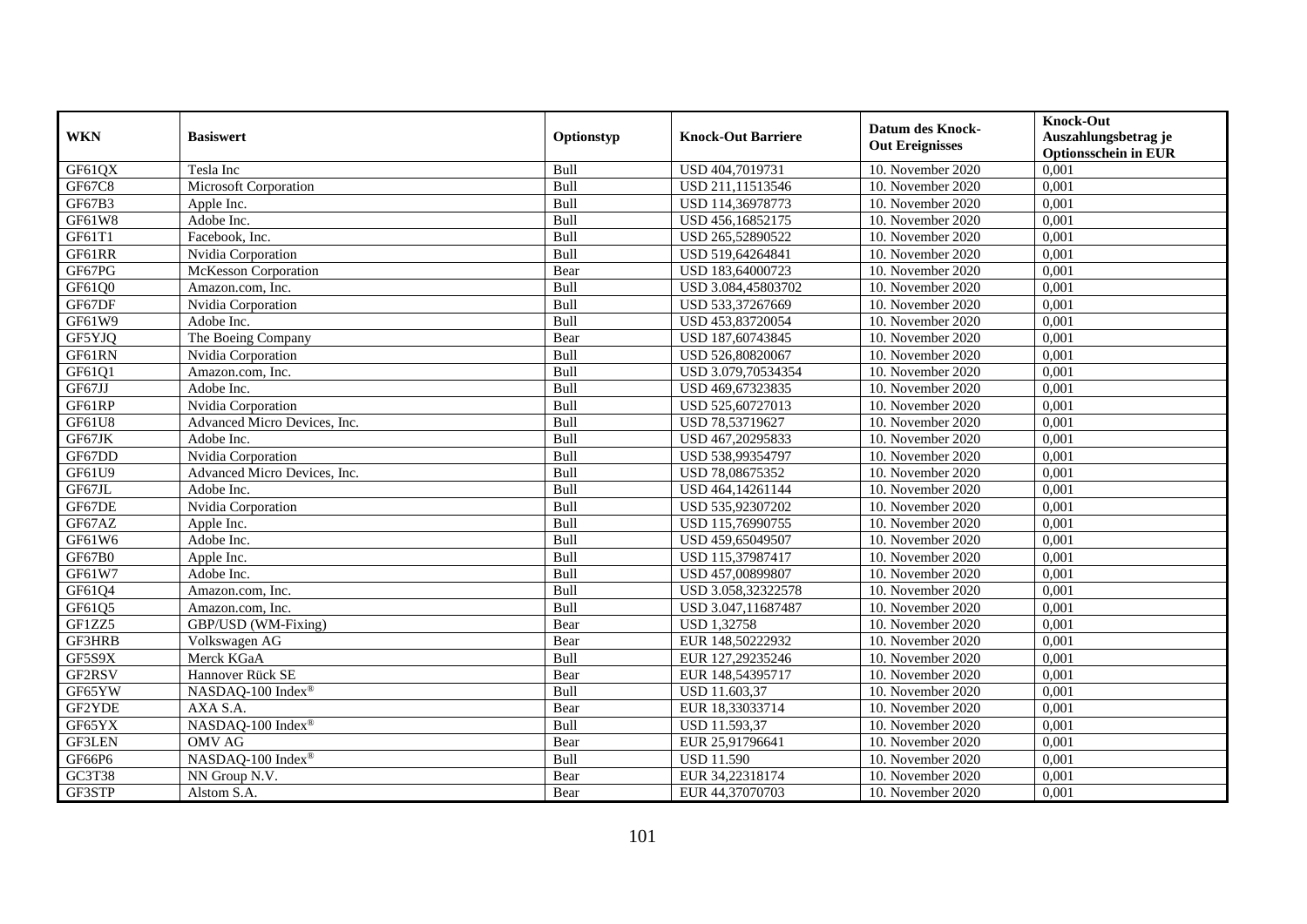| WKN | Basiswert | Optionstyp | Knock-Out Barriere | Datum des Knock-Out Ereignisses | Knock-Out Auszahlungsbetrag je Optionsschein in EUR |
|---|---|---|---|---|---|
| GF61QX | Tesla Inc | Bull | USD 404,7019731 | 10. November 2020 | 0,001 |
| GF67C8 | Microsoft Corporation | Bull | USD 211,11513546 | 10. November 2020 | 0,001 |
| GF67B3 | Apple Inc. | Bull | USD 114,36978773 | 10. November 2020 | 0,001 |
| GF61W8 | Adobe Inc. | Bull | USD 456,16852175 | 10. November 2020 | 0,001 |
| GF61T1 | Facebook, Inc. | Bull | USD 265,52890522 | 10. November 2020 | 0,001 |
| GF61RR | Nvidia Corporation | Bull | USD 519,64264841 | 10. November 2020 | 0,001 |
| GF67PG | McKesson Corporation | Bear | USD 183,64000723 | 10. November 2020 | 0,001 |
| GF61Q0 | Amazon.com, Inc. | Bull | USD 3.084,45803702 | 10. November 2020 | 0,001 |
| GF67DF | Nvidia Corporation | Bull | USD 533,37267669 | 10. November 2020 | 0,001 |
| GF61W9 | Adobe Inc. | Bull | USD 453,83720054 | 10. November 2020 | 0,001 |
| GF5YJQ | The Boeing Company | Bear | USD 187,60743845 | 10. November 2020 | 0,001 |
| GF61RN | Nvidia Corporation | Bull | USD 526,80820067 | 10. November 2020 | 0,001 |
| GF61Q1 | Amazon.com, Inc. | Bull | USD 3.079,70534354 | 10. November 2020 | 0,001 |
| GF67JJ | Adobe Inc. | Bull | USD 469,67323835 | 10. November 2020 | 0,001 |
| GF61RP | Nvidia Corporation | Bull | USD 525,60727013 | 10. November 2020 | 0,001 |
| GF61U8 | Advanced Micro Devices, Inc. | Bull | USD 78,53719627 | 10. November 2020 | 0,001 |
| GF67JK | Adobe Inc. | Bull | USD 467,20295833 | 10. November 2020 | 0,001 |
| GF67DD | Nvidia Corporation | Bull | USD 538,99354797 | 10. November 2020 | 0,001 |
| GF61U9 | Advanced Micro Devices, Inc. | Bull | USD 78,08675352 | 10. November 2020 | 0,001 |
| GF67JL | Adobe Inc. | Bull | USD 464,14261144 | 10. November 2020 | 0,001 |
| GF67DE | Nvidia Corporation | Bull | USD 535,92307202 | 10. November 2020 | 0,001 |
| GF67AZ | Apple Inc. | Bull | USD 115,76990755 | 10. November 2020 | 0,001 |
| GF61W6 | Adobe Inc. | Bull | USD 459,65049507 | 10. November 2020 | 0,001 |
| GF67B0 | Apple Inc. | Bull | USD 115,37987417 | 10. November 2020 | 0,001 |
| GF61W7 | Adobe Inc. | Bull | USD 457,00899807 | 10. November 2020 | 0,001 |
| GF61Q4 | Amazon.com, Inc. | Bull | USD 3.058,32322578 | 10. November 2020 | 0,001 |
| GF61Q5 | Amazon.com, Inc. | Bull | USD 3.047,11687487 | 10. November 2020 | 0,001 |
| GF1ZZ5 | GBP/USD (WM-Fixing) | Bear | USD 1,32758 | 10. November 2020 | 0,001 |
| GF3HRB | Volkswagen AG | Bear | EUR 148,50222932 | 10. November 2020 | 0,001 |
| GF5S9X | Merck KGaA | Bull | EUR 127,29235246 | 10. November 2020 | 0,001 |
| GF2RSV | Hannover Rück SE | Bear | EUR 148,54395717 | 10. November 2020 | 0,001 |
| GF65YW | NASDAQ-100 Index® | Bull | USD 11.603,37 | 10. November 2020 | 0,001 |
| GF2YDE | AXA S.A. | Bear | EUR 18,33033714 | 10. November 2020 | 0,001 |
| GF65YX | NASDAQ-100 Index® | Bull | USD 11.593,37 | 10. November 2020 | 0,001 |
| GF3LEN | OMV AG | Bear | EUR 25,91796641 | 10. November 2020 | 0,001 |
| GF66P6 | NASDAQ-100 Index® | Bull | USD 11.590 | 10. November 2020 | 0,001 |
| GC3T38 | NN Group N.V. | Bear | EUR 34,22318174 | 10. November 2020 | 0,001 |
| GF3STP | Alstom S.A. | Bear | EUR 44,37070703 | 10. November 2020 | 0,001 |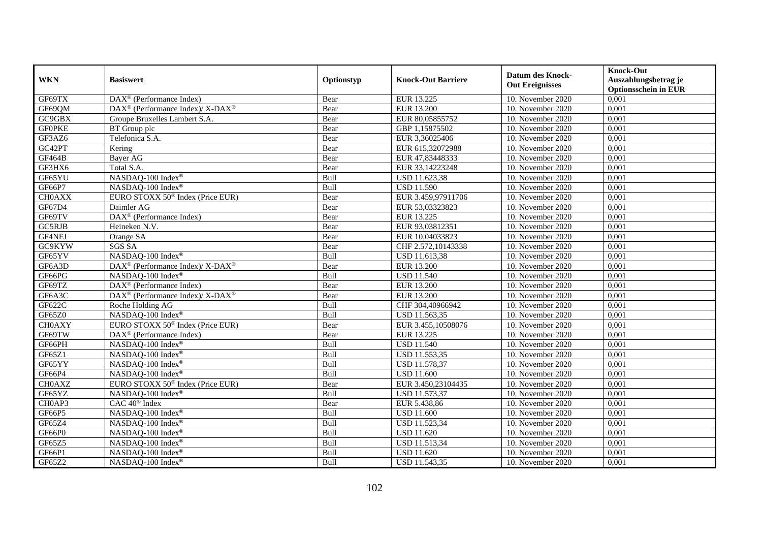| WKN | Basiswert | Optionstyp | Knock-Out Barriere | Datum des Knock-Out Ereignisses | Knock-Out Auszahlungsbetrag je Optionsschein in EUR |
|---|---|---|---|---|---|
| GF69TX | DAX® (Performance Index) | Bear | EUR 13.225 | 10. November 2020 | 0,001 |
| GF69QM | DAX® (Performance Index)/ X-DAX® | Bear | EUR 13.200 | 10. November 2020 | 0,001 |
| GC9GBX | Groupe Bruxelles Lambert S.A. | Bear | EUR 80,05855752 | 10. November 2020 | 0,001 |
| GF0PKE | BT Group plc | Bear | GBP 1,15875502 | 10. November 2020 | 0,001 |
| GF3AZ6 | Telefonica S.A. | Bear | EUR 3,36025406 | 10. November 2020 | 0,001 |
| GC42PT | Kering | Bear | EUR 615,32072988 | 10. November 2020 | 0,001 |
| GF464B | Bayer AG | Bear | EUR 47,83448333 | 10. November 2020 | 0,001 |
| GF3HX6 | Total S.A. | Bear | EUR 33,14223248 | 10. November 2020 | 0,001 |
| GF65YU | NASDAQ-100 Index® | Bull | USD 11.623,38 | 10. November 2020 | 0,001 |
| GF66P7 | NASDAQ-100 Index® | Bull | USD 11.590 | 10. November 2020 | 0,001 |
| CH0AXX | EURO STOXX 50® Index (Price EUR) | Bear | EUR 3.459,97911706 | 10. November 2020 | 0,001 |
| GF67D4 | Daimler AG | Bear | EUR 53,03323823 | 10. November 2020 | 0,001 |
| GF69TV | DAX® (Performance Index) | Bear | EUR 13.225 | 10. November 2020 | 0,001 |
| GC5RJB | Heineken N.V. | Bear | EUR 93,03812351 | 10. November 2020 | 0,001 |
| GF4NFJ | Orange SA | Bear | EUR 10,04033823 | 10. November 2020 | 0,001 |
| GC9KYW | SGS SA | Bear | CHF 2.572,10143338 | 10. November 2020 | 0,001 |
| GF65YV | NASDAQ-100 Index® | Bull | USD 11.613,38 | 10. November 2020 | 0,001 |
| GF6A3D | DAX® (Performance Index)/ X-DAX® | Bear | EUR 13.200 | 10. November 2020 | 0,001 |
| GF66PG | NASDAQ-100 Index® | Bull | USD 11.540 | 10. November 2020 | 0,001 |
| GF69TZ | DAX® (Performance Index) | Bear | EUR 13.200 | 10. November 2020 | 0,001 |
| GF6A3C | DAX® (Performance Index)/ X-DAX® | Bear | EUR 13.200 | 10. November 2020 | 0,001 |
| GF622C | Roche Holding AG | Bull | CHF 304,40966942 | 10. November 2020 | 0,001 |
| GF65Z0 | NASDAQ-100 Index® | Bull | USD 11.563,35 | 10. November 2020 | 0,001 |
| CH0AXY | EURO STOXX 50® Index (Price EUR) | Bear | EUR 3.455,10508076 | 10. November 2020 | 0,001 |
| GF69TW | DAX® (Performance Index) | Bear | EUR 13.225 | 10. November 2020 | 0,001 |
| GF66PH | NASDAQ-100 Index® | Bull | USD 11.540 | 10. November 2020 | 0,001 |
| GF65Z1 | NASDAQ-100 Index® | Bull | USD 11.553,35 | 10. November 2020 | 0,001 |
| GF65YY | NASDAQ-100 Index® | Bull | USD 11.578,37 | 10. November 2020 | 0,001 |
| GF66P4 | NASDAQ-100 Index® | Bull | USD 11.600 | 10. November 2020 | 0,001 |
| CH0AXZ | EURO STOXX 50® Index (Price EUR) | Bear | EUR 3.450,23104435 | 10. November 2020 | 0,001 |
| GF65YZ | NASDAQ-100 Index® | Bull | USD 11.573,37 | 10. November 2020 | 0,001 |
| CH0AP3 | CAC 40® Index | Bear | EUR 5.438,86 | 10. November 2020 | 0,001 |
| GF66P5 | NASDAQ-100 Index® | Bull | USD 11.600 | 10. November 2020 | 0,001 |
| GF65Z4 | NASDAQ-100 Index® | Bull | USD 11.523,34 | 10. November 2020 | 0,001 |
| GF66P0 | NASDAQ-100 Index® | Bull | USD 11.620 | 10. November 2020 | 0,001 |
| GF65Z5 | NASDAQ-100 Index® | Bull | USD 11.513,34 | 10. November 2020 | 0,001 |
| GF66P1 | NASDAQ-100 Index® | Bull | USD 11.620 | 10. November 2020 | 0,001 |
| GF65Z2 | NASDAQ-100 Index® | Bull | USD 11.543,35 | 10. November 2020 | 0,001 |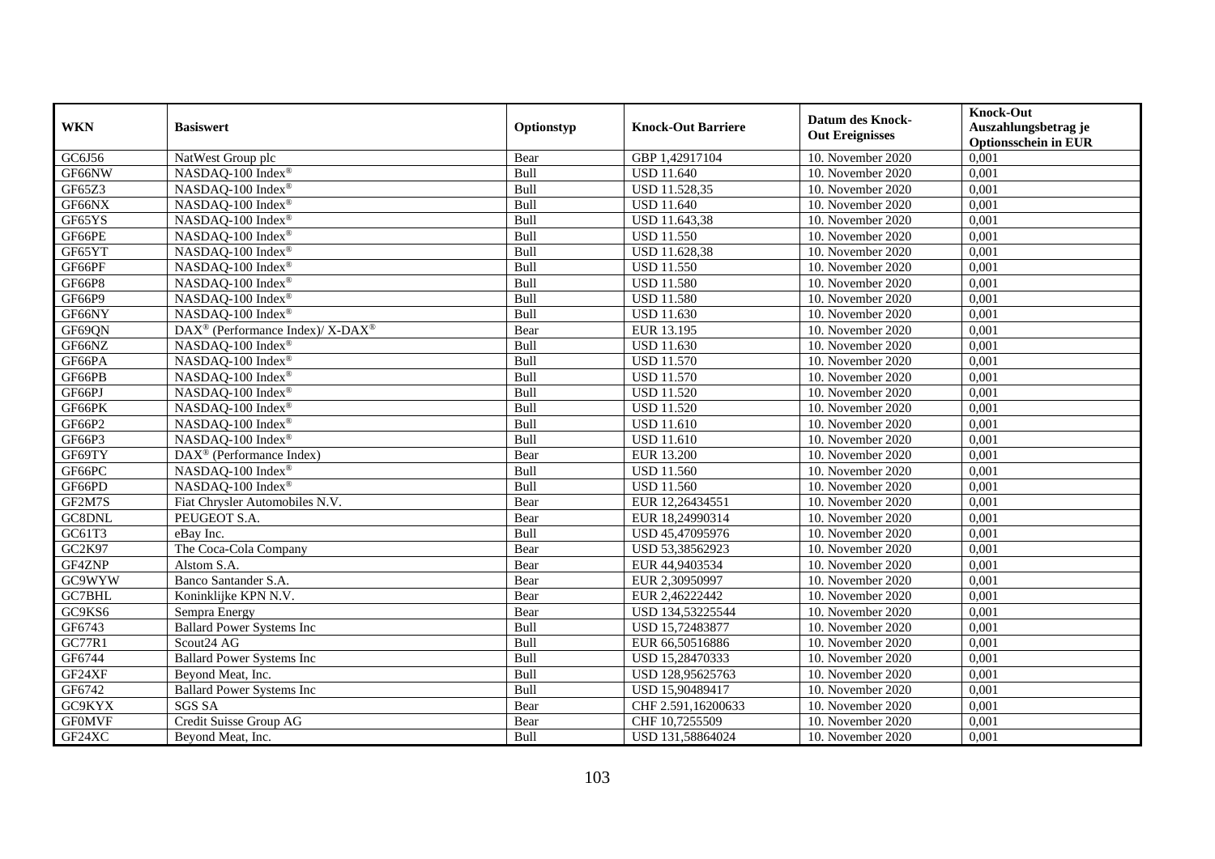| WKN | Basiswert | Optionstyp | Knock-Out Barriere | Datum des Knock-Out Ereignisses | Knock-Out Auszahlungsbetrag je Optionsschein in EUR |
|---|---|---|---|---|---|
| GC6J56 | NatWest Group plc | Bear | GBP 1,42917104 | 10. November 2020 | 0,001 |
| GF66NW | NASDAQ-100 Index® | Bull | USD 11.640 | 10. November 2020 | 0,001 |
| GF65Z3 | NASDAQ-100 Index® | Bull | USD 11.528,35 | 10. November 2020 | 0,001 |
| GF66NX | NASDAQ-100 Index® | Bull | USD 11.640 | 10. November 2020 | 0,001 |
| GF65YS | NASDAQ-100 Index® | Bull | USD 11.643,38 | 10. November 2020 | 0,001 |
| GF66PE | NASDAQ-100 Index® | Bull | USD 11.550 | 10. November 2020 | 0,001 |
| GF65YT | NASDAQ-100 Index® | Bull | USD 11.628,38 | 10. November 2020 | 0,001 |
| GF66PF | NASDAQ-100 Index® | Bull | USD 11.550 | 10. November 2020 | 0,001 |
| GF66P8 | NASDAQ-100 Index® | Bull | USD 11.580 | 10. November 2020 | 0,001 |
| GF66P9 | NASDAQ-100 Index® | Bull | USD 11.580 | 10. November 2020 | 0,001 |
| GF66NY | NASDAQ-100 Index® | Bull | USD 11.630 | 10. November 2020 | 0,001 |
| GF69QN | DAX® (Performance Index)/ X-DAX® | Bear | EUR 13.195 | 10. November 2020 | 0,001 |
| GF66NZ | NASDAQ-100 Index® | Bull | USD 11.630 | 10. November 2020 | 0,001 |
| GF66PA | NASDAQ-100 Index® | Bull | USD 11.570 | 10. November 2020 | 0,001 |
| GF66PB | NASDAQ-100 Index® | Bull | USD 11.570 | 10. November 2020 | 0,001 |
| GF66PJ | NASDAQ-100 Index® | Bull | USD 11.520 | 10. November 2020 | 0,001 |
| GF66PK | NASDAQ-100 Index® | Bull | USD 11.520 | 10. November 2020 | 0,001 |
| GF66P2 | NASDAQ-100 Index® | Bull | USD 11.610 | 10. November 2020 | 0,001 |
| GF66P3 | NASDAQ-100 Index® | Bull | USD 11.610 | 10. November 2020 | 0,001 |
| GF69TY | DAX® (Performance Index) | Bear | EUR 13.200 | 10. November 2020 | 0,001 |
| GF66PC | NASDAQ-100 Index® | Bull | USD 11.560 | 10. November 2020 | 0,001 |
| GF66PD | NASDAQ-100 Index® | Bull | USD 11.560 | 10. November 2020 | 0,001 |
| GF2M7S | Fiat Chrysler Automobiles N.V. | Bear | EUR 12,26434551 | 10. November 2020 | 0,001 |
| GC8DNL | PEUGEOT S.A. | Bear | EUR 18,24990314 | 10. November 2020 | 0,001 |
| GC61T3 | eBay Inc. | Bull | USD 45,47095976 | 10. November 2020 | 0,001 |
| GC2K97 | The Coca-Cola Company | Bear | USD 53,38562923 | 10. November 2020 | 0,001 |
| GF4ZNP | Alstom S.A. | Bear | EUR 44,9403534 | 10. November 2020 | 0,001 |
| GC9WYW | Banco Santander S.A. | Bear | EUR 2,30950997 | 10. November 2020 | 0,001 |
| GC7BHL | Koninklijke KPN N.V. | Bear | EUR 2,46222442 | 10. November 2020 | 0,001 |
| GC9KS6 | Sempra Energy | Bear | USD 134,53225544 | 10. November 2020 | 0,001 |
| GF6743 | Ballard Power Systems Inc | Bull | USD 15,72483877 | 10. November 2020 | 0,001 |
| GC77R1 | Scout24 AG | Bull | EUR 66,50516886 | 10. November 2020 | 0,001 |
| GF6744 | Ballard Power Systems Inc | Bull | USD 15,28470333 | 10. November 2020 | 0,001 |
| GF24XF | Beyond Meat, Inc. | Bull | USD 128,95625763 | 10. November 2020 | 0,001 |
| GF6742 | Ballard Power Systems Inc | Bull | USD 15,90489417 | 10. November 2020 | 0,001 |
| GC9KYX | SGS SA | Bear | CHF 2.591,16200633 | 10. November 2020 | 0,001 |
| GF0MVF | Credit Suisse Group AG | Bear | CHF 10,7255509 | 10. November 2020 | 0,001 |
| GF24XC | Beyond Meat, Inc. | Bull | USD 131,58864024 | 10. November 2020 | 0,001 |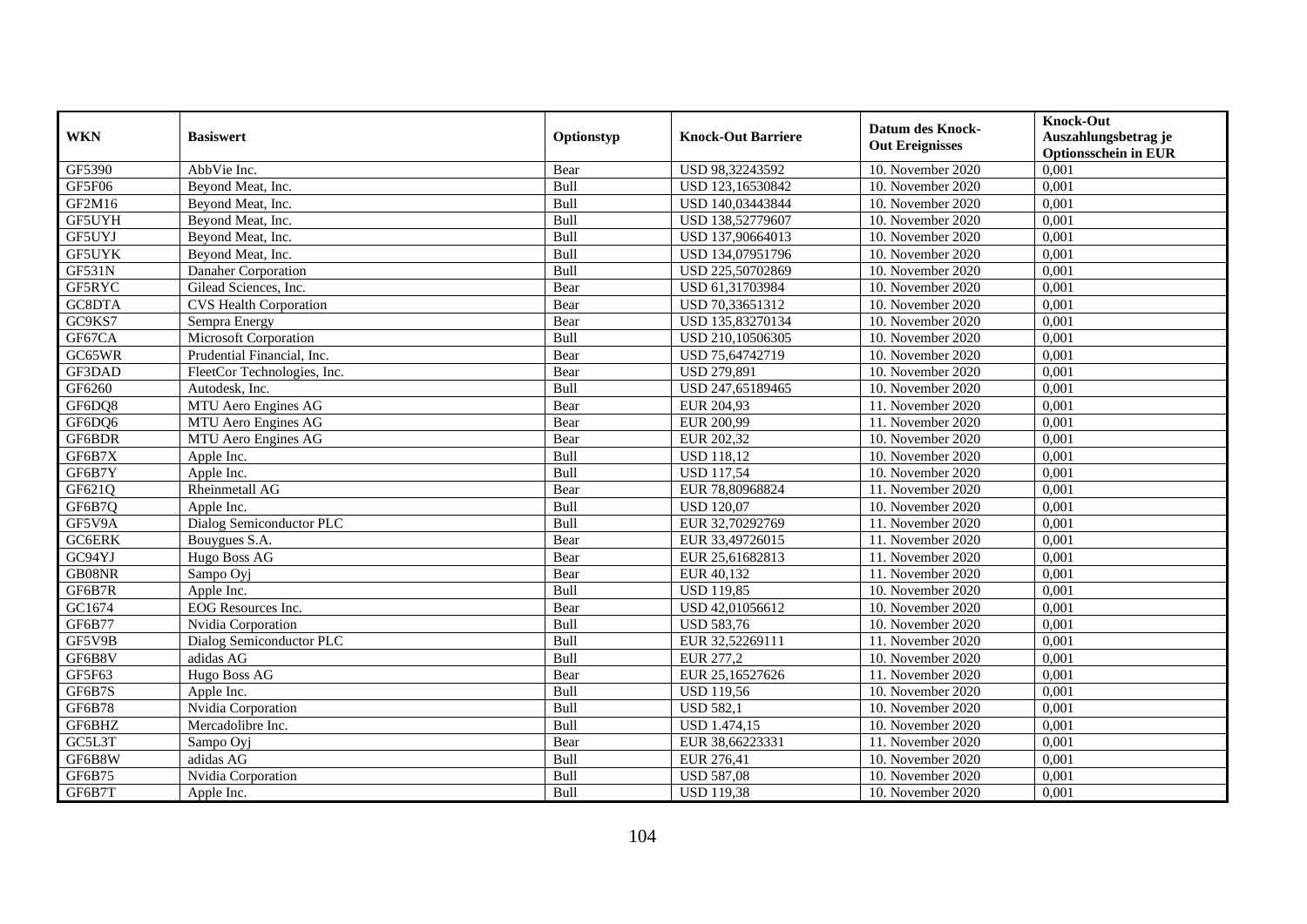| WKN | Basiswert | Optionstyp | Knock-Out Barriere | Datum des Knock-Out Ereignisses | Knock-Out Auszahlungsbetrag je Optionsschein in EUR |
|---|---|---|---|---|---|
| GF5390 | AbbVie Inc. | Bear | USD 98,32243592 | 10. November 2020 | 0,001 |
| GF5F06 | Beyond Meat, Inc. | Bull | USD 123,16530842 | 10. November 2020 | 0,001 |
| GF2M16 | Beyond Meat, Inc. | Bull | USD 140,03443844 | 10. November 2020 | 0,001 |
| GF5UYH | Beyond Meat, Inc. | Bull | USD 138,52779607 | 10. November 2020 | 0,001 |
| GF5UYJ | Beyond Meat, Inc. | Bull | USD 137,90664013 | 10. November 2020 | 0,001 |
| GF5UYK | Beyond Meat, Inc. | Bull | USD 134,07951796 | 10. November 2020 | 0,001 |
| GF531N | Danaher Corporation | Bull | USD 225,50702869 | 10. November 2020 | 0,001 |
| GF5RYC | Gilead Sciences, Inc. | Bear | USD 61,31703984 | 10. November 2020 | 0,001 |
| GC8DTA | CVS Health Corporation | Bear | USD 70,33651312 | 10. November 2020 | 0,001 |
| GC9KS7 | Sempra Energy | Bear | USD 135,83270134 | 10. November 2020 | 0,001 |
| GF67CA | Microsoft Corporation | Bull | USD 210,10506305 | 10. November 2020 | 0,001 |
| GC65WR | Prudential Financial, Inc. | Bear | USD 75,64742719 | 10. November 2020 | 0,001 |
| GF3DAD | FleetCor Technologies, Inc. | Bear | USD 279,891 | 10. November 2020 | 0,001 |
| GF6260 | Autodesk, Inc. | Bull | USD 247,65189465 | 10. November 2020 | 0,001 |
| GF6DQ8 | MTU Aero Engines AG | Bear | EUR 204,93 | 11. November 2020 | 0,001 |
| GF6DQ6 | MTU Aero Engines AG | Bear | EUR 200,99 | 11. November 2020 | 0,001 |
| GF6BDR | MTU Aero Engines AG | Bear | EUR 202,32 | 10. November 2020 | 0,001 |
| GF6B7X | Apple Inc. | Bull | USD 118,12 | 10. November 2020 | 0,001 |
| GF6B7Y | Apple Inc. | Bull | USD 117,54 | 10. November 2020 | 0,001 |
| GF621Q | Rheinmetall AG | Bear | EUR 78,80968824 | 11. November 2020 | 0,001 |
| GF6B7Q | Apple Inc. | Bull | USD 120,07 | 10. November 2020 | 0,001 |
| GF5V9A | Dialog Semiconductor PLC | Bull | EUR 32,70292769 | 11. November 2020 | 0,001 |
| GC6ERK | Bouygues S.A. | Bear | EUR 33,49726015 | 11. November 2020 | 0,001 |
| GC94YJ | Hugo Boss AG | Bear | EUR 25,61682813 | 11. November 2020 | 0,001 |
| GB08NR | Sampo Oyj | Bear | EUR 40,132 | 11. November 2020 | 0,001 |
| GF6B7R | Apple Inc. | Bull | USD 119,85 | 10. November 2020 | 0,001 |
| GC1674 | EOG Resources Inc. | Bear | USD 42,01056612 | 10. November 2020 | 0,001 |
| GF6B77 | Nvidia Corporation | Bull | USD 583,76 | 10. November 2020 | 0,001 |
| GF5V9B | Dialog Semiconductor PLC | Bull | EUR 32,52269111 | 11. November 2020 | 0,001 |
| GF6B8V | adidas AG | Bull | EUR 277,2 | 10. November 2020 | 0,001 |
| GF5F63 | Hugo Boss AG | Bear | EUR 25,16527626 | 11. November 2020 | 0,001 |
| GF6B7S | Apple Inc. | Bull | USD 119,56 | 10. November 2020 | 0,001 |
| GF6B78 | Nvidia Corporation | Bull | USD 582,1 | 10. November 2020 | 0,001 |
| GF6BHZ | Mercadolibre Inc. | Bull | USD 1.474,15 | 10. November 2020 | 0,001 |
| GC5L3T | Sampo Oyj | Bear | EUR 38,66223331 | 11. November 2020 | 0,001 |
| GF6B8W | adidas AG | Bull | EUR 276,41 | 10. November 2020 | 0,001 |
| GF6B75 | Nvidia Corporation | Bull | USD 587,08 | 10. November 2020 | 0,001 |
| GF6B7T | Apple Inc. | Bull | USD 119,38 | 10. November 2020 | 0,001 |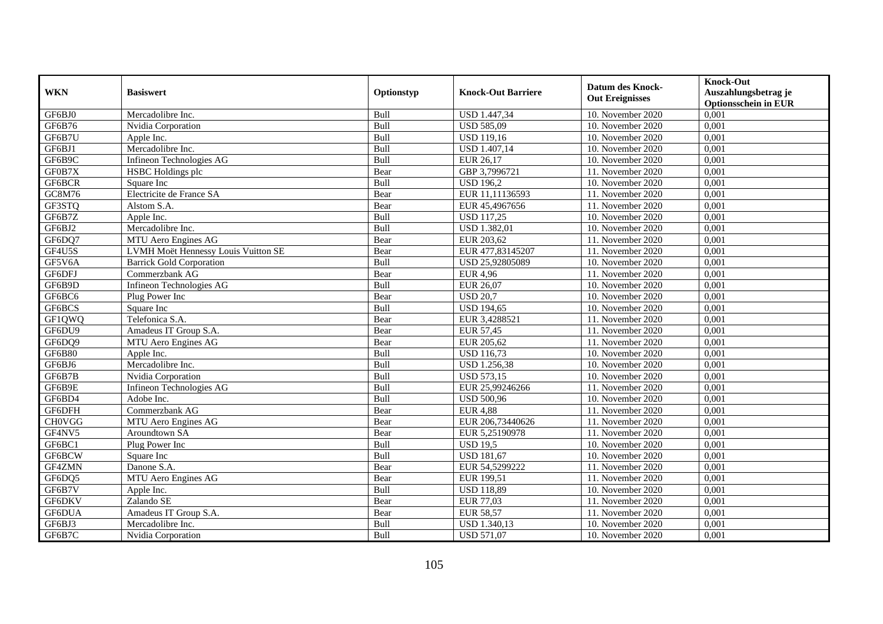| WKN | Basiswert | Optionstyp | Knock-Out Barriere | Datum des Knock-Out Ereignisses | Knock-Out Auszahlungsbetrag je Optionsschein in EUR |
|---|---|---|---|---|---|
| GF6BJ0 | Mercadolibre Inc. | Bull | USD 1.447,34 | 10. November 2020 | 0,001 |
| GF6B76 | Nvidia Corporation | Bull | USD 585,09 | 10. November 2020 | 0,001 |
| GF6B7U | Apple Inc. | Bull | USD 119,16 | 10. November 2020 | 0,001 |
| GF6BJ1 | Mercadolibre Inc. | Bull | USD 1.407,14 | 10. November 2020 | 0,001 |
| GF6B9C | Infineon Technologies AG | Bull | EUR 26,17 | 10. November 2020 | 0,001 |
| GF0B7X | HSBC Holdings plc | Bear | GBP 3,7996721 | 11. November 2020 | 0,001 |
| GF6BCR | Square Inc | Bull | USD 196,2 | 10. November 2020 | 0,001 |
| GC8M76 | Electricite de France SA | Bear | EUR 11,11136593 | 11. November 2020 | 0,001 |
| GF3STQ | Alstom S.A. | Bear | EUR 45,4967656 | 11. November 2020 | 0,001 |
| GF6B7Z | Apple Inc. | Bull | USD 117,25 | 10. November 2020 | 0,001 |
| GF6BJ2 | Mercadolibre Inc. | Bull | USD 1.382,01 | 10. November 2020 | 0,001 |
| GF6DQ7 | MTU Aero Engines AG | Bear | EUR 203,62 | 11. November 2020 | 0,001 |
| GF4U5S | LVMH Moët Hennessy Louis Vuitton SE | Bear | EUR 477,83145207 | 11. November 2020 | 0,001 |
| GF5V6A | Barrick Gold Corporation | Bull | USD 25,92805089 | 10. November 2020 | 0,001 |
| GF6DFJ | Commerzbank AG | Bear | EUR 4,96 | 11. November 2020 | 0,001 |
| GF6B9D | Infineon Technologies AG | Bull | EUR 26,07 | 10. November 2020 | 0,001 |
| GF6BC6 | Plug Power Inc | Bear | USD 20,7 | 10. November 2020 | 0,001 |
| GF6BCS | Square Inc | Bull | USD 194,65 | 10. November 2020 | 0,001 |
| GF1QWQ | Telefonica S.A. | Bear | EUR 3,4288521 | 11. November 2020 | 0,001 |
| GF6DU9 | Amadeus IT Group S.A. | Bear | EUR 57,45 | 11. November 2020 | 0,001 |
| GF6DQ9 | MTU Aero Engines AG | Bear | EUR 205,62 | 11. November 2020 | 0,001 |
| GF6B80 | Apple Inc. | Bull | USD 116,73 | 10. November 2020 | 0,001 |
| GF6BJ6 | Mercadolibre Inc. | Bull | USD 1.256,38 | 10. November 2020 | 0,001 |
| GF6B7B | Nvidia Corporation | Bull | USD 573,15 | 10. November 2020 | 0,001 |
| GF6B9E | Infineon Technologies AG | Bull | EUR 25,99246266 | 11. November 2020 | 0,001 |
| GF6BD4 | Adobe Inc. | Bull | USD 500,96 | 10. November 2020 | 0,001 |
| GF6DFH | Commerzbank AG | Bear | EUR 4,88 | 11. November 2020 | 0,001 |
| CH0VGG | MTU Aero Engines AG | Bear | EUR 206,73440626 | 11. November 2020 | 0,001 |
| GF4NV5 | Aroundtown SA | Bear | EUR 5,25190978 | 11. November 2020 | 0,001 |
| GF6BC1 | Plug Power Inc | Bull | USD 19,5 | 10. November 2020 | 0,001 |
| GF6BCW | Square Inc | Bull | USD 181,67 | 10. November 2020 | 0,001 |
| GF4ZMN | Danone S.A. | Bear | EUR 54,5299222 | 11. November 2020 | 0,001 |
| GF6DQ5 | MTU Aero Engines AG | Bear | EUR 199,51 | 11. November 2020 | 0,001 |
| GF6B7V | Apple Inc. | Bull | USD 118,89 | 10. November 2020 | 0,001 |
| GF6DKV | Zalando SE | Bear | EUR 77,03 | 11. November 2020 | 0,001 |
| GF6DUA | Amadeus IT Group S.A. | Bear | EUR 58,57 | 11. November 2020 | 0,001 |
| GF6BJ3 | Mercadolibre Inc. | Bull | USD 1.340,13 | 10. November 2020 | 0,001 |
| GF6B7C | Nvidia Corporation | Bull | USD 571,07 | 10. November 2020 | 0,001 |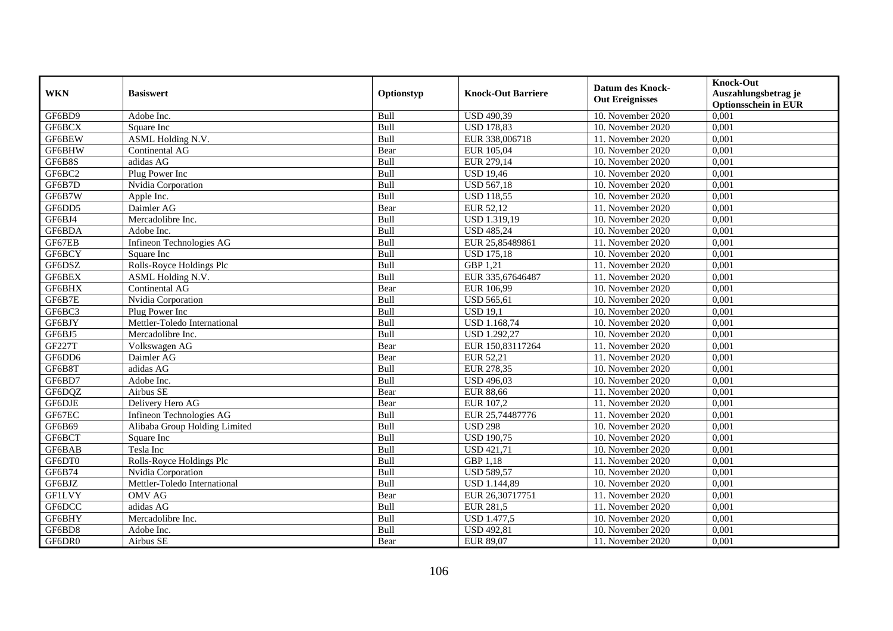| WKN | Basiswert | Optionstyp | Knock-Out Barriere | Datum des Knock-Out Ereignisses | Knock-Out Auszahlungsbetrag je Optionsschein in EUR |
|---|---|---|---|---|---|
| GF6BD9 | Adobe Inc. | Bull | USD 490,39 | 10. November 2020 | 0,001 |
| GF6BCX | Square Inc | Bull | USD 178,83 | 10. November 2020 | 0,001 |
| GF6BEW | ASML Holding N.V. | Bull | EUR 338,006718 | 11. November 2020 | 0,001 |
| GF6BHW | Continental AG | Bear | EUR 105,04 | 10. November 2020 | 0,001 |
| GF6B8S | adidas AG | Bull | EUR 279,14 | 10. November 2020 | 0,001 |
| GF6BC2 | Plug Power Inc | Bull | USD 19,46 | 10. November 2020 | 0,001 |
| GF6B7D | Nvidia Corporation | Bull | USD 567,18 | 10. November 2020 | 0,001 |
| GF6B7W | Apple Inc. | Bull | USD 118,55 | 10. November 2020 | 0,001 |
| GF6DD5 | Daimler AG | Bear | EUR 52,12 | 11. November 2020 | 0,001 |
| GF6BJ4 | Mercadolibre Inc. | Bull | USD 1.319,19 | 10. November 2020 | 0,001 |
| GF6BDA | Adobe Inc. | Bull | USD 485,24 | 10. November 2020 | 0,001 |
| GF67EB | Infineon Technologies AG | Bull | EUR 25,85489861 | 11. November 2020 | 0,001 |
| GF6BCY | Square Inc | Bull | USD 175,18 | 10. November 2020 | 0,001 |
| GF6DSZ | Rolls-Royce Holdings Plc | Bull | GBP 1,21 | 11. November 2020 | 0,001 |
| GF6BEX | ASML Holding N.V. | Bull | EUR 335,67646487 | 11. November 2020 | 0,001 |
| GF6BHX | Continental AG | Bear | EUR 106,99 | 10. November 2020 | 0,001 |
| GF6B7E | Nvidia Corporation | Bull | USD 565,61 | 10. November 2020 | 0,001 |
| GF6BC3 | Plug Power Inc | Bull | USD 19,1 | 10. November 2020 | 0,001 |
| GF6BJY | Mettler-Toledo International | Bull | USD 1.168,74 | 10. November 2020 | 0,001 |
| GF6BJ5 | Mercadolibre Inc. | Bull | USD 1.292,27 | 10. November 2020 | 0,001 |
| GF227T | Volkswagen AG | Bear | EUR 150,83117264 | 11. November 2020 | 0,001 |
| GF6DD6 | Daimler AG | Bear | EUR 52,21 | 11. November 2020 | 0,001 |
| GF6B8T | adidas AG | Bull | EUR 278,35 | 10. November 2020 | 0,001 |
| GF6BD7 | Adobe Inc. | Bull | USD 496,03 | 10. November 2020 | 0,001 |
| GF6DQZ | Airbus SE | Bear | EUR 88,66 | 11. November 2020 | 0,001 |
| GF6DJE | Delivery Hero AG | Bear | EUR 107,2 | 11. November 2020 | 0,001 |
| GF67EC | Infineon Technologies AG | Bull | EUR 25,74487776 | 11. November 2020 | 0,001 |
| GF6B69 | Alibaba Group Holding Limited | Bull | USD 298 | 10. November 2020 | 0,001 |
| GF6BCT | Square Inc | Bull | USD 190,75 | 10. November 2020 | 0,001 |
| GF6BAB | Tesla Inc | Bull | USD 421,71 | 10. November 2020 | 0,001 |
| GF6DT0 | Rolls-Royce Holdings Plc | Bull | GBP 1,18 | 11. November 2020 | 0,001 |
| GF6B74 | Nvidia Corporation | Bull | USD 589,57 | 10. November 2020 | 0,001 |
| GF6BJZ | Mettler-Toledo International | Bull | USD 1.144,89 | 10. November 2020 | 0,001 |
| GF1LVY | OMV AG | Bear | EUR 26,30717751 | 11. November 2020 | 0,001 |
| GF6DCC | adidas AG | Bull | EUR 281,5 | 11. November 2020 | 0,001 |
| GF6BHY | Mercadolibre Inc. | Bull | USD 1.477,5 | 10. November 2020 | 0,001 |
| GF6BD8 | Adobe Inc. | Bull | USD 492,81 | 10. November 2020 | 0,001 |
| GF6DR0 | Airbus SE | Bear | EUR 89,07 | 11. November 2020 | 0,001 |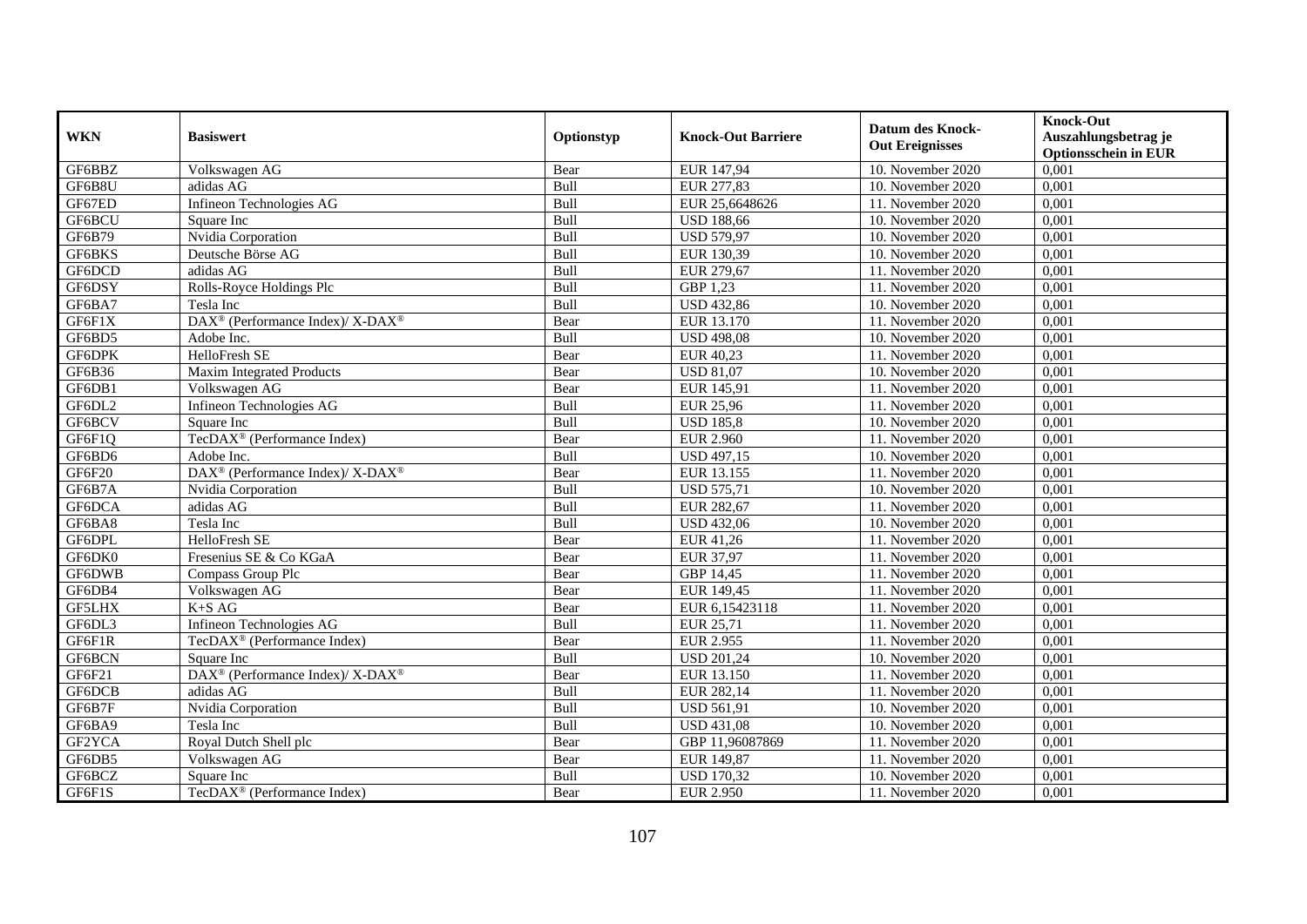| WKN | Basiswert | Optionstyp | Knock-Out Barriere | Datum des Knock-Out Ereignisses | Knock-Out Auszahlungsbetrag je Optionsschein in EUR |
|---|---|---|---|---|---|
| GF6BBZ | Volkswagen AG | Bear | EUR 147,94 | 10. November 2020 | 0,001 |
| GF6B8U | adidas AG | Bull | EUR 277,83 | 10. November 2020 | 0,001 |
| GF67ED | Infineon Technologies AG | Bull | EUR 25,6648626 | 11. November 2020 | 0,001 |
| GF6BCU | Square Inc | Bull | USD 188,66 | 10. November 2020 | 0,001 |
| GF6B79 | Nvidia Corporation | Bull | USD 579,97 | 10. November 2020 | 0,001 |
| GF6BKS | Deutsche Börse AG | Bull | EUR 130,39 | 10. November 2020 | 0,001 |
| GF6DCD | adidas AG | Bull | EUR 279,67 | 11. November 2020 | 0,001 |
| GF6DSY | Rolls-Royce Holdings Plc | Bull | GBP 1,23 | 11. November 2020 | 0,001 |
| GF6BA7 | Tesla Inc | Bull | USD 432,86 | 10. November 2020 | 0,001 |
| GF6F1X | DAX® (Performance Index)/ X-DAX® | Bear | EUR 13.170 | 11. November 2020 | 0,001 |
| GF6BD5 | Adobe Inc. | Bull | USD 498,08 | 10. November 2020 | 0,001 |
| GF6DPK | HelloFresh SE | Bear | EUR 40,23 | 11. November 2020 | 0,001 |
| GF6B36 | Maxim Integrated Products | Bear | USD 81,07 | 10. November 2020 | 0,001 |
| GF6DB1 | Volkswagen AG | Bear | EUR 145,91 | 11. November 2020 | 0,001 |
| GF6DL2 | Infineon Technologies AG | Bull | EUR 25,96 | 11. November 2020 | 0,001 |
| GF6BCV | Square Inc | Bull | USD 185,8 | 10. November 2020 | 0,001 |
| GF6F1Q | TecDAX® (Performance Index) | Bear | EUR 2.960 | 11. November 2020 | 0,001 |
| GF6BD6 | Adobe Inc. | Bull | USD 497,15 | 10. November 2020 | 0,001 |
| GF6F20 | DAX® (Performance Index)/ X-DAX® | Bear | EUR 13.155 | 11. November 2020 | 0,001 |
| GF6B7A | Nvidia Corporation | Bull | USD 575,71 | 10. November 2020 | 0,001 |
| GF6DCA | adidas AG | Bull | EUR 282,67 | 11. November 2020 | 0,001 |
| GF6BA8 | Tesla Inc | Bull | USD 432,06 | 10. November 2020 | 0,001 |
| GF6DPL | HelloFresh SE | Bear | EUR 41,26 | 11. November 2020 | 0,001 |
| GF6DK0 | Fresenius SE & Co KGaA | Bear | EUR 37,97 | 11. November 2020 | 0,001 |
| GF6DWB | Compass Group Plc | Bear | GBP 14,45 | 11. November 2020 | 0,001 |
| GF6DB4 | Volkswagen AG | Bear | EUR 149,45 | 11. November 2020 | 0,001 |
| GF5LHX | K+S AG | Bear | EUR 6,15423118 | 11. November 2020 | 0,001 |
| GF6DL3 | Infineon Technologies AG | Bull | EUR 25,71 | 11. November 2020 | 0,001 |
| GF6F1R | TecDAX® (Performance Index) | Bear | EUR 2.955 | 11. November 2020 | 0,001 |
| GF6BCN | Square Inc | Bull | USD 201,24 | 10. November 2020 | 0,001 |
| GF6F21 | DAX® (Performance Index)/ X-DAX® | Bear | EUR 13.150 | 11. November 2020 | 0,001 |
| GF6DCB | adidas AG | Bull | EUR 282,14 | 11. November 2020 | 0,001 |
| GF6B7F | Nvidia Corporation | Bull | USD 561,91 | 10. November 2020 | 0,001 |
| GF6BA9 | Tesla Inc | Bull | USD 431,08 | 10. November 2020 | 0,001 |
| GF2YCA | Royal Dutch Shell plc | Bear | GBP 11,96087869 | 11. November 2020 | 0,001 |
| GF6DB5 | Volkswagen AG | Bear | EUR 149,87 | 11. November 2020 | 0,001 |
| GF6BCZ | Square Inc | Bull | USD 170,32 | 10. November 2020 | 0,001 |
| GF6F1S | TecDAX® (Performance Index) | Bear | EUR 2.950 | 11. November 2020 | 0,001 |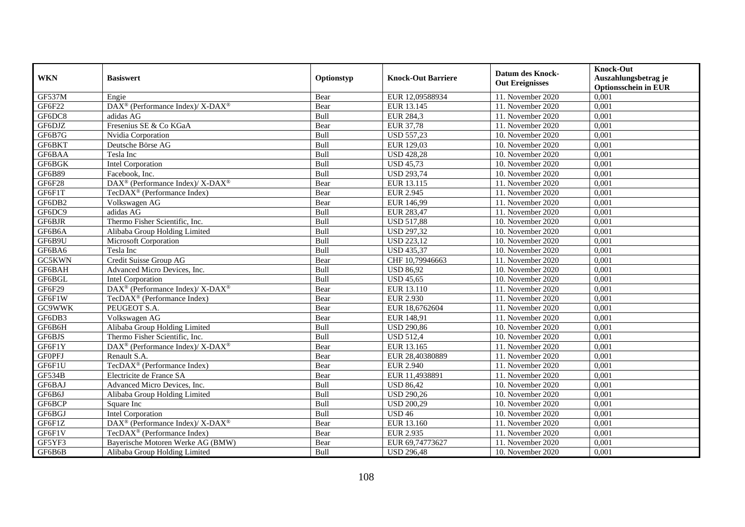| WKN | Basiswert | Optionstyp | Knock-Out Barriere | Datum des Knock-Out Ereignisses | Knock-Out Auszahlungsbetrag je Optionsschein in EUR |
|---|---|---|---|---|---|
| GF537M | Engie | Bear | EUR 12,09588934 | 11. November 2020 | 0,001 |
| GF6F22 | DAX® (Performance Index)/ X-DAX® | Bear | EUR 13.145 | 11. November 2020 | 0,001 |
| GF6DC8 | adidas AG | Bull | EUR 284,3 | 11. November 2020 | 0,001 |
| GF6DJZ | Fresenius SE & Co KGaA | Bear | EUR 37,78 | 11. November 2020 | 0,001 |
| GF6B7G | Nvidia Corporation | Bull | USD 557,23 | 10. November 2020 | 0,001 |
| GF6BKT | Deutsche Börse AG | Bull | EUR 129,03 | 10. November 2020 | 0,001 |
| GF6BAA | Tesla Inc | Bull | USD 428,28 | 10. November 2020 | 0,001 |
| GF6BGK | Intel Corporation | Bull | USD 45,73 | 10. November 2020 | 0,001 |
| GF6B89 | Facebook, Inc. | Bull | USD 293,74 | 10. November 2020 | 0,001 |
| GF6F28 | DAX® (Performance Index)/ X-DAX® | Bear | EUR 13.115 | 11. November 2020 | 0,001 |
| GF6F1T | TecDAX® (Performance Index) | Bear | EUR 2.945 | 11. November 2020 | 0,001 |
| GF6DB2 | Volkswagen AG | Bear | EUR 146,99 | 11. November 2020 | 0,001 |
| GF6DC9 | adidas AG | Bull | EUR 283,47 | 11. November 2020 | 0,001 |
| GF6BJR | Thermo Fisher Scientific, Inc. | Bull | USD 517,88 | 10. November 2020 | 0,001 |
| GF6B6A | Alibaba Group Holding Limited | Bull | USD 297,32 | 10. November 2020 | 0,001 |
| GF6B9U | Microsoft Corporation | Bull | USD 223,12 | 10. November 2020 | 0,001 |
| GF6BA6 | Tesla Inc | Bull | USD 435,37 | 10. November 2020 | 0,001 |
| GC5KWN | Credit Suisse Group AG | Bear | CHF 10,79946663 | 11. November 2020 | 0,001 |
| GF6BAH | Advanced Micro Devices, Inc. | Bull | USD 86,92 | 10. November 2020 | 0,001 |
| GF6BGL | Intel Corporation | Bull | USD 45,65 | 10. November 2020 | 0,001 |
| GF6F29 | DAX® (Performance Index)/ X-DAX® | Bear | EUR 13.110 | 11. November 2020 | 0,001 |
| GF6F1W | TecDAX® (Performance Index) | Bear | EUR 2.930 | 11. November 2020 | 0,001 |
| GC9WWK | PEUGEOT S.A. | Bear | EUR 18,6762604 | 11. November 2020 | 0,001 |
| GF6DB3 | Volkswagen AG | Bear | EUR 148,91 | 11. November 2020 | 0,001 |
| GF6B6H | Alibaba Group Holding Limited | Bull | USD 290,86 | 10. November 2020 | 0,001 |
| GF6BJS | Thermo Fisher Scientific, Inc. | Bull | USD 512,4 | 10. November 2020 | 0,001 |
| GF6F1Y | DAX® (Performance Index)/ X-DAX® | Bear | EUR 13.165 | 11. November 2020 | 0,001 |
| GF0PFJ | Renault S.A. | Bear | EUR 28,40380889 | 11. November 2020 | 0,001 |
| GF6F1U | TecDAX® (Performance Index) | Bear | EUR 2.940 | 11. November 2020 | 0,001 |
| GF534B | Electricite de France SA | Bear | EUR 11,4938891 | 11. November 2020 | 0,001 |
| GF6BAJ | Advanced Micro Devices, Inc. | Bull | USD 86,42 | 10. November 2020 | 0,001 |
| GF6B6J | Alibaba Group Holding Limited | Bull | USD 290,26 | 10. November 2020 | 0,001 |
| GF6BCP | Square Inc | Bull | USD 200,29 | 10. November 2020 | 0,001 |
| GF6BGJ | Intel Corporation | Bull | USD 46 | 10. November 2020 | 0,001 |
| GF6F1Z | DAX® (Performance Index)/ X-DAX® | Bear | EUR 13.160 | 11. November 2020 | 0,001 |
| GF6F1V | TecDAX® (Performance Index) | Bear | EUR 2.935 | 11. November 2020 | 0,001 |
| GF5YF3 | Bayerische Motoren Werke AG (BMW) | Bear | EUR 69,74773627 | 11. November 2020 | 0,001 |
| GF6B6B | Alibaba Group Holding Limited | Bull | USD 296,48 | 10. November 2020 | 0,001 |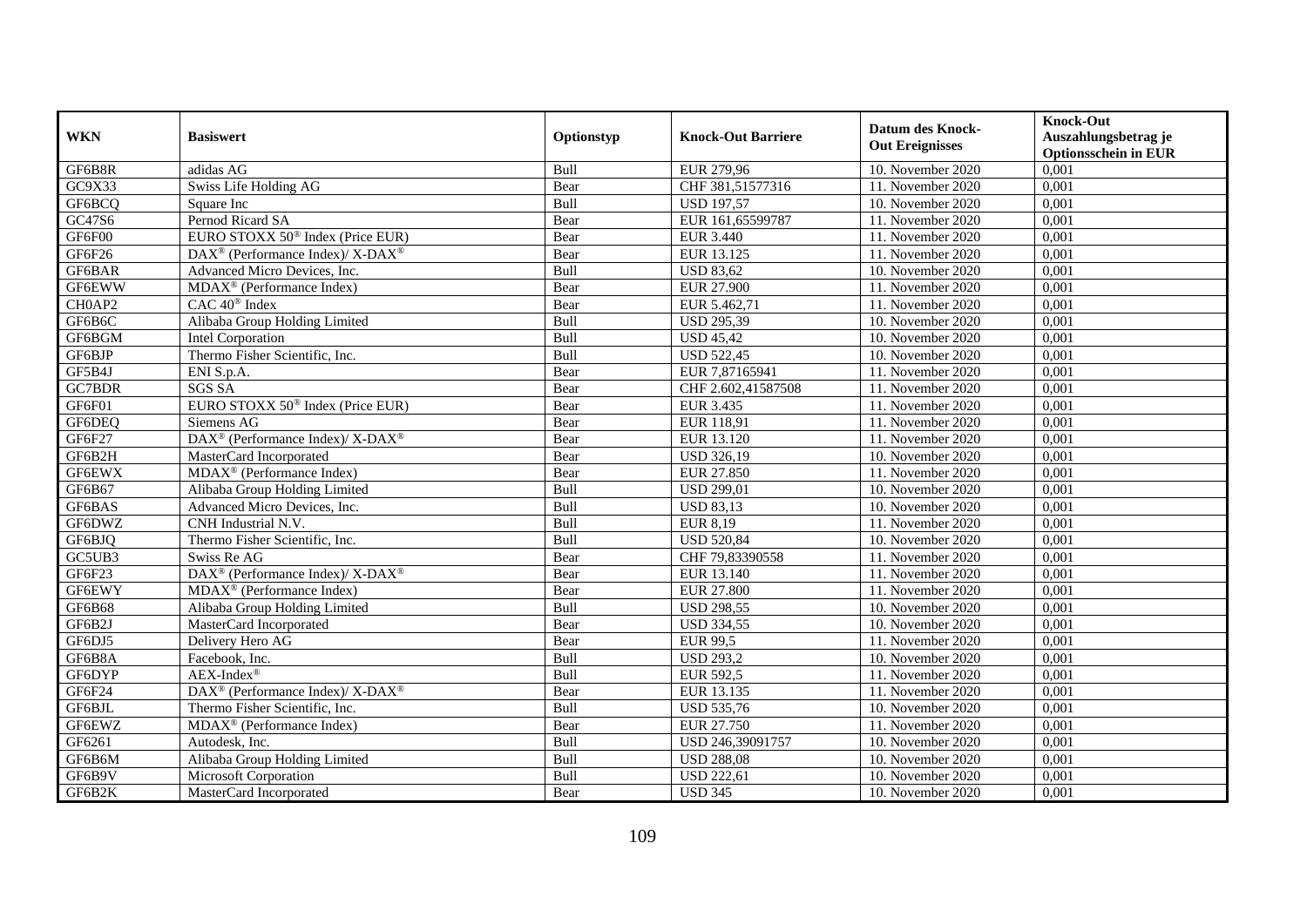| WKN | Basiswert | Optionstyp | Knock-Out Barriere | Datum des Knock-Out Ereignisses | Knock-Out Auszahlungsbetrag je Optionsschein in EUR |
|---|---|---|---|---|---|
| GF6B8R | adidas AG | Bull | EUR 279,96 | 10. November 2020 | 0,001 |
| GC9X33 | Swiss Life Holding AG | Bear | CHF 381,51577316 | 11. November 2020 | 0,001 |
| GF6BCQ | Square Inc | Bull | USD 197,57 | 10. November 2020 | 0,001 |
| GC47S6 | Pernod Ricard SA | Bear | EUR 161,65599787 | 11. November 2020 | 0,001 |
| GF6F00 | EURO STOXX 50® Index (Price EUR) | Bear | EUR 3.440 | 11. November 2020 | 0,001 |
| GF6F26 | DAX® (Performance Index)/ X-DAX® | Bear | EUR 13.125 | 11. November 2020 | 0,001 |
| GF6BAR | Advanced Micro Devices, Inc. | Bull | USD 83,62 | 10. November 2020 | 0,001 |
| GF6EWW | MDAX® (Performance Index) | Bear | EUR 27.900 | 11. November 2020 | 0,001 |
| CH0AP2 | CAC 40® Index | Bear | EUR 5.462,71 | 11. November 2020 | 0,001 |
| GF6B6C | Alibaba Group Holding Limited | Bull | USD 295,39 | 10. November 2020 | 0,001 |
| GF6BGM | Intel Corporation | Bull | USD 45,42 | 10. November 2020 | 0,001 |
| GF6BJP | Thermo Fisher Scientific, Inc. | Bull | USD 522,45 | 10. November 2020 | 0,001 |
| GF5B4J | ENI S.p.A. | Bear | EUR 7,87165941 | 11. November 2020 | 0,001 |
| GC7BDR | SGS SA | Bear | CHF 2.602,41587508 | 11. November 2020 | 0,001 |
| GF6F01 | EURO STOXX 50® Index (Price EUR) | Bear | EUR 3.435 | 11. November 2020 | 0,001 |
| GF6DEQ | Siemens AG | Bear | EUR 118,91 | 11. November 2020 | 0,001 |
| GF6F27 | DAX® (Performance Index)/ X-DAX® | Bear | EUR 13.120 | 11. November 2020 | 0,001 |
| GF6B2H | MasterCard Incorporated | Bear | USD 326,19 | 10. November 2020 | 0,001 |
| GF6EWX | MDAX® (Performance Index) | Bear | EUR 27.850 | 11. November 2020 | 0,001 |
| GF6B67 | Alibaba Group Holding Limited | Bull | USD 299,01 | 10. November 2020 | 0,001 |
| GF6BAS | Advanced Micro Devices, Inc. | Bull | USD 83,13 | 10. November 2020 | 0,001 |
| GF6DWZ | CNH Industrial N.V. | Bull | EUR 8,19 | 11. November 2020 | 0,001 |
| GF6BJQ | Thermo Fisher Scientific, Inc. | Bull | USD 520,84 | 10. November 2020 | 0,001 |
| GC5UB3 | Swiss Re AG | Bear | CHF 79,83390558 | 11. November 2020 | 0,001 |
| GF6F23 | DAX® (Performance Index)/ X-DAX® | Bear | EUR 13.140 | 11. November 2020 | 0,001 |
| GF6EWY | MDAX® (Performance Index) | Bear | EUR 27.800 | 11. November 2020 | 0,001 |
| GF6B68 | Alibaba Group Holding Limited | Bull | USD 298,55 | 10. November 2020 | 0,001 |
| GF6B2J | MasterCard Incorporated | Bear | USD 334,55 | 10. November 2020 | 0,001 |
| GF6DJ5 | Delivery Hero AG | Bear | EUR 99,5 | 11. November 2020 | 0,001 |
| GF6B8A | Facebook, Inc. | Bull | USD 293,2 | 10. November 2020 | 0,001 |
| GF6DYP | AEX-Index® | Bull | EUR 592,5 | 11. November 2020 | 0,001 |
| GF6F24 | DAX® (Performance Index)/ X-DAX® | Bear | EUR 13.135 | 11. November 2020 | 0,001 |
| GF6BJL | Thermo Fisher Scientific, Inc. | Bull | USD 535,76 | 10. November 2020 | 0,001 |
| GF6EWZ | MDAX® (Performance Index) | Bear | EUR 27.750 | 11. November 2020 | 0,001 |
| GF6261 | Autodesk, Inc. | Bull | USD 246,39091757 | 10. November 2020 | 0,001 |
| GF6B6M | Alibaba Group Holding Limited | Bull | USD 288,08 | 10. November 2020 | 0,001 |
| GF6B9V | Microsoft Corporation | Bull | USD 222,61 | 10. November 2020 | 0,001 |
| GF6B2K | MasterCard Incorporated | Bear | USD 345 | 10. November 2020 | 0,001 |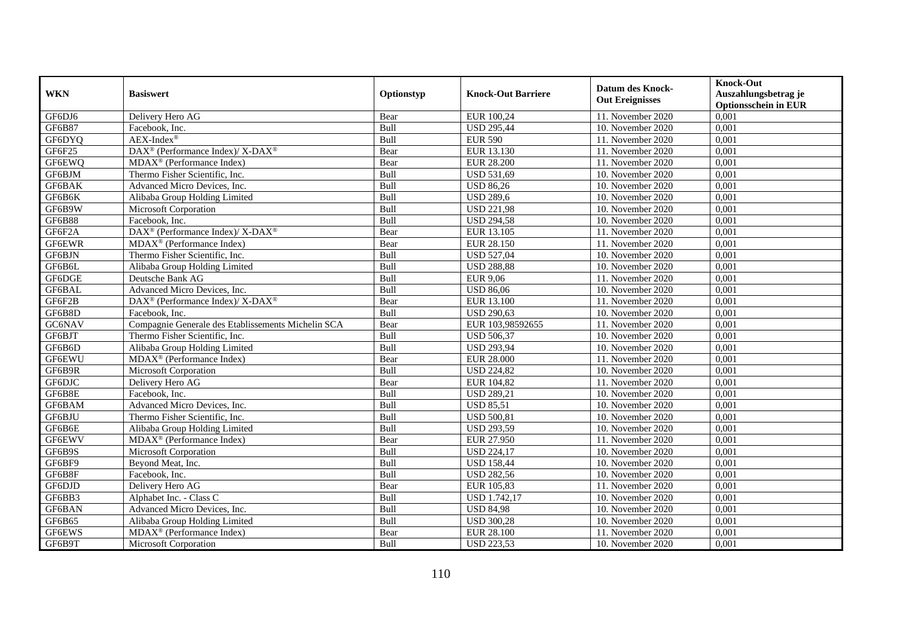| WKN | Basiswert | Optionstyp | Knock-Out Barriere | Datum des Knock-Out Ereignisses | Knock-Out Auszahlungsbetrag je Optionsschein in EUR |
|---|---|---|---|---|---|
| GF6DJ6 | Delivery Hero AG | Bear | EUR 100,24 | 11. November 2020 | 0,001 |
| GF6B87 | Facebook, Inc. | Bull | USD 295,44 | 10. November 2020 | 0,001 |
| GF6DYQ | AEX-Index® | Bull | EUR 590 | 11. November 2020 | 0,001 |
| GF6F25 | DAX® (Performance Index)/ X-DAX® | Bear | EUR 13.130 | 11. November 2020 | 0,001 |
| GF6EWQ | MDAX® (Performance Index) | Bear | EUR 28.200 | 11. November 2020 | 0,001 |
| GF6BJM | Thermo Fisher Scientific, Inc. | Bull | USD 531,69 | 10. November 2020 | 0,001 |
| GF6BAK | Advanced Micro Devices, Inc. | Bull | USD 86,26 | 10. November 2020 | 0,001 |
| GF6B6K | Alibaba Group Holding Limited | Bull | USD 289,6 | 10. November 2020 | 0,001 |
| GF6B9W | Microsoft Corporation | Bull | USD 221,98 | 10. November 2020 | 0,001 |
| GF6B88 | Facebook, Inc. | Bull | USD 294,58 | 10. November 2020 | 0,001 |
| GF6F2A | DAX® (Performance Index)/ X-DAX® | Bear | EUR 13.105 | 11. November 2020 | 0,001 |
| GF6EWR | MDAX® (Performance Index) | Bear | EUR 28.150 | 11. November 2020 | 0,001 |
| GF6BJN | Thermo Fisher Scientific, Inc. | Bull | USD 527,04 | 10. November 2020 | 0,001 |
| GF6B6L | Alibaba Group Holding Limited | Bull | USD 288,88 | 10. November 2020 | 0,001 |
| GF6DGE | Deutsche Bank AG | Bull | EUR 9,06 | 11. November 2020 | 0,001 |
| GF6BAL | Advanced Micro Devices, Inc. | Bull | USD 86,06 | 10. November 2020 | 0,001 |
| GF6F2B | DAX® (Performance Index)/ X-DAX® | Bear | EUR 13.100 | 11. November 2020 | 0,001 |
| GF6B8D | Facebook, Inc. | Bull | USD 290,63 | 10. November 2020 | 0,001 |
| GC6NAV | Compagnie Generale des Etablissements Michelin SCA | Bear | EUR 103,98592655 | 11. November 2020 | 0,001 |
| GF6BJT | Thermo Fisher Scientific, Inc. | Bull | USD 506,37 | 10. November 2020 | 0,001 |
| GF6B6D | Alibaba Group Holding Limited | Bull | USD 293,94 | 10. November 2020 | 0,001 |
| GF6EWU | MDAX® (Performance Index) | Bear | EUR 28.000 | 11. November 2020 | 0,001 |
| GF6B9R | Microsoft Corporation | Bull | USD 224,82 | 10. November 2020 | 0,001 |
| GF6DJC | Delivery Hero AG | Bear | EUR 104,82 | 11. November 2020 | 0,001 |
| GF6B8E | Facebook, Inc. | Bull | USD 289,21 | 10. November 2020 | 0,001 |
| GF6BAM | Advanced Micro Devices, Inc. | Bull | USD 85,51 | 10. November 2020 | 0,001 |
| GF6BJU | Thermo Fisher Scientific, Inc. | Bull | USD 500,81 | 10. November 2020 | 0,001 |
| GF6B6E | Alibaba Group Holding Limited | Bull | USD 293,59 | 10. November 2020 | 0,001 |
| GF6EWV | MDAX® (Performance Index) | Bear | EUR 27.950 | 11. November 2020 | 0,001 |
| GF6B9S | Microsoft Corporation | Bull | USD 224,17 | 10. November 2020 | 0,001 |
| GF6BF9 | Beyond Meat, Inc. | Bull | USD 158,44 | 10. November 2020 | 0,001 |
| GF6B8F | Facebook, Inc. | Bull | USD 282,56 | 10. November 2020 | 0,001 |
| GF6DJD | Delivery Hero AG | Bear | EUR 105,83 | 11. November 2020 | 0,001 |
| GF6BB3 | Alphabet Inc. - Class C | Bull | USD 1.742,17 | 10. November 2020 | 0,001 |
| GF6BAN | Advanced Micro Devices, Inc. | Bull | USD 84,98 | 10. November 2020 | 0,001 |
| GF6B65 | Alibaba Group Holding Limited | Bull | USD 300,28 | 10. November 2020 | 0,001 |
| GF6EWS | MDAX® (Performance Index) | Bear | EUR 28.100 | 11. November 2020 | 0,001 |
| GF6B9T | Microsoft Corporation | Bull | USD 223,53 | 10. November 2020 | 0,001 |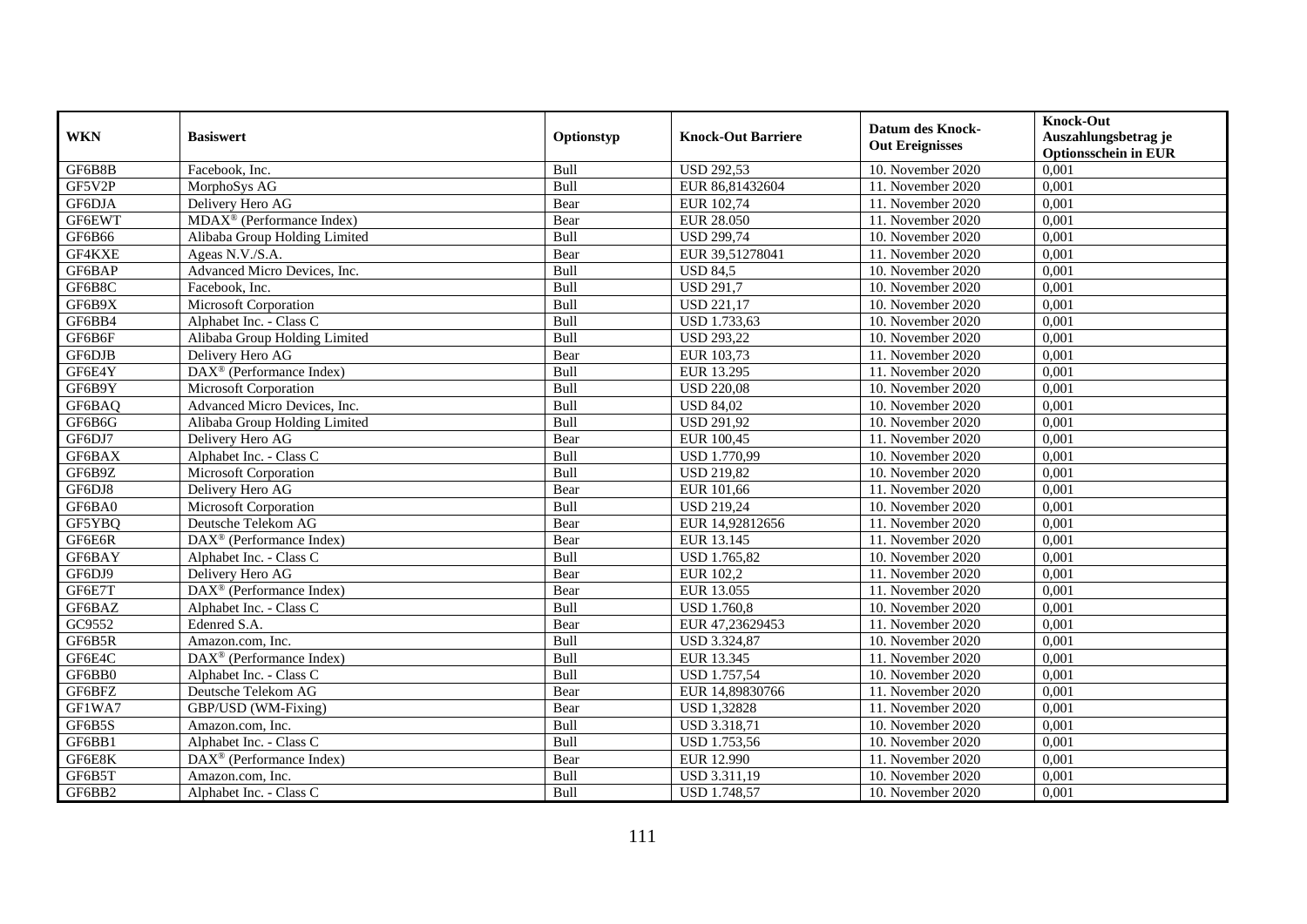| WKN | Basiswert | Optionstyp | Knock-Out Barriere | Datum des Knock-Out Ereignisses | Knock-Out Auszahlungsbetrag je Optionsschein in EUR |
|---|---|---|---|---|---|
| GF6B8B | Facebook, Inc. | Bull | USD 292,53 | 10. November 2020 | 0,001 |
| GF5V2P | MorphoSys AG | Bull | EUR 86,81432604 | 11. November 2020 | 0,001 |
| GF6DJA | Delivery Hero AG | Bear | EUR 102,74 | 11. November 2020 | 0,001 |
| GF6EWT | MDAX® (Performance Index) | Bear | EUR 28.050 | 11. November 2020 | 0,001 |
| GF6B66 | Alibaba Group Holding Limited | Bull | USD 299,74 | 10. November 2020 | 0,001 |
| GF4KXE | Ageas N.V./S.A. | Bear | EUR 39,51278041 | 11. November 2020 | 0,001 |
| GF6BAP | Advanced Micro Devices, Inc. | Bull | USD 84,5 | 10. November 2020 | 0,001 |
| GF6B8C | Facebook, Inc. | Bull | USD 291,7 | 10. November 2020 | 0,001 |
| GF6B9X | Microsoft Corporation | Bull | USD 221,17 | 10. November 2020 | 0,001 |
| GF6BB4 | Alphabet Inc. - Class C | Bull | USD 1.733,63 | 10. November 2020 | 0,001 |
| GF6B6F | Alibaba Group Holding Limited | Bull | USD 293,22 | 10. November 2020 | 0,001 |
| GF6DJB | Delivery Hero AG | Bear | EUR 103,73 | 11. November 2020 | 0,001 |
| GF6E4Y | DAX® (Performance Index) | Bull | EUR 13.295 | 11. November 2020 | 0,001 |
| GF6B9Y | Microsoft Corporation | Bull | USD 220,08 | 10. November 2020 | 0,001 |
| GF6BAQ | Advanced Micro Devices, Inc. | Bull | USD 84,02 | 10. November 2020 | 0,001 |
| GF6B6G | Alibaba Group Holding Limited | Bull | USD 291,92 | 10. November 2020 | 0,001 |
| GF6DJ7 | Delivery Hero AG | Bear | EUR 100,45 | 11. November 2020 | 0,001 |
| GF6BAX | Alphabet Inc. - Class C | Bull | USD 1.770,99 | 10. November 2020 | 0,001 |
| GF6B9Z | Microsoft Corporation | Bull | USD 219,82 | 10. November 2020 | 0,001 |
| GF6DJ8 | Delivery Hero AG | Bear | EUR 101,66 | 11. November 2020 | 0,001 |
| GF6BA0 | Microsoft Corporation | Bull | USD 219,24 | 10. November 2020 | 0,001 |
| GF5YBQ | Deutsche Telekom AG | Bear | EUR 14,92812656 | 11. November 2020 | 0,001 |
| GF6E6R | DAX® (Performance Index) | Bear | EUR 13.145 | 11. November 2020 | 0,001 |
| GF6BAY | Alphabet Inc. - Class C | Bull | USD 1.765,82 | 10. November 2020 | 0,001 |
| GF6DJ9 | Delivery Hero AG | Bear | EUR 102,2 | 11. November 2020 | 0,001 |
| GF6E7T | DAX® (Performance Index) | Bear | EUR 13.055 | 11. November 2020 | 0,001 |
| GF6BAZ | Alphabet Inc. - Class C | Bull | USD 1.760,8 | 10. November 2020 | 0,001 |
| GC9552 | Edenred S.A. | Bear | EUR 47,23629453 | 11. November 2020 | 0,001 |
| GF6B5R | Amazon.com, Inc. | Bull | USD 3.324,87 | 10. November 2020 | 0,001 |
| GF6E4C | DAX® (Performance Index) | Bull | EUR 13.345 | 11. November 2020 | 0,001 |
| GF6BB0 | Alphabet Inc. - Class C | Bull | USD 1.757,54 | 10. November 2020 | 0,001 |
| GF6BFZ | Deutsche Telekom AG | Bear | EUR 14,89830766 | 11. November 2020 | 0,001 |
| GF1WA7 | GBP/USD (WM-Fixing) | Bear | USD 1,32828 | 11. November 2020 | 0,001 |
| GF6B5S | Amazon.com, Inc. | Bull | USD 3.318,71 | 10. November 2020 | 0,001 |
| GF6BB1 | Alphabet Inc. - Class C | Bull | USD 1.753,56 | 10. November 2020 | 0,001 |
| GF6E8K | DAX® (Performance Index) | Bear | EUR 12.990 | 11. November 2020 | 0,001 |
| GF6B5T | Amazon.com, Inc. | Bull | USD 3.311,19 | 10. November 2020 | 0,001 |
| GF6BB2 | Alphabet Inc. - Class C | Bull | USD 1.748,57 | 10. November 2020 | 0,001 |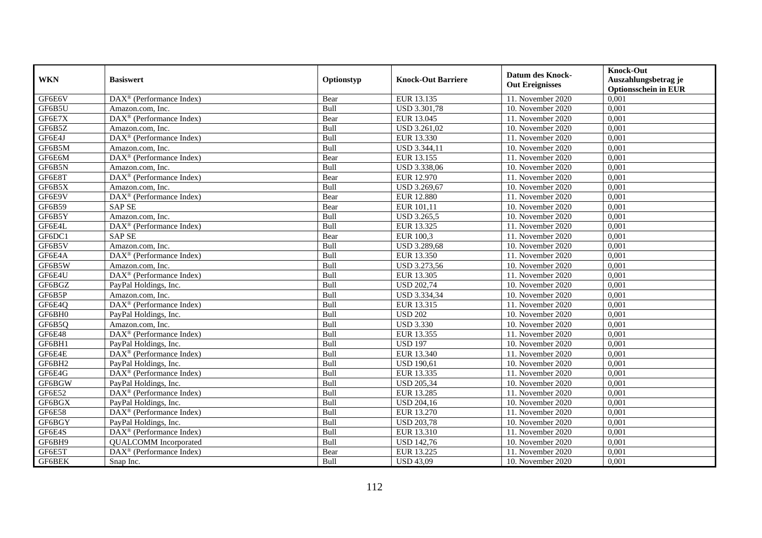| WKN | Basiswert | Optionstyp | Knock-Out Barriere | Datum des Knock-Out Ereignisses | Knock-Out Auszahlungsbetrag je Optionsschein in EUR |
|---|---|---|---|---|---|
| GF6E6V | DAX® (Performance Index) | Bear | EUR 13.135 | 11. November 2020 | 0,001 |
| GF6B5U | Amazon.com, Inc. | Bull | USD 3.301,78 | 10. November 2020 | 0,001 |
| GF6E7X | DAX® (Performance Index) | Bear | EUR 13.045 | 11. November 2020 | 0,001 |
| GF6B5Z | Amazon.com, Inc. | Bull | USD 3.261,02 | 10. November 2020 | 0,001 |
| GF6E4J | DAX® (Performance Index) | Bull | EUR 13.330 | 11. November 2020 | 0,001 |
| GF6B5M | Amazon.com, Inc. | Bull | USD 3.344,11 | 10. November 2020 | 0,001 |
| GF6E6M | DAX® (Performance Index) | Bear | EUR 13.155 | 11. November 2020 | 0,001 |
| GF6B5N | Amazon.com, Inc. | Bull | USD 3.338,06 | 10. November 2020 | 0,001 |
| GF6E8T | DAX® (Performance Index) | Bear | EUR 12.970 | 11. November 2020 | 0,001 |
| GF6B5X | Amazon.com, Inc. | Bull | USD 3.269,67 | 10. November 2020 | 0,001 |
| GF6E9V | DAX® (Performance Index) | Bear | EUR 12.880 | 11. November 2020 | 0,001 |
| GF6B59 | SAP SE | Bear | EUR 101,11 | 10. November 2020 | 0,001 |
| GF6B5Y | Amazon.com, Inc. | Bull | USD 3.265,5 | 10. November 2020 | 0,001 |
| GF6E4L | DAX® (Performance Index) | Bull | EUR 13.325 | 11. November 2020 | 0,001 |
| GF6DC1 | SAP SE | Bear | EUR 100,3 | 11. November 2020 | 0,001 |
| GF6B5V | Amazon.com, Inc. | Bull | USD 3.289,68 | 10. November 2020 | 0,001 |
| GF6E4A | DAX® (Performance Index) | Bull | EUR 13.350 | 11. November 2020 | 0,001 |
| GF6B5W | Amazon.com, Inc. | Bull | USD 3.273,56 | 10. November 2020 | 0,001 |
| GF6E4U | DAX® (Performance Index) | Bull | EUR 13.305 | 11. November 2020 | 0,001 |
| GF6BGZ | PayPal Holdings, Inc. | Bull | USD 202,74 | 10. November 2020 | 0,001 |
| GF6B5P | Amazon.com, Inc. | Bull | USD 3.334,34 | 10. November 2020 | 0,001 |
| GF6E4Q | DAX® (Performance Index) | Bull | EUR 13.315 | 11. November 2020 | 0,001 |
| GF6BH0 | PayPal Holdings, Inc. | Bull | USD 202 | 10. November 2020 | 0,001 |
| GF6B5Q | Amazon.com, Inc. | Bull | USD 3.330 | 10. November 2020 | 0,001 |
| GF6E48 | DAX® (Performance Index) | Bull | EUR 13.355 | 11. November 2020 | 0,001 |
| GF6BH1 | PayPal Holdings, Inc. | Bull | USD 197 | 10. November 2020 | 0,001 |
| GF6E4E | DAX® (Performance Index) | Bull | EUR 13.340 | 11. November 2020 | 0,001 |
| GF6BH2 | PayPal Holdings, Inc. | Bull | USD 190,61 | 10. November 2020 | 0,001 |
| GF6E4G | DAX® (Performance Index) | Bull | EUR 13.335 | 11. November 2020 | 0,001 |
| GF6BGW | PayPal Holdings, Inc. | Bull | USD 205,34 | 10. November 2020 | 0,001 |
| GF6E52 | DAX® (Performance Index) | Bull | EUR 13.285 | 11. November 2020 | 0,001 |
| GF6BGX | PayPal Holdings, Inc. | Bull | USD 204,16 | 10. November 2020 | 0,001 |
| GF6E58 | DAX® (Performance Index) | Bull | EUR 13.270 | 11. November 2020 | 0,001 |
| GF6BGY | PayPal Holdings, Inc. | Bull | USD 203,78 | 10. November 2020 | 0,001 |
| GF6E4S | DAX® (Performance Index) | Bull | EUR 13.310 | 11. November 2020 | 0,001 |
| GF6BH9 | QUALCOMM Incorporated | Bull | USD 142,76 | 10. November 2020 | 0,001 |
| GF6E5T | DAX® (Performance Index) | Bear | EUR 13.225 | 11. November 2020 | 0,001 |
| GF6BEK | Snap Inc. | Bull | USD 43,09 | 10. November 2020 | 0,001 |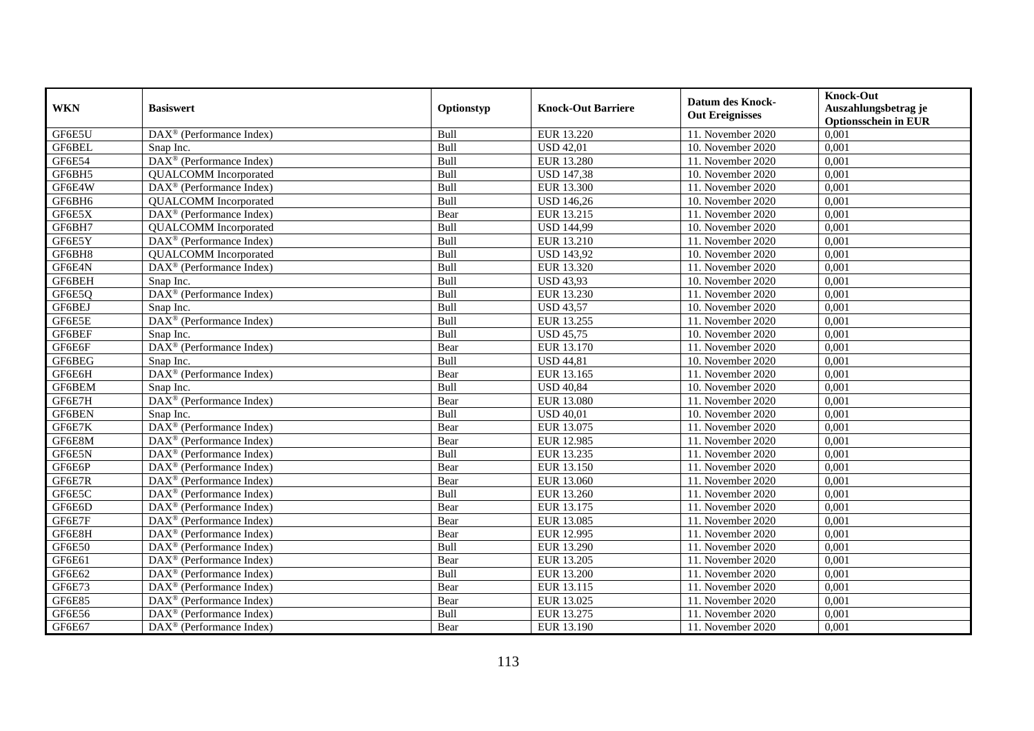| WKN | Basiswert | Optionstyp | Knock-Out Barriere | Datum des Knock-Out Ereignisses | Knock-Out Auszahlungsbetrag je Optionsschein in EUR |
|---|---|---|---|---|---|
| GF6E5U | DAX® (Performance Index) | Bull | EUR 13.220 | 11. November 2020 | 0,001 |
| GF6BEL | Snap Inc. | Bull | USD 42,01 | 10. November 2020 | 0,001 |
| GF6E54 | DAX® (Performance Index) | Bull | EUR 13.280 | 11. November 2020 | 0,001 |
| GF6BH5 | QUALCOMM Incorporated | Bull | USD 147,38 | 10. November 2020 | 0,001 |
| GF6E4W | DAX® (Performance Index) | Bull | EUR 13.300 | 11. November 2020 | 0,001 |
| GF6BH6 | QUALCOMM Incorporated | Bull | USD 146,26 | 10. November 2020 | 0,001 |
| GF6E5X | DAX® (Performance Index) | Bear | EUR 13.215 | 11. November 2020 | 0,001 |
| GF6BH7 | QUALCOMM Incorporated | Bull | USD 144,99 | 10. November 2020 | 0,001 |
| GF6E5Y | DAX® (Performance Index) | Bull | EUR 13.210 | 11. November 2020 | 0,001 |
| GF6BH8 | QUALCOMM Incorporated | Bull | USD 143,92 | 10. November 2020 | 0,001 |
| GF6E4N | DAX® (Performance Index) | Bull | EUR 13.320 | 11. November 2020 | 0,001 |
| GF6BEH | Snap Inc. | Bull | USD 43,93 | 10. November 2020 | 0,001 |
| GF6E5Q | DAX® (Performance Index) | Bull | EUR 13.230 | 11. November 2020 | 0,001 |
| GF6BEJ | Snap Inc. | Bull | USD 43,57 | 10. November 2020 | 0,001 |
| GF6E5E | DAX® (Performance Index) | Bull | EUR 13.255 | 11. November 2020 | 0,001 |
| GF6BEF | Snap Inc. | Bull | USD 45,75 | 10. November 2020 | 0,001 |
| GF6E6F | DAX® (Performance Index) | Bear | EUR 13.170 | 11. November 2020 | 0,001 |
| GF6BEG | Snap Inc. | Bull | USD 44,81 | 10. November 2020 | 0,001 |
| GF6E6H | DAX® (Performance Index) | Bear | EUR 13.165 | 11. November 2020 | 0,001 |
| GF6BEM | Snap Inc. | Bull | USD 40,84 | 10. November 2020 | 0,001 |
| GF6E7H | DAX® (Performance Index) | Bear | EUR 13.080 | 11. November 2020 | 0,001 |
| GF6BEN | Snap Inc. | Bull | USD 40,01 | 10. November 2020 | 0,001 |
| GF6E7K | DAX® (Performance Index) | Bear | EUR 13.075 | 11. November 2020 | 0,001 |
| GF6E8M | DAX® (Performance Index) | Bear | EUR 12.985 | 11. November 2020 | 0,001 |
| GF6E5N | DAX® (Performance Index) | Bull | EUR 13.235 | 11. November 2020 | 0,001 |
| GF6E6P | DAX® (Performance Index) | Bear | EUR 13.150 | 11. November 2020 | 0,001 |
| GF6E7R | DAX® (Performance Index) | Bear | EUR 13.060 | 11. November 2020 | 0,001 |
| GF6E5C | DAX® (Performance Index) | Bull | EUR 13.260 | 11. November 2020 | 0,001 |
| GF6E6D | DAX® (Performance Index) | Bear | EUR 13.175 | 11. November 2020 | 0,001 |
| GF6E7F | DAX® (Performance Index) | Bear | EUR 13.085 | 11. November 2020 | 0,001 |
| GF6E8H | DAX® (Performance Index) | Bear | EUR 12.995 | 11. November 2020 | 0,001 |
| GF6E50 | DAX® (Performance Index) | Bull | EUR 13.290 | 11. November 2020 | 0,001 |
| GF6E61 | DAX® (Performance Index) | Bear | EUR 13.205 | 11. November 2020 | 0,001 |
| GF6E62 | DAX® (Performance Index) | Bull | EUR 13.200 | 11. November 2020 | 0,001 |
| GF6E73 | DAX® (Performance Index) | Bear | EUR 13.115 | 11. November 2020 | 0,001 |
| GF6E85 | DAX® (Performance Index) | Bear | EUR 13.025 | 11. November 2020 | 0,001 |
| GF6E56 | DAX® (Performance Index) | Bull | EUR 13.275 | 11. November 2020 | 0,001 |
| GF6E67 | DAX® (Performance Index) | Bear | EUR 13.190 | 11. November 2020 | 0,001 |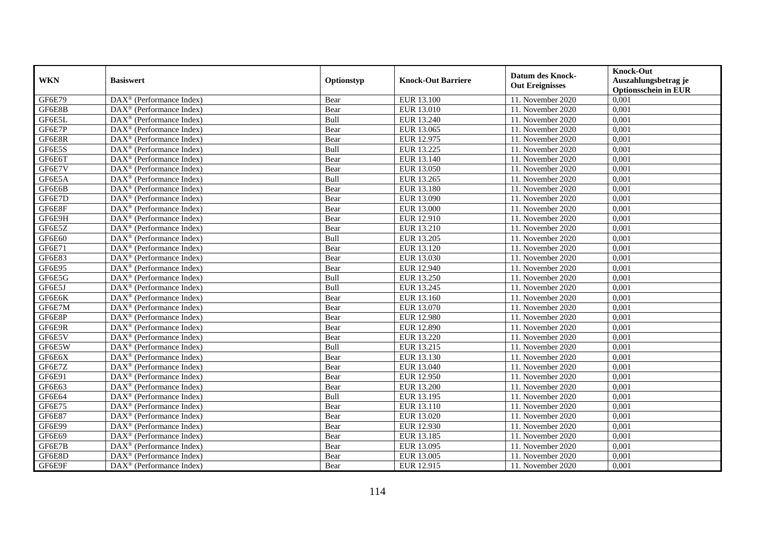| WKN | Basiswert | Optionstyp | Knock-Out Barriere | Datum des Knock-Out Ereignisses | Knock-Out Auszahlungsbetrag je Optionsschein in EUR |
|---|---|---|---|---|---|
| GF6E79 | DAX® (Performance Index) | Bear | EUR 13.100 | 11. November 2020 | 0,001 |
| GF6E8B | DAX® (Performance Index) | Bear | EUR 13.010 | 11. November 2020 | 0,001 |
| GF6E5L | DAX® (Performance Index) | Bull | EUR 13.240 | 11. November 2020 | 0,001 |
| GF6E7P | DAX® (Performance Index) | Bear | EUR 13.065 | 11. November 2020 | 0,001 |
| GF6E8R | DAX® (Performance Index) | Bear | EUR 12.975 | 11. November 2020 | 0,001 |
| GF6E5S | DAX® (Performance Index) | Bull | EUR 13.225 | 11. November 2020 | 0,001 |
| GF6E6T | DAX® (Performance Index) | Bear | EUR 13.140 | 11. November 2020 | 0,001 |
| GF6E7V | DAX® (Performance Index) | Bear | EUR 13.050 | 11. November 2020 | 0,001 |
| GF6E5A | DAX® (Performance Index) | Bull | EUR 13.265 | 11. November 2020 | 0,001 |
| GF6E6B | DAX® (Performance Index) | Bear | EUR 13.180 | 11. November 2020 | 0,001 |
| GF6E7D | DAX® (Performance Index) | Bear | EUR 13.090 | 11. November 2020 | 0,001 |
| GF6E8F | DAX® (Performance Index) | Bear | EUR 13.000 | 11. November 2020 | 0,001 |
| GF6E9H | DAX® (Performance Index) | Bear | EUR 12.910 | 11. November 2020 | 0,001 |
| GF6E5Z | DAX® (Performance Index) | Bear | EUR 13.210 | 11. November 2020 | 0,001 |
| GF6E60 | DAX® (Performance Index) | Bull | EUR 13.205 | 11. November 2020 | 0,001 |
| GF6E71 | DAX® (Performance Index) | Bear | EUR 13.120 | 11. November 2020 | 0,001 |
| GF6E83 | DAX® (Performance Index) | Bear | EUR 13.030 | 11. November 2020 | 0,001 |
| GF6E95 | DAX® (Performance Index) | Bear | EUR 12.940 | 11. November 2020 | 0,001 |
| GF6E5G | DAX® (Performance Index) | Bull | EUR 13.250 | 11. November 2020 | 0,001 |
| GF6E5J | DAX® (Performance Index) | Bull | EUR 13.245 | 11. November 2020 | 0,001 |
| GF6E6K | DAX® (Performance Index) | Bear | EUR 13.160 | 11. November 2020 | 0,001 |
| GF6E7M | DAX® (Performance Index) | Bear | EUR 13.070 | 11. November 2020 | 0,001 |
| GF6E8P | DAX® (Performance Index) | Bear | EUR 12.980 | 11. November 2020 | 0,001 |
| GF6E9R | DAX® (Performance Index) | Bear | EUR 12.890 | 11. November 2020 | 0,001 |
| GF6E5V | DAX® (Performance Index) | Bear | EUR 13.220 | 11. November 2020 | 0,001 |
| GF6E5W | DAX® (Performance Index) | Bull | EUR 13.215 | 11. November 2020 | 0,001 |
| GF6E6X | DAX® (Performance Index) | Bear | EUR 13.130 | 11. November 2020 | 0,001 |
| GF6E7Z | DAX® (Performance Index) | Bear | EUR 13.040 | 11. November 2020 | 0,001 |
| GF6E91 | DAX® (Performance Index) | Bear | EUR 12.950 | 11. November 2020 | 0,001 |
| GF6E63 | DAX® (Performance Index) | Bear | EUR 13.200 | 11. November 2020 | 0,001 |
| GF6E64 | DAX® (Performance Index) | Bull | EUR 13.195 | 11. November 2020 | 0,001 |
| GF6E75 | DAX® (Performance Index) | Bear | EUR 13.110 | 11. November 2020 | 0,001 |
| GF6E87 | DAX® (Performance Index) | Bear | EUR 13.020 | 11. November 2020 | 0,001 |
| GF6E99 | DAX® (Performance Index) | Bear | EUR 12.930 | 11. November 2020 | 0,001 |
| GF6E69 | DAX® (Performance Index) | Bear | EUR 13.185 | 11. November 2020 | 0,001 |
| GF6E7B | DAX® (Performance Index) | Bear | EUR 13.095 | 11. November 2020 | 0,001 |
| GF6E8D | DAX® (Performance Index) | Bear | EUR 13.005 | 11. November 2020 | 0,001 |
| GF6E9F | DAX® (Performance Index) | Bear | EUR 12.915 | 11. November 2020 | 0,001 |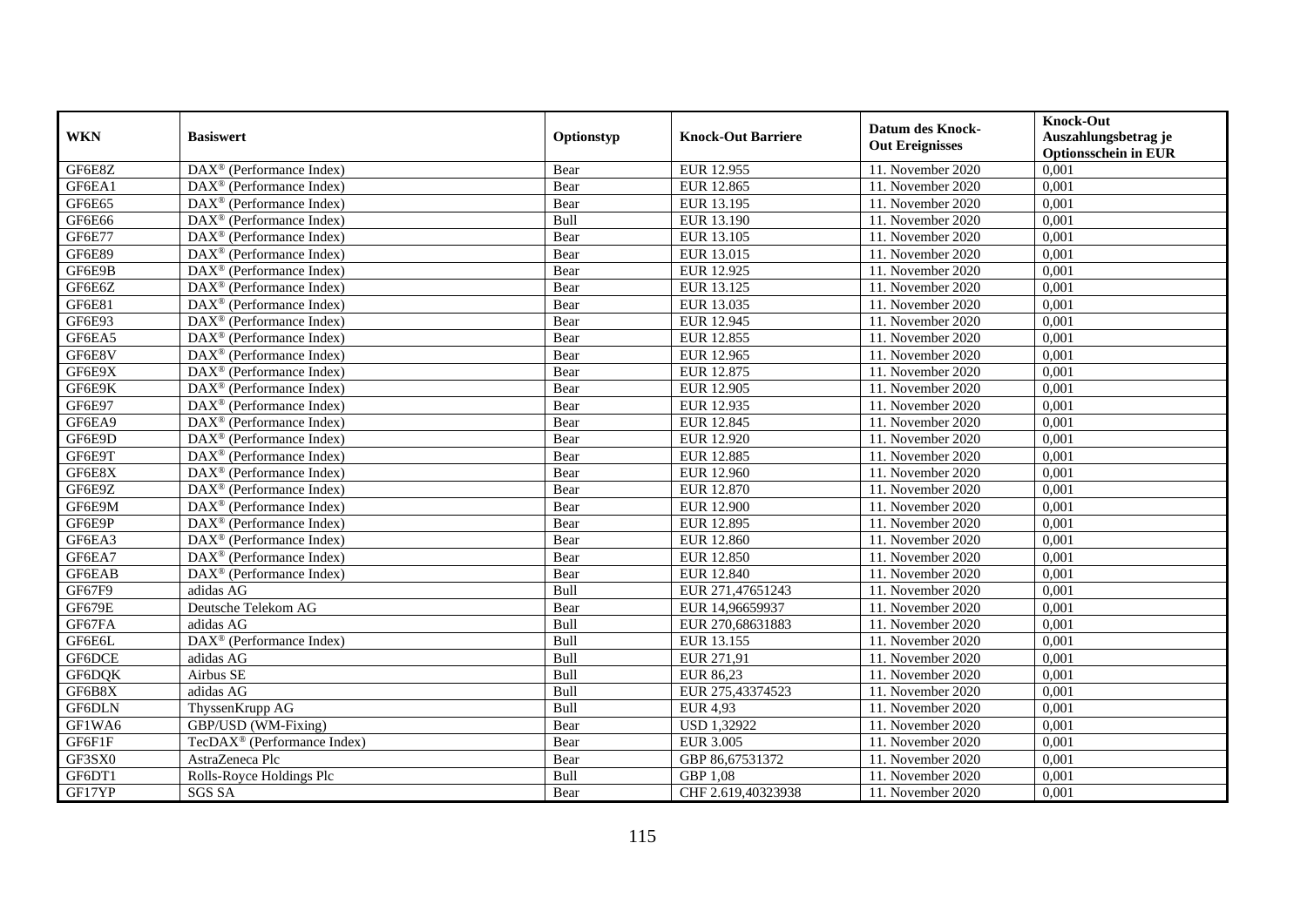| WKN | Basiswert | Optionstyp | Knock-Out Barriere | Datum des Knock-Out Ereignisses | Knock-Out Auszahlungsbetrag je Optionsschein in EUR |
|---|---|---|---|---|---|
| GF6E8Z | DAX® (Performance Index) | Bear | EUR 12.955 | 11. November 2020 | 0,001 |
| GF6EA1 | DAX® (Performance Index) | Bear | EUR 12.865 | 11. November 2020 | 0,001 |
| GF6E65 | DAX® (Performance Index) | Bear | EUR 13.195 | 11. November 2020 | 0,001 |
| GF6E66 | DAX® (Performance Index) | Bull | EUR 13.190 | 11. November 2020 | 0,001 |
| GF6E77 | DAX® (Performance Index) | Bear | EUR 13.105 | 11. November 2020 | 0,001 |
| GF6E89 | DAX® (Performance Index) | Bear | EUR 13.015 | 11. November 2020 | 0,001 |
| GF6E9B | DAX® (Performance Index) | Bear | EUR 12.925 | 11. November 2020 | 0,001 |
| GF6E6Z | DAX® (Performance Index) | Bear | EUR 13.125 | 11. November 2020 | 0,001 |
| GF6E81 | DAX® (Performance Index) | Bear | EUR 13.035 | 11. November 2020 | 0,001 |
| GF6E93 | DAX® (Performance Index) | Bear | EUR 12.945 | 11. November 2020 | 0,001 |
| GF6EA5 | DAX® (Performance Index) | Bear | EUR 12.855 | 11. November 2020 | 0,001 |
| GF6E8V | DAX® (Performance Index) | Bear | EUR 12.965 | 11. November 2020 | 0,001 |
| GF6E9X | DAX® (Performance Index) | Bear | EUR 12.875 | 11. November 2020 | 0,001 |
| GF6E9K | DAX® (Performance Index) | Bear | EUR 12.905 | 11. November 2020 | 0,001 |
| GF6E97 | DAX® (Performance Index) | Bear | EUR 12.935 | 11. November 2020 | 0,001 |
| GF6EA9 | DAX® (Performance Index) | Bear | EUR 12.845 | 11. November 2020 | 0,001 |
| GF6E9D | DAX® (Performance Index) | Bear | EUR 12.920 | 11. November 2020 | 0,001 |
| GF6E9T | DAX® (Performance Index) | Bear | EUR 12.885 | 11. November 2020 | 0,001 |
| GF6E8X | DAX® (Performance Index) | Bear | EUR 12.960 | 11. November 2020 | 0,001 |
| GF6E9Z | DAX® (Performance Index) | Bear | EUR 12.870 | 11. November 2020 | 0,001 |
| GF6E9M | DAX® (Performance Index) | Bear | EUR 12.900 | 11. November 2020 | 0,001 |
| GF6E9P | DAX® (Performance Index) | Bear | EUR 12.895 | 11. November 2020 | 0,001 |
| GF6EA3 | DAX® (Performance Index) | Bear | EUR 12.860 | 11. November 2020 | 0,001 |
| GF6EA7 | DAX® (Performance Index) | Bear | EUR 12.850 | 11. November 2020 | 0,001 |
| GF6EAB | DAX® (Performance Index) | Bear | EUR 12.840 | 11. November 2020 | 0,001 |
| GF67F9 | adidas AG | Bull | EUR 271,47651243 | 11. November 2020 | 0,001 |
| GF679E | Deutsche Telekom AG | Bear | EUR 14,96659937 | 11. November 2020 | 0,001 |
| GF67FA | adidas AG | Bull | EUR 270,68631883 | 11. November 2020 | 0,001 |
| GF6E6L | DAX® (Performance Index) | Bull | EUR 13.155 | 11. November 2020 | 0,001 |
| GF6DCE | adidas AG | Bull | EUR 271,91 | 11. November 2020 | 0,001 |
| GF6DQK | Airbus SE | Bull | EUR 86,23 | 11. November 2020 | 0,001 |
| GF6B8X | adidas AG | Bull | EUR 275,43374523 | 11. November 2020 | 0,001 |
| GF6DLN | ThyssenKrupp AG | Bull | EUR 4,93 | 11. November 2020 | 0,001 |
| GF1WA6 | GBP/USD (WM-Fixing) | Bear | USD 1,32922 | 11. November 2020 | 0,001 |
| GF6F1F | TecDAX® (Performance Index) | Bear | EUR 3.005 | 11. November 2020 | 0,001 |
| GF3SX0 | AstraZeneca Plc | Bear | GBP 86,67531372 | 11. November 2020 | 0,001 |
| GF6DT1 | Rolls-Royce Holdings Plc | Bull | GBP 1,08 | 11. November 2020 | 0,001 |
| GF17YP | SGS SA | Bear | CHF 2.619,40323938 | 11. November 2020 | 0,001 |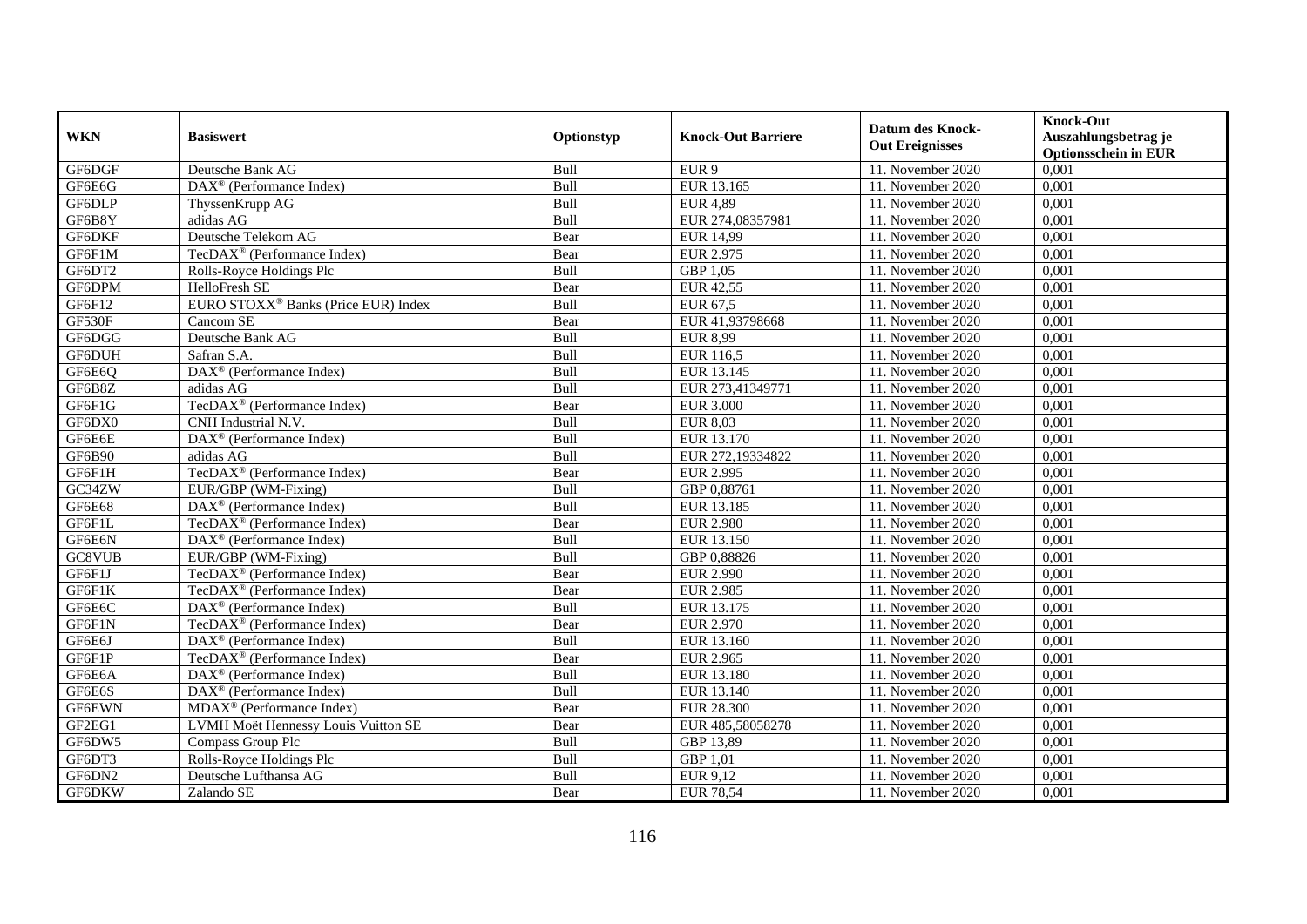| WKN | Basiswert | Optionstyp | Knock-Out Barriere | Datum des Knock-Out Ereignisses | Knock-Out Auszahlungsbetrag je Optionsschein in EUR |
|---|---|---|---|---|---|
| GF6DGF | Deutsche Bank AG | Bull | EUR 9 | 11. November 2020 | 0,001 |
| GF6E6G | DAX® (Performance Index) | Bull | EUR 13.165 | 11. November 2020 | 0,001 |
| GF6DLP | ThyssenKrupp AG | Bull | EUR 4,89 | 11. November 2020 | 0,001 |
| GF6B8Y | adidas AG | Bull | EUR 274,08357981 | 11. November 2020 | 0,001 |
| GF6DKF | Deutsche Telekom AG | Bear | EUR 14,99 | 11. November 2020 | 0,001 |
| GF6F1M | TecDAX® (Performance Index) | Bear | EUR 2.975 | 11. November 2020 | 0,001 |
| GF6DT2 | Rolls-Royce Holdings Plc | Bull | GBP 1,05 | 11. November 2020 | 0,001 |
| GF6DPM | HelloFresh SE | Bear | EUR 42,55 | 11. November 2020 | 0,001 |
| GF6F12 | EURO STOXX® Banks (Price EUR) Index | Bull | EUR 67,5 | 11. November 2020 | 0,001 |
| GF530F | Cancom SE | Bear | EUR 41,93798668 | 11. November 2020 | 0,001 |
| GF6DGG | Deutsche Bank AG | Bull | EUR 8,99 | 11. November 2020 | 0,001 |
| GF6DUH | Safran S.A. | Bull | EUR 116,5 | 11. November 2020 | 0,001 |
| GF6E6Q | DAX® (Performance Index) | Bull | EUR 13.145 | 11. November 2020 | 0,001 |
| GF6B8Z | adidas AG | Bull | EUR 273,41349771 | 11. November 2020 | 0,001 |
| GF6F1G | TecDAX® (Performance Index) | Bear | EUR 3.000 | 11. November 2020 | 0,001 |
| GF6DX0 | CNH Industrial N.V. | Bull | EUR 8,03 | 11. November 2020 | 0,001 |
| GF6E6E | DAX® (Performance Index) | Bull | EUR 13.170 | 11. November 2020 | 0,001 |
| GF6B90 | adidas AG | Bull | EUR 272,19334822 | 11. November 2020 | 0,001 |
| GF6F1H | TecDAX® (Performance Index) | Bear | EUR 2.995 | 11. November 2020 | 0,001 |
| GC34ZW | EUR/GBP (WM-Fixing) | Bull | GBP 0,88761 | 11. November 2020 | 0,001 |
| GF6E68 | DAX® (Performance Index) | Bull | EUR 13.185 | 11. November 2020 | 0,001 |
| GF6F1L | TecDAX® (Performance Index) | Bear | EUR 2.980 | 11. November 2020 | 0,001 |
| GF6E6N | DAX® (Performance Index) | Bull | EUR 13.150 | 11. November 2020 | 0,001 |
| GC8VUB | EUR/GBP (WM-Fixing) | Bull | GBP 0,88826 | 11. November 2020 | 0,001 |
| GF6F1J | TecDAX® (Performance Index) | Bear | EUR 2.990 | 11. November 2020 | 0,001 |
| GF6F1K | TecDAX® (Performance Index) | Bear | EUR 2.985 | 11. November 2020 | 0,001 |
| GF6E6C | DAX® (Performance Index) | Bull | EUR 13.175 | 11. November 2020 | 0,001 |
| GF6F1N | TecDAX® (Performance Index) | Bear | EUR 2.970 | 11. November 2020 | 0,001 |
| GF6E6J | DAX® (Performance Index) | Bull | EUR 13.160 | 11. November 2020 | 0,001 |
| GF6F1P | TecDAX® (Performance Index) | Bear | EUR 2.965 | 11. November 2020 | 0,001 |
| GF6E6A | DAX® (Performance Index) | Bull | EUR 13.180 | 11. November 2020 | 0,001 |
| GF6E6S | DAX® (Performance Index) | Bull | EUR 13.140 | 11. November 2020 | 0,001 |
| GF6EWN | MDAX® (Performance Index) | Bear | EUR 28.300 | 11. November 2020 | 0,001 |
| GF2EG1 | LVMH Moët Hennessy Louis Vuitton SE | Bear | EUR 485,58058278 | 11. November 2020 | 0,001 |
| GF6DW5 | Compass Group Plc | Bull | GBP 13,89 | 11. November 2020 | 0,001 |
| GF6DT3 | Rolls-Royce Holdings Plc | Bull | GBP 1,01 | 11. November 2020 | 0,001 |
| GF6DN2 | Deutsche Lufthansa AG | Bull | EUR 9,12 | 11. November 2020 | 0,001 |
| GF6DKW | Zalando SE | Bear | EUR 78,54 | 11. November 2020 | 0,001 |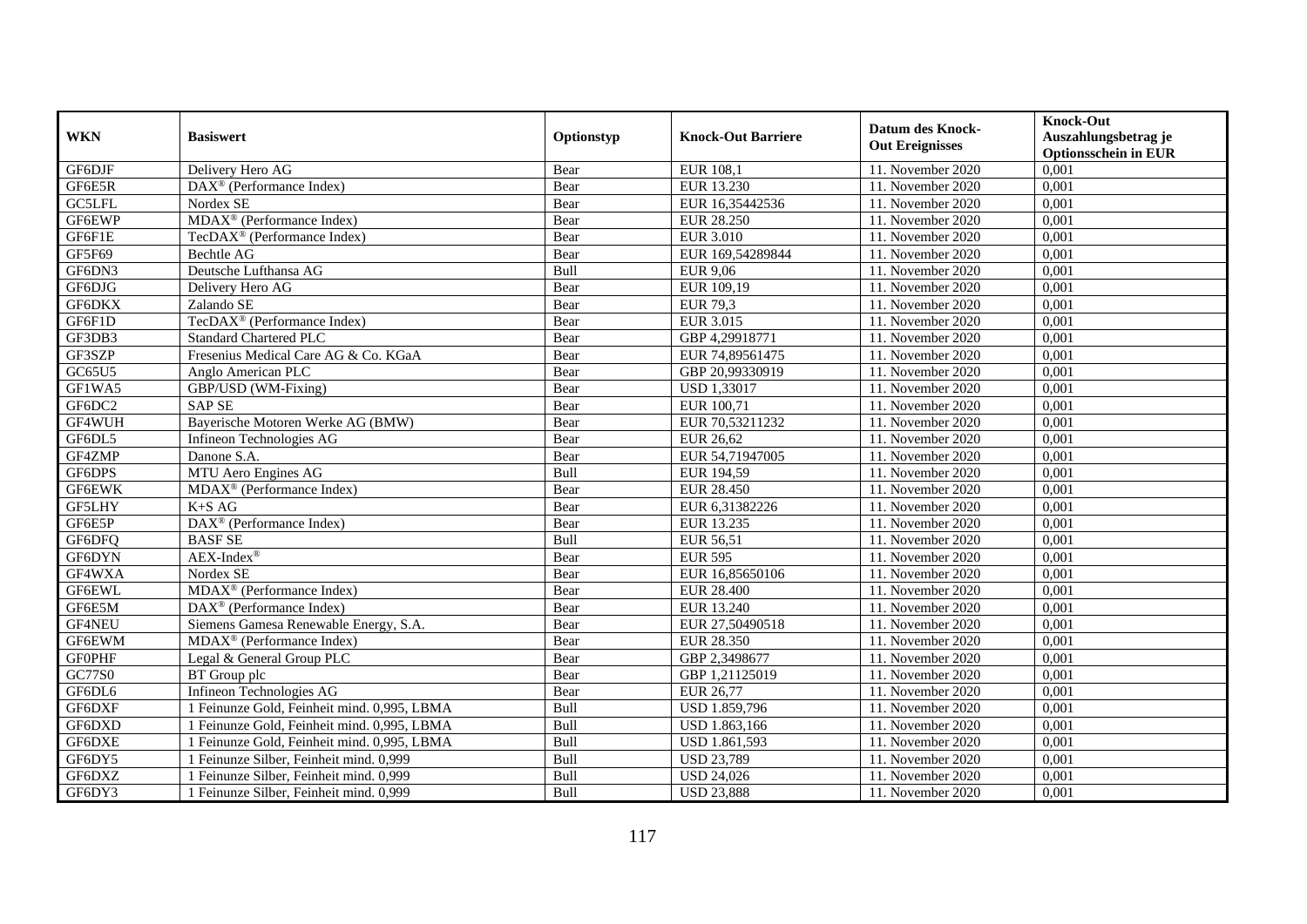| WKN | Basiswert | Optionstyp | Knock-Out Barriere | Datum des Knock-Out Ereignisses | Knock-Out Auszahlungsbetrag je Optionsschein in EUR |
|---|---|---|---|---|---|
| GF6DJF | Delivery Hero AG | Bear | EUR 108,1 | 11. November 2020 | 0,001 |
| GF6E5R | DAX® (Performance Index) | Bear | EUR 13.230 | 11. November 2020 | 0,001 |
| GC5LFL | Nordex SE | Bear | EUR 16,35442536 | 11. November 2020 | 0,001 |
| GF6EWP | MDAX® (Performance Index) | Bear | EUR 28.250 | 11. November 2020 | 0,001 |
| GF6F1E | TecDAX® (Performance Index) | Bear | EUR 3.010 | 11. November 2020 | 0,001 |
| GF5F69 | Bechtle AG | Bear | EUR 169,54289844 | 11. November 2020 | 0,001 |
| GF6DN3 | Deutsche Lufthansa AG | Bull | EUR 9,06 | 11. November 2020 | 0,001 |
| GF6DJG | Delivery Hero AG | Bear | EUR 109,19 | 11. November 2020 | 0,001 |
| GF6DKX | Zalando SE | Bear | EUR 79,3 | 11. November 2020 | 0,001 |
| GF6F1D | TecDAX® (Performance Index) | Bear | EUR 3.015 | 11. November 2020 | 0,001 |
| GF3DB3 | Standard Chartered PLC | Bear | GBP 4,29918771 | 11. November 2020 | 0,001 |
| GF3SZP | Fresenius Medical Care AG & Co. KGaA | Bear | EUR 74,89561475 | 11. November 2020 | 0,001 |
| GC65U5 | Anglo American PLC | Bear | GBP 20,99330919 | 11. November 2020 | 0,001 |
| GF1WA5 | GBP/USD (WM-Fixing) | Bear | USD 1,33017 | 11. November 2020 | 0,001 |
| GF6DC2 | SAP SE | Bear | EUR 100,71 | 11. November 2020 | 0,001 |
| GF4WUH | Bayerische Motoren Werke AG (BMW) | Bear | EUR 70,53211232 | 11. November 2020 | 0,001 |
| GF6DL5 | Infineon Technologies AG | Bear | EUR 26,62 | 11. November 2020 | 0,001 |
| GF4ZMP | Danone S.A. | Bear | EUR 54,71947005 | 11. November 2020 | 0,001 |
| GF6DPS | MTU Aero Engines AG | Bull | EUR 194,59 | 11. November 2020 | 0,001 |
| GF6EWK | MDAX® (Performance Index) | Bear | EUR 28.450 | 11. November 2020 | 0,001 |
| GF5LHY | K+S AG | Bear | EUR 6,31382226 | 11. November 2020 | 0,001 |
| GF6E5P | DAX® (Performance Index) | Bear | EUR 13.235 | 11. November 2020 | 0,001 |
| GF6DFQ | BASF SE | Bull | EUR 56,51 | 11. November 2020 | 0,001 |
| GF6DYN | AEX-Index® | Bear | EUR 595 | 11. November 2020 | 0,001 |
| GF4WXA | Nordex SE | Bear | EUR 16,85650106 | 11. November 2020 | 0,001 |
| GF6EWL | MDAX® (Performance Index) | Bear | EUR 28.400 | 11. November 2020 | 0,001 |
| GF6E5M | DAX® (Performance Index) | Bear | EUR 13.240 | 11. November 2020 | 0,001 |
| GF4NEU | Siemens Gamesa Renewable Energy, S.A. | Bear | EUR 27,50490518 | 11. November 2020 | 0,001 |
| GF6EWM | MDAX® (Performance Index) | Bear | EUR 28.350 | 11. November 2020 | 0,001 |
| GF0PHF | Legal & General Group PLC | Bear | GBP 2,3498677 | 11. November 2020 | 0,001 |
| GC77S0 | BT Group plc | Bear | GBP 1,21125019 | 11. November 2020 | 0,001 |
| GF6DL6 | Infineon Technologies AG | Bear | EUR 26,77 | 11. November 2020 | 0,001 |
| GF6DXF | 1 Feinunze Gold, Feinheit mind. 0,995, LBMA | Bull | USD 1.859,796 | 11. November 2020 | 0,001 |
| GF6DXD | 1 Feinunze Gold, Feinheit mind. 0,995, LBMA | Bull | USD 1.863,166 | 11. November 2020 | 0,001 |
| GF6DXE | 1 Feinunze Gold, Feinheit mind. 0,995, LBMA | Bull | USD 1.861,593 | 11. November 2020 | 0,001 |
| GF6DY5 | 1 Feinunze Silber, Feinheit mind. 0,999 | Bull | USD 23,789 | 11. November 2020 | 0,001 |
| GF6DXZ | 1 Feinunze Silber, Feinheit mind. 0,999 | Bull | USD 24,026 | 11. November 2020 | 0,001 |
| GF6DY3 | 1 Feinunze Silber, Feinheit mind. 0,999 | Bull | USD 23,888 | 11. November 2020 | 0,001 |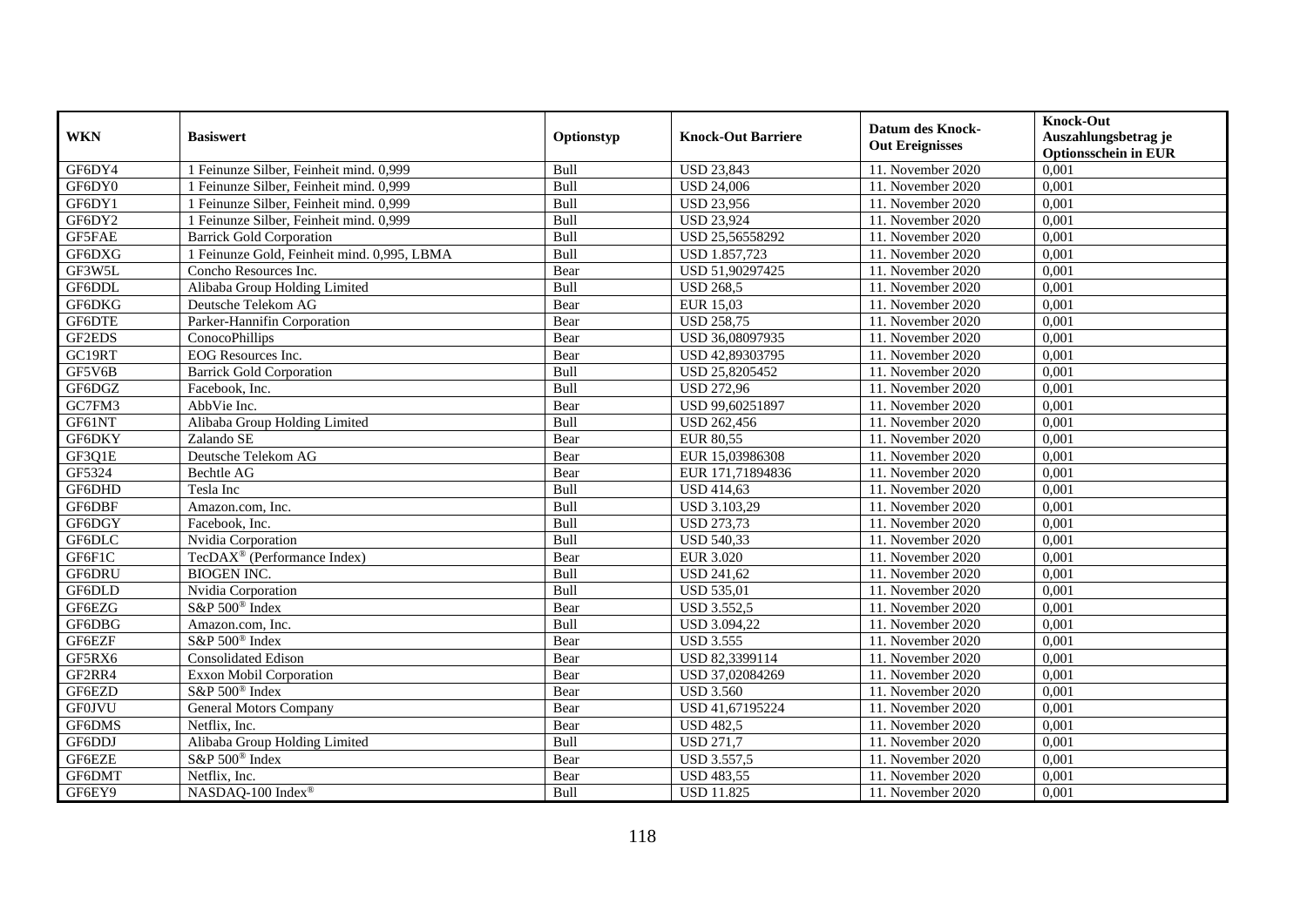| WKN | Basiswert | Optionstyp | Knock-Out Barriere | Datum des Knock-Out Ereignisses | Knock-Out Auszahlungsbetrag je Optionsschein in EUR |
|---|---|---|---|---|---|
| GF6DY4 | 1 Feinunze Silber, Feinheit mind. 0,999 | Bull | USD 23,843 | 11. November 2020 | 0,001 |
| GF6DY0 | 1 Feinunze Silber, Feinheit mind. 0,999 | Bull | USD 24,006 | 11. November 2020 | 0,001 |
| GF6DY1 | 1 Feinunze Silber, Feinheit mind. 0,999 | Bull | USD 23,956 | 11. November 2020 | 0,001 |
| GF6DY2 | 1 Feinunze Silber, Feinheit mind. 0,999 | Bull | USD 23,924 | 11. November 2020 | 0,001 |
| GF5FAE | Barrick Gold Corporation | Bull | USD 25,56558292 | 11. November 2020 | 0,001 |
| GF6DXG | 1 Feinunze Gold, Feinheit mind. 0,995, LBMA | Bull | USD 1.857,723 | 11. November 2020 | 0,001 |
| GF3W5L | Concho Resources Inc. | Bear | USD 51,90297425 | 11. November 2020 | 0,001 |
| GF6DDL | Alibaba Group Holding Limited | Bull | USD 268,5 | 11. November 2020 | 0,001 |
| GF6DKG | Deutsche Telekom AG | Bear | EUR 15,03 | 11. November 2020 | 0,001 |
| GF6DTE | Parker-Hannifin Corporation | Bear | USD 258,75 | 11. November 2020 | 0,001 |
| GF2EDS | ConocoPhillips | Bear | USD 36,08097935 | 11. November 2020 | 0,001 |
| GC19RT | EOG Resources Inc. | Bear | USD 42,89303795 | 11. November 2020 | 0,001 |
| GF5V6B | Barrick Gold Corporation | Bull | USD 25,8205452 | 11. November 2020 | 0,001 |
| GF6DGZ | Facebook, Inc. | Bull | USD 272,96 | 11. November 2020 | 0,001 |
| GC7FM3 | AbbVie Inc. | Bear | USD 99,60251897 | 11. November 2020 | 0,001 |
| GF61NT | Alibaba Group Holding Limited | Bull | USD 262,456 | 11. November 2020 | 0,001 |
| GF6DKY | Zalando SE | Bear | EUR 80,55 | 11. November 2020 | 0,001 |
| GF3Q1E | Deutsche Telekom AG | Bear | EUR 15,03986308 | 11. November 2020 | 0,001 |
| GF5324 | Bechtle AG | Bear | EUR 171,71894836 | 11. November 2020 | 0,001 |
| GF6DHD | Tesla Inc | Bull | USD 414,63 | 11. November 2020 | 0,001 |
| GF6DBF | Amazon.com, Inc. | Bull | USD 3.103,29 | 11. November 2020 | 0,001 |
| GF6DGY | Facebook, Inc. | Bull | USD 273,73 | 11. November 2020 | 0,001 |
| GF6DLC | Nvidia Corporation | Bull | USD 540,33 | 11. November 2020 | 0,001 |
| GF6F1C | TecDAX® (Performance Index) | Bear | EUR 3.020 | 11. November 2020 | 0,001 |
| GF6DRU | BIOGEN INC. | Bull | USD 241,62 | 11. November 2020 | 0,001 |
| GF6DLD | Nvidia Corporation | Bull | USD 535,01 | 11. November 2020 | 0,001 |
| GF6EZG | S&P 500® Index | Bear | USD 3.552,5 | 11. November 2020 | 0,001 |
| GF6DBG | Amazon.com, Inc. | Bull | USD 3.094,22 | 11. November 2020 | 0,001 |
| GF6EZF | S&P 500® Index | Bear | USD 3.555 | 11. November 2020 | 0,001 |
| GF5RX6 | Consolidated Edison | Bear | USD 82,3399114 | 11. November 2020 | 0,001 |
| GF2RR4 | Exxon Mobil Corporation | Bear | USD 37,02084269 | 11. November 2020 | 0,001 |
| GF6EZD | S&P 500® Index | Bear | USD 3.560 | 11. November 2020 | 0,001 |
| GF0JVU | General Motors Company | Bear | USD 41,67195224 | 11. November 2020 | 0,001 |
| GF6DMS | Netflix, Inc. | Bear | USD 482,5 | 11. November 2020 | 0,001 |
| GF6DDJ | Alibaba Group Holding Limited | Bull | USD 271,7 | 11. November 2020 | 0,001 |
| GF6EZE | S&P 500® Index | Bear | USD 3.557,5 | 11. November 2020 | 0,001 |
| GF6DMT | Netflix, Inc. | Bear | USD 483,55 | 11. November 2020 | 0,001 |
| GF6EY9 | NASDAQ-100 Index® | Bull | USD 11.825 | 11. November 2020 | 0,001 |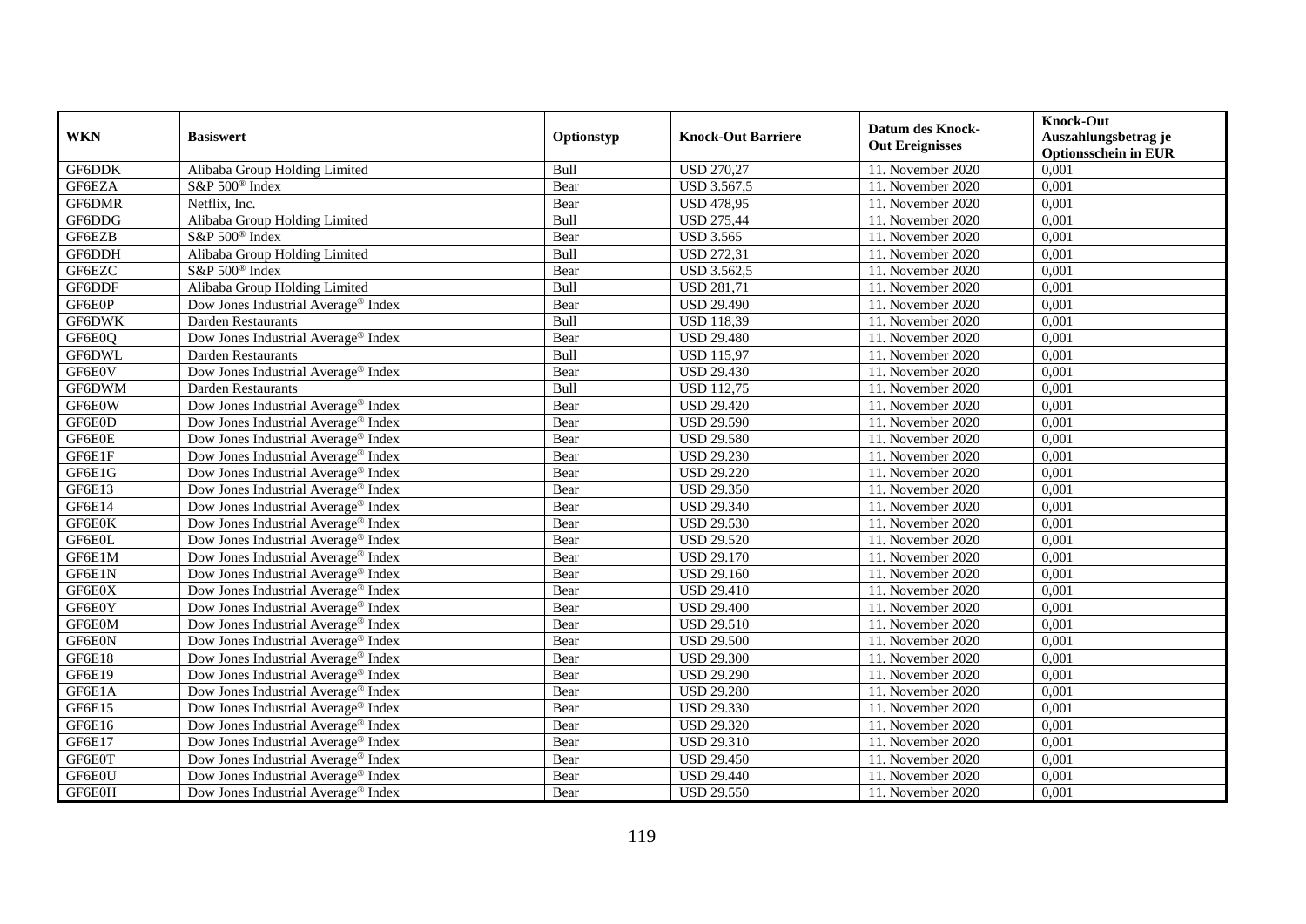| WKN | Basiswert | Optionstyp | Knock-Out Barriere | Datum des Knock-Out Ereignisses | Knock-Out Auszahlungsbetrag je Optionsschein in EUR |
|---|---|---|---|---|---|
| GF6DDK | Alibaba Group Holding Limited | Bull | USD 270,27 | 11. November 2020 | 0,001 |
| GF6EZA | S&P 500® Index | Bear | USD 3.567,5 | 11. November 2020 | 0,001 |
| GF6DMR | Netflix, Inc. | Bear | USD 478,95 | 11. November 2020 | 0,001 |
| GF6DDG | Alibaba Group Holding Limited | Bull | USD 275,44 | 11. November 2020 | 0,001 |
| GF6EZB | S&P 500® Index | Bear | USD 3.565 | 11. November 2020 | 0,001 |
| GF6DDH | Alibaba Group Holding Limited | Bull | USD 272,31 | 11. November 2020 | 0,001 |
| GF6EZC | S&P 500® Index | Bear | USD 3.562,5 | 11. November 2020 | 0,001 |
| GF6DDF | Alibaba Group Holding Limited | Bull | USD 281,71 | 11. November 2020 | 0,001 |
| GF6E0P | Dow Jones Industrial Average® Index | Bear | USD 29.490 | 11. November 2020 | 0,001 |
| GF6DWK | Darden Restaurants | Bull | USD 118,39 | 11. November 2020 | 0,001 |
| GF6E0Q | Dow Jones Industrial Average® Index | Bear | USD 29.480 | 11. November 2020 | 0,001 |
| GF6DWL | Darden Restaurants | Bull | USD 115,97 | 11. November 2020 | 0,001 |
| GF6E0V | Dow Jones Industrial Average® Index | Bear | USD 29.430 | 11. November 2020 | 0,001 |
| GF6DWM | Darden Restaurants | Bull | USD 112,75 | 11. November 2020 | 0,001 |
| GF6E0W | Dow Jones Industrial Average® Index | Bear | USD 29.420 | 11. November 2020 | 0,001 |
| GF6E0D | Dow Jones Industrial Average® Index | Bear | USD 29.590 | 11. November 2020 | 0,001 |
| GF6E0E | Dow Jones Industrial Average® Index | Bear | USD 29.580 | 11. November 2020 | 0,001 |
| GF6E1F | Dow Jones Industrial Average® Index | Bear | USD 29.230 | 11. November 2020 | 0,001 |
| GF6E1G | Dow Jones Industrial Average® Index | Bear | USD 29.220 | 11. November 2020 | 0,001 |
| GF6E13 | Dow Jones Industrial Average® Index | Bear | USD 29.350 | 11. November 2020 | 0,001 |
| GF6E14 | Dow Jones Industrial Average® Index | Bear | USD 29.340 | 11. November 2020 | 0,001 |
| GF6E0K | Dow Jones Industrial Average® Index | Bear | USD 29.530 | 11. November 2020 | 0,001 |
| GF6E0L | Dow Jones Industrial Average® Index | Bear | USD 29.520 | 11. November 2020 | 0,001 |
| GF6E1M | Dow Jones Industrial Average® Index | Bear | USD 29.170 | 11. November 2020 | 0,001 |
| GF6E1N | Dow Jones Industrial Average® Index | Bear | USD 29.160 | 11. November 2020 | 0,001 |
| GF6E0X | Dow Jones Industrial Average® Index | Bear | USD 29.410 | 11. November 2020 | 0,001 |
| GF6E0Y | Dow Jones Industrial Average® Index | Bear | USD 29.400 | 11. November 2020 | 0,001 |
| GF6E0M | Dow Jones Industrial Average® Index | Bear | USD 29.510 | 11. November 2020 | 0,001 |
| GF6E0N | Dow Jones Industrial Average® Index | Bear | USD 29.500 | 11. November 2020 | 0,001 |
| GF6E18 | Dow Jones Industrial Average® Index | Bear | USD 29.300 | 11. November 2020 | 0,001 |
| GF6E19 | Dow Jones Industrial Average® Index | Bear | USD 29.290 | 11. November 2020 | 0,001 |
| GF6E1A | Dow Jones Industrial Average® Index | Bear | USD 29.280 | 11. November 2020 | 0,001 |
| GF6E15 | Dow Jones Industrial Average® Index | Bear | USD 29.330 | 11. November 2020 | 0,001 |
| GF6E16 | Dow Jones Industrial Average® Index | Bear | USD 29.320 | 11. November 2020 | 0,001 |
| GF6E17 | Dow Jones Industrial Average® Index | Bear | USD 29.310 | 11. November 2020 | 0,001 |
| GF6E0T | Dow Jones Industrial Average® Index | Bear | USD 29.450 | 11. November 2020 | 0,001 |
| GF6E0U | Dow Jones Industrial Average® Index | Bear | USD 29.440 | 11. November 2020 | 0,001 |
| GF6E0H | Dow Jones Industrial Average® Index | Bear | USD 29.550 | 11. November 2020 | 0,001 |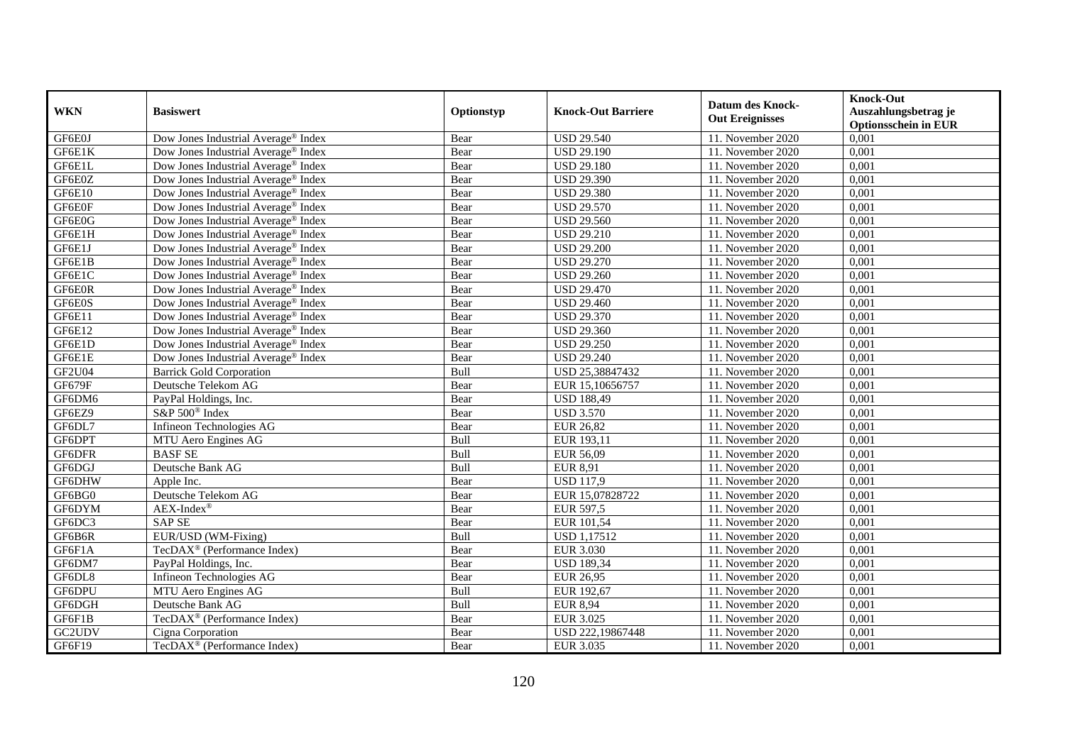| WKN | Basiswert | Optionstyp | Knock-Out Barriere | Datum des Knock-Out Ereignisses | Knock-Out Auszahlungsbetrag je Optionsschein in EUR |
|---|---|---|---|---|---|
| GF6E0J | Dow Jones Industrial Average® Index | Bear | USD 29.540 | 11. November 2020 | 0,001 |
| GF6E1K | Dow Jones Industrial Average® Index | Bear | USD 29.190 | 11. November 2020 | 0,001 |
| GF6E1L | Dow Jones Industrial Average® Index | Bear | USD 29.180 | 11. November 2020 | 0,001 |
| GF6E0Z | Dow Jones Industrial Average® Index | Bear | USD 29.390 | 11. November 2020 | 0,001 |
| GF6E10 | Dow Jones Industrial Average® Index | Bear | USD 29.380 | 11. November 2020 | 0,001 |
| GF6E0F | Dow Jones Industrial Average® Index | Bear | USD 29.570 | 11. November 2020 | 0,001 |
| GF6E0G | Dow Jones Industrial Average® Index | Bear | USD 29.560 | 11. November 2020 | 0,001 |
| GF6E1H | Dow Jones Industrial Average® Index | Bear | USD 29.210 | 11. November 2020 | 0,001 |
| GF6E1J | Dow Jones Industrial Average® Index | Bear | USD 29.200 | 11. November 2020 | 0,001 |
| GF6E1B | Dow Jones Industrial Average® Index | Bear | USD 29.270 | 11. November 2020 | 0,001 |
| GF6E1C | Dow Jones Industrial Average® Index | Bear | USD 29.260 | 11. November 2020 | 0,001 |
| GF6E0R | Dow Jones Industrial Average® Index | Bear | USD 29.470 | 11. November 2020 | 0,001 |
| GF6E0S | Dow Jones Industrial Average® Index | Bear | USD 29.460 | 11. November 2020 | 0,001 |
| GF6E11 | Dow Jones Industrial Average® Index | Bear | USD 29.370 | 11. November 2020 | 0,001 |
| GF6E12 | Dow Jones Industrial Average® Index | Bear | USD 29.360 | 11. November 2020 | 0,001 |
| GF6E1D | Dow Jones Industrial Average® Index | Bear | USD 29.250 | 11. November 2020 | 0,001 |
| GF6E1E | Dow Jones Industrial Average® Index | Bear | USD 29.240 | 11. November 2020 | 0,001 |
| GF2U04 | Barrick Gold Corporation | Bull | USD 25,38847432 | 11. November 2020 | 0,001 |
| GF679F | Deutsche Telekom AG | Bear | EUR 15,10656757 | 11. November 2020 | 0,001 |
| GF6DM6 | PayPal Holdings, Inc. | Bear | USD 188,49 | 11. November 2020 | 0,001 |
| GF6EZ9 | S&P 500® Index | Bear | USD 3.570 | 11. November 2020 | 0,001 |
| GF6DL7 | Infineon Technologies AG | Bear | EUR 26,82 | 11. November 2020 | 0,001 |
| GF6DPT | MTU Aero Engines AG | Bull | EUR 193,11 | 11. November 2020 | 0,001 |
| GF6DFR | BASF SE | Bull | EUR 56,09 | 11. November 2020 | 0,001 |
| GF6DGJ | Deutsche Bank AG | Bull | EUR 8,91 | 11. November 2020 | 0,001 |
| GF6DHW | Apple Inc. | Bear | USD 117,9 | 11. November 2020 | 0,001 |
| GF6BG0 | Deutsche Telekom AG | Bear | EUR 15,07828722 | 11. November 2020 | 0,001 |
| GF6DYM | AEX-Index® | Bear | EUR 597,5 | 11. November 2020 | 0,001 |
| GF6DC3 | SAP SE | Bear | EUR 101,54 | 11. November 2020 | 0,001 |
| GF6B6R | EUR/USD (WM-Fixing) | Bull | USD 1,17512 | 11. November 2020 | 0,001 |
| GF6F1A | TecDAX® (Performance Index) | Bear | EUR 3.030 | 11. November 2020 | 0,001 |
| GF6DM7 | PayPal Holdings, Inc. | Bear | USD 189,34 | 11. November 2020 | 0,001 |
| GF6DL8 | Infineon Technologies AG | Bear | EUR 26,95 | 11. November 2020 | 0,001 |
| GF6DPU | MTU Aero Engines AG | Bull | EUR 192,67 | 11. November 2020 | 0,001 |
| GF6DGH | Deutsche Bank AG | Bull | EUR 8,94 | 11. November 2020 | 0,001 |
| GF6F1B | TecDAX® (Performance Index) | Bear | EUR 3.025 | 11. November 2020 | 0,001 |
| GC2UDV | Cigna Corporation | Bear | USD 222,19867448 | 11. November 2020 | 0,001 |
| GF6F19 | TecDAX® (Performance Index) | Bear | EUR 3.035 | 11. November 2020 | 0,001 |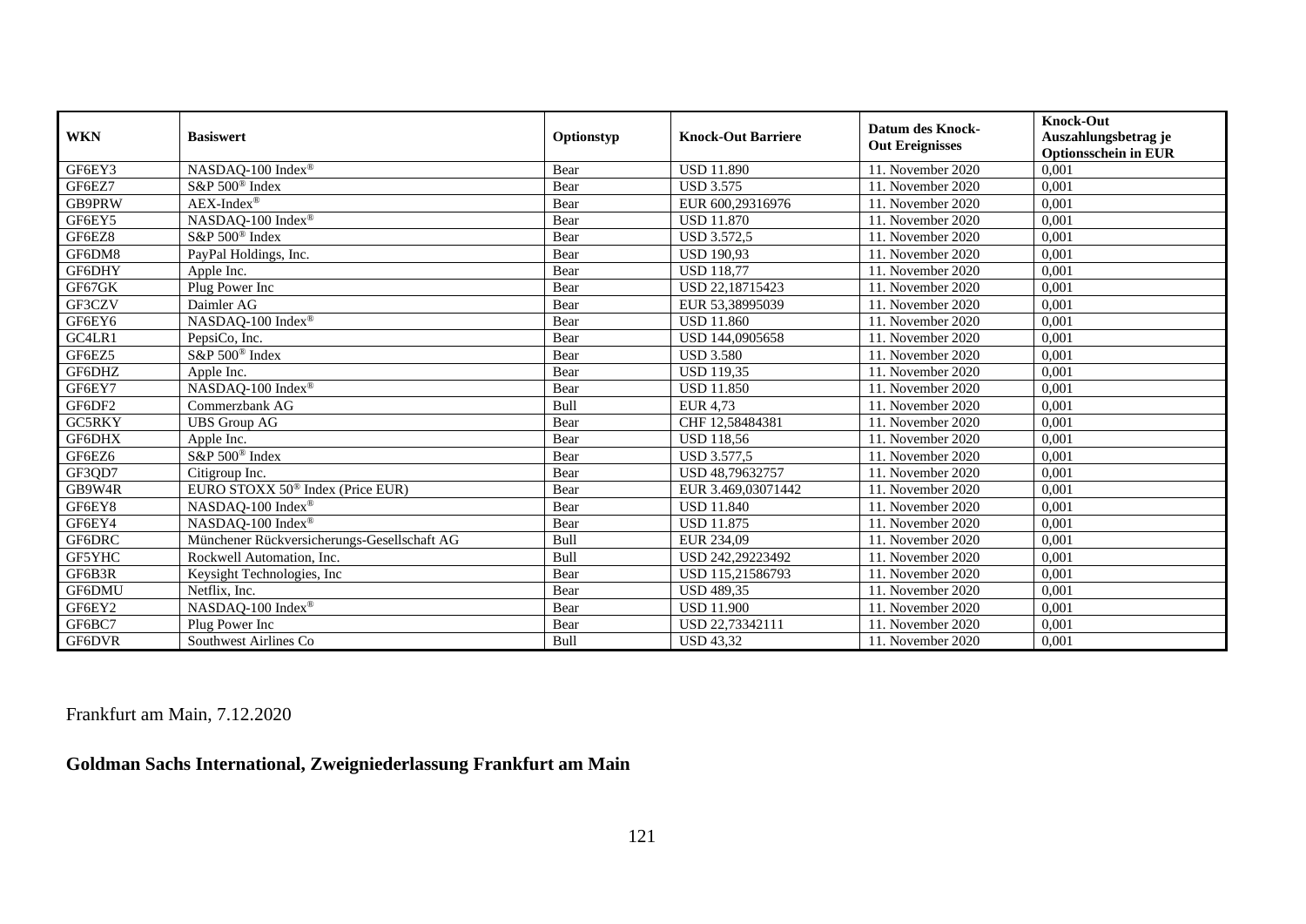| WKN | Basiswert | Optionstyp | Knock-Out Barriere | Datum des Knock-Out Ereignisses | Knock-Out Auszahlungsbetrag je Optionsschein in EUR |
|---|---|---|---|---|---|
| GF6EY3 | NASDAQ-100 Index® | Bear | USD 11.890 | 11. November 2020 | 0,001 |
| GF6EZ7 | S&P 500® Index | Bear | USD 3.575 | 11. November 2020 | 0,001 |
| GB9PRW | AEX-Index® | Bear | EUR 600,29316976 | 11. November 2020 | 0,001 |
| GF6EY5 | NASDAQ-100 Index® | Bear | USD 11.870 | 11. November 2020 | 0,001 |
| GF6EZ8 | S&P 500® Index | Bear | USD 3.572,5 | 11. November 2020 | 0,001 |
| GF6DM8 | PayPal Holdings, Inc. | Bear | USD 190,93 | 11. November 2020 | 0,001 |
| GF6DHY | Apple Inc. | Bear | USD 118,77 | 11. November 2020 | 0,001 |
| GF67GK | Plug Power Inc | Bear | USD 22,18715423 | 11. November 2020 | 0,001 |
| GF3CZV | Daimler AG | Bear | EUR 53,38995039 | 11. November 2020 | 0,001 |
| GF6EY6 | NASDAQ-100 Index® | Bear | USD 11.860 | 11. November 2020 | 0,001 |
| GC4LR1 | PepsiCo, Inc. | Bear | USD 144,0905658 | 11. November 2020 | 0,001 |
| GF6EZ5 | S&P 500® Index | Bear | USD 3.580 | 11. November 2020 | 0,001 |
| GF6DHZ | Apple Inc. | Bear | USD 119,35 | 11. November 2020 | 0,001 |
| GF6EY7 | NASDAQ-100 Index® | Bear | USD 11.850 | 11. November 2020 | 0,001 |
| GF6DF2 | Commerzbank AG | Bull | EUR 4,73 | 11. November 2020 | 0,001 |
| GC5RKY | UBS Group AG | Bear | CHF 12,58484381 | 11. November 2020 | 0,001 |
| GF6DHX | Apple Inc. | Bear | USD 118,56 | 11. November 2020 | 0,001 |
| GF6EZ6 | S&P 500® Index | Bear | USD 3.577,5 | 11. November 2020 | 0,001 |
| GF3QD7 | Citigroup Inc. | Bear | USD 48,79632757 | 11. November 2020 | 0,001 |
| GB9W4R | EURO STOXX 50® Index (Price EUR) | Bear | EUR 3.469,03071442 | 11. November 2020 | 0,001 |
| GF6EY8 | NASDAQ-100 Index® | Bear | USD 11.840 | 11. November 2020 | 0,001 |
| GF6EY4 | NASDAQ-100 Index® | Bear | USD 11.875 | 11. November 2020 | 0,001 |
| GF6DRC | Münchener Rückversicherungs-Gesellschaft AG | Bull | EUR 234,09 | 11. November 2020 | 0,001 |
| GF5YHC | Rockwell Automation, Inc. | Bull | USD 242,29223492 | 11. November 2020 | 0,001 |
| GF6B3R | Keysight Technologies, Inc | Bear | USD 115,21586793 | 11. November 2020 | 0,001 |
| GF6DMU | Netflix, Inc. | Bear | USD 489,35 | 11. November 2020 | 0,001 |
| GF6EY2 | NASDAQ-100 Index® | Bear | USD 11.900 | 11. November 2020 | 0,001 |
| GF6BC7 | Plug Power Inc | Bear | USD 22,73342111 | 11. November 2020 | 0,001 |
| GF6DVR | Southwest Airlines Co | Bull | USD 43,32 | 11. November 2020 | 0,001 |

Frankfurt am Main, 7.12.2020

**Goldman Sachs International, Zweigniederlassung Frankfurt am Main**